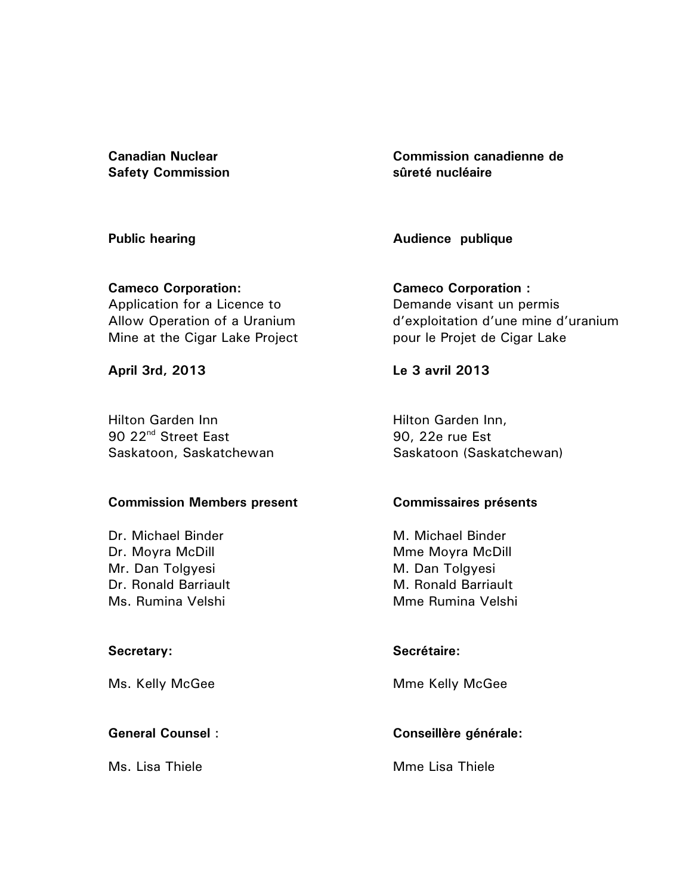**Canadian Nuclear Safety Commission**

**Commission canadienne de sûreté nucléaire**

**Public hearing**

**Audience publique**

**Cameco Corporation:**
Application for a Licence to Allow Operation of a Uranium Mine at the Cigar Lake Project

**Cameco Corporation :**
Demande visant un permis d'exploitation d'une mine d'uranium pour le Projet de Cigar Lake

**April 3rd, 2013**

**Le 3 avril 2013**

Hilton Garden Inn
90 22nd Street East
Saskatoon, Saskatchewan

Hilton Garden Inn,
90, 22e rue Est
Saskatoon (Saskatchewan)

**Commission Members present**

Dr. Michael Binder
Dr. Moyra McDill
Mr. Dan Tolgyesi
Dr. Ronald Barriault
Ms. Rumina Velshi

**Commissaires présents**

M. Michael Binder
Mme Moyra McDill
M. Dan Tolgyesi
M. Ronald Barriault
Mme Rumina Velshi

**Secretary:**

Ms. Kelly McGee

**Secrétaire:**

Mme Kelly McGee

**General Counsel** :

Ms. Lisa Thiele

**Conseillère générale:**

Mme Lisa Thiele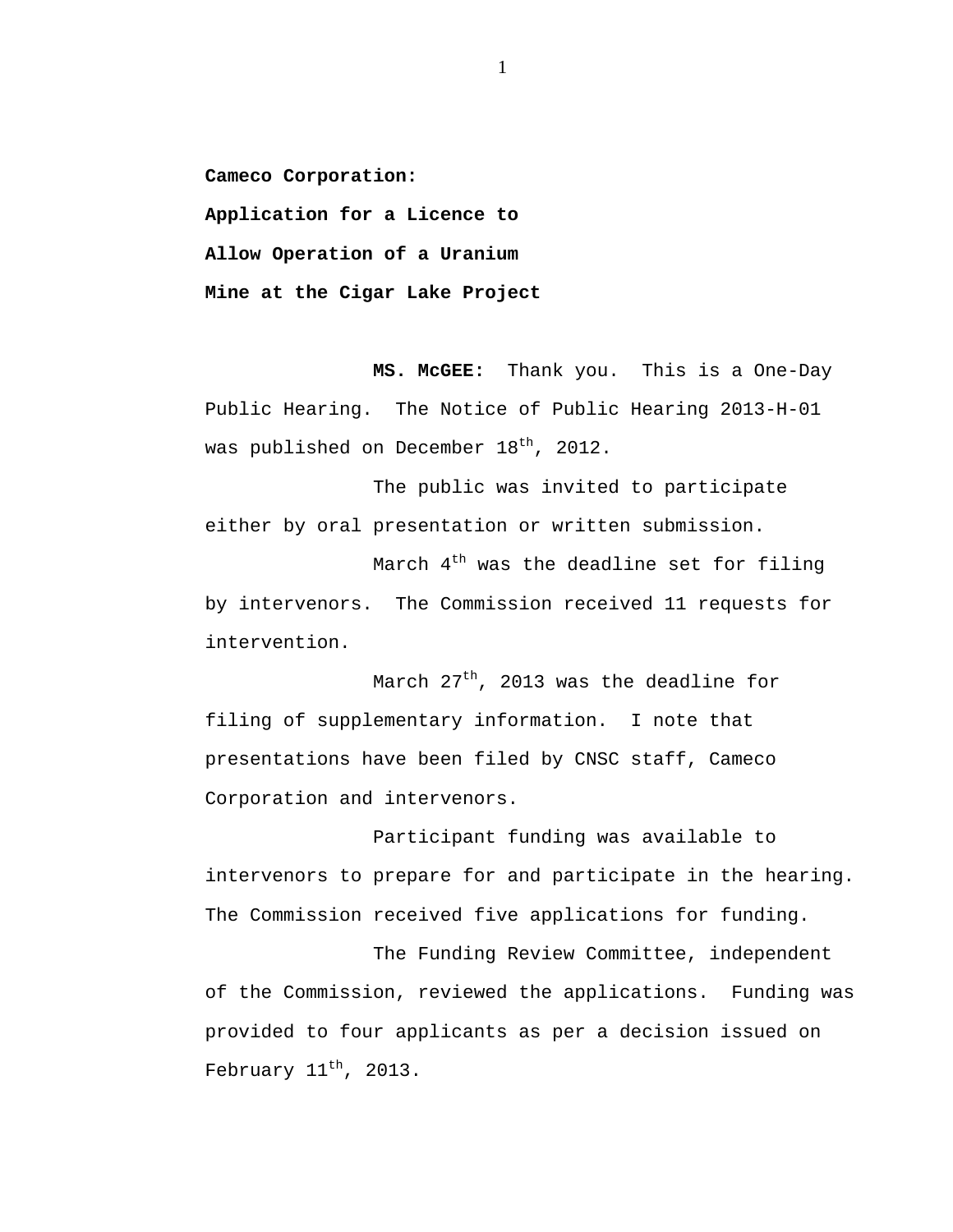**Cameco Corporation:**
**Application for a Licence to**
**Allow Operation of a Uranium**
**Mine at the Cigar Lake Project**

**MS. McGEE:** Thank you. This is a One-Day Public Hearing. The Notice of Public Hearing 2013-H-01 was published on December 18th, 2012.

The public was invited to participate either by oral presentation or written submission.

March 4th was the deadline set for filing by intervenors. The Commission received 11 requests for intervention.

March 27th, 2013 was the deadline for filing of supplementary information. I note that presentations have been filed by CNSC staff, Cameco Corporation and intervenors.

Participant funding was available to intervenors to prepare for and participate in the hearing. The Commission received five applications for funding.

The Funding Review Committee, independent of the Commission, reviewed the applications. Funding was provided to four applicants as per a decision issued on February 11th, 2013.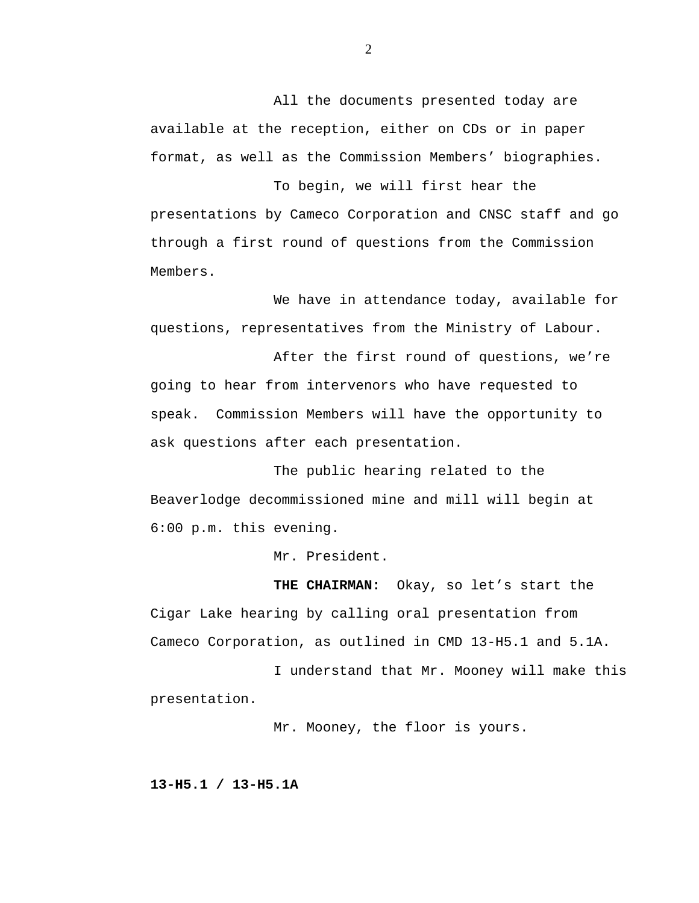All the documents presented today are available at the reception, either on CDs or in paper format, as well as the Commission Members' biographies.

To begin, we will first hear the presentations by Cameco Corporation and CNSC staff and go through a first round of questions from the Commission Members.

We have in attendance today, available for questions, representatives from the Ministry of Labour.

After the first round of questions, we're going to hear from intervenors who have requested to speak. Commission Members will have the opportunity to ask questions after each presentation.

The public hearing related to the Beaverlodge decommissioned mine and mill will begin at 6:00 p.m. this evening.

Mr. President.

**THE CHAIRMAN:** Okay, so let's start the Cigar Lake hearing by calling oral presentation from Cameco Corporation, as outlined in CMD 13-H5.1 and 5.1A.

I understand that Mr. Mooney will make this presentation.

Mr. Mooney, the floor is yours.

**13-H5.1 / 13-H5.1A**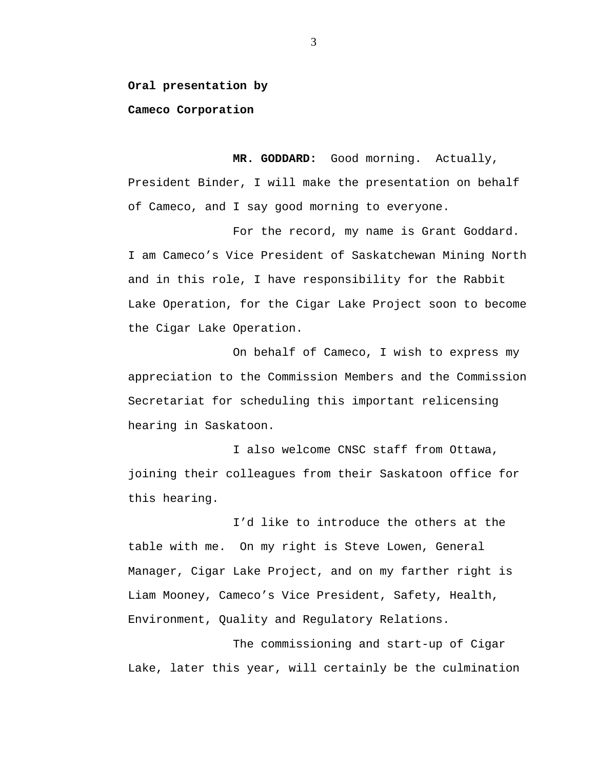**Oral presentation by**

**Cameco Corporation**

**MR. GODDARD:** Good morning. Actually, President Binder, I will make the presentation on behalf of Cameco, and I say good morning to everyone.

For the record, my name is Grant Goddard. I am Cameco’s Vice President of Saskatchewan Mining North and in this role, I have responsibility for the Rabbit Lake Operation, for the Cigar Lake Project soon to become the Cigar Lake Operation.

On behalf of Cameco, I wish to express my appreciation to the Commission Members and the Commission Secretariat for scheduling this important relicensing hearing in Saskatoon.

I also welcome CNSC staff from Ottawa, joining their colleagues from their Saskatoon office for this hearing.

I’d like to introduce the others at the table with me. On my right is Steve Lowen, General Manager, Cigar Lake Project, and on my farther right is Liam Mooney, Cameco’s Vice President, Safety, Health, Environment, Quality and Regulatory Relations.

The commissioning and start-up of Cigar Lake, later this year, will certainly be the culmination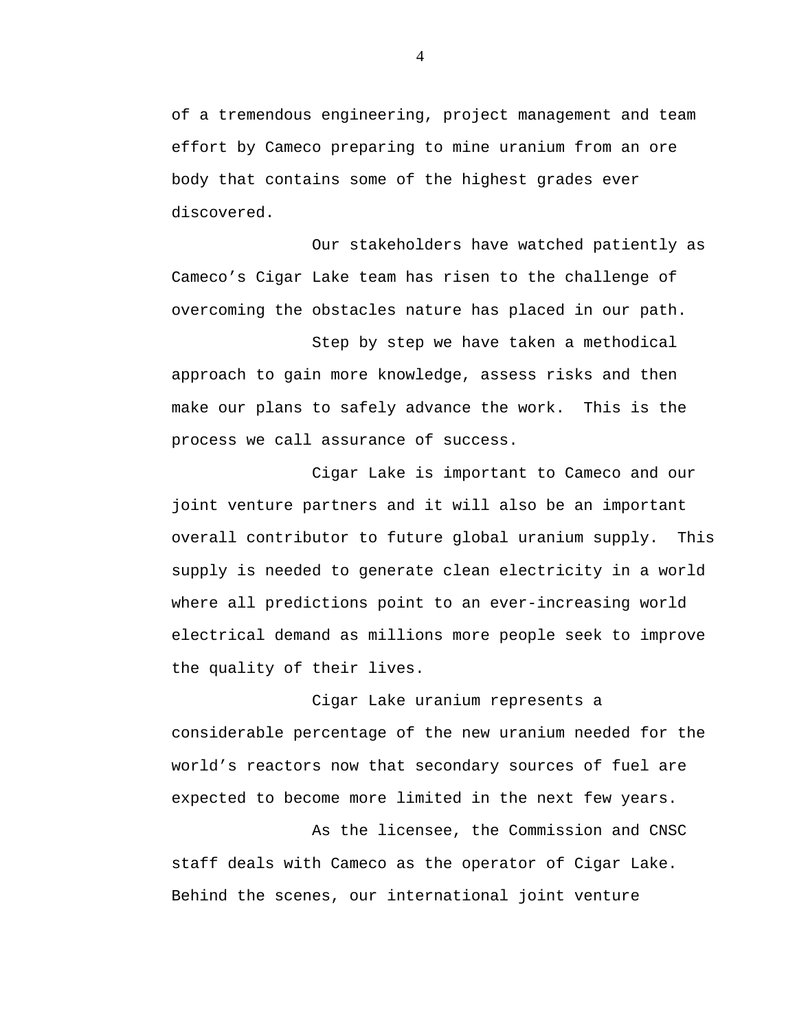of a tremendous engineering, project management and team effort by Cameco preparing to mine uranium from an ore body that contains some of the highest grades ever discovered.

Our stakeholders have watched patiently as Cameco's Cigar Lake team has risen to the challenge of overcoming the obstacles nature has placed in our path.

Step by step we have taken a methodical approach to gain more knowledge, assess risks and then make our plans to safely advance the work. This is the process we call assurance of success.

Cigar Lake is important to Cameco and our joint venture partners and it will also be an important overall contributor to future global uranium supply. This supply is needed to generate clean electricity in a world where all predictions point to an ever-increasing world electrical demand as millions more people seek to improve the quality of their lives.

Cigar Lake uranium represents a considerable percentage of the new uranium needed for the world's reactors now that secondary sources of fuel are expected to become more limited in the next few years.

As the licensee, the Commission and CNSC staff deals with Cameco as the operator of Cigar Lake. Behind the scenes, our international joint venture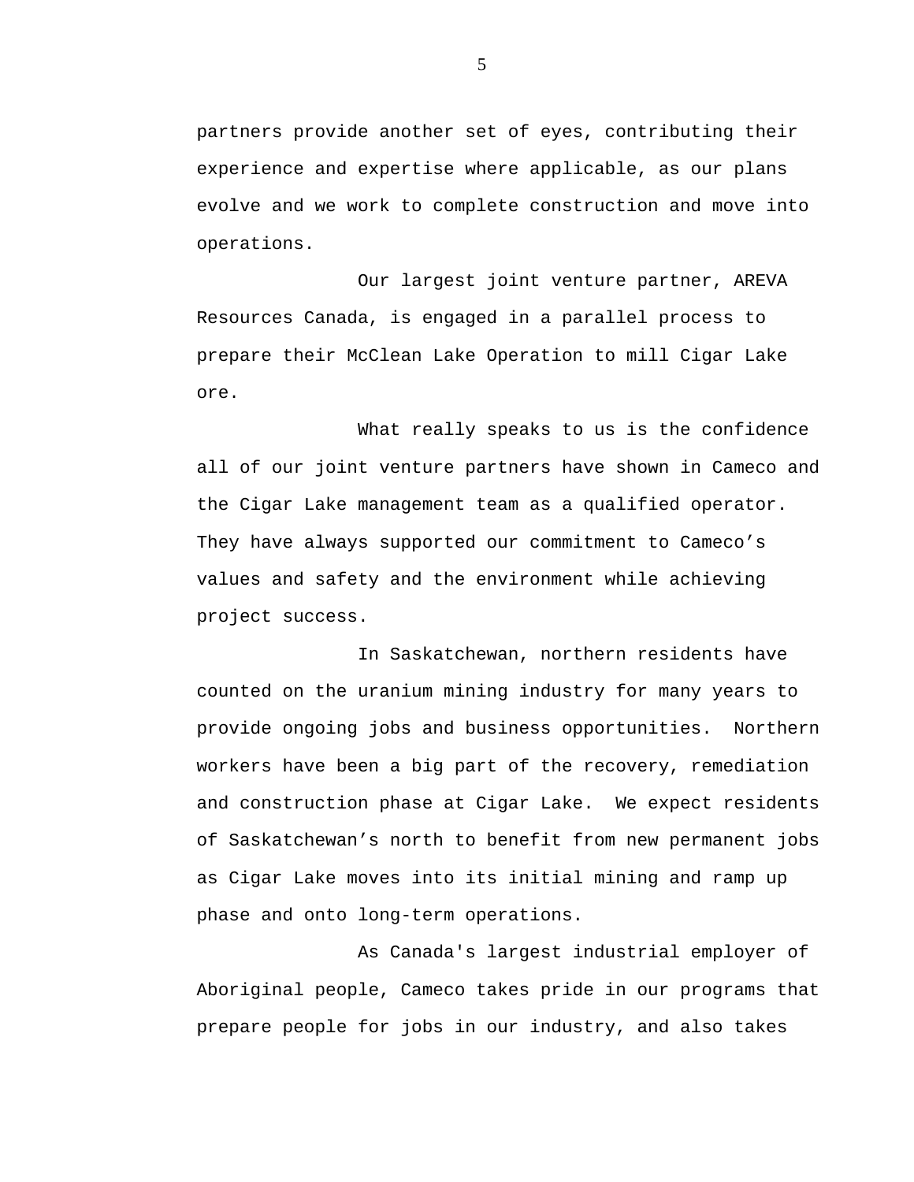partners provide another set of eyes, contributing their experience and expertise where applicable, as our plans evolve and we work to complete construction and move into operations.

Our largest joint venture partner, AREVA Resources Canada, is engaged in a parallel process to prepare their McClean Lake Operation to mill Cigar Lake ore.

What really speaks to us is the confidence all of our joint venture partners have shown in Cameco and the Cigar Lake management team as a qualified operator. They have always supported our commitment to Cameco's values and safety and the environment while achieving project success.

In Saskatchewan, northern residents have counted on the uranium mining industry for many years to provide ongoing jobs and business opportunities. Northern workers have been a big part of the recovery, remediation and construction phase at Cigar Lake. We expect residents of Saskatchewan's north to benefit from new permanent jobs as Cigar Lake moves into its initial mining and ramp up phase and onto long-term operations.

As Canada's largest industrial employer of Aboriginal people, Cameco takes pride in our programs that prepare people for jobs in our industry, and also takes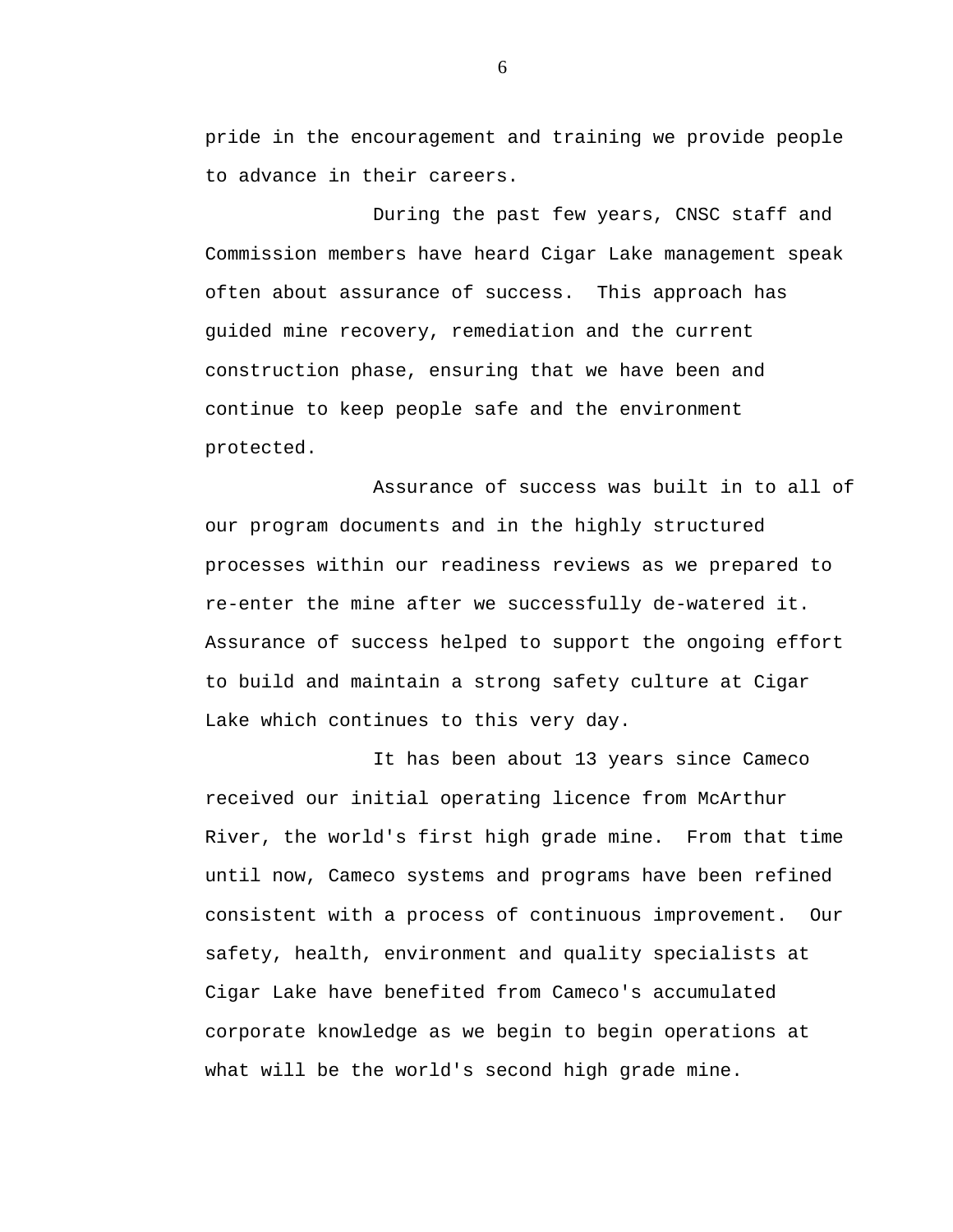pride in the encouragement and training we provide people to advance in their careers.

During the past few years, CNSC staff and Commission members have heard Cigar Lake management speak often about assurance of success. This approach has guided mine recovery, remediation and the current construction phase, ensuring that we have been and continue to keep people safe and the environment protected.

Assurance of success was built in to all of our program documents and in the highly structured processes within our readiness reviews as we prepared to re-enter the mine after we successfully de-watered it. Assurance of success helped to support the ongoing effort to build and maintain a strong safety culture at Cigar Lake which continues to this very day.

It has been about 13 years since Cameco received our initial operating licence from McArthur River, the world's first high grade mine. From that time until now, Cameco systems and programs have been refined consistent with a process of continuous improvement. Our safety, health, environment and quality specialists at Cigar Lake have benefited from Cameco's accumulated corporate knowledge as we begin to begin operations at what will be the world's second high grade mine.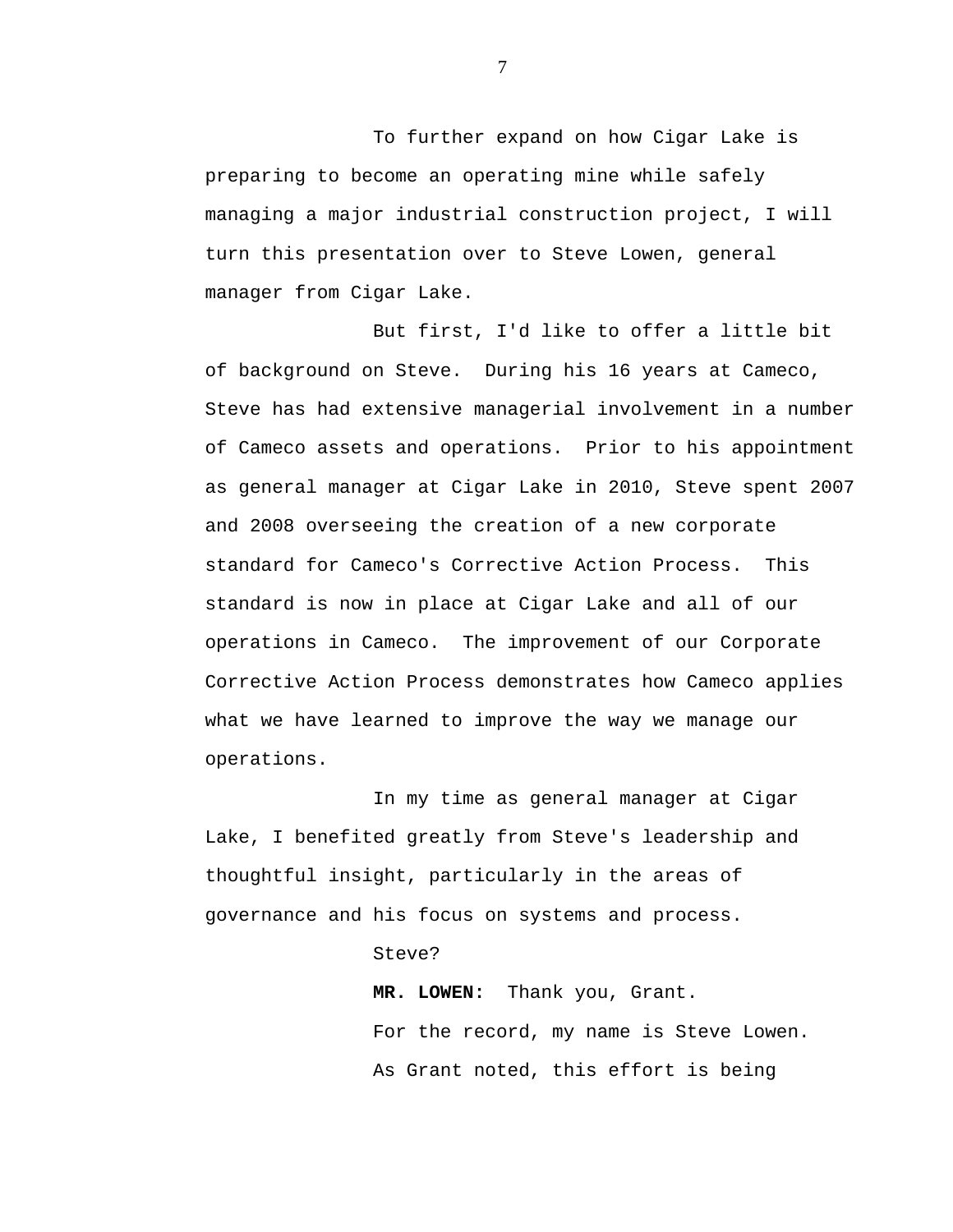To further expand on how Cigar Lake is preparing to become an operating mine while safely managing a major industrial construction project, I will turn this presentation over to Steve Lowen, general manager from Cigar Lake.

But first, I'd like to offer a little bit of background on Steve. During his 16 years at Cameco, Steve has had extensive managerial involvement in a number of Cameco assets and operations. Prior to his appointment as general manager at Cigar Lake in 2010, Steve spent 2007 and 2008 overseeing the creation of a new corporate standard for Cameco's Corrective Action Process. This standard is now in place at Cigar Lake and all of our operations in Cameco. The improvement of our Corporate Corrective Action Process demonstrates how Cameco applies what we have learned to improve the way we manage our operations.

In my time as general manager at Cigar Lake, I benefited greatly from Steve's leadership and thoughtful insight, particularly in the areas of governance and his focus on systems and process.

Steve?

**MR. LOWEN:** Thank you, Grant.

For the record, my name is Steve Lowen.

As Grant noted, this effort is being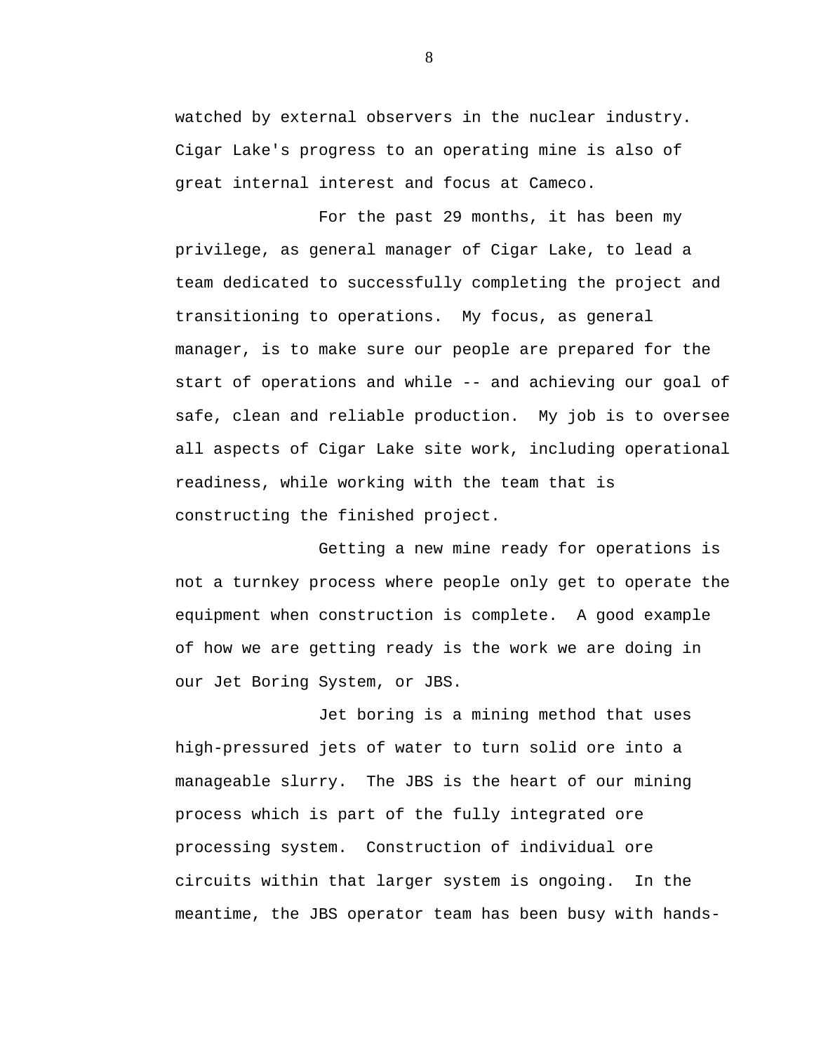watched by external observers in the nuclear industry. Cigar Lake's progress to an operating mine is also of great internal interest and focus at Cameco.

For the past 29 months, it has been my privilege, as general manager of Cigar Lake, to lead a team dedicated to successfully completing the project and transitioning to operations. My focus, as general manager, is to make sure our people are prepared for the start of operations and while -- and achieving our goal of safe, clean and reliable production. My job is to oversee all aspects of Cigar Lake site work, including operational readiness, while working with the team that is constructing the finished project.

Getting a new mine ready for operations is not a turnkey process where people only get to operate the equipment when construction is complete. A good example of how we are getting ready is the work we are doing in our Jet Boring System, or JBS.

Jet boring is a mining method that uses high-pressured jets of water to turn solid ore into a manageable slurry. The JBS is the heart of our mining process which is part of the fully integrated ore processing system. Construction of individual ore circuits within that larger system is ongoing. In the meantime, the JBS operator team has been busy with hands-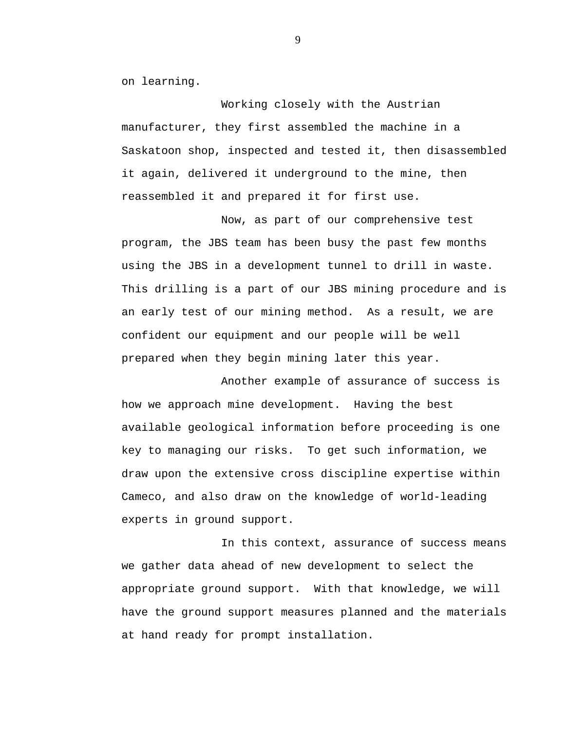on learning.

Working closely with the Austrian manufacturer, they first assembled the machine in a Saskatoon shop, inspected and tested it, then disassembled it again, delivered it underground to the mine, then reassembled it and prepared it for first use.

Now, as part of our comprehensive test program, the JBS team has been busy the past few months using the JBS in a development tunnel to drill in waste. This drilling is a part of our JBS mining procedure and is an early test of our mining method. As a result, we are confident our equipment and our people will be well prepared when they begin mining later this year.

Another example of assurance of success is how we approach mine development. Having the best available geological information before proceeding is one key to managing our risks. To get such information, we draw upon the extensive cross discipline expertise within Cameco, and also draw on the knowledge of world-leading experts in ground support.

In this context, assurance of success means we gather data ahead of new development to select the appropriate ground support. With that knowledge, we will have the ground support measures planned and the materials at hand ready for prompt installation.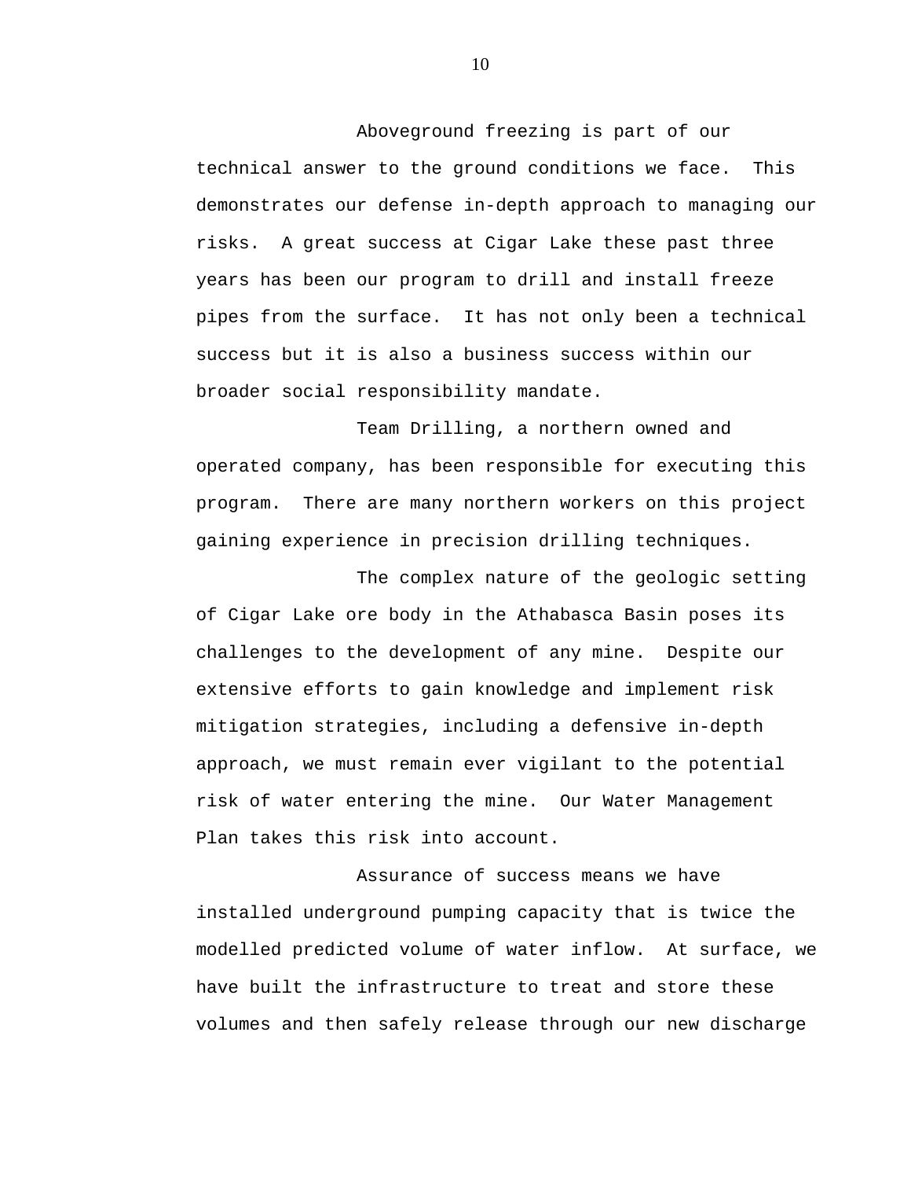Aboveground freezing is part of our technical answer to the ground conditions we face. This demonstrates our defense in-depth approach to managing our risks. A great success at Cigar Lake these past three years has been our program to drill and install freeze pipes from the surface. It has not only been a technical success but it is also a business success within our broader social responsibility mandate.

Team Drilling, a northern owned and operated company, has been responsible for executing this program. There are many northern workers on this project gaining experience in precision drilling techniques.

The complex nature of the geologic setting of Cigar Lake ore body in the Athabasca Basin poses its challenges to the development of any mine. Despite our extensive efforts to gain knowledge and implement risk mitigation strategies, including a defensive in-depth approach, we must remain ever vigilant to the potential risk of water entering the mine. Our Water Management Plan takes this risk into account.

Assurance of success means we have installed underground pumping capacity that is twice the modelled predicted volume of water inflow. At surface, we have built the infrastructure to treat and store these volumes and then safely release through our new discharge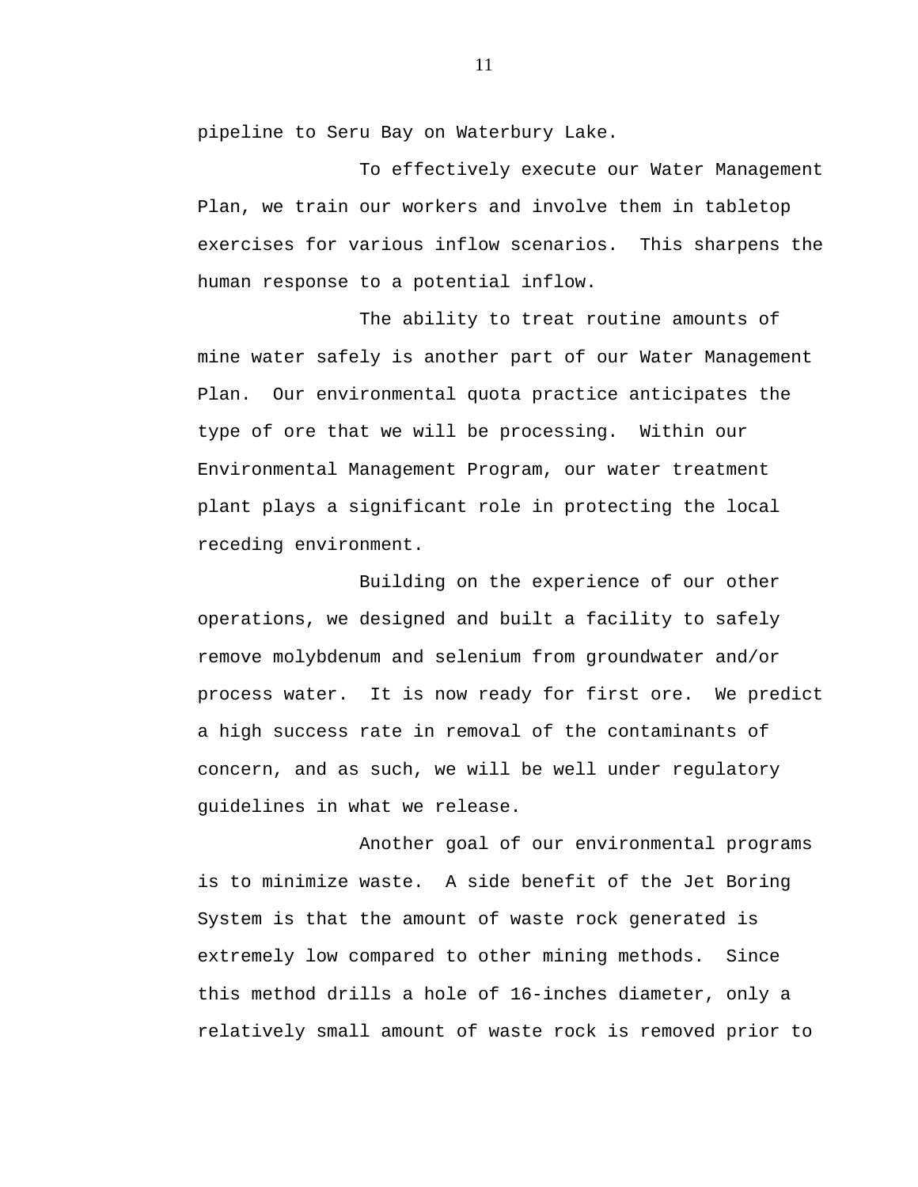pipeline to Seru Bay on Waterbury Lake.

To effectively execute our Water Management Plan, we train our workers and involve them in tabletop exercises for various inflow scenarios. This sharpens the human response to a potential inflow.

The ability to treat routine amounts of mine water safely is another part of our Water Management Plan. Our environmental quota practice anticipates the type of ore that we will be processing. Within our Environmental Management Program, our water treatment plant plays a significant role in protecting the local receding environment.

Building on the experience of our other operations, we designed and built a facility to safely remove molybdenum and selenium from groundwater and/or process water. It is now ready for first ore. We predict a high success rate in removal of the contaminants of concern, and as such, we will be well under regulatory guidelines in what we release.

Another goal of our environmental programs is to minimize waste. A side benefit of the Jet Boring System is that the amount of waste rock generated is extremely low compared to other mining methods. Since this method drills a hole of 16-inches diameter, only a relatively small amount of waste rock is removed prior to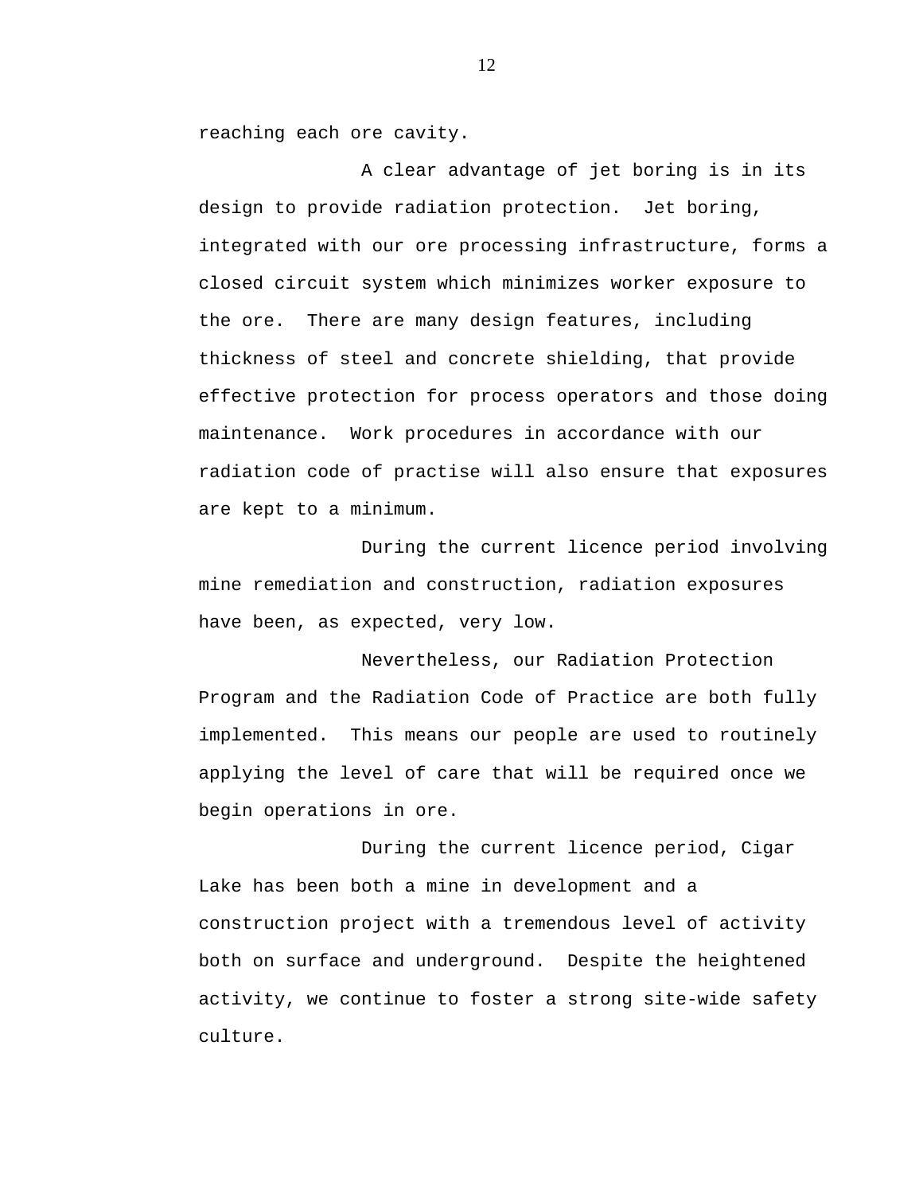reaching each ore cavity.

A clear advantage of jet boring is in its design to provide radiation protection. Jet boring, integrated with our ore processing infrastructure, forms a closed circuit system which minimizes worker exposure to the ore. There are many design features, including thickness of steel and concrete shielding, that provide effective protection for process operators and those doing maintenance. Work procedures in accordance with our radiation code of practise will also ensure that exposures are kept to a minimum.

During the current licence period involving mine remediation and construction, radiation exposures have been, as expected, very low.

Nevertheless, our Radiation Protection Program and the Radiation Code of Practice are both fully implemented. This means our people are used to routinely applying the level of care that will be required once we begin operations in ore.

During the current licence period, Cigar Lake has been both a mine in development and a construction project with a tremendous level of activity both on surface and underground. Despite the heightened activity, we continue to foster a strong site-wide safety culture.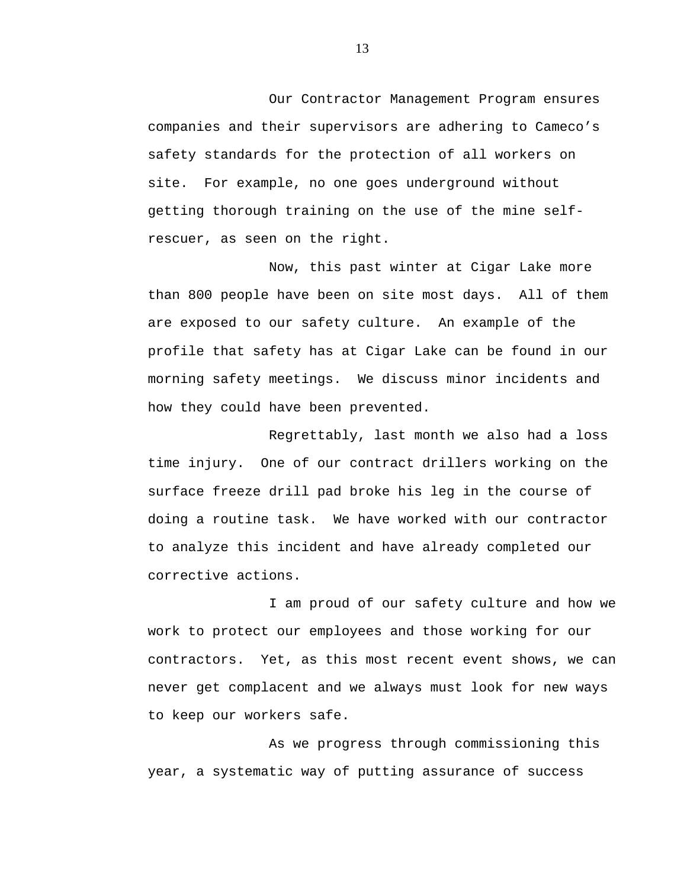Our Contractor Management Program ensures companies and their supervisors are adhering to Cameco's safety standards for the protection of all workers on site. For example, no one goes underground without getting thorough training on the use of the mine self-rescuer, as seen on the right.

Now, this past winter at Cigar Lake more than 800 people have been on site most days. All of them are exposed to our safety culture. An example of the profile that safety has at Cigar Lake can be found in our morning safety meetings. We discuss minor incidents and how they could have been prevented.

Regrettably, last month we also had a loss time injury. One of our contract drillers working on the surface freeze drill pad broke his leg in the course of doing a routine task. We have worked with our contractor to analyze this incident and have already completed our corrective actions.

I am proud of our safety culture and how we work to protect our employees and those working for our contractors. Yet, as this most recent event shows, we can never get complacent and we always must look for new ways to keep our workers safe.

As we progress through commissioning this year, a systematic way of putting assurance of success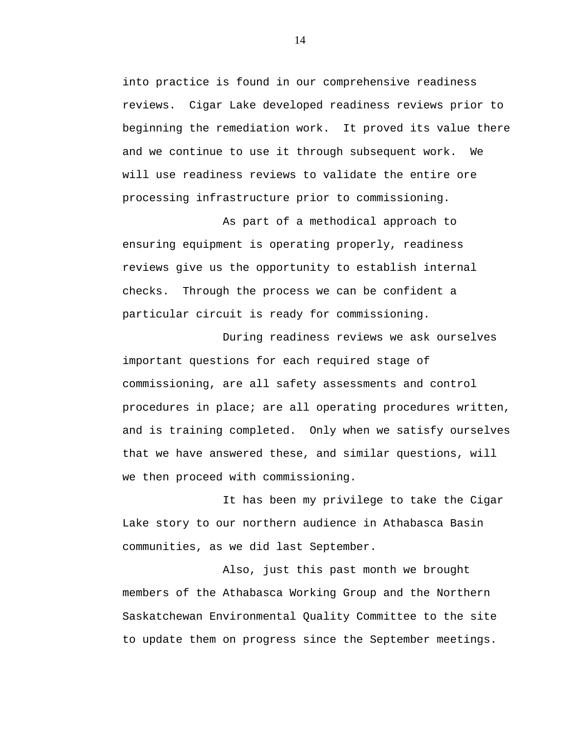into practice is found in our comprehensive readiness reviews. Cigar Lake developed readiness reviews prior to beginning the remediation work. It proved its value there and we continue to use it through subsequent work. We will use readiness reviews to validate the entire ore processing infrastructure prior to commissioning.

As part of a methodical approach to ensuring equipment is operating properly, readiness reviews give us the opportunity to establish internal checks. Through the process we can be confident a particular circuit is ready for commissioning.

During readiness reviews we ask ourselves important questions for each required stage of commissioning, are all safety assessments and control procedures in place; are all operating procedures written, and is training completed. Only when we satisfy ourselves that we have answered these, and similar questions, will we then proceed with commissioning.

It has been my privilege to take the Cigar Lake story to our northern audience in Athabasca Basin communities, as we did last September.

Also, just this past month we brought members of the Athabasca Working Group and the Northern Saskatchewan Environmental Quality Committee to the site to update them on progress since the September meetings.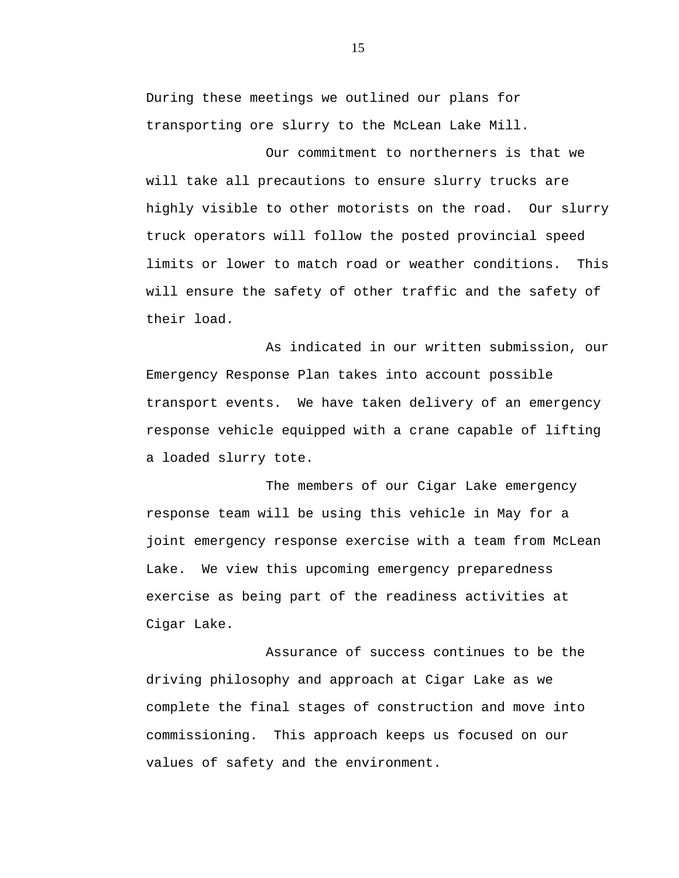During these meetings we outlined our plans for transporting ore slurry to the McLean Lake Mill.

Our commitment to northerners is that we will take all precautions to ensure slurry trucks are highly visible to other motorists on the road. Our slurry truck operators will follow the posted provincial speed limits or lower to match road or weather conditions. This will ensure the safety of other traffic and the safety of their load.

As indicated in our written submission, our Emergency Response Plan takes into account possible transport events. We have taken delivery of an emergency response vehicle equipped with a crane capable of lifting a loaded slurry tote.

The members of our Cigar Lake emergency response team will be using this vehicle in May for a joint emergency response exercise with a team from McLean Lake. We view this upcoming emergency preparedness exercise as being part of the readiness activities at Cigar Lake.

Assurance of success continues to be the driving philosophy and approach at Cigar Lake as we complete the final stages of construction and move into commissioning. This approach keeps us focused on our values of safety and the environment.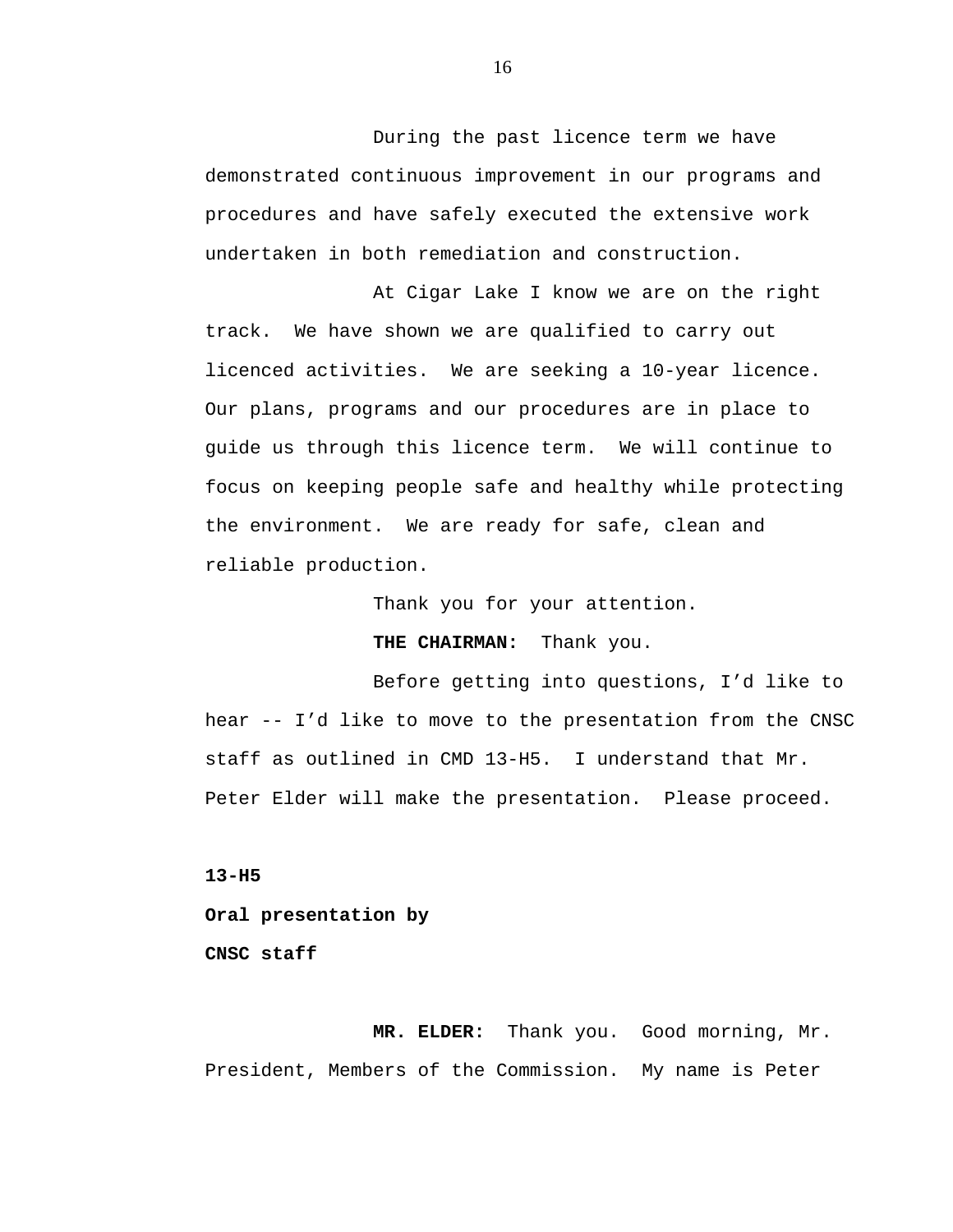During the past licence term we have demonstrated continuous improvement in our programs and procedures and have safely executed the extensive work undertaken in both remediation and construction.

At Cigar Lake I know we are on the right track. We have shown we are qualified to carry out licenced activities. We are seeking a 10-year licence. Our plans, programs and our procedures are in place to guide us through this licence term. We will continue to focus on keeping people safe and healthy while protecting the environment. We are ready for safe, clean and reliable production.

Thank you for your attention.

**THE CHAIRMAN:** Thank you.

Before getting into questions, I'd like to hear -- I'd like to move to the presentation from the CNSC staff as outlined in CMD 13-H5. I understand that Mr. Peter Elder will make the presentation. Please proceed.

**13-H5**

**Oral presentation by**

**CNSC staff**

**MR. ELDER:** Thank you. Good morning, Mr. President, Members of the Commission. My name is Peter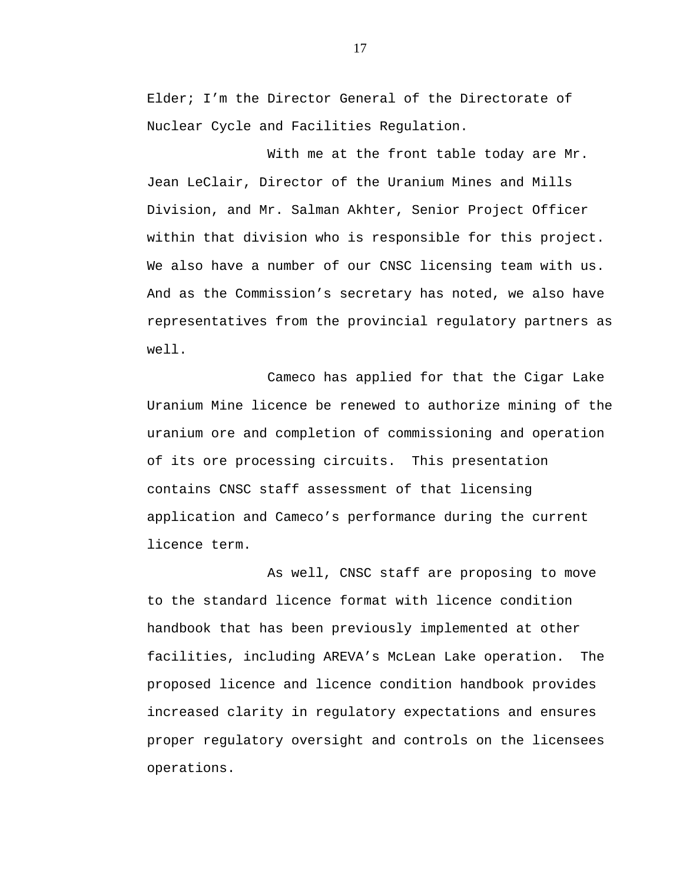Elder; I'm the Director General of the Directorate of Nuclear Cycle and Facilities Regulation.

With me at the front table today are Mr. Jean LeClair, Director of the Uranium Mines and Mills Division, and Mr. Salman Akhter, Senior Project Officer within that division who is responsible for this project. We also have a number of our CNSC licensing team with us. And as the Commission's secretary has noted, we also have representatives from the provincial regulatory partners as well.

Cameco has applied for that the Cigar Lake Uranium Mine licence be renewed to authorize mining of the uranium ore and completion of commissioning and operation of its ore processing circuits. This presentation contains CNSC staff assessment of that licensing application and Cameco's performance during the current licence term.

As well, CNSC staff are proposing to move to the standard licence format with licence condition handbook that has been previously implemented at other facilities, including AREVA's McLean Lake operation. The proposed licence and licence condition handbook provides increased clarity in regulatory expectations and ensures proper regulatory oversight and controls on the licensees operations.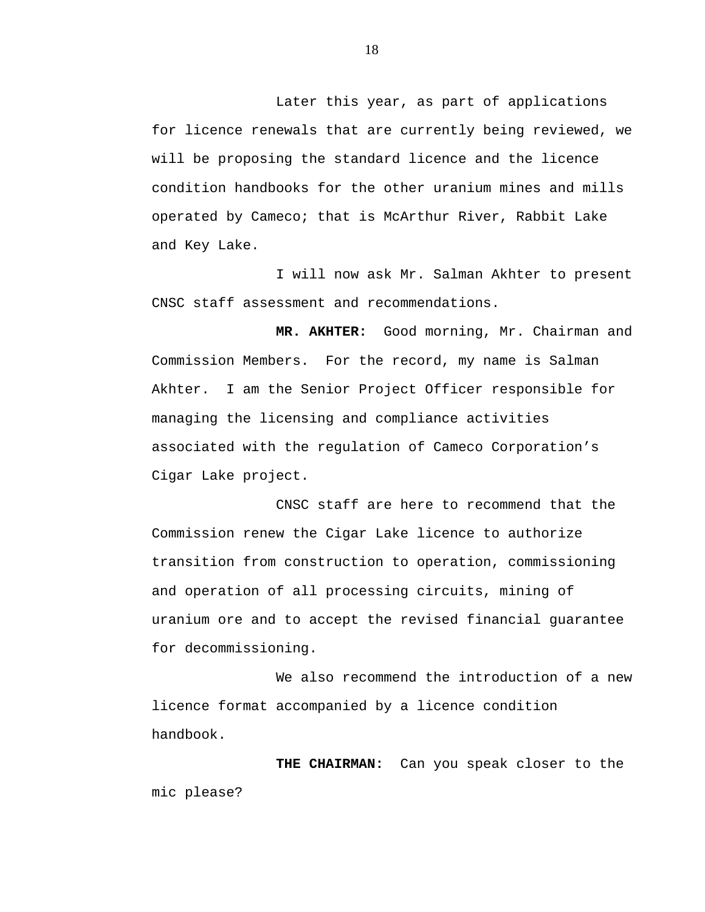Later this year, as part of applications for licence renewals that are currently being reviewed, we will be proposing the standard licence and the licence condition handbooks for the other uranium mines and mills operated by Cameco; that is McArthur River, Rabbit Lake and Key Lake.

I will now ask Mr. Salman Akhter to present CNSC staff assessment and recommendations.

**MR. AKHTER:** Good morning, Mr. Chairman and Commission Members. For the record, my name is Salman Akhter. I am the Senior Project Officer responsible for managing the licensing and compliance activities associated with the regulation of Cameco Corporation's Cigar Lake project.

CNSC staff are here to recommend that the Commission renew the Cigar Lake licence to authorize transition from construction to operation, commissioning and operation of all processing circuits, mining of uranium ore and to accept the revised financial guarantee for decommissioning.

We also recommend the introduction of a new licence format accompanied by a licence condition handbook.

**THE CHAIRMAN:** Can you speak closer to the mic please?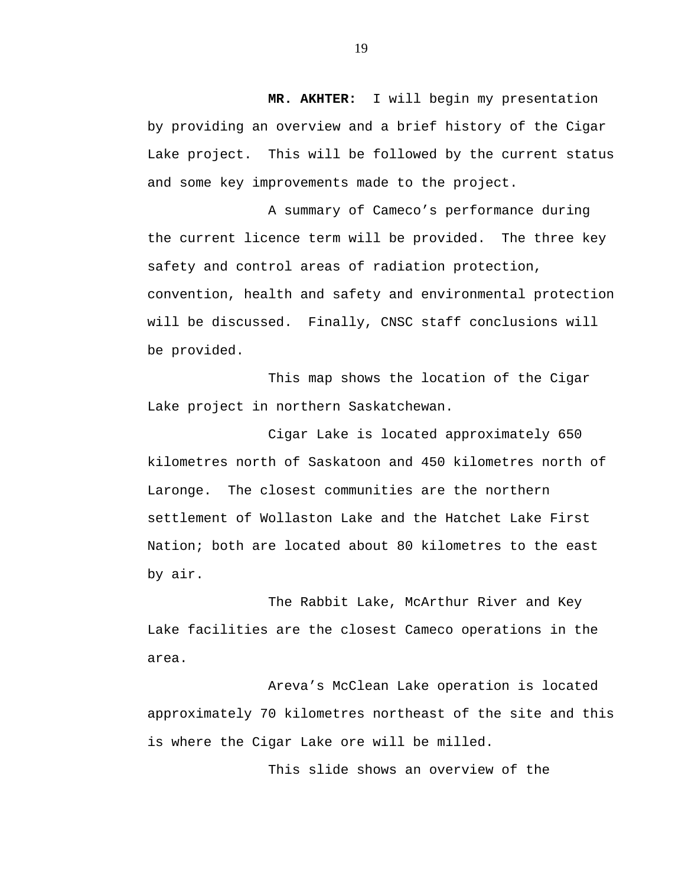**MR. AKHTER:** I will begin my presentation by providing an overview and a brief history of the Cigar Lake project. This will be followed by the current status and some key improvements made to the project.

A summary of Cameco's performance during the current licence term will be provided. The three key safety and control areas of radiation protection, convention, health and safety and environmental protection will be discussed. Finally, CNSC staff conclusions will be provided.

This map shows the location of the Cigar Lake project in northern Saskatchewan.

Cigar Lake is located approximately 650 kilometres north of Saskatoon and 450 kilometres north of Laronge. The closest communities are the northern settlement of Wollaston Lake and the Hatchet Lake First Nation; both are located about 80 kilometres to the east by air.

The Rabbit Lake, McArthur River and Key Lake facilities are the closest Cameco operations in the area.

Areva's McClean Lake operation is located approximately 70 kilometres northeast of the site and this is where the Cigar Lake ore will be milled.

This slide shows an overview of the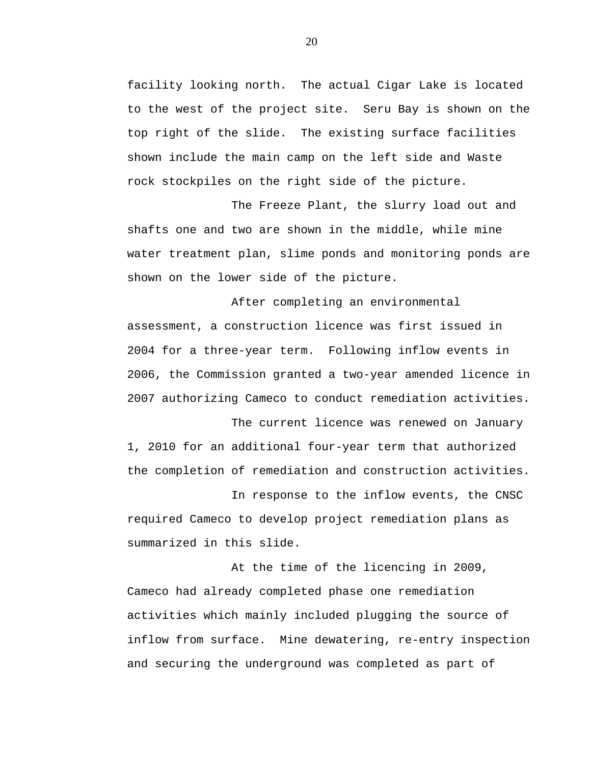facility looking north.  The actual Cigar Lake is located to the west of the project site.  Seru Bay is shown on the top right of the slide.  The existing surface facilities shown include the main camp on the left side and Waste rock stockpiles on the right side of the picture.

The Freeze Plant, the slurry load out and shafts one and two are shown in the middle, while mine water treatment plan, slime ponds and monitoring ponds are shown on the lower side of the picture.

After completing an environmental assessment, a construction licence was first issued in 2004 for a three-year term.  Following inflow events in 2006, the Commission granted a two-year amended licence in 2007 authorizing Cameco to conduct remediation activities.

The current licence was renewed on January 1, 2010 for an additional four-year term that authorized the completion of remediation and construction activities.

In response to the inflow events, the CNSC required Cameco to develop project remediation plans as summarized in this slide.

At the time of the licencing in 2009, Cameco had already completed phase one remediation activities which mainly included plugging the source of inflow from surface.  Mine dewatering, re-entry inspection and securing the underground was completed as part of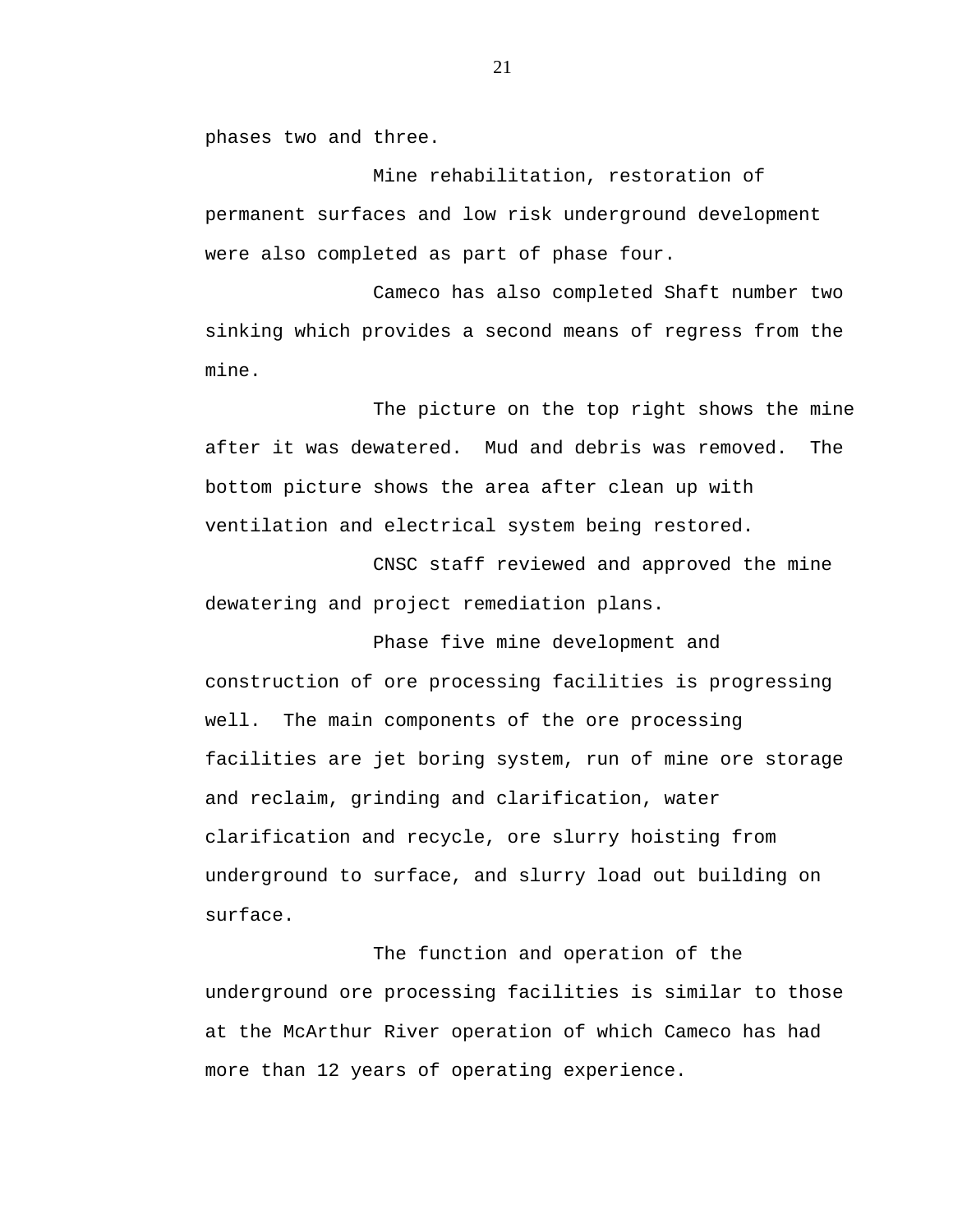phases two and three.

Mine rehabilitation, restoration of permanent surfaces and low risk underground development were also completed as part of phase four.

Cameco has also completed Shaft number two sinking which provides a second means of regress from the mine.

The picture on the top right shows the mine after it was dewatered.  Mud and debris was removed.  The bottom picture shows the area after clean up with ventilation and electrical system being restored.

CNSC staff reviewed and approved the mine dewatering and project remediation plans.

Phase five mine development and construction of ore processing facilities is progressing well.  The main components of the ore processing facilities are jet boring system, run of mine ore storage and reclaim, grinding and clarification, water clarification and recycle, ore slurry hoisting from underground to surface, and slurry load out building on surface.

The function and operation of the underground ore processing facilities is similar to those at the McArthur River operation of which Cameco has had more than 12 years of operating experience.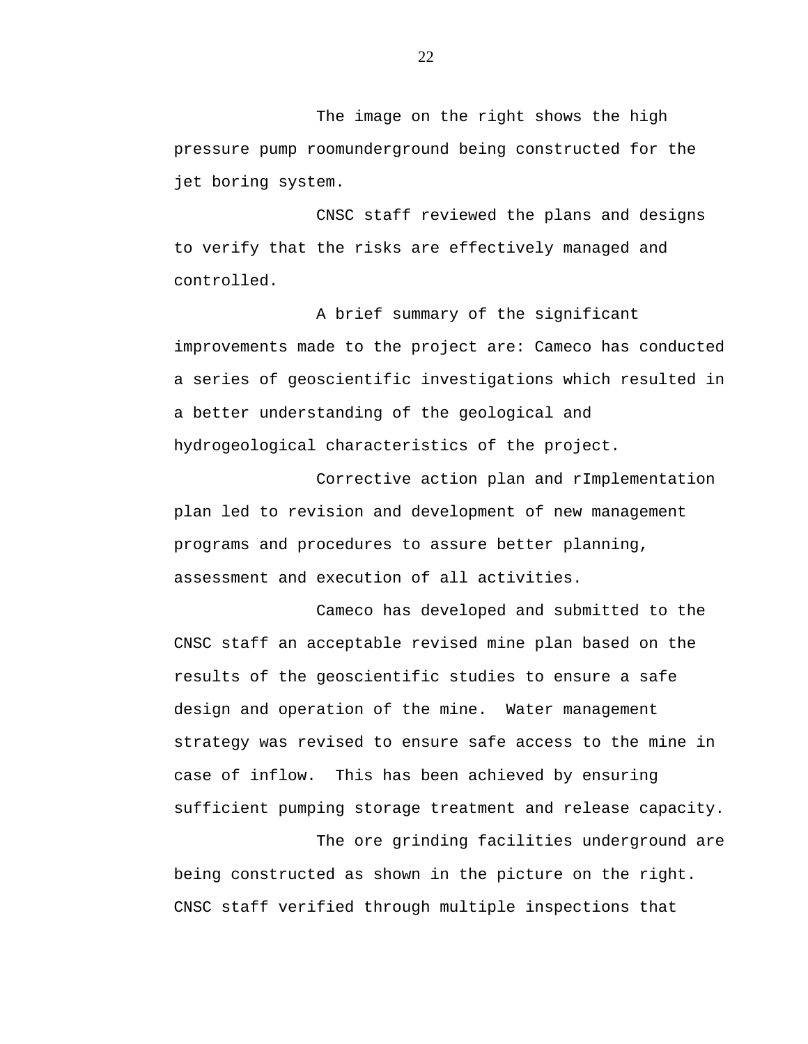The image on the right shows the high pressure pump roomunderground being constructed for the jet boring system.

CNSC staff reviewed the plans and designs to verify that the risks are effectively managed and controlled.

A brief summary of the significant improvements made to the project are: Cameco has conducted a series of geoscientific investigations which resulted in a better understanding of the geological and hydrogeological characteristics of the project.

Corrective action plan and rImplementation plan led to revision and development of new management programs and procedures to assure better planning, assessment and execution of all activities.

Cameco has developed and submitted to the CNSC staff an acceptable revised mine plan based on the results of the geoscientific studies to ensure a safe design and operation of the mine. Water management strategy was revised to ensure safe access to the mine in case of inflow. This has been achieved by ensuring sufficient pumping storage treatment and release capacity.

The ore grinding facilities underground are being constructed as shown in the picture on the right. CNSC staff verified through multiple inspections that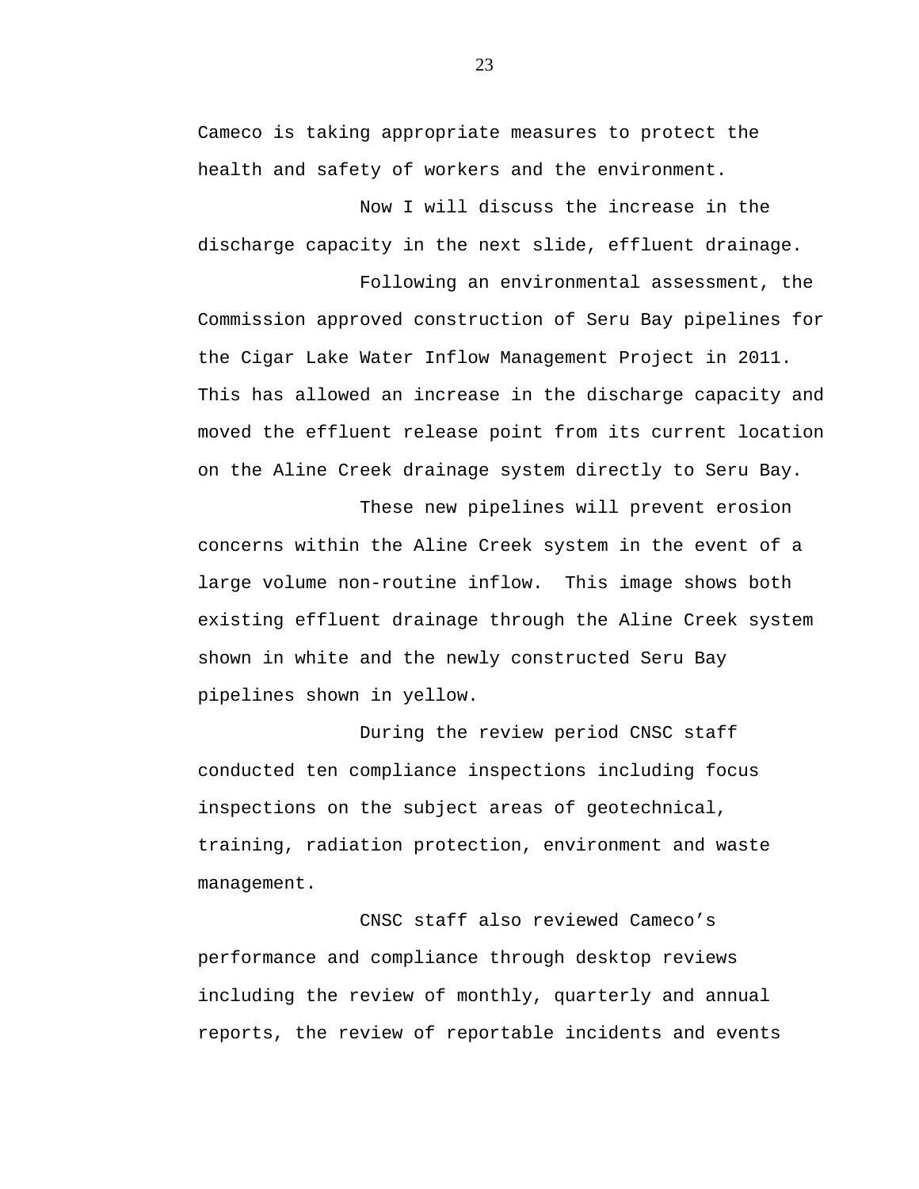Cameco is taking appropriate measures to protect the health and safety of workers and the environment.

Now I will discuss the increase in the discharge capacity in the next slide, effluent drainage.

Following an environmental assessment, the Commission approved construction of Seru Bay pipelines for the Cigar Lake Water Inflow Management Project in 2011. This has allowed an increase in the discharge capacity and moved the effluent release point from its current location on the Aline Creek drainage system directly to Seru Bay.

These new pipelines will prevent erosion concerns within the Aline Creek system in the event of a large volume non-routine inflow. This image shows both existing effluent drainage through the Aline Creek system shown in white and the newly constructed Seru Bay pipelines shown in yellow.

During the review period CNSC staff conducted ten compliance inspections including focus inspections on the subject areas of geotechnical, training, radiation protection, environment and waste management.

CNSC staff also reviewed Cameco's performance and compliance through desktop reviews including the review of monthly, quarterly and annual reports, the review of reportable incidents and events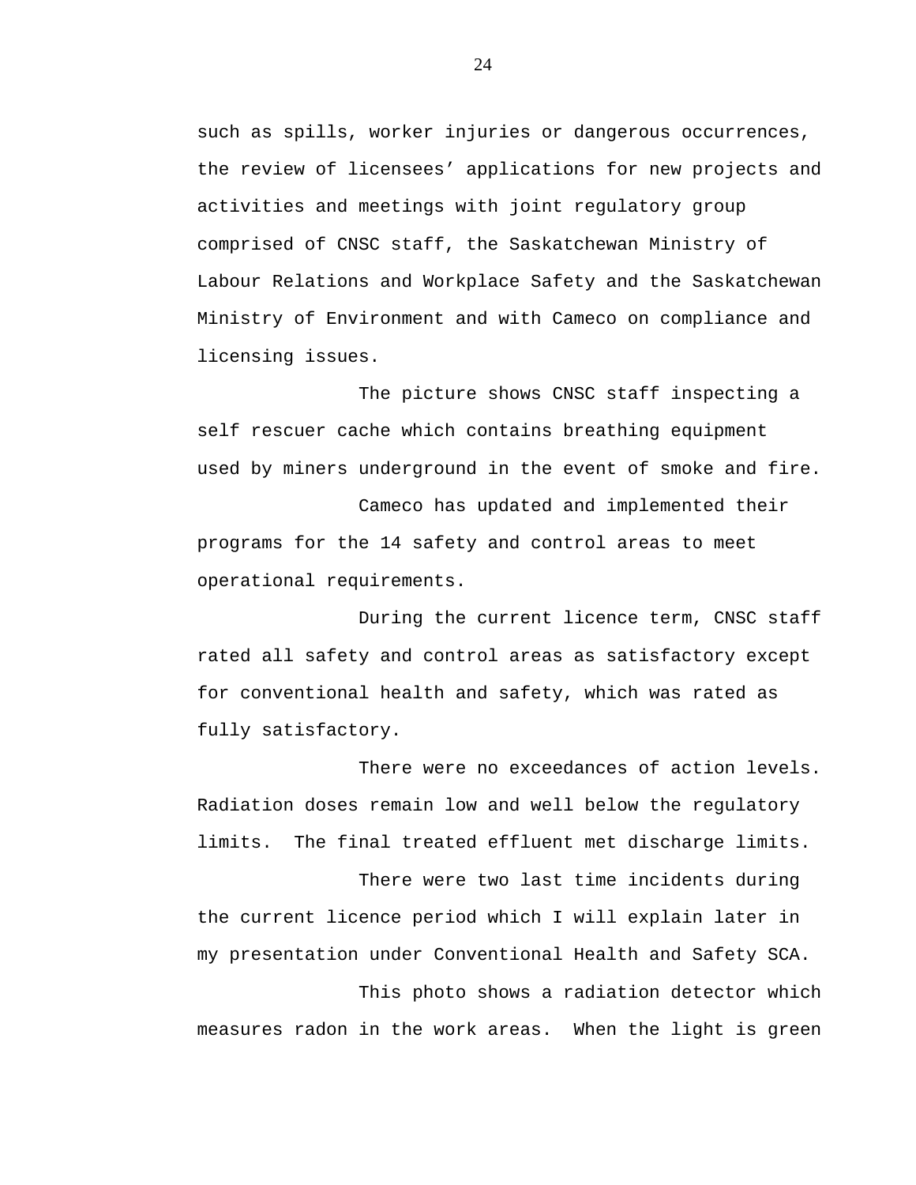such as spills, worker injuries or dangerous occurrences, the review of licensees' applications for new projects and activities and meetings with joint regulatory group comprised of CNSC staff, the Saskatchewan Ministry of Labour Relations and Workplace Safety and the Saskatchewan Ministry of Environment and with Cameco on compliance and licensing issues.

The picture shows CNSC staff inspecting a self rescuer cache which contains breathing equipment used by miners underground in the event of smoke and fire.

Cameco has updated and implemented their programs for the 14 safety and control areas to meet operational requirements.

During the current licence term, CNSC staff rated all safety and control areas as satisfactory except for conventional health and safety, which was rated as fully satisfactory.

There were no exceedances of action levels. Radiation doses remain low and well below the regulatory limits. The final treated effluent met discharge limits.

There were two last time incidents during the current licence period which I will explain later in my presentation under Conventional Health and Safety SCA.

This photo shows a radiation detector which measures radon in the work areas. When the light is green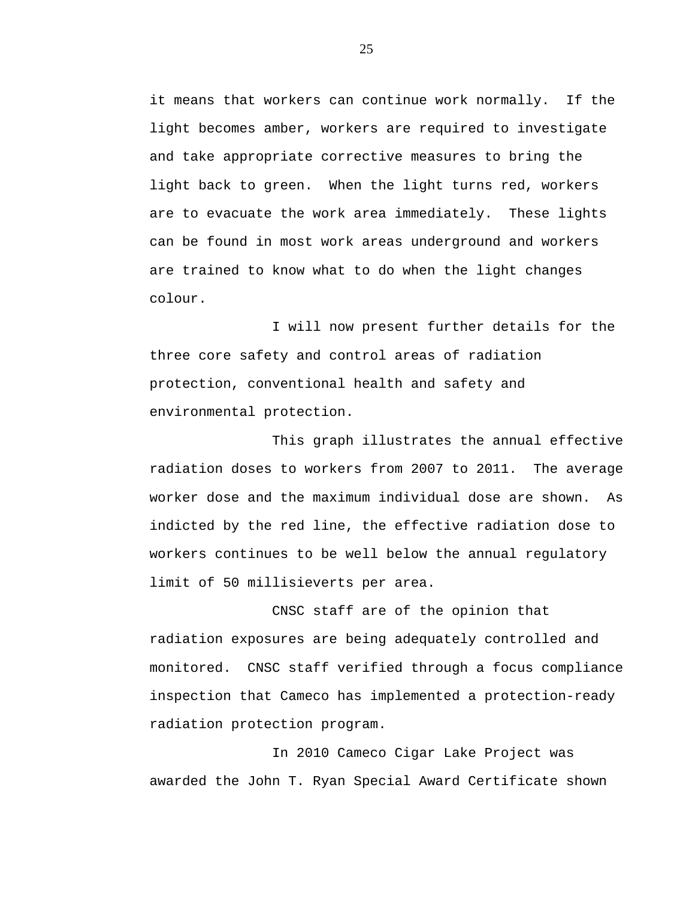it means that workers can continue work normally. If the light becomes amber, workers are required to investigate and take appropriate corrective measures to bring the light back to green. When the light turns red, workers are to evacuate the work area immediately. These lights can be found in most work areas underground and workers are trained to know what to do when the light changes colour.

I will now present further details for the three core safety and control areas of radiation protection, conventional health and safety and environmental protection.

This graph illustrates the annual effective radiation doses to workers from 2007 to 2011. The average worker dose and the maximum individual dose are shown. As indicted by the red line, the effective radiation dose to workers continues to be well below the annual regulatory limit of 50 millisieverts per area.

CNSC staff are of the opinion that radiation exposures are being adequately controlled and monitored. CNSC staff verified through a focus compliance inspection that Cameco has implemented a protection-ready radiation protection program.

In 2010 Cameco Cigar Lake Project was awarded the John T. Ryan Special Award Certificate shown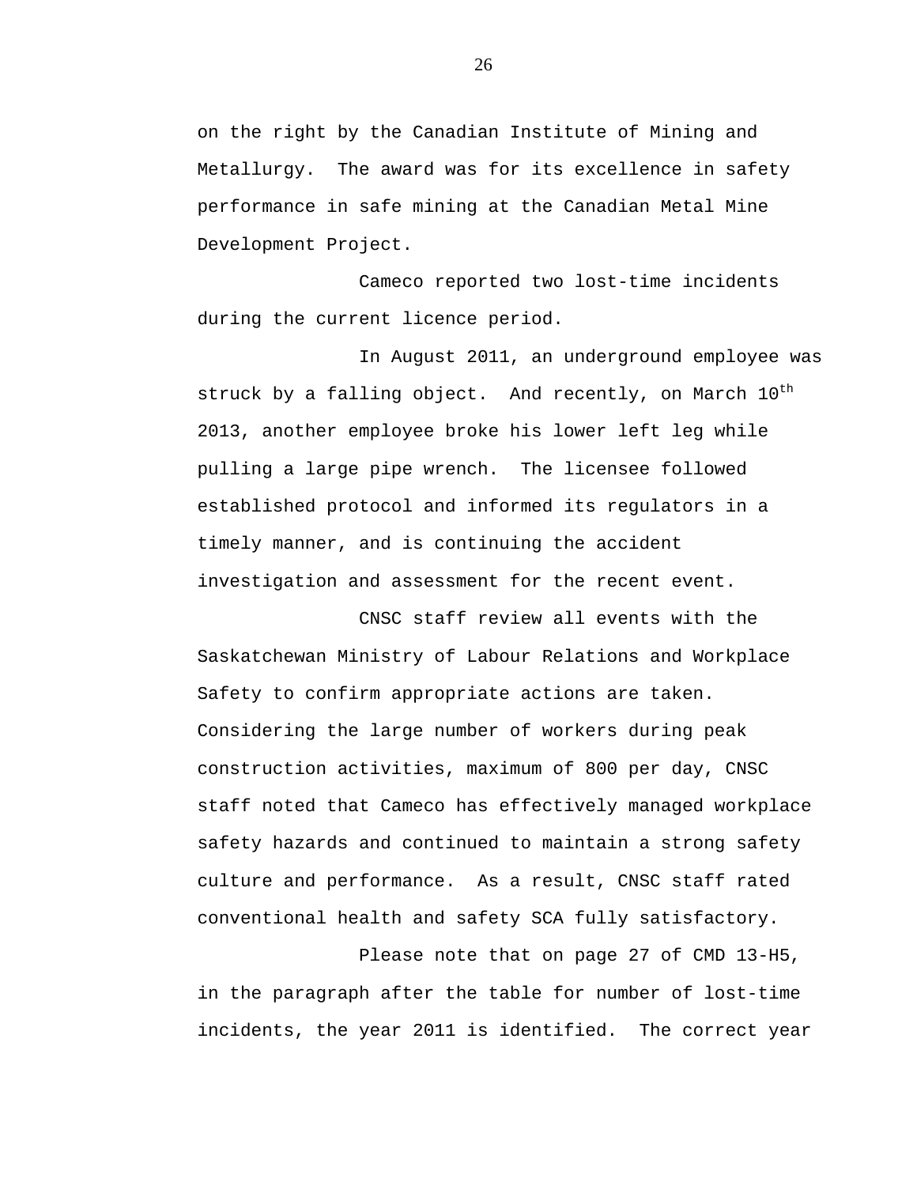on the right by the Canadian Institute of Mining and Metallurgy. The award was for its excellence in safety performance in safe mining at the Canadian Metal Mine Development Project.

Cameco reported two lost-time incidents during the current licence period.

In August 2011, an underground employee was struck by a falling object. And recently, on March 10th 2013, another employee broke his lower left leg while pulling a large pipe wrench. The licensee followed established protocol and informed its regulators in a timely manner, and is continuing the accident investigation and assessment for the recent event.

CNSC staff review all events with the Saskatchewan Ministry of Labour Relations and Workplace Safety to confirm appropriate actions are taken. Considering the large number of workers during peak construction activities, maximum of 800 per day, CNSC staff noted that Cameco has effectively managed workplace safety hazards and continued to maintain a strong safety culture and performance. As a result, CNSC staff rated conventional health and safety SCA fully satisfactory.

Please note that on page 27 of CMD 13-H5, in the paragraph after the table for number of lost-time incidents, the year 2011 is identified. The correct year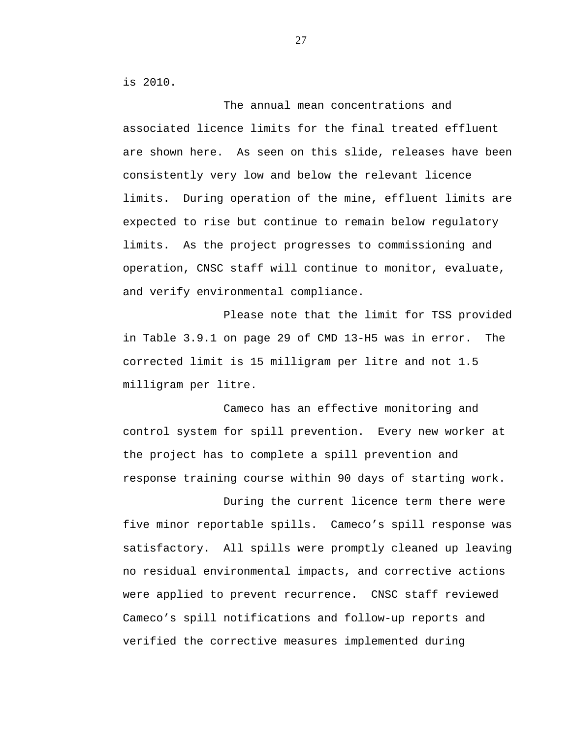is 2010.

The annual mean concentrations and associated licence limits for the final treated effluent are shown here. As seen on this slide, releases have been consistently very low and below the relevant licence limits. During operation of the mine, effluent limits are expected to rise but continue to remain below regulatory limits. As the project progresses to commissioning and operation, CNSC staff will continue to monitor, evaluate, and verify environmental compliance.

Please note that the limit for TSS provided in Table 3.9.1 on page 29 of CMD 13-H5 was in error. The corrected limit is 15 milligram per litre and not 1.5 milligram per litre.

Cameco has an effective monitoring and control system for spill prevention. Every new worker at the project has to complete a spill prevention and response training course within 90 days of starting work.

During the current licence term there were five minor reportable spills. Cameco's spill response was satisfactory. All spills were promptly cleaned up leaving no residual environmental impacts, and corrective actions were applied to prevent recurrence. CNSC staff reviewed Cameco's spill notifications and follow-up reports and verified the corrective measures implemented during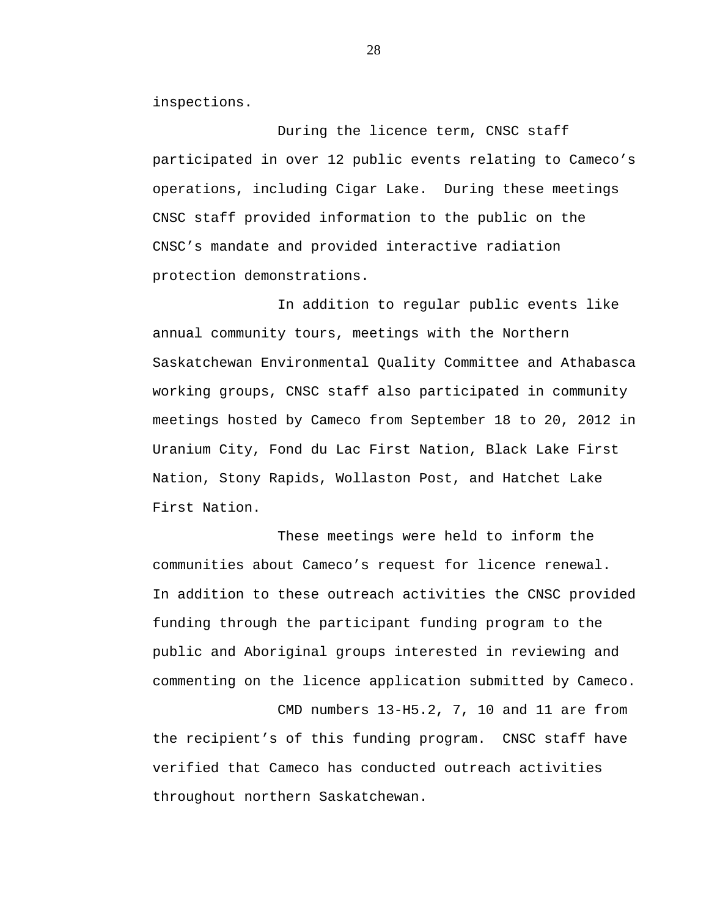inspections.

During the licence term, CNSC staff participated in over 12 public events relating to Cameco's operations, including Cigar Lake. During these meetings CNSC staff provided information to the public on the CNSC's mandate and provided interactive radiation protection demonstrations.

In addition to regular public events like annual community tours, meetings with the Northern Saskatchewan Environmental Quality Committee and Athabasca working groups, CNSC staff also participated in community meetings hosted by Cameco from September 18 to 20, 2012 in Uranium City, Fond du Lac First Nation, Black Lake First Nation, Stony Rapids, Wollaston Post, and Hatchet Lake First Nation.

These meetings were held to inform the communities about Cameco's request for licence renewal. In addition to these outreach activities the CNSC provided funding through the participant funding program to the public and Aboriginal groups interested in reviewing and commenting on the licence application submitted by Cameco.

CMD numbers 13-H5.2, 7, 10 and 11 are from the recipient's of this funding program. CNSC staff have verified that Cameco has conducted outreach activities throughout northern Saskatchewan.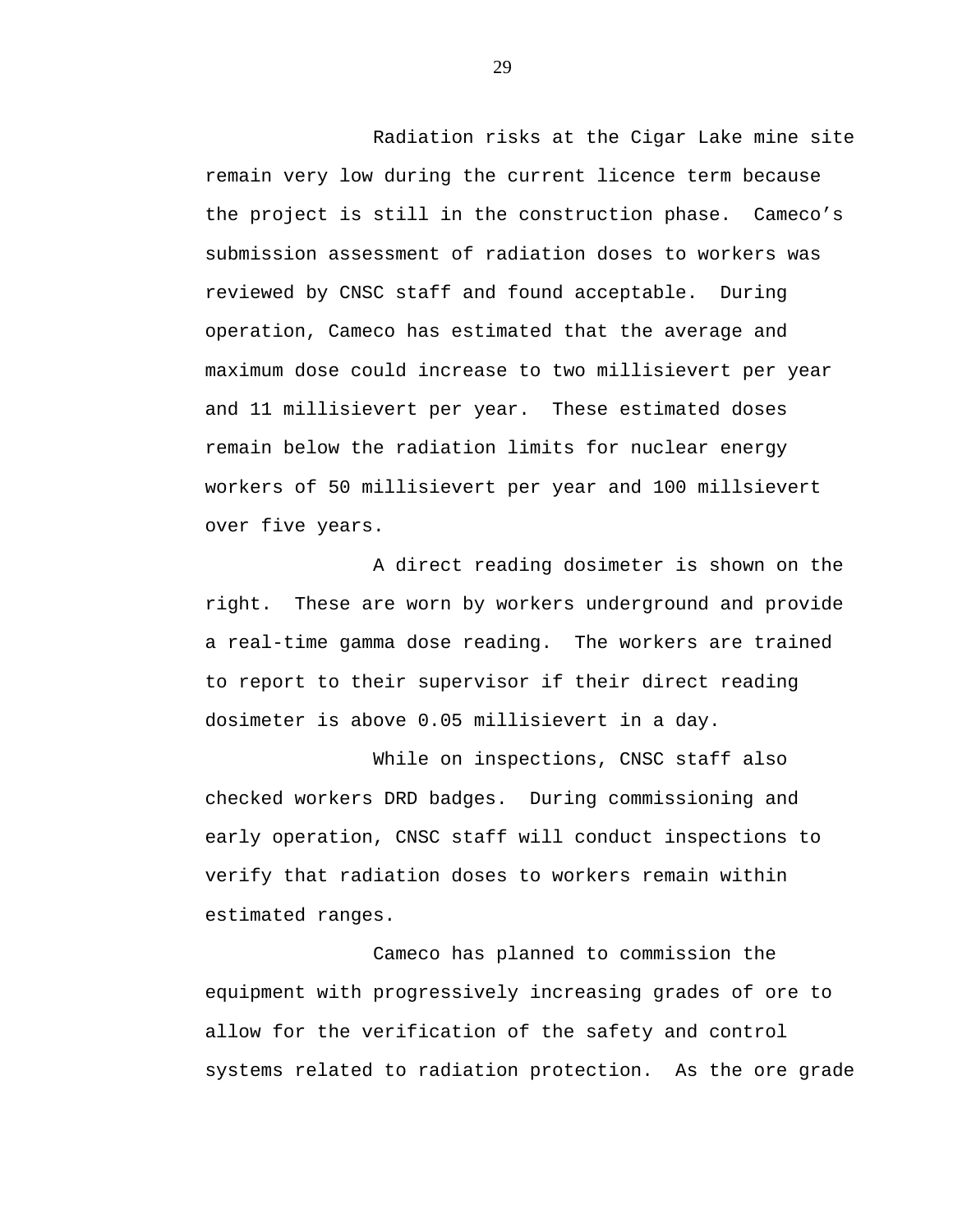Radiation risks at the Cigar Lake mine site remain very low during the current licence term because the project is still in the construction phase. Cameco's submission assessment of radiation doses to workers was reviewed by CNSC staff and found acceptable. During operation, Cameco has estimated that the average and maximum dose could increase to two millisievert per year and 11 millisievert per year. These estimated doses remain below the radiation limits for nuclear energy workers of 50 millisievert per year and 100 millsievert over five years.

A direct reading dosimeter is shown on the right. These are worn by workers underground and provide a real-time gamma dose reading. The workers are trained to report to their supervisor if their direct reading dosimeter is above 0.05 millisievert in a day.

While on inspections, CNSC staff also checked workers DRD badges. During commissioning and early operation, CNSC staff will conduct inspections to verify that radiation doses to workers remain within estimated ranges.

Cameco has planned to commission the equipment with progressively increasing grades of ore to allow for the verification of the safety and control systems related to radiation protection. As the ore grade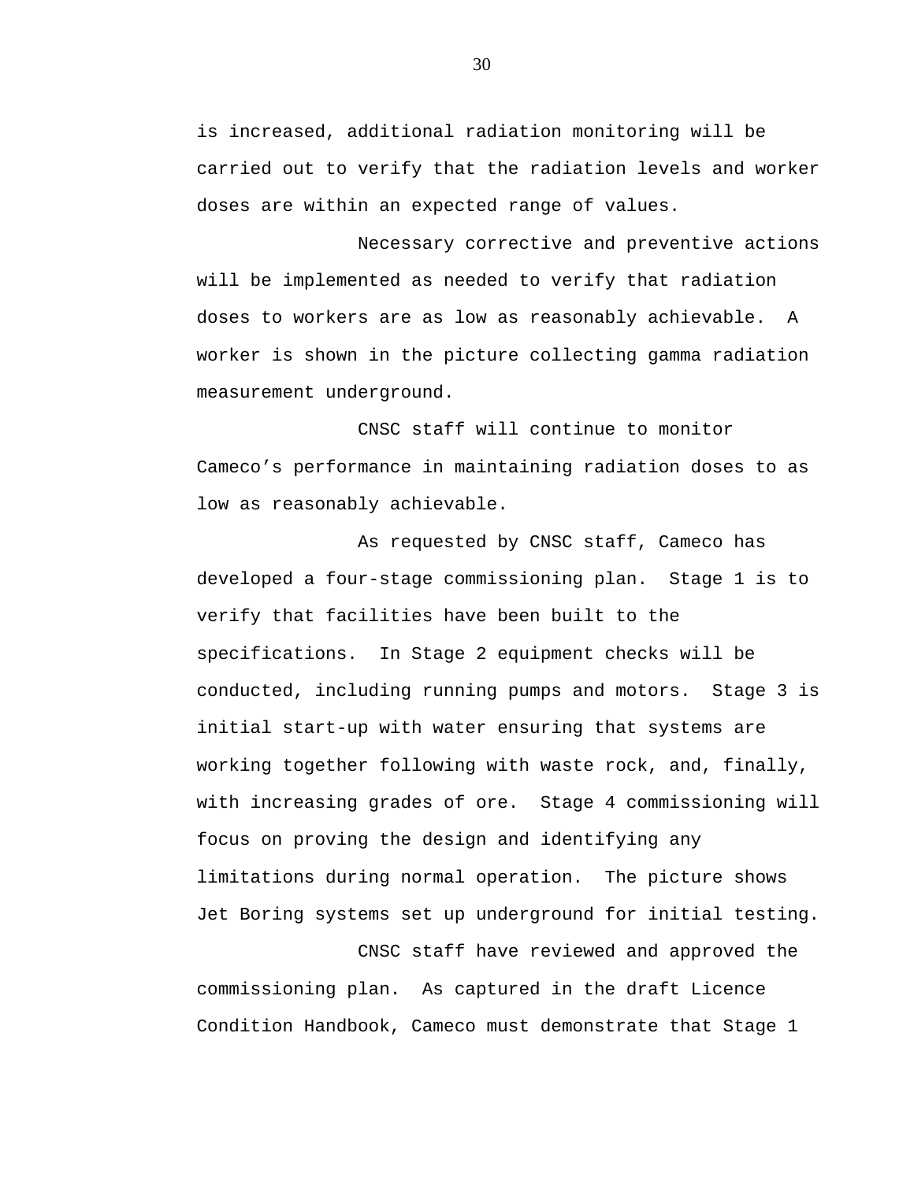is increased, additional radiation monitoring will be carried out to verify that the radiation levels and worker doses are within an expected range of values.

Necessary corrective and preventive actions will be implemented as needed to verify that radiation doses to workers are as low as reasonably achievable. A worker is shown in the picture collecting gamma radiation measurement underground.

CNSC staff will continue to monitor Cameco's performance in maintaining radiation doses to as low as reasonably achievable.

As requested by CNSC staff, Cameco has developed a four-stage commissioning plan. Stage 1 is to verify that facilities have been built to the specifications. In Stage 2 equipment checks will be conducted, including running pumps and motors. Stage 3 is initial start-up with water ensuring that systems are working together following with waste rock, and, finally, with increasing grades of ore. Stage 4 commissioning will focus on proving the design and identifying any limitations during normal operation. The picture shows Jet Boring systems set up underground for initial testing.

CNSC staff have reviewed and approved the commissioning plan. As captured in the draft Licence Condition Handbook, Cameco must demonstrate that Stage 1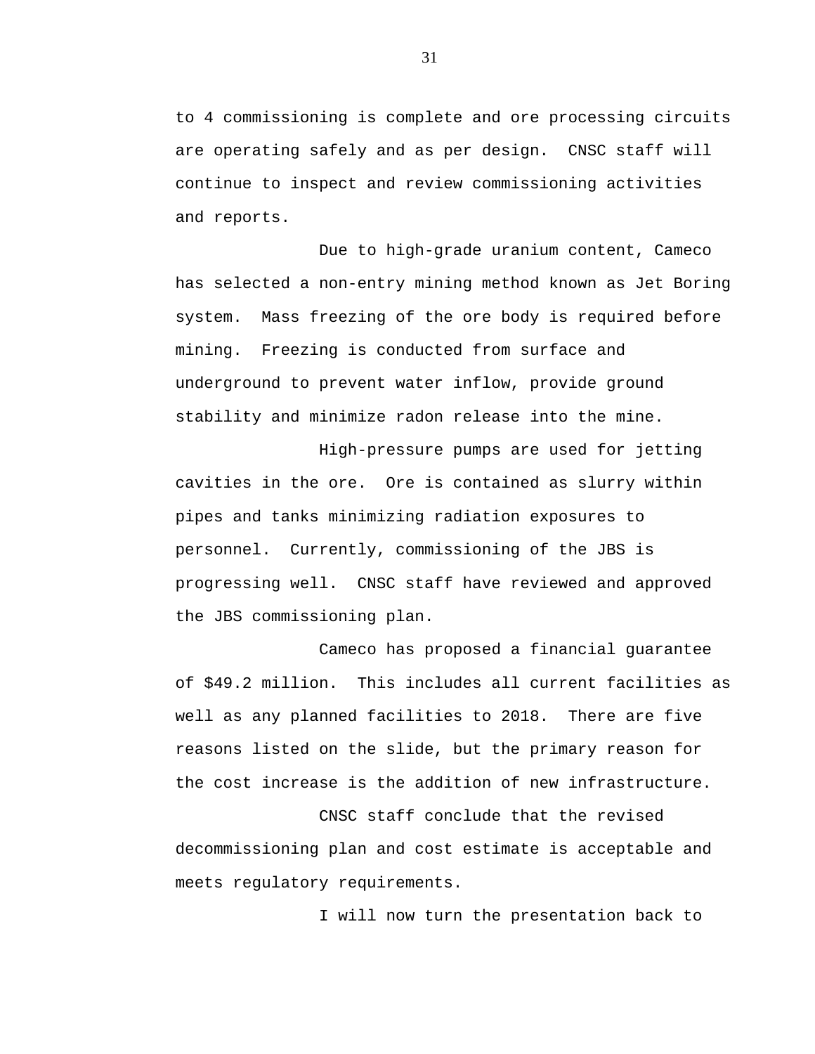to 4 commissioning is complete and ore processing circuits are operating safely and as per design. CNSC staff will continue to inspect and review commissioning activities and reports.

Due to high-grade uranium content, Cameco has selected a non-entry mining method known as Jet Boring system. Mass freezing of the ore body is required before mining. Freezing is conducted from surface and underground to prevent water inflow, provide ground stability and minimize radon release into the mine.

High-pressure pumps are used for jetting cavities in the ore. Ore is contained as slurry within pipes and tanks minimizing radiation exposures to personnel. Currently, commissioning of the JBS is progressing well. CNSC staff have reviewed and approved the JBS commissioning plan.

Cameco has proposed a financial guarantee of $49.2 million. This includes all current facilities as well as any planned facilities to 2018. There are five reasons listed on the slide, but the primary reason for the cost increase is the addition of new infrastructure.

CNSC staff conclude that the revised decommissioning plan and cost estimate is acceptable and meets regulatory requirements.

I will now turn the presentation back to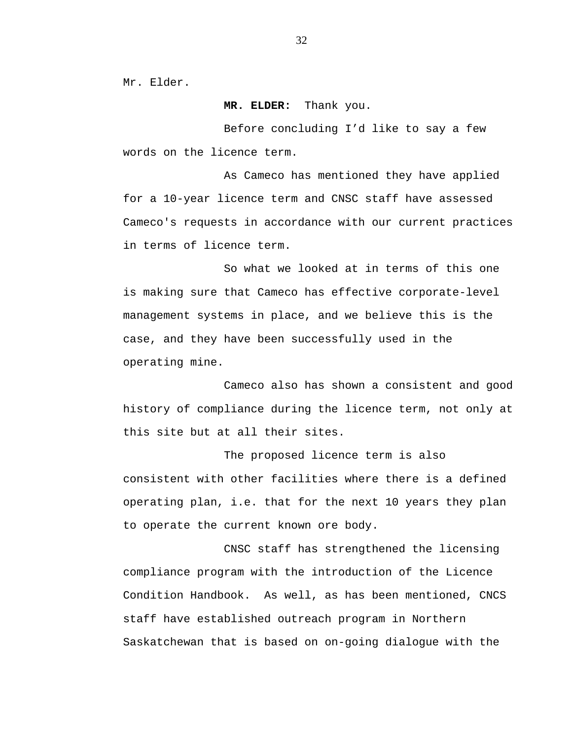Mr. Elder.

**MR. ELDER:** Thank you.

Before concluding I'd like to say a few words on the licence term.

As Cameco has mentioned they have applied for a 10-year licence term and CNSC staff have assessed Cameco's requests in accordance with our current practices in terms of licence term.

So what we looked at in terms of this one is making sure that Cameco has effective corporate-level management systems in place, and we believe this is the case, and they have been successfully used in the operating mine.

Cameco also has shown a consistent and good history of compliance during the licence term, not only at this site but at all their sites.

The proposed licence term is also consistent with other facilities where there is a defined operating plan, i.e. that for the next 10 years they plan to operate the current known ore body.

CNSC staff has strengthened the licensing compliance program with the introduction of the Licence Condition Handbook. As well, as has been mentioned, CNCS staff have established outreach program in Northern Saskatchewan that is based on on-going dialogue with the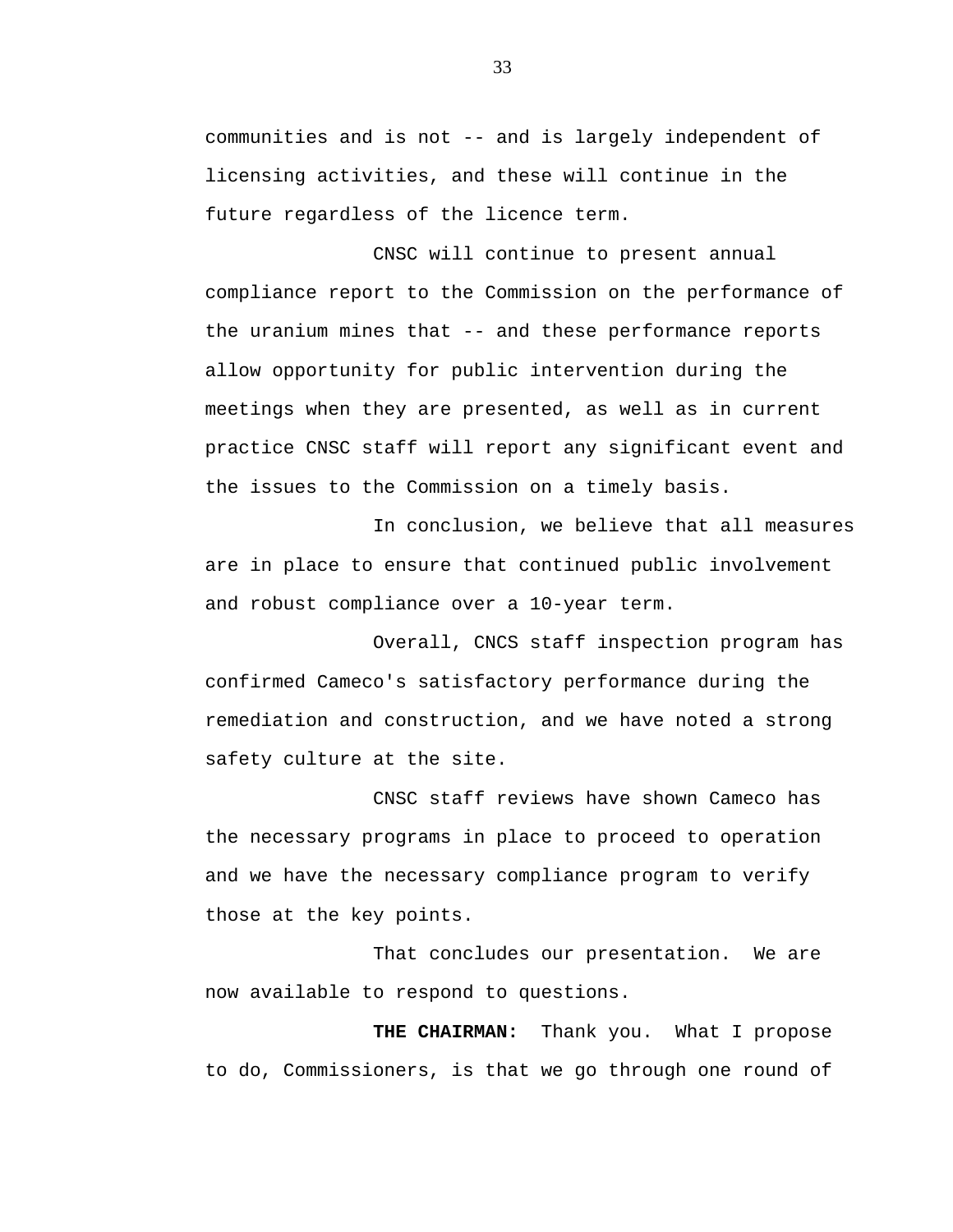communities and is not -- and is largely independent of licensing activities, and these will continue in the future regardless of the licence term.

CNSC will continue to present annual compliance report to the Commission on the performance of the uranium mines that -- and these performance reports allow opportunity for public intervention during the meetings when they are presented, as well as in current practice CNSC staff will report any significant event and the issues to the Commission on a timely basis.

In conclusion, we believe that all measures are in place to ensure that continued public involvement and robust compliance over a 10-year term.

Overall, CNCS staff inspection program has confirmed Cameco's satisfactory performance during the remediation and construction, and we have noted a strong safety culture at the site.

CNSC staff reviews have shown Cameco has the necessary programs in place to proceed to operation and we have the necessary compliance program to verify those at the key points.

That concludes our presentation. We are now available to respond to questions.

**THE CHAIRMAN:** Thank you. What I propose to do, Commissioners, is that we go through one round of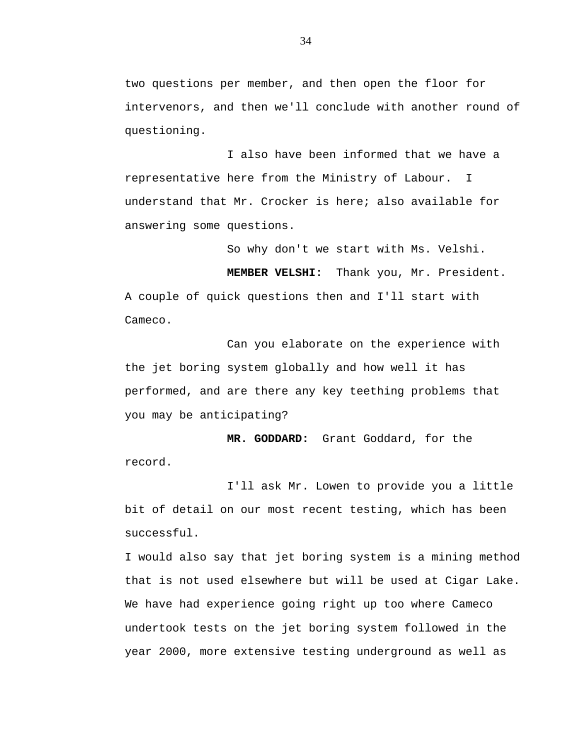two questions per member, and then open the floor for intervenors, and then we'll conclude with another round of questioning.

I also have been informed that we have a representative here from the Ministry of Labour. I understand that Mr. Crocker is here; also available for answering some questions.

So why don't we start with Ms. Velshi.

**MEMBER VELSHI:** Thank you, Mr. President. A couple of quick questions then and I'll start with Cameco.

Can you elaborate on the experience with the jet boring system globally and how well it has performed, and are there any key teething problems that you may be anticipating?

**MR. GODDARD:** Grant Goddard, for the record.

I'll ask Mr. Lowen to provide you a little bit of detail on our most recent testing, which has been successful.

I would also say that jet boring system is a mining method that is not used elsewhere but will be used at Cigar Lake. We have had experience going right up too where Cameco undertook tests on the jet boring system followed in the year 2000, more extensive testing underground as well as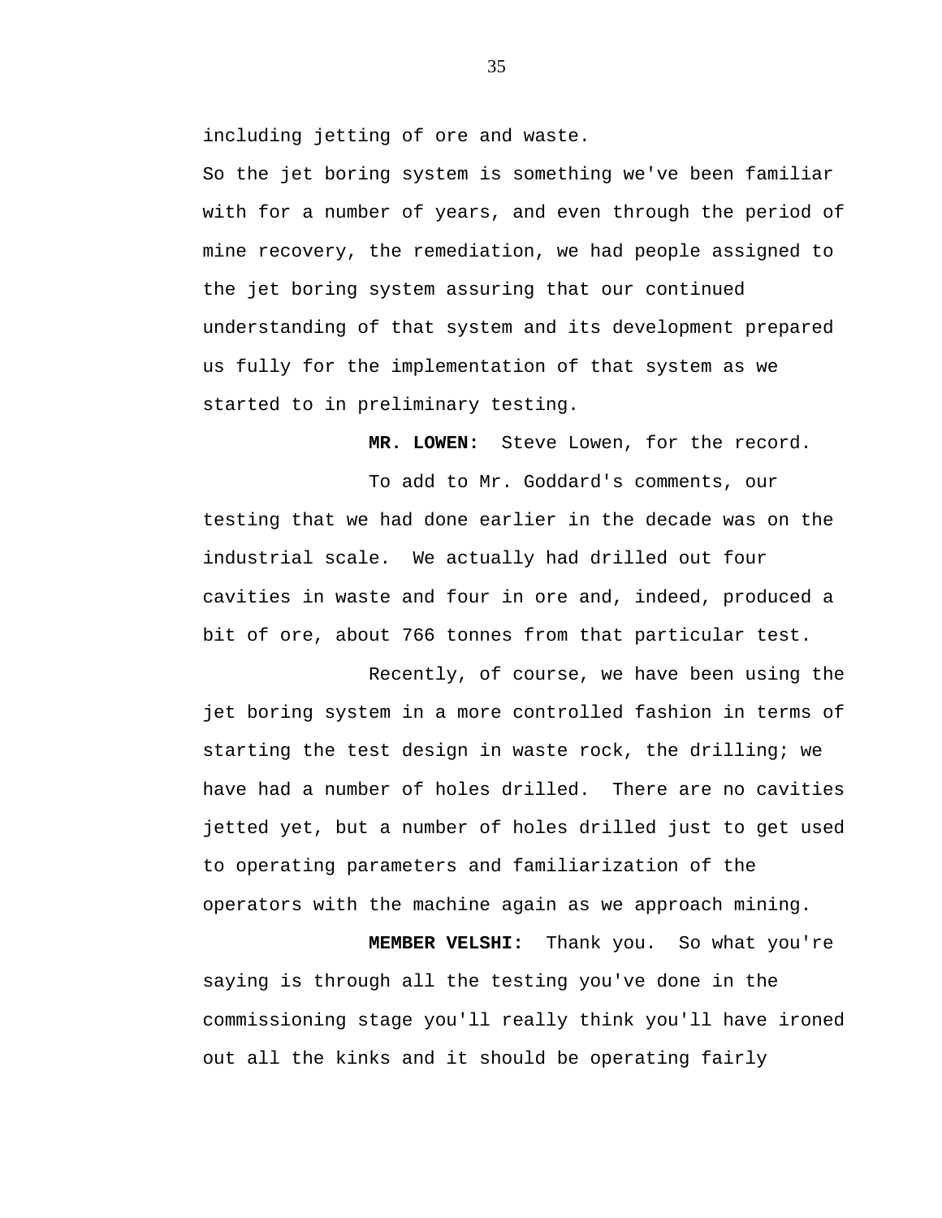including jetting of ore and waste.

So the jet boring system is something we've been familiar with for a number of years, and even through the period of mine recovery, the remediation, we had people assigned to the jet boring system assuring that our continued understanding of that system and its development prepared us fully for the implementation of that system as we started to in preliminary testing.

**MR. LOWEN:** Steve Lowen, for the record.

To add to Mr. Goddard's comments, our testing that we had done earlier in the decade was on the industrial scale. We actually had drilled out four cavities in waste and four in ore and, indeed, produced a bit of ore, about 766 tonnes from that particular test.

Recently, of course, we have been using the jet boring system in a more controlled fashion in terms of starting the test design in waste rock, the drilling; we have had a number of holes drilled. There are no cavities jetted yet, but a number of holes drilled just to get used to operating parameters and familiarization of the operators with the machine again as we approach mining.

**MEMBER VELSHI:** Thank you. So what you're saying is through all the testing you've done in the commissioning stage you'll really think you'll have ironed out all the kinks and it should be operating fairly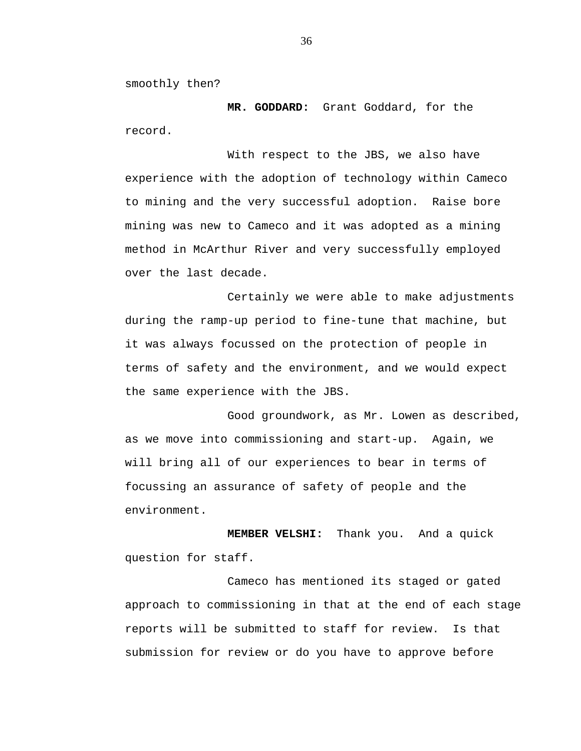smoothly then?

**MR. GODDARD:** Grant Goddard, for the record.

With respect to the JBS, we also have experience with the adoption of technology within Cameco to mining and the very successful adoption. Raise bore mining was new to Cameco and it was adopted as a mining method in McArthur River and very successfully employed over the last decade.

Certainly we were able to make adjustments during the ramp-up period to fine-tune that machine, but it was always focussed on the protection of people in terms of safety and the environment, and we would expect the same experience with the JBS.

Good groundwork, as Mr. Lowen as described, as we move into commissioning and start-up. Again, we will bring all of our experiences to bear in terms of focussing an assurance of safety of people and the environment.

**MEMBER VELSHI:** Thank you. And a quick question for staff.

Cameco has mentioned its staged or gated approach to commissioning in that at the end of each stage reports will be submitted to staff for review. Is that submission for review or do you have to approve before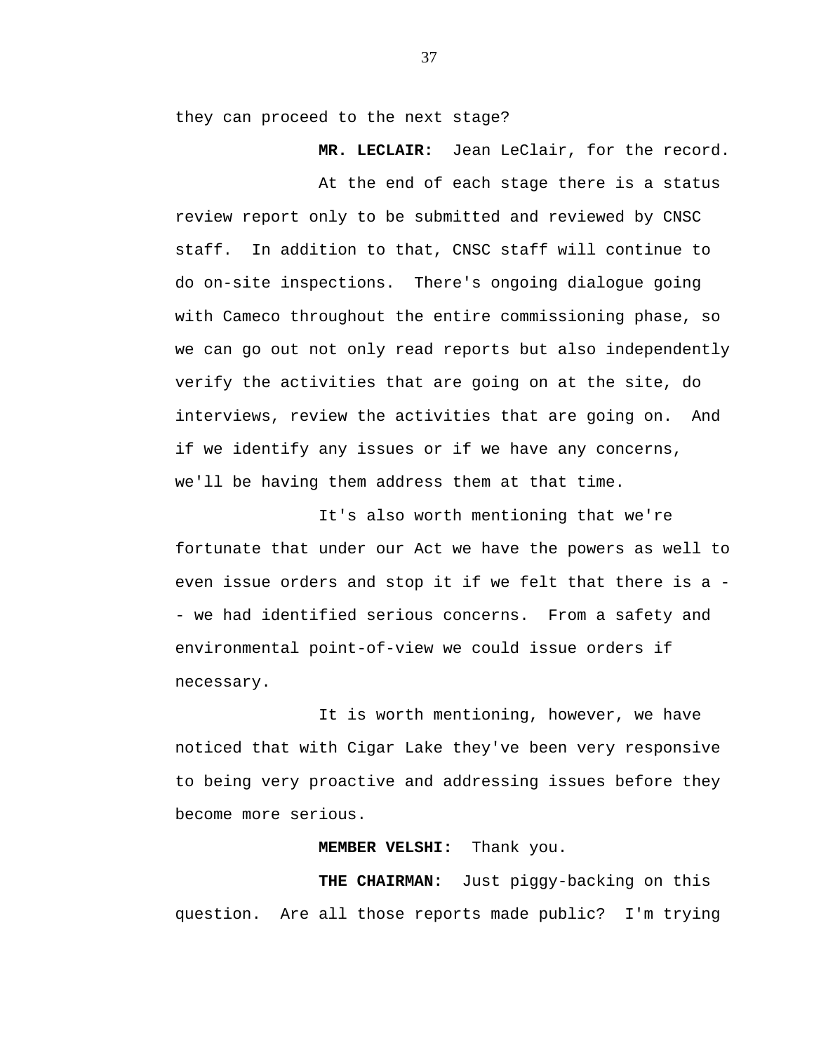they can proceed to the next stage?

**MR. LECLAIR:** Jean LeClair, for the record.

At the end of each stage there is a status review report only to be submitted and reviewed by CNSC staff. In addition to that, CNSC staff will continue to do on-site inspections. There's ongoing dialogue going with Cameco throughout the entire commissioning phase, so we can go out not only read reports but also independently verify the activities that are going on at the site, do interviews, review the activities that are going on. And if we identify any issues or if we have any concerns, we'll be having them address them at that time.

It's also worth mentioning that we're fortunate that under our Act we have the powers as well to even issue orders and stop it if we felt that there is a -- we had identified serious concerns. From a safety and environmental point-of-view we could issue orders if necessary.

It is worth mentioning, however, we have noticed that with Cigar Lake they've been very responsive to being very proactive and addressing issues before they become more serious.

**MEMBER VELSHI:** Thank you.

**THE CHAIRMAN:** Just piggy-backing on this question. Are all those reports made public? I'm trying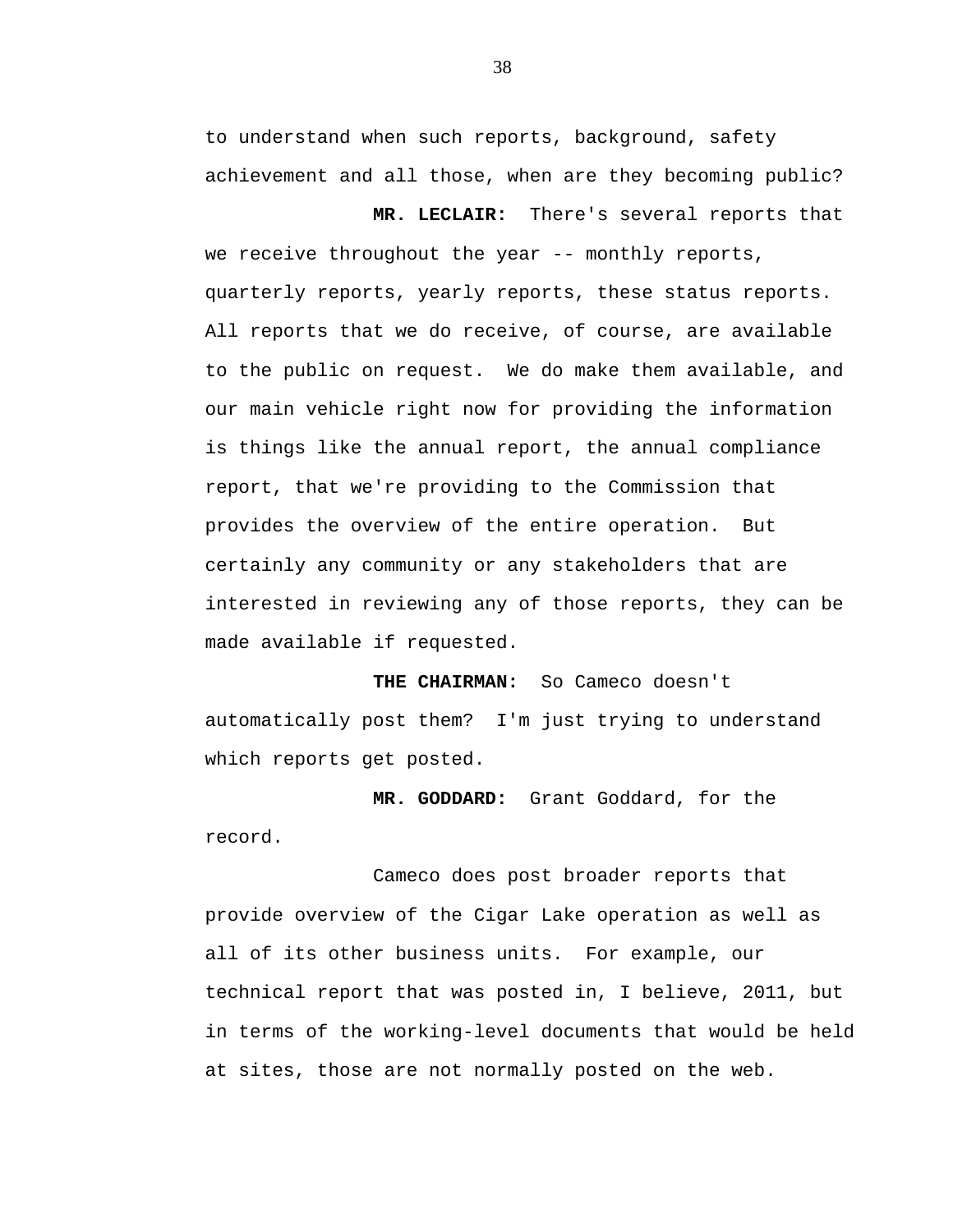to understand when such reports, background, safety achievement and all those, when are they becoming public?

**MR. LECLAIR:** There's several reports that we receive throughout the year -- monthly reports, quarterly reports, yearly reports, these status reports. All reports that we do receive, of course, are available to the public on request. We do make them available, and our main vehicle right now for providing the information is things like the annual report, the annual compliance report, that we're providing to the Commission that provides the overview of the entire operation. But certainly any community or any stakeholders that are interested in reviewing any of those reports, they can be made available if requested.

**THE CHAIRMAN:** So Cameco doesn't automatically post them? I'm just trying to understand which reports get posted.

**MR. GODDARD:** Grant Goddard, for the record.

Cameco does post broader reports that provide overview of the Cigar Lake operation as well as all of its other business units. For example, our technical report that was posted in, I believe, 2011, but in terms of the working-level documents that would be held at sites, those are not normally posted on the web.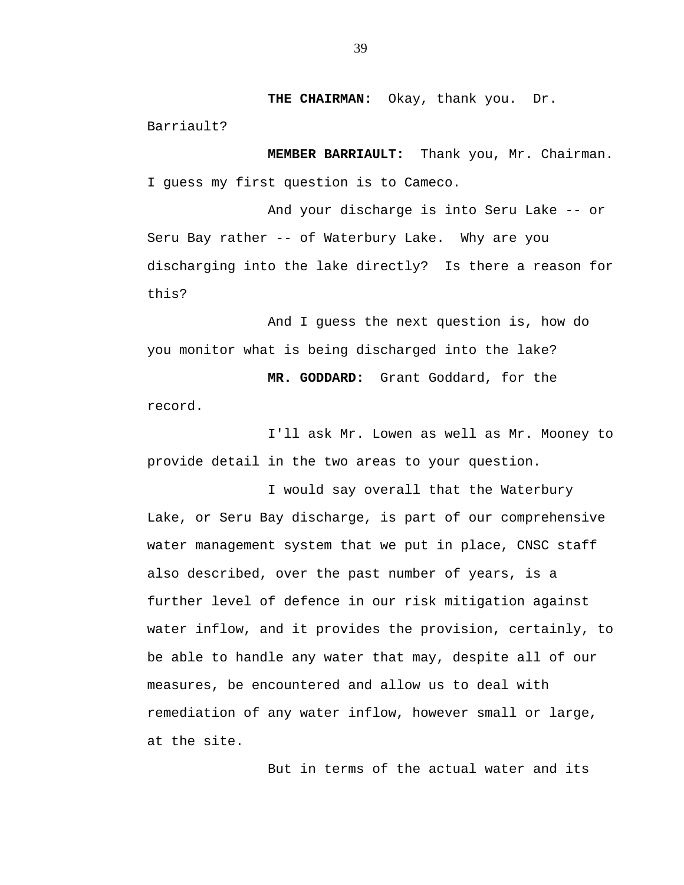**THE CHAIRMAN:** Okay, thank you. Dr. Barriault?

**MEMBER BARRIAULT:** Thank you, Mr. Chairman. I guess my first question is to Cameco.

And your discharge is into Seru Lake -- or Seru Bay rather -- of Waterbury Lake. Why are you discharging into the lake directly? Is there a reason for this?

And I guess the next question is, how do you monitor what is being discharged into the lake?

**MR. GODDARD:** Grant Goddard, for the record.

I'll ask Mr. Lowen as well as Mr. Mooney to provide detail in the two areas to your question.

I would say overall that the Waterbury Lake, or Seru Bay discharge, is part of our comprehensive water management system that we put in place, CNSC staff also described, over the past number of years, is a further level of defence in our risk mitigation against water inflow, and it provides the provision, certainly, to be able to handle any water that may, despite all of our measures, be encountered and allow us to deal with remediation of any water inflow, however small or large, at the site.

But in terms of the actual water and its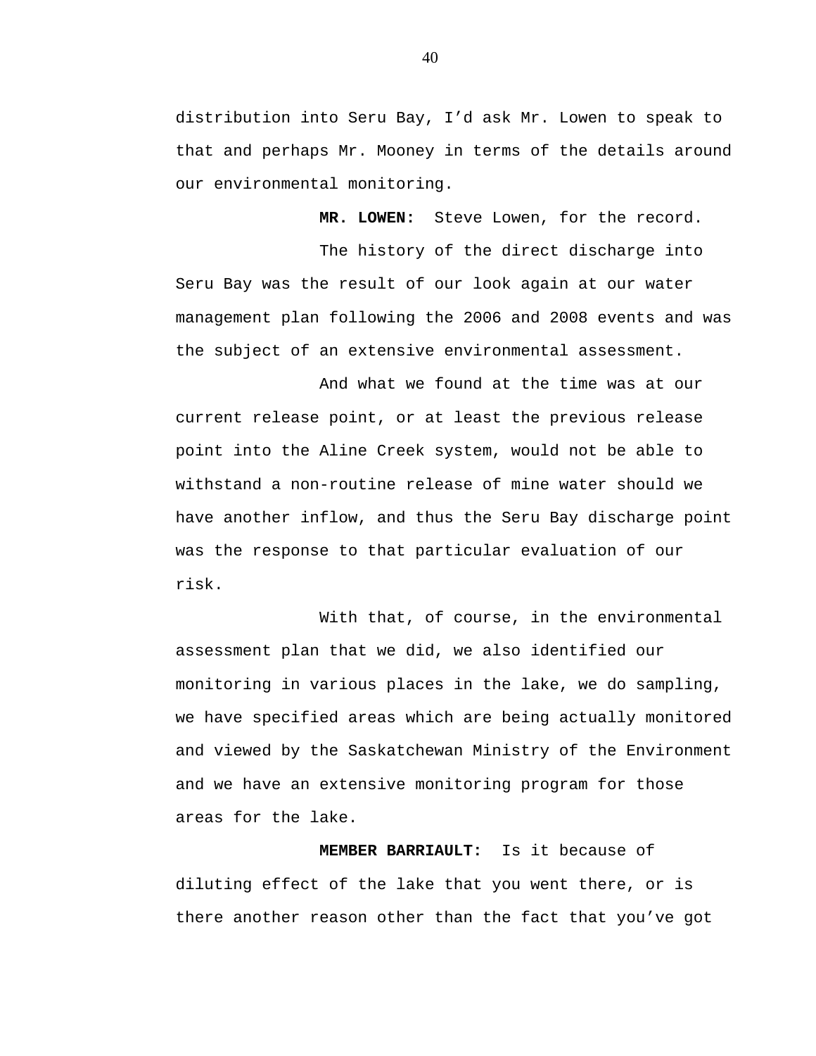distribution into Seru Bay, I'd ask Mr. Lowen to speak to that and perhaps Mr. Mooney in terms of the details around our environmental monitoring.

**MR. LOWEN:** Steve Lowen, for the record.

The history of the direct discharge into Seru Bay was the result of our look again at our water management plan following the 2006 and 2008 events and was the subject of an extensive environmental assessment.

And what we found at the time was at our current release point, or at least the previous release point into the Aline Creek system, would not be able to withstand a non-routine release of mine water should we have another inflow, and thus the Seru Bay discharge point was the response to that particular evaluation of our risk.

With that, of course, in the environmental assessment plan that we did, we also identified our monitoring in various places in the lake, we do sampling, we have specified areas which are being actually monitored and viewed by the Saskatchewan Ministry of the Environment and we have an extensive monitoring program for those areas for the lake.

**MEMBER BARRIAULT:** Is it because of diluting effect of the lake that you went there, or is there another reason other than the fact that you've got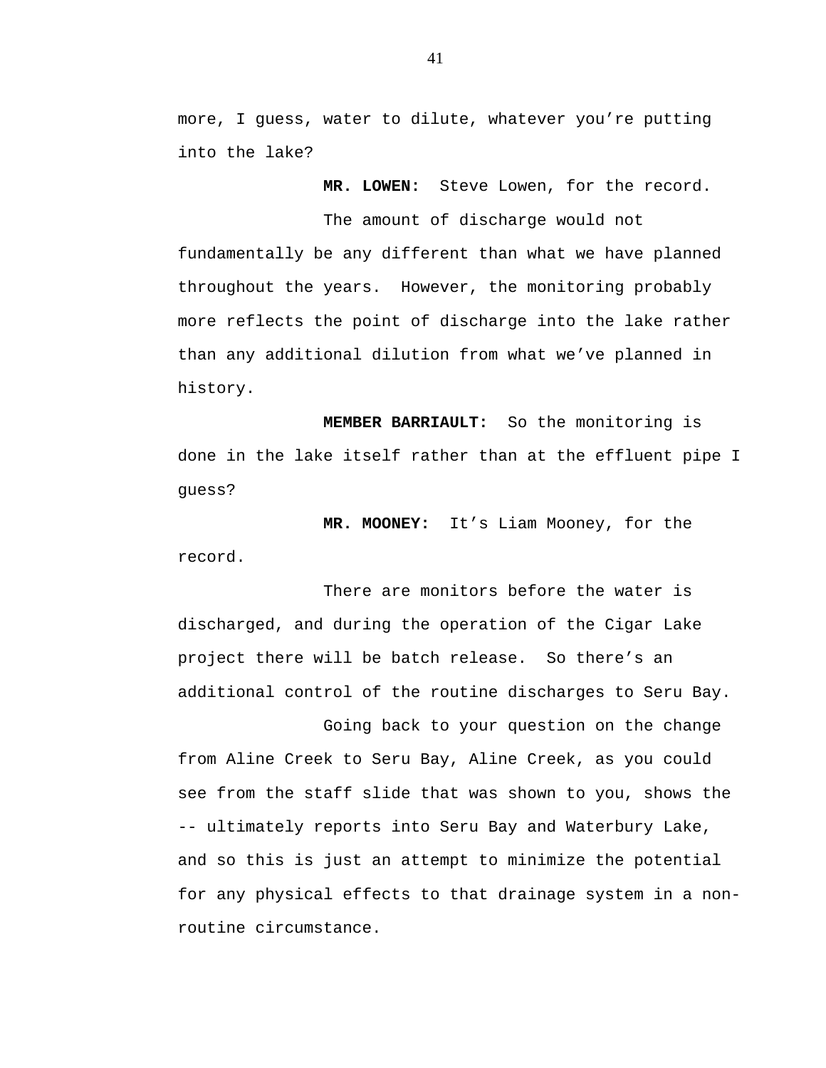more, I guess, water to dilute, whatever you're putting into the lake?

**MR. LOWEN:** Steve Lowen, for the record.

The amount of discharge would not fundamentally be any different than what we have planned throughout the years. However, the monitoring probably more reflects the point of discharge into the lake rather than any additional dilution from what we've planned in history.

**MEMBER BARRIAULT:** So the monitoring is done in the lake itself rather than at the effluent pipe I guess?

**MR. MOONEY:** It's Liam Mooney, for the record.

There are monitors before the water is discharged, and during the operation of the Cigar Lake project there will be batch release. So there's an additional control of the routine discharges to Seru Bay.

Going back to your question on the change from Aline Creek to Seru Bay, Aline Creek, as you could see from the staff slide that was shown to you, shows the -- ultimately reports into Seru Bay and Waterbury Lake, and so this is just an attempt to minimize the potential for any physical effects to that drainage system in a non-routine circumstance.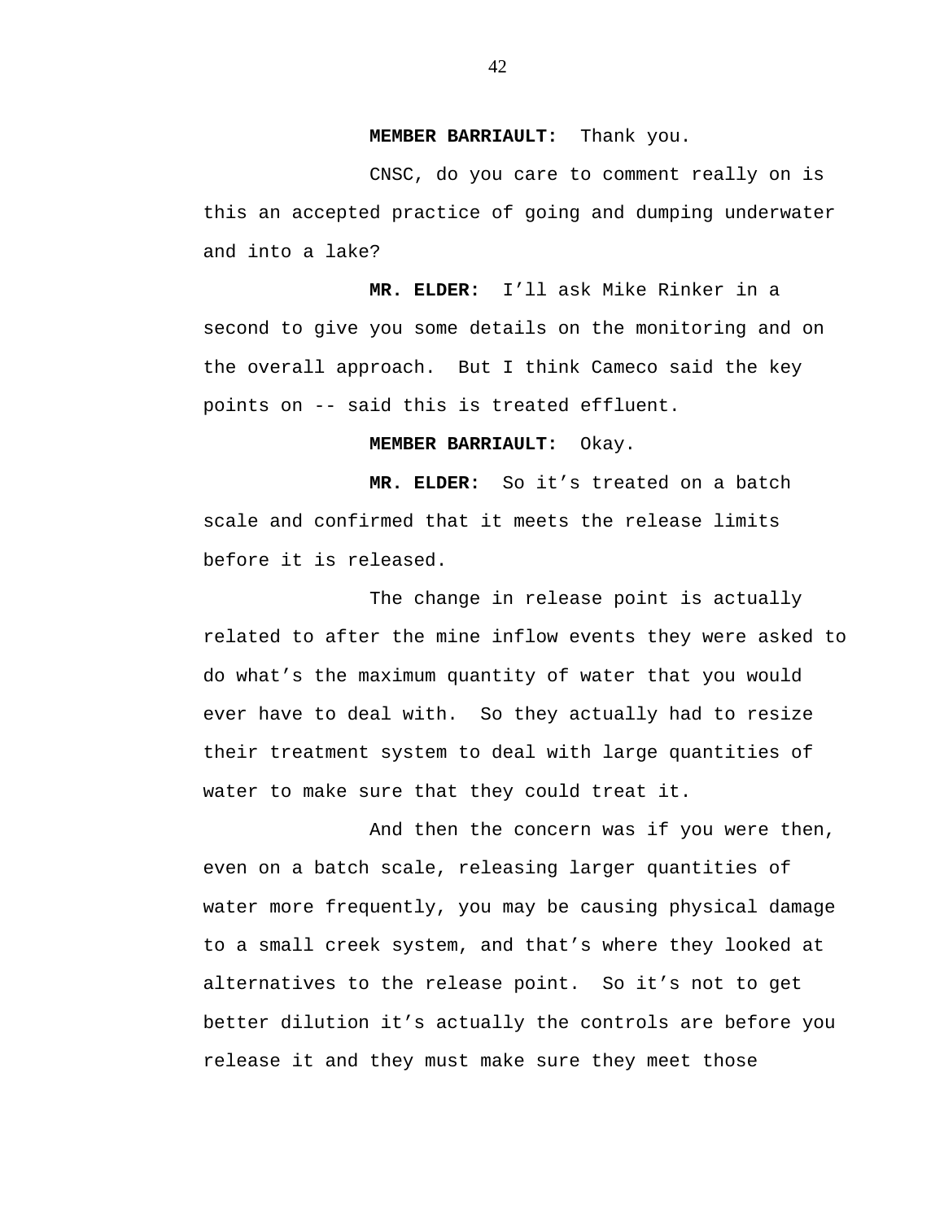**MEMBER BARRIAULT:** Thank you.

CNSC, do you care to comment really on is this an accepted practice of going and dumping underwater and into a lake?

**MR. ELDER:** I'll ask Mike Rinker in a second to give you some details on the monitoring and on the overall approach. But I think Cameco said the key points on -- said this is treated effluent.

**MEMBER BARRIAULT:** Okay.

**MR. ELDER:** So it's treated on a batch scale and confirmed that it meets the release limits before it is released.

The change in release point is actually related to after the mine inflow events they were asked to do what's the maximum quantity of water that you would ever have to deal with. So they actually had to resize their treatment system to deal with large quantities of water to make sure that they could treat it.

And then the concern was if you were then, even on a batch scale, releasing larger quantities of water more frequently, you may be causing physical damage to a small creek system, and that's where they looked at alternatives to the release point. So it's not to get better dilution it's actually the controls are before you release it and they must make sure they meet those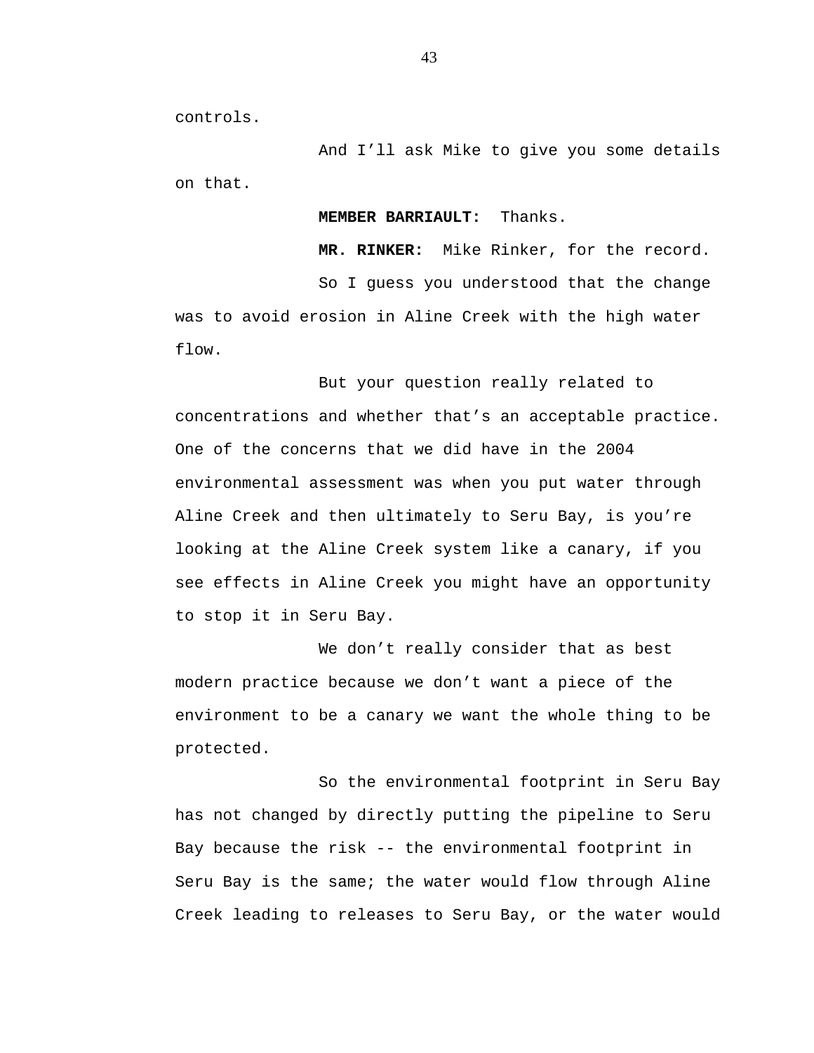controls.

And I'll ask Mike to give you some details on that.

**MEMBER BARRIAULT:** Thanks.

**MR. RINKER:** Mike Rinker, for the record.

So I guess you understood that the change was to avoid erosion in Aline Creek with the high water flow.

But your question really related to concentrations and whether that's an acceptable practice. One of the concerns that we did have in the 2004 environmental assessment was when you put water through Aline Creek and then ultimately to Seru Bay, is you're looking at the Aline Creek system like a canary, if you see effects in Aline Creek you might have an opportunity to stop it in Seru Bay.

We don't really consider that as best modern practice because we don't want a piece of the environment to be a canary we want the whole thing to be protected.

So the environmental footprint in Seru Bay has not changed by directly putting the pipeline to Seru Bay because the risk -- the environmental footprint in Seru Bay is the same; the water would flow through Aline Creek leading to releases to Seru Bay, or the water would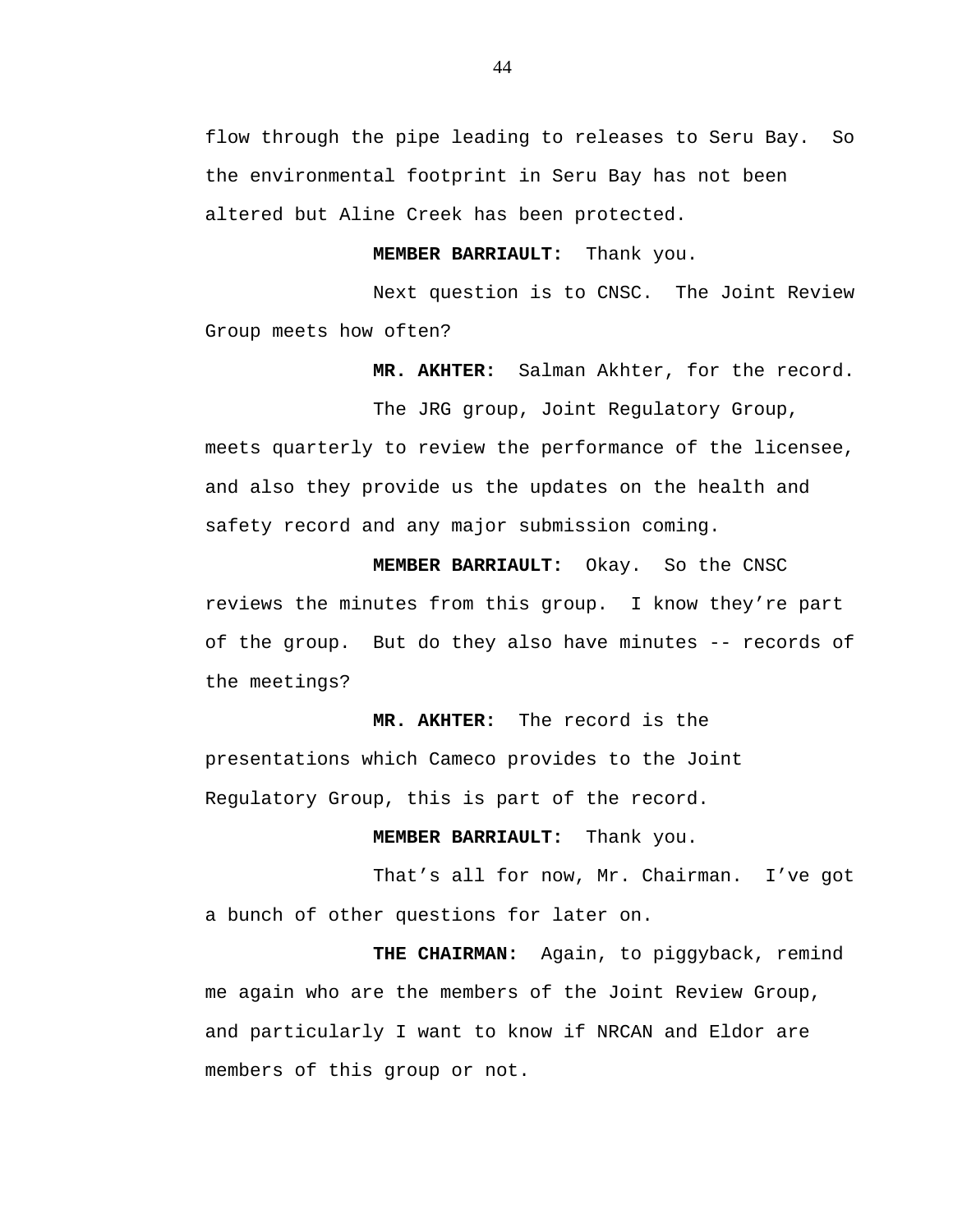flow through the pipe leading to releases to Seru Bay. So the environmental footprint in Seru Bay has not been altered but Aline Creek has been protected.

**MEMBER BARRIAULT:** Thank you.

Next question is to CNSC. The Joint Review Group meets how often?

**MR. AKHTER:** Salman Akhter, for the record.

The JRG group, Joint Regulatory Group, meets quarterly to review the performance of the licensee, and also they provide us the updates on the health and safety record and any major submission coming.

**MEMBER BARRIAULT:** Okay. So the CNSC reviews the minutes from this group. I know they're part of the group. But do they also have minutes -- records of the meetings?

**MR. AKHTER:** The record is the presentations which Cameco provides to the Joint Regulatory Group, this is part of the record.

**MEMBER BARRIAULT:** Thank you.

That's all for now, Mr. Chairman. I've got a bunch of other questions for later on.

**THE CHAIRMAN:** Again, to piggyback, remind me again who are the members of the Joint Review Group, and particularly I want to know if NRCAN and Eldor are members of this group or not.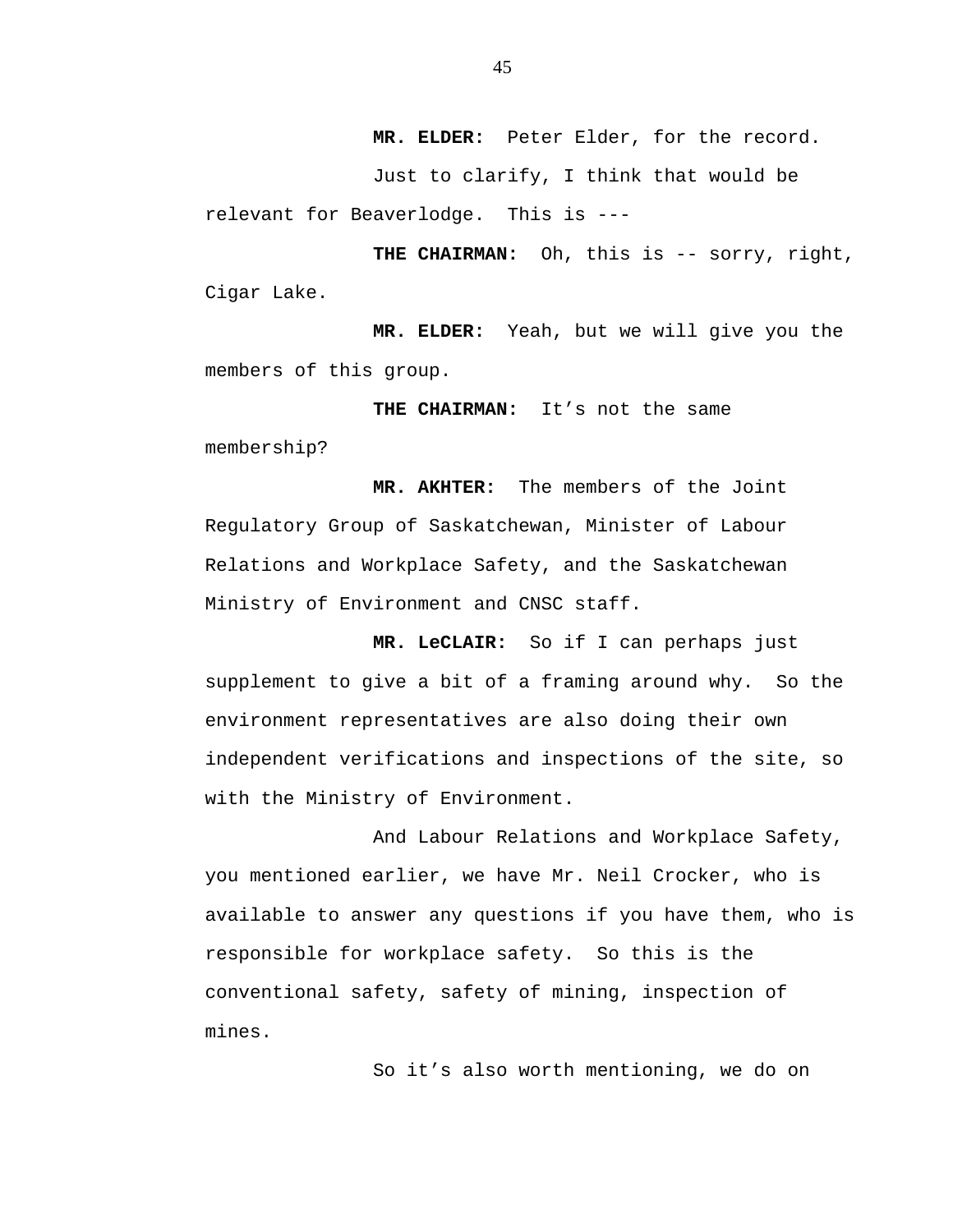**MR. ELDER:** Peter Elder, for the record.

Just to clarify, I think that would be relevant for Beaverlodge. This is ---

**THE CHAIRMAN:** Oh, this is -- sorry, right, Cigar Lake.

**MR. ELDER:** Yeah, but we will give you the members of this group.

**THE CHAIRMAN:** It’s not the same membership?

**MR. AKHTER:** The members of the Joint Regulatory Group of Saskatchewan, Minister of Labour Relations and Workplace Safety, and the Saskatchewan Ministry of Environment and CNSC staff.

**MR. LeCLAIR:** So if I can perhaps just supplement to give a bit of a framing around why. So the environment representatives are also doing their own independent verifications and inspections of the site, so with the Ministry of Environment.

And Labour Relations and Workplace Safety, you mentioned earlier, we have Mr. Neil Crocker, who is available to answer any questions if you have them, who is responsible for workplace safety. So this is the conventional safety, safety of mining, inspection of mines.

So it’s also worth mentioning, we do on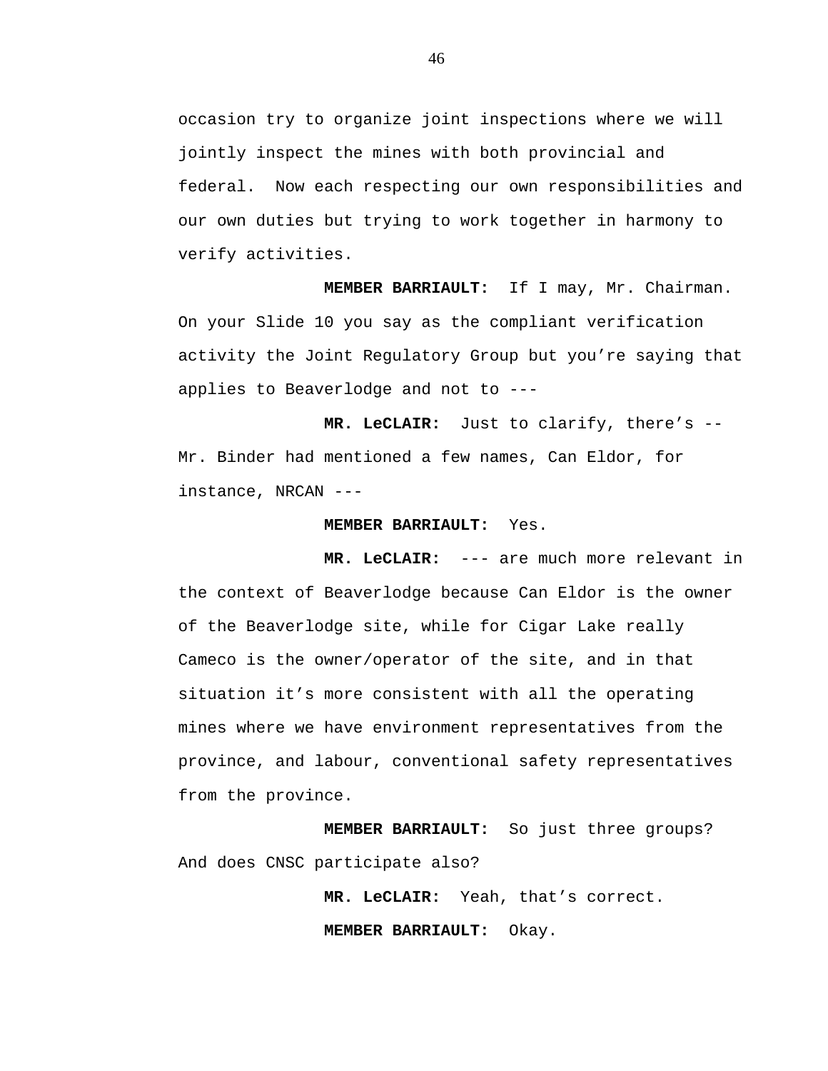occasion try to organize joint inspections where we will jointly inspect the mines with both provincial and federal.  Now each respecting our own responsibilities and our own duties but trying to work together in harmony to verify activities.

**MEMBER BARRIAULT:**  If I may, Mr. Chairman. On your Slide 10 you say as the compliant verification activity the Joint Regulatory Group but you're saying that applies to Beaverlodge and not to ---

**MR. LeCLAIR:**  Just to clarify, there's -- Mr. Binder had mentioned a few names, Can Eldor, for instance, NRCAN ---

**MEMBER BARRIAULT:**  Yes.

**MR. LeCLAIR:**  --- are much more relevant in the context of Beaverlodge because Can Eldor is the owner of the Beaverlodge site, while for Cigar Lake really Cameco is the owner/operator of the site, and in that situation it's more consistent with all the operating mines where we have environment representatives from the province, and labour, conventional safety representatives from the province.

**MEMBER BARRIAULT:**  So just three groups? And does CNSC participate also?

**MR. LeCLAIR:**  Yeah, that's correct.

**MEMBER BARRIAULT:**  Okay.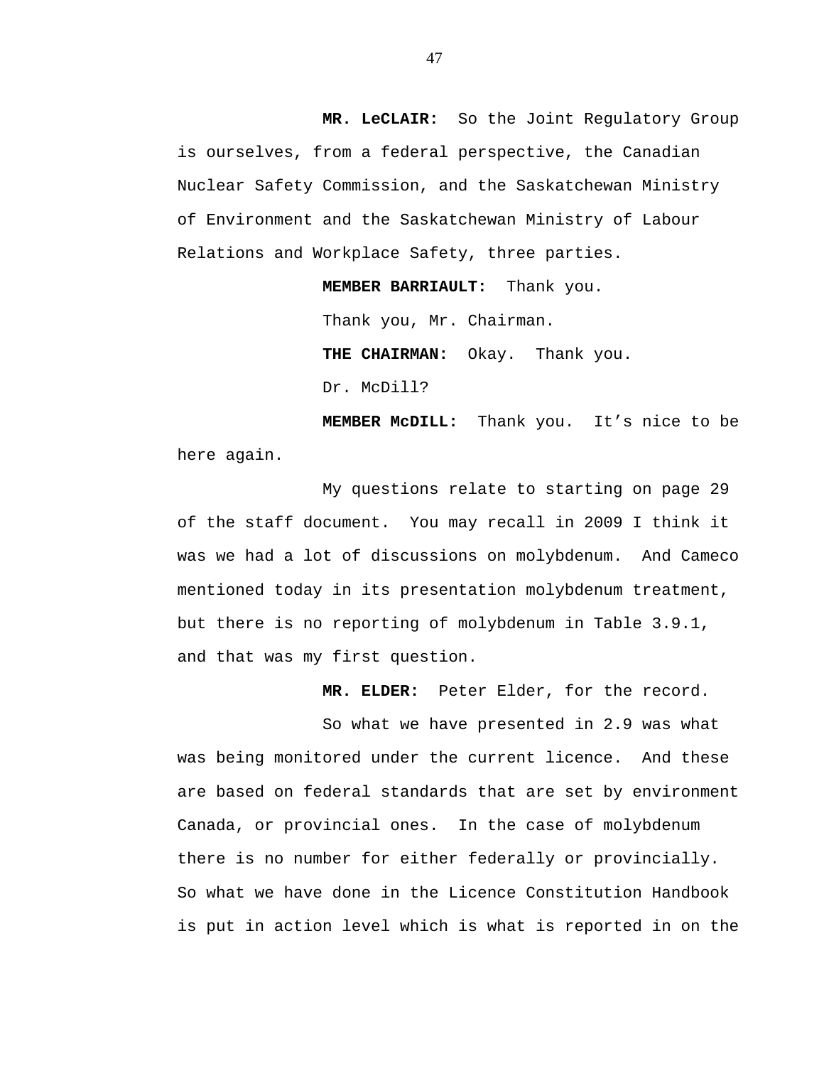**MR. LeCLAIR:** So the Joint Regulatory Group is ourselves, from a federal perspective, the Canadian Nuclear Safety Commission, and the Saskatchewan Ministry of Environment and the Saskatchewan Ministry of Labour Relations and Workplace Safety, three parties.

**MEMBER BARRIAULT:** Thank you.

Thank you, Mr. Chairman.

**THE CHAIRMAN:** Okay. Thank you.

Dr. McDill?

**MEMBER McDILL:** Thank you. It's nice to be here again.

My questions relate to starting on page 29 of the staff document. You may recall in 2009 I think it was we had a lot of discussions on molybdenum. And Cameco mentioned today in its presentation molybdenum treatment, but there is no reporting of molybdenum in Table 3.9.1, and that was my first question.

**MR. ELDER:** Peter Elder, for the record.

So what we have presented in 2.9 was what was being monitored under the current licence. And these are based on federal standards that are set by environment Canada, or provincial ones. In the case of molybdenum there is no number for either federally or provincially. So what we have done in the Licence Constitution Handbook is put in action level which is what is reported in on the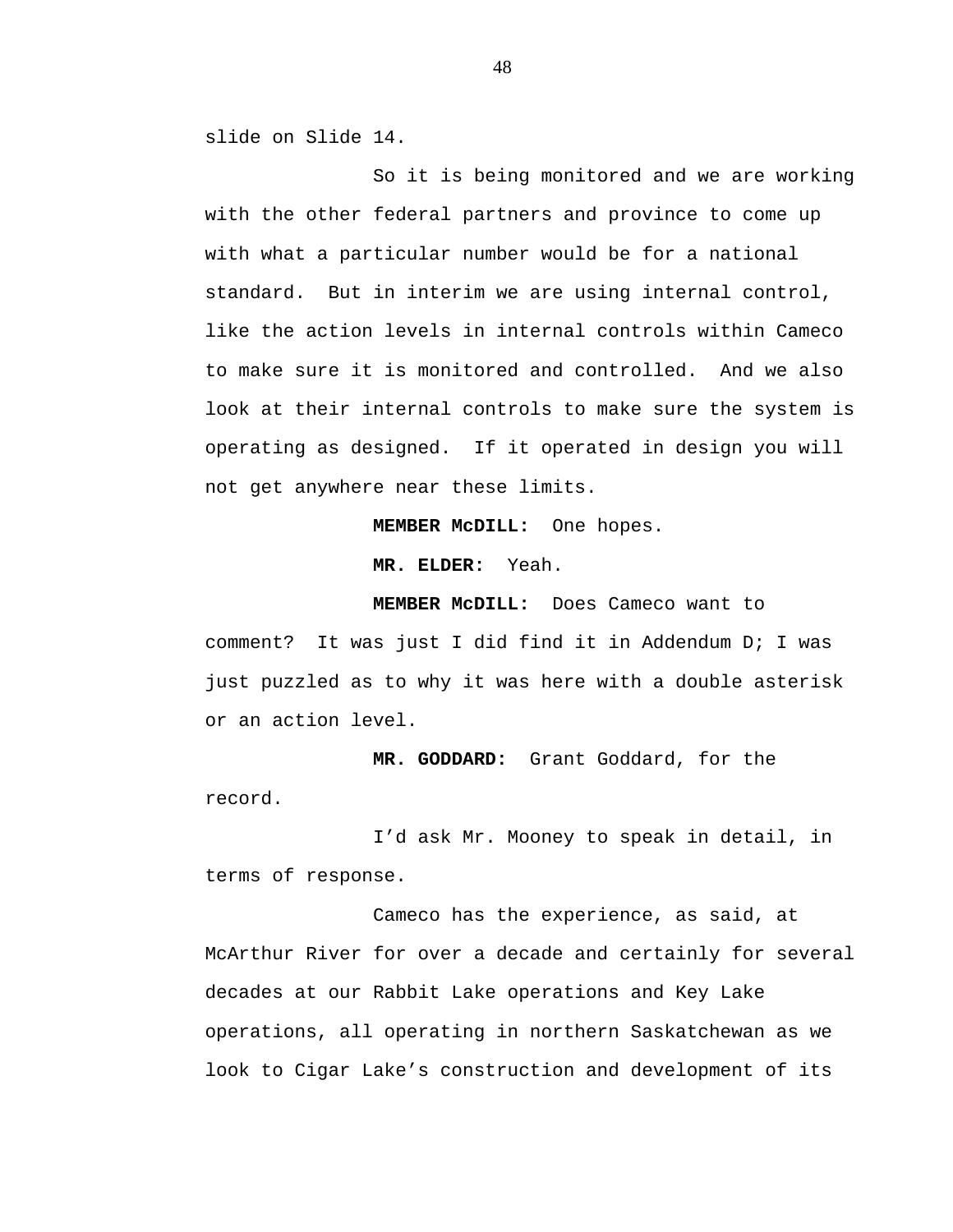slide on Slide 14.

So it is being monitored and we are working with the other federal partners and province to come up with what a particular number would be for a national standard. But in interim we are using internal control, like the action levels in internal controls within Cameco to make sure it is monitored and controlled. And we also look at their internal controls to make sure the system is operating as designed. If it operated in design you will not get anywhere near these limits.

**MEMBER McDILL:** One hopes.

**MR. ELDER:** Yeah.

**MEMBER McDILL:** Does Cameco want to comment? It was just I did find it in Addendum D; I was just puzzled as to why it was here with a double asterisk or an action level.

**MR. GODDARD:** Grant Goddard, for the record.

I'd ask Mr. Mooney to speak in detail, in terms of response.

Cameco has the experience, as said, at McArthur River for over a decade and certainly for several decades at our Rabbit Lake operations and Key Lake operations, all operating in northern Saskatchewan as we look to Cigar Lake's construction and development of its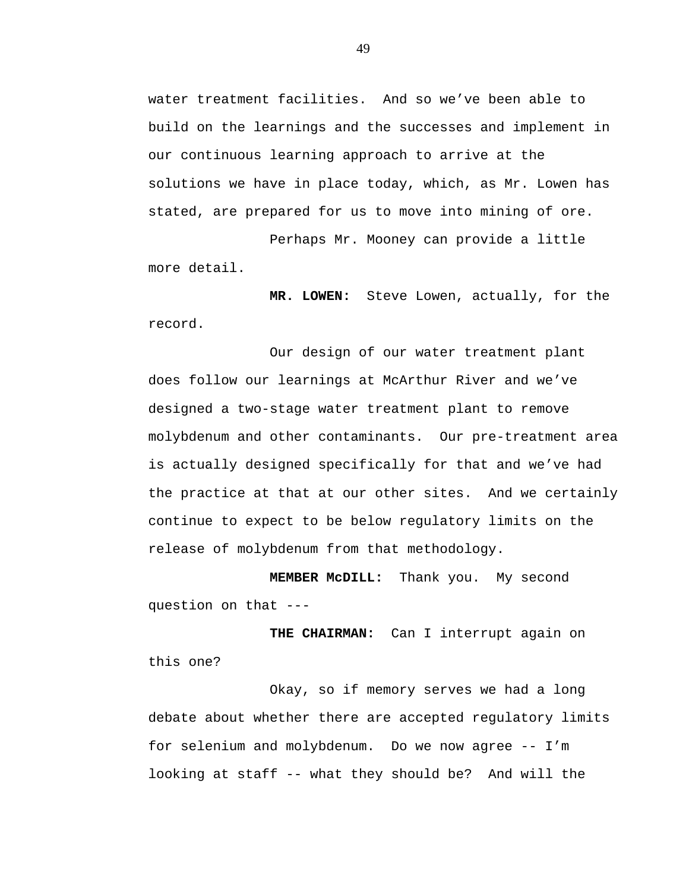water treatment facilities. And so we've been able to build on the learnings and the successes and implement in our continuous learning approach to arrive at the solutions we have in place today, which, as Mr. Lowen has stated, are prepared for us to move into mining of ore.

Perhaps Mr. Mooney can provide a little more detail.

**MR. LOWEN:** Steve Lowen, actually, for the record.

Our design of our water treatment plant does follow our learnings at McArthur River and we've designed a two-stage water treatment plant to remove molybdenum and other contaminants. Our pre-treatment area is actually designed specifically for that and we've had the practice at that at our other sites. And we certainly continue to expect to be below regulatory limits on the release of molybdenum from that methodology.

**MEMBER McDILL:** Thank you. My second question on that ---

**THE CHAIRMAN:** Can I interrupt again on this one?

Okay, so if memory serves we had a long debate about whether there are accepted regulatory limits for selenium and molybdenum. Do we now agree -- I'm looking at staff -- what they should be? And will the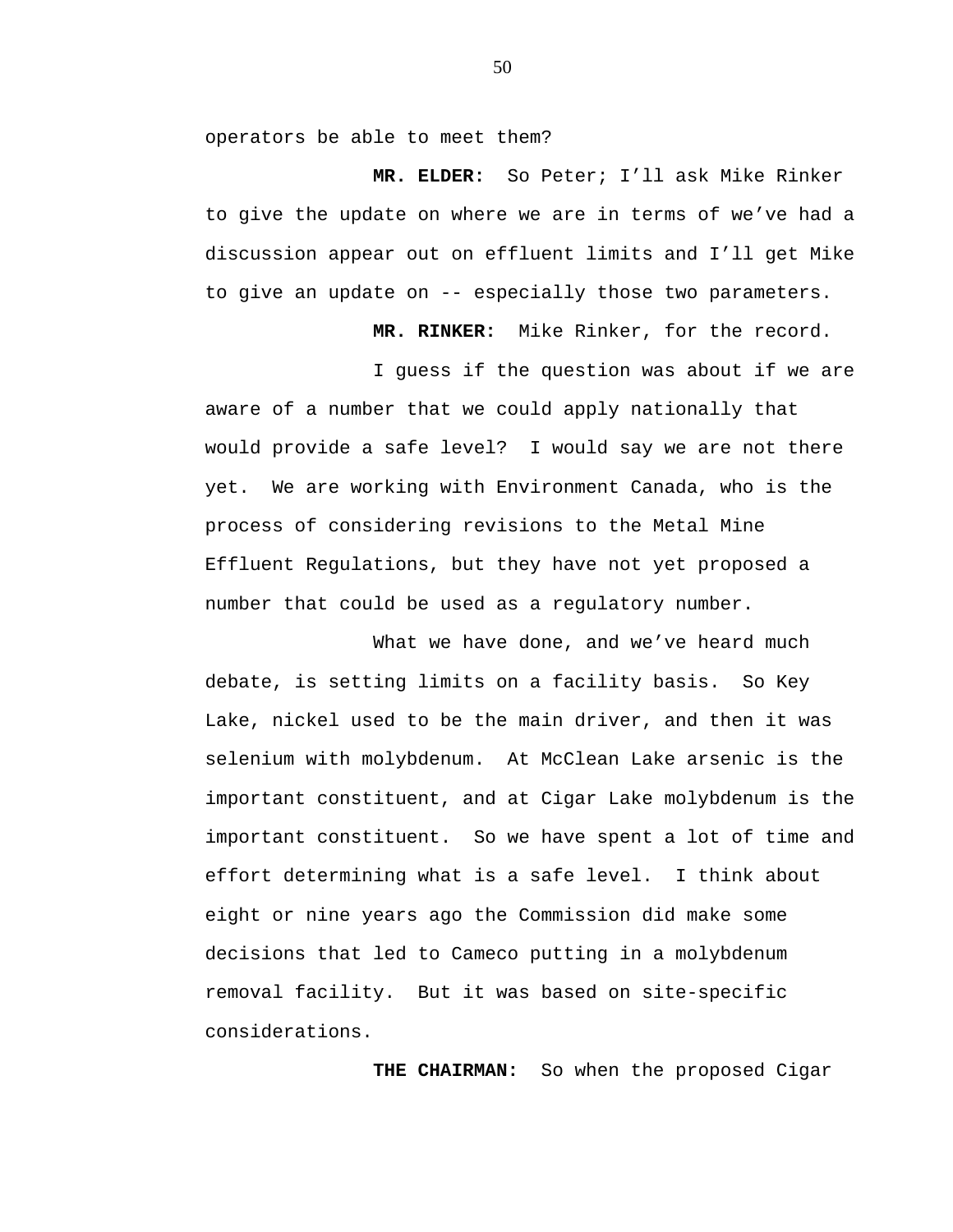operators be able to meet them?

**MR. ELDER:** So Peter; I'll ask Mike Rinker to give the update on where we are in terms of we've had a discussion appear out on effluent limits and I'll get Mike to give an update on -- especially those two parameters.

**MR. RINKER:** Mike Rinker, for the record.

I guess if the question was about if we are aware of a number that we could apply nationally that would provide a safe level? I would say we are not there yet. We are working with Environment Canada, who is the process of considering revisions to the Metal Mine Effluent Regulations, but they have not yet proposed a number that could be used as a regulatory number.

What we have done, and we've heard much debate, is setting limits on a facility basis. So Key Lake, nickel used to be the main driver, and then it was selenium with molybdenum. At McClean Lake arsenic is the important constituent, and at Cigar Lake molybdenum is the important constituent. So we have spent a lot of time and effort determining what is a safe level. I think about eight or nine years ago the Commission did make some decisions that led to Cameco putting in a molybdenum removal facility. But it was based on site-specific considerations.

**THE CHAIRMAN:** So when the proposed Cigar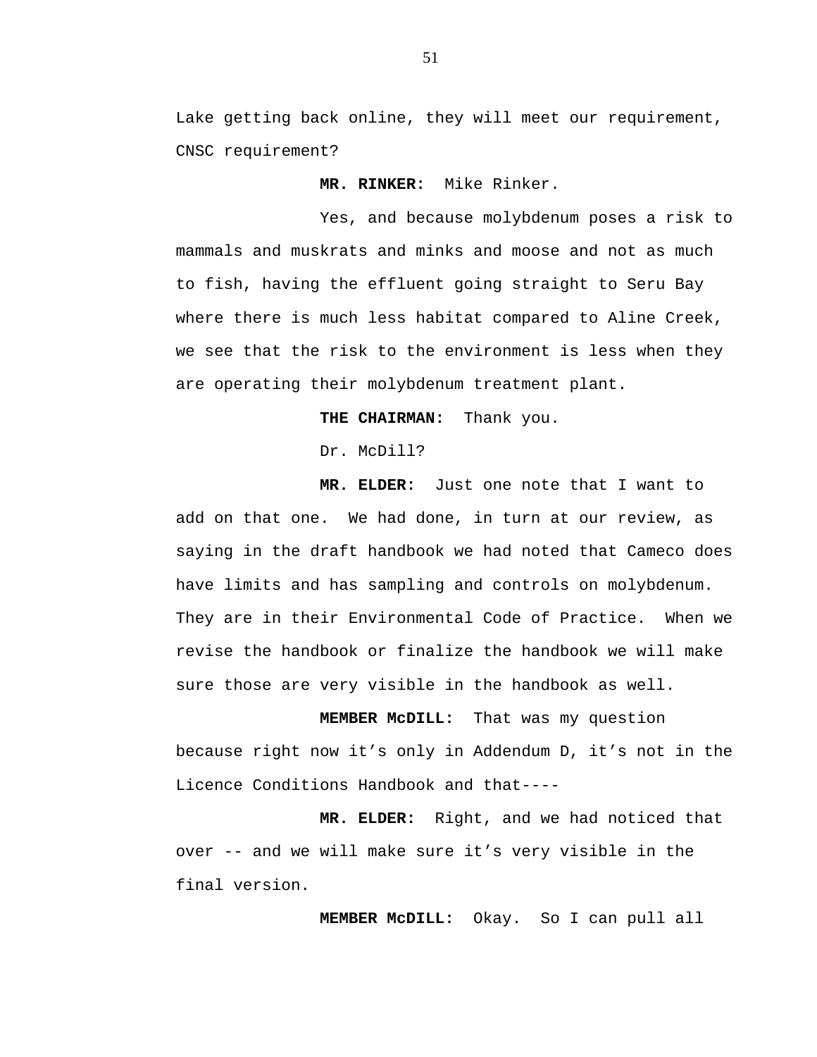Lake getting back online, they will meet our requirement, CNSC requirement?

**MR. RINKER:** Mike Rinker.

Yes, and because molybdenum poses a risk to mammals and muskrats and minks and moose and not as much to fish, having the effluent going straight to Seru Bay where there is much less habitat compared to Aline Creek, we see that the risk to the environment is less when they are operating their molybdenum treatment plant.

**THE CHAIRMAN:** Thank you.

Dr. McDill?

**MR. ELDER:** Just one note that I want to add on that one. We had done, in turn at our review, as saying in the draft handbook we had noted that Cameco does have limits and has sampling and controls on molybdenum. They are in their Environmental Code of Practice. When we revise the handbook or finalize the handbook we will make sure those are very visible in the handbook as well.

**MEMBER McDILL:** That was my question because right now it's only in Addendum D, it's not in the Licence Conditions Handbook and that----

**MR. ELDER:** Right, and we had noticed that over -- and we will make sure it's very visible in the final version.

**MEMBER McDILL:** Okay. So I can pull all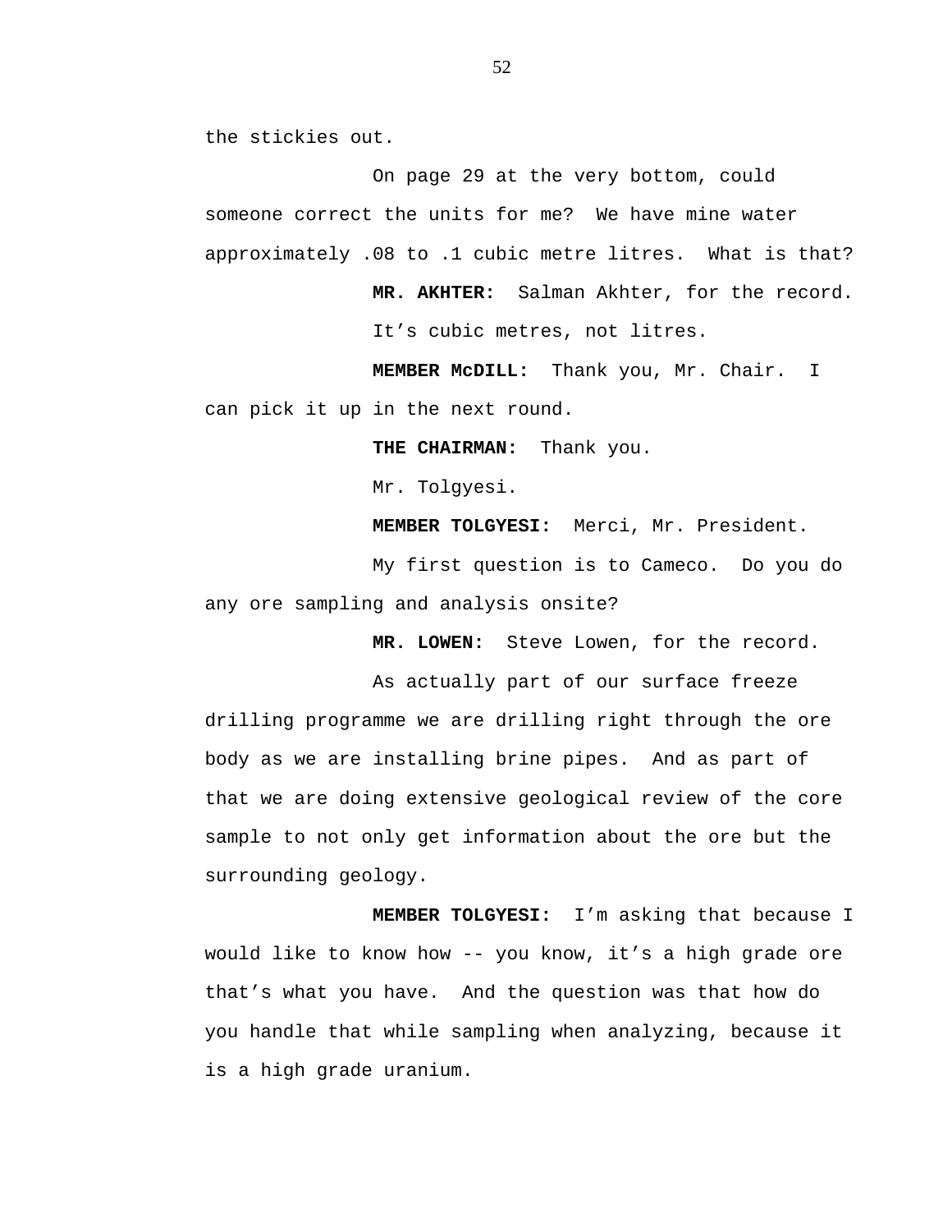the stickies out.

On page 29 at the very bottom, could someone correct the units for me? We have mine water approximately .08 to .1 cubic metre litres. What is that?

**MR. AKHTER:** Salman Akhter, for the record.

It’s cubic metres, not litres.

**MEMBER McDILL:** Thank you, Mr. Chair. I can pick it up in the next round.

**THE CHAIRMAN:** Thank you.

Mr. Tolgyesi.

**MEMBER TOLGYESI:** Merci, Mr. President.

My first question is to Cameco. Do you do any ore sampling and analysis onsite?

**MR. LOWEN:** Steve Lowen, for the record.

As actually part of our surface freeze drilling programme we are drilling right through the ore body as we are installing brine pipes. And as part of that we are doing extensive geological review of the core sample to not only get information about the ore but the surrounding geology.

**MEMBER TOLGYESI:** I’m asking that because I would like to know how -- you know, it’s a high grade ore that’s what you have. And the question was that how do you handle that while sampling when analyzing, because it is a high grade uranium.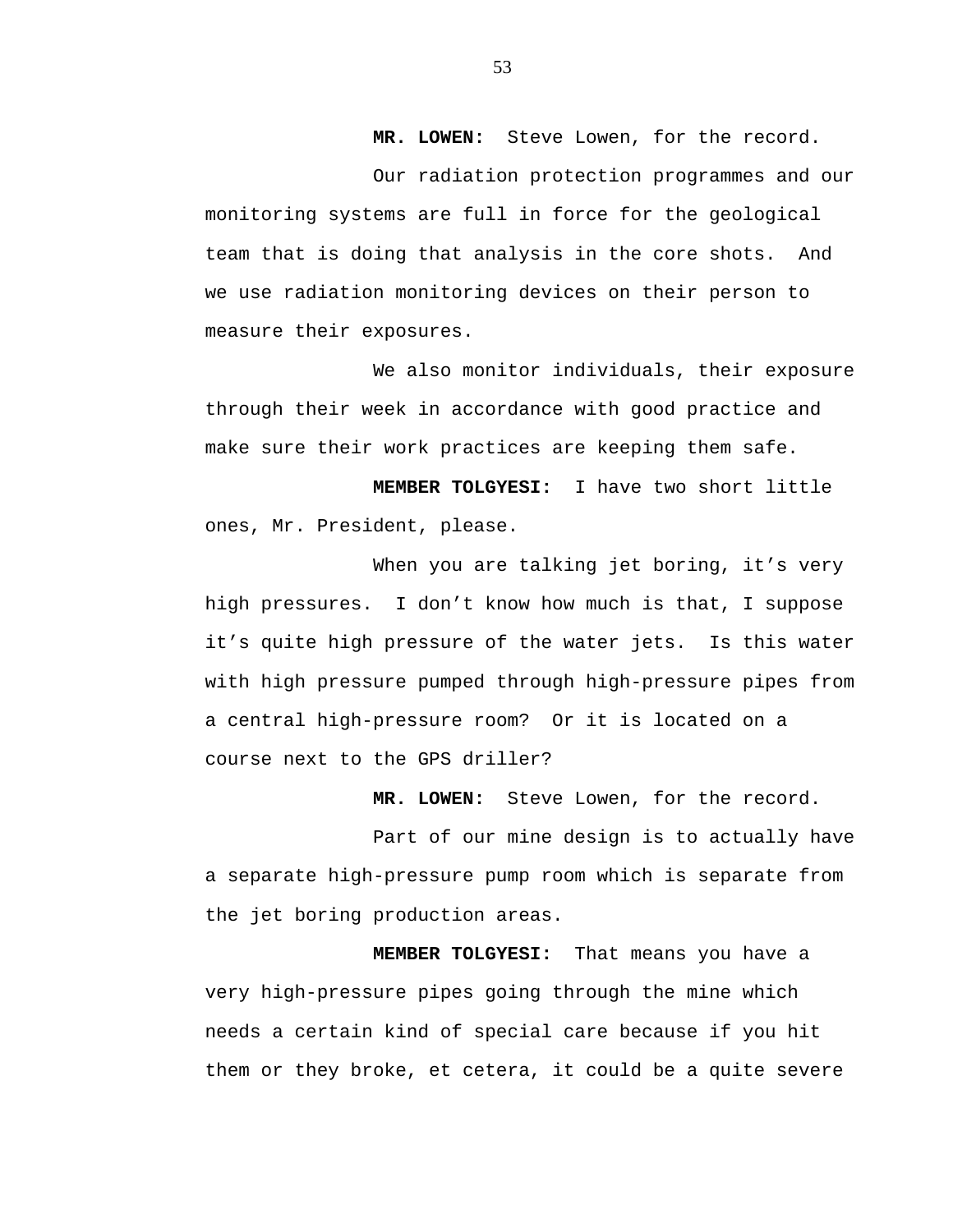**MR. LOWEN:** Steve Lowen, for the record.

Our radiation protection programmes and our monitoring systems are full in force for the geological team that is doing that analysis in the core shots. And we use radiation monitoring devices on their person to measure their exposures.

We also monitor individuals, their exposure through their week in accordance with good practice and make sure their work practices are keeping them safe.

**MEMBER TOLGYESI:** I have two short little ones, Mr. President, please.

When you are talking jet boring, it's very high pressures. I don't know how much is that, I suppose it's quite high pressure of the water jets. Is this water with high pressure pumped through high-pressure pipes from a central high-pressure room? Or it is located on a course next to the GPS driller?

**MR. LOWEN:** Steve Lowen, for the record.

Part of our mine design is to actually have a separate high-pressure pump room which is separate from the jet boring production areas.

**MEMBER TOLGYESI:** That means you have a very high-pressure pipes going through the mine which needs a certain kind of special care because if you hit them or they broke, et cetera, it could be a quite severe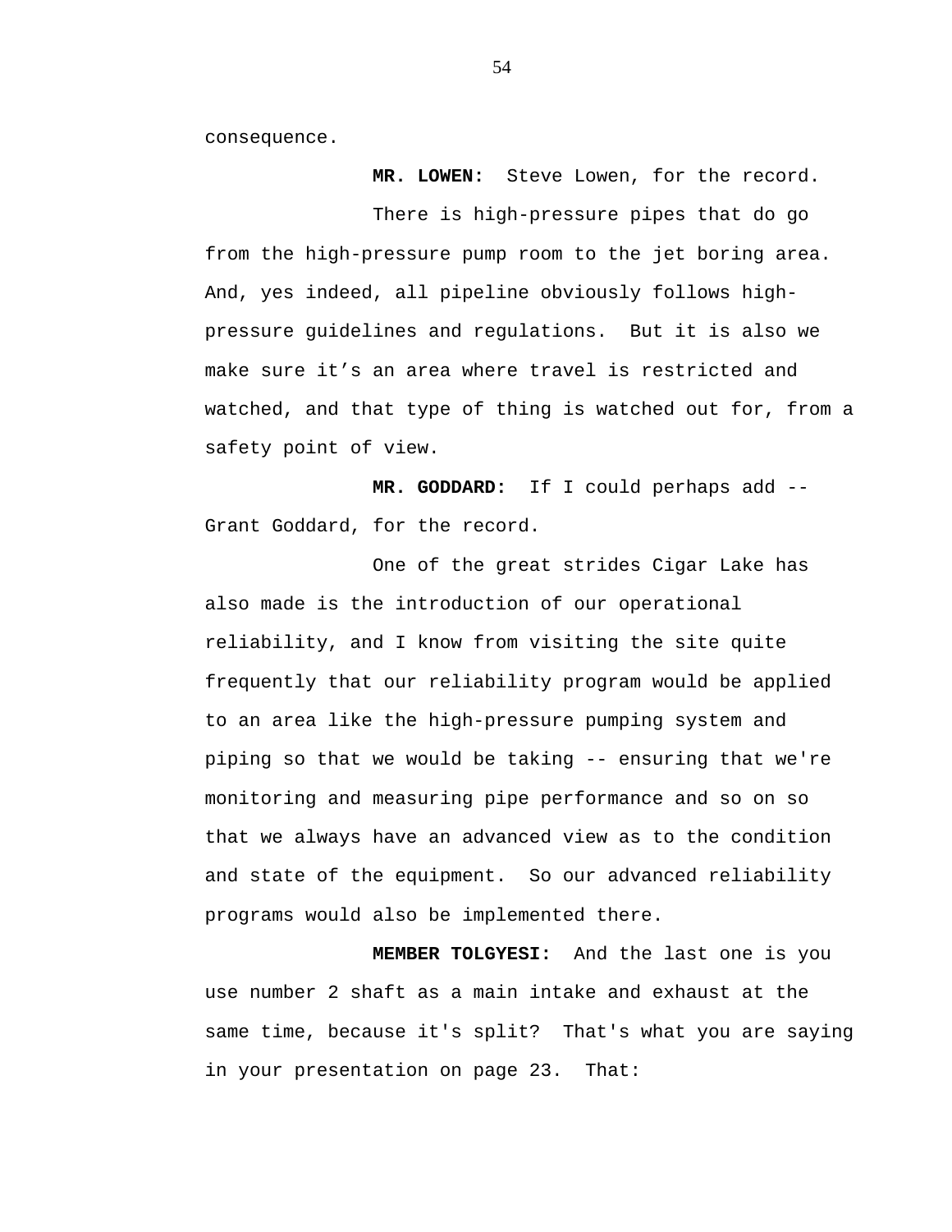consequence.

**MR. LOWEN:** Steve Lowen, for the record.

There is high-pressure pipes that do go from the high-pressure pump room to the jet boring area. And, yes indeed, all pipeline obviously follows high-pressure guidelines and regulations. But it is also we make sure it's an area where travel is restricted and watched, and that type of thing is watched out for, from a safety point of view.

**MR. GODDARD:** If I could perhaps add -- Grant Goddard, for the record.

One of the great strides Cigar Lake has also made is the introduction of our operational reliability, and I know from visiting the site quite frequently that our reliability program would be applied to an area like the high-pressure pumping system and piping so that we would be taking -- ensuring that we're monitoring and measuring pipe performance and so on so that we always have an advanced view as to the condition and state of the equipment. So our advanced reliability programs would also be implemented there.

**MEMBER TOLGYESI:** And the last one is you use number 2 shaft as a main intake and exhaust at the same time, because it's split? That's what you are saying in your presentation on page 23. That: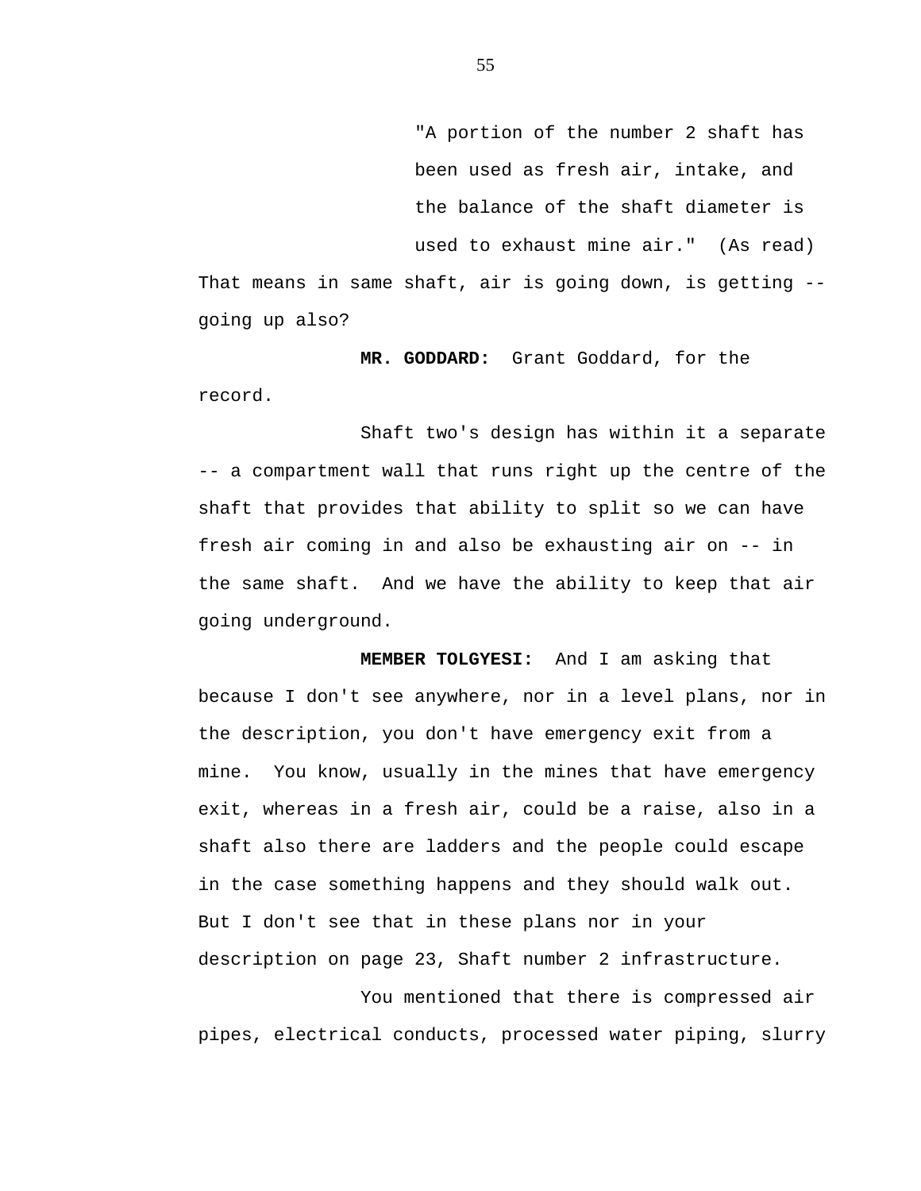"A portion of the number 2 shaft has been used as fresh air, intake, and the balance of the shaft diameter is used to exhaust mine air." (As read)

That means in same shaft, air is going down, is getting -- going up also?

**MR. GODDARD:** Grant Goddard, for the record.

Shaft two's design has within it a separate -- a compartment wall that runs right up the centre of the shaft that provides that ability to split so we can have fresh air coming in and also be exhausting air on -- in the same shaft. And we have the ability to keep that air going underground.

**MEMBER TOLGYESI:** And I am asking that because I don't see anywhere, nor in a level plans, nor in the description, you don't have emergency exit from a mine. You know, usually in the mines that have emergency exit, whereas in a fresh air, could be a raise, also in a shaft also there are ladders and the people could escape in the case something happens and they should walk out. But I don't see that in these plans nor in your description on page 23, Shaft number 2 infrastructure.

You mentioned that there is compressed air pipes, electrical conducts, processed water piping, slurry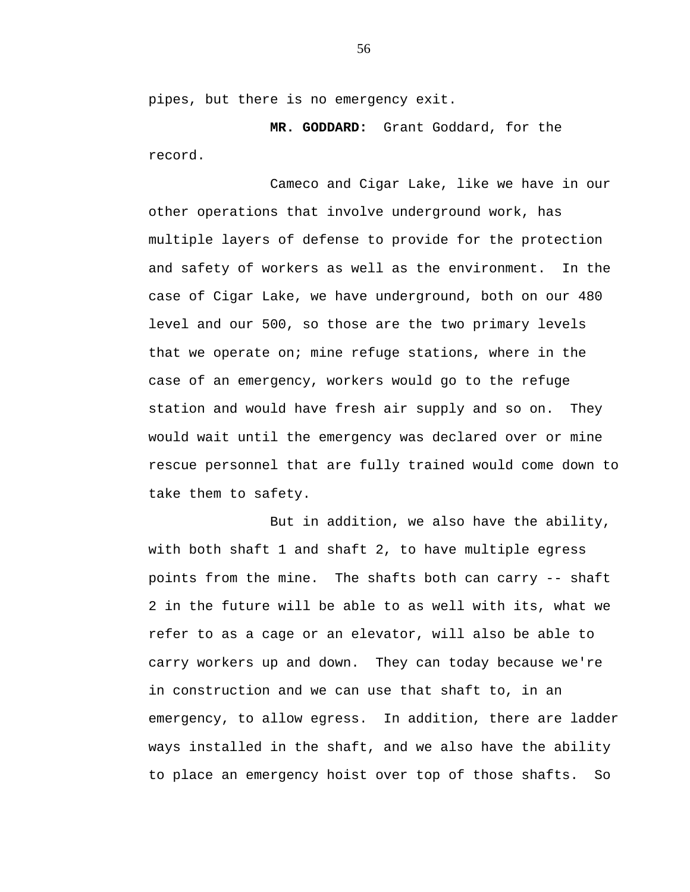pipes, but there is no emergency exit.

**MR. GODDARD:** Grant Goddard, for the record.

Cameco and Cigar Lake, like we have in our other operations that involve underground work, has multiple layers of defense to provide for the protection and safety of workers as well as the environment. In the case of Cigar Lake, we have underground, both on our 480 level and our 500, so those are the two primary levels that we operate on; mine refuge stations, where in the case of an emergency, workers would go to the refuge station and would have fresh air supply and so on. They would wait until the emergency was declared over or mine rescue personnel that are fully trained would come down to take them to safety.

But in addition, we also have the ability, with both shaft 1 and shaft 2, to have multiple egress points from the mine. The shafts both can carry -- shaft 2 in the future will be able to as well with its, what we refer to as a cage or an elevator, will also be able to carry workers up and down. They can today because we're in construction and we can use that shaft to, in an emergency, to allow egress. In addition, there are ladder ways installed in the shaft, and we also have the ability to place an emergency hoist over top of those shafts. So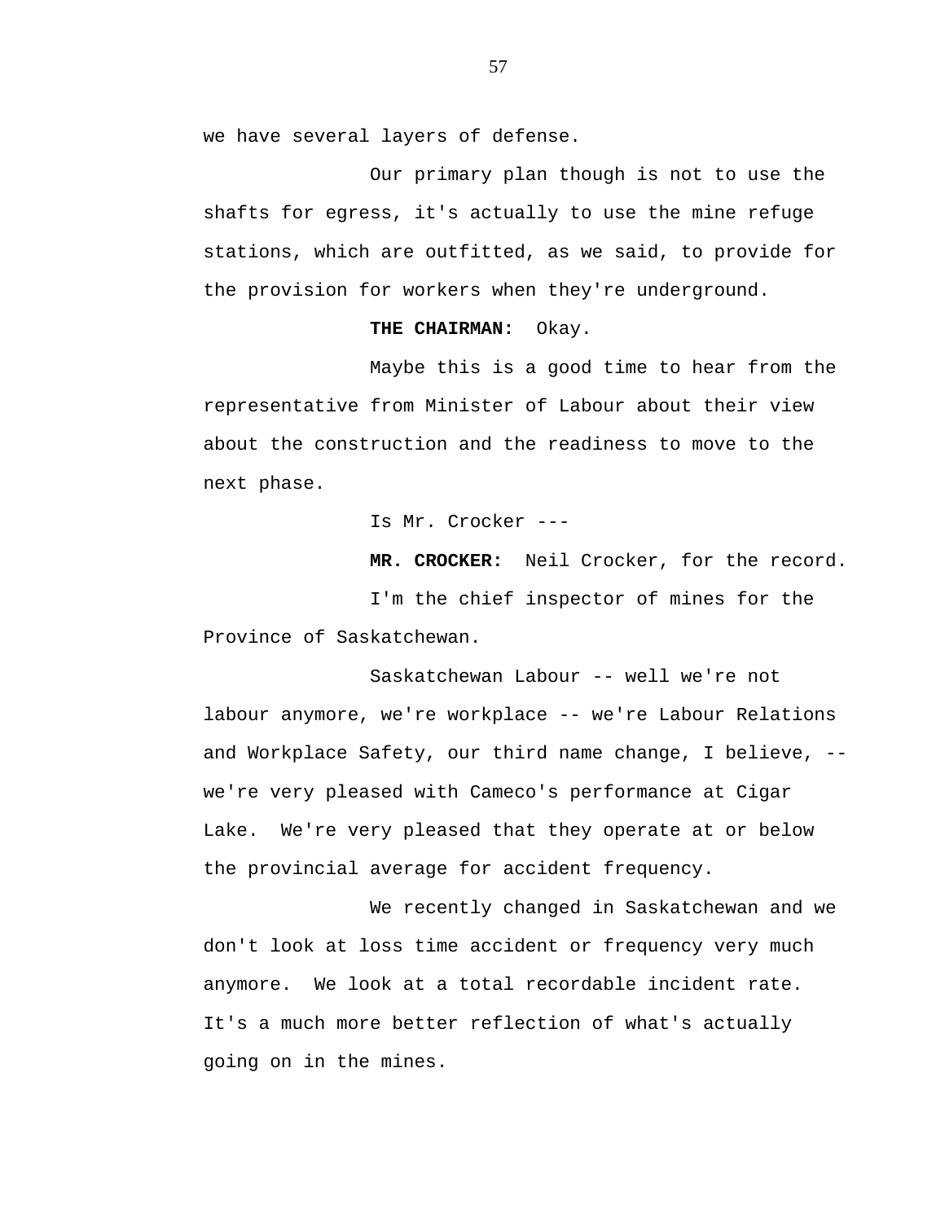we have several layers of defense.

Our primary plan though is not to use the shafts for egress, it's actually to use the mine refuge stations, which are outfitted, as we said, to provide for the provision for workers when they're underground.

**THE CHAIRMAN:** Okay.

Maybe this is a good time to hear from the representative from Minister of Labour about their view about the construction and the readiness to move to the next phase.

Is Mr. Crocker ---

**MR. CROCKER:** Neil Crocker, for the record.

I'm the chief inspector of mines for the Province of Saskatchewan.

Saskatchewan Labour -- well we're not labour anymore, we're workplace -- we're Labour Relations and Workplace Safety, our third name change, I believe, -- we're very pleased with Cameco's performance at Cigar Lake. We're very pleased that they operate at or below the provincial average for accident frequency.

We recently changed in Saskatchewan and we don't look at loss time accident or frequency very much anymore. We look at a total recordable incident rate. It's a much more better reflection of what's actually going on in the mines.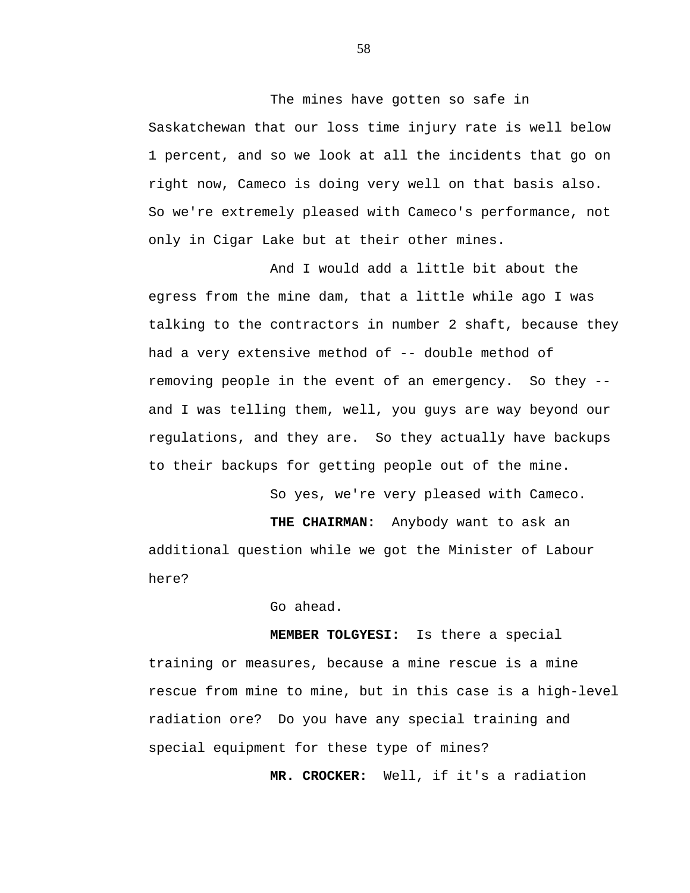The mines have gotten so safe in Saskatchewan that our loss time injury rate is well below 1 percent, and so we look at all the incidents that go on right now, Cameco is doing very well on that basis also. So we're extremely pleased with Cameco's performance, not only in Cigar Lake but at their other mines.

And I would add a little bit about the egress from the mine dam, that a little while ago I was talking to the contractors in number 2 shaft, because they had a very extensive method of -- double method of removing people in the event of an emergency. So they -- and I was telling them, well, you guys are way beyond our regulations, and they are. So they actually have backups to their backups for getting people out of the mine.

So yes, we're very pleased with Cameco.

**THE CHAIRMAN:** Anybody want to ask an additional question while we got the Minister of Labour here?

Go ahead.

**MEMBER TOLGYESI:** Is there a special training or measures, because a mine rescue is a mine rescue from mine to mine, but in this case is a high-level radiation ore? Do you have any special training and special equipment for these type of mines?

**MR. CROCKER:** Well, if it's a radiation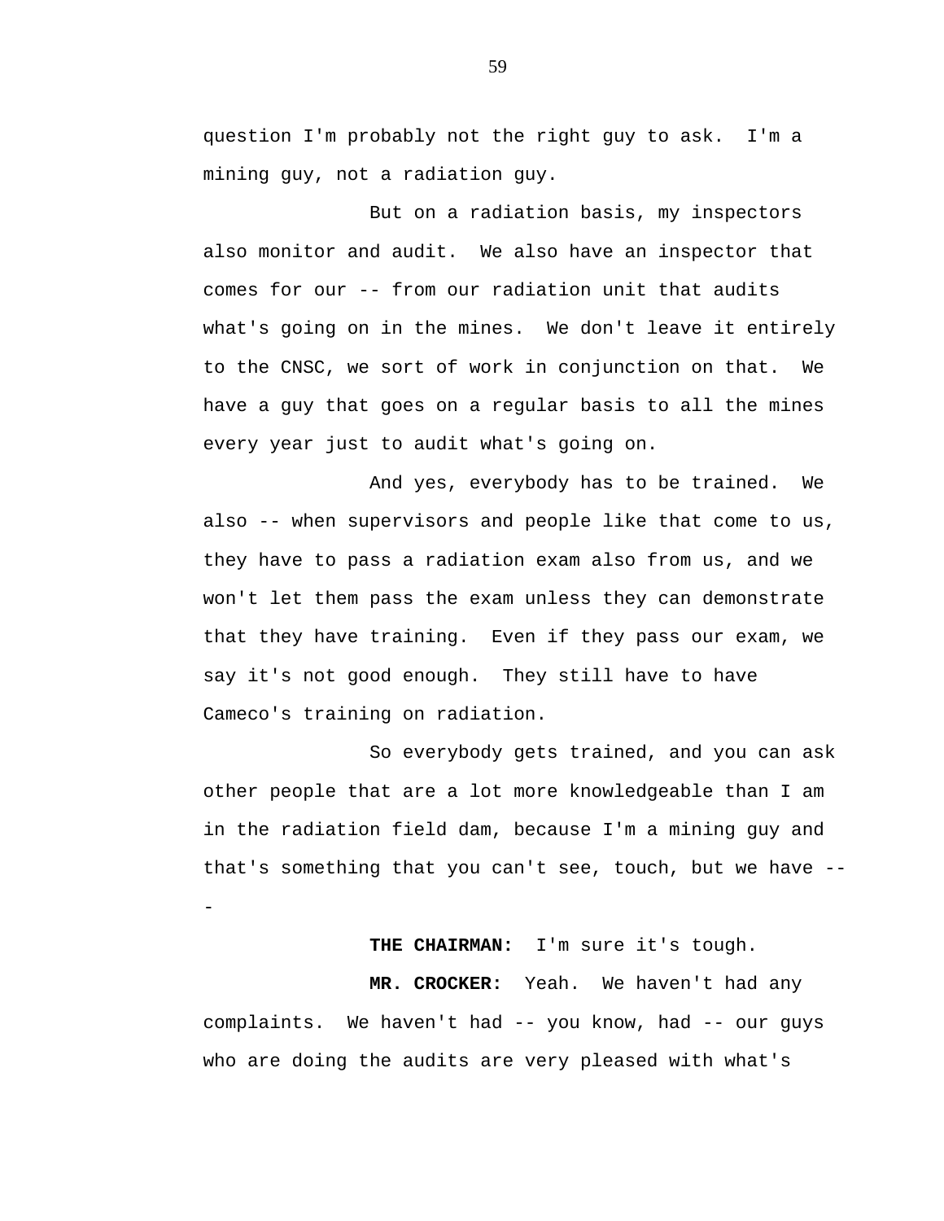question I'm probably not the right guy to ask.  I'm a mining guy, not a radiation guy.

But on a radiation basis, my inspectors also monitor and audit.  We also have an inspector that comes for our -- from our radiation unit that audits what's going on in the mines.  We don't leave it entirely to the CNSC, we sort of work in conjunction on that.  We have a guy that goes on a regular basis to all the mines every year just to audit what's going on.

And yes, everybody has to be trained.  We also -- when supervisors and people like that come to us, they have to pass a radiation exam also from us, and we won't let them pass the exam unless they can demonstrate that they have training.  Even if they pass our exam, we say it's not good enough.  They still have to have Cameco's training on radiation.

So everybody gets trained, and you can ask other people that are a lot more knowledgeable than I am in the radiation field dam, because I'm a mining guy and that's something that you can't see, touch, but we have ---

**THE CHAIRMAN:**  I'm sure it's tough.

**MR. CROCKER:**  Yeah.  We haven't had any complaints.  We haven't had -- you know, had -- our guys who are doing the audits are very pleased with what's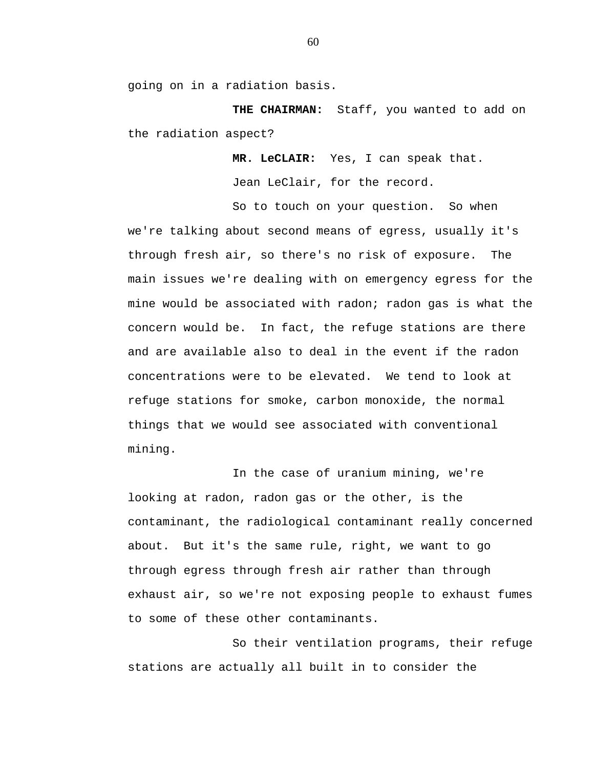going on in a radiation basis.

**THE CHAIRMAN:** Staff, you wanted to add on the radiation aspect?

**MR. LeCLAIR:** Yes, I can speak that.

Jean LeClair, for the record.

So to touch on your question. So when we're talking about second means of egress, usually it's through fresh air, so there's no risk of exposure. The main issues we're dealing with on emergency egress for the mine would be associated with radon; radon gas is what the concern would be. In fact, the refuge stations are there and are available also to deal in the event if the radon concentrations were to be elevated. We tend to look at refuge stations for smoke, carbon monoxide, the normal things that we would see associated with conventional mining.

In the case of uranium mining, we're looking at radon, radon gas or the other, is the contaminant, the radiological contaminant really concerned about. But it's the same rule, right, we want to go through egress through fresh air rather than through exhaust air, so we're not exposing people to exhaust fumes to some of these other contaminants.

So their ventilation programs, their refuge stations are actually all built in to consider the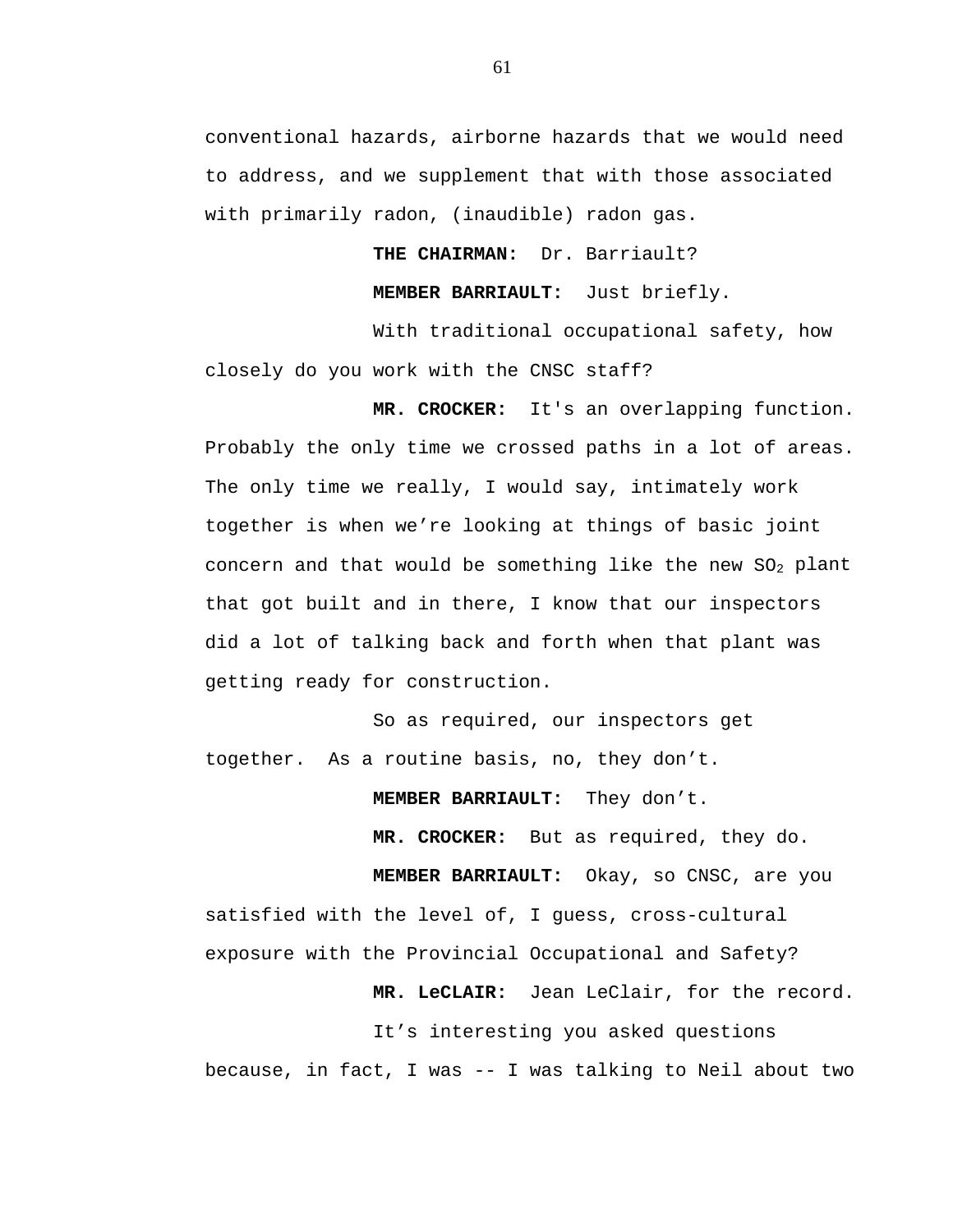conventional hazards, airborne hazards that we would need to address, and we supplement that with those associated with primarily radon, (inaudible) radon gas.

**THE CHAIRMAN:** Dr. Barriault?

**MEMBER BARRIAULT:** Just briefly.

With traditional occupational safety, how closely do you work with the CNSC staff?

**MR. CROCKER:** It's an overlapping function. Probably the only time we crossed paths in a lot of areas. The only time we really, I would say, intimately work together is when we're looking at things of basic joint concern and that would be something like the new $SO_2$ plant that got built and in there, I know that our inspectors did a lot of talking back and forth when that plant was getting ready for construction.

So as required, our inspectors get together. As a routine basis, no, they don't.

**MEMBER BARRIAULT:** They don't.

**MR. CROCKER:** But as required, they do.

**MEMBER BARRIAULT:** Okay, so CNSC, are you satisfied with the level of, I guess, cross-cultural exposure with the Provincial Occupational and Safety?

**MR. LeCLAIR:** Jean LeClair, for the record.

It's interesting you asked questions because, in fact, I was -- I was talking to Neil about two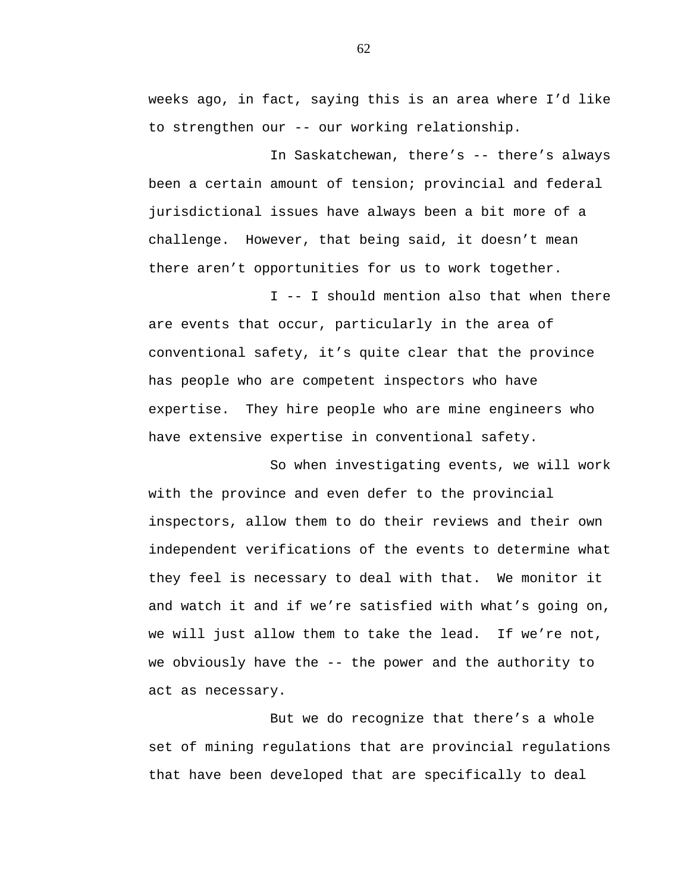weeks ago, in fact, saying this is an area where I'd like to strengthen our -- our working relationship.

In Saskatchewan, there's -- there's always been a certain amount of tension; provincial and federal jurisdictional issues have always been a bit more of a challenge. However, that being said, it doesn't mean there aren't opportunities for us to work together.

I -- I should mention also that when there are events that occur, particularly in the area of conventional safety, it's quite clear that the province has people who are competent inspectors who have expertise. They hire people who are mine engineers who have extensive expertise in conventional safety.

So when investigating events, we will work with the province and even defer to the provincial inspectors, allow them to do their reviews and their own independent verifications of the events to determine what they feel is necessary to deal with that. We monitor it and watch it and if we're satisfied with what's going on, we will just allow them to take the lead. If we're not, we obviously have the -- the power and the authority to act as necessary.

But we do recognize that there's a whole set of mining regulations that are provincial regulations that have been developed that are specifically to deal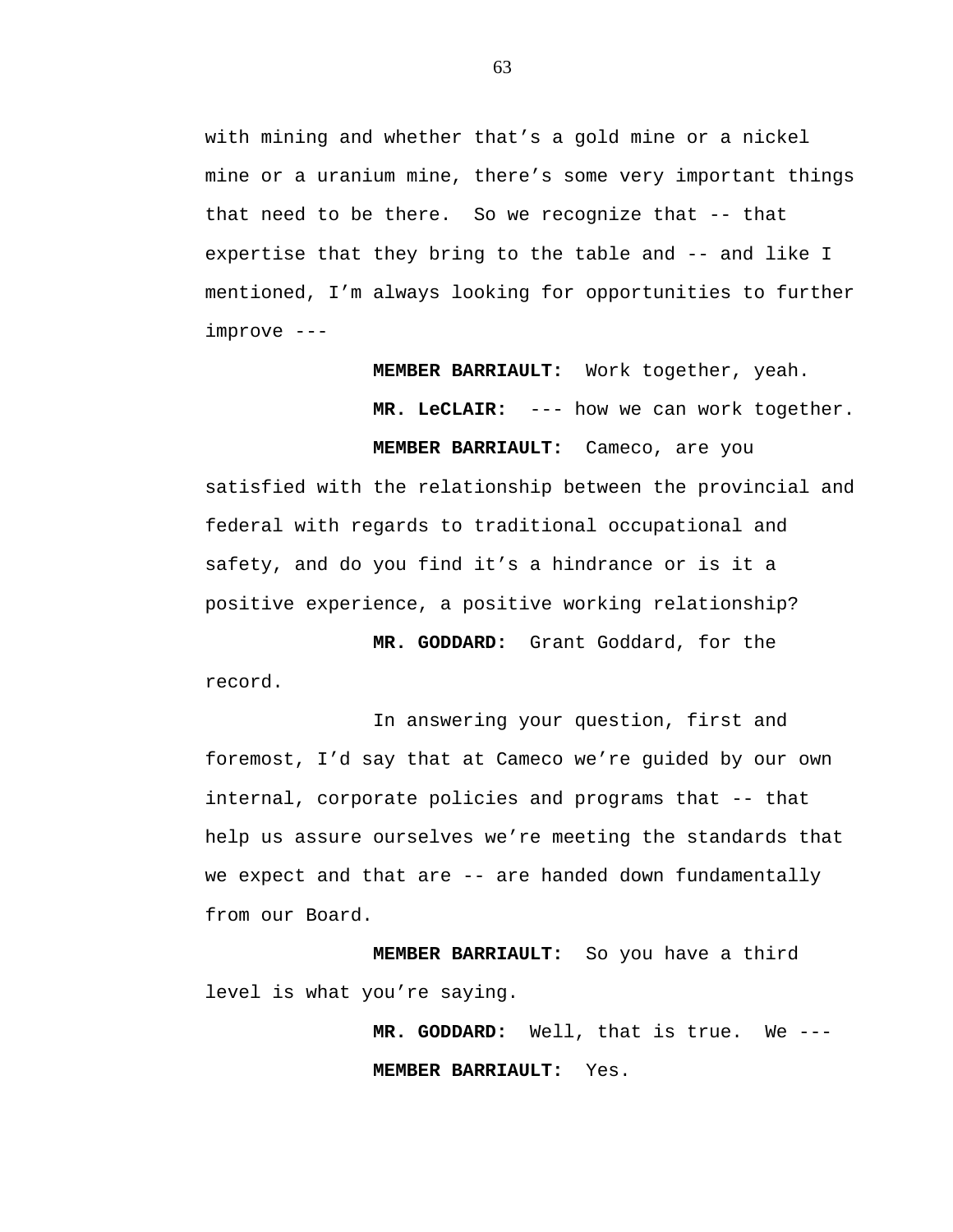with mining and whether that's a gold mine or a nickel mine or a uranium mine, there's some very important things that need to be there. So we recognize that -- that expertise that they bring to the table and -- and like I mentioned, I'm always looking for opportunities to further improve ---

**MEMBER BARRIAULT:** Work together, yeah.

**MR. LeCLAIR:** --- how we can work together.

**MEMBER BARRIAULT:** Cameco, are you satisfied with the relationship between the provincial and federal with regards to traditional occupational and safety, and do you find it's a hindrance or is it a positive experience, a positive working relationship?

**MR. GODDARD:** Grant Goddard, for the record.

In answering your question, first and foremost, I'd say that at Cameco we're guided by our own internal, corporate policies and programs that -- that help us assure ourselves we're meeting the standards that we expect and that are -- are handed down fundamentally from our Board.

**MEMBER BARRIAULT:** So you have a third level is what you're saying.

**MR. GODDARD:** Well, that is true. We ---

**MEMBER BARRIAULT:** Yes.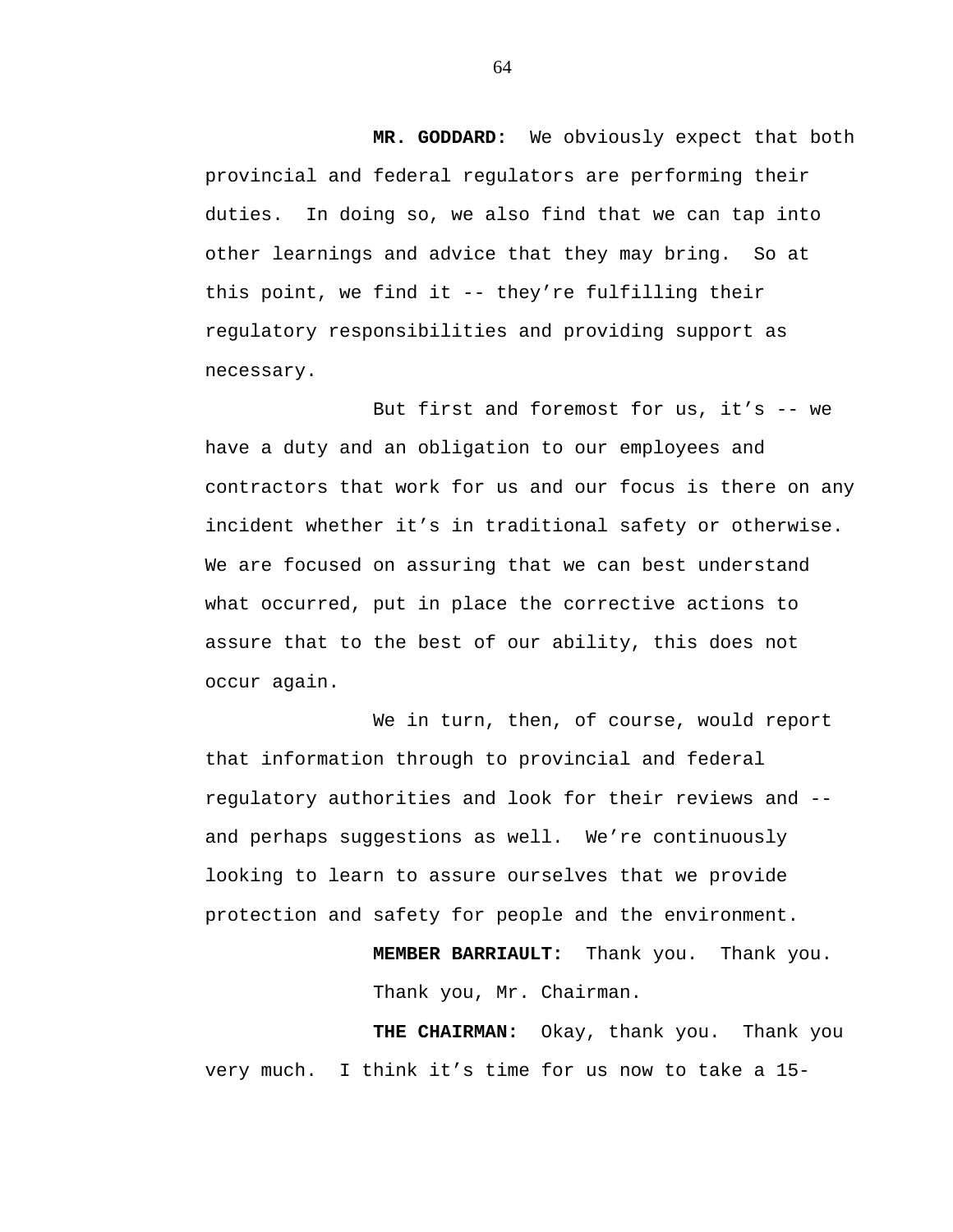**MR. GODDARD:** We obviously expect that both provincial and federal regulators are performing their duties. In doing so, we also find that we can tap into other learnings and advice that they may bring. So at this point, we find it -- they're fulfilling their regulatory responsibilities and providing support as necessary.

But first and foremost for us, it's -- we have a duty and an obligation to our employees and contractors that work for us and our focus is there on any incident whether it's in traditional safety or otherwise. We are focused on assuring that we can best understand what occurred, put in place the corrective actions to assure that to the best of our ability, this does not occur again.

We in turn, then, of course, would report that information through to provincial and federal regulatory authorities and look for their reviews and -- and perhaps suggestions as well. We're continuously looking to learn to assure ourselves that we provide protection and safety for people and the environment.

**MEMBER BARRIAULT:** Thank you. Thank you. Thank you, Mr. Chairman.

**THE CHAIRMAN:** Okay, thank you. Thank you very much. I think it's time for us now to take a 15-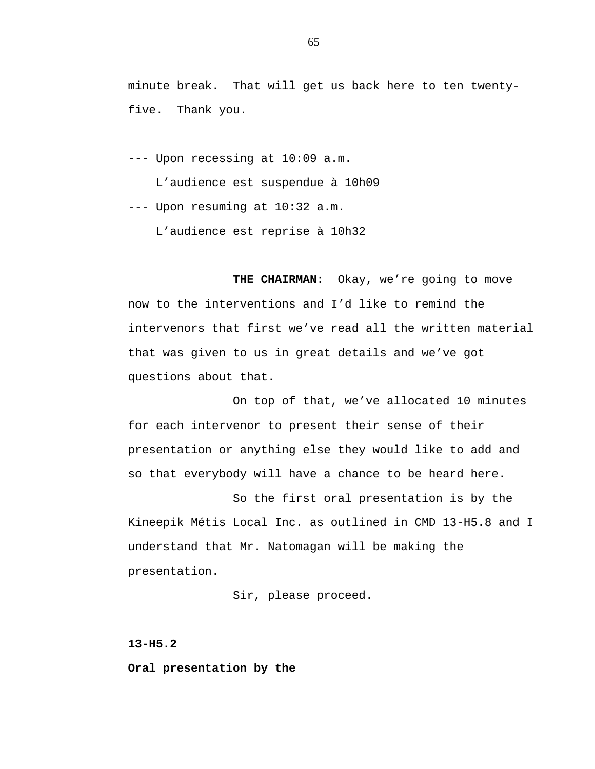minute break. That will get us back here to ten twenty-five. Thank you.

--- Upon recessing at 10:09 a.m.

L'audience est suspendue à 10h09

--- Upon resuming at 10:32 a.m.

L'audience est reprise à 10h32

**THE CHAIRMAN:** Okay, we're going to move now to the interventions and I'd like to remind the intervenors that first we've read all the written material that was given to us in great details and we've got questions about that.

On top of that, we've allocated 10 minutes for each intervenor to present their sense of their presentation or anything else they would like to add and so that everybody will have a chance to be heard here.

So the first oral presentation is by the Kineepik Métis Local Inc. as outlined in CMD 13-H5.8 and I understand that Mr. Natomagan will be making the presentation.

Sir, please proceed.

**13-H5.2**

**Oral presentation by the**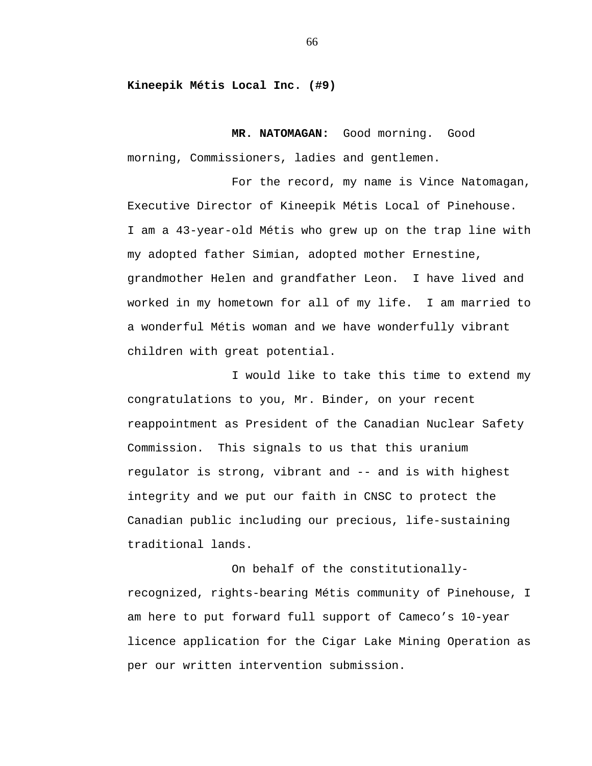**Kineepik Métis Local Inc. (#9)**

**MR. NATOMAGAN:** Good morning. Good morning, Commissioners, ladies and gentlemen.

For the record, my name is Vince Natomagan, Executive Director of Kineepik Métis Local of Pinehouse. I am a 43-year-old Métis who grew up on the trap line with my adopted father Simian, adopted mother Ernestine, grandmother Helen and grandfather Leon. I have lived and worked in my hometown for all of my life. I am married to a wonderful Métis woman and we have wonderfully vibrant children with great potential.

I would like to take this time to extend my congratulations to you, Mr. Binder, on your recent reappointment as President of the Canadian Nuclear Safety Commission. This signals to us that this uranium regulator is strong, vibrant and -- and is with highest integrity and we put our faith in CNSC to protect the Canadian public including our precious, life-sustaining traditional lands.

On behalf of the constitutionally-recognized, rights-bearing Métis community of Pinehouse, I am here to put forward full support of Cameco's 10-year licence application for the Cigar Lake Mining Operation as per our written intervention submission.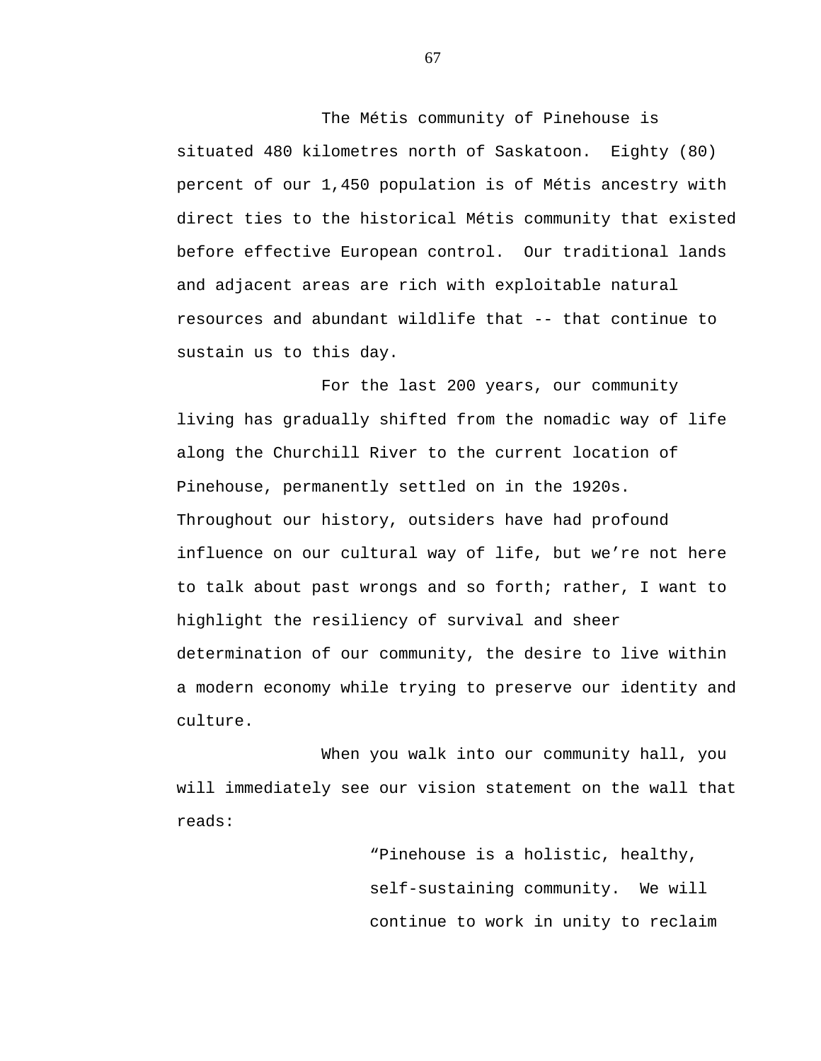The Métis community of Pinehouse is situated 480 kilometres north of Saskatoon. Eighty (80) percent of our 1,450 population is of Métis ancestry with direct ties to the historical Métis community that existed before effective European control. Our traditional lands and adjacent areas are rich with exploitable natural resources and abundant wildlife that -- that continue to sustain us to this day.

For the last 200 years, our community living has gradually shifted from the nomadic way of life along the Churchill River to the current location of Pinehouse, permanently settled on in the 1920s. Throughout our history, outsiders have had profound influence on our cultural way of life, but we're not here to talk about past wrongs and so forth; rather, I want to highlight the resiliency of survival and sheer determination of our community, the desire to live within a modern economy while trying to preserve our identity and culture.

When you walk into our community hall, you will immediately see our vision statement on the wall that reads:

> "Pinehouse is a holistic, healthy, self-sustaining community. We will continue to work in unity to reclaim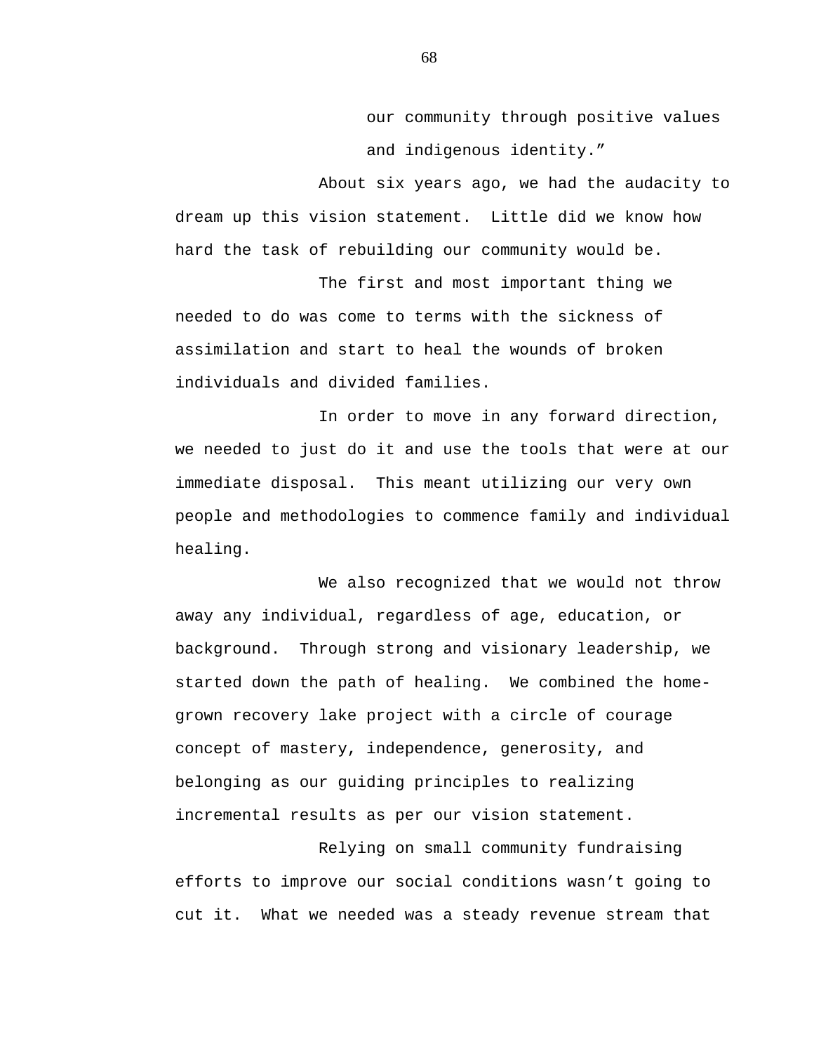our community through positive values and indigenous identity."

About six years ago, we had the audacity to dream up this vision statement. Little did we know how hard the task of rebuilding our community would be.

The first and most important thing we needed to do was come to terms with the sickness of assimilation and start to heal the wounds of broken individuals and divided families.

In order to move in any forward direction, we needed to just do it and use the tools that were at our immediate disposal. This meant utilizing our very own people and methodologies to commence family and individual healing.

We also recognized that we would not throw away any individual, regardless of age, education, or background. Through strong and visionary leadership, we started down the path of healing. We combined the home-grown recovery lake project with a circle of courage concept of mastery, independence, generosity, and belonging as our guiding principles to realizing incremental results as per our vision statement.

Relying on small community fundraising efforts to improve our social conditions wasn't going to cut it. What we needed was a steady revenue stream that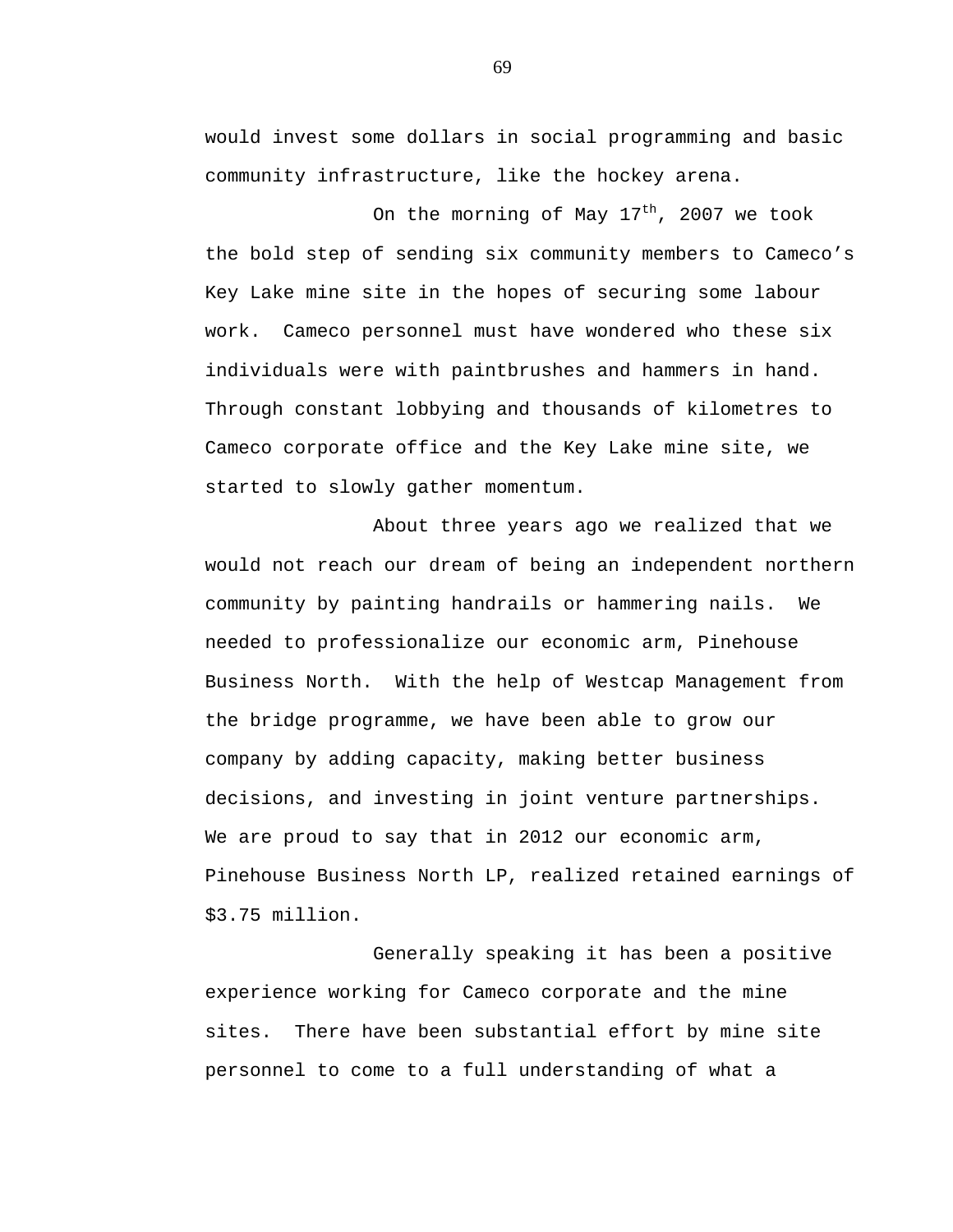would invest some dollars in social programming and basic community infrastructure, like the hockey arena.

On the morning of May 17th, 2007 we took the bold step of sending six community members to Cameco's Key Lake mine site in the hopes of securing some labour work. Cameco personnel must have wondered who these six individuals were with paintbrushes and hammers in hand. Through constant lobbying and thousands of kilometres to Cameco corporate office and the Key Lake mine site, we started to slowly gather momentum.

About three years ago we realized that we would not reach our dream of being an independent northern community by painting handrails or hammering nails. We needed to professionalize our economic arm, Pinehouse Business North. With the help of Westcap Management from the bridge programme, we have been able to grow our company by adding capacity, making better business decisions, and investing in joint venture partnerships. We are proud to say that in 2012 our economic arm, Pinehouse Business North LP, realized retained earnings of $3.75 million.

Generally speaking it has been a positive experience working for Cameco corporate and the mine sites. There have been substantial effort by mine site personnel to come to a full understanding of what a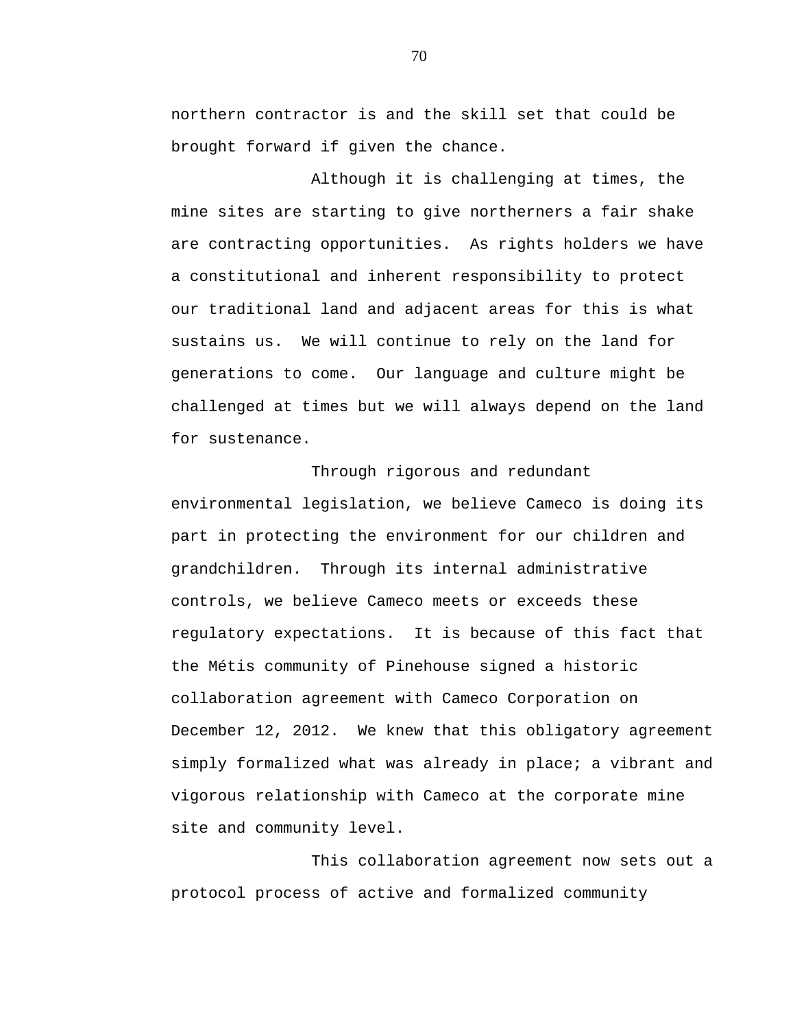northern contractor is and the skill set that could be brought forward if given the chance.

Although it is challenging at times, the mine sites are starting to give northerners a fair shake are contracting opportunities. As rights holders we have a constitutional and inherent responsibility to protect our traditional land and adjacent areas for this is what sustains us. We will continue to rely on the land for generations to come. Our language and culture might be challenged at times but we will always depend on the land for sustenance.

Through rigorous and redundant environmental legislation, we believe Cameco is doing its part in protecting the environment for our children and grandchildren. Through its internal administrative controls, we believe Cameco meets or exceeds these regulatory expectations. It is because of this fact that the Métis community of Pinehouse signed a historic collaboration agreement with Cameco Corporation on December 12, 2012. We knew that this obligatory agreement simply formalized what was already in place; a vibrant and vigorous relationship with Cameco at the corporate mine site and community level.

This collaboration agreement now sets out a protocol process of active and formalized community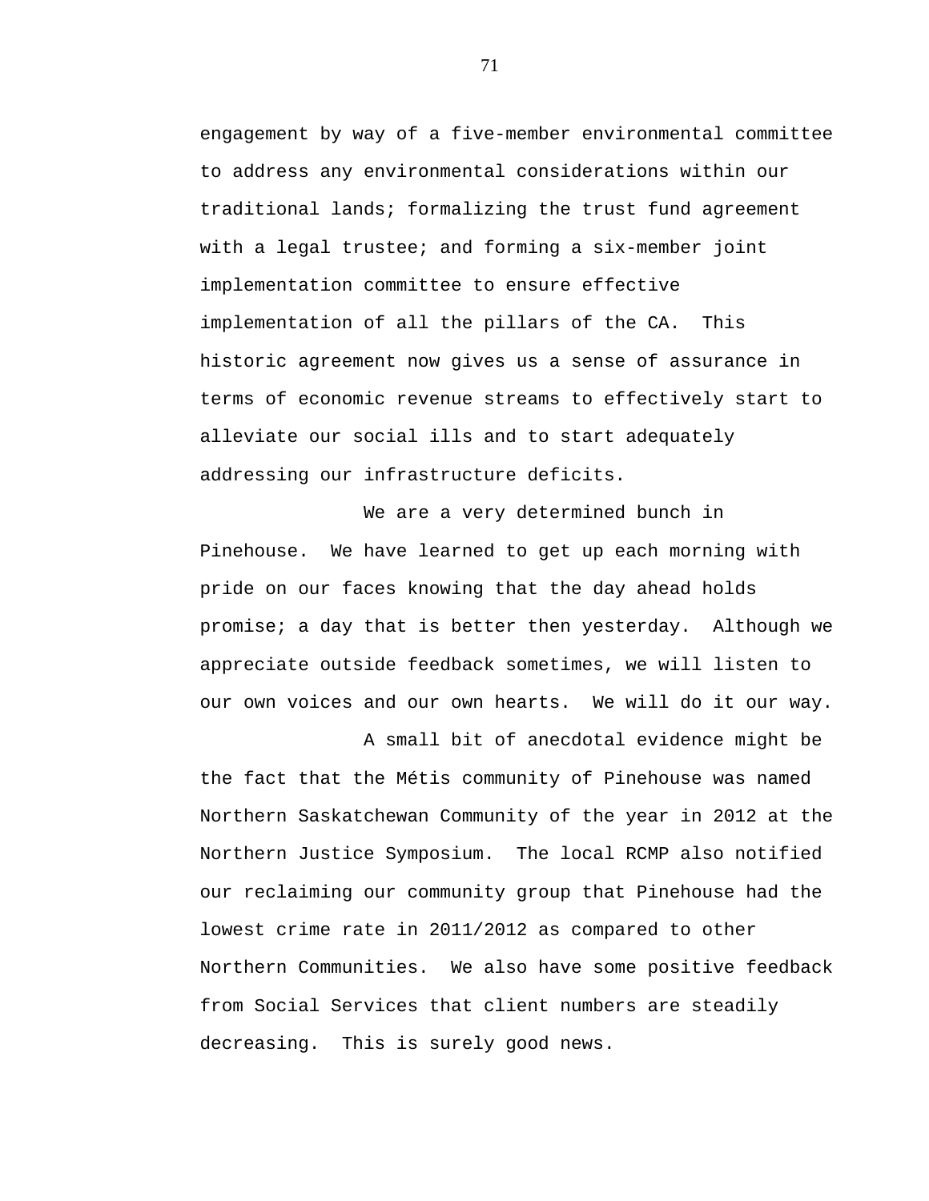engagement by way of a five-member environmental committee to address any environmental considerations within our traditional lands; formalizing the trust fund agreement with a legal trustee; and forming a six-member joint implementation committee to ensure effective implementation of all the pillars of the CA. This historic agreement now gives us a sense of assurance in terms of economic revenue streams to effectively start to alleviate our social ills and to start adequately addressing our infrastructure deficits.

We are a very determined bunch in Pinehouse. We have learned to get up each morning with pride on our faces knowing that the day ahead holds promise; a day that is better then yesterday. Although we appreciate outside feedback sometimes, we will listen to our own voices and our own hearts. We will do it our way.

A small bit of anecdotal evidence might be the fact that the Métis community of Pinehouse was named Northern Saskatchewan Community of the year in 2012 at the Northern Justice Symposium. The local RCMP also notified our reclaiming our community group that Pinehouse had the lowest crime rate in 2011/2012 as compared to other Northern Communities. We also have some positive feedback from Social Services that client numbers are steadily decreasing. This is surely good news.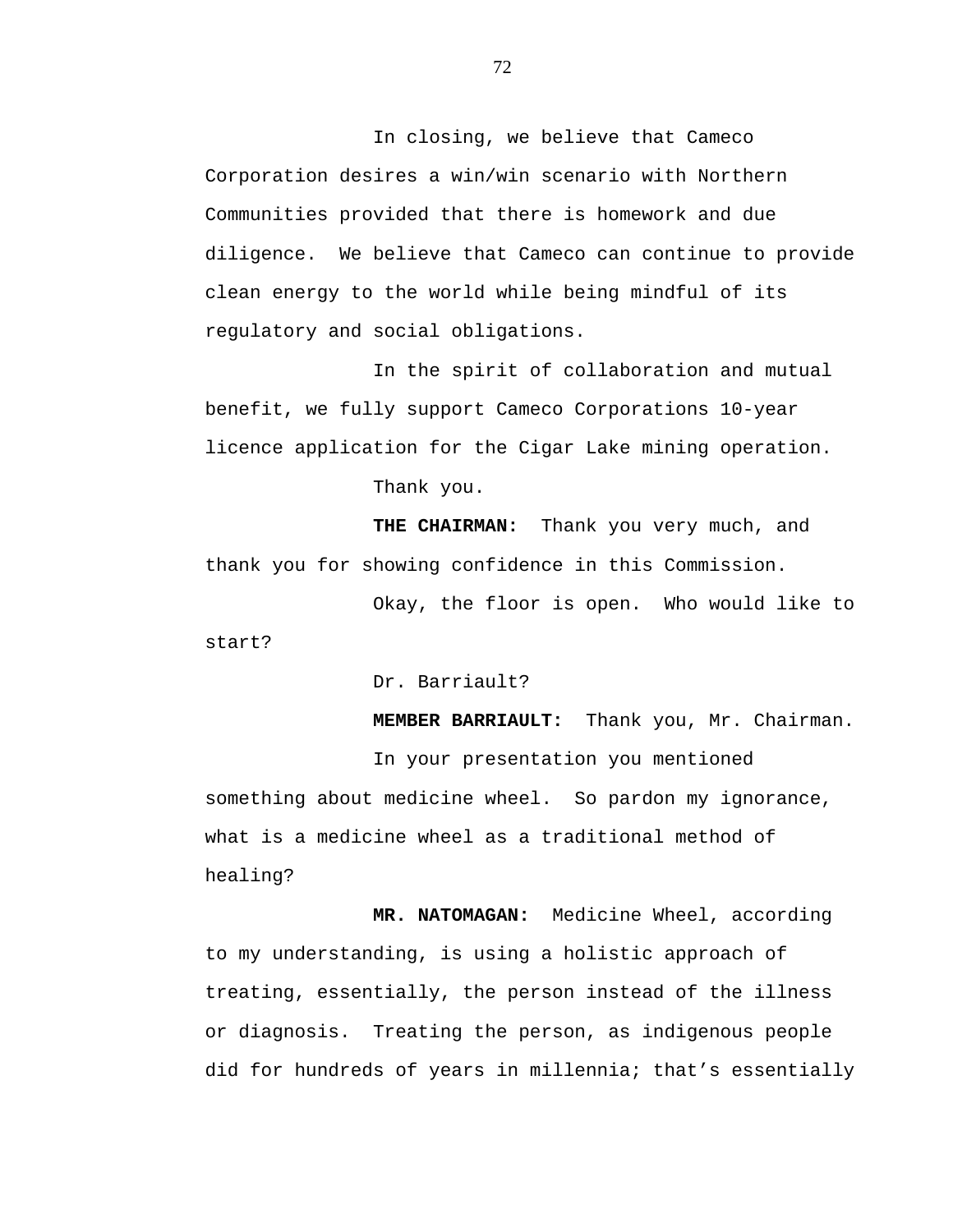In closing, we believe that Cameco Corporation desires a win/win scenario with Northern Communities provided that there is homework and due diligence. We believe that Cameco can continue to provide clean energy to the world while being mindful of its regulatory and social obligations.

In the spirit of collaboration and mutual benefit, we fully support Cameco Corporations 10-year licence application for the Cigar Lake mining operation.

Thank you.

**THE CHAIRMAN:** Thank you very much, and thank you for showing confidence in this Commission.

Okay, the floor is open. Who would like to start?

Dr. Barriault?

**MEMBER BARRIAULT:** Thank you, Mr. Chairman.

In your presentation you mentioned something about medicine wheel. So pardon my ignorance, what is a medicine wheel as a traditional method of healing?

**MR. NATOMAGAN:** Medicine Wheel, according to my understanding, is using a holistic approach of treating, essentially, the person instead of the illness or diagnosis. Treating the person, as indigenous people did for hundreds of years in millennia; that's essentially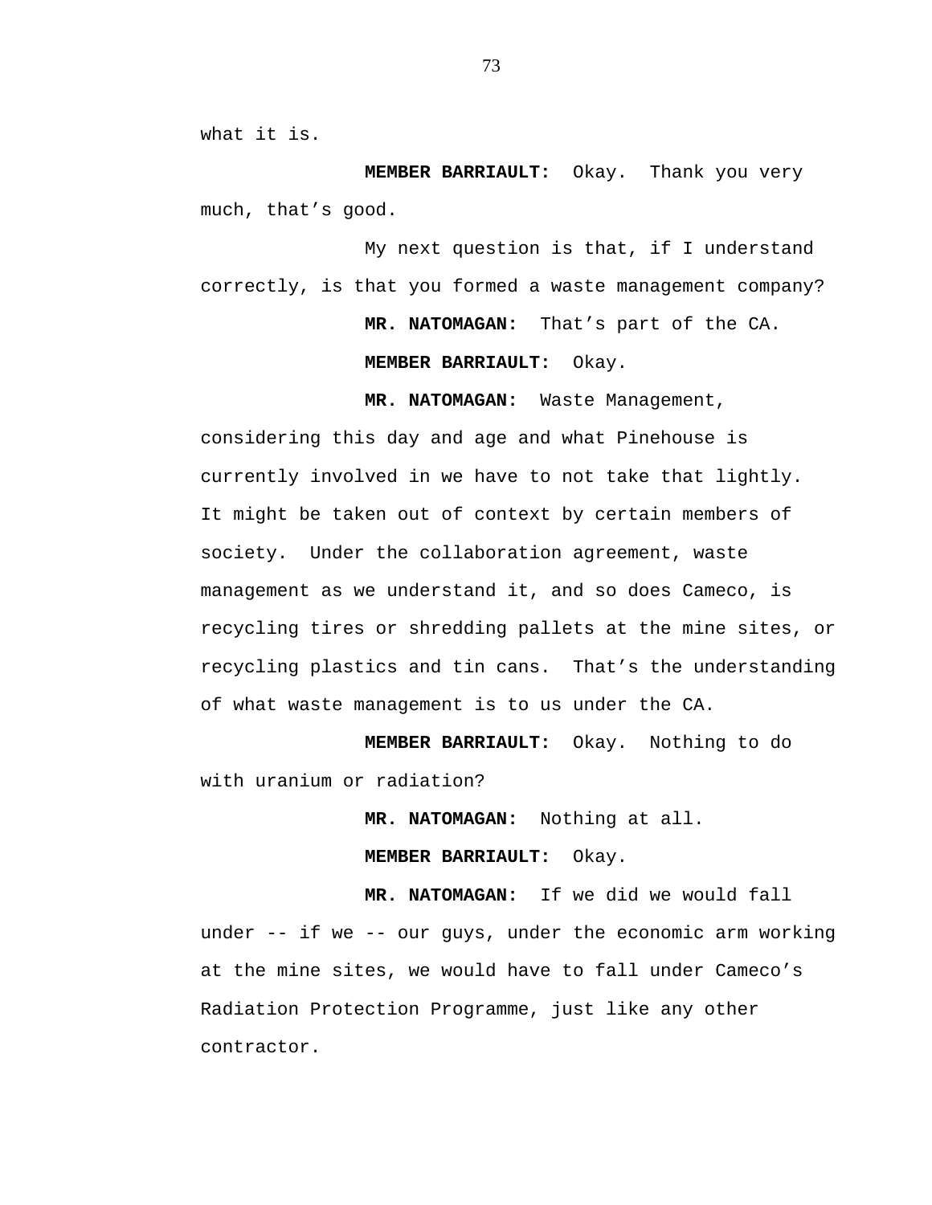what it is.

**MEMBER BARRIAULT:** Okay. Thank you very much, that's good.

My next question is that, if I understand correctly, is that you formed a waste management company?

**MR. NATOMAGAN:** That's part of the CA.

**MEMBER BARRIAULT:** Okay.

**MR. NATOMAGAN:** Waste Management, considering this day and age and what Pinehouse is currently involved in we have to not take that lightly. It might be taken out of context by certain members of society. Under the collaboration agreement, waste management as we understand it, and so does Cameco, is recycling tires or shredding pallets at the mine sites, or recycling plastics and tin cans. That's the understanding of what waste management is to us under the CA.

**MEMBER BARRIAULT:** Okay. Nothing to do with uranium or radiation?

**MR. NATOMAGAN:** Nothing at all.

**MEMBER BARRIAULT:** Okay.

**MR. NATOMAGAN:** If we did we would fall under -- if we -- our guys, under the economic arm working at the mine sites, we would have to fall under Cameco's Radiation Protection Programme, just like any other contractor.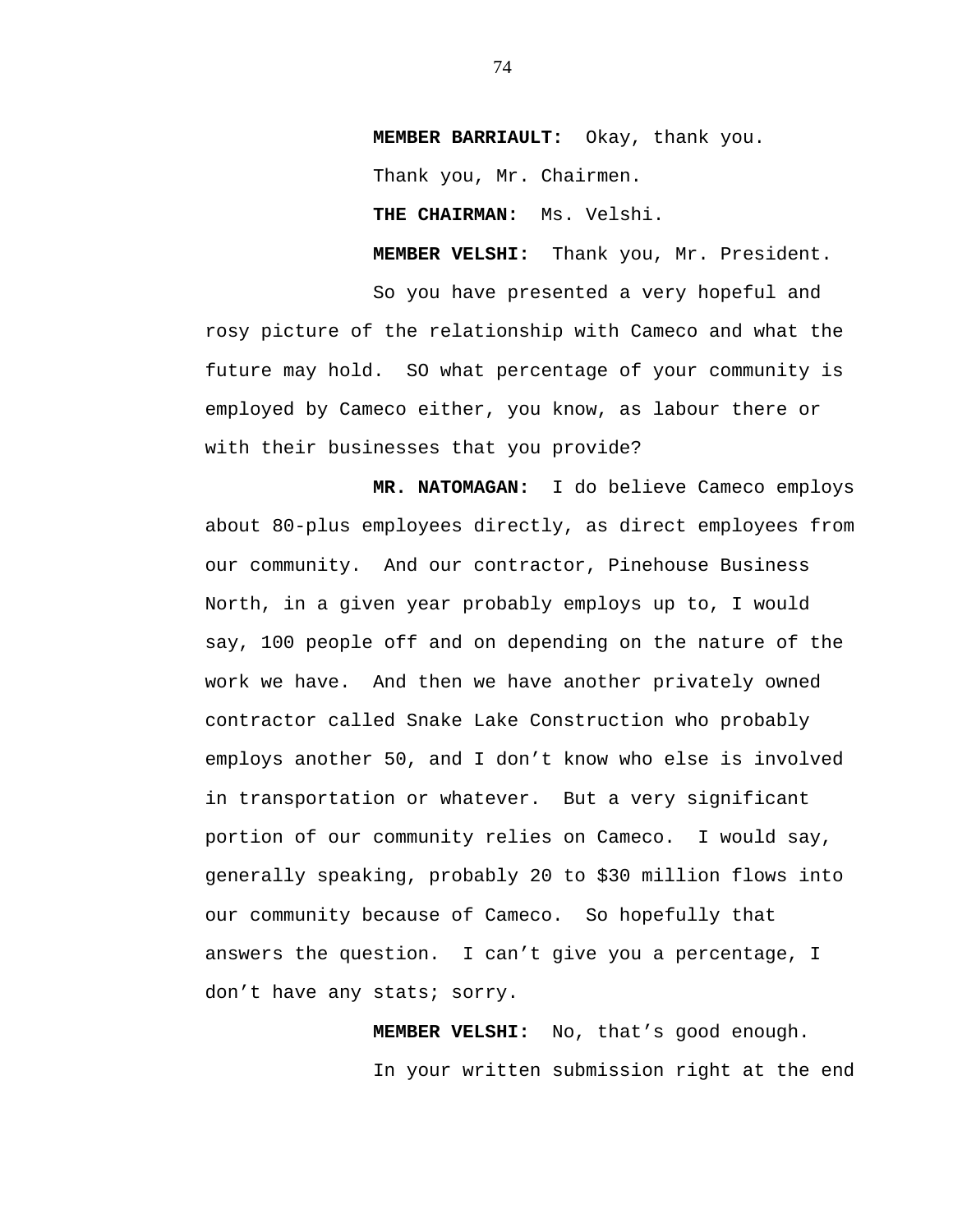**MEMBER BARRIAULT:** Okay, thank you.

Thank you, Mr. Chairmen.

**THE CHAIRMAN:** Ms. Velshi.

**MEMBER VELSHI:** Thank you, Mr. President.

So you have presented a very hopeful and rosy picture of the relationship with Cameco and what the future may hold. SO what percentage of your community is employed by Cameco either, you know, as labour there or with their businesses that you provide?

**MR. NATOMAGAN:** I do believe Cameco employs about 80-plus employees directly, as direct employees from our community. And our contractor, Pinehouse Business North, in a given year probably employs up to, I would say, 100 people off and on depending on the nature of the work we have. And then we have another privately owned contractor called Snake Lake Construction who probably employs another 50, and I don't know who else is involved in transportation or whatever. But a very significant portion of our community relies on Cameco. I would say, generally speaking, probably 20 to $30 million flows into our community because of Cameco. So hopefully that answers the question. I can't give you a percentage, I don't have any stats; sorry.

**MEMBER VELSHI:** No, that's good enough.

In your written submission right at the end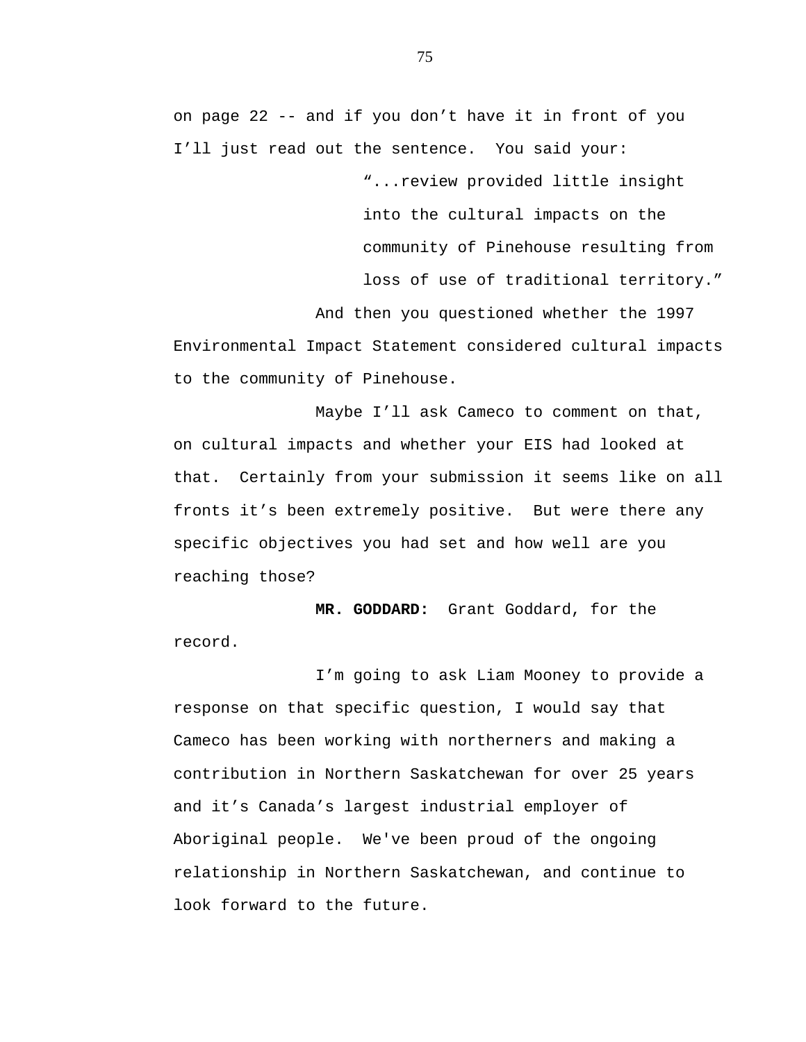on page 22 -- and if you don't have it in front of you I'll just read out the sentence. You said your:

> "...review provided little insight into the cultural impacts on the community of Pinehouse resulting from loss of use of traditional territory."

And then you questioned whether the 1997 Environmental Impact Statement considered cultural impacts to the community of Pinehouse.

Maybe I'll ask Cameco to comment on that, on cultural impacts and whether your EIS had looked at that. Certainly from your submission it seems like on all fronts it's been extremely positive. But were there any specific objectives you had set and how well are you reaching those?

**MR. GODDARD:** Grant Goddard, for the record.

I'm going to ask Liam Mooney to provide a response on that specific question, I would say that Cameco has been working with northerners and making a contribution in Northern Saskatchewan for over 25 years and it's Canada's largest industrial employer of Aboriginal people. We've been proud of the ongoing relationship in Northern Saskatchewan, and continue to look forward to the future.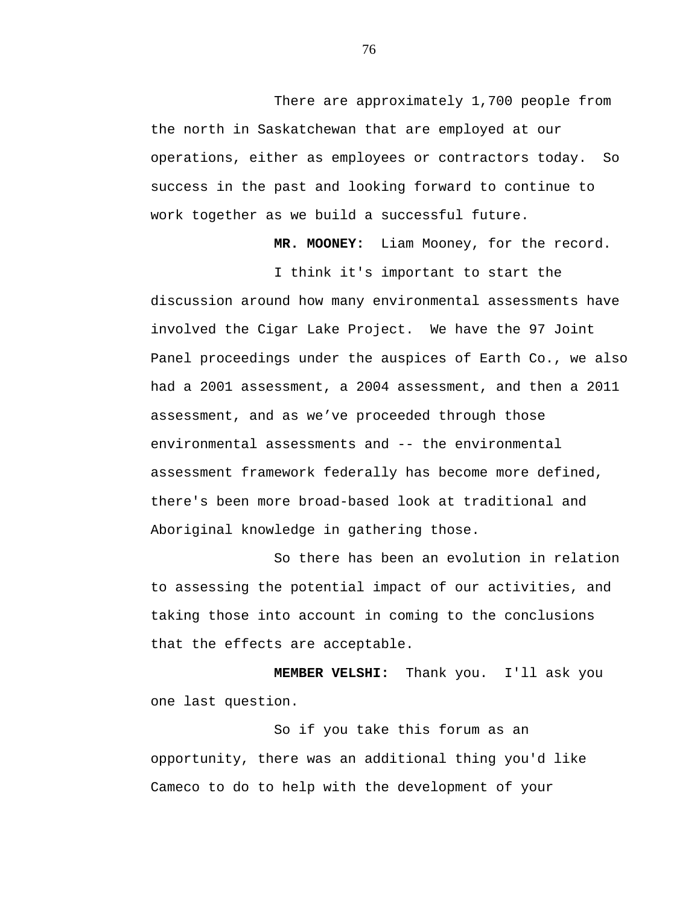There are approximately 1,700 people from the north in Saskatchewan that are employed at our operations, either as employees or contractors today. So success in the past and looking forward to continue to work together as we build a successful future.

**MR. MOONEY:** Liam Mooney, for the record.

I think it's important to start the discussion around how many environmental assessments have involved the Cigar Lake Project. We have the 97 Joint Panel proceedings under the auspices of Earth Co., we also had a 2001 assessment, a 2004 assessment, and then a 2011 assessment, and as we've proceeded through those environmental assessments and -- the environmental assessment framework federally has become more defined, there's been more broad-based look at traditional and Aboriginal knowledge in gathering those.

So there has been an evolution in relation to assessing the potential impact of our activities, and taking those into account in coming to the conclusions that the effects are acceptable.

**MEMBER VELSHI:** Thank you. I'll ask you one last question.

So if you take this forum as an opportunity, there was an additional thing you'd like Cameco to do to help with the development of your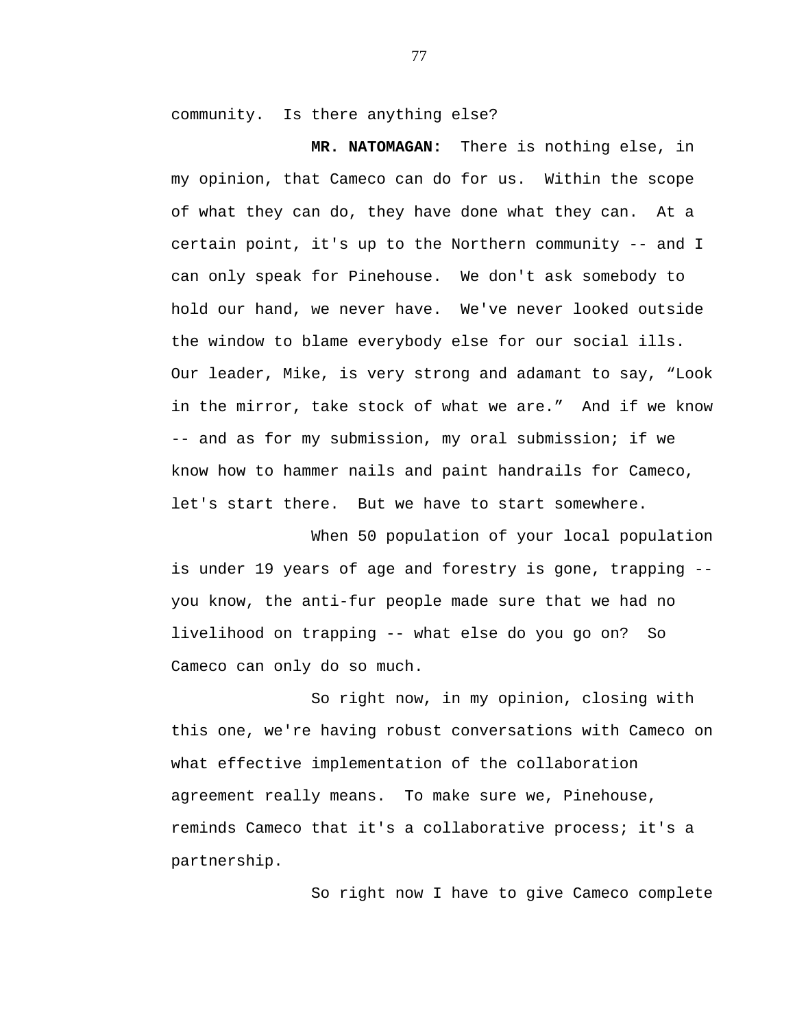community. Is there anything else?

**MR. NATOMAGAN:** There is nothing else, in my opinion, that Cameco can do for us. Within the scope of what they can do, they have done what they can. At a certain point, it's up to the Northern community -- and I can only speak for Pinehouse. We don't ask somebody to hold our hand, we never have. We've never looked outside the window to blame everybody else for our social ills. Our leader, Mike, is very strong and adamant to say, “Look in the mirror, take stock of what we are.” And if we know -- and as for my submission, my oral submission; if we know how to hammer nails and paint handrails for Cameco, let's start there. But we have to start somewhere.

When 50 population of your local population is under 19 years of age and forestry is gone, trapping -- you know, the anti-fur people made sure that we had no livelihood on trapping -- what else do you go on? So Cameco can only do so much.

So right now, in my opinion, closing with this one, we're having robust conversations with Cameco on what effective implementation of the collaboration agreement really means. To make sure we, Pinehouse, reminds Cameco that it's a collaborative process; it's a partnership.

So right now I have to give Cameco complete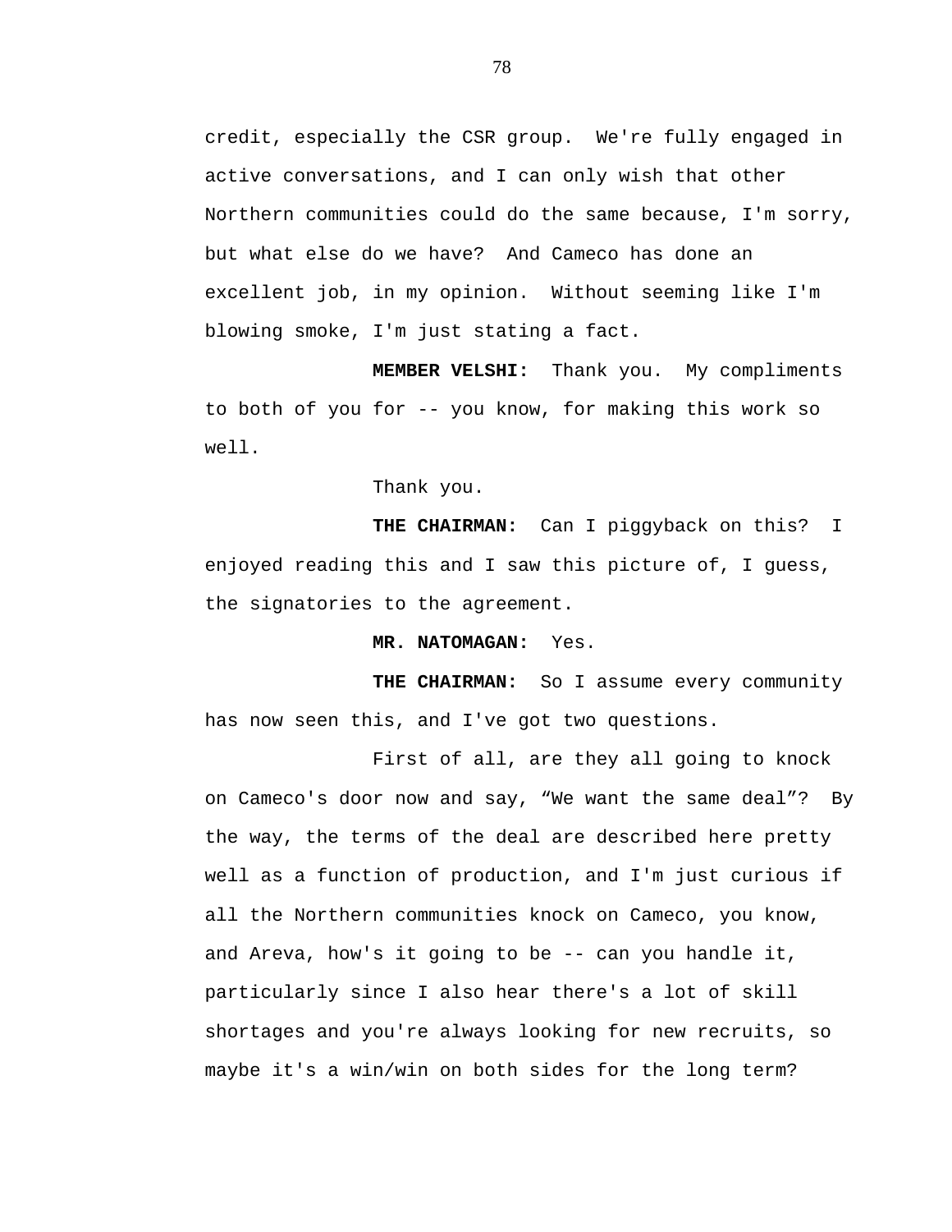credit, especially the CSR group. We're fully engaged in active conversations, and I can only wish that other Northern communities could do the same because, I'm sorry, but what else do we have? And Cameco has done an excellent job, in my opinion. Without seeming like I'm blowing smoke, I'm just stating a fact.

**MEMBER VELSHI:** Thank you. My compliments to both of you for -- you know, for making this work so well.

Thank you.

**THE CHAIRMAN:** Can I piggyback on this? I enjoyed reading this and I saw this picture of, I guess, the signatories to the agreement.

**MR. NATOMAGAN:** Yes.

**THE CHAIRMAN:** So I assume every community has now seen this, and I've got two questions.

First of all, are they all going to knock on Cameco's door now and say, “We want the same deal”? By the way, the terms of the deal are described here pretty well as a function of production, and I'm just curious if all the Northern communities knock on Cameco, you know, and Areva, how's it going to be -- can you handle it, particularly since I also hear there's a lot of skill shortages and you're always looking for new recruits, so maybe it's a win/win on both sides for the long term?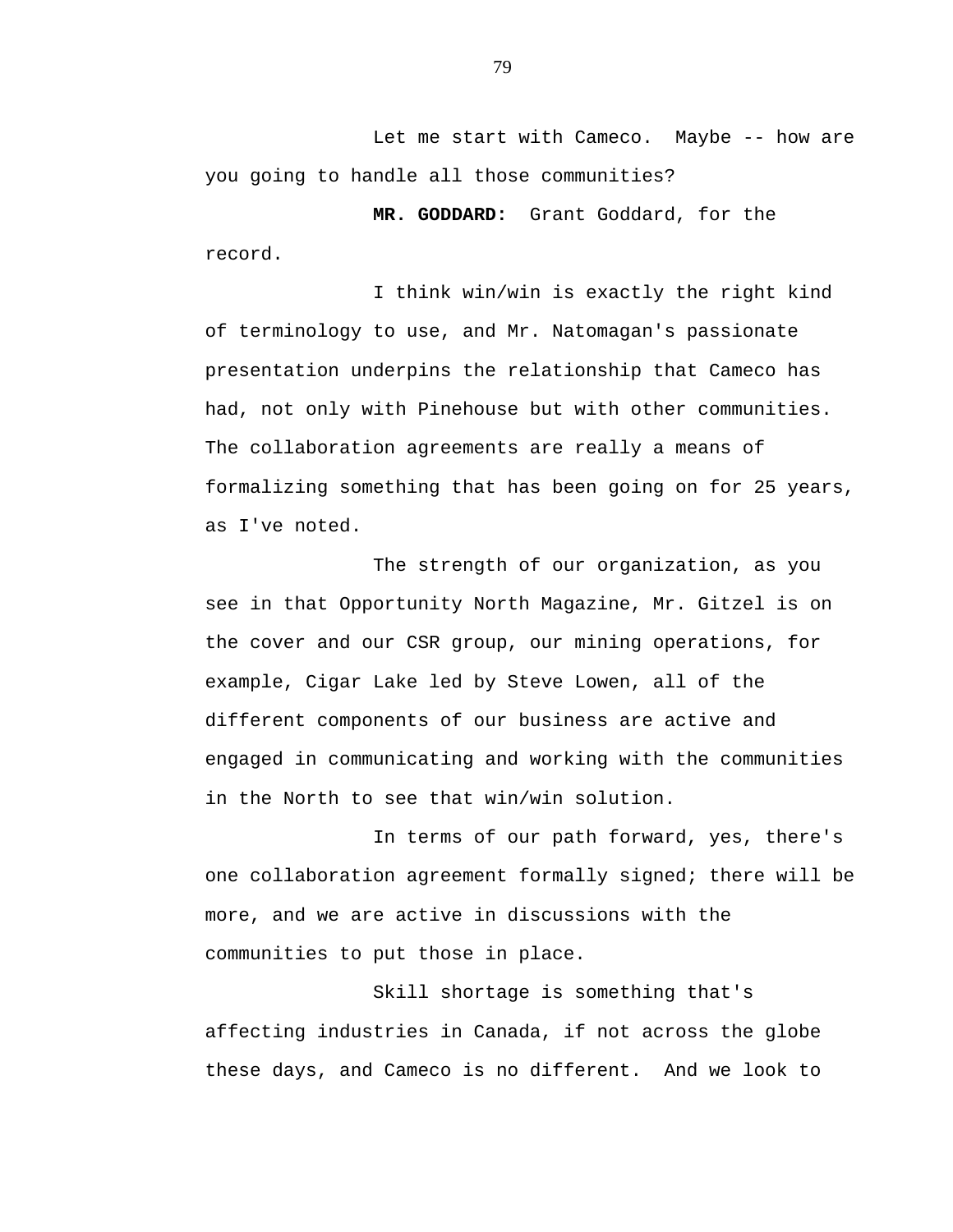Let me start with Cameco. Maybe -- how are you going to handle all those communities?

**MR. GODDARD:** Grant Goddard, for the record.

I think win/win is exactly the right kind of terminology to use, and Mr. Natomagan's passionate presentation underpins the relationship that Cameco has had, not only with Pinehouse but with other communities. The collaboration agreements are really a means of formalizing something that has been going on for 25 years, as I've noted.

The strength of our organization, as you see in that Opportunity North Magazine, Mr. Gitzel is on the cover and our CSR group, our mining operations, for example, Cigar Lake led by Steve Lowen, all of the different components of our business are active and engaged in communicating and working with the communities in the North to see that win/win solution.

In terms of our path forward, yes, there's one collaboration agreement formally signed; there will be more, and we are active in discussions with the communities to put those in place.

Skill shortage is something that's affecting industries in Canada, if not across the globe these days, and Cameco is no different. And we look to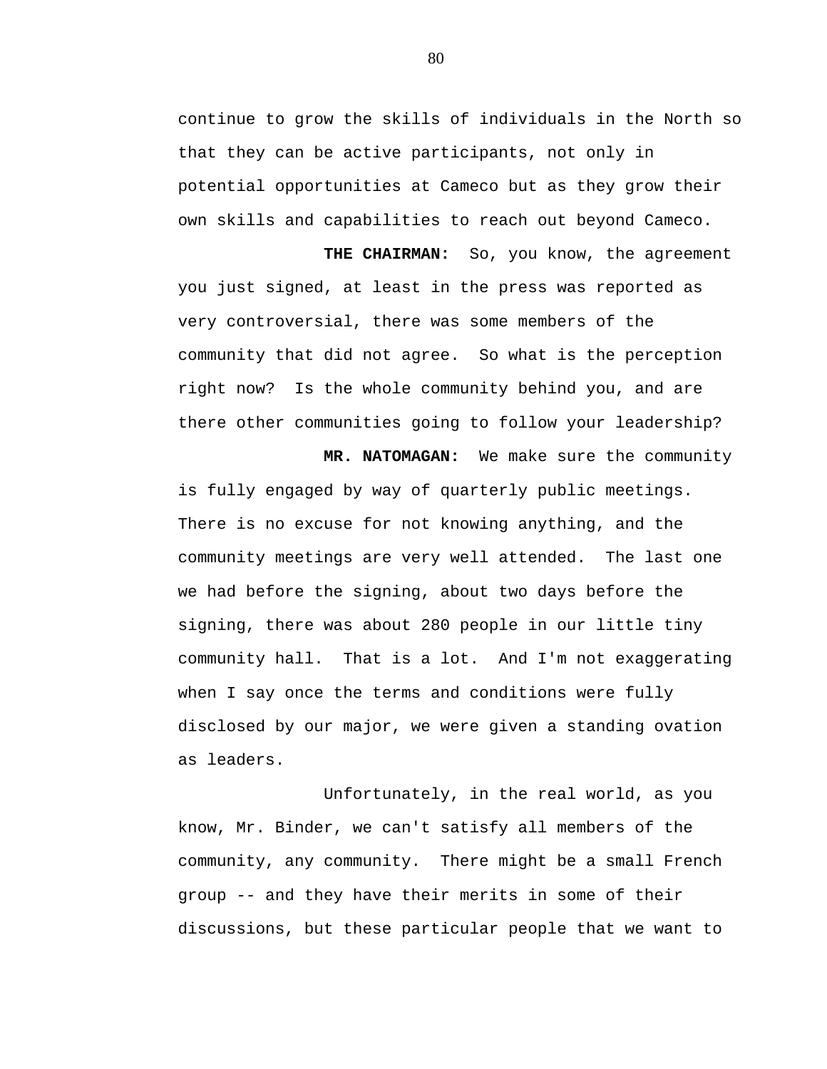continue to grow the skills of individuals in the North so that they can be active participants, not only in potential opportunities at Cameco but as they grow their own skills and capabilities to reach out beyond Cameco.

**THE CHAIRMAN:** So, you know, the agreement you just signed, at least in the press was reported as very controversial, there was some members of the community that did not agree. So what is the perception right now? Is the whole community behind you, and are there other communities going to follow your leadership?

**MR. NATOMAGAN:** We make sure the community is fully engaged by way of quarterly public meetings. There is no excuse for not knowing anything, and the community meetings are very well attended. The last one we had before the signing, about two days before the signing, there was about 280 people in our little tiny community hall. That is a lot. And I'm not exaggerating when I say once the terms and conditions were fully disclosed by our major, we were given a standing ovation as leaders.

Unfortunately, in the real world, as you know, Mr. Binder, we can't satisfy all members of the community, any community. There might be a small French group -- and they have their merits in some of their discussions, but these particular people that we want to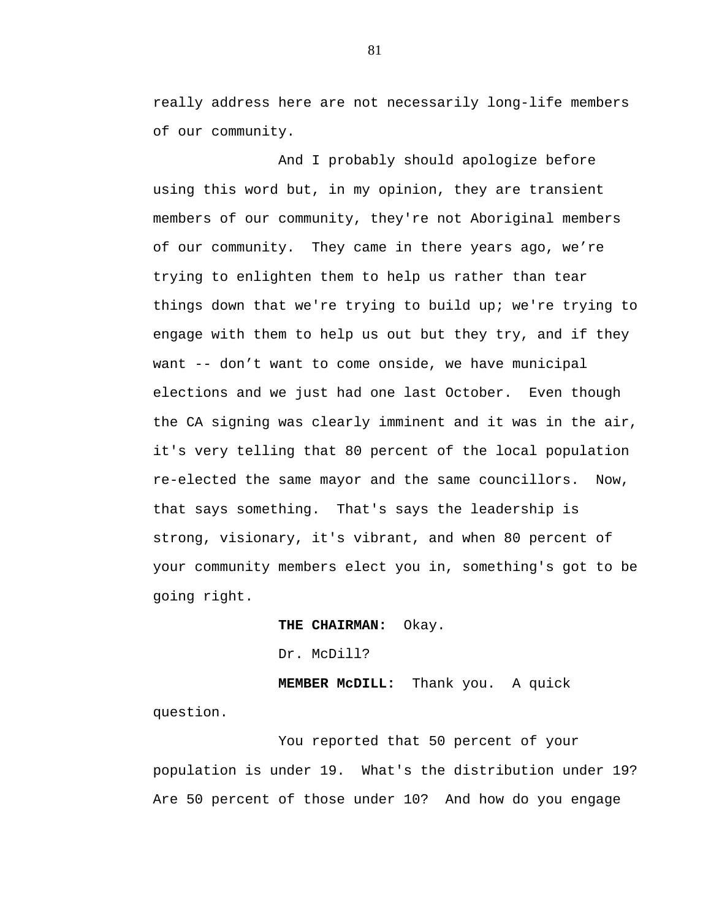really address here are not necessarily long-life members of our community.

And I probably should apologize before using this word but, in my opinion, they are transient members of our community, they're not Aboriginal members of our community. They came in there years ago, we're trying to enlighten them to help us rather than tear things down that we're trying to build up; we're trying to engage with them to help us out but they try, and if they want -- don't want to come onside, we have municipal elections and we just had one last October. Even though the CA signing was clearly imminent and it was in the air, it's very telling that 80 percent of the local population re-elected the same mayor and the same councillors. Now, that says something. That's says the leadership is strong, visionary, it's vibrant, and when 80 percent of your community members elect you in, something's got to be going right.

**THE CHAIRMAN:** Okay.

Dr. McDill?

**MEMBER McDILL:** Thank you. A quick question.

You reported that 50 percent of your population is under 19. What's the distribution under 19? Are 50 percent of those under 10? And how do you engage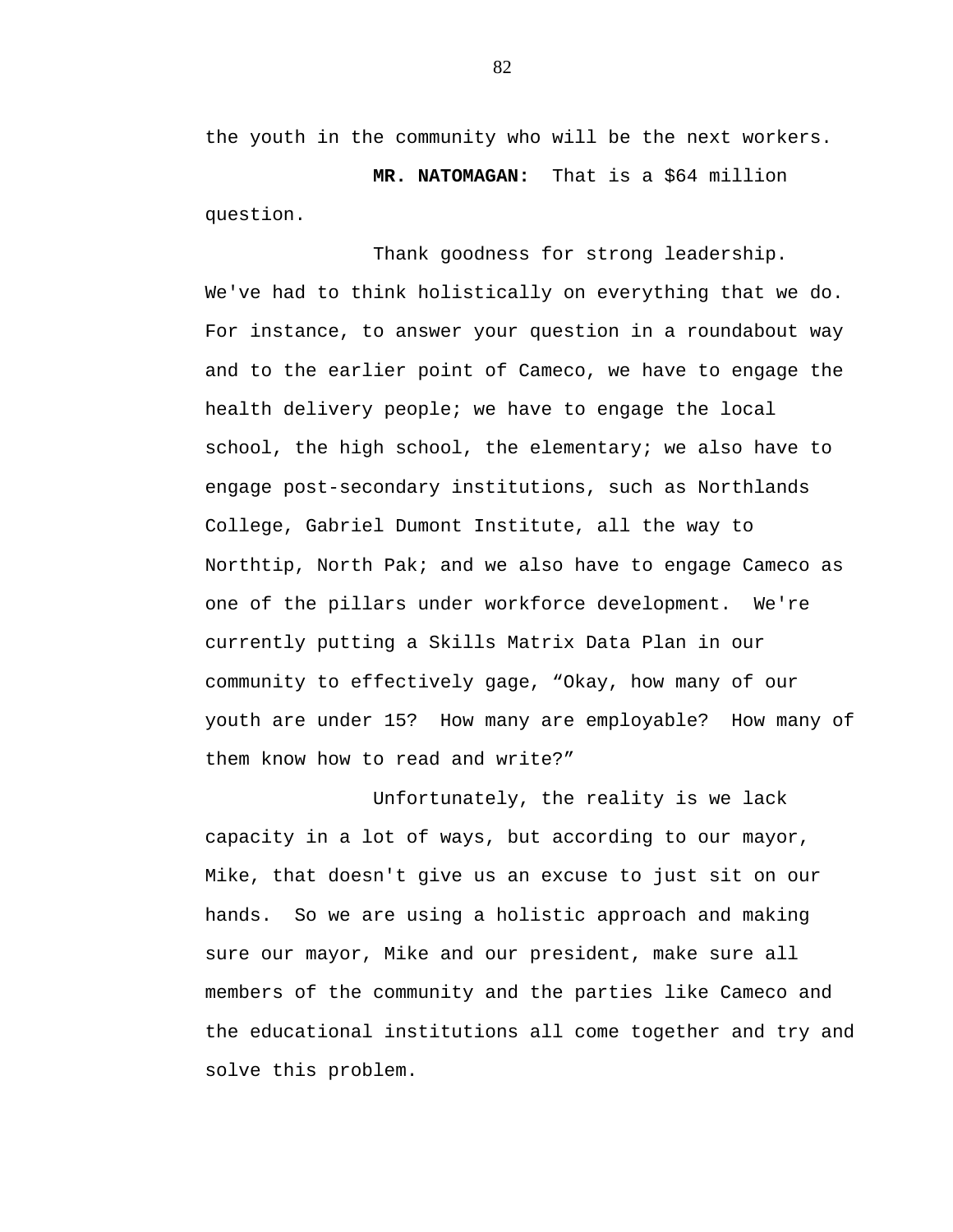the youth in the community who will be the next workers.

**MR. NATOMAGAN:** That is a $64 million question.

Thank goodness for strong leadership. We've had to think holistically on everything that we do. For instance, to answer your question in a roundabout way and to the earlier point of Cameco, we have to engage the health delivery people; we have to engage the local school, the high school, the elementary; we also have to engage post-secondary institutions, such as Northlands College, Gabriel Dumont Institute, all the way to Northtip, North Pak; and we also have to engage Cameco as one of the pillars under workforce development. We're currently putting a Skills Matrix Data Plan in our community to effectively gage, “Okay, how many of our youth are under 15? How many are employable? How many of them know how to read and write?”

Unfortunately, the reality is we lack capacity in a lot of ways, but according to our mayor, Mike, that doesn't give us an excuse to just sit on our hands. So we are using a holistic approach and making sure our mayor, Mike and our president, make sure all members of the community and the parties like Cameco and the educational institutions all come together and try and solve this problem.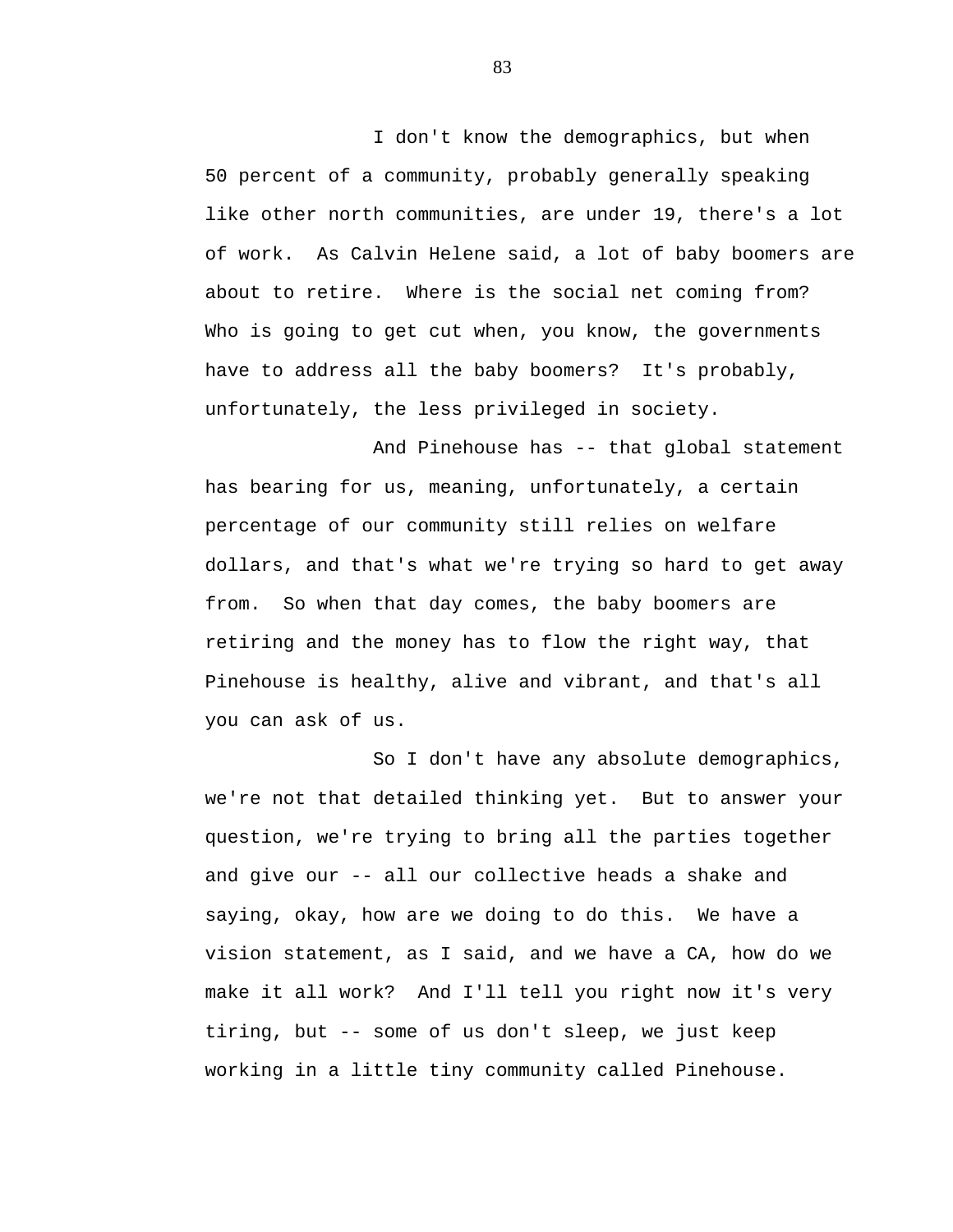I don't know the demographics, but when 50 percent of a community, probably generally speaking like other north communities, are under 19, there's a lot of work. As Calvin Helene said, a lot of baby boomers are about to retire. Where is the social net coming from? Who is going to get cut when, you know, the governments have to address all the baby boomers? It's probably, unfortunately, the less privileged in society.

And Pinehouse has -- that global statement has bearing for us, meaning, unfortunately, a certain percentage of our community still relies on welfare dollars, and that's what we're trying so hard to get away from. So when that day comes, the baby boomers are retiring and the money has to flow the right way, that Pinehouse is healthy, alive and vibrant, and that's all you can ask of us.

So I don't have any absolute demographics, we're not that detailed thinking yet. But to answer your question, we're trying to bring all the parties together and give our -- all our collective heads a shake and saying, okay, how are we doing to do this. We have a vision statement, as I said, and we have a CA, how do we make it all work? And I'll tell you right now it's very tiring, but -- some of us don't sleep, we just keep working in a little tiny community called Pinehouse.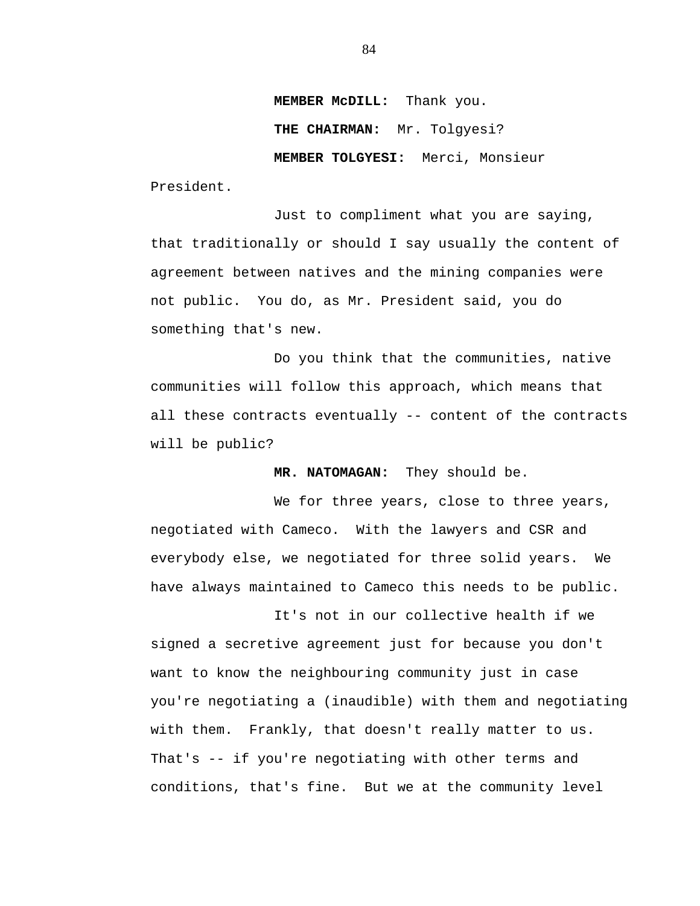**MEMBER McDILL:** Thank you.

**THE CHAIRMAN:** Mr. Tolgyesi?

**MEMBER TOLGYESI:** Merci, Monsieur President.

Just to compliment what you are saying, that traditionally or should I say usually the content of agreement between natives and the mining companies were not public. You do, as Mr. President said, you do something that's new.

Do you think that the communities, native communities will follow this approach, which means that all these contracts eventually -- content of the contracts will be public?

**MR. NATOMAGAN:** They should be.

We for three years, close to three years, negotiated with Cameco. With the lawyers and CSR and everybody else, we negotiated for three solid years. We have always maintained to Cameco this needs to be public.

It's not in our collective health if we signed a secretive agreement just for because you don't want to know the neighbouring community just in case you're negotiating a (inaudible) with them and negotiating with them. Frankly, that doesn't really matter to us. That's -- if you're negotiating with other terms and conditions, that's fine. But we at the community level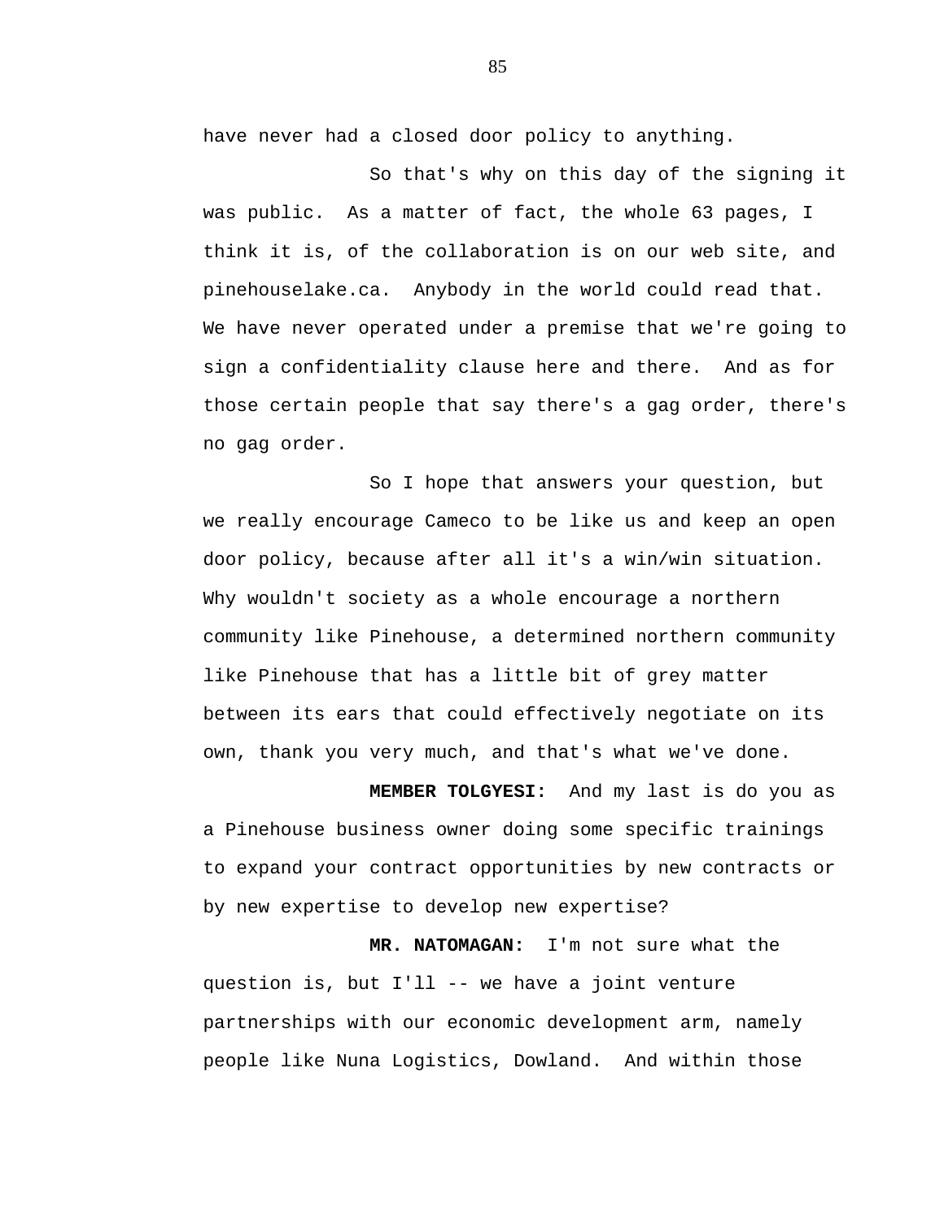have never had a closed door policy to anything.

So that's why on this day of the signing it was public. As a matter of fact, the whole 63 pages, I think it is, of the collaboration is on our web site, and pinehouselake.ca. Anybody in the world could read that. We have never operated under a premise that we're going to sign a confidentiality clause here and there. And as for those certain people that say there's a gag order, there's no gag order.

So I hope that answers your question, but we really encourage Cameco to be like us and keep an open door policy, because after all it's a win/win situation. Why wouldn't society as a whole encourage a northern community like Pinehouse, a determined northern community like Pinehouse that has a little bit of grey matter between its ears that could effectively negotiate on its own, thank you very much, and that's what we've done.

**MEMBER TOLGYESI:** And my last is do you as a Pinehouse business owner doing some specific trainings to expand your contract opportunities by new contracts or by new expertise to develop new expertise?

**MR. NATOMAGAN:** I'm not sure what the question is, but I'll -- we have a joint venture partnerships with our economic development arm, namely people like Nuna Logistics, Dowland. And within those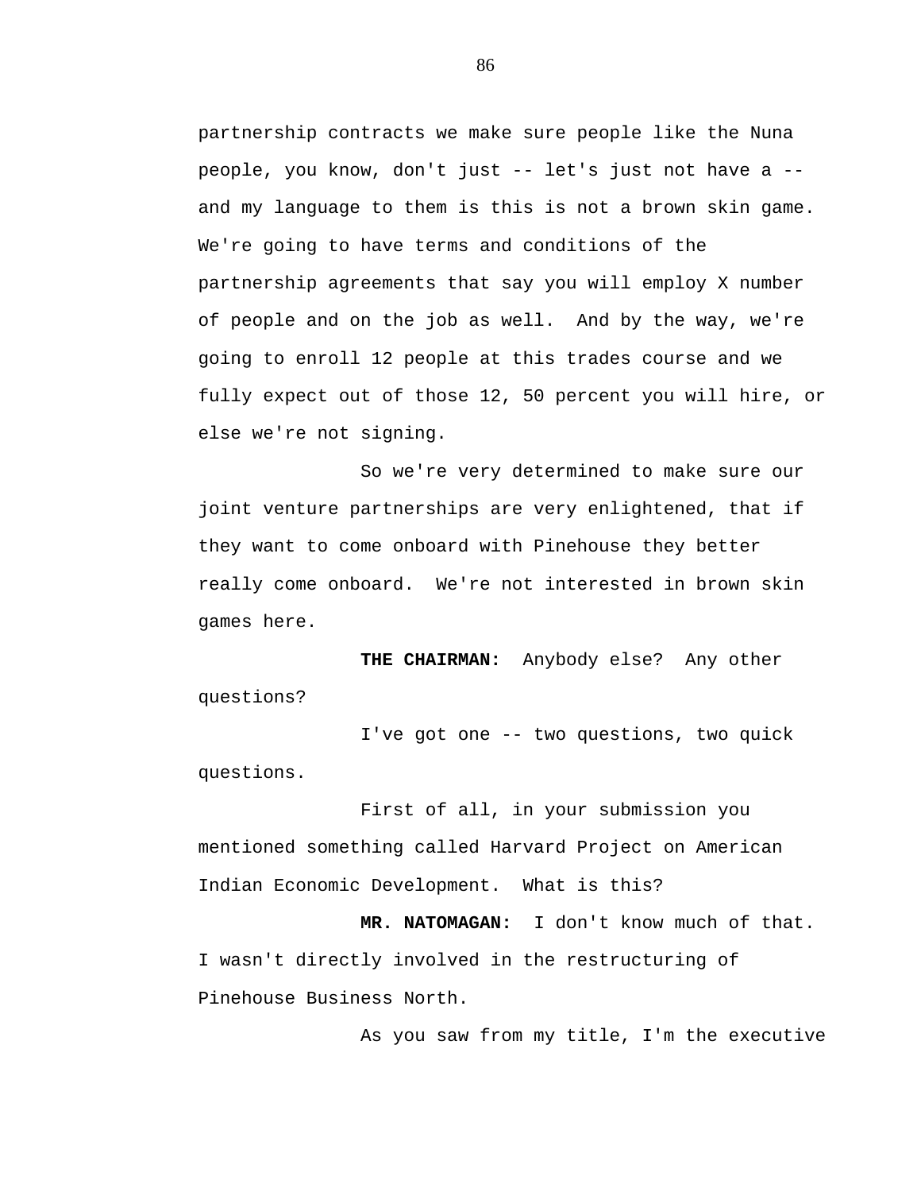partnership contracts we make sure people like the Nuna people, you know, don't just -- let's just not have a -- and my language to them is this is not a brown skin game. We're going to have terms and conditions of the partnership agreements that say you will employ X number of people and on the job as well. And by the way, we're going to enroll 12 people at this trades course and we fully expect out of those 12, 50 percent you will hire, or else we're not signing.

So we're very determined to make sure our joint venture partnerships are very enlightened, that if they want to come onboard with Pinehouse they better really come onboard. We're not interested in brown skin games here.

**THE CHAIRMAN:** Anybody else? Any other questions?

I've got one -- two questions, two quick questions.

First of all, in your submission you mentioned something called Harvard Project on American Indian Economic Development. What is this?

**MR. NATOMAGAN:** I don't know much of that. I wasn't directly involved in the restructuring of Pinehouse Business North.

As you saw from my title, I'm the executive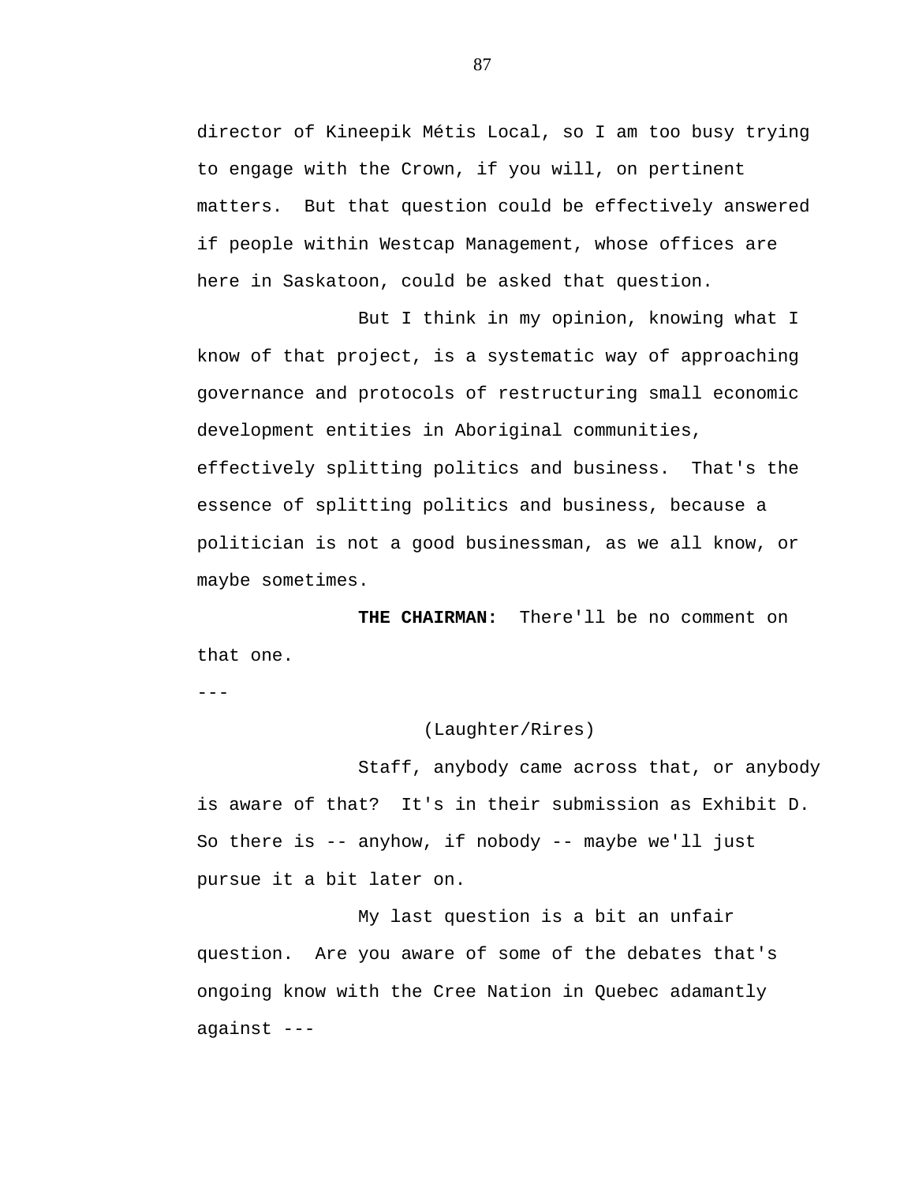director of Kineepik Métis Local, so I am too busy trying to engage with the Crown, if you will, on pertinent matters. But that question could be effectively answered if people within Westcap Management, whose offices are here in Saskatoon, could be asked that question.

But I think in my opinion, knowing what I know of that project, is a systematic way of approaching governance and protocols of restructuring small economic development entities in Aboriginal communities, effectively splitting politics and business. That's the essence of splitting politics and business, because a politician is not a good businessman, as we all know, or maybe sometimes.

**THE CHAIRMAN:** There'll be no comment on that one.

---

(Laughter/Rires)

Staff, anybody came across that, or anybody is aware of that? It's in their submission as Exhibit D. So there is -- anyhow, if nobody -- maybe we'll just pursue it a bit later on.

My last question is a bit an unfair question. Are you aware of some of the debates that's ongoing know with the Cree Nation in Quebec adamantly against ---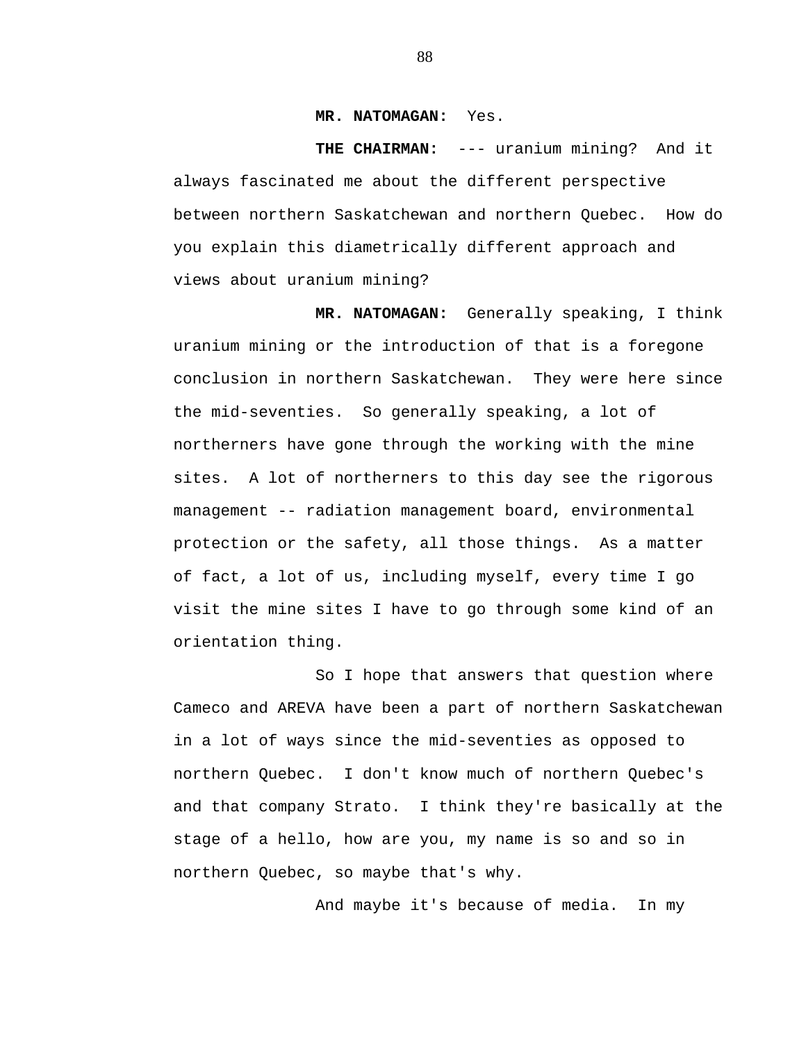**MR. NATOMAGAN:** Yes.

**THE CHAIRMAN:** --- uranium mining? And it always fascinated me about the different perspective between northern Saskatchewan and northern Quebec. How do you explain this diametrically different approach and views about uranium mining?

**MR. NATOMAGAN:** Generally speaking, I think uranium mining or the introduction of that is a foregone conclusion in northern Saskatchewan. They were here since the mid-seventies. So generally speaking, a lot of northerners have gone through the working with the mine sites. A lot of northerners to this day see the rigorous management -- radiation management board, environmental protection or the safety, all those things. As a matter of fact, a lot of us, including myself, every time I go visit the mine sites I have to go through some kind of an orientation thing.

So I hope that answers that question where Cameco and AREVA have been a part of northern Saskatchewan in a lot of ways since the mid-seventies as opposed to northern Quebec. I don't know much of northern Quebec's and that company Strato. I think they're basically at the stage of a hello, how are you, my name is so and so in northern Quebec, so maybe that's why.

And maybe it's because of media. In my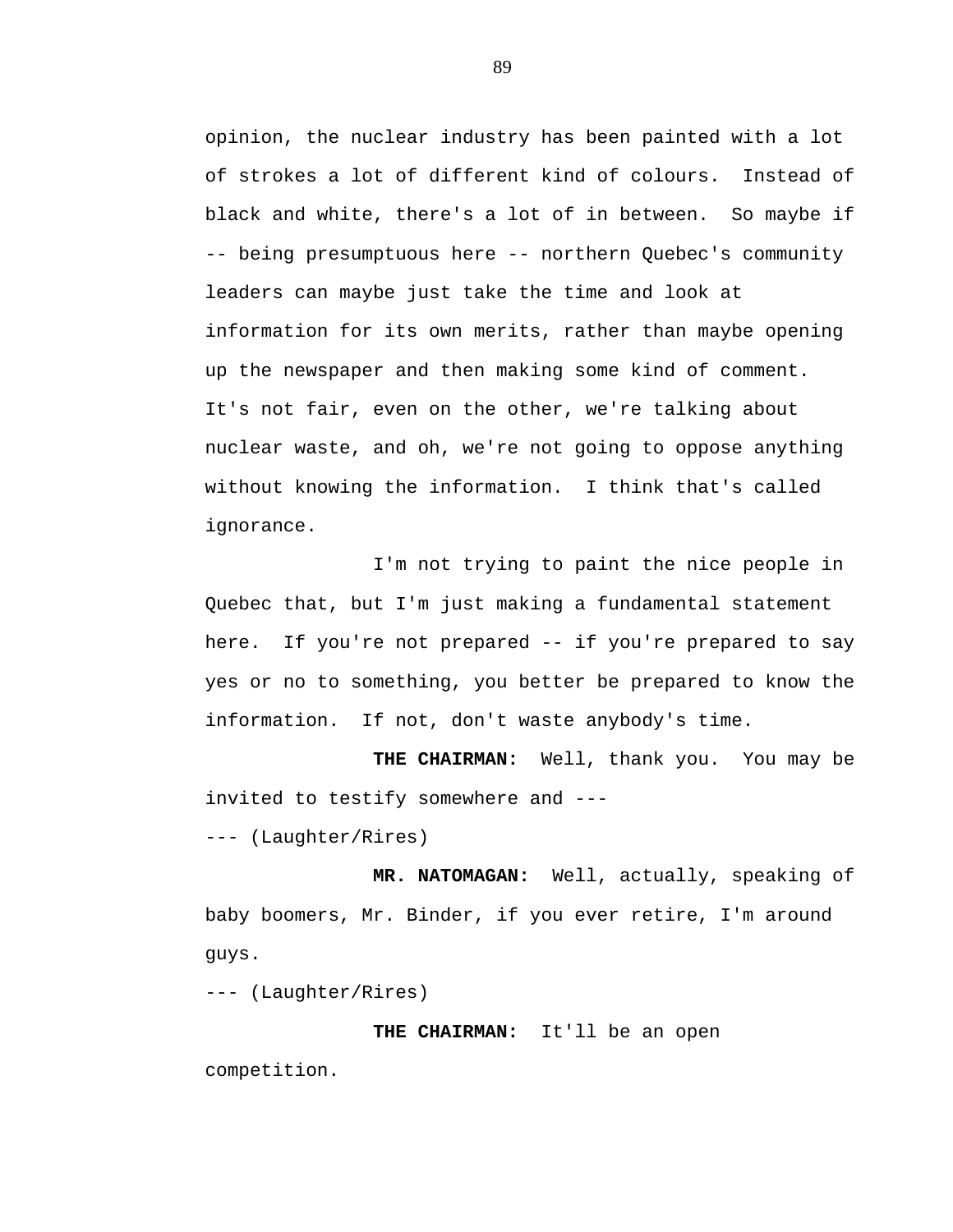opinion, the nuclear industry has been painted with a lot of strokes a lot of different kind of colours. Instead of black and white, there's a lot of in between. So maybe if -- being presumptuous here -- northern Quebec's community leaders can maybe just take the time and look at information for its own merits, rather than maybe opening up the newspaper and then making some kind of comment. It's not fair, even on the other, we're talking about nuclear waste, and oh, we're not going to oppose anything without knowing the information. I think that's called ignorance.

I'm not trying to paint the nice people in Quebec that, but I'm just making a fundamental statement here. If you're not prepared -- if you're prepared to say yes or no to something, you better be prepared to know the information. If not, don't waste anybody's time.

**THE CHAIRMAN:** Well, thank you. You may be invited to testify somewhere and ---

--- (Laughter/Rires)

**MR. NATOMAGAN:** Well, actually, speaking of baby boomers, Mr. Binder, if you ever retire, I'm around guys.

--- (Laughter/Rires)

**THE CHAIRMAN:** It'll be an open competition.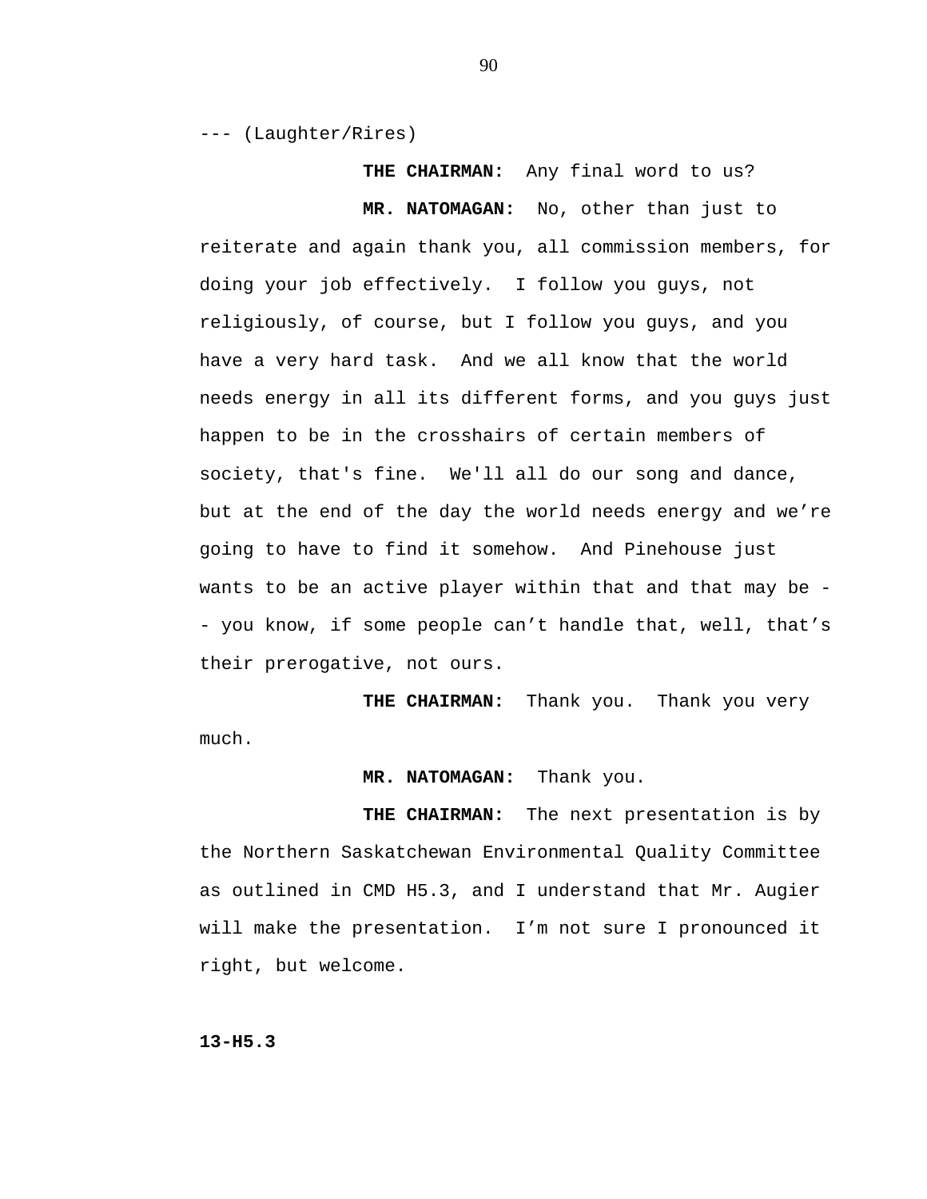--- (Laughter/Rires)

**THE CHAIRMAN:** Any final word to us?

**MR. NATOMAGAN:** No, other than just to reiterate and again thank you, all commission members, for doing your job effectively. I follow you guys, not religiously, of course, but I follow you guys, and you have a very hard task. And we all know that the world needs energy in all its different forms, and you guys just happen to be in the crosshairs of certain members of society, that's fine. We'll all do our song and dance, but at the end of the day the world needs energy and we're going to have to find it somehow. And Pinehouse just wants to be an active player within that and that may be -- you know, if some people can't handle that, well, that's their prerogative, not ours.

**THE CHAIRMAN:** Thank you. Thank you very much.

**MR. NATOMAGAN:** Thank you.

**THE CHAIRMAN:** The next presentation is by the Northern Saskatchewan Environmental Quality Committee as outlined in CMD H5.3, and I understand that Mr. Augier will make the presentation. I'm not sure I pronounced it right, but welcome.

**13-H5.3**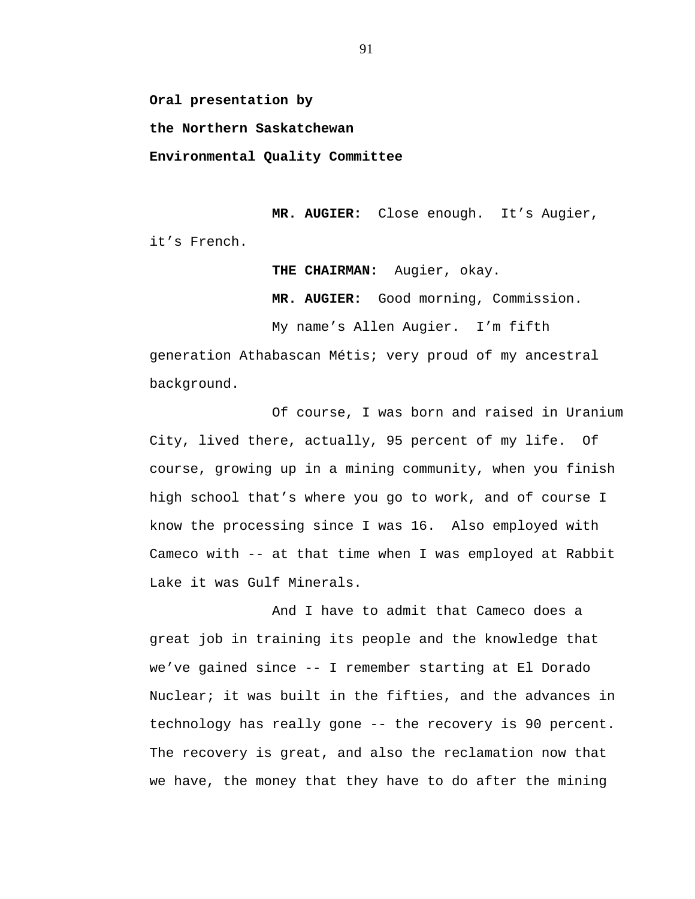**Oral presentation by**

**the Northern Saskatchewan**

**Environmental Quality Committee**

**MR. AUGIER:** Close enough. It’s Augier, it’s French.

**THE CHAIRMAN:** Augier, okay.

**MR. AUGIER:** Good morning, Commission.

My name’s Allen Augier. I’m fifth generation Athabascan Métis; very proud of my ancestral background.

Of course, I was born and raised in Uranium City, lived there, actually, 95 percent of my life. Of course, growing up in a mining community, when you finish high school that’s where you go to work, and of course I know the processing since I was 16. Also employed with Cameco with -- at that time when I was employed at Rabbit Lake it was Gulf Minerals.

And I have to admit that Cameco does a great job in training its people and the knowledge that we’ve gained since -- I remember starting at El Dorado Nuclear; it was built in the fifties, and the advances in technology has really gone -- the recovery is 90 percent. The recovery is great, and also the reclamation now that we have, the money that they have to do after the mining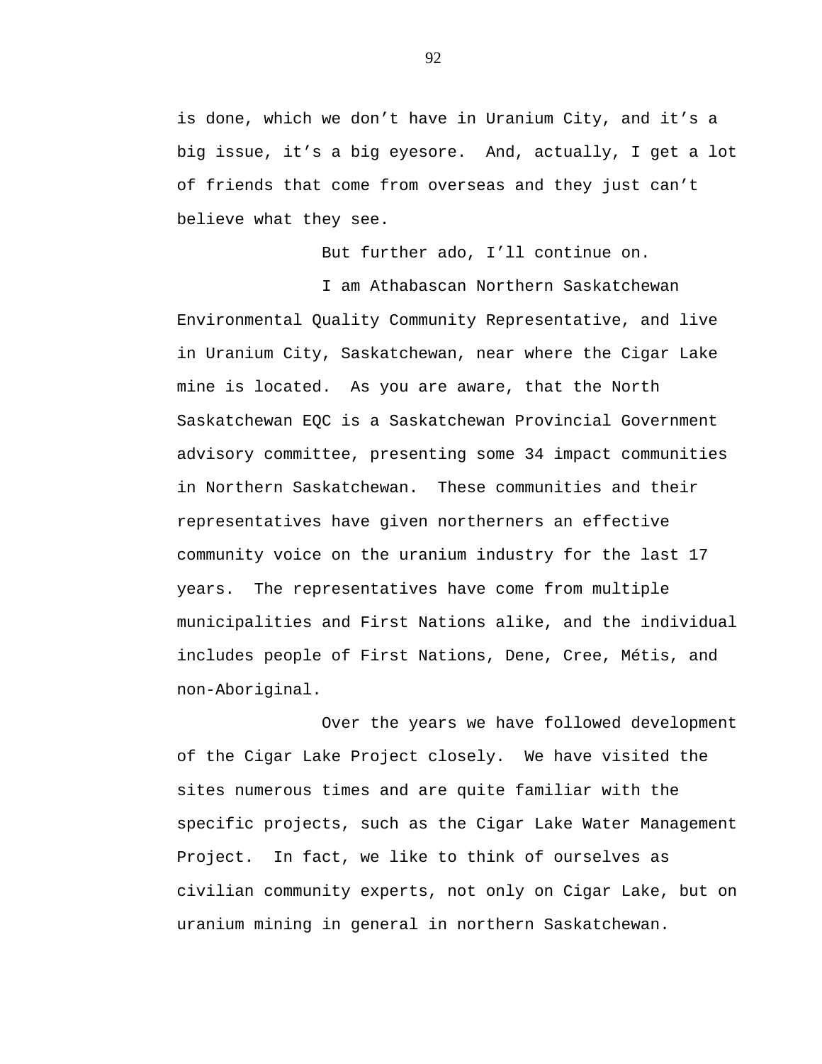is done, which we don't have in Uranium City, and it's a big issue, it's a big eyesore. And, actually, I get a lot of friends that come from overseas and they just can't believe what they see.

But further ado, I'll continue on.

I am Athabascan Northern Saskatchewan Environmental Quality Community Representative, and live in Uranium City, Saskatchewan, near where the Cigar Lake mine is located. As you are aware, that the North Saskatchewan EQC is a Saskatchewan Provincial Government advisory committee, presenting some 34 impact communities in Northern Saskatchewan. These communities and their representatives have given northerners an effective community voice on the uranium industry for the last 17 years. The representatives have come from multiple municipalities and First Nations alike, and the individual includes people of First Nations, Dene, Cree, Métis, and non-Aboriginal.

Over the years we have followed development of the Cigar Lake Project closely. We have visited the sites numerous times and are quite familiar with the specific projects, such as the Cigar Lake Water Management Project. In fact, we like to think of ourselves as civilian community experts, not only on Cigar Lake, but on uranium mining in general in northern Saskatchewan.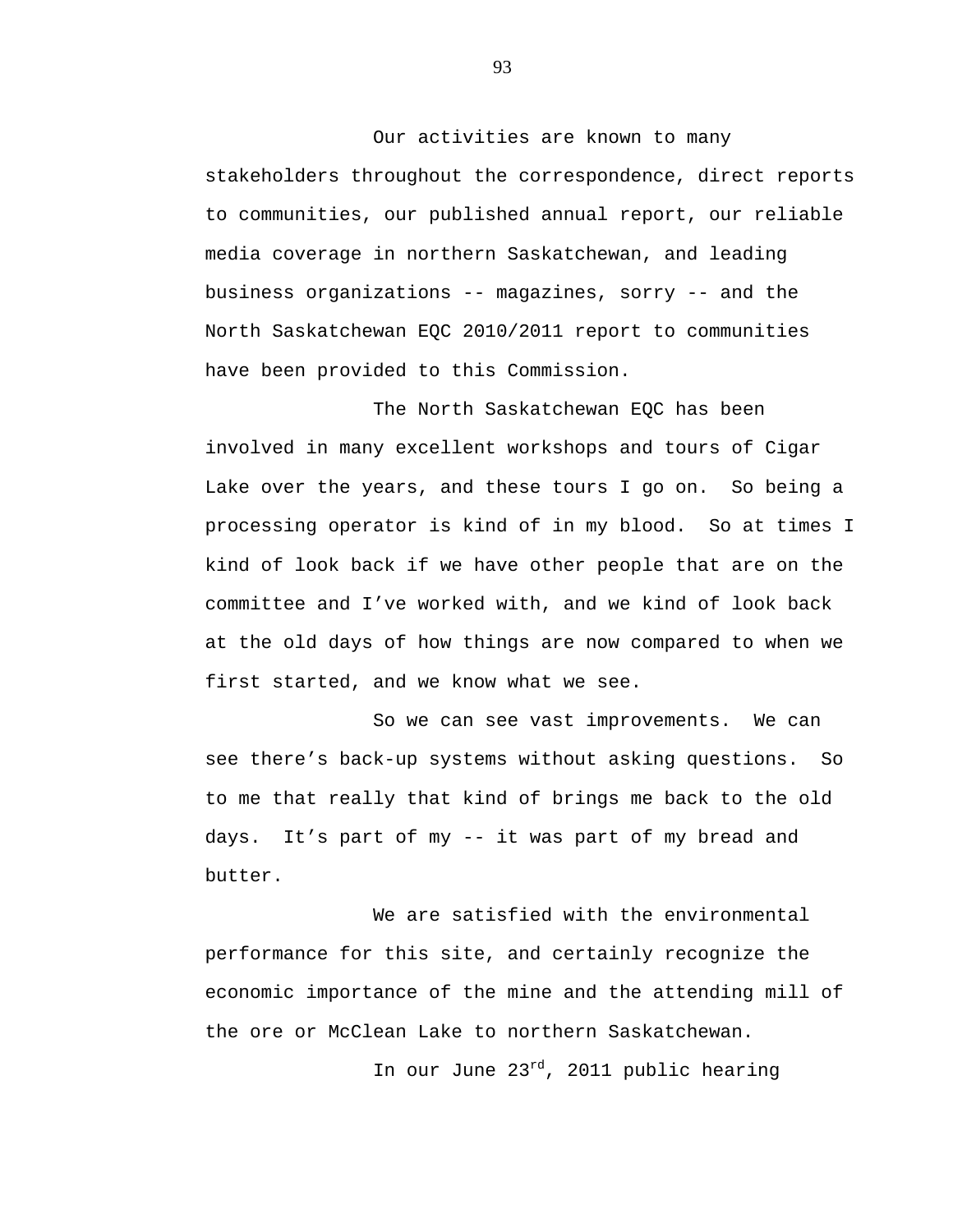Our activities are known to many stakeholders throughout the correspondence, direct reports to communities, our published annual report, our reliable media coverage in northern Saskatchewan, and leading business organizations -- magazines, sorry -- and the North Saskatchewan EQC 2010/2011 report to communities have been provided to this Commission.

The North Saskatchewan EQC has been involved in many excellent workshops and tours of Cigar Lake over the years, and these tours I go on. So being a processing operator is kind of in my blood. So at times I kind of look back if we have other people that are on the committee and I've worked with, and we kind of look back at the old days of how things are now compared to when we first started, and we know what we see.

So we can see vast improvements. We can see there's back-up systems without asking questions. So to me that really that kind of brings me back to the old days. It's part of my -- it was part of my bread and butter.

We are satisfied with the environmental performance for this site, and certainly recognize the economic importance of the mine and the attending mill of the ore or McClean Lake to northern Saskatchewan.

In our June 23rd, 2011 public hearing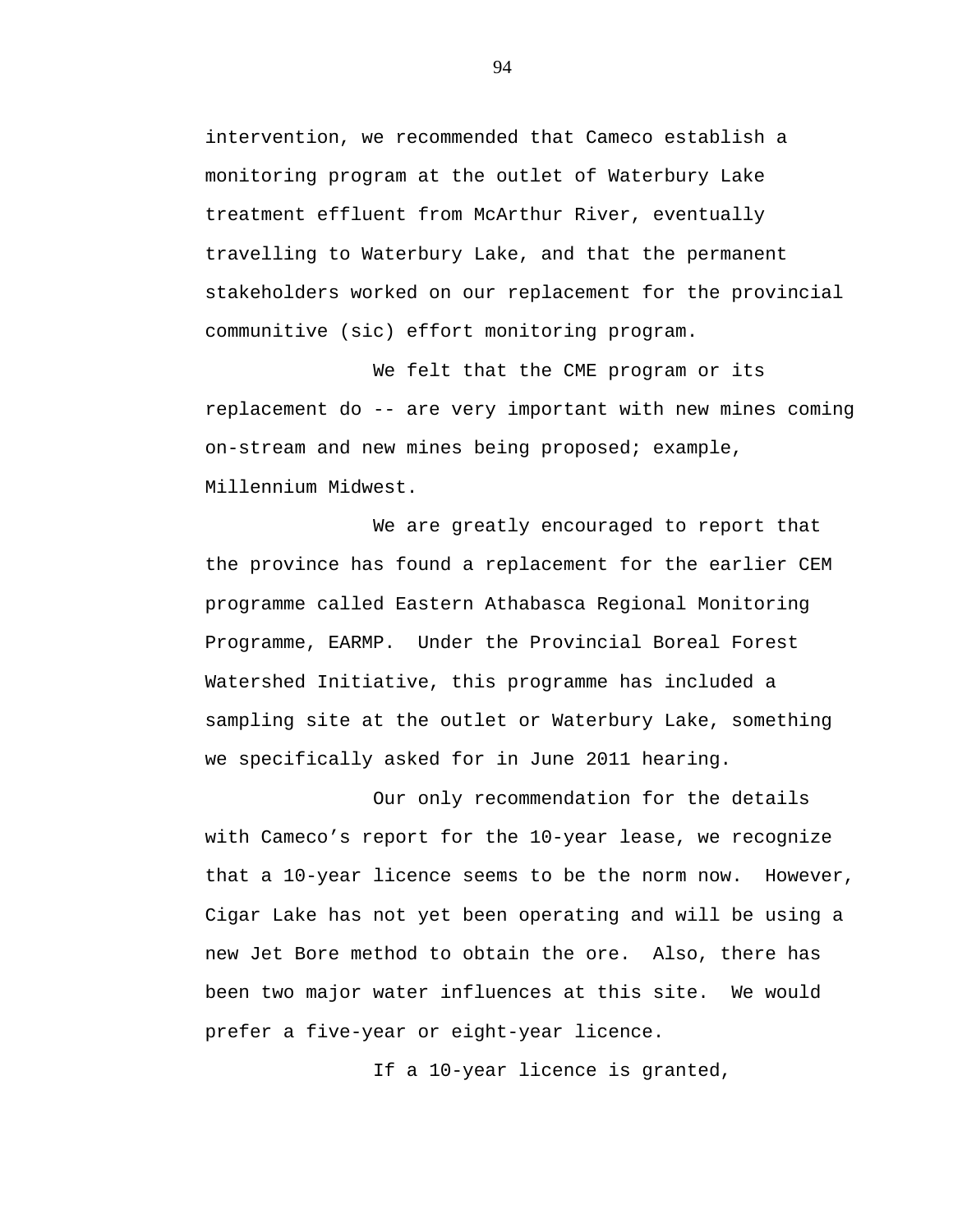intervention, we recommended that Cameco establish a monitoring program at the outlet of Waterbury Lake treatment effluent from McArthur River, eventually travelling to Waterbury Lake, and that the permanent stakeholders worked on our replacement for the provincial communitive (sic) effort monitoring program.

We felt that the CME program or its replacement do -- are very important with new mines coming on-stream and new mines being proposed; example, Millennium Midwest.

We are greatly encouraged to report that the province has found a replacement for the earlier CEM programme called Eastern Athabasca Regional Monitoring Programme, EARMP. Under the Provincial Boreal Forest Watershed Initiative, this programme has included a sampling site at the outlet or Waterbury Lake, something we specifically asked for in June 2011 hearing.

Our only recommendation for the details with Cameco's report for the 10-year lease, we recognize that a 10-year licence seems to be the norm now. However, Cigar Lake has not yet been operating and will be using a new Jet Bore method to obtain the ore. Also, there has been two major water influences at this site. We would prefer a five-year or eight-year licence.

If a 10-year licence is granted,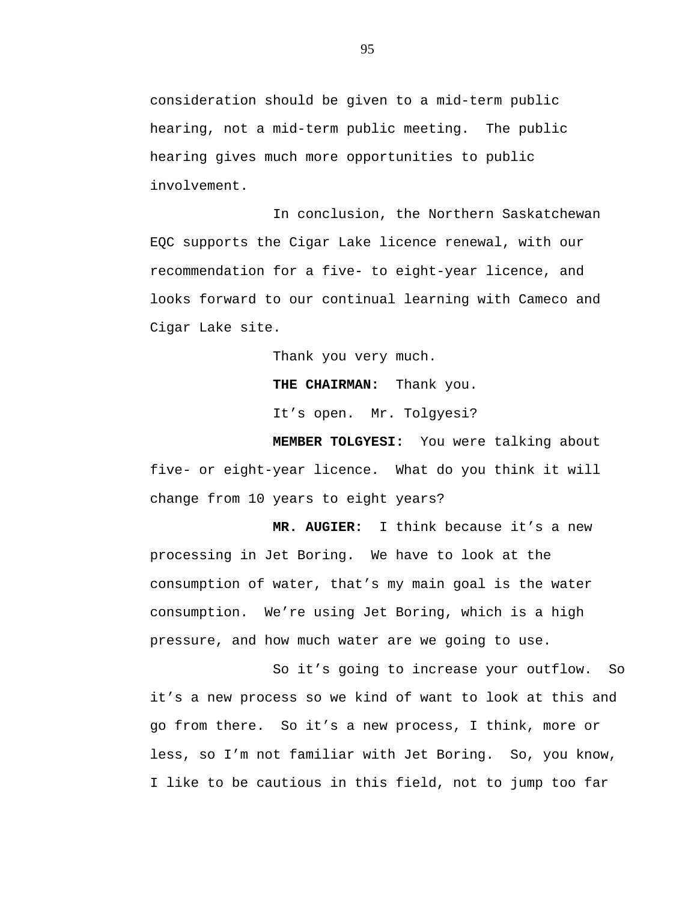consideration should be given to a mid-term public hearing, not a mid-term public meeting. The public hearing gives much more opportunities to public involvement.

In conclusion, the Northern Saskatchewan EQC supports the Cigar Lake licence renewal, with our recommendation for a five- to eight-year licence, and looks forward to our continual learning with Cameco and Cigar Lake site.

Thank you very much.

**THE CHAIRMAN:** Thank you.

It's open. Mr. Tolgyesi?

**MEMBER TOLGYESI:** You were talking about five- or eight-year licence. What do you think it will change from 10 years to eight years?

**MR. AUGIER:** I think because it's a new processing in Jet Boring. We have to look at the consumption of water, that's my main goal is the water consumption. We're using Jet Boring, which is a high pressure, and how much water are we going to use.

So it's going to increase your outflow. So it's a new process so we kind of want to look at this and go from there. So it's a new process, I think, more or less, so I'm not familiar with Jet Boring. So, you know, I like to be cautious in this field, not to jump too far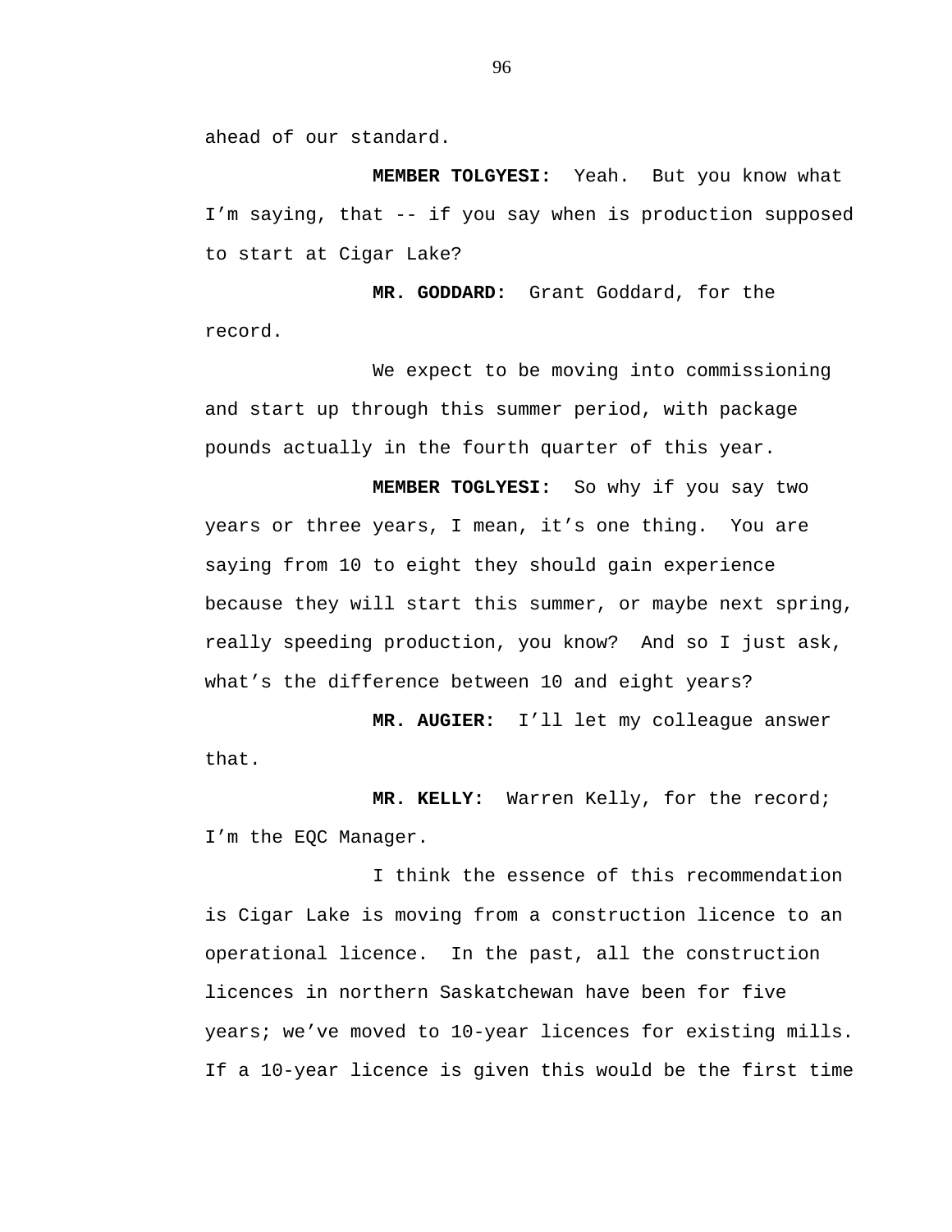ahead of our standard.

**MEMBER TOLGYESI:** Yeah. But you know what I'm saying, that -- if you say when is production supposed to start at Cigar Lake?

**MR. GODDARD:** Grant Goddard, for the record.

We expect to be moving into commissioning and start up through this summer period, with package pounds actually in the fourth quarter of this year.

**MEMBER TOGLYESI:** So why if you say two years or three years, I mean, it's one thing. You are saying from 10 to eight they should gain experience because they will start this summer, or maybe next spring, really speeding production, you know? And so I just ask, what's the difference between 10 and eight years?

**MR. AUGIER:** I'll let my colleague answer that.

**MR. KELLY:** Warren Kelly, for the record; I'm the EQC Manager.

I think the essence of this recommendation is Cigar Lake is moving from a construction licence to an operational licence. In the past, all the construction licences in northern Saskatchewan have been for five years; we've moved to 10-year licences for existing mills. If a 10-year licence is given this would be the first time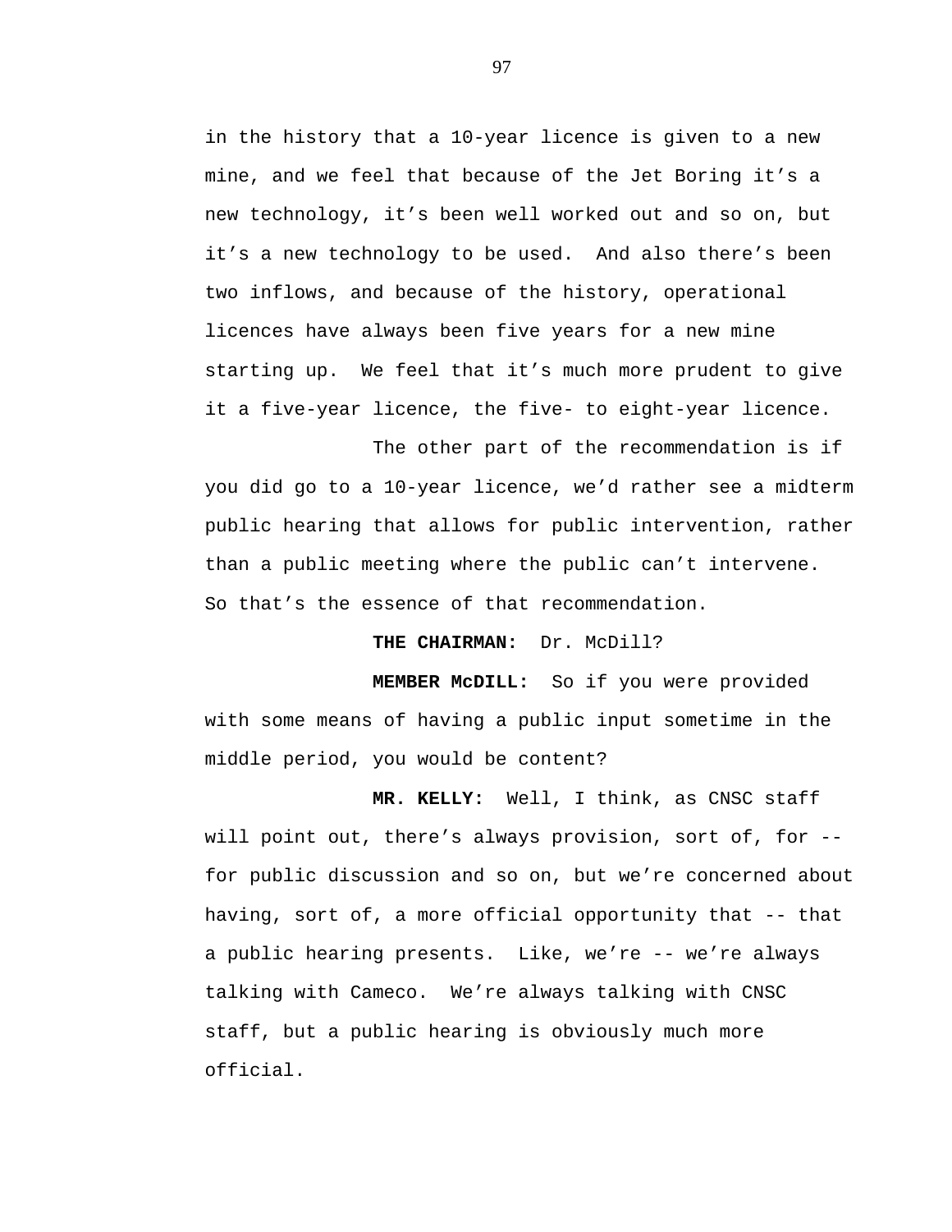in the history that a 10-year licence is given to a new mine, and we feel that because of the Jet Boring it's a new technology, it's been well worked out and so on, but it's a new technology to be used. And also there's been two inflows, and because of the history, operational licences have always been five years for a new mine starting up. We feel that it's much more prudent to give it a five-year licence, the five- to eight-year licence.

The other part of the recommendation is if you did go to a 10-year licence, we'd rather see a midterm public hearing that allows for public intervention, rather than a public meeting where the public can't intervene. So that's the essence of that recommendation.

**THE CHAIRMAN:** Dr. McDill?

**MEMBER McDILL:** So if you were provided with some means of having a public input sometime in the middle period, you would be content?

**MR. KELLY:** Well, I think, as CNSC staff will point out, there's always provision, sort of, for -- for public discussion and so on, but we're concerned about having, sort of, a more official opportunity that -- that a public hearing presents. Like, we're -- we're always talking with Cameco. We're always talking with CNSC staff, but a public hearing is obviously much more official.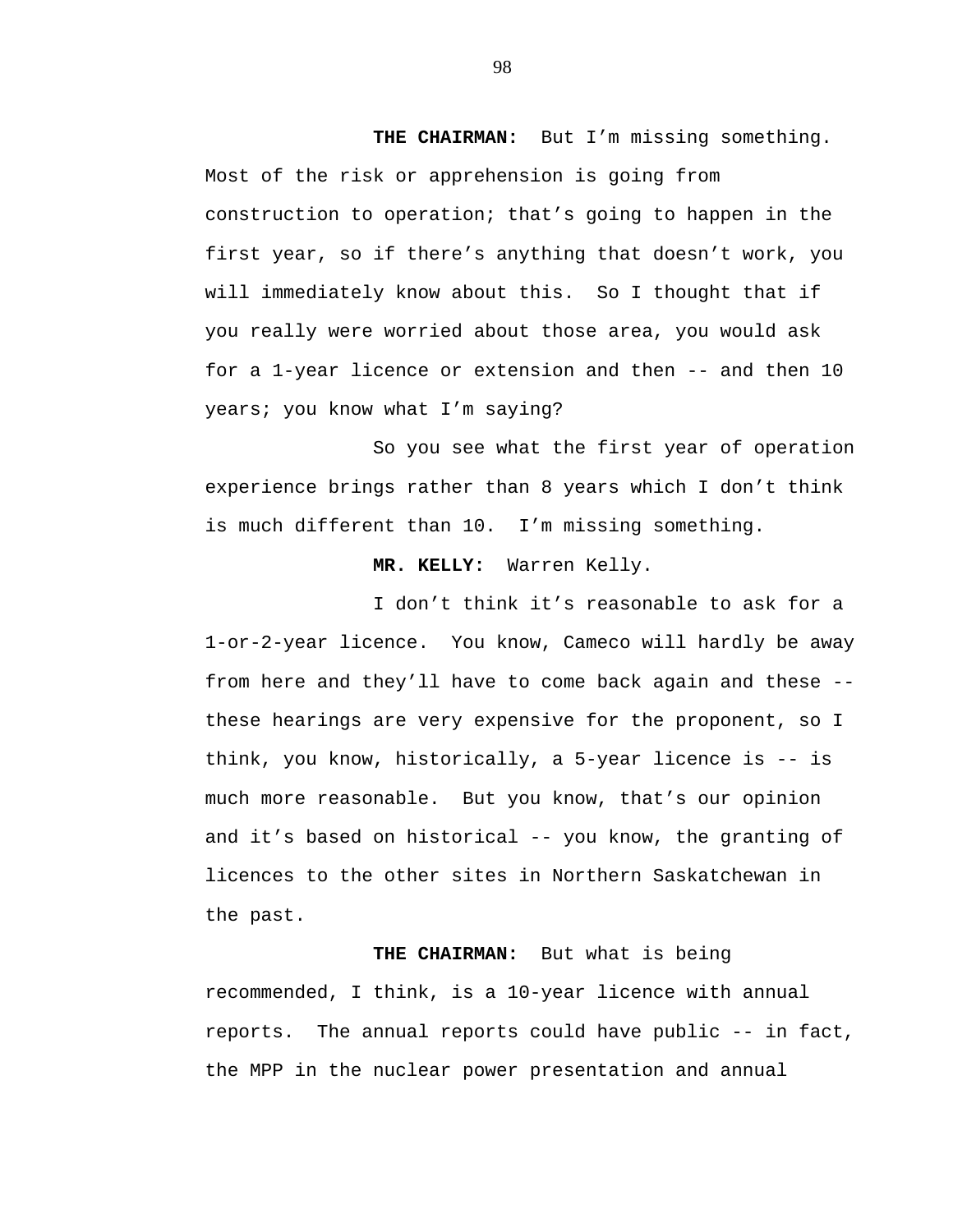**THE CHAIRMAN:** But I'm missing something. Most of the risk or apprehension is going from construction to operation; that's going to happen in the first year, so if there's anything that doesn't work, you will immediately know about this. So I thought that if you really were worried about those area, you would ask for a 1-year licence or extension and then -- and then 10 years; you know what I'm saying?

So you see what the first year of operation experience brings rather than 8 years which I don't think is much different than 10. I'm missing something.

**MR. KELLY:** Warren Kelly.

I don't think it's reasonable to ask for a 1-or-2-year licence. You know, Cameco will hardly be away from here and they'll have to come back again and these -- these hearings are very expensive for the proponent, so I think, you know, historically, a 5-year licence is -- is much more reasonable. But you know, that's our opinion and it's based on historical -- you know, the granting of licences to the other sites in Northern Saskatchewan in the past.

**THE CHAIRMAN:** But what is being recommended, I think, is a 10-year licence with annual reports. The annual reports could have public -- in fact, the MPP in the nuclear power presentation and annual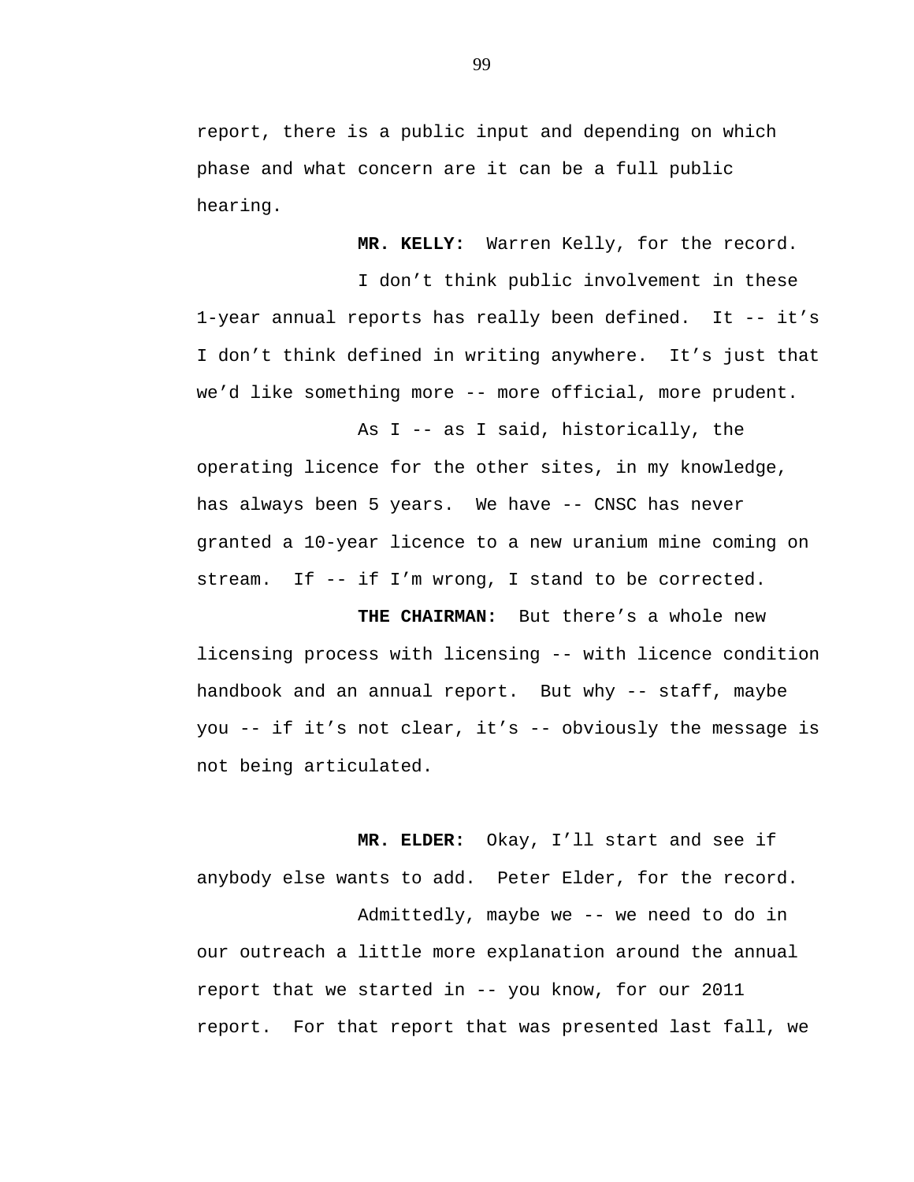report, there is a public input and depending on which phase and what concern are it can be a full public hearing.

**MR. KELLY:** Warren Kelly, for the record.

I don't think public involvement in these 1-year annual reports has really been defined. It -- it's I don't think defined in writing anywhere. It's just that we'd like something more -- more official, more prudent.

As I -- as I said, historically, the operating licence for the other sites, in my knowledge, has always been 5 years. We have -- CNSC has never granted a 10-year licence to a new uranium mine coming on stream. If -- if I'm wrong, I stand to be corrected.

**THE CHAIRMAN:** But there's a whole new licensing process with licensing -- with licence condition handbook and an annual report. But why -- staff, maybe you -- if it's not clear, it's -- obviously the message is not being articulated.

**MR. ELDER:** Okay, I'll start and see if anybody else wants to add. Peter Elder, for the record.

Admittedly, maybe we -- we need to do in our outreach a little more explanation around the annual report that we started in -- you know, for our 2011 report. For that report that was presented last fall, we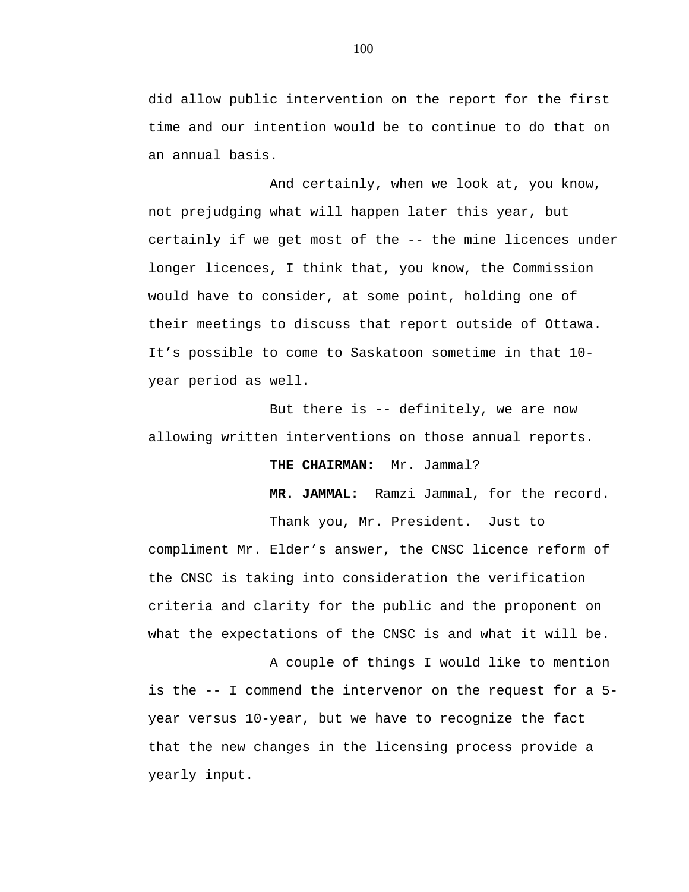did allow public intervention on the report for the first time and our intention would be to continue to do that on an annual basis.

And certainly, when we look at, you know, not prejudging what will happen later this year, but certainly if we get most of the -- the mine licences under longer licences, I think that, you know, the Commission would have to consider, at some point, holding one of their meetings to discuss that report outside of Ottawa. It's possible to come to Saskatoon sometime in that 10-year period as well.

But there is -- definitely, we are now allowing written interventions on those annual reports.

**THE CHAIRMAN:** Mr. Jammal?

**MR. JAMMAL:** Ramzi Jammal, for the record.

Thank you, Mr. President. Just to compliment Mr. Elder's answer, the CNSC licence reform of the CNSC is taking into consideration the verification criteria and clarity for the public and the proponent on what the expectations of the CNSC is and what it will be.

A couple of things I would like to mention is the -- I commend the intervenor on the request for a 5-year versus 10-year, but we have to recognize the fact that the new changes in the licensing process provide a yearly input.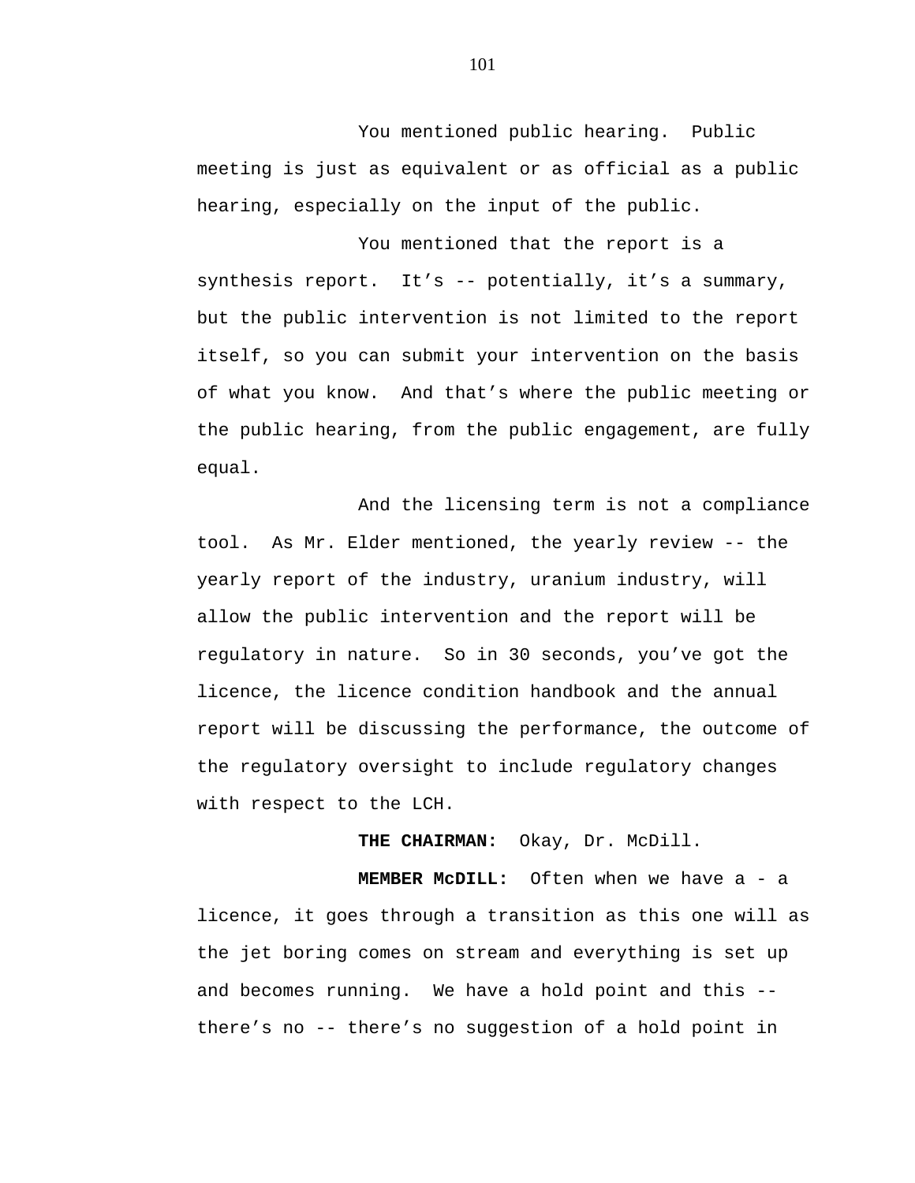You mentioned public hearing. Public meeting is just as equivalent or as official as a public hearing, especially on the input of the public.

You mentioned that the report is a synthesis report. It's -- potentially, it's a summary, but the public intervention is not limited to the report itself, so you can submit your intervention on the basis of what you know. And that's where the public meeting or the public hearing, from the public engagement, are fully equal.

And the licensing term is not a compliance tool. As Mr. Elder mentioned, the yearly review -- the yearly report of the industry, uranium industry, will allow the public intervention and the report will be regulatory in nature. So in 30 seconds, you've got the licence, the licence condition handbook and the annual report will be discussing the performance, the outcome of the regulatory oversight to include regulatory changes with respect to the LCH.

**THE CHAIRMAN:** Okay, Dr. McDill.

**MEMBER McDILL:** Often when we have a - a licence, it goes through a transition as this one will as the jet boring comes on stream and everything is set up and becomes running. We have a hold point and this -- there's no -- there's no suggestion of a hold point in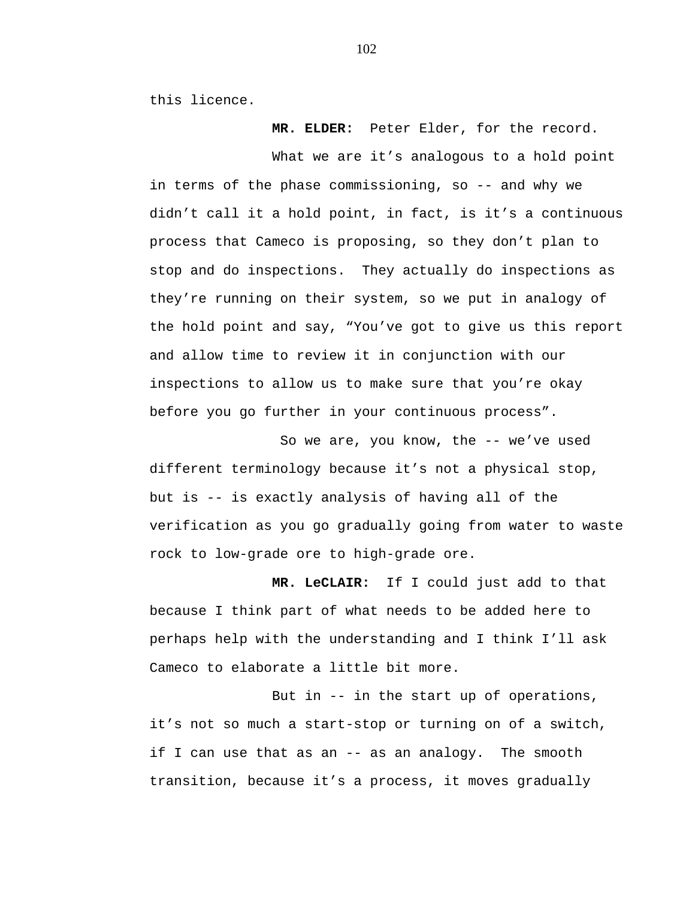this licence.

**MR. ELDER:** Peter Elder, for the record.

What we are it's analogous to a hold point in terms of the phase commissioning, so -- and why we didn't call it a hold point, in fact, is it's a continuous process that Cameco is proposing, so they don't plan to stop and do inspections. They actually do inspections as they're running on their system, so we put in analogy of the hold point and say, "You've got to give us this report and allow time to review it in conjunction with our inspections to allow us to make sure that you're okay before you go further in your continuous process".

So we are, you know, the -- we've used different terminology because it's not a physical stop, but is -- is exactly analysis of having all of the verification as you go gradually going from water to waste rock to low-grade ore to high-grade ore.

**MR. LeCLAIR:** If I could just add to that because I think part of what needs to be added here to perhaps help with the understanding and I think I'll ask Cameco to elaborate a little bit more.

But in -- in the start up of operations, it's not so much a start-stop or turning on of a switch, if I can use that as an -- as an analogy. The smooth transition, because it's a process, it moves gradually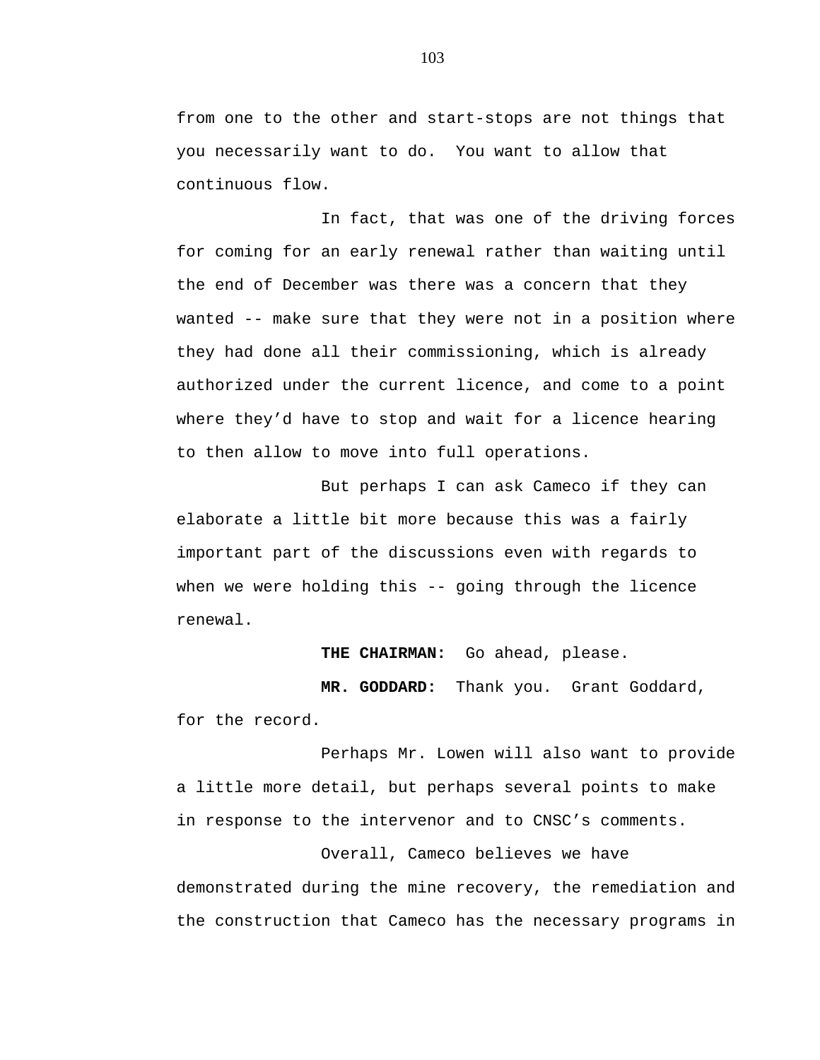from one to the other and start-stops are not things that you necessarily want to do. You want to allow that continuous flow.

In fact, that was one of the driving forces for coming for an early renewal rather than waiting until the end of December was there was a concern that they wanted -- make sure that they were not in a position where they had done all their commissioning, which is already authorized under the current licence, and come to a point where they'd have to stop and wait for a licence hearing to then allow to move into full operations.

But perhaps I can ask Cameco if they can elaborate a little bit more because this was a fairly important part of the discussions even with regards to when we were holding this -- going through the licence renewal.

**THE CHAIRMAN:** Go ahead, please.

**MR. GODDARD:** Thank you. Grant Goddard, for the record.

Perhaps Mr. Lowen will also want to provide a little more detail, but perhaps several points to make in response to the intervenor and to CNSC's comments.

Overall, Cameco believes we have demonstrated during the mine recovery, the remediation and the construction that Cameco has the necessary programs in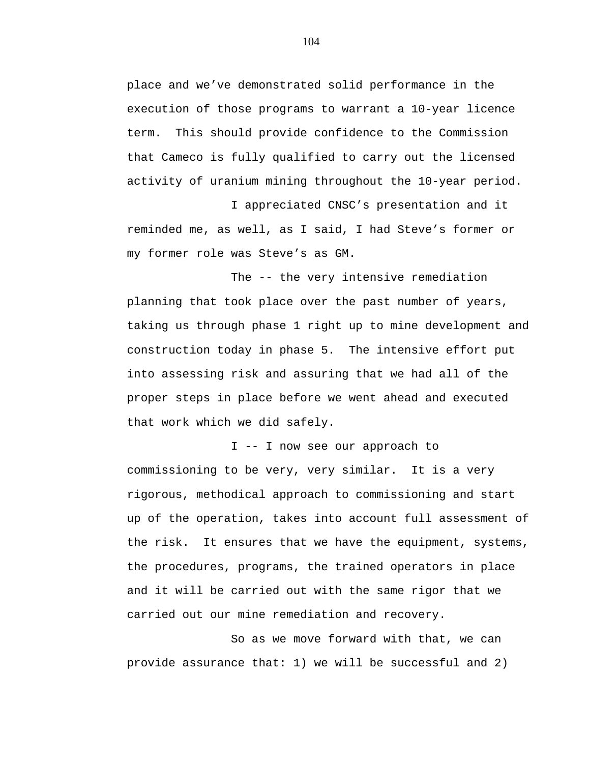place and we've demonstrated solid performance in the execution of those programs to warrant a 10-year licence term. This should provide confidence to the Commission that Cameco is fully qualified to carry out the licensed activity of uranium mining throughout the 10-year period.

I appreciated CNSC's presentation and it reminded me, as well, as I said, I had Steve's former or my former role was Steve's as GM.

The -- the very intensive remediation planning that took place over the past number of years, taking us through phase 1 right up to mine development and construction today in phase 5. The intensive effort put into assessing risk and assuring that we had all of the proper steps in place before we went ahead and executed that work which we did safely.

I -- I now see our approach to commissioning to be very, very similar. It is a very rigorous, methodical approach to commissioning and start up of the operation, takes into account full assessment of the risk. It ensures that we have the equipment, systems, the procedures, programs, the trained operators in place and it will be carried out with the same rigor that we carried out our mine remediation and recovery.

So as we move forward with that, we can provide assurance that: 1) we will be successful and 2)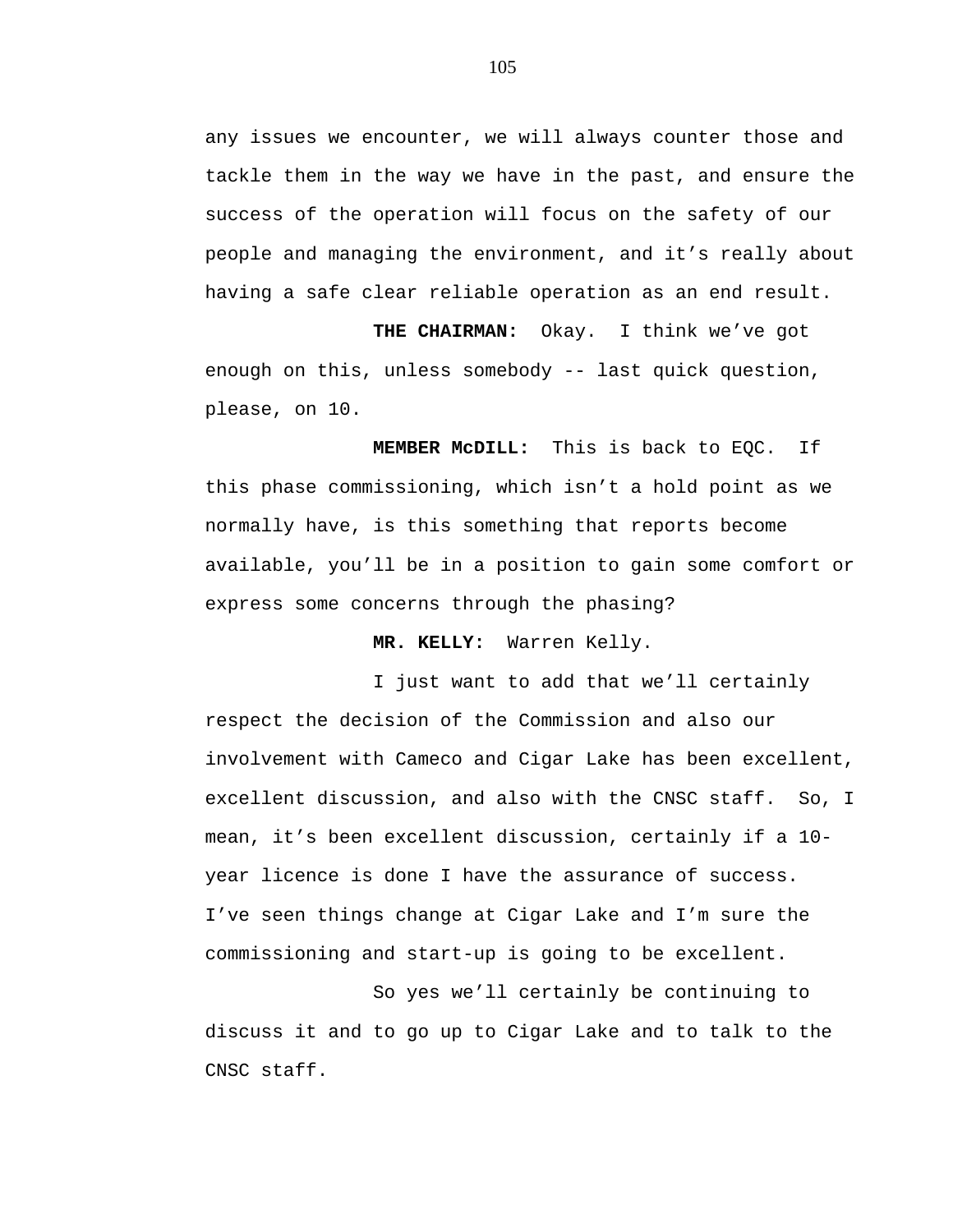any issues we encounter, we will always counter those and tackle them in the way we have in the past, and ensure the success of the operation will focus on the safety of our people and managing the environment, and it’s really about having a safe clear reliable operation as an end result.

**THE CHAIRMAN:** Okay. I think we’ve got enough on this, unless somebody -- last quick question, please, on 10.

**MEMBER McDILL:** This is back to EQC. If this phase commissioning, which isn’t a hold point as we normally have, is this something that reports become available, you’ll be in a position to gain some comfort or express some concerns through the phasing?

**MR. KELLY:** Warren Kelly.

I just want to add that we’ll certainly respect the decision of the Commission and also our involvement with Cameco and Cigar Lake has been excellent, excellent discussion, and also with the CNSC staff. So, I mean, it’s been excellent discussion, certainly if a 10-year licence is done I have the assurance of success. I’ve seen things change at Cigar Lake and I’m sure the commissioning and start-up is going to be excellent.

So yes we’ll certainly be continuing to discuss it and to go up to Cigar Lake and to talk to the CNSC staff.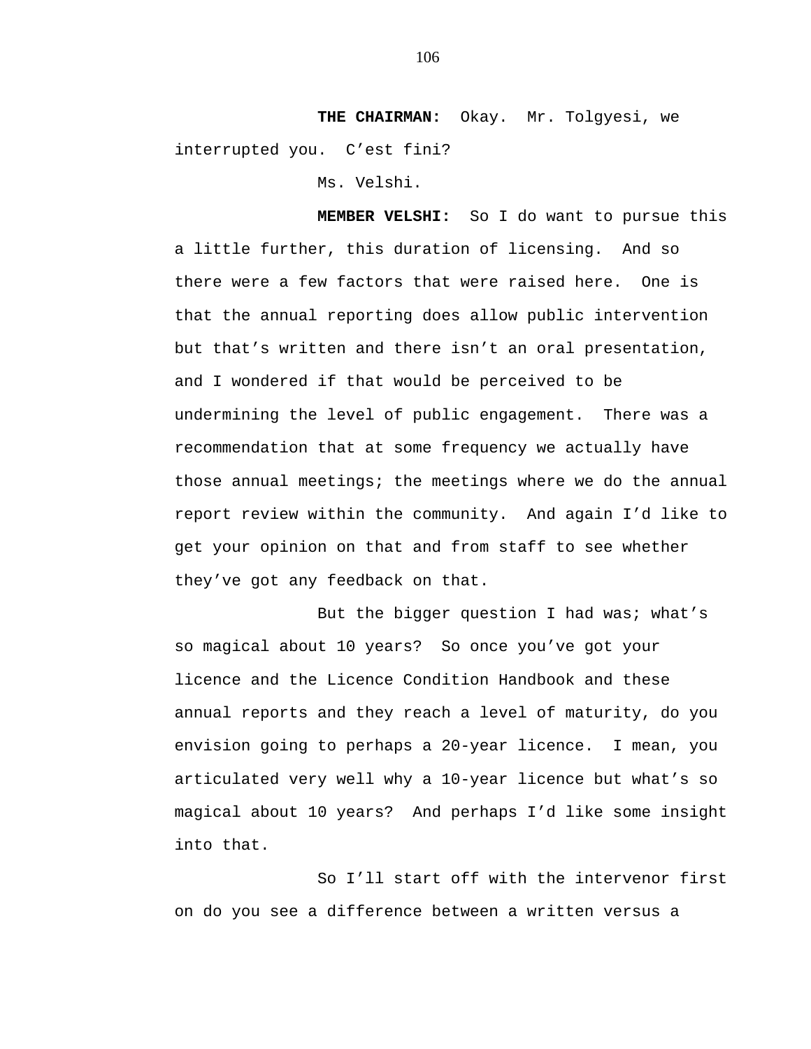**THE CHAIRMAN:** Okay. Mr. Tolgyesi, we interrupted you. C’est fini?

Ms. Velshi.

**MEMBER VELSHI:** So I do want to pursue this a little further, this duration of licensing. And so there were a few factors that were raised here. One is that the annual reporting does allow public intervention but that’s written and there isn’t an oral presentation, and I wondered if that would be perceived to be undermining the level of public engagement. There was a recommendation that at some frequency we actually have those annual meetings; the meetings where we do the annual report review within the community. And again I’d like to get your opinion on that and from staff to see whether they’ve got any feedback on that.

But the bigger question I had was; what’s so magical about 10 years? So once you’ve got your licence and the Licence Condition Handbook and these annual reports and they reach a level of maturity, do you envision going to perhaps a 20-year licence. I mean, you articulated very well why a 10-year licence but what’s so magical about 10 years? And perhaps I’d like some insight into that.

So I’ll start off with the intervenor first on do you see a difference between a written versus a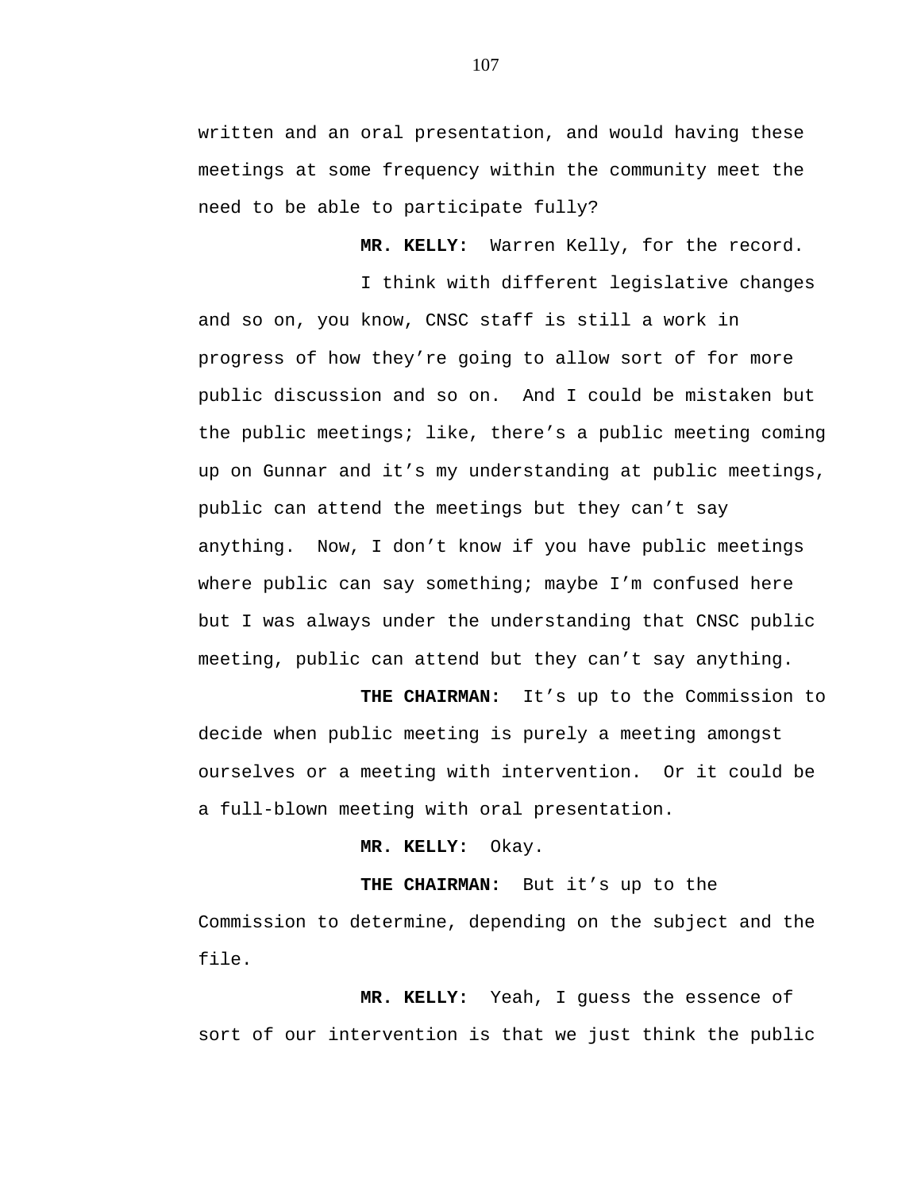written and an oral presentation, and would having these meetings at some frequency within the community meet the need to be able to participate fully?

**MR. KELLY:** Warren Kelly, for the record.

I think with different legislative changes and so on, you know, CNSC staff is still a work in progress of how they're going to allow sort of for more public discussion and so on. And I could be mistaken but the public meetings; like, there's a public meeting coming up on Gunnar and it's my understanding at public meetings, public can attend the meetings but they can't say anything. Now, I don't know if you have public meetings where public can say something; maybe I'm confused here but I was always under the understanding that CNSC public meeting, public can attend but they can't say anything.

**THE CHAIRMAN:** It's up to the Commission to decide when public meeting is purely a meeting amongst ourselves or a meeting with intervention. Or it could be a full-blown meeting with oral presentation.

**MR. KELLY:** Okay.

**THE CHAIRMAN:** But it's up to the Commission to determine, depending on the subject and the file.

**MR. KELLY:** Yeah, I guess the essence of sort of our intervention is that we just think the public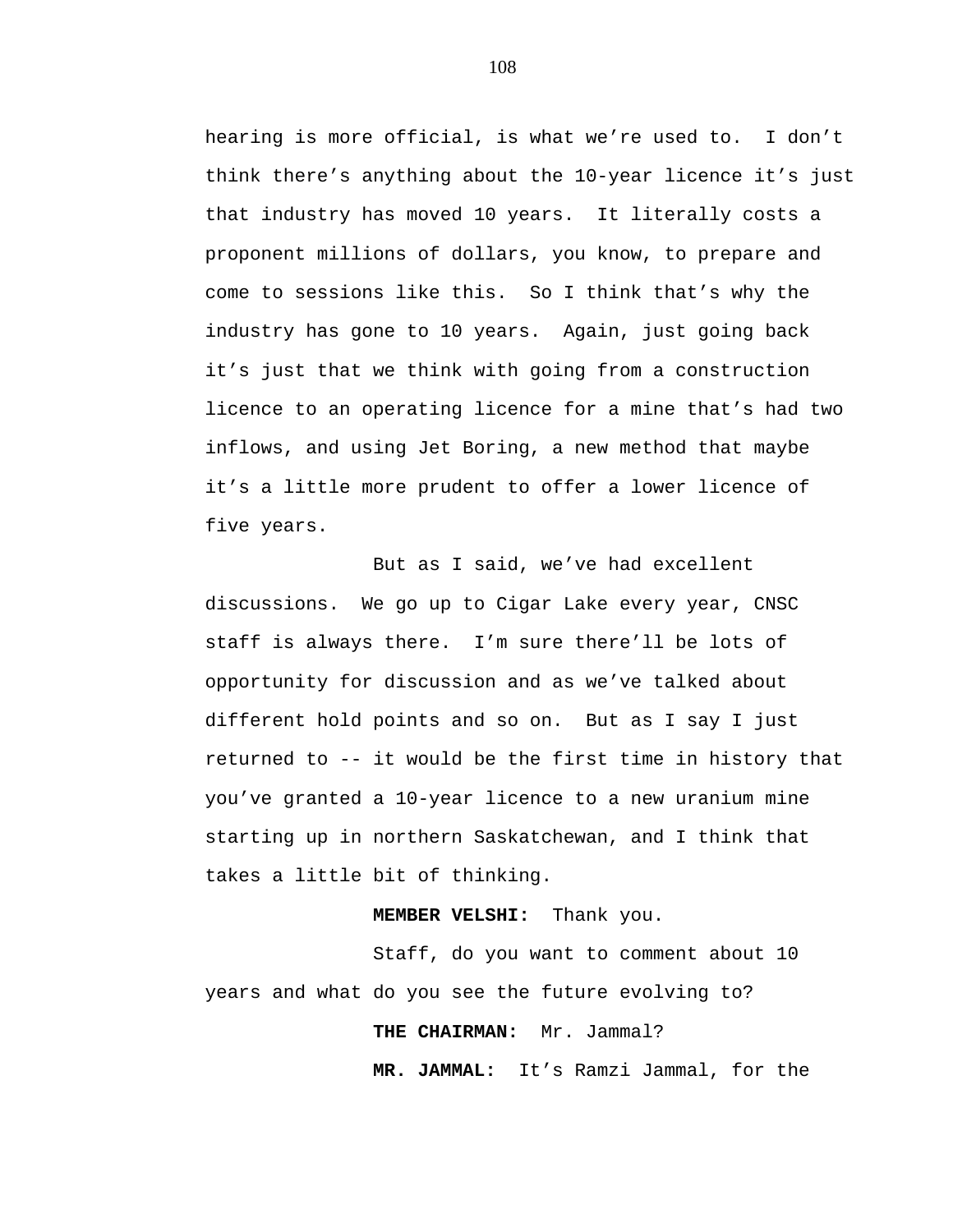hearing is more official, is what we're used to. I don't think there's anything about the 10-year licence it's just that industry has moved 10 years. It literally costs a proponent millions of dollars, you know, to prepare and come to sessions like this. So I think that's why the industry has gone to 10 years. Again, just going back it's just that we think with going from a construction licence to an operating licence for a mine that's had two inflows, and using Jet Boring, a new method that maybe it's a little more prudent to offer a lower licence of five years.

But as I said, we've had excellent discussions. We go up to Cigar Lake every year, CNSC staff is always there. I'm sure there'll be lots of opportunity for discussion and as we've talked about different hold points and so on. But as I say I just returned to -- it would be the first time in history that you've granted a 10-year licence to a new uranium mine starting up in northern Saskatchewan, and I think that takes a little bit of thinking.

**MEMBER VELSHI:** Thank you.

Staff, do you want to comment about 10 years and what do you see the future evolving to?

**THE CHAIRMAN:** Mr. Jammal?

**MR. JAMMAL:** It's Ramzi Jammal, for the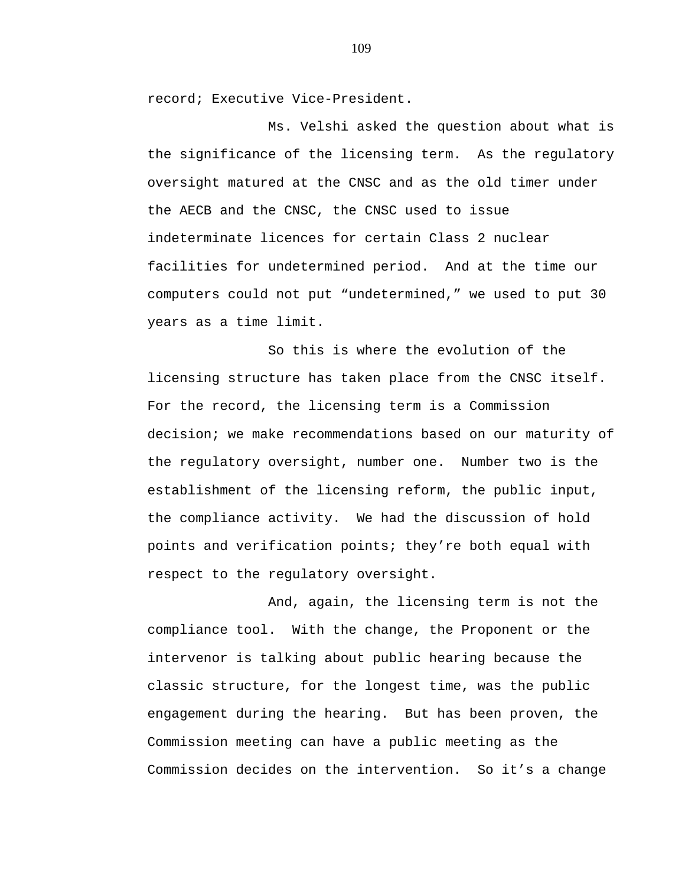record; Executive Vice-President.

Ms. Velshi asked the question about what is the significance of the licensing term. As the regulatory oversight matured at the CNSC and as the old timer under the AECB and the CNSC, the CNSC used to issue indeterminate licences for certain Class 2 nuclear facilities for undetermined period. And at the time our computers could not put “undetermined,” we used to put 30 years as a time limit.

So this is where the evolution of the licensing structure has taken place from the CNSC itself. For the record, the licensing term is a Commission decision; we make recommendations based on our maturity of the regulatory oversight, number one. Number two is the establishment of the licensing reform, the public input, the compliance activity. We had the discussion of hold points and verification points; they’re both equal with respect to the regulatory oversight.

And, again, the licensing term is not the compliance tool. With the change, the Proponent or the intervenor is talking about public hearing because the classic structure, for the longest time, was the public engagement during the hearing. But has been proven, the Commission meeting can have a public meeting as the Commission decides on the intervention. So it’s a change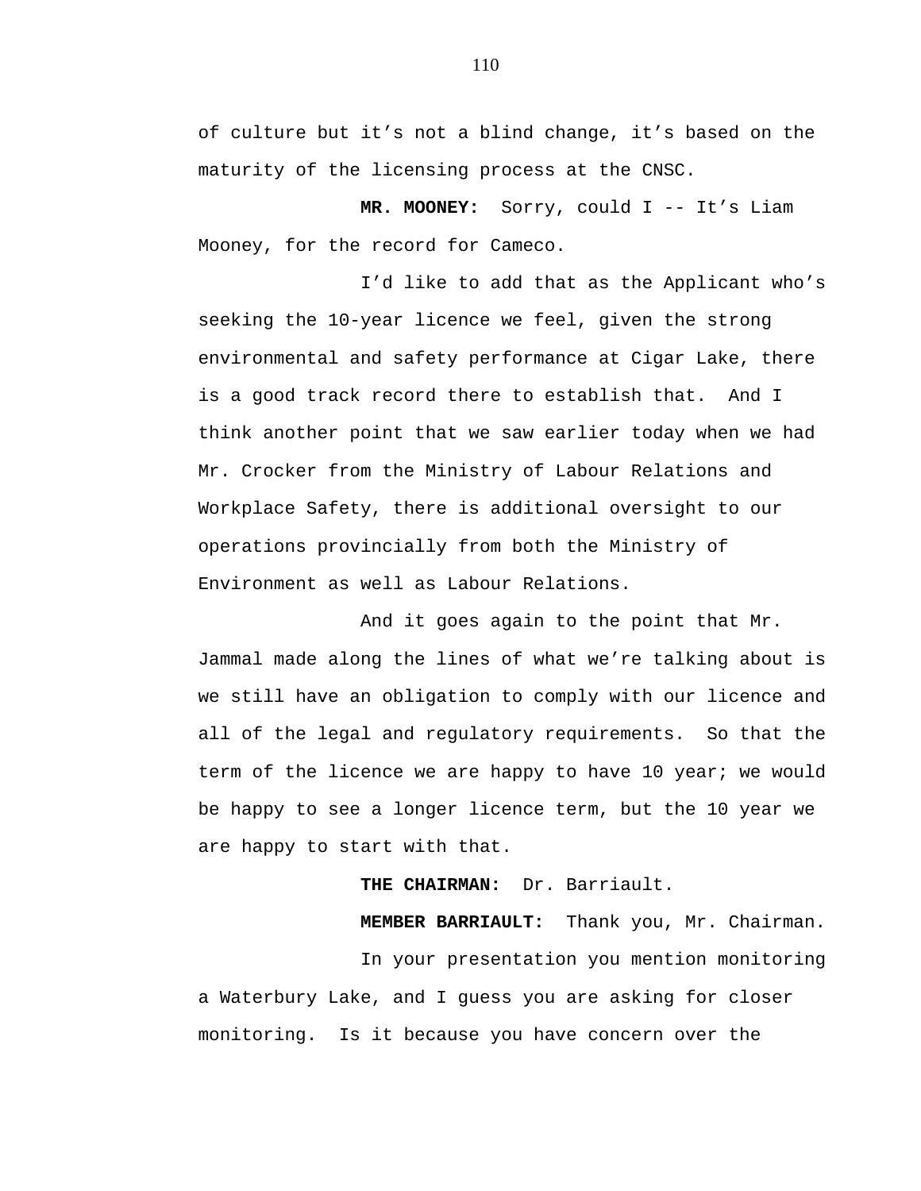of culture but it’s not a blind change, it’s based on the maturity of the licensing process at the CNSC.

**MR. MOONEY:** Sorry, could I -- It’s Liam Mooney, for the record for Cameco.

I’d like to add that as the Applicant who’s seeking the 10-year licence we feel, given the strong environmental and safety performance at Cigar Lake, there is a good track record there to establish that. And I think another point that we saw earlier today when we had Mr. Crocker from the Ministry of Labour Relations and Workplace Safety, there is additional oversight to our operations provincially from both the Ministry of Environment as well as Labour Relations.

And it goes again to the point that Mr. Jammal made along the lines of what we’re talking about is we still have an obligation to comply with our licence and all of the legal and regulatory requirements. So that the term of the licence we are happy to have 10 year; we would be happy to see a longer licence term, but the 10 year we are happy to start with that.

**THE CHAIRMAN:** Dr. Barriault.

**MEMBER BARRIAULT:** Thank you, Mr. Chairman.

In your presentation you mention monitoring a Waterbury Lake, and I guess you are asking for closer monitoring. Is it because you have concern over the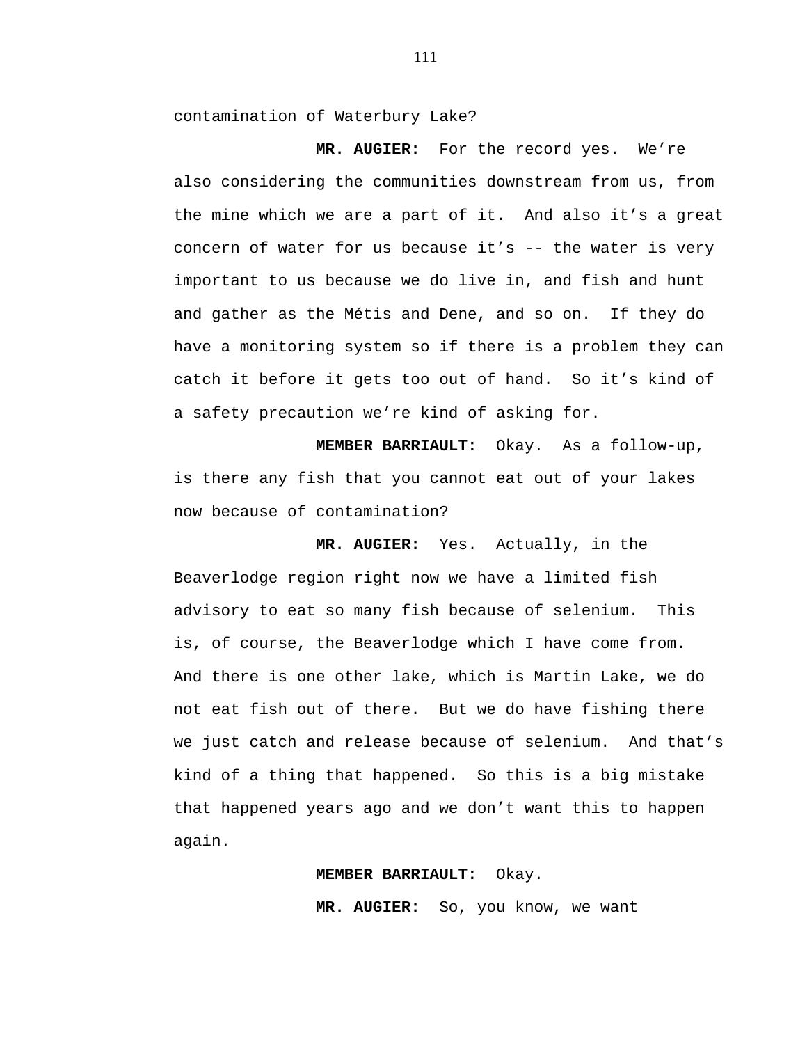contamination of Waterbury Lake?

**MR. AUGIER:** For the record yes. We're also considering the communities downstream from us, from the mine which we are a part of it. And also it's a great concern of water for us because it's -- the water is very important to us because we do live in, and fish and hunt and gather as the Métis and Dene, and so on. If they do have a monitoring system so if there is a problem they can catch it before it gets too out of hand. So it's kind of a safety precaution we're kind of asking for.

**MEMBER BARRIAULT:** Okay. As a follow-up, is there any fish that you cannot eat out of your lakes now because of contamination?

**MR. AUGIER:** Yes. Actually, in the Beaverlodge region right now we have a limited fish advisory to eat so many fish because of selenium. This is, of course, the Beaverlodge which I have come from. And there is one other lake, which is Martin Lake, we do not eat fish out of there. But we do have fishing there we just catch and release because of selenium. And that's kind of a thing that happened. So this is a big mistake that happened years ago and we don't want this to happen again.

**MEMBER BARRIAULT:** Okay.

**MR. AUGIER:** So, you know, we want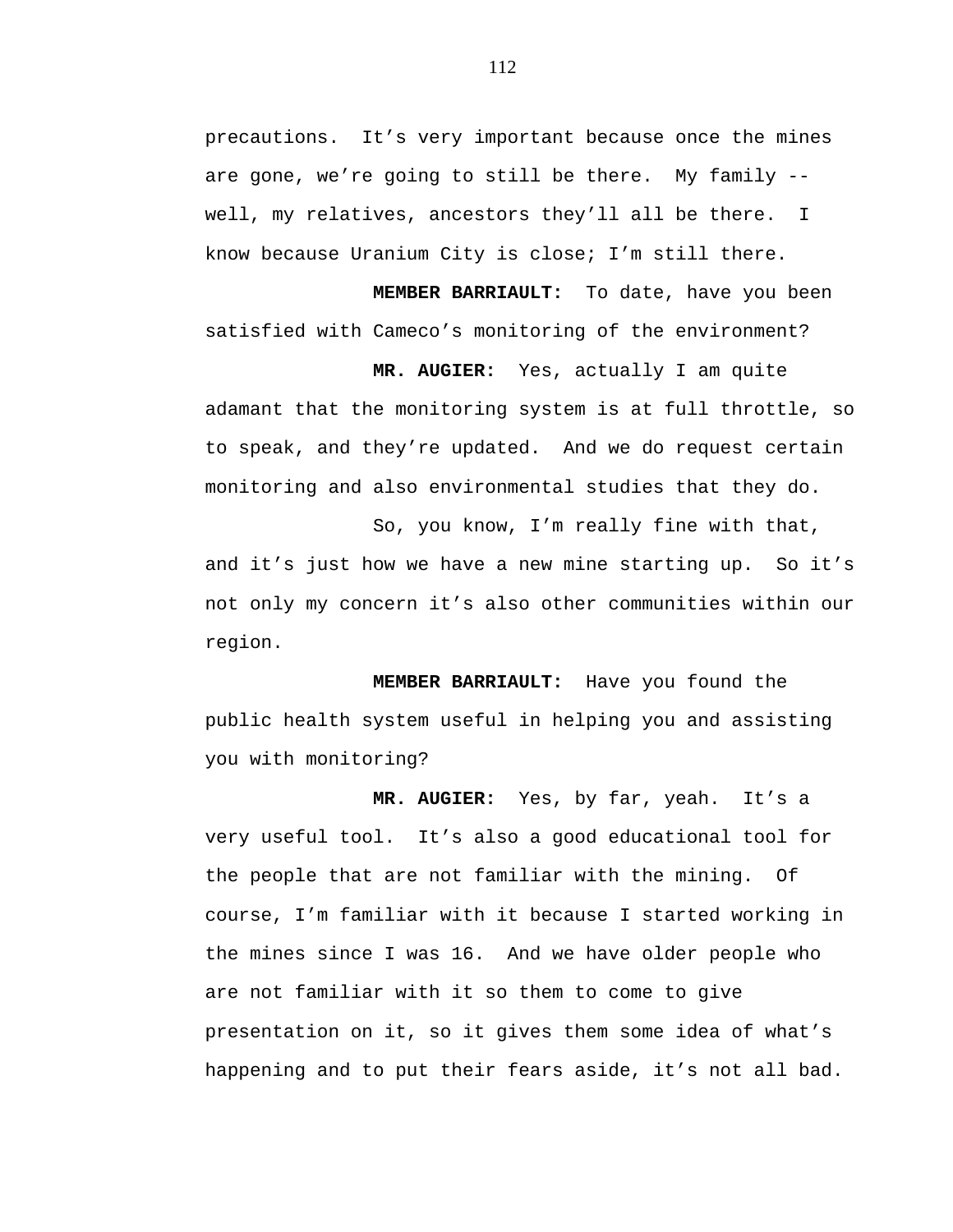precautions. It's very important because once the mines are gone, we're going to still be there. My family -- well, my relatives, ancestors they'll all be there. I know because Uranium City is close; I'm still there.

**MEMBER BARRIAULT:** To date, have you been satisfied with Cameco's monitoring of the environment?

**MR. AUGIER:** Yes, actually I am quite adamant that the monitoring system is at full throttle, so to speak, and they're updated. And we do request certain monitoring and also environmental studies that they do.

So, you know, I'm really fine with that, and it's just how we have a new mine starting up. So it's not only my concern it's also other communities within our region.

**MEMBER BARRIAULT:** Have you found the public health system useful in helping you and assisting you with monitoring?

**MR. AUGIER:** Yes, by far, yeah. It's a very useful tool. It's also a good educational tool for the people that are not familiar with the mining. Of course, I'm familiar with it because I started working in the mines since I was 16. And we have older people who are not familiar with it so them to come to give presentation on it, so it gives them some idea of what's happening and to put their fears aside, it's not all bad.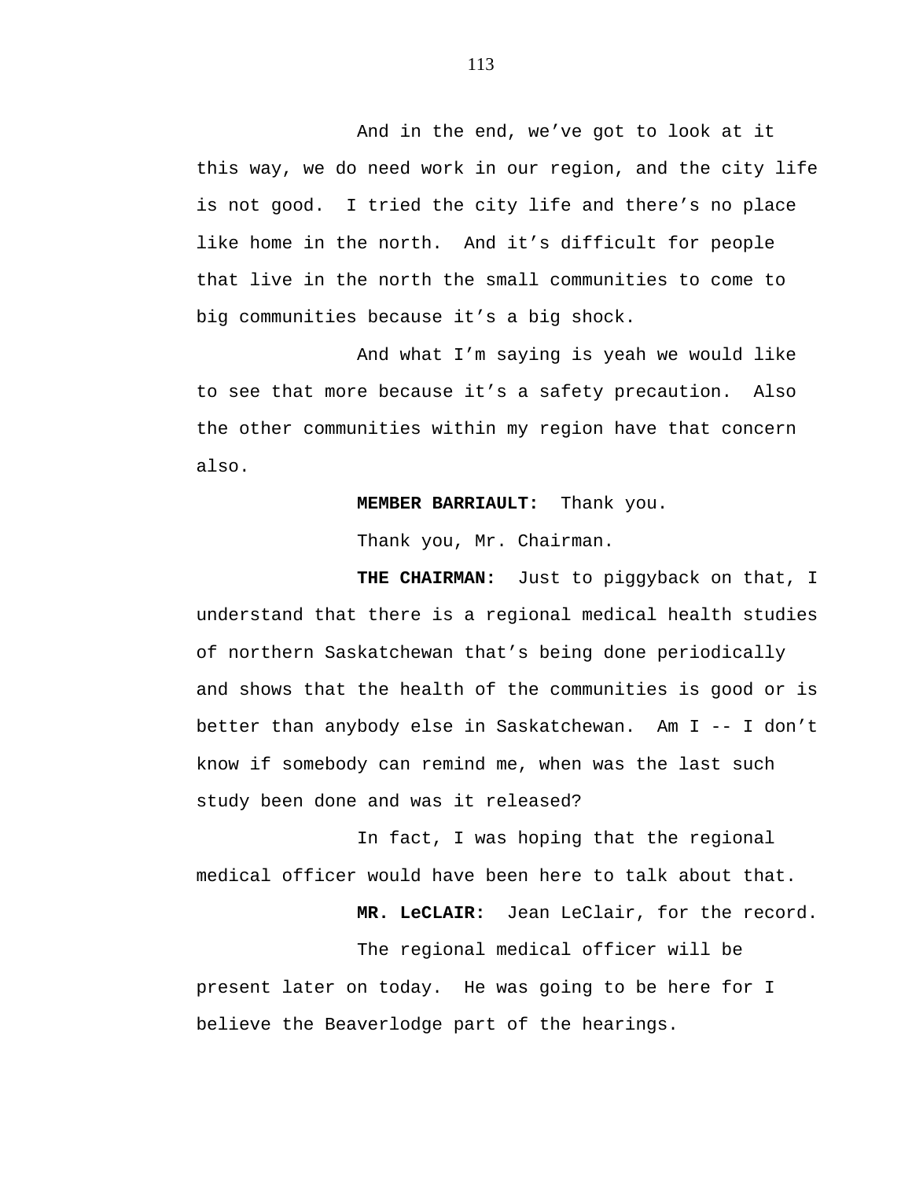And in the end, we’ve got to look at it this way, we do need work in our region, and the city life is not good. I tried the city life and there’s no place like home in the north. And it’s difficult for people that live in the north the small communities to come to big communities because it’s a big shock.

And what I’m saying is yeah we would like to see that more because it’s a safety precaution. Also the other communities within my region have that concern also.

**MEMBER BARRIAULT:** Thank you.

Thank you, Mr. Chairman.

**THE CHAIRMAN:** Just to piggyback on that, I understand that there is a regional medical health studies of northern Saskatchewan that’s being done periodically and shows that the health of the communities is good or is better than anybody else in Saskatchewan. Am I -- I don’t know if somebody can remind me, when was the last such study been done and was it released?

In fact, I was hoping that the regional medical officer would have been here to talk about that.

**MR. LeCLAIR:** Jean LeClair, for the record.

The regional medical officer will be present later on today. He was going to be here for I believe the Beaverlodge part of the hearings.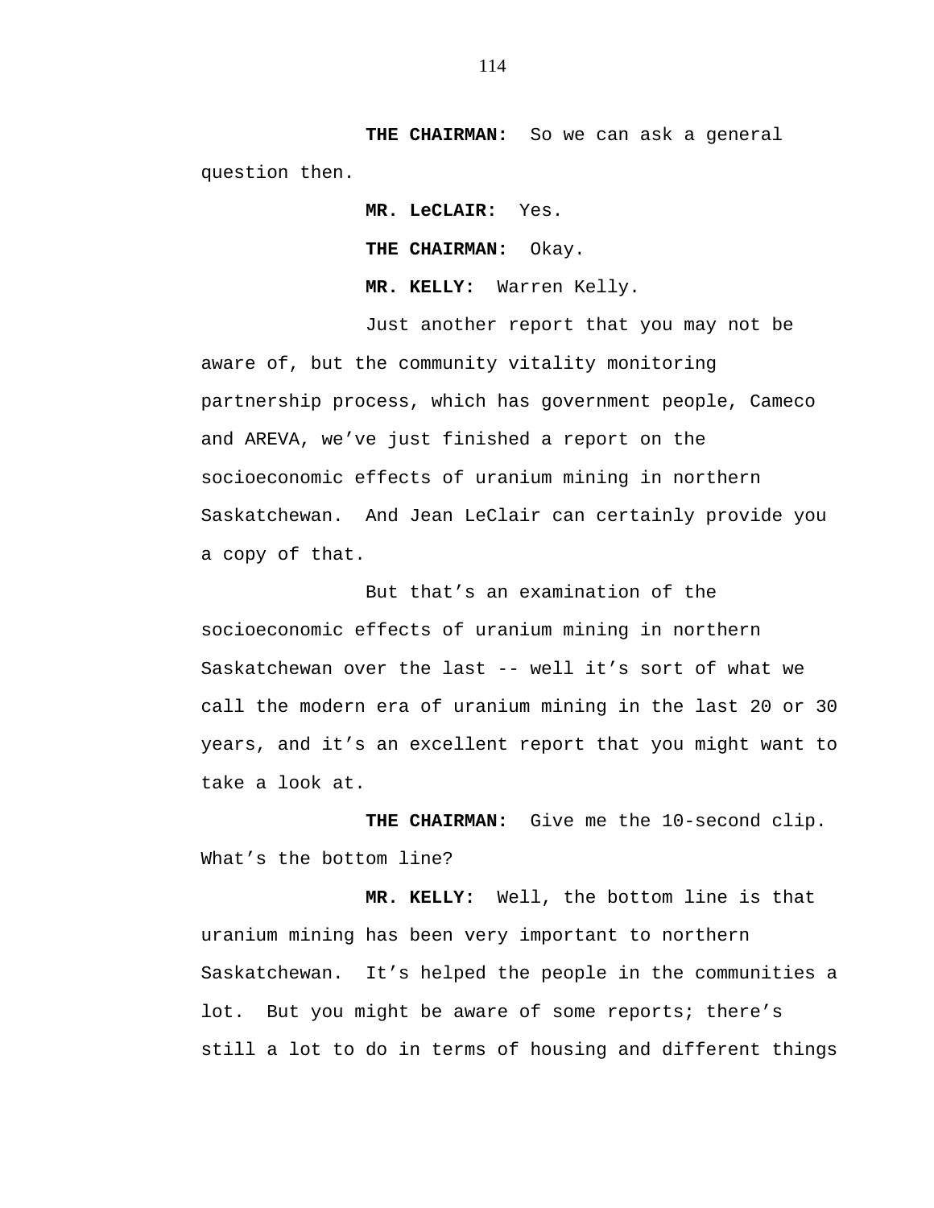**THE CHAIRMAN:** So we can ask a general question then.

**MR. LeCLAIR:** Yes.

**THE CHAIRMAN:** Okay.

**MR. KELLY:** Warren Kelly.

Just another report that you may not be aware of, but the community vitality monitoring partnership process, which has government people, Cameco and AREVA, we've just finished a report on the socioeconomic effects of uranium mining in northern Saskatchewan. And Jean LeClair can certainly provide you a copy of that.

But that's an examination of the socioeconomic effects of uranium mining in northern Saskatchewan over the last -- well it's sort of what we call the modern era of uranium mining in the last 20 or 30 years, and it's an excellent report that you might want to take a look at.

**THE CHAIRMAN:** Give me the 10-second clip. What's the bottom line?

**MR. KELLY:** Well, the bottom line is that uranium mining has been very important to northern Saskatchewan. It's helped the people in the communities a lot. But you might be aware of some reports; there's still a lot to do in terms of housing and different things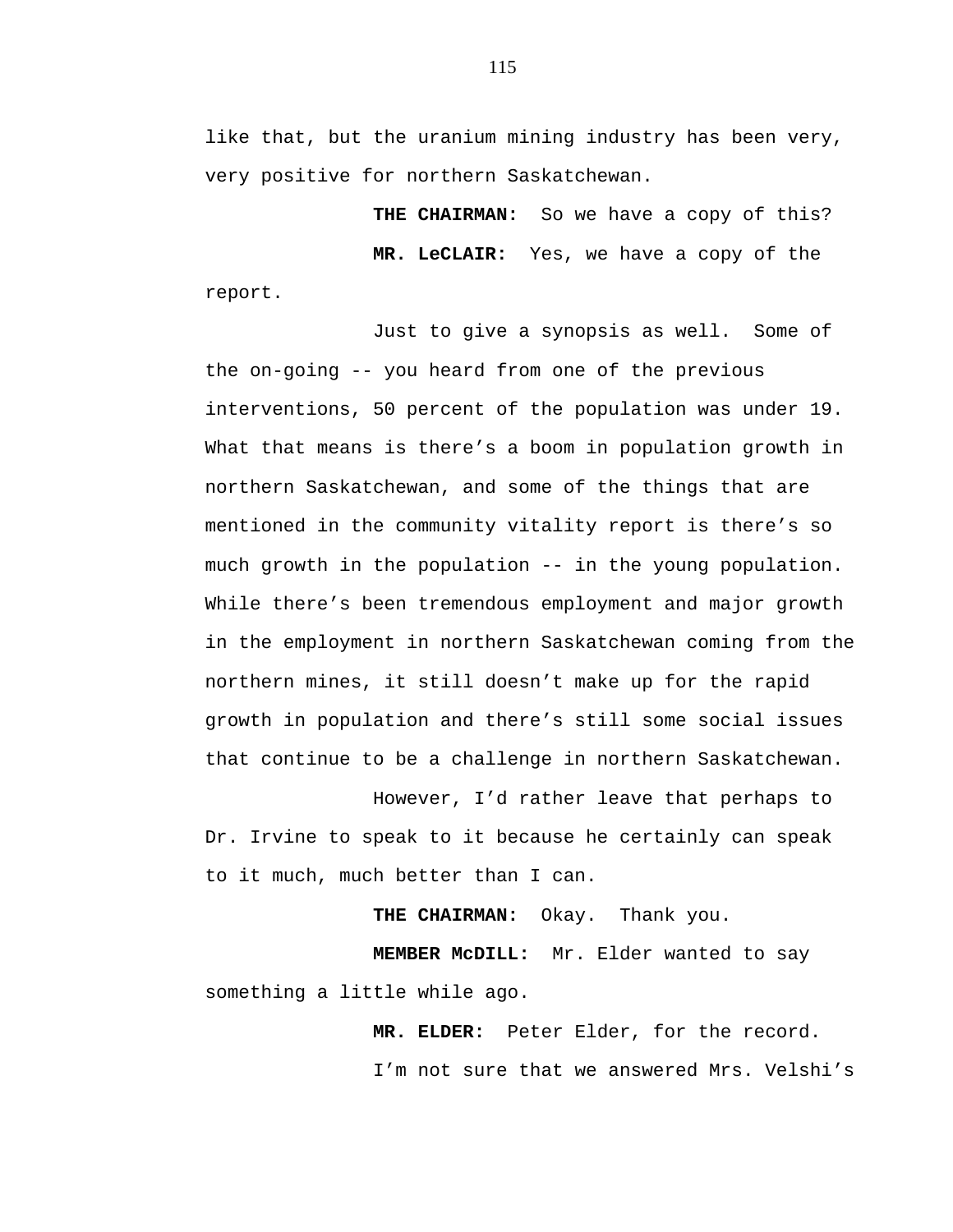like that, but the uranium mining industry has been very, very positive for northern Saskatchewan.

**THE CHAIRMAN:** So we have a copy of this?

**MR. LeCLAIR:** Yes, we have a copy of the report.

Just to give a synopsis as well. Some of the on-going -- you heard from one of the previous interventions, 50 percent of the population was under 19. What that means is there's a boom in population growth in northern Saskatchewan, and some of the things that are mentioned in the community vitality report is there's so much growth in the population -- in the young population. While there's been tremendous employment and major growth in the employment in northern Saskatchewan coming from the northern mines, it still doesn't make up for the rapid growth in population and there's still some social issues that continue to be a challenge in northern Saskatchewan.

However, I'd rather leave that perhaps to Dr. Irvine to speak to it because he certainly can speak to it much, much better than I can.

**THE CHAIRMAN:** Okay. Thank you.

**MEMBER McDILL:** Mr. Elder wanted to say something a little while ago.

**MR. ELDER:** Peter Elder, for the record.

I'm not sure that we answered Mrs. Velshi's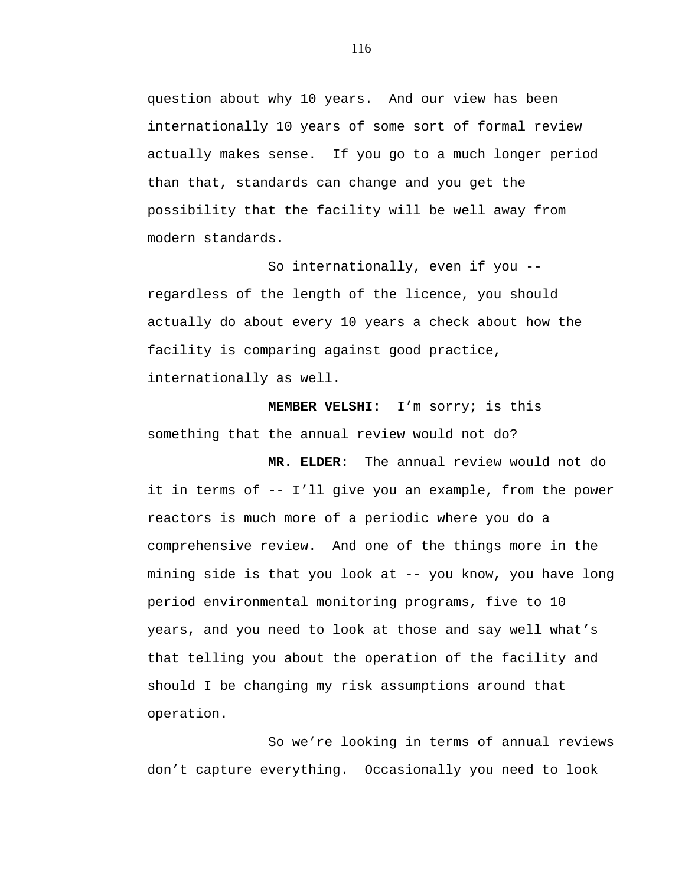question about why 10 years. And our view has been internationally 10 years of some sort of formal review actually makes sense. If you go to a much longer period than that, standards can change and you get the possibility that the facility will be well away from modern standards.

So internationally, even if you -- regardless of the length of the licence, you should actually do about every 10 years a check about how the facility is comparing against good practice, internationally as well.

**MEMBER VELSHI:** I'm sorry; is this something that the annual review would not do?

**MR. ELDER:** The annual review would not do it in terms of -- I'll give you an example, from the power reactors is much more of a periodic where you do a comprehensive review. And one of the things more in the mining side is that you look at -- you know, you have long period environmental monitoring programs, five to 10 years, and you need to look at those and say well what's that telling you about the operation of the facility and should I be changing my risk assumptions around that operation.

So we're looking in terms of annual reviews don't capture everything. Occasionally you need to look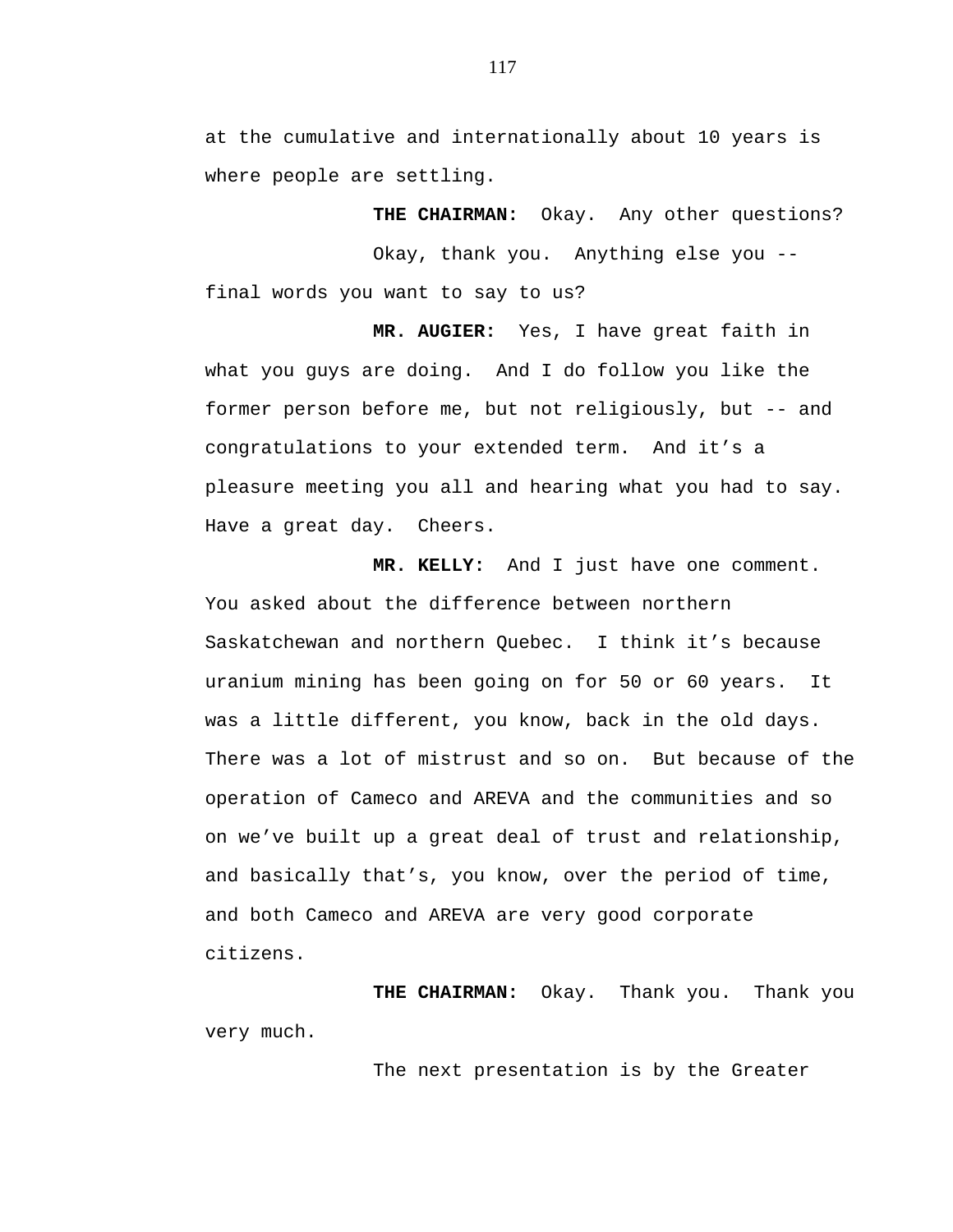at the cumulative and internationally about 10 years is where people are settling.

**THE CHAIRMAN:** Okay. Any other questions?

Okay, thank you. Anything else you -- final words you want to say to us?

**MR. AUGIER:** Yes, I have great faith in what you guys are doing. And I do follow you like the former person before me, but not religiously, but -- and congratulations to your extended term. And it's a pleasure meeting you all and hearing what you had to say. Have a great day. Cheers.

**MR. KELLY:** And I just have one comment. You asked about the difference between northern Saskatchewan and northern Quebec. I think it's because uranium mining has been going on for 50 or 60 years. It was a little different, you know, back in the old days. There was a lot of mistrust and so on. But because of the operation of Cameco and AREVA and the communities and so on we've built up a great deal of trust and relationship, and basically that's, you know, over the period of time, and both Cameco and AREVA are very good corporate citizens.

**THE CHAIRMAN:** Okay. Thank you. Thank you very much.

The next presentation is by the Greater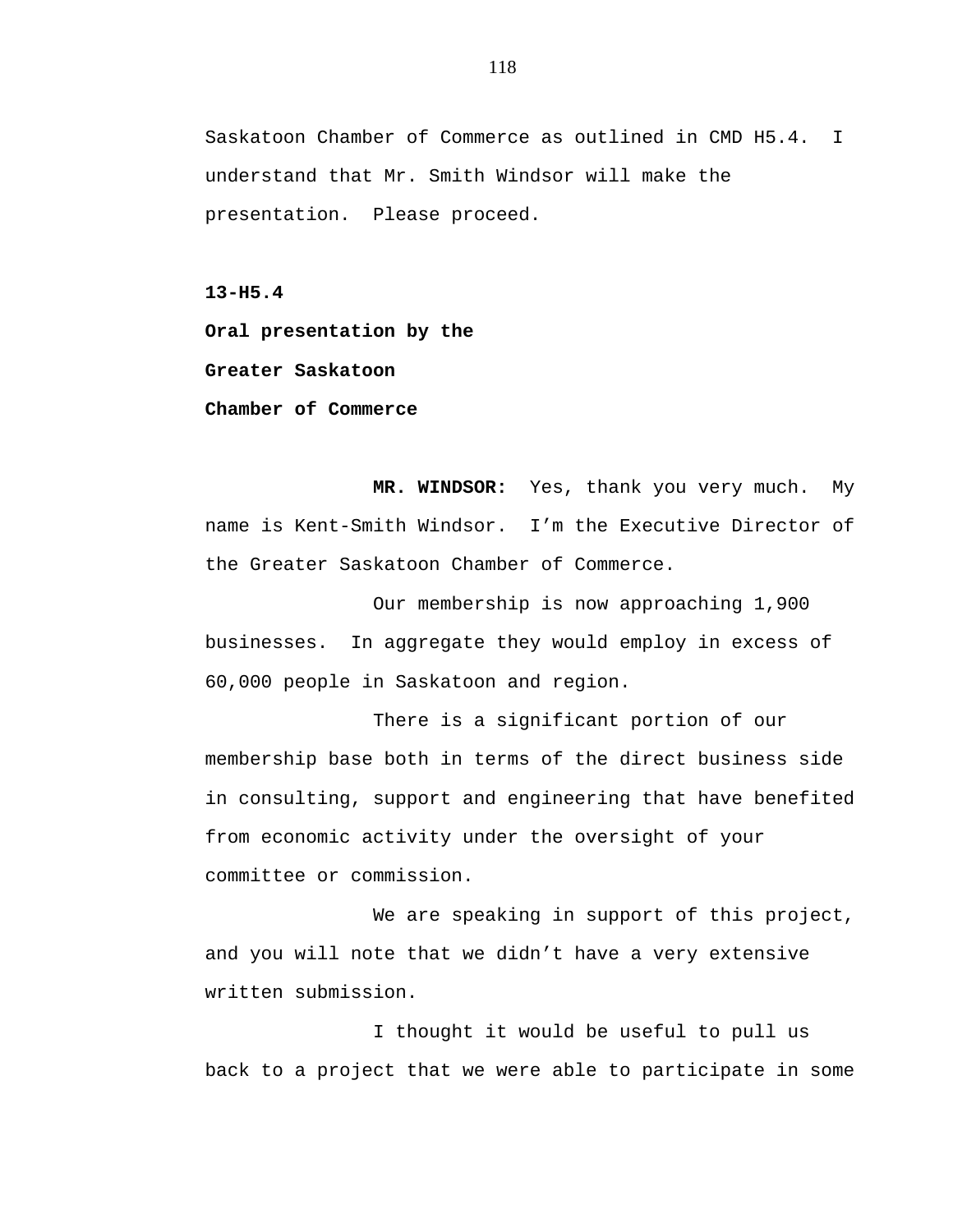Saskatoon Chamber of Commerce as outlined in CMD H5.4. I understand that Mr. Smith Windsor will make the presentation. Please proceed.

**13-H5.4**

**Oral presentation by the**

**Greater Saskatoon**

**Chamber of Commerce**

**MR. WINDSOR:** Yes, thank you very much. My name is Kent-Smith Windsor. I'm the Executive Director of the Greater Saskatoon Chamber of Commerce.

Our membership is now approaching 1,900 businesses. In aggregate they would employ in excess of 60,000 people in Saskatoon and region.

There is a significant portion of our membership base both in terms of the direct business side in consulting, support and engineering that have benefited from economic activity under the oversight of your committee or commission.

We are speaking in support of this project, and you will note that we didn't have a very extensive written submission.

I thought it would be useful to pull us back to a project that we were able to participate in some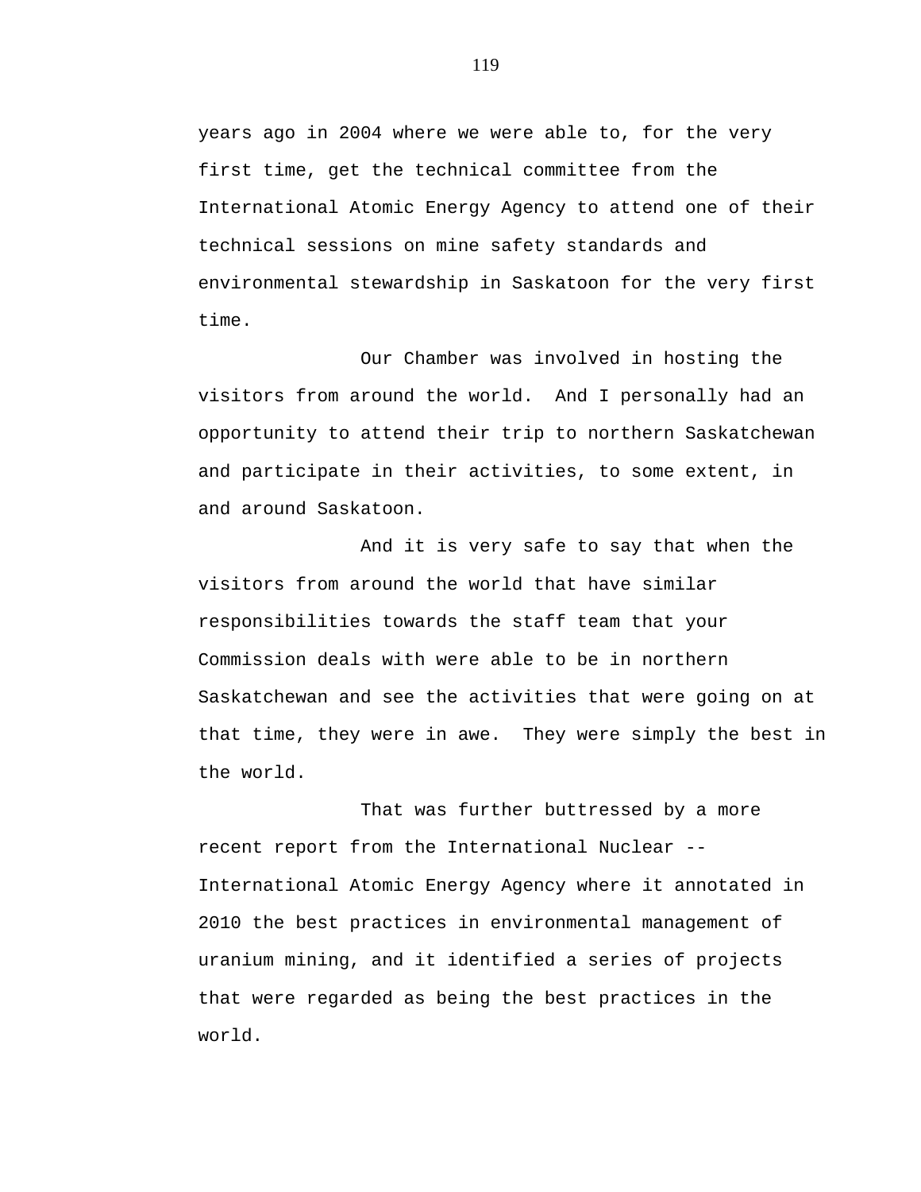years ago in 2004 where we were able to, for the very first time, get the technical committee from the International Atomic Energy Agency to attend one of their technical sessions on mine safety standards and environmental stewardship in Saskatoon for the very first time.

Our Chamber was involved in hosting the visitors from around the world. And I personally had an opportunity to attend their trip to northern Saskatchewan and participate in their activities, to some extent, in and around Saskatoon.

And it is very safe to say that when the visitors from around the world that have similar responsibilities towards the staff team that your Commission deals with were able to be in northern Saskatchewan and see the activities that were going on at that time, they were in awe. They were simply the best in the world.

That was further buttressed by a more recent report from the International Nuclear -- International Atomic Energy Agency where it annotated in 2010 the best practices in environmental management of uranium mining, and it identified a series of projects that were regarded as being the best practices in the world.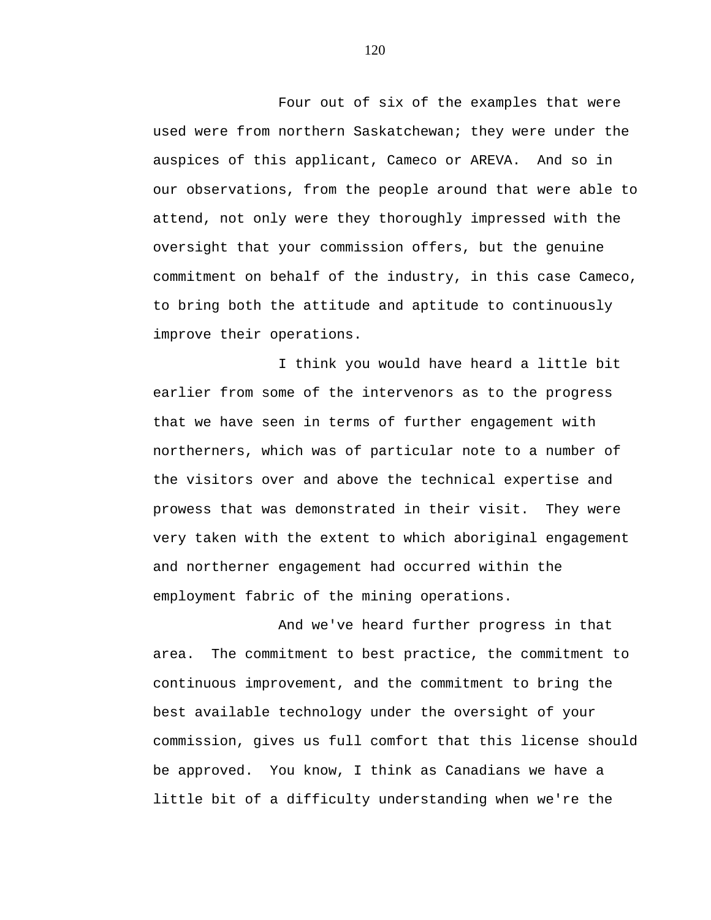Four out of six of the examples that were used were from northern Saskatchewan; they were under the auspices of this applicant, Cameco or AREVA. And so in our observations, from the people around that were able to attend, not only were they thoroughly impressed with the oversight that your commission offers, but the genuine commitment on behalf of the industry, in this case Cameco, to bring both the attitude and aptitude to continuously improve their operations.

I think you would have heard a little bit earlier from some of the intervenors as to the progress that we have seen in terms of further engagement with northerners, which was of particular note to a number of the visitors over and above the technical expertise and prowess that was demonstrated in their visit. They were very taken with the extent to which aboriginal engagement and northerner engagement had occurred within the employment fabric of the mining operations.

And we've heard further progress in that area. The commitment to best practice, the commitment to continuous improvement, and the commitment to bring the best available technology under the oversight of your commission, gives us full comfort that this license should be approved. You know, I think as Canadians we have a little bit of a difficulty understanding when we're the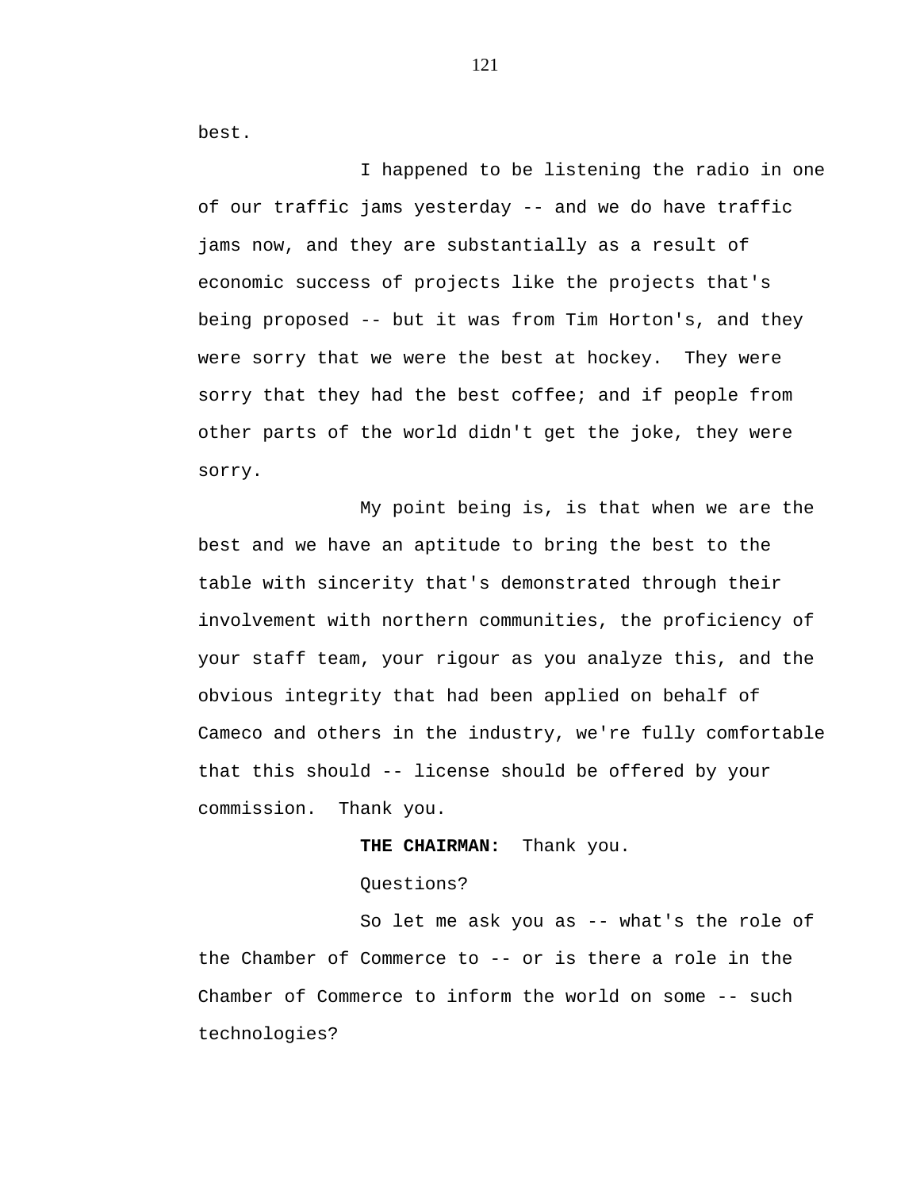best.

I happened to be listening the radio in one of our traffic jams yesterday -- and we do have traffic jams now, and they are substantially as a result of economic success of projects like the projects that's being proposed -- but it was from Tim Horton's, and they were sorry that we were the best at hockey. They were sorry that they had the best coffee; and if people from other parts of the world didn't get the joke, they were sorry.

My point being is, is that when we are the best and we have an aptitude to bring the best to the table with sincerity that's demonstrated through their involvement with northern communities, the proficiency of your staff team, your rigour as you analyze this, and the obvious integrity that had been applied on behalf of Cameco and others in the industry, we're fully comfortable that this should -- license should be offered by your commission. Thank you.

**THE CHAIRMAN:** Thank you.

Questions?

So let me ask you as -- what's the role of the Chamber of Commerce to -- or is there a role in the Chamber of Commerce to inform the world on some -- such technologies?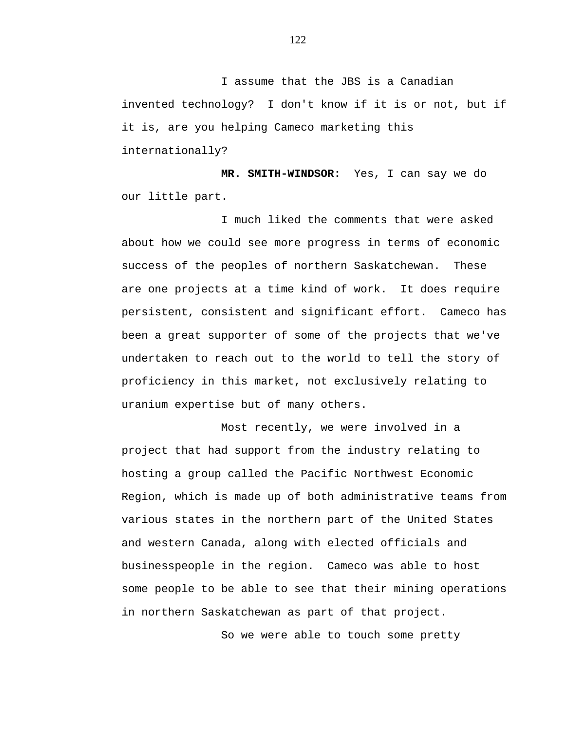I assume that the JBS is a Canadian invented technology? I don't know if it is or not, but if it is, are you helping Cameco marketing this internationally?

**MR. SMITH-WINDSOR:** Yes, I can say we do our little part.

I much liked the comments that were asked about how we could see more progress in terms of economic success of the peoples of northern Saskatchewan. These are one projects at a time kind of work. It does require persistent, consistent and significant effort. Cameco has been a great supporter of some of the projects that we've undertaken to reach out to the world to tell the story of proficiency in this market, not exclusively relating to uranium expertise but of many others.

Most recently, we were involved in a project that had support from the industry relating to hosting a group called the Pacific Northwest Economic Region, which is made up of both administrative teams from various states in the northern part of the United States and western Canada, along with elected officials and businesspeople in the region. Cameco was able to host some people to be able to see that their mining operations in northern Saskatchewan as part of that project.

So we were able to touch some pretty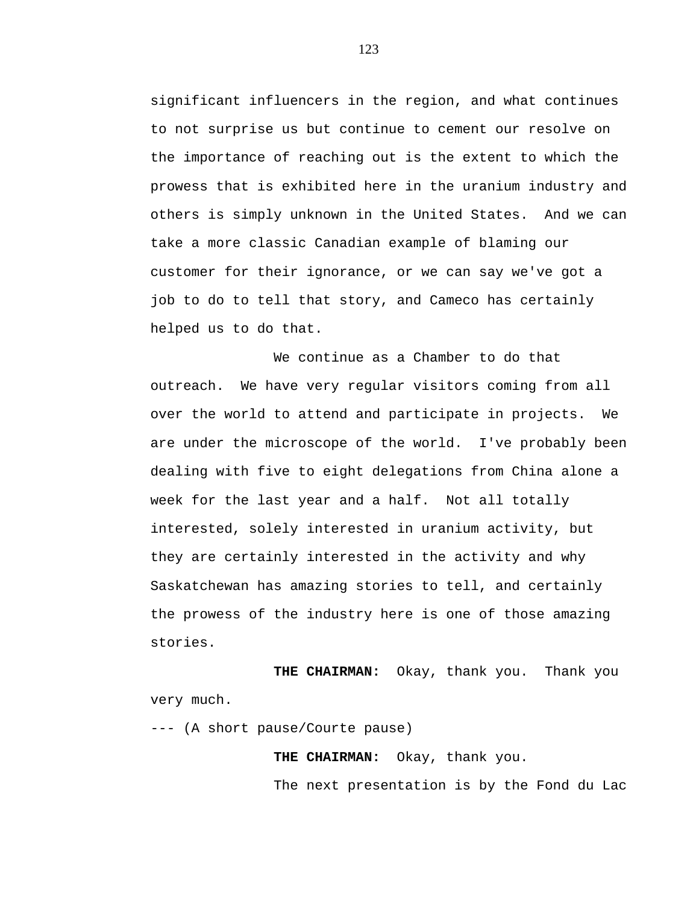significant influencers in the region, and what continues to not surprise us but continue to cement our resolve on the importance of reaching out is the extent to which the prowess that is exhibited here in the uranium industry and others is simply unknown in the United States.  And we can take a more classic Canadian example of blaming our customer for their ignorance, or we can say we've got a job to do to tell that story, and Cameco has certainly helped us to do that.

We continue as a Chamber to do that outreach.  We have very regular visitors coming from all over the world to attend and participate in projects.  We are under the microscope of the world.  I've probably been dealing with five to eight delegations from China alone a week for the last year and a half.  Not all totally interested, solely interested in uranium activity, but they are certainly interested in the activity and why Saskatchewan has amazing stories to tell, and certainly the prowess of the industry here is one of those amazing stories.

**THE CHAIRMAN:**  Okay, thank you.  Thank you very much.

--- (A short pause/Courte pause)

**THE CHAIRMAN:**  Okay, thank you.

The next presentation is by the Fond du Lac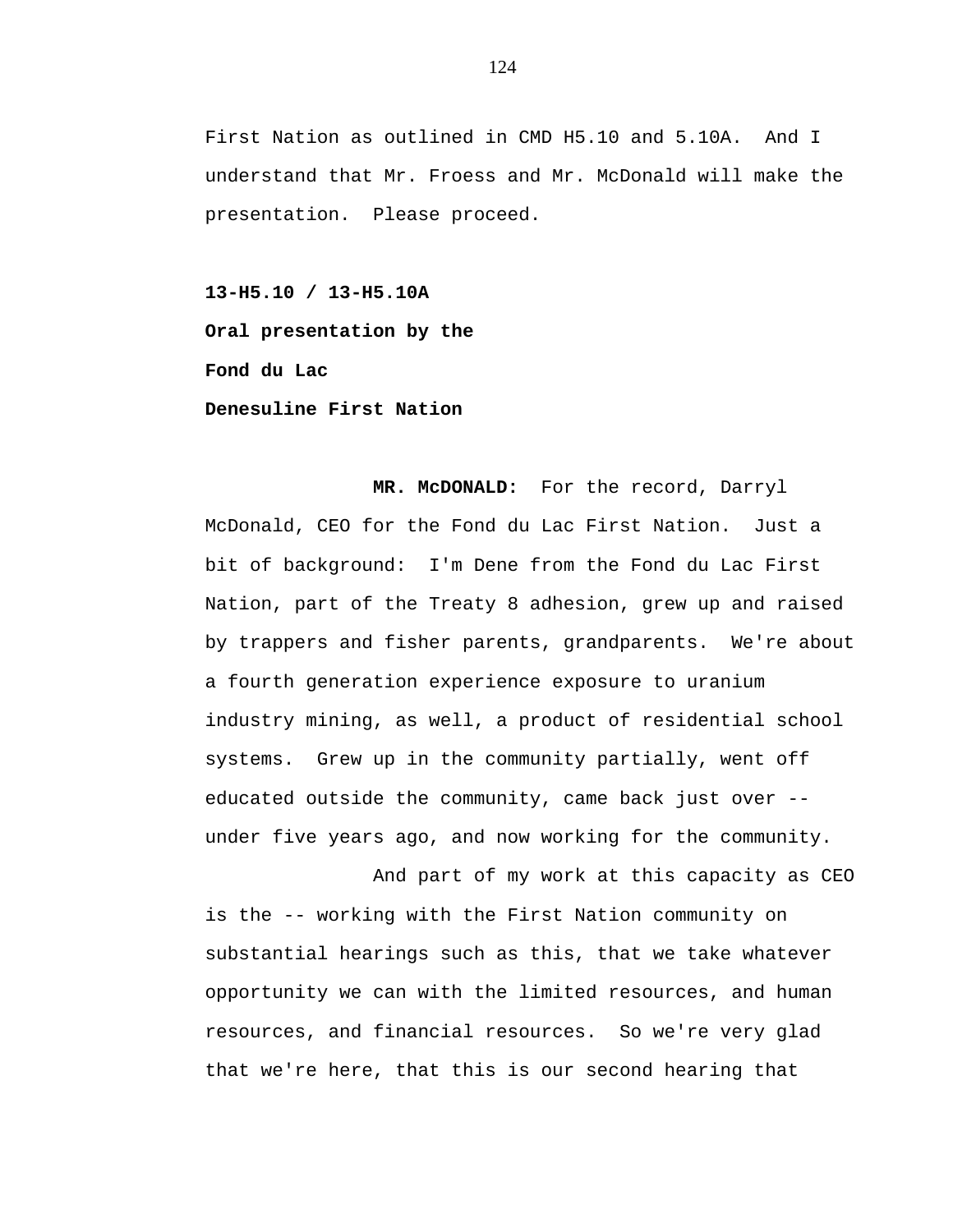First Nation as outlined in CMD H5.10 and 5.10A. And I understand that Mr. Froess and Mr. McDonald will make the presentation. Please proceed.

**13-H5.10 / 13-H5.10A**
**Oral presentation by the**
**Fond du Lac**
**Denesuline First Nation**

**MR. McDONALD:** For the record, Darryl McDonald, CEO for the Fond du Lac First Nation. Just a bit of background: I'm Dene from the Fond du Lac First Nation, part of the Treaty 8 adhesion, grew up and raised by trappers and fisher parents, grandparents. We're about a fourth generation experience exposure to uranium industry mining, as well, a product of residential school systems. Grew up in the community partially, went off educated outside the community, came back just over -- under five years ago, and now working for the community.

And part of my work at this capacity as CEO is the -- working with the First Nation community on substantial hearings such as this, that we take whatever opportunity we can with the limited resources, and human resources, and financial resources. So we're very glad that we're here, that this is our second hearing that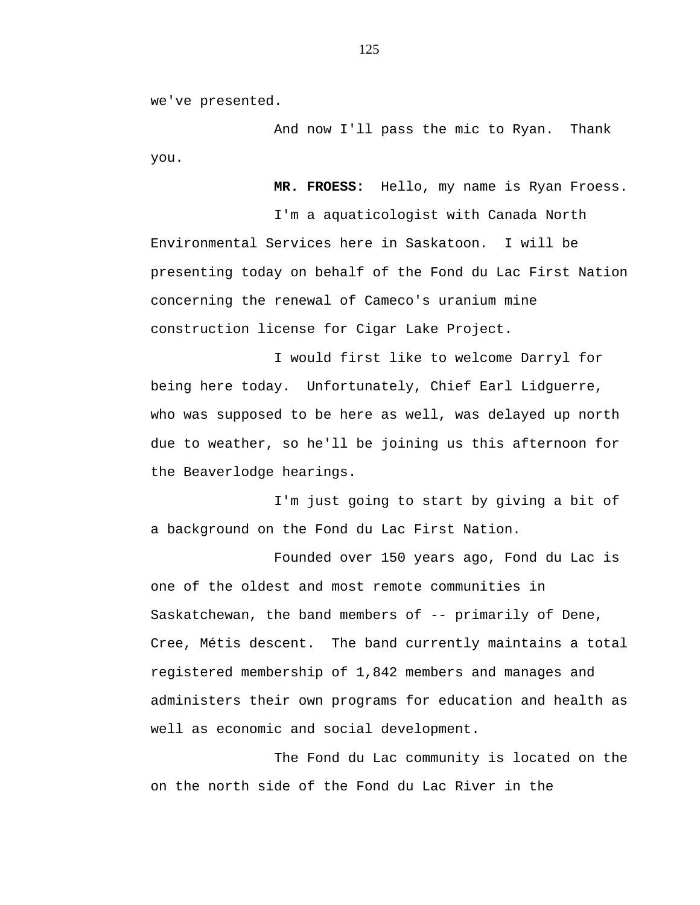we've presented.

And now I'll pass the mic to Ryan. Thank you.

**MR. FROESS:** Hello, my name is Ryan Froess.

I'm a aquaticologist with Canada North Environmental Services here in Saskatoon. I will be presenting today on behalf of the Fond du Lac First Nation concerning the renewal of Cameco's uranium mine construction license for Cigar Lake Project.

I would first like to welcome Darryl for being here today. Unfortunately, Chief Earl Lidguerre, who was supposed to be here as well, was delayed up north due to weather, so he'll be joining us this afternoon for the Beaverlodge hearings.

I'm just going to start by giving a bit of a background on the Fond du Lac First Nation.

Founded over 150 years ago, Fond du Lac is one of the oldest and most remote communities in Saskatchewan, the band members of -- primarily of Dene, Cree, Métis descent. The band currently maintains a total registered membership of 1,842 members and manages and administers their own programs for education and health as well as economic and social development.

The Fond du Lac community is located on the on the north side of the Fond du Lac River in the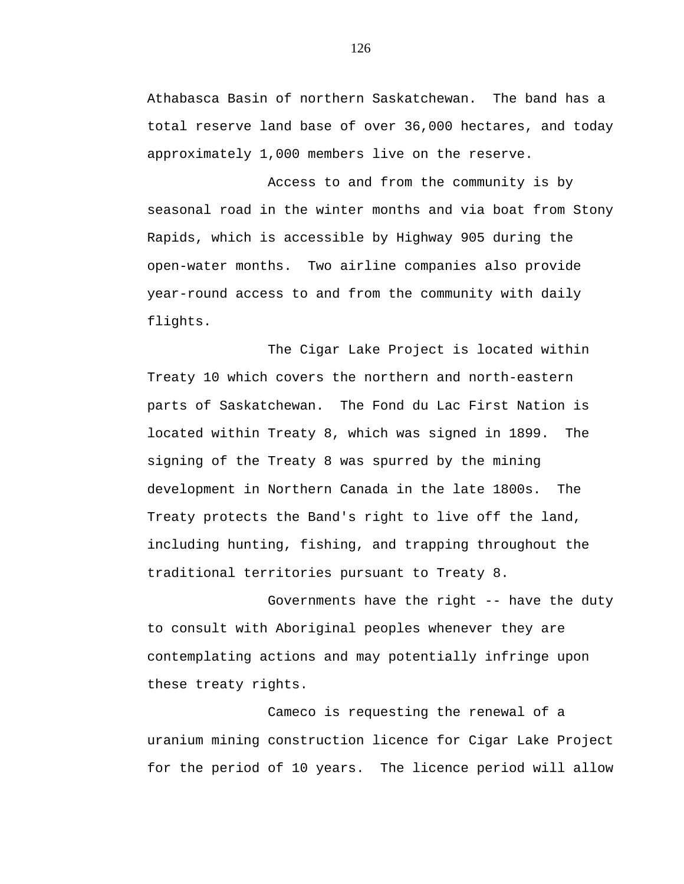Athabasca Basin of northern Saskatchewan. The band has a total reserve land base of over 36,000 hectares, and today approximately 1,000 members live on the reserve.

Access to and from the community is by seasonal road in the winter months and via boat from Stony Rapids, which is accessible by Highway 905 during the open-water months. Two airline companies also provide year-round access to and from the community with daily flights.

The Cigar Lake Project is located within Treaty 10 which covers the northern and north-eastern parts of Saskatchewan. The Fond du Lac First Nation is located within Treaty 8, which was signed in 1899. The signing of the Treaty 8 was spurred by the mining development in Northern Canada in the late 1800s. The Treaty protects the Band's right to live off the land, including hunting, fishing, and trapping throughout the traditional territories pursuant to Treaty 8.

Governments have the right -- have the duty to consult with Aboriginal peoples whenever they are contemplating actions and may potentially infringe upon these treaty rights.

Cameco is requesting the renewal of a uranium mining construction licence for Cigar Lake Project for the period of 10 years. The licence period will allow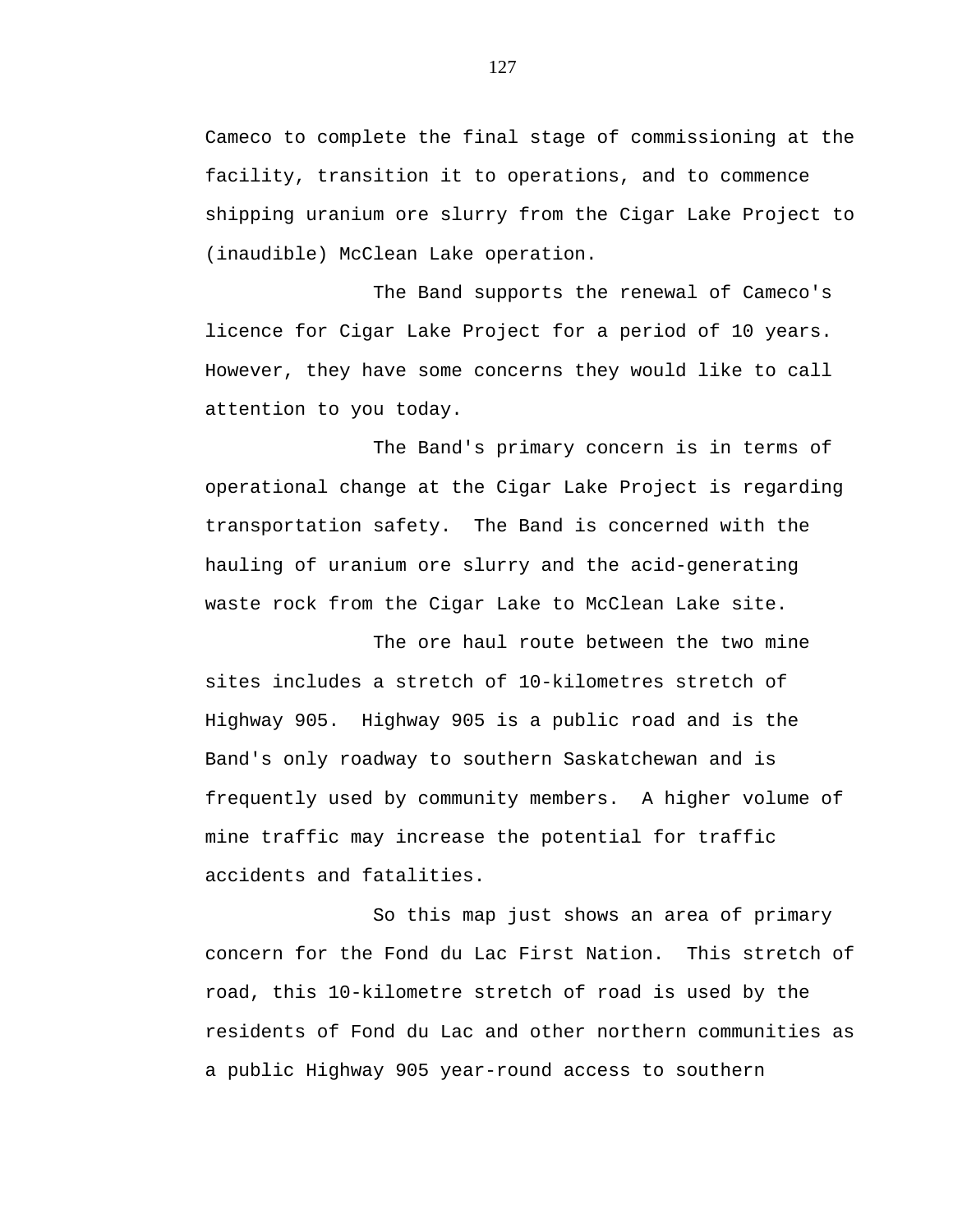Cameco to complete the final stage of commissioning at the facility, transition it to operations, and to commence shipping uranium ore slurry from the Cigar Lake Project to (inaudible) McClean Lake operation.

The Band supports the renewal of Cameco's licence for Cigar Lake Project for a period of 10 years. However, they have some concerns they would like to call attention to you today.

The Band's primary concern is in terms of operational change at the Cigar Lake Project is regarding transportation safety. The Band is concerned with the hauling of uranium ore slurry and the acid-generating waste rock from the Cigar Lake to McClean Lake site.

The ore haul route between the two mine sites includes a stretch of 10-kilometres stretch of Highway 905. Highway 905 is a public road and is the Band's only roadway to southern Saskatchewan and is frequently used by community members. A higher volume of mine traffic may increase the potential for traffic accidents and fatalities.

So this map just shows an area of primary concern for the Fond du Lac First Nation. This stretch of road, this 10-kilometre stretch of road is used by the residents of Fond du Lac and other northern communities as a public Highway 905 year-round access to southern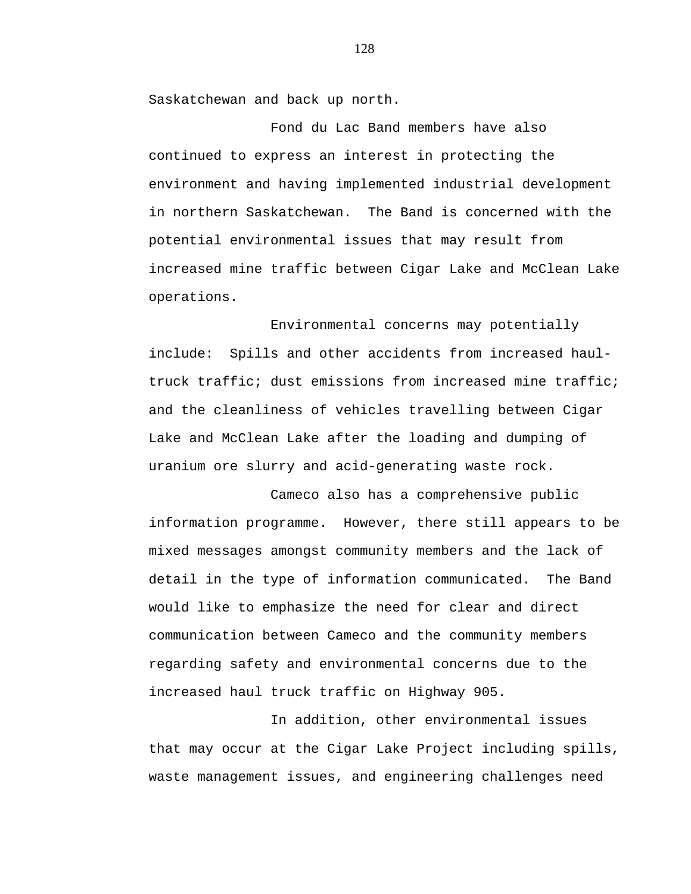Saskatchewan and back up north.

Fond du Lac Band members have also continued to express an interest in protecting the environment and having implemented industrial development in northern Saskatchewan. The Band is concerned with the potential environmental issues that may result from increased mine traffic between Cigar Lake and McClean Lake operations.

Environmental concerns may potentially include: Spills and other accidents from increased haul-truck traffic; dust emissions from increased mine traffic; and the cleanliness of vehicles travelling between Cigar Lake and McClean Lake after the loading and dumping of uranium ore slurry and acid-generating waste rock.

Cameco also has a comprehensive public information programme. However, there still appears to be mixed messages amongst community members and the lack of detail in the type of information communicated. The Band would like to emphasize the need for clear and direct communication between Cameco and the community members regarding safety and environmental concerns due to the increased haul truck traffic on Highway 905.

In addition, other environmental issues that may occur at the Cigar Lake Project including spills, waste management issues, and engineering challenges need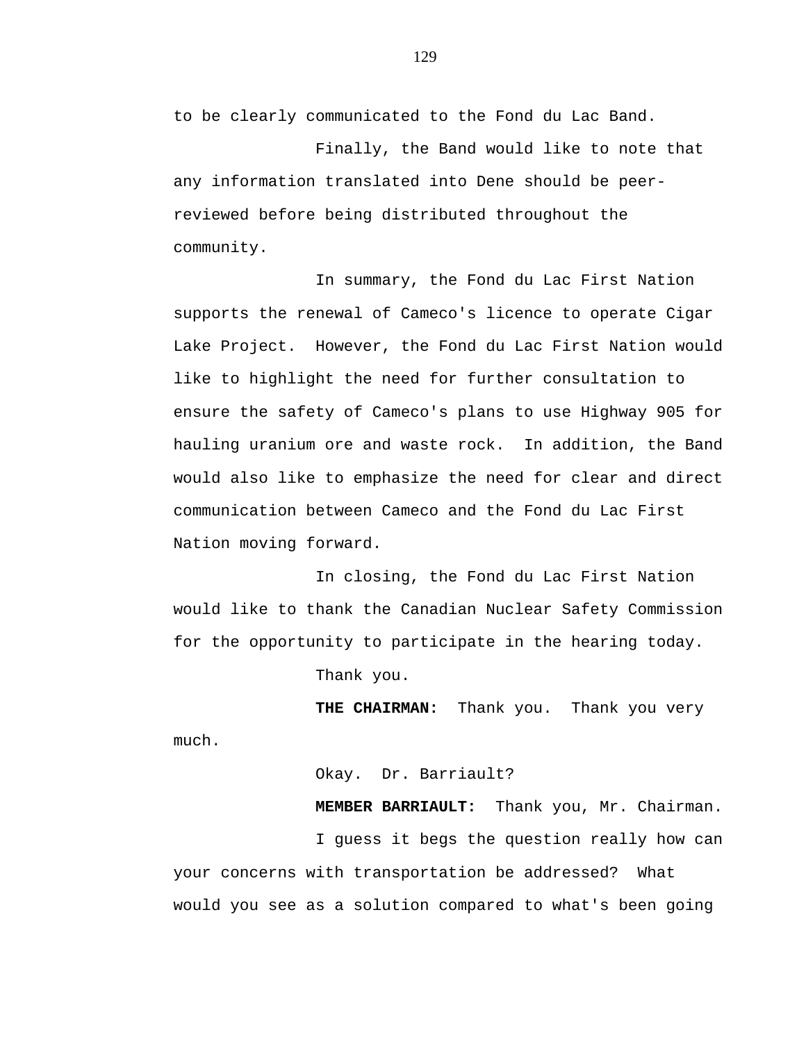to be clearly communicated to the Fond du Lac Band.

Finally, the Band would like to note that any information translated into Dene should be peer-reviewed before being distributed throughout the community.

In summary, the Fond du Lac First Nation supports the renewal of Cameco's licence to operate Cigar Lake Project. However, the Fond du Lac First Nation would like to highlight the need for further consultation to ensure the safety of Cameco's plans to use Highway 905 for hauling uranium ore and waste rock. In addition, the Band would also like to emphasize the need for clear and direct communication between Cameco and the Fond du Lac First Nation moving forward.

In closing, the Fond du Lac First Nation would like to thank the Canadian Nuclear Safety Commission for the opportunity to participate in the hearing today.

Thank you.

**THE CHAIRMAN:** Thank you. Thank you very much.

Okay. Dr. Barriault?

**MEMBER BARRIAULT:** Thank you, Mr. Chairman.

I guess it begs the question really how can your concerns with transportation be addressed? What would you see as a solution compared to what's been going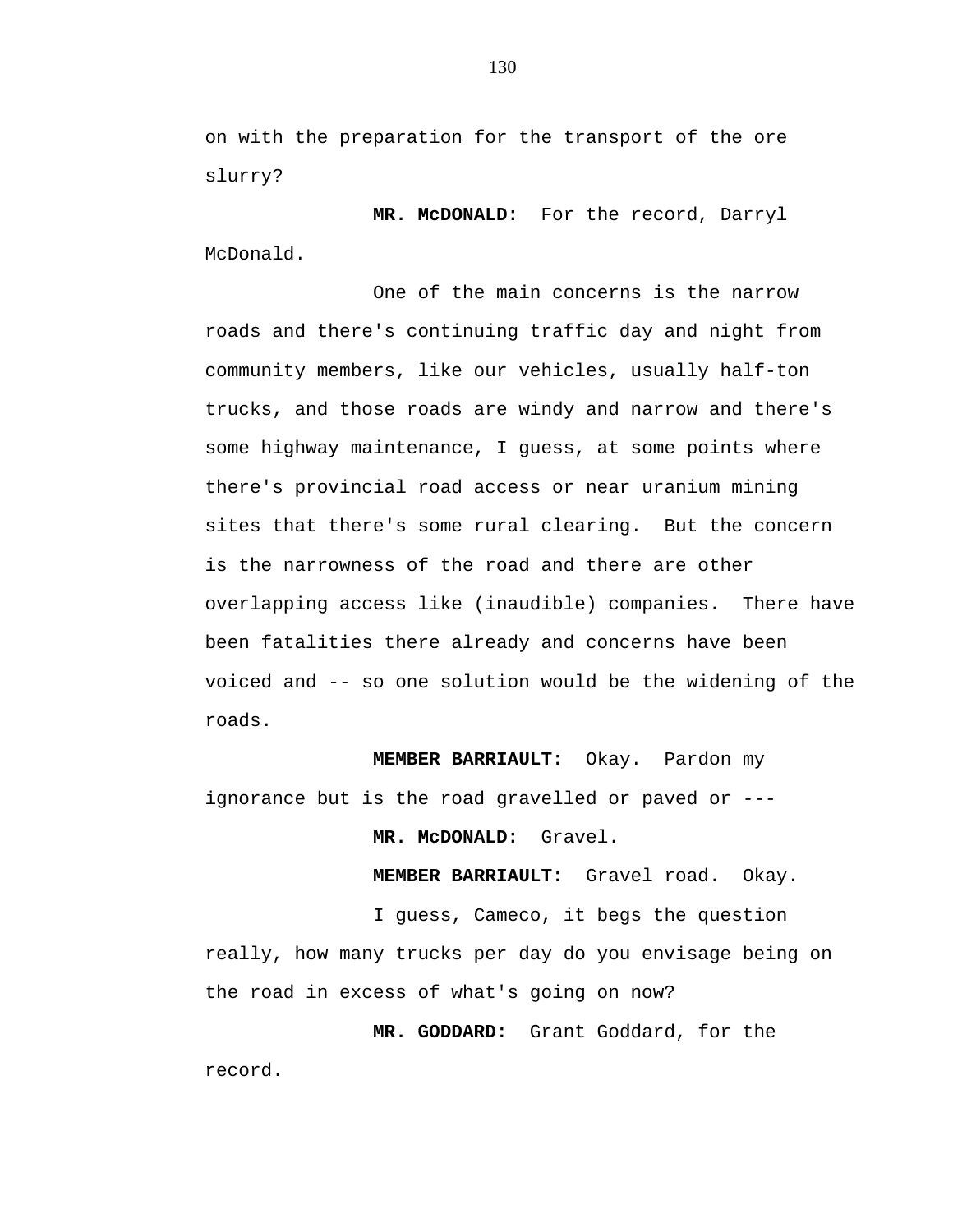on with the preparation for the transport of the ore slurry?

**MR. McDONALD:** For the record, Darryl McDonald.

One of the main concerns is the narrow roads and there's continuing traffic day and night from community members, like our vehicles, usually half-ton trucks, and those roads are windy and narrow and there's some highway maintenance, I guess, at some points where there's provincial road access or near uranium mining sites that there's some rural clearing. But the concern is the narrowness of the road and there are other overlapping access like (inaudible) companies. There have been fatalities there already and concerns have been voiced and -- so one solution would be the widening of the roads.

**MEMBER BARRIAULT:** Okay. Pardon my ignorance but is the road gravelled or paved or ---

**MR. McDONALD:** Gravel.

**MEMBER BARRIAULT:** Gravel road. Okay.

I guess, Cameco, it begs the question really, how many trucks per day do you envisage being on the road in excess of what's going on now?

**MR. GODDARD:** Grant Goddard, for the record.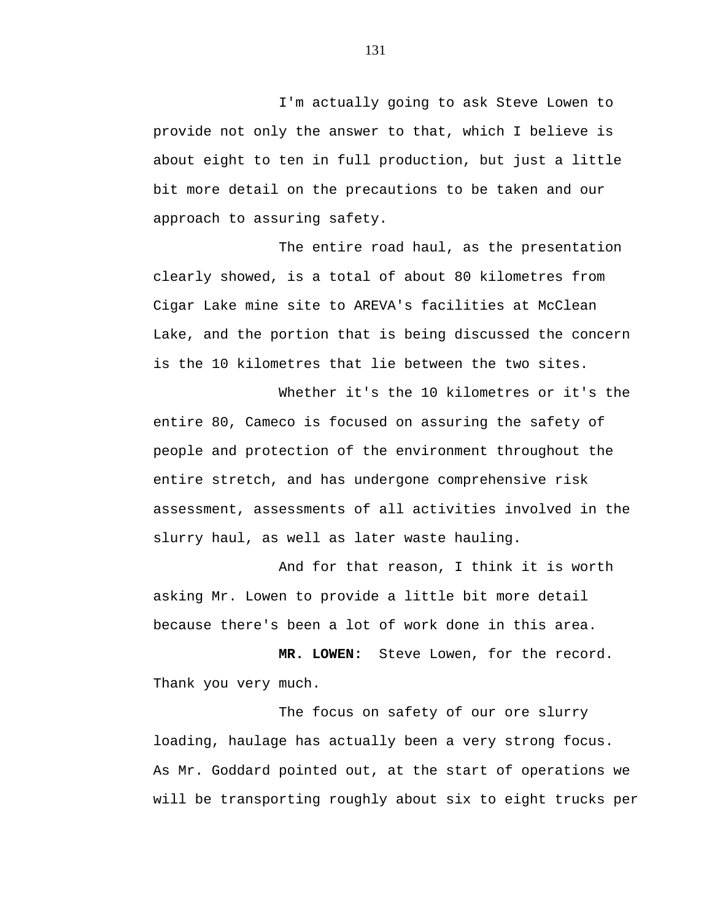I'm actually going to ask Steve Lowen to provide not only the answer to that, which I believe is about eight to ten in full production, but just a little bit more detail on the precautions to be taken and our approach to assuring safety.

The entire road haul, as the presentation clearly showed, is a total of about 80 kilometres from Cigar Lake mine site to AREVA's facilities at McClean Lake, and the portion that is being discussed the concern is the 10 kilometres that lie between the two sites.

Whether it's the 10 kilometres or it's the entire 80, Cameco is focused on assuring the safety of people and protection of the environment throughout the entire stretch, and has undergone comprehensive risk assessment, assessments of all activities involved in the slurry haul, as well as later waste hauling.

And for that reason, I think it is worth asking Mr. Lowen to provide a little bit more detail because there's been a lot of work done in this area.

**MR. LOWEN:** Steve Lowen, for the record. Thank you very much.

The focus on safety of our ore slurry loading, haulage has actually been a very strong focus. As Mr. Goddard pointed out, at the start of operations we will be transporting roughly about six to eight trucks per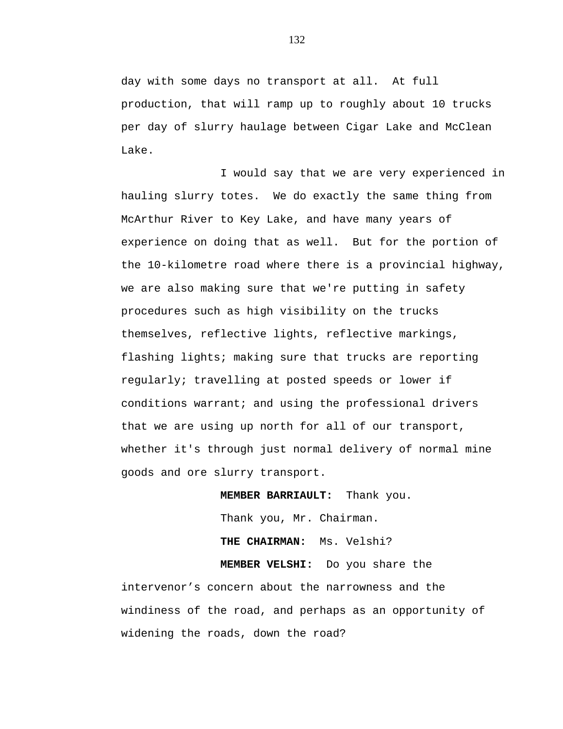day with some days no transport at all. At full production, that will ramp up to roughly about 10 trucks per day of slurry haulage between Cigar Lake and McClean Lake.

I would say that we are very experienced in hauling slurry totes. We do exactly the same thing from McArthur River to Key Lake, and have many years of experience on doing that as well. But for the portion of the 10-kilometre road where there is a provincial highway, we are also making sure that we're putting in safety procedures such as high visibility on the trucks themselves, reflective lights, reflective markings, flashing lights; making sure that trucks are reporting regularly; travelling at posted speeds or lower if conditions warrant; and using the professional drivers that we are using up north for all of our transport, whether it's through just normal delivery of normal mine goods and ore slurry transport.

**MEMBER BARRIAULT:** Thank you.

Thank you, Mr. Chairman.

**THE CHAIRMAN:** Ms. Velshi?

**MEMBER VELSHI:** Do you share the intervenor’s concern about the narrowness and the windiness of the road, and perhaps as an opportunity of widening the roads, down the road?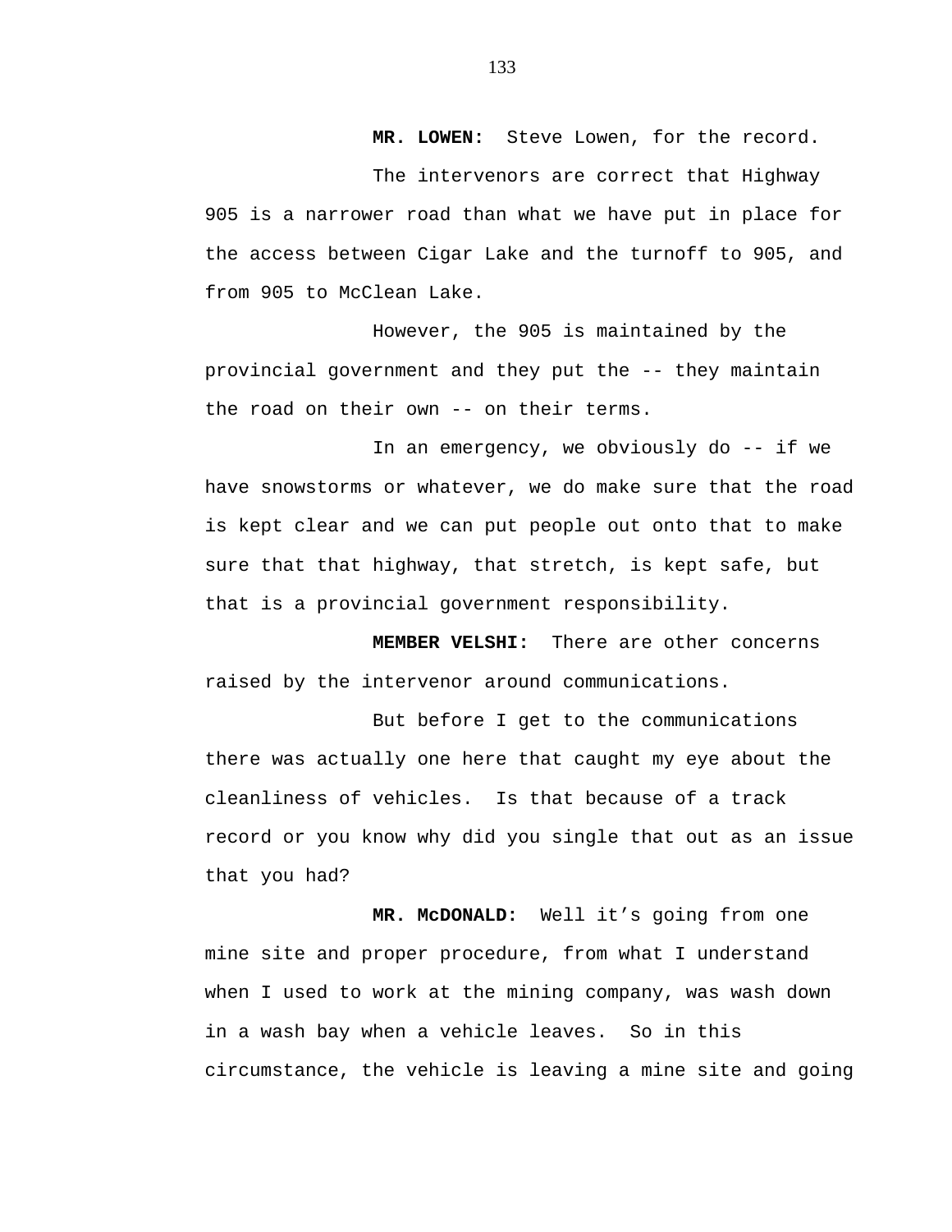**MR. LOWEN:** Steve Lowen, for the record.

The intervenors are correct that Highway 905 is a narrower road than what we have put in place for the access between Cigar Lake and the turnoff to 905, and from 905 to McClean Lake.

However, the 905 is maintained by the provincial government and they put the -- they maintain the road on their own -- on their terms.

In an emergency, we obviously do -- if we have snowstorms or whatever, we do make sure that the road is kept clear and we can put people out onto that to make sure that that highway, that stretch, is kept safe, but that is a provincial government responsibility.

**MEMBER VELSHI:** There are other concerns raised by the intervenor around communications.

But before I get to the communications there was actually one here that caught my eye about the cleanliness of vehicles. Is that because of a track record or you know why did you single that out as an issue that you had?

**MR. McDONALD:** Well it's going from one mine site and proper procedure, from what I understand when I used to work at the mining company, was wash down in a wash bay when a vehicle leaves. So in this circumstance, the vehicle is leaving a mine site and going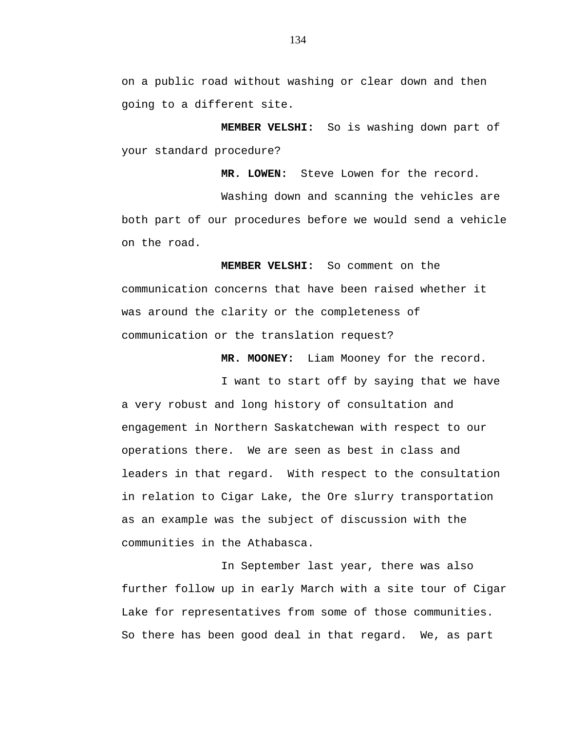on a public road without washing or clear down and then going to a different site.

**MEMBER VELSHI:** So is washing down part of your standard procedure?

**MR. LOWEN:** Steve Lowen for the record.

Washing down and scanning the vehicles are both part of our procedures before we would send a vehicle on the road.

**MEMBER VELSHI:** So comment on the communication concerns that have been raised whether it was around the clarity or the completeness of communication or the translation request?

**MR. MOONEY:** Liam Mooney for the record.

I want to start off by saying that we have a very robust and long history of consultation and engagement in Northern Saskatchewan with respect to our operations there. We are seen as best in class and leaders in that regard. With respect to the consultation in relation to Cigar Lake, the Ore slurry transportation as an example was the subject of discussion with the communities in the Athabasca.

In September last year, there was also further follow up in early March with a site tour of Cigar Lake for representatives from some of those communities. So there has been good deal in that regard. We, as part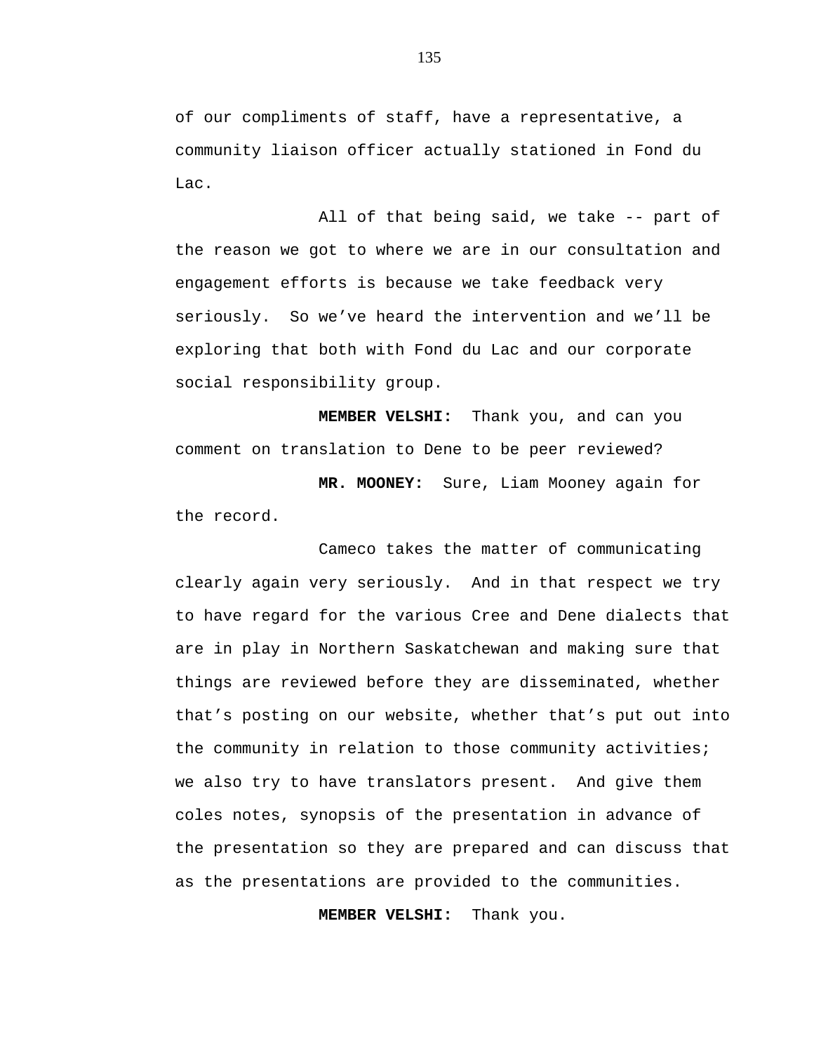of our compliments of staff, have a representative, a community liaison officer actually stationed in Fond du Lac.

All of that being said, we take -- part of the reason we got to where we are in our consultation and engagement efforts is because we take feedback very seriously. So we’ve heard the intervention and we’ll be exploring that both with Fond du Lac and our corporate social responsibility group.

**MEMBER VELSHI:** Thank you, and can you comment on translation to Dene to be peer reviewed?

**MR. MOONEY:** Sure, Liam Mooney again for the record.

Cameco takes the matter of communicating clearly again very seriously. And in that respect we try to have regard for the various Cree and Dene dialects that are in play in Northern Saskatchewan and making sure that things are reviewed before they are disseminated, whether that’s posting on our website, whether that’s put out into the community in relation to those community activities; we also try to have translators present. And give them coles notes, synopsis of the presentation in advance of the presentation so they are prepared and can discuss that as the presentations are provided to the communities.

**MEMBER VELSHI:** Thank you.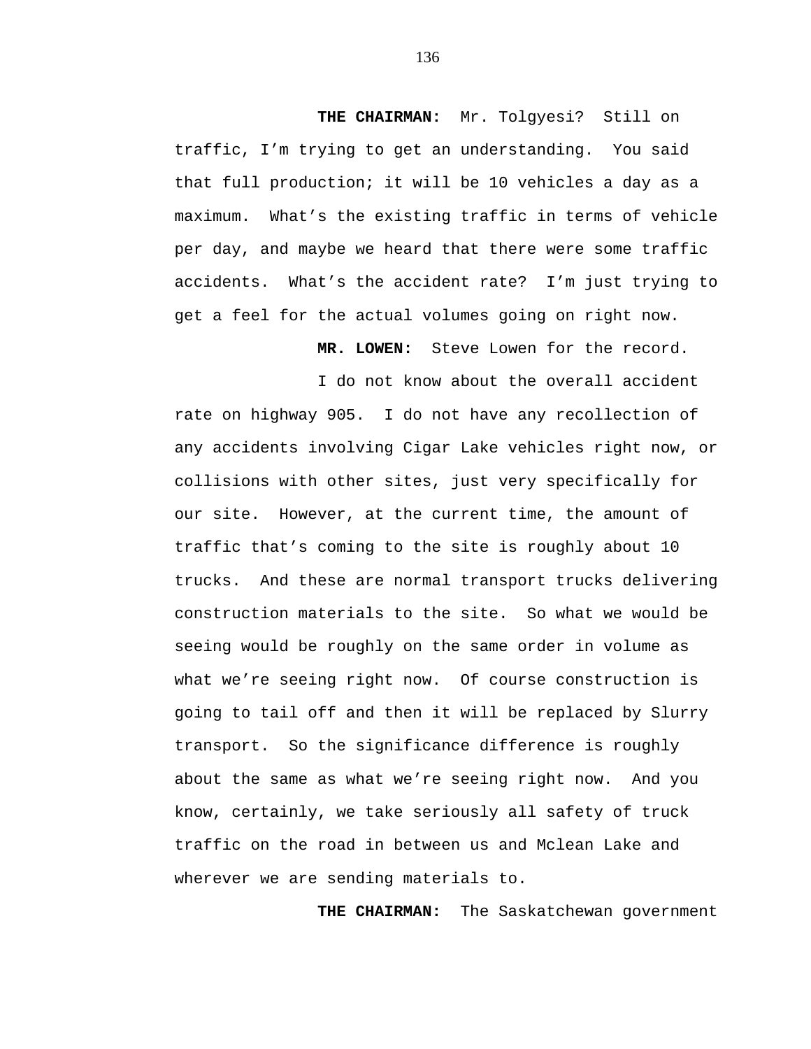**THE CHAIRMAN:** Mr. Tolgyesi? Still on traffic, I'm trying to get an understanding. You said that full production; it will be 10 vehicles a day as a maximum. What's the existing traffic in terms of vehicle per day, and maybe we heard that there were some traffic accidents. What's the accident rate? I'm just trying to get a feel for the actual volumes going on right now.

**MR. LOWEN:** Steve Lowen for the record.

I do not know about the overall accident rate on highway 905. I do not have any recollection of any accidents involving Cigar Lake vehicles right now, or collisions with other sites, just very specifically for our site. However, at the current time, the amount of traffic that's coming to the site is roughly about 10 trucks. And these are normal transport trucks delivering construction materials to the site. So what we would be seeing would be roughly on the same order in volume as what we're seeing right now. Of course construction is going to tail off and then it will be replaced by Slurry transport. So the significance difference is roughly about the same as what we're seeing right now. And you know, certainly, we take seriously all safety of truck traffic on the road in between us and Mclean Lake and wherever we are sending materials to.

**THE CHAIRMAN:** The Saskatchewan government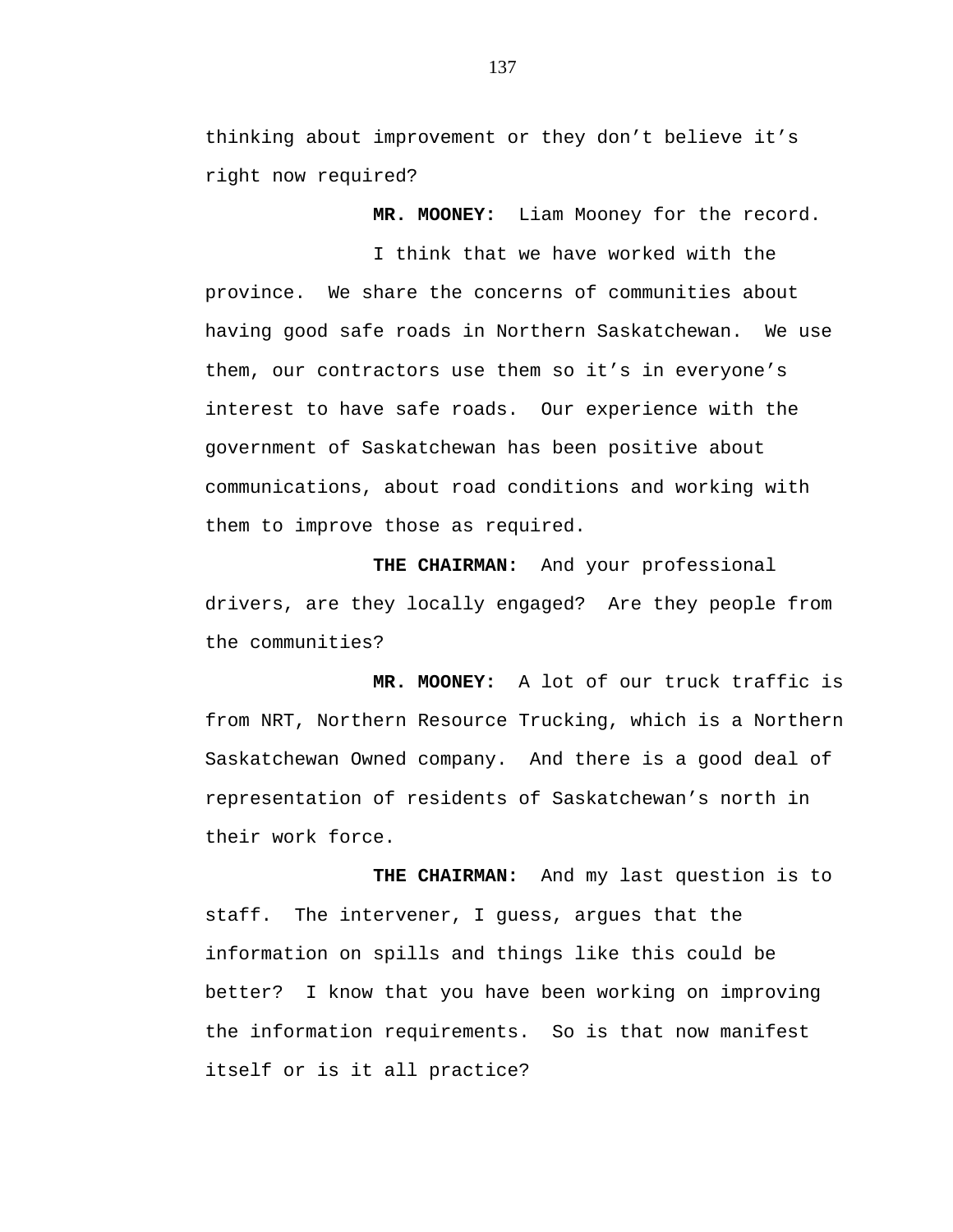thinking about improvement or they don't believe it's right now required?

**MR. MOONEY:** Liam Mooney for the record.

I think that we have worked with the province. We share the concerns of communities about having good safe roads in Northern Saskatchewan. We use them, our contractors use them so it's in everyone's interest to have safe roads. Our experience with the government of Saskatchewan has been positive about communications, about road conditions and working with them to improve those as required.

**THE CHAIRMAN:** And your professional drivers, are they locally engaged? Are they people from the communities?

**MR. MOONEY:** A lot of our truck traffic is from NRT, Northern Resource Trucking, which is a Northern Saskatchewan Owned company. And there is a good deal of representation of residents of Saskatchewan's north in their work force.

**THE CHAIRMAN:** And my last question is to staff. The intervener, I guess, argues that the information on spills and things like this could be better? I know that you have been working on improving the information requirements. So is that now manifest itself or is it all practice?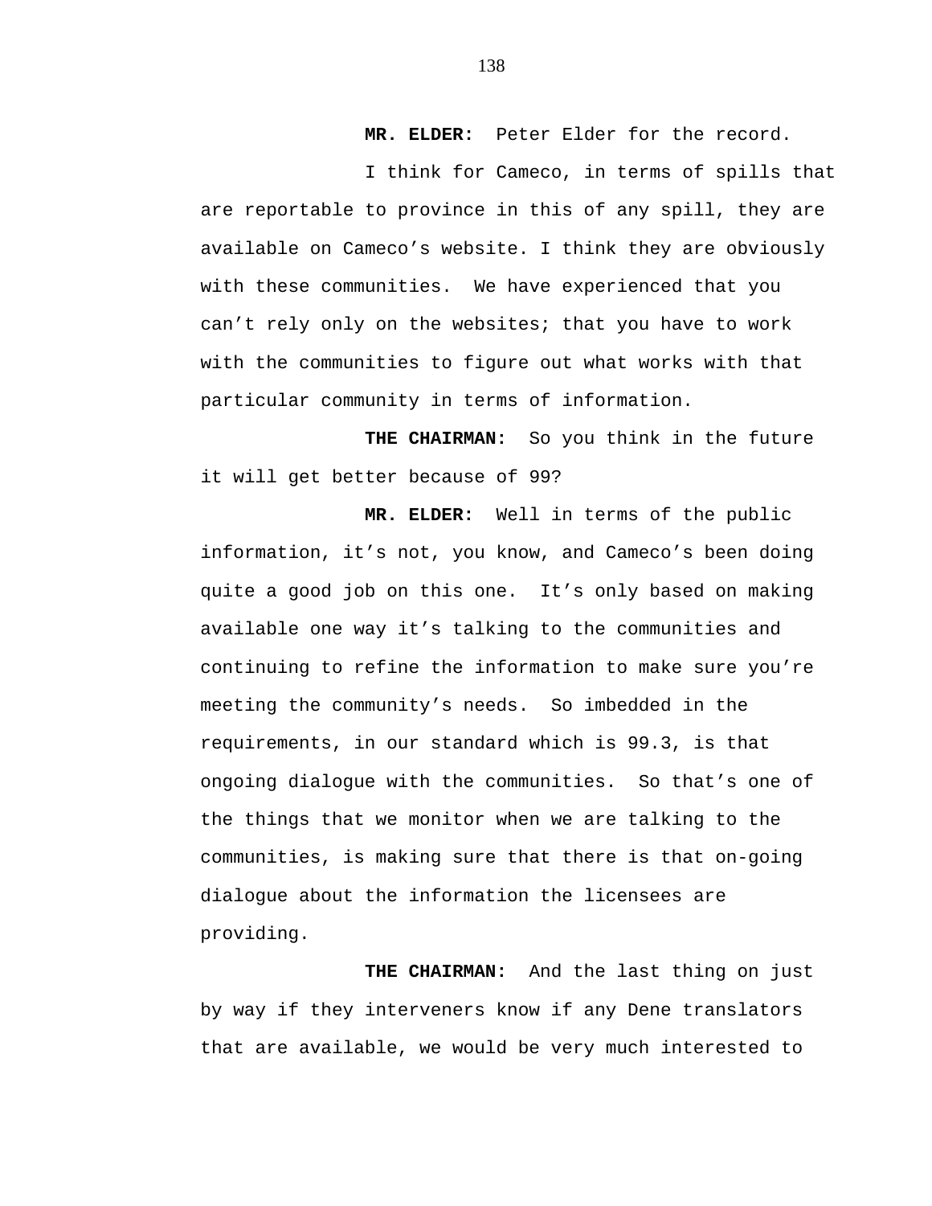**MR. ELDER:** Peter Elder for the record.

I think for Cameco, in terms of spills that are reportable to province in this of any spill, they are available on Cameco's website. I think they are obviously with these communities. We have experienced that you can't rely only on the websites; that you have to work with the communities to figure out what works with that particular community in terms of information.

**THE CHAIRMAN:** So you think in the future it will get better because of 99?

**MR. ELDER:** Well in terms of the public information, it's not, you know, and Cameco's been doing quite a good job on this one. It's only based on making available one way it's talking to the communities and continuing to refine the information to make sure you're meeting the community's needs. So imbedded in the requirements, in our standard which is 99.3, is that ongoing dialogue with the communities. So that's one of the things that we monitor when we are talking to the communities, is making sure that there is that on-going dialogue about the information the licensees are providing.

**THE CHAIRMAN:** And the last thing on just by way if they interveners know if any Dene translators that are available, we would be very much interested to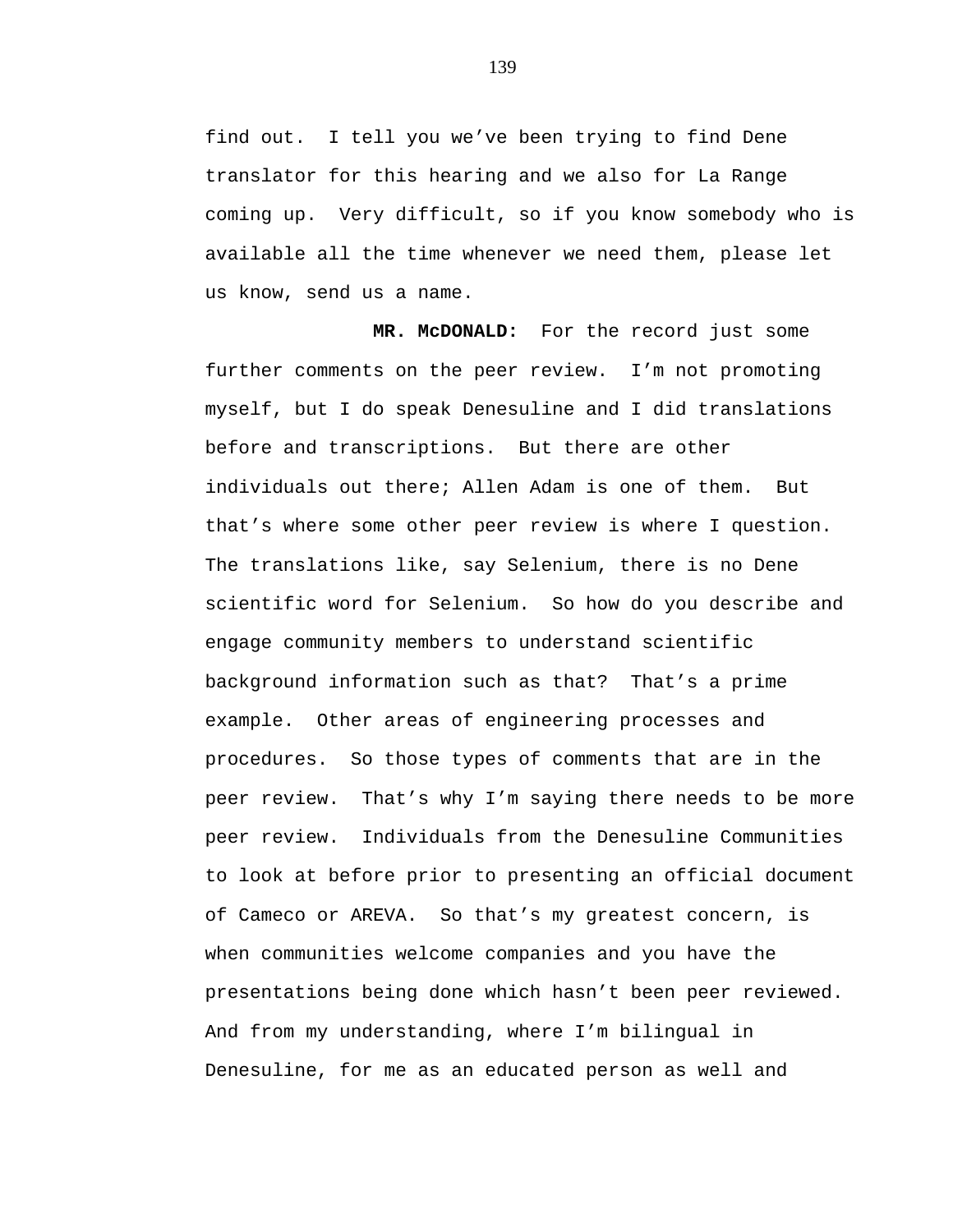find out. I tell you we've been trying to find Dene translator for this hearing and we also for La Range coming up. Very difficult, so if you know somebody who is available all the time whenever we need them, please let us know, send us a name.

**MR. McDONALD:** For the record just some further comments on the peer review. I'm not promoting myself, but I do speak Denesuline and I did translations before and transcriptions. But there are other individuals out there; Allen Adam is one of them. But that's where some other peer review is where I question. The translations like, say Selenium, there is no Dene scientific word for Selenium. So how do you describe and engage community members to understand scientific background information such as that? That's a prime example. Other areas of engineering processes and procedures. So those types of comments that are in the peer review. That's why I'm saying there needs to be more peer review. Individuals from the Denesuline Communities to look at before prior to presenting an official document of Cameco or AREVA. So that's my greatest concern, is when communities welcome companies and you have the presentations being done which hasn't been peer reviewed. And from my understanding, where I'm bilingual in Denesuline, for me as an educated person as well and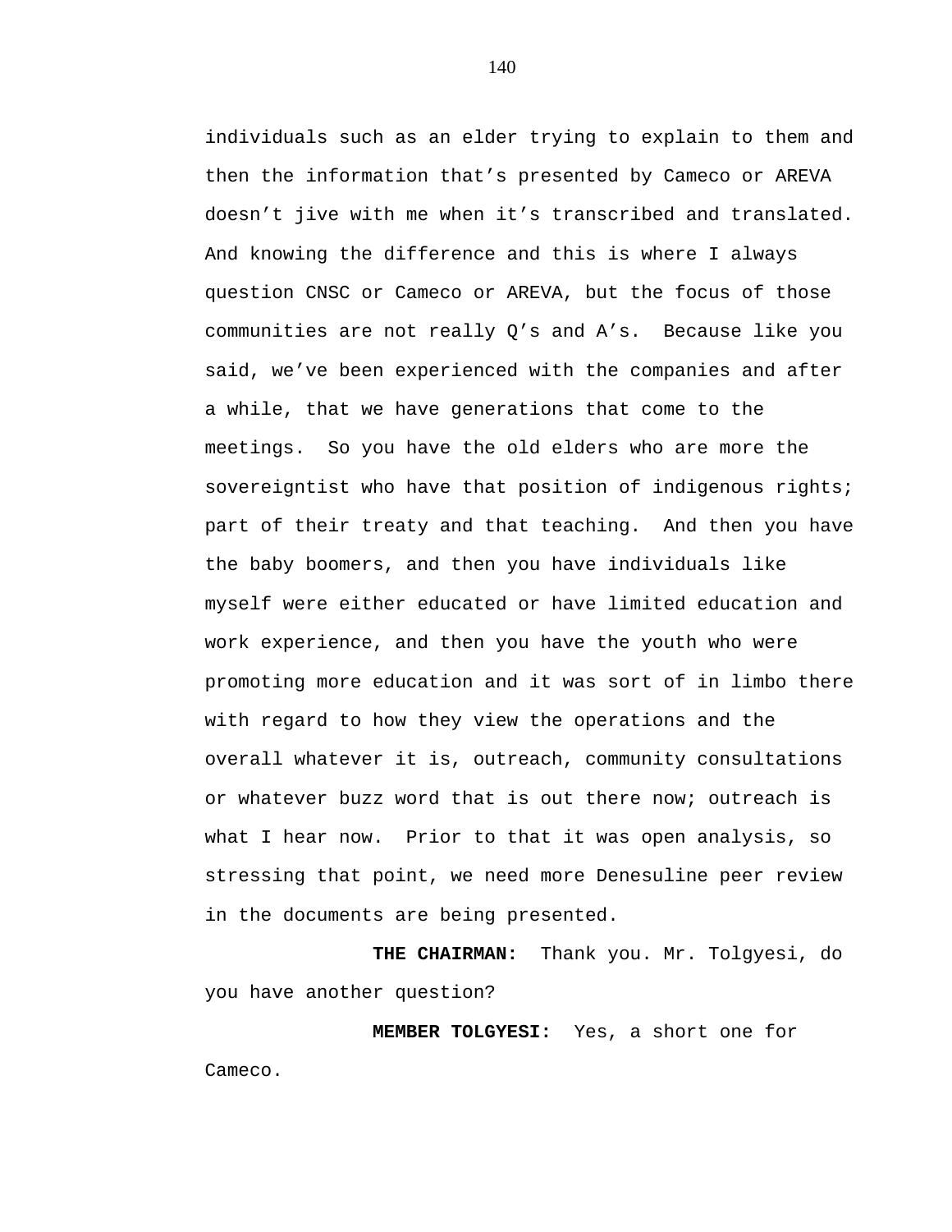individuals such as an elder trying to explain to them and then the information that's presented by Cameco or AREVA doesn't jive with me when it's transcribed and translated. And knowing the difference and this is where I always question CNSC or Cameco or AREVA, but the focus of those communities are not really Q's and A's. Because like you said, we've been experienced with the companies and after a while, that we have generations that come to the meetings. So you have the old elders who are more the sovereigntist who have that position of indigenous rights; part of their treaty and that teaching. And then you have the baby boomers, and then you have individuals like myself were either educated or have limited education and work experience, and then you have the youth who were promoting more education and it was sort of in limbo there with regard to how they view the operations and the overall whatever it is, outreach, community consultations or whatever buzz word that is out there now; outreach is what I hear now. Prior to that it was open analysis, so stressing that point, we need more Denesuline peer review in the documents are being presented.

**THE CHAIRMAN:** Thank you. Mr. Tolgyesi, do you have another question?

**MEMBER TOLGYESI:** Yes, a short one for Cameco.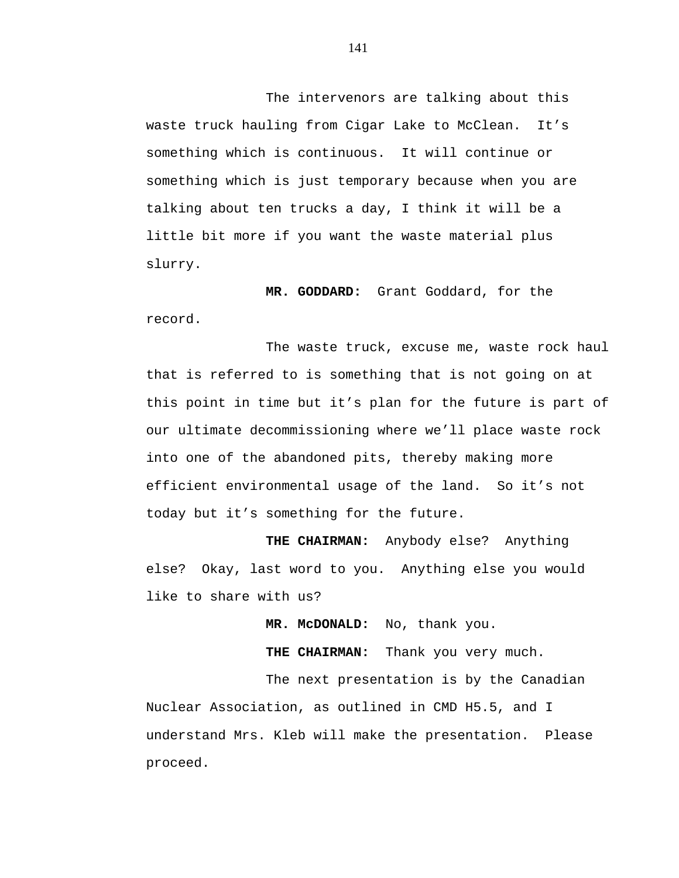The intervenors are talking about this waste truck hauling from Cigar Lake to McClean. It's something which is continuous. It will continue or something which is just temporary because when you are talking about ten trucks a day, I think it will be a little bit more if you want the waste material plus slurry.

**MR. GODDARD:** Grant Goddard, for the record.

The waste truck, excuse me, waste rock haul that is referred to is something that is not going on at this point in time but it's plan for the future is part of our ultimate decommissioning where we'll place waste rock into one of the abandoned pits, thereby making more efficient environmental usage of the land. So it's not today but it's something for the future.

**THE CHAIRMAN:** Anybody else? Anything else? Okay, last word to you. Anything else you would like to share with us?

**MR. McDONALD:** No, thank you.

**THE CHAIRMAN:** Thank you very much.

The next presentation is by the Canadian Nuclear Association, as outlined in CMD H5.5, and I understand Mrs. Kleb will make the presentation. Please proceed.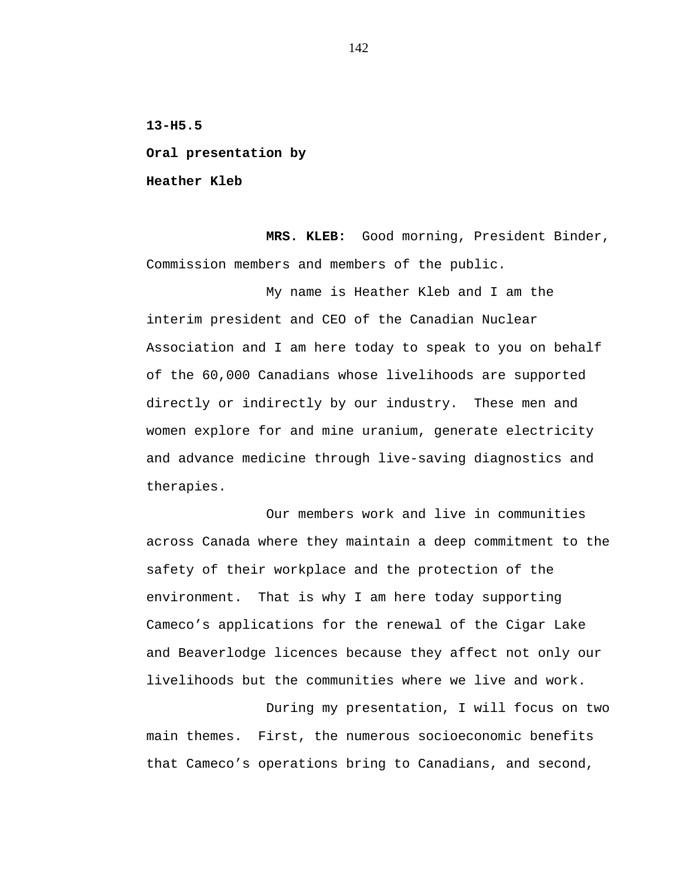**13-H5.5**

**Oral presentation by**

**Heather Kleb**

**MRS. KLEB:** Good morning, President Binder, Commission members and members of the public.

My name is Heather Kleb and I am the interim president and CEO of the Canadian Nuclear Association and I am here today to speak to you on behalf of the 60,000 Canadians whose livelihoods are supported directly or indirectly by our industry. These men and women explore for and mine uranium, generate electricity and advance medicine through live-saving diagnostics and therapies.

Our members work and live in communities across Canada where they maintain a deep commitment to the safety of their workplace and the protection of the environment. That is why I am here today supporting Cameco's applications for the renewal of the Cigar Lake and Beaverlodge licences because they affect not only our livelihoods but the communities where we live and work.

During my presentation, I will focus on two main themes. First, the numerous socioeconomic benefits that Cameco's operations bring to Canadians, and second,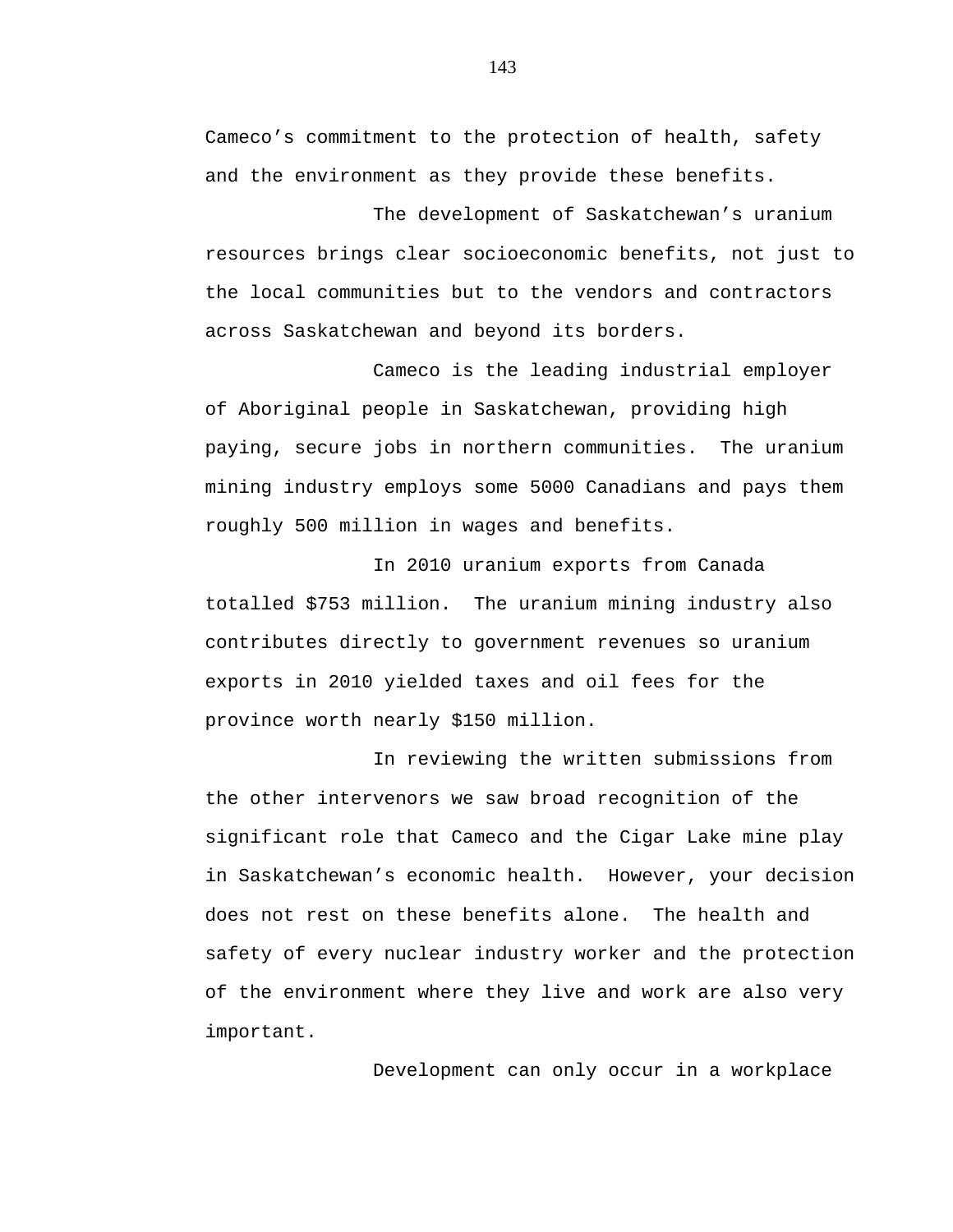Cameco's commitment to the protection of health, safety and the environment as they provide these benefits.

The development of Saskatchewan's uranium resources brings clear socioeconomic benefits, not just to the local communities but to the vendors and contractors across Saskatchewan and beyond its borders.

Cameco is the leading industrial employer of Aboriginal people in Saskatchewan, providing high paying, secure jobs in northern communities. The uranium mining industry employs some 5000 Canadians and pays them roughly 500 million in wages and benefits.

In 2010 uranium exports from Canada totalled $753 million. The uranium mining industry also contributes directly to government revenues so uranium exports in 2010 yielded taxes and oil fees for the province worth nearly $150 million.

In reviewing the written submissions from the other intervenors we saw broad recognition of the significant role that Cameco and the Cigar Lake mine play in Saskatchewan's economic health. However, your decision does not rest on these benefits alone. The health and safety of every nuclear industry worker and the protection of the environment where they live and work are also very important.

Development can only occur in a workplace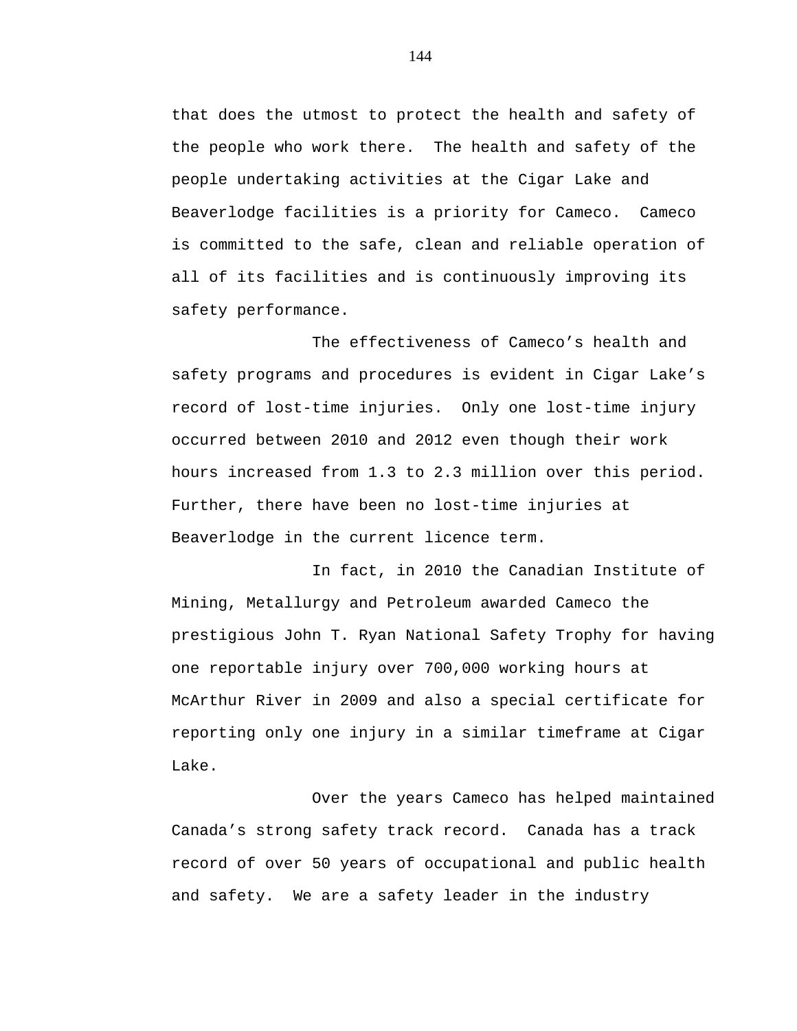that does the utmost to protect the health and safety of the people who work there. The health and safety of the people undertaking activities at the Cigar Lake and Beaverlodge facilities is a priority for Cameco. Cameco is committed to the safe, clean and reliable operation of all of its facilities and is continuously improving its safety performance.

The effectiveness of Cameco's health and safety programs and procedures is evident in Cigar Lake's record of lost-time injuries. Only one lost-time injury occurred between 2010 and 2012 even though their work hours increased from 1.3 to 2.3 million over this period. Further, there have been no lost-time injuries at Beaverlodge in the current licence term.

In fact, in 2010 the Canadian Institute of Mining, Metallurgy and Petroleum awarded Cameco the prestigious John T. Ryan National Safety Trophy for having one reportable injury over 700,000 working hours at McArthur River in 2009 and also a special certificate for reporting only one injury in a similar timeframe at Cigar Lake.

Over the years Cameco has helped maintained Canada's strong safety track record. Canada has a track record of over 50 years of occupational and public health and safety. We are a safety leader in the industry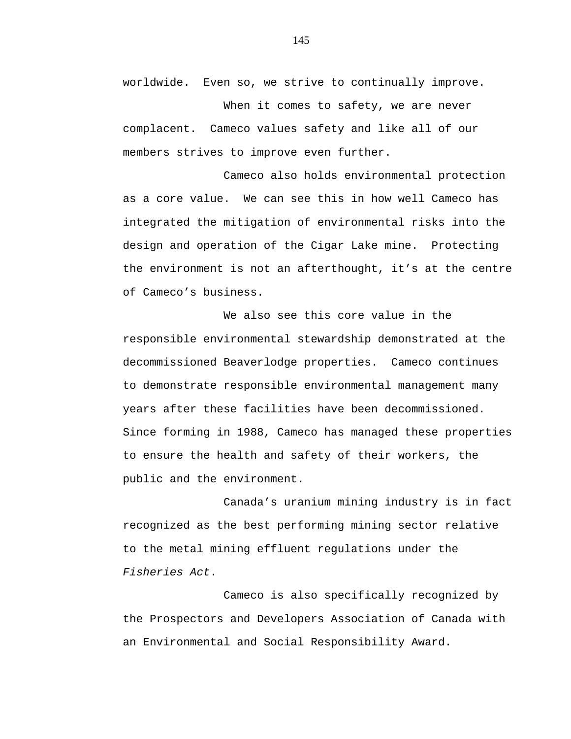worldwide. Even so, we strive to continually improve.

When it comes to safety, we are never complacent. Cameco values safety and like all of our members strives to improve even further.

Cameco also holds environmental protection as a core value. We can see this in how well Cameco has integrated the mitigation of environmental risks into the design and operation of the Cigar Lake mine. Protecting the environment is not an afterthought, it's at the centre of Cameco's business.

We also see this core value in the responsible environmental stewardship demonstrated at the decommissioned Beaverlodge properties. Cameco continues to demonstrate responsible environmental management many years after these facilities have been decommissioned. Since forming in 1988, Cameco has managed these properties to ensure the health and safety of their workers, the public and the environment.

Canada's uranium mining industry is in fact recognized as the best performing mining sector relative to the metal mining effluent regulations under the *Fisheries Act*.

Cameco is also specifically recognized by the Prospectors and Developers Association of Canada with an Environmental and Social Responsibility Award.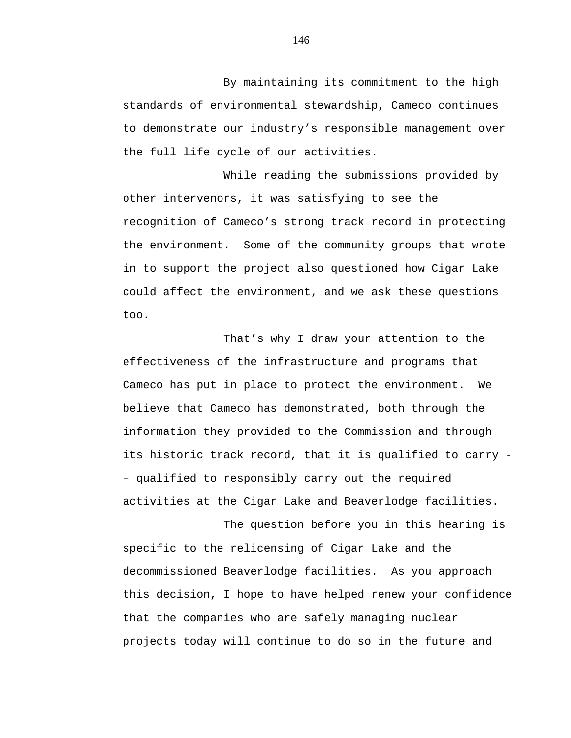By maintaining its commitment to the high standards of environmental stewardship, Cameco continues to demonstrate our industry's responsible management over the full life cycle of our activities.

While reading the submissions provided by other intervenors, it was satisfying to see the recognition of Cameco's strong track record in protecting the environment. Some of the community groups that wrote in to support the project also questioned how Cigar Lake could affect the environment, and we ask these questions too.

That's why I draw your attention to the effectiveness of the infrastructure and programs that Cameco has put in place to protect the environment. We believe that Cameco has demonstrated, both through the information they provided to the Commission and through its historic track record, that it is qualified to carry -– qualified to responsibly carry out the required activities at the Cigar Lake and Beaverlodge facilities.

The question before you in this hearing is specific to the relicensing of Cigar Lake and the decommissioned Beaverlodge facilities. As you approach this decision, I hope to have helped renew your confidence that the companies who are safely managing nuclear projects today will continue to do so in the future and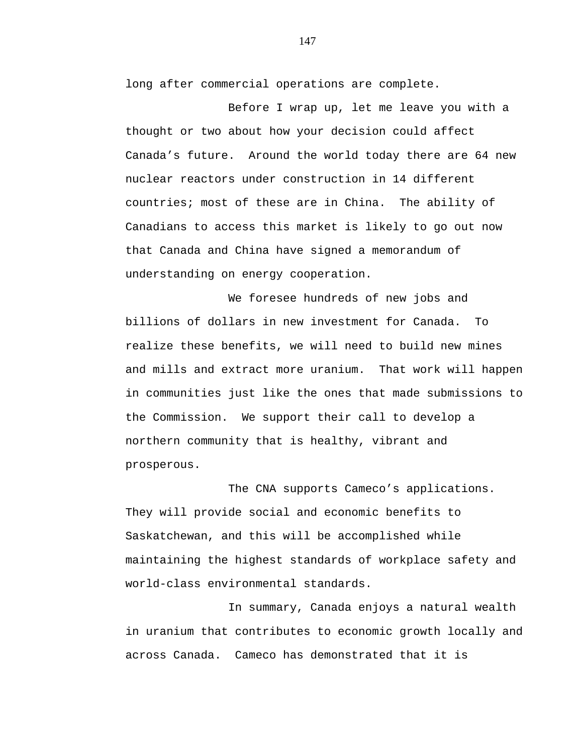long after commercial operations are complete.

Before I wrap up, let me leave you with a thought or two about how your decision could affect Canada's future. Around the world today there are 64 new nuclear reactors under construction in 14 different countries; most of these are in China. The ability of Canadians to access this market is likely to go out now that Canada and China have signed a memorandum of understanding on energy cooperation.

We foresee hundreds of new jobs and billions of dollars in new investment for Canada. To realize these benefits, we will need to build new mines and mills and extract more uranium. That work will happen in communities just like the ones that made submissions to the Commission. We support their call to develop a northern community that is healthy, vibrant and prosperous.

The CNA supports Cameco's applications. They will provide social and economic benefits to Saskatchewan, and this will be accomplished while maintaining the highest standards of workplace safety and world-class environmental standards.

In summary, Canada enjoys a natural wealth in uranium that contributes to economic growth locally and across Canada. Cameco has demonstrated that it is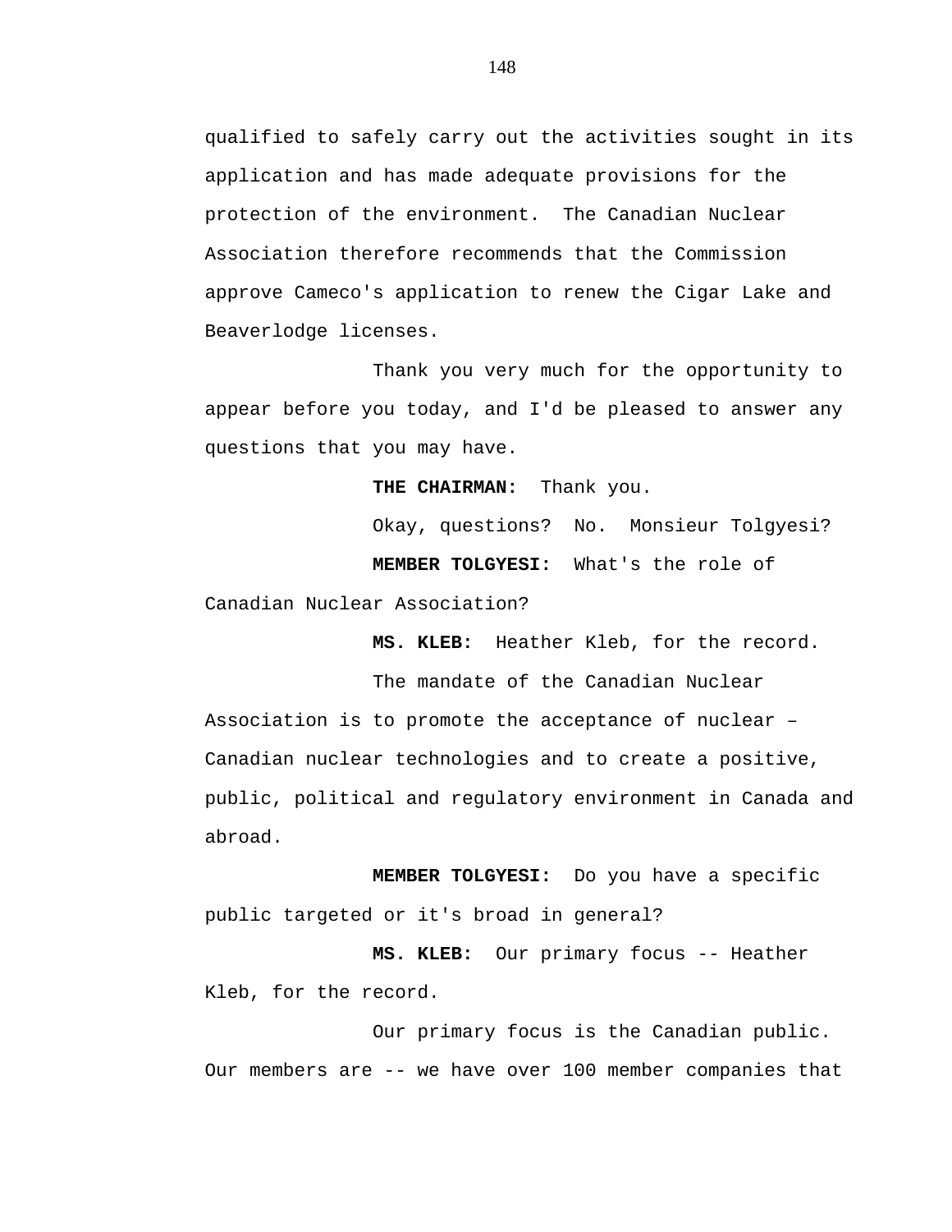qualified to safely carry out the activities sought in its application and has made adequate provisions for the protection of the environment. The Canadian Nuclear Association therefore recommends that the Commission approve Cameco's application to renew the Cigar Lake and Beaverlodge licenses.

Thank you very much for the opportunity to appear before you today, and I'd be pleased to answer any questions that you may have.

**THE CHAIRMAN:** Thank you.

Okay, questions? No. Monsieur Tolgyesi?

**MEMBER TOLGYESI:** What's the role of Canadian Nuclear Association?

**MS. KLEB:** Heather Kleb, for the record.

The mandate of the Canadian Nuclear Association is to promote the acceptance of nuclear – Canadian nuclear technologies and to create a positive, public, political and regulatory environment in Canada and abroad.

**MEMBER TOLGYESI:** Do you have a specific public targeted or it's broad in general?

**MS. KLEB:** Our primary focus -- Heather Kleb, for the record.

Our primary focus is the Canadian public. Our members are -- we have over 100 member companies that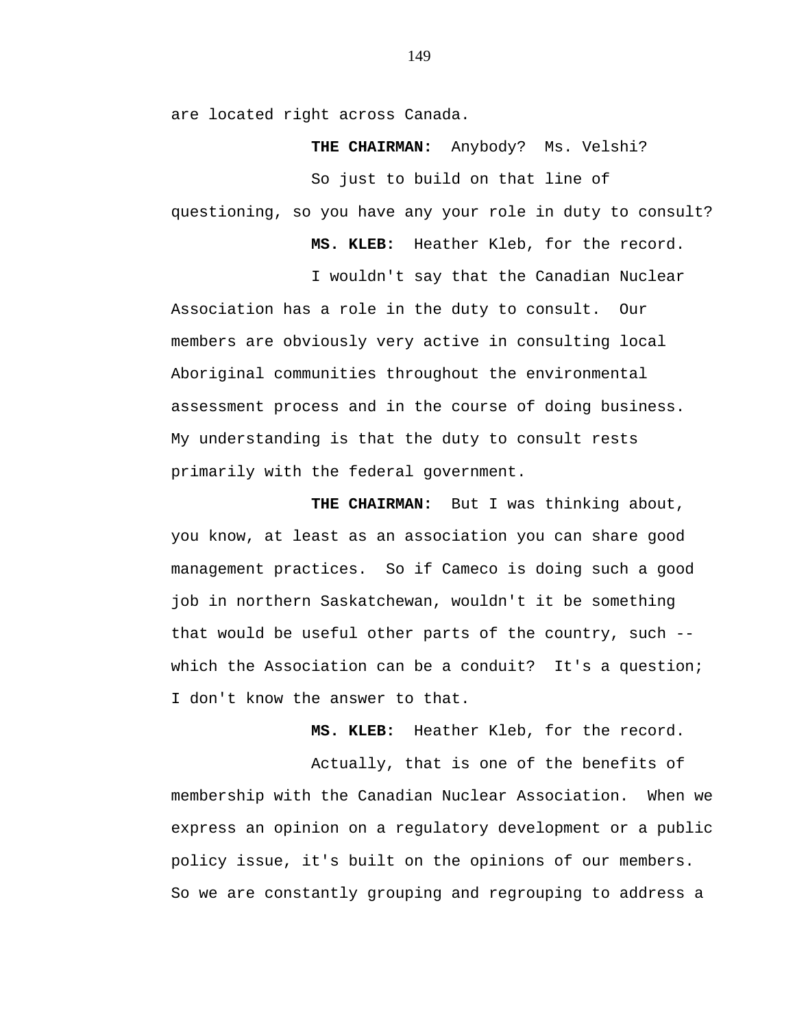are located right across Canada.

**THE CHAIRMAN:** Anybody? Ms. Velshi?

So just to build on that line of questioning, so you have any your role in duty to consult?

**MS. KLEB:** Heather Kleb, for the record.

I wouldn't say that the Canadian Nuclear Association has a role in the duty to consult. Our members are obviously very active in consulting local Aboriginal communities throughout the environmental assessment process and in the course of doing business. My understanding is that the duty to consult rests primarily with the federal government.

**THE CHAIRMAN:** But I was thinking about, you know, at least as an association you can share good management practices. So if Cameco is doing such a good job in northern Saskatchewan, wouldn't it be something that would be useful other parts of the country, such -- which the Association can be a conduit? It's a question; I don't know the answer to that.

**MS. KLEB:** Heather Kleb, for the record.

Actually, that is one of the benefits of membership with the Canadian Nuclear Association. When we express an opinion on a regulatory development or a public policy issue, it's built on the opinions of our members. So we are constantly grouping and regrouping to address a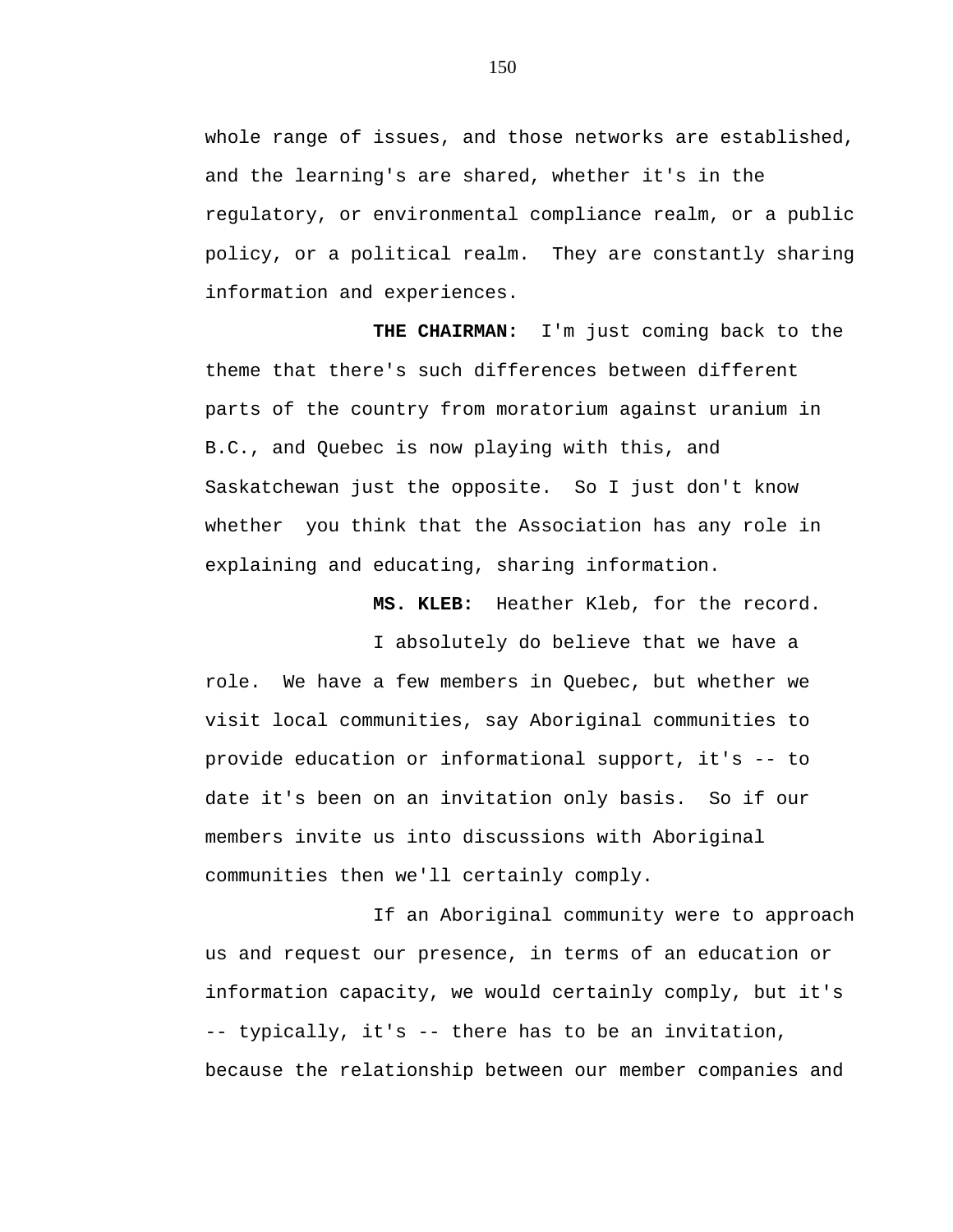whole range of issues, and those networks are established, and the learning's are shared, whether it's in the regulatory, or environmental compliance realm, or a public policy, or a political realm.  They are constantly sharing information and experiences.

**THE CHAIRMAN:**  I'm just coming back to the theme that there's such differences between different parts of the country from moratorium against uranium in B.C., and Quebec is now playing with this, and Saskatchewan just the opposite.  So I just don't know whether  you think that the Association has any role in explaining and educating, sharing information.

**MS. KLEB:**  Heather Kleb, for the record.

I absolutely do believe that we have a role.  We have a few members in Quebec, but whether we visit local communities, say Aboriginal communities to provide education or informational support, it's -- to date it's been on an invitation only basis.  So if our members invite us into discussions with Aboriginal communities then we'll certainly comply.

If an Aboriginal community were to approach us and request our presence, in terms of an education or information capacity, we would certainly comply, but it's -- typically, it's -- there has to be an invitation, because the relationship between our member companies and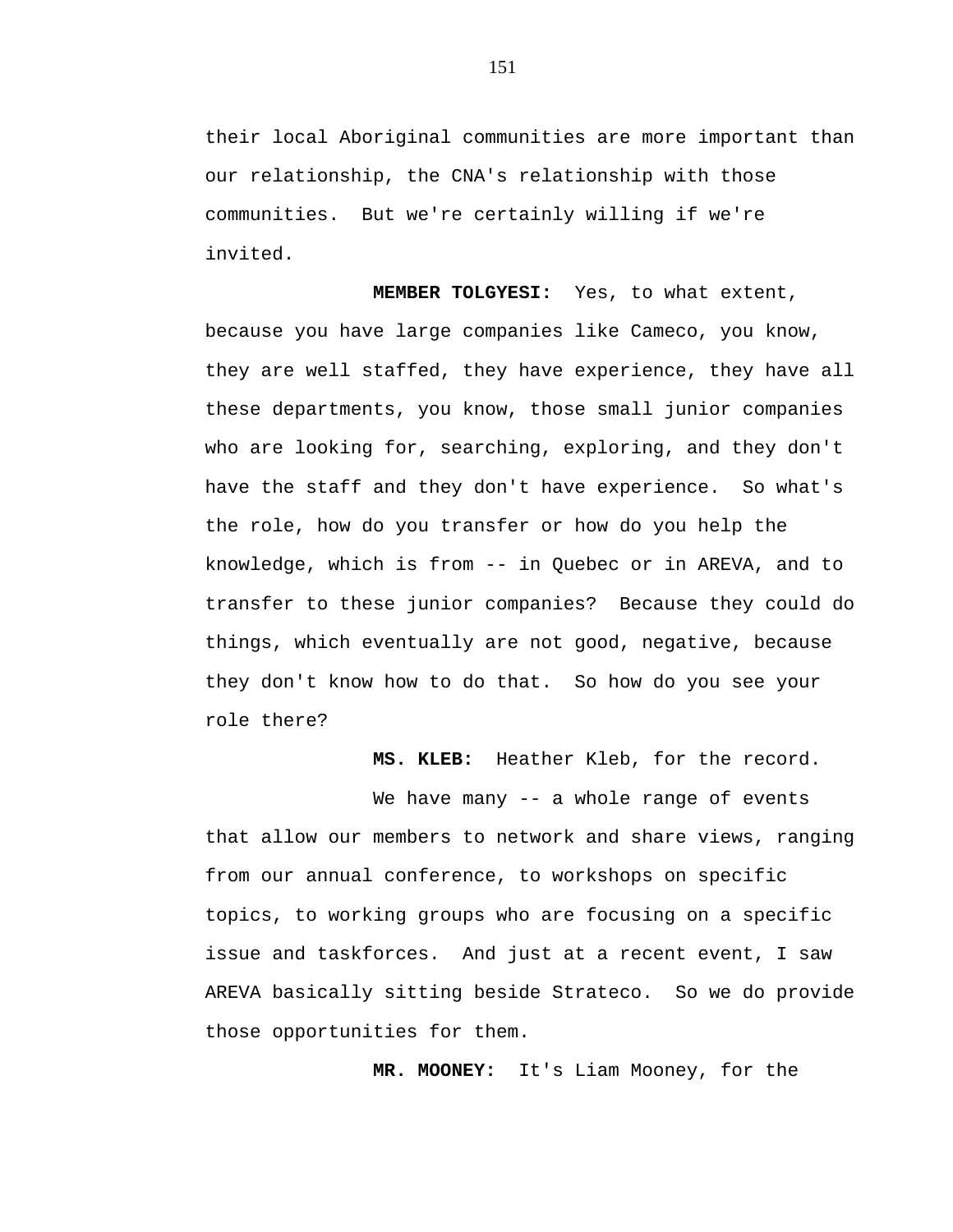their local Aboriginal communities are more important than our relationship, the CNA's relationship with those communities. But we're certainly willing if we're invited.

**MEMBER TOLGYESI:** Yes, to what extent, because you have large companies like Cameco, you know, they are well staffed, they have experience, they have all these departments, you know, those small junior companies who are looking for, searching, exploring, and they don't have the staff and they don't have experience. So what's the role, how do you transfer or how do you help the knowledge, which is from -- in Quebec or in AREVA, and to transfer to these junior companies? Because they could do things, which eventually are not good, negative, because they don't know how to do that. So how do you see your role there?

**MS. KLEB:** Heather Kleb, for the record.

We have many -- a whole range of events that allow our members to network and share views, ranging from our annual conference, to workshops on specific topics, to working groups who are focusing on a specific issue and taskforces. And just at a recent event, I saw AREVA basically sitting beside Strateco. So we do provide those opportunities for them.

**MR. MOONEY:** It's Liam Mooney, for the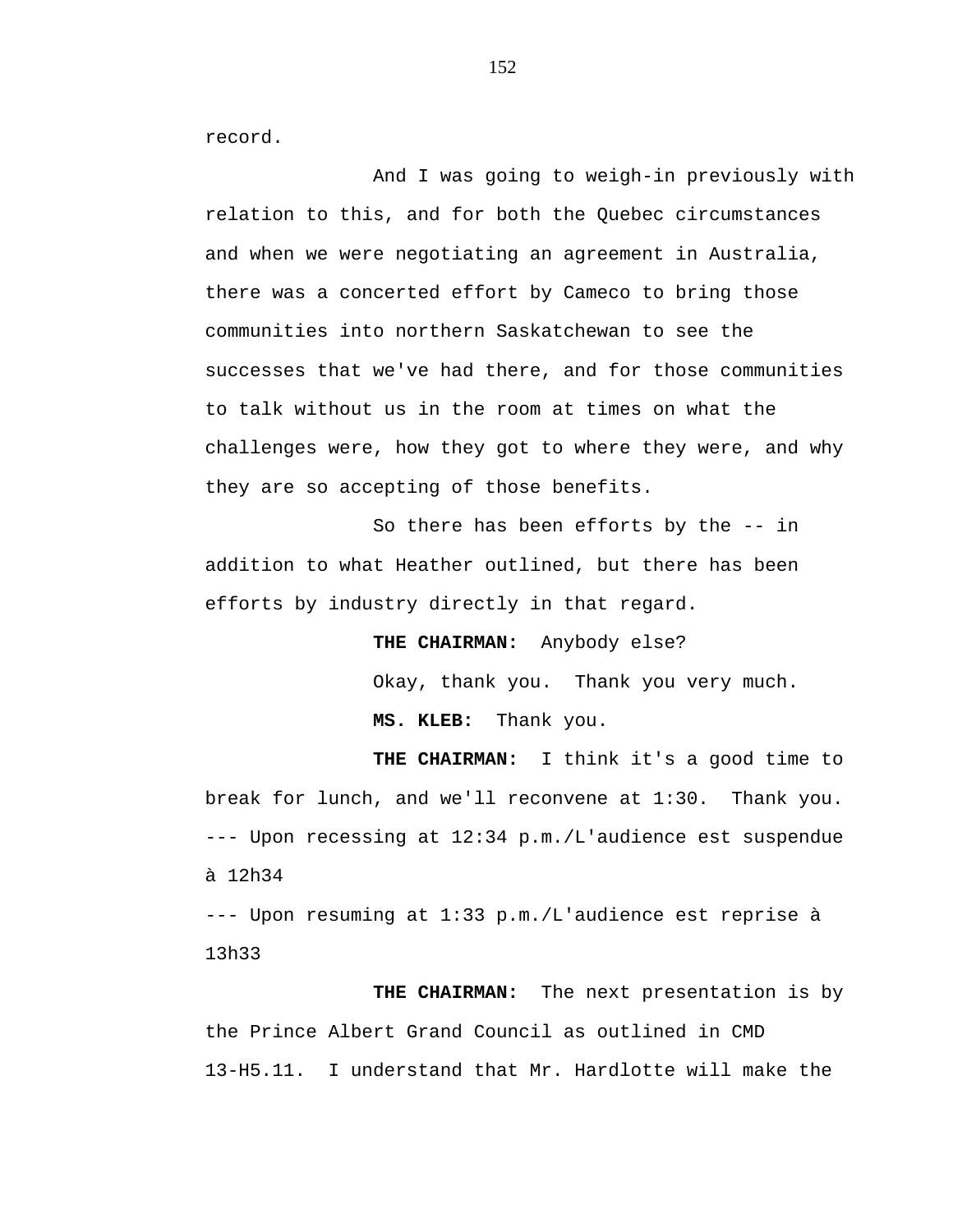record.

And I was going to weigh-in previously with relation to this, and for both the Quebec circumstances and when we were negotiating an agreement in Australia, there was a concerted effort by Cameco to bring those communities into northern Saskatchewan to see the successes that we've had there, and for those communities to talk without us in the room at times on what the challenges were, how they got to where they were, and why they are so accepting of those benefits.

So there has been efforts by the -- in addition to what Heather outlined, but there has been efforts by industry directly in that regard.

**THE CHAIRMAN:** Anybody else?

Okay, thank you. Thank you very much.

**MS. KLEB:** Thank you.

**THE CHAIRMAN:** I think it's a good time to break for lunch, and we'll reconvene at 1:30. Thank you.

--- Upon recessing at 12:34 p.m./L'audience est suspendue à 12h34

--- Upon resuming at 1:33 p.m./L'audience est reprise à 13h33

**THE CHAIRMAN:** The next presentation is by the Prince Albert Grand Council as outlined in CMD 13-H5.11. I understand that Mr. Hardlotte will make the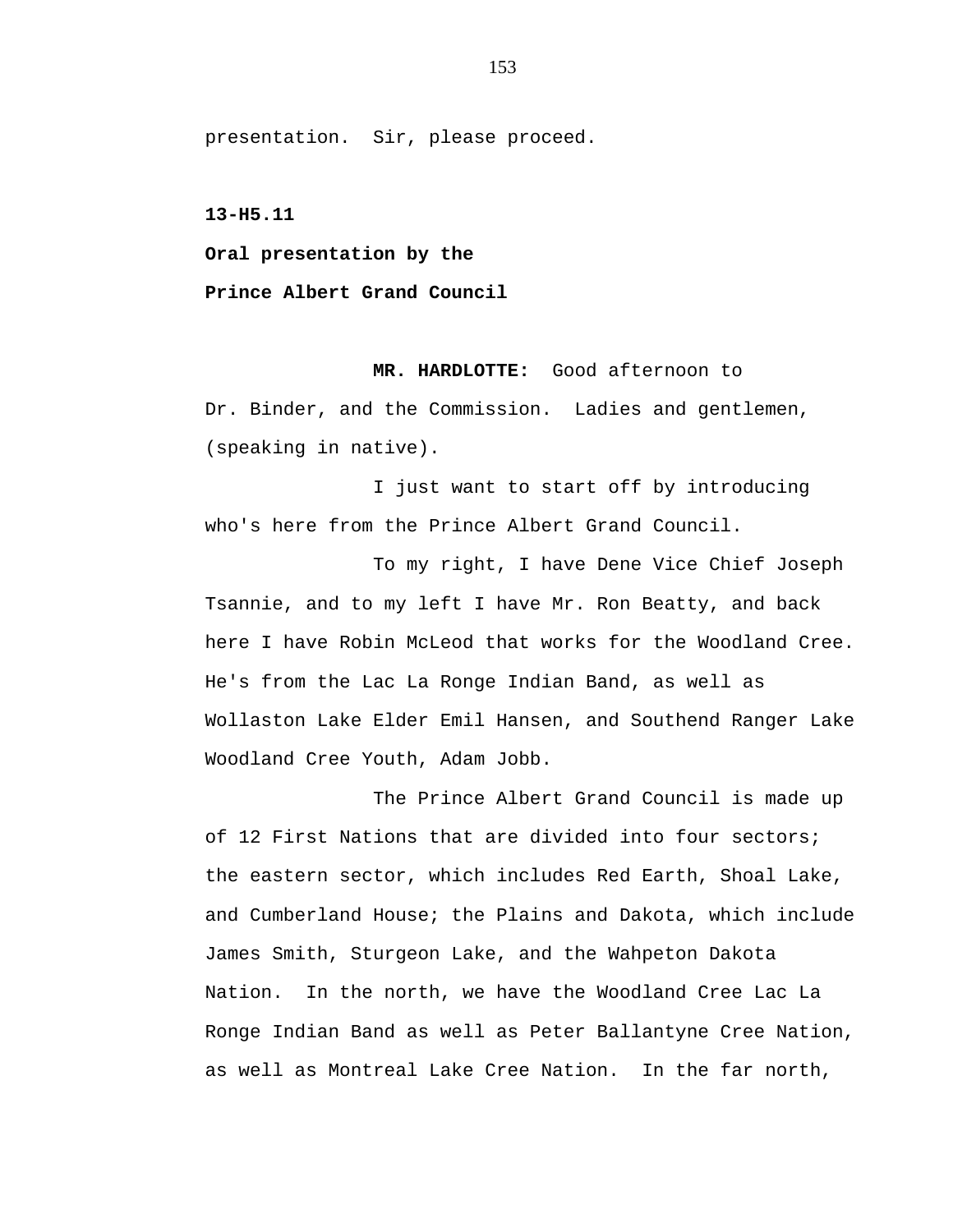presentation. Sir, please proceed.

**13-H5.11**

**Oral presentation by the**

**Prince Albert Grand Council**

**MR. HARDLOTTE:** Good afternoon to Dr. Binder, and the Commission. Ladies and gentlemen, (speaking in native).

I just want to start off by introducing who's here from the Prince Albert Grand Council.

To my right, I have Dene Vice Chief Joseph Tsannie, and to my left I have Mr. Ron Beatty, and back here I have Robin McLeod that works for the Woodland Cree. He's from the Lac La Ronge Indian Band, as well as Wollaston Lake Elder Emil Hansen, and Southend Ranger Lake Woodland Cree Youth, Adam Jobb.

The Prince Albert Grand Council is made up of 12 First Nations that are divided into four sectors; the eastern sector, which includes Red Earth, Shoal Lake, and Cumberland House; the Plains and Dakota, which include James Smith, Sturgeon Lake, and the Wahpeton Dakota Nation. In the north, we have the Woodland Cree Lac La Ronge Indian Band as well as Peter Ballantyne Cree Nation, as well as Montreal Lake Cree Nation. In the far north,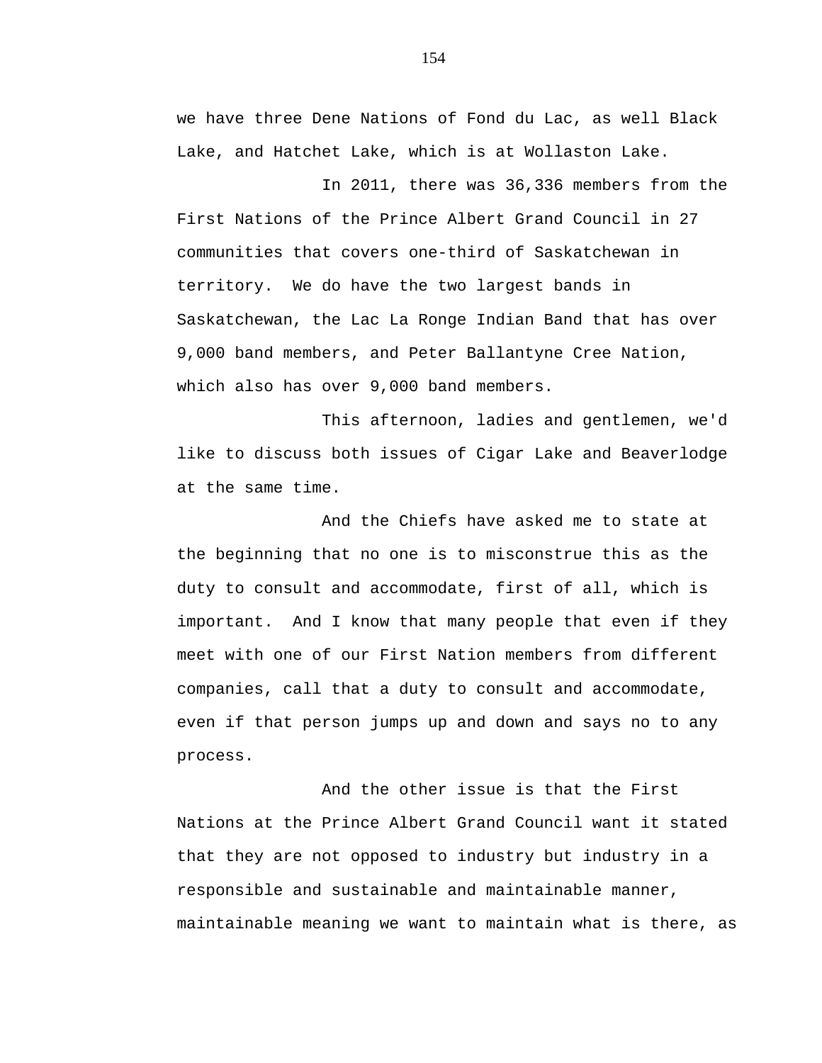we have three Dene Nations of Fond du Lac, as well Black Lake, and Hatchet Lake, which is at Wollaston Lake.

In 2011, there was 36,336 members from the First Nations of the Prince Albert Grand Council in 27 communities that covers one-third of Saskatchewan in territory. We do have the two largest bands in Saskatchewan, the Lac La Ronge Indian Band that has over 9,000 band members, and Peter Ballantyne Cree Nation, which also has over 9,000 band members.

This afternoon, ladies and gentlemen, we'd like to discuss both issues of Cigar Lake and Beaverlodge at the same time.

And the Chiefs have asked me to state at the beginning that no one is to misconstrue this as the duty to consult and accommodate, first of all, which is important. And I know that many people that even if they meet with one of our First Nation members from different companies, call that a duty to consult and accommodate, even if that person jumps up and down and says no to any process.

And the other issue is that the First Nations at the Prince Albert Grand Council want it stated that they are not opposed to industry but industry in a responsible and sustainable and maintainable manner, maintainable meaning we want to maintain what is there, as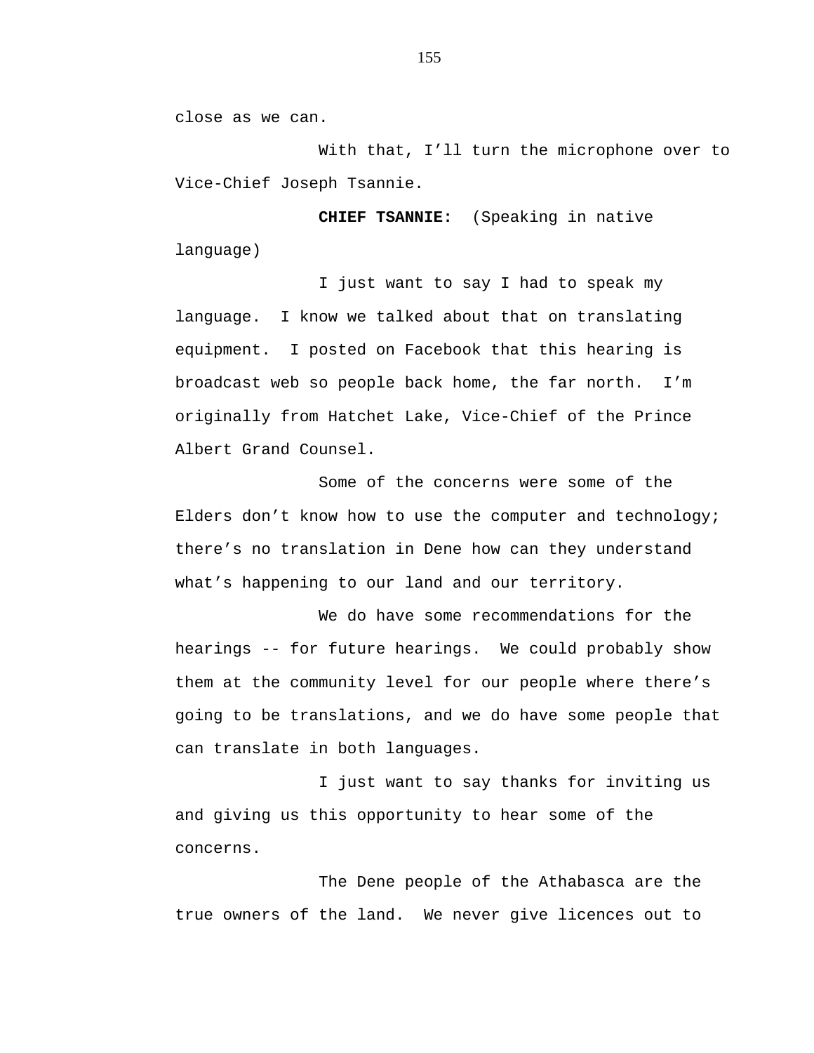close as we can.

With that, I'll turn the microphone over to Vice-Chief Joseph Tsannie.

**CHIEF TSANNIE:** (Speaking in native language)

I just want to say I had to speak my language. I know we talked about that on translating equipment. I posted on Facebook that this hearing is broadcast web so people back home, the far north. I'm originally from Hatchet Lake, Vice-Chief of the Prince Albert Grand Counsel.

Some of the concerns were some of the Elders don't know how to use the computer and technology; there's no translation in Dene how can they understand what's happening to our land and our territory.

We do have some recommendations for the hearings -- for future hearings. We could probably show them at the community level for our people where there's going to be translations, and we do have some people that can translate in both languages.

I just want to say thanks for inviting us and giving us this opportunity to hear some of the concerns.

The Dene people of the Athabasca are the true owners of the land. We never give licences out to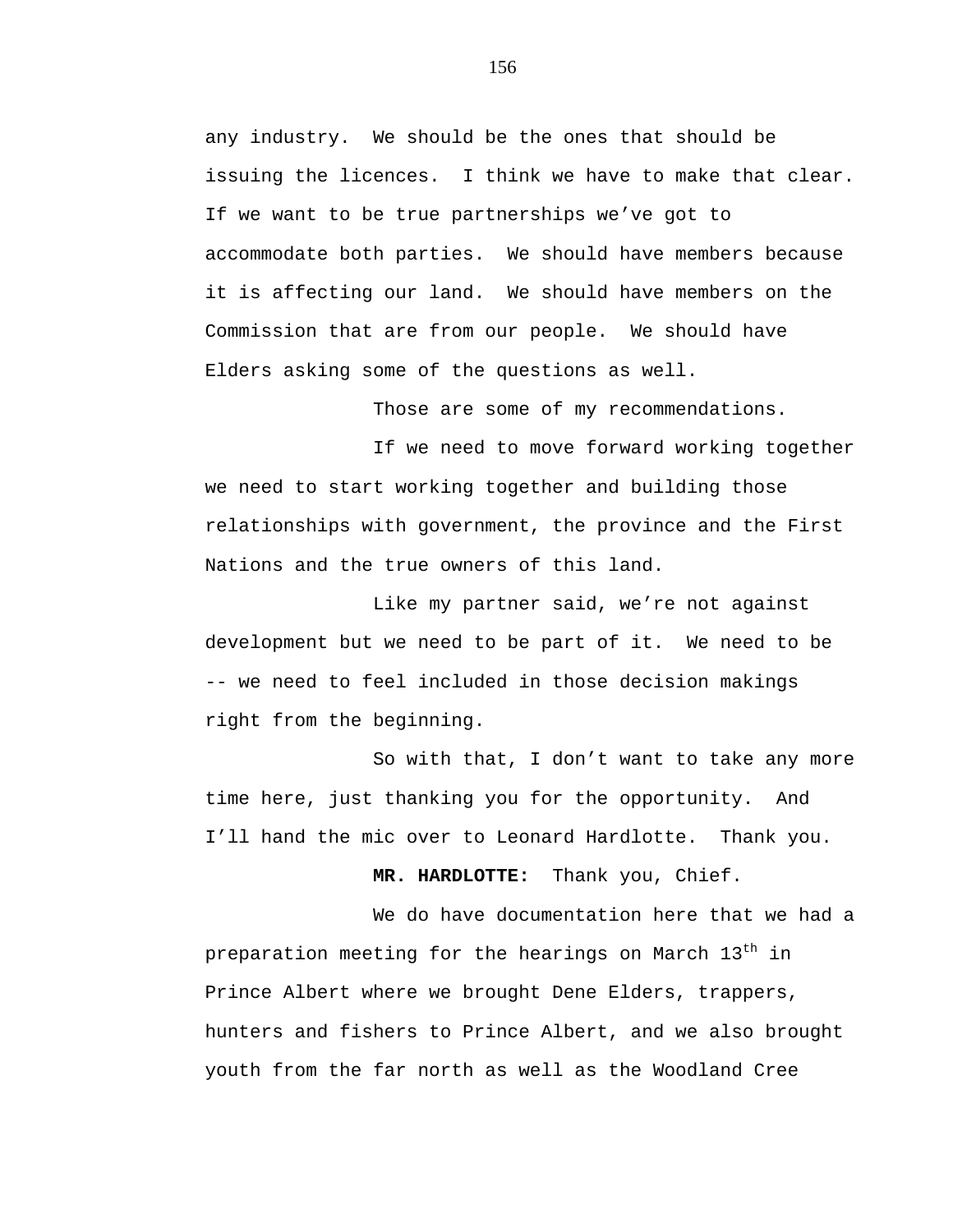any industry. We should be the ones that should be issuing the licences. I think we have to make that clear. If we want to be true partnerships we've got to accommodate both parties. We should have members because it is affecting our land. We should have members on the Commission that are from our people. We should have Elders asking some of the questions as well.

Those are some of my recommendations.

If we need to move forward working together we need to start working together and building those relationships with government, the province and the First Nations and the true owners of this land.

Like my partner said, we're not against development but we need to be part of it. We need to be -- we need to feel included in those decision makings right from the beginning.

So with that, I don't want to take any more time here, just thanking you for the opportunity. And I'll hand the mic over to Leonard Hardlotte. Thank you.

**MR. HARDLOTTE:** Thank you, Chief.

We do have documentation here that we had a preparation meeting for the hearings on March 13th in Prince Albert where we brought Dene Elders, trappers, hunters and fishers to Prince Albert, and we also brought youth from the far north as well as the Woodland Cree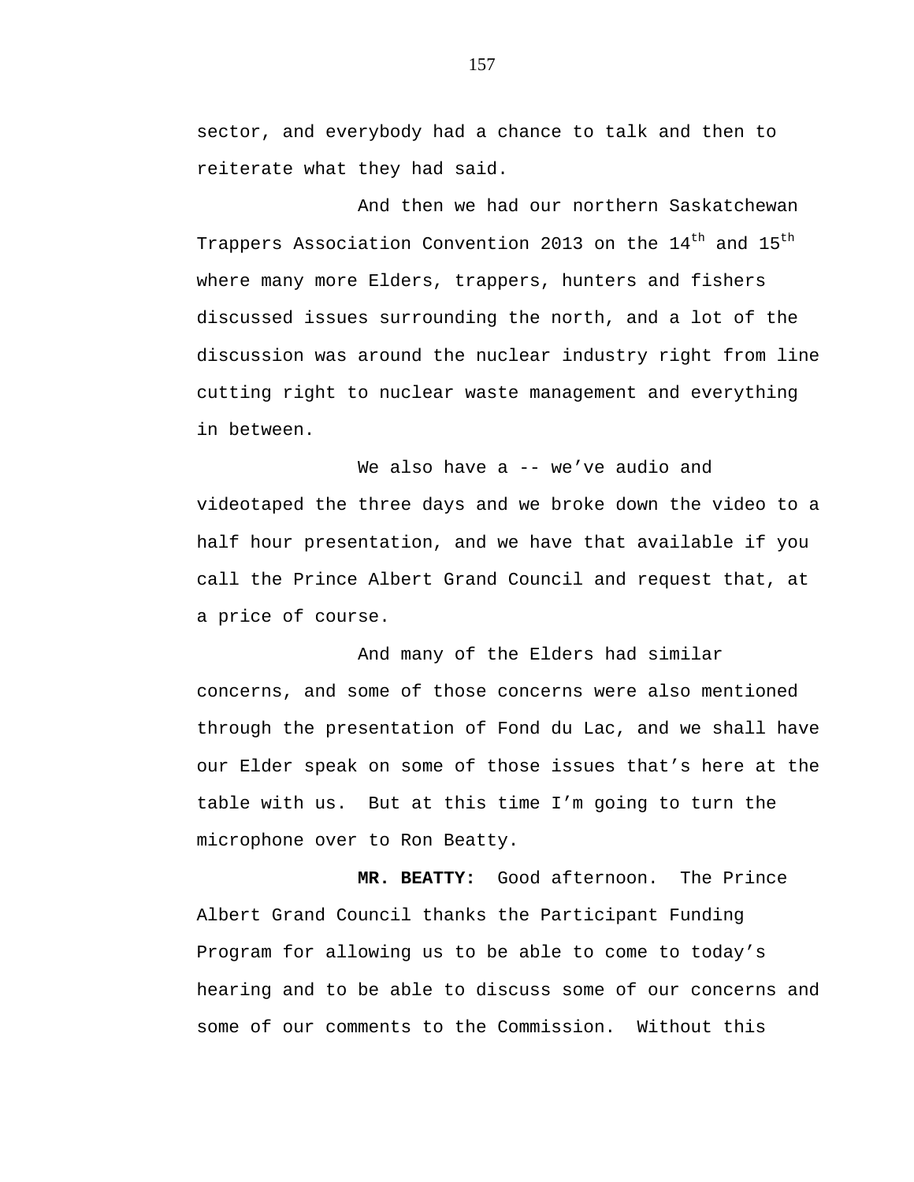sector, and everybody had a chance to talk and then to reiterate what they had said.

And then we had our northern Saskatchewan Trappers Association Convention 2013 on the $14^{th}$ and $15^{th}$ where many more Elders, trappers, hunters and fishers discussed issues surrounding the north, and a lot of the discussion was around the nuclear industry right from line cutting right to nuclear waste management and everything in between.

We also have a -- we've audio and videotaped the three days and we broke down the video to a half hour presentation, and we have that available if you call the Prince Albert Grand Council and request that, at a price of course.

And many of the Elders had similar concerns, and some of those concerns were also mentioned through the presentation of Fond du Lac, and we shall have our Elder speak on some of those issues that's here at the table with us. But at this time I'm going to turn the microphone over to Ron Beatty.

**MR. BEATTY:** Good afternoon. The Prince Albert Grand Council thanks the Participant Funding Program for allowing us to be able to come to today's hearing and to be able to discuss some of our concerns and some of our comments to the Commission. Without this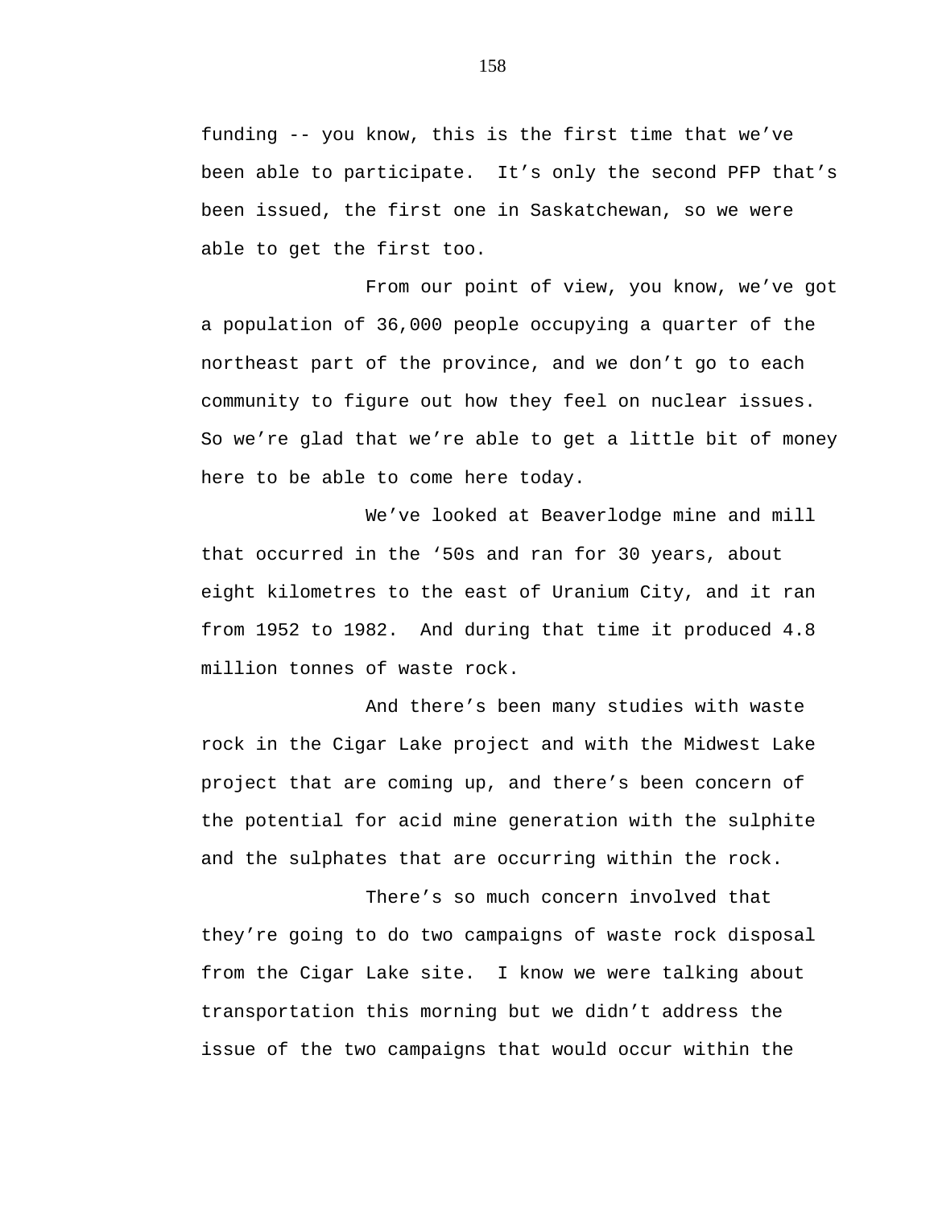funding -- you know, this is the first time that we've been able to participate. It's only the second PFP that's been issued, the first one in Saskatchewan, so we were able to get the first too.

From our point of view, you know, we've got a population of 36,000 people occupying a quarter of the northeast part of the province, and we don't go to each community to figure out how they feel on nuclear issues. So we're glad that we're able to get a little bit of money here to be able to come here today.

We've looked at Beaverlodge mine and mill that occurred in the '50s and ran for 30 years, about eight kilometres to the east of Uranium City, and it ran from 1952 to 1982. And during that time it produced 4.8 million tonnes of waste rock.

And there's been many studies with waste rock in the Cigar Lake project and with the Midwest Lake project that are coming up, and there's been concern of the potential for acid mine generation with the sulphite and the sulphates that are occurring within the rock.

There's so much concern involved that they're going to do two campaigns of waste rock disposal from the Cigar Lake site. I know we were talking about transportation this morning but we didn't address the issue of the two campaigns that would occur within the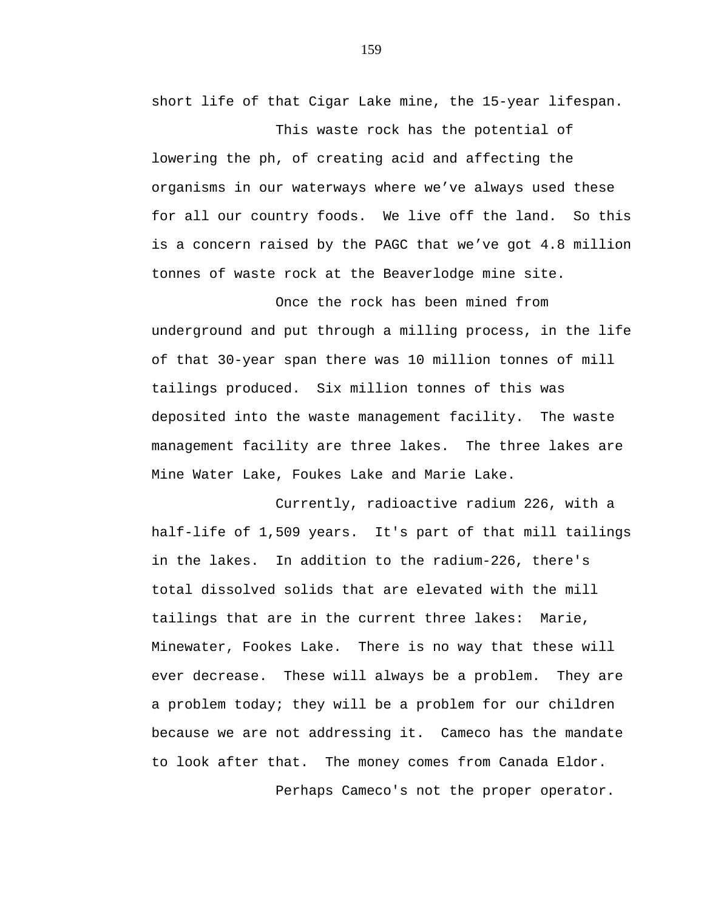short life of that Cigar Lake mine, the 15-year lifespan.

This waste rock has the potential of lowering the ph, of creating acid and affecting the organisms in our waterways where we’ve always used these for all our country foods. We live off the land. So this is a concern raised by the PAGC that we’ve got 4.8 million tonnes of waste rock at the Beaverlodge mine site.

Once the rock has been mined from underground and put through a milling process, in the life of that 30-year span there was 10 million tonnes of mill tailings produced. Six million tonnes of this was deposited into the waste management facility. The waste management facility are three lakes. The three lakes are Mine Water Lake, Foukes Lake and Marie Lake.

Currently, radioactive radium 226, with a half-life of 1,509 years. It's part of that mill tailings in the lakes. In addition to the radium-226, there's total dissolved solids that are elevated with the mill tailings that are in the current three lakes: Marie, Minewater, Fookes Lake. There is no way that these will ever decrease. These will always be a problem. They are a problem today; they will be a problem for our children because we are not addressing it. Cameco has the mandate to look after that. The money comes from Canada Eldor.

Perhaps Cameco's not the proper operator.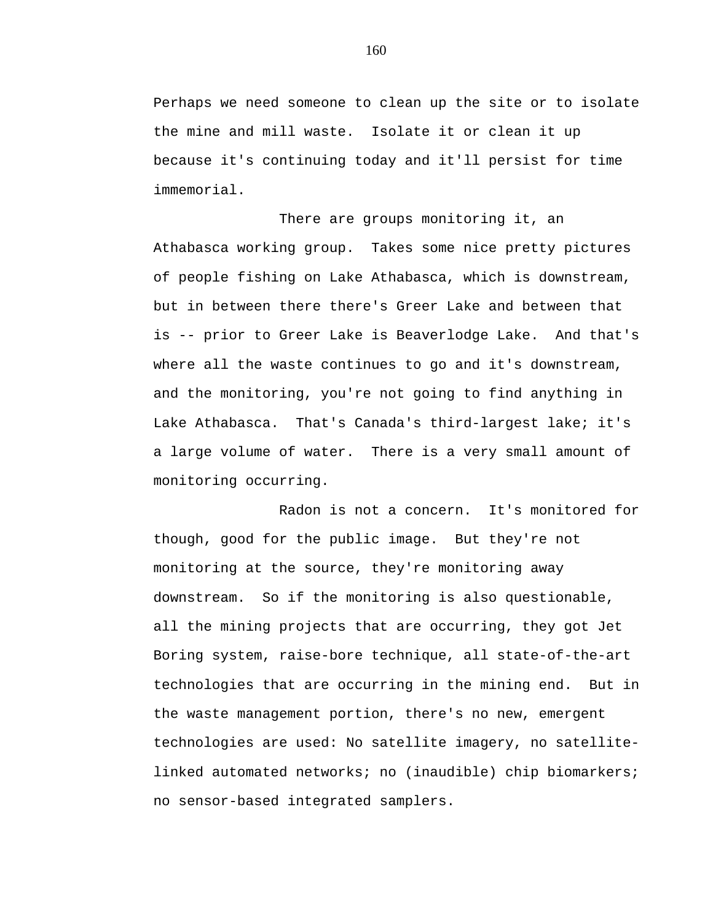Perhaps we need someone to clean up the site or to isolate the mine and mill waste. Isolate it or clean it up because it's continuing today and it'll persist for time immemorial.

There are groups monitoring it, an Athabasca working group. Takes some nice pretty pictures of people fishing on Lake Athabasca, which is downstream, but in between there there's Greer Lake and between that is -- prior to Greer Lake is Beaverlodge Lake. And that's where all the waste continues to go and it's downstream, and the monitoring, you're not going to find anything in Lake Athabasca. That's Canada's third-largest lake; it's a large volume of water. There is a very small amount of monitoring occurring.

Radon is not a concern. It's monitored for though, good for the public image. But they're not monitoring at the source, they're monitoring away downstream. So if the monitoring is also questionable, all the mining projects that are occurring, they got Jet Boring system, raise-bore technique, all state-of-the-art technologies that are occurring in the mining end. But in the waste management portion, there's no new, emergent technologies are used: No satellite imagery, no satellite-linked automated networks; no (inaudible) chip biomarkers; no sensor-based integrated samplers.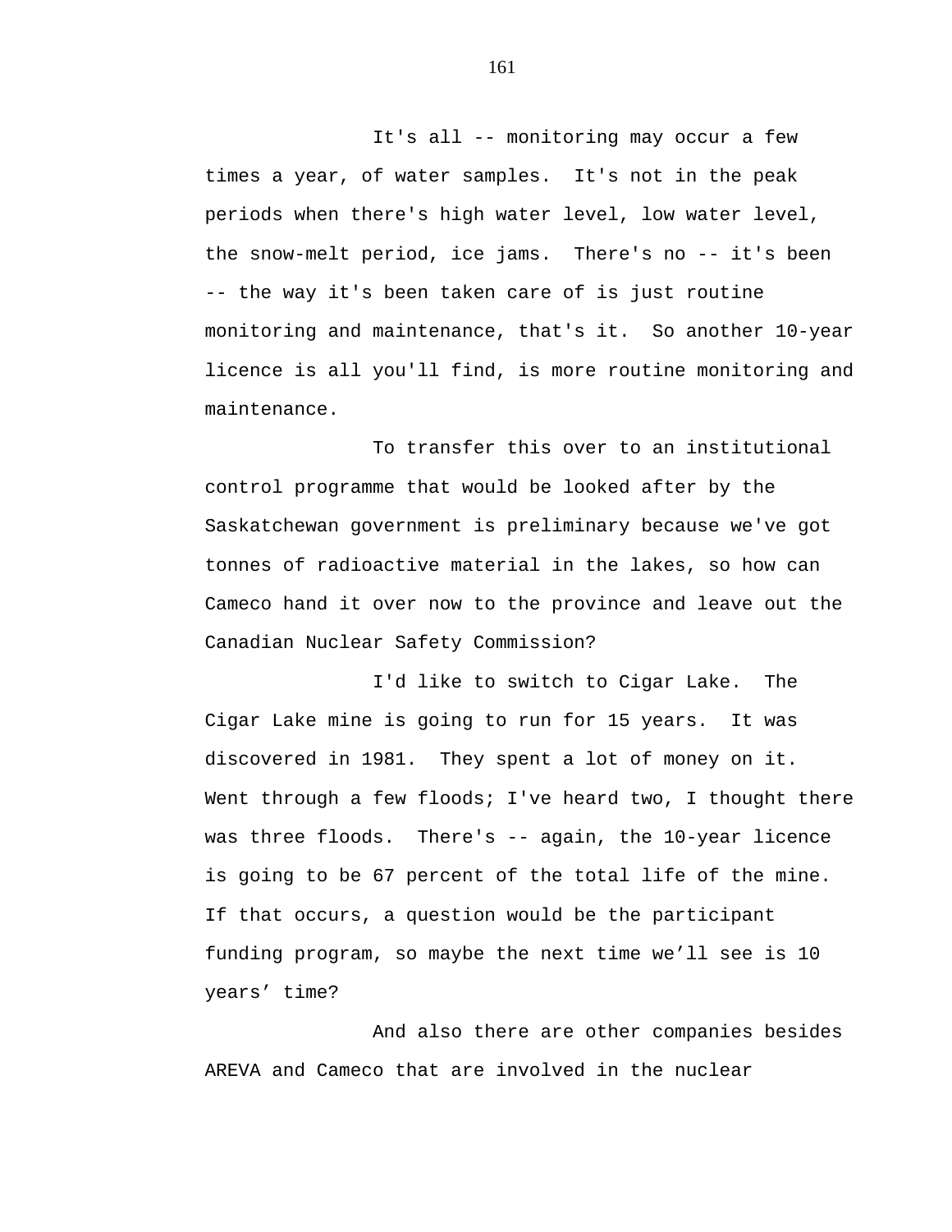It's all -- monitoring may occur a few times a year, of water samples.  It's not in the peak periods when there's high water level, low water level, the snow-melt period, ice jams.  There's no -- it's been -- the way it's been taken care of is just routine monitoring and maintenance, that's it.  So another 10-year licence is all you'll find, is more routine monitoring and maintenance.

To transfer this over to an institutional control programme that would be looked after by the Saskatchewan government is preliminary because we've got tonnes of radioactive material in the lakes, so how can Cameco hand it over now to the province and leave out the Canadian Nuclear Safety Commission?

I'd like to switch to Cigar Lake.  The Cigar Lake mine is going to run for 15 years.  It was discovered in 1981.  They spent a lot of money on it. Went through a few floods; I've heard two, I thought there was three floods.  There's -- again, the 10-year licence is going to be 67 percent of the total life of the mine. If that occurs, a question would be the participant funding program, so maybe the next time we'll see is 10 years' time?

And also there are other companies besides AREVA and Cameco that are involved in the nuclear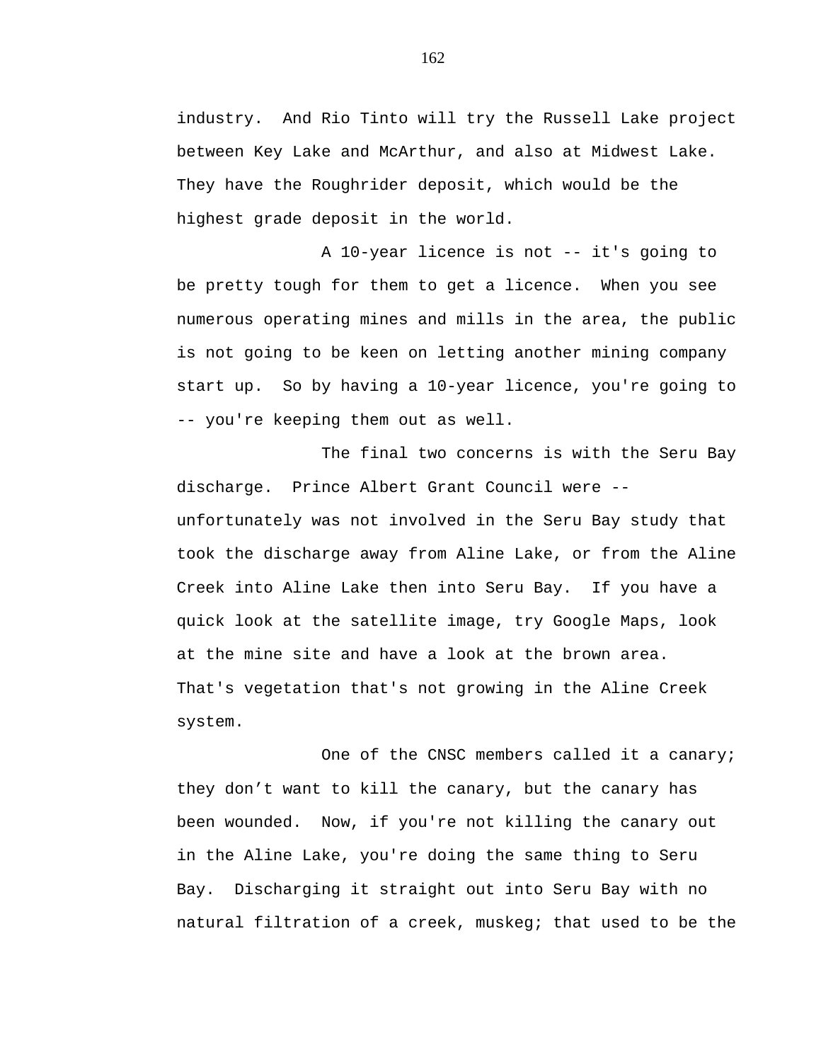industry. And Rio Tinto will try the Russell Lake project between Key Lake and McArthur, and also at Midwest Lake. They have the Roughrider deposit, which would be the highest grade deposit in the world.

A 10-year licence is not -- it's going to be pretty tough for them to get a licence. When you see numerous operating mines and mills in the area, the public is not going to be keen on letting another mining company start up. So by having a 10-year licence, you're going to -- you're keeping them out as well.

The final two concerns is with the Seru Bay discharge. Prince Albert Grant Council were -- unfortunately was not involved in the Seru Bay study that took the discharge away from Aline Lake, or from the Aline Creek into Aline Lake then into Seru Bay. If you have a quick look at the satellite image, try Google Maps, look at the mine site and have a look at the brown area. That's vegetation that's not growing in the Aline Creek system.

One of the CNSC members called it a canary; they don't want to kill the canary, but the canary has been wounded. Now, if you're not killing the canary out in the Aline Lake, you're doing the same thing to Seru Bay. Discharging it straight out into Seru Bay with no natural filtration of a creek, muskeg; that used to be the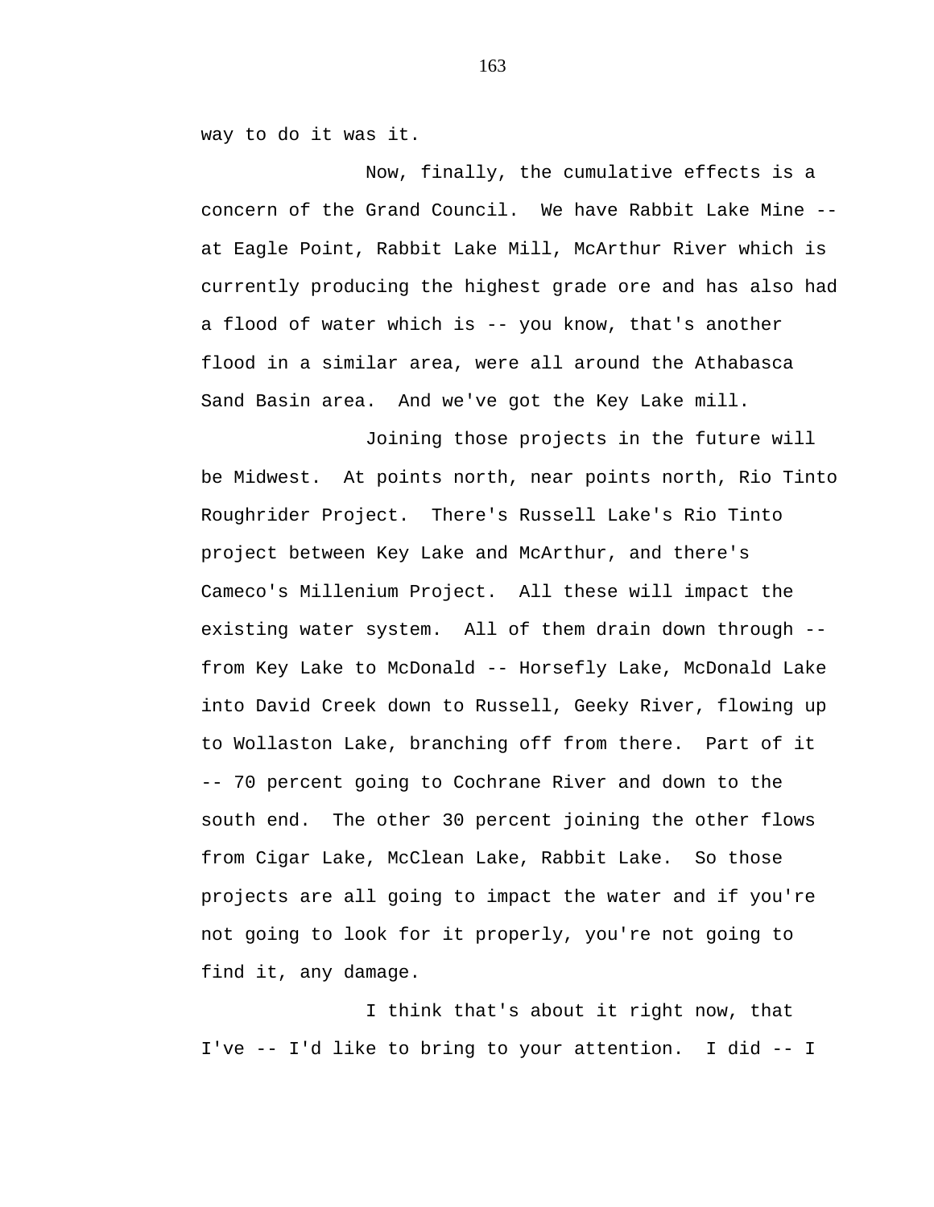way to do it was it.

Now, finally, the cumulative effects is a concern of the Grand Council. We have Rabbit Lake Mine -- at Eagle Point, Rabbit Lake Mill, McArthur River which is currently producing the highest grade ore and has also had a flood of water which is -- you know, that's another flood in a similar area, were all around the Athabasca Sand Basin area. And we've got the Key Lake mill.

Joining those projects in the future will be Midwest. At points north, near points north, Rio Tinto Roughrider Project. There's Russell Lake's Rio Tinto project between Key Lake and McArthur, and there's Cameco's Millenium Project. All these will impact the existing water system. All of them drain down through -- from Key Lake to McDonald -- Horsefly Lake, McDonald Lake into David Creek down to Russell, Geeky River, flowing up to Wollaston Lake, branching off from there. Part of it -- 70 percent going to Cochrane River and down to the south end. The other 30 percent joining the other flows from Cigar Lake, McClean Lake, Rabbit Lake. So those projects are all going to impact the water and if you're not going to look for it properly, you're not going to find it, any damage.

I think that's about it right now, that I've -- I'd like to bring to your attention. I did -- I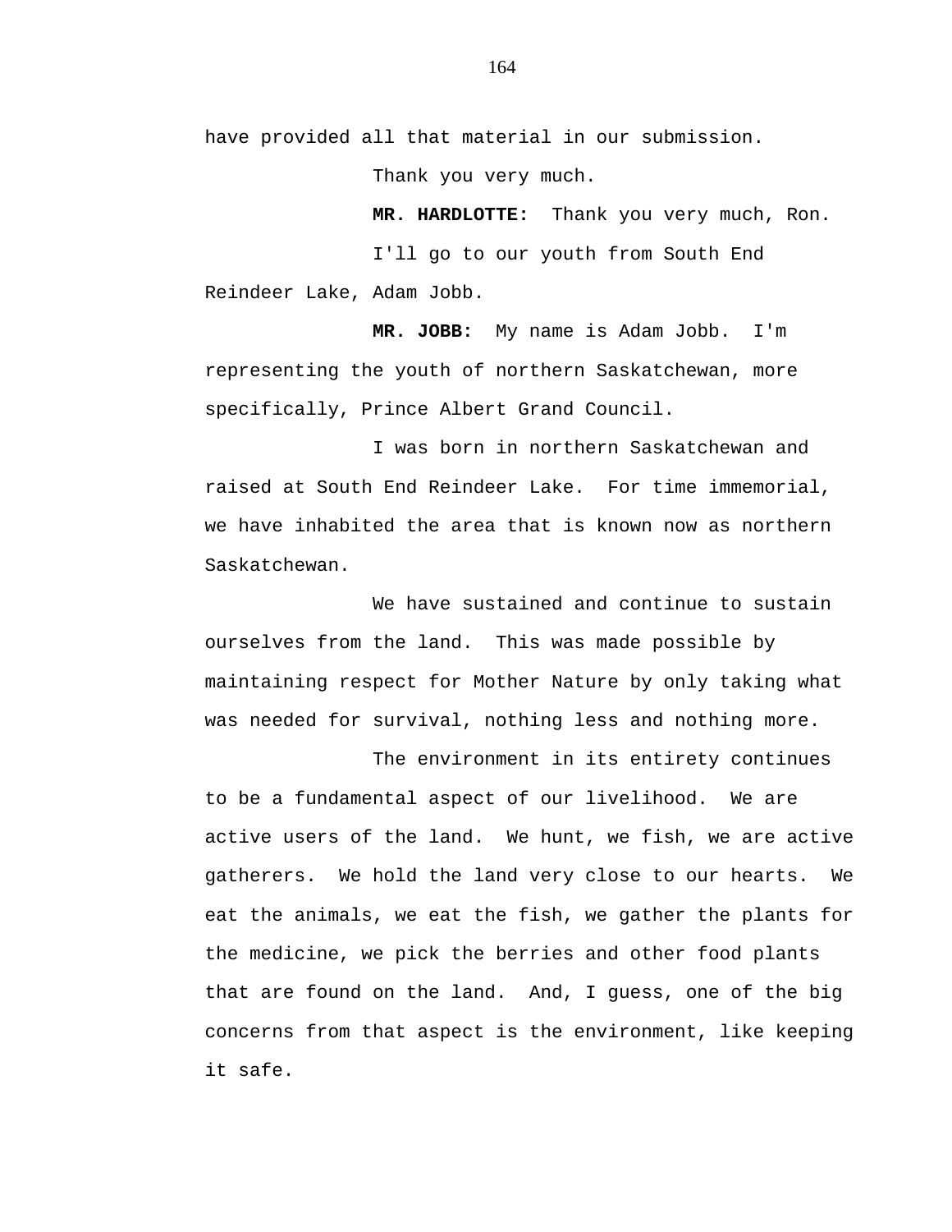have provided all that material in our submission.

Thank you very much.

**MR. HARDLOTTE:** Thank you very much, Ron.

I'll go to our youth from South End Reindeer Lake, Adam Jobb.

**MR. JOBB:** My name is Adam Jobb. I'm representing the youth of northern Saskatchewan, more specifically, Prince Albert Grand Council.

I was born in northern Saskatchewan and raised at South End Reindeer Lake. For time immemorial, we have inhabited the area that is known now as northern Saskatchewan.

We have sustained and continue to sustain ourselves from the land. This was made possible by maintaining respect for Mother Nature by only taking what was needed for survival, nothing less and nothing more.

The environment in its entirety continues to be a fundamental aspect of our livelihood. We are active users of the land. We hunt, we fish, we are active gatherers. We hold the land very close to our hearts. We eat the animals, we eat the fish, we gather the plants for the medicine, we pick the berries and other food plants that are found on the land. And, I guess, one of the big concerns from that aspect is the environment, like keeping it safe.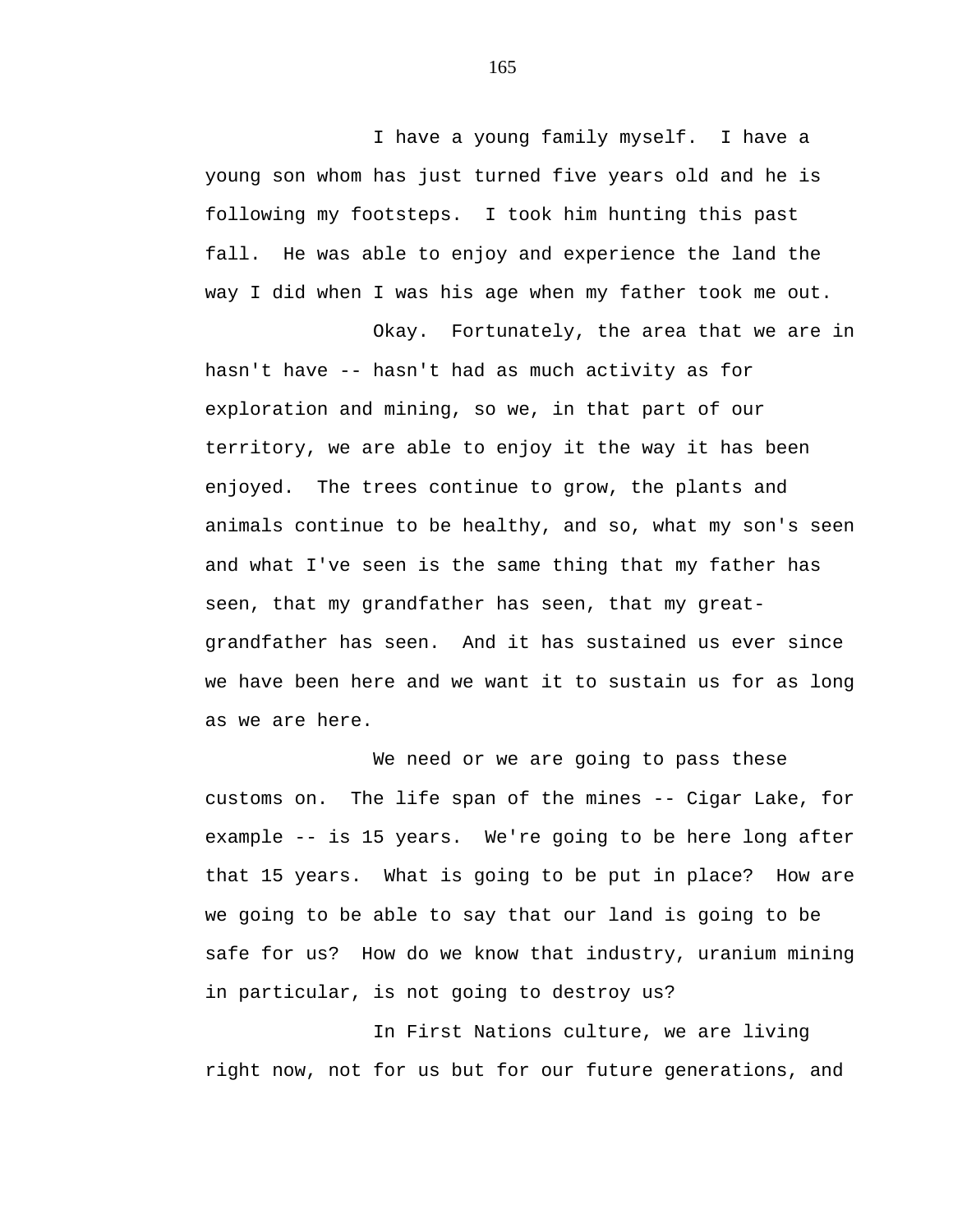I have a young family myself. I have a young son whom has just turned five years old and he is following my footsteps. I took him hunting this past fall. He was able to enjoy and experience the land the way I did when I was his age when my father took me out.

Okay. Fortunately, the area that we are in hasn't have -- hasn't had as much activity as for exploration and mining, so we, in that part of our territory, we are able to enjoy it the way it has been enjoyed. The trees continue to grow, the plants and animals continue to be healthy, and so, what my son's seen and what I've seen is the same thing that my father has seen, that my grandfather has seen, that my great-grandfather has seen. And it has sustained us ever since we have been here and we want it to sustain us for as long as we are here.

We need or we are going to pass these customs on. The life span of the mines -- Cigar Lake, for example -- is 15 years. We're going to be here long after that 15 years. What is going to be put in place? How are we going to be able to say that our land is going to be safe for us? How do we know that industry, uranium mining in particular, is not going to destroy us?

In First Nations culture, we are living right now, not for us but for our future generations, and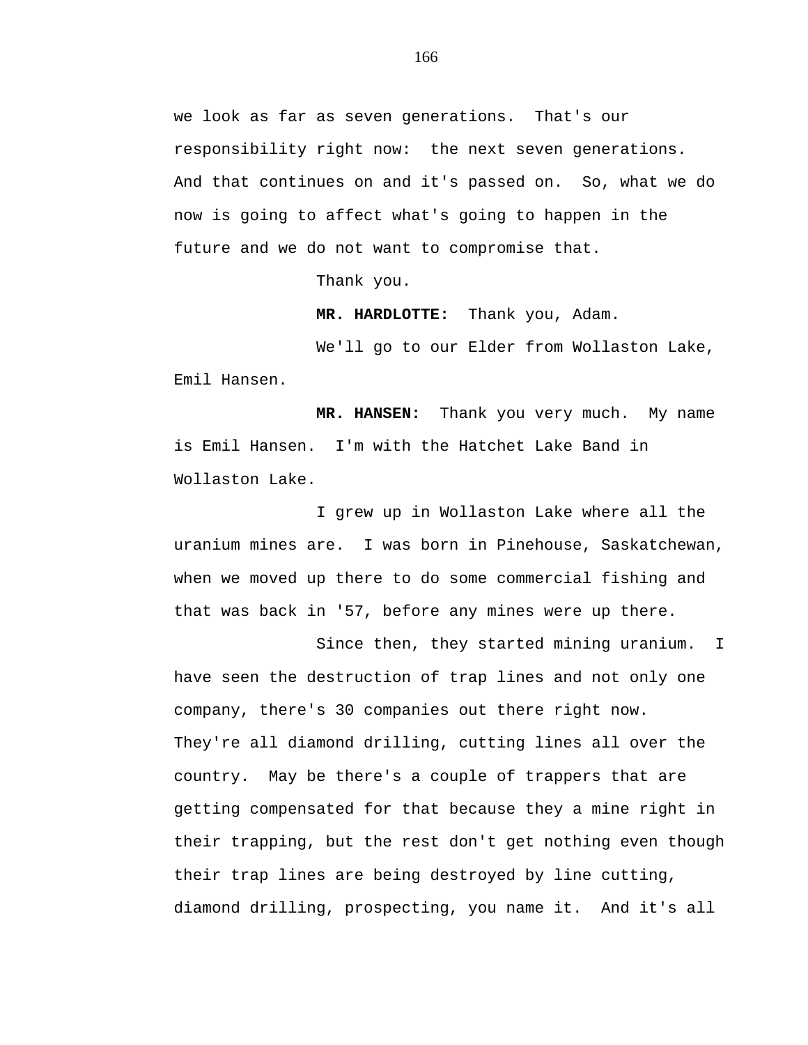we look as far as seven generations. That's our responsibility right now: the next seven generations. And that continues on and it's passed on. So, what we do now is going to affect what's going to happen in the future and we do not want to compromise that.

Thank you.

**MR. HARDLOTTE:** Thank you, Adam.

We'll go to our Elder from Wollaston Lake, Emil Hansen.

**MR. HANSEN:** Thank you very much. My name is Emil Hansen. I'm with the Hatchet Lake Band in Wollaston Lake.

I grew up in Wollaston Lake where all the uranium mines are. I was born in Pinehouse, Saskatchewan, when we moved up there to do some commercial fishing and that was back in '57, before any mines were up there.

Since then, they started mining uranium. I have seen the destruction of trap lines and not only one company, there's 30 companies out there right now. They're all diamond drilling, cutting lines all over the country. May be there's a couple of trappers that are getting compensated for that because they a mine right in their trapping, but the rest don't get nothing even though their trap lines are being destroyed by line cutting, diamond drilling, prospecting, you name it. And it's all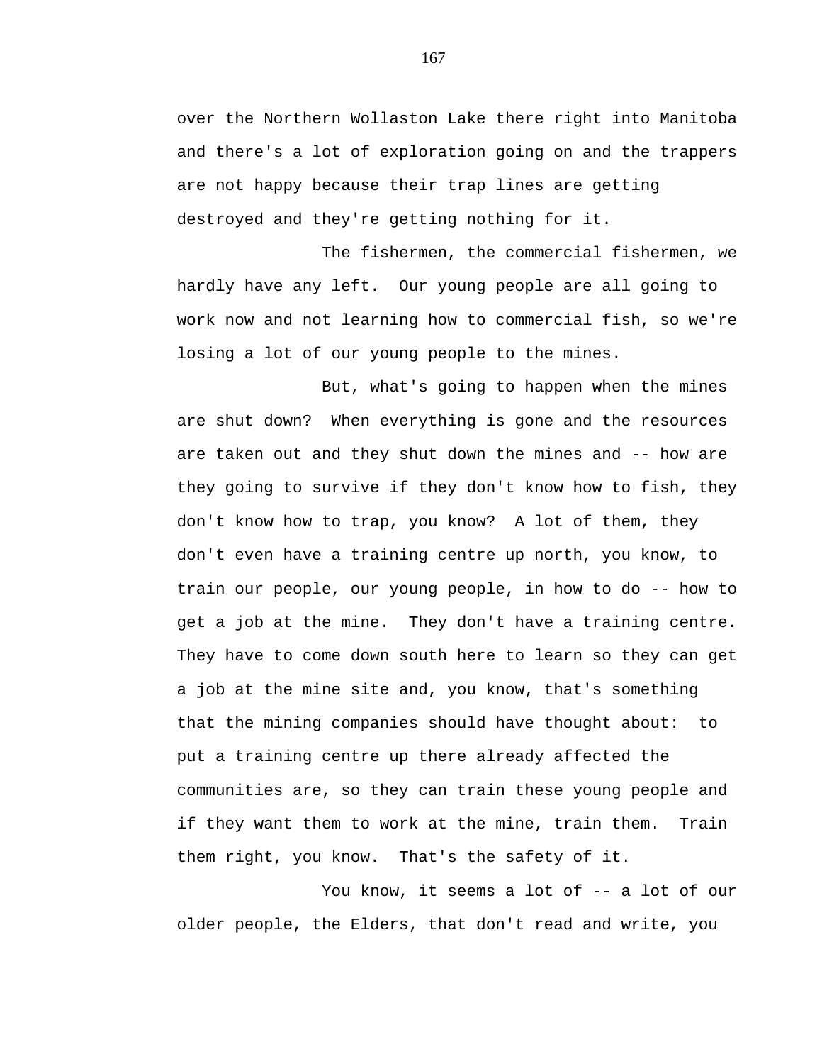over the Northern Wollaston Lake there right into Manitoba and there's a lot of exploration going on and the trappers are not happy because their trap lines are getting destroyed and they're getting nothing for it.

The fishermen, the commercial fishermen, we hardly have any left. Our young people are all going to work now and not learning how to commercial fish, so we're losing a lot of our young people to the mines.

But, what's going to happen when the mines are shut down? When everything is gone and the resources are taken out and they shut down the mines and -- how are they going to survive if they don't know how to fish, they don't know how to trap, you know? A lot of them, they don't even have a training centre up north, you know, to train our people, our young people, in how to do -- how to get a job at the mine. They don't have a training centre. They have to come down south here to learn so they can get a job at the mine site and, you know, that's something that the mining companies should have thought about: to put a training centre up there already affected the communities are, so they can train these young people and if they want them to work at the mine, train them. Train them right, you know. That's the safety of it.

You know, it seems a lot of -- a lot of our older people, the Elders, that don't read and write, you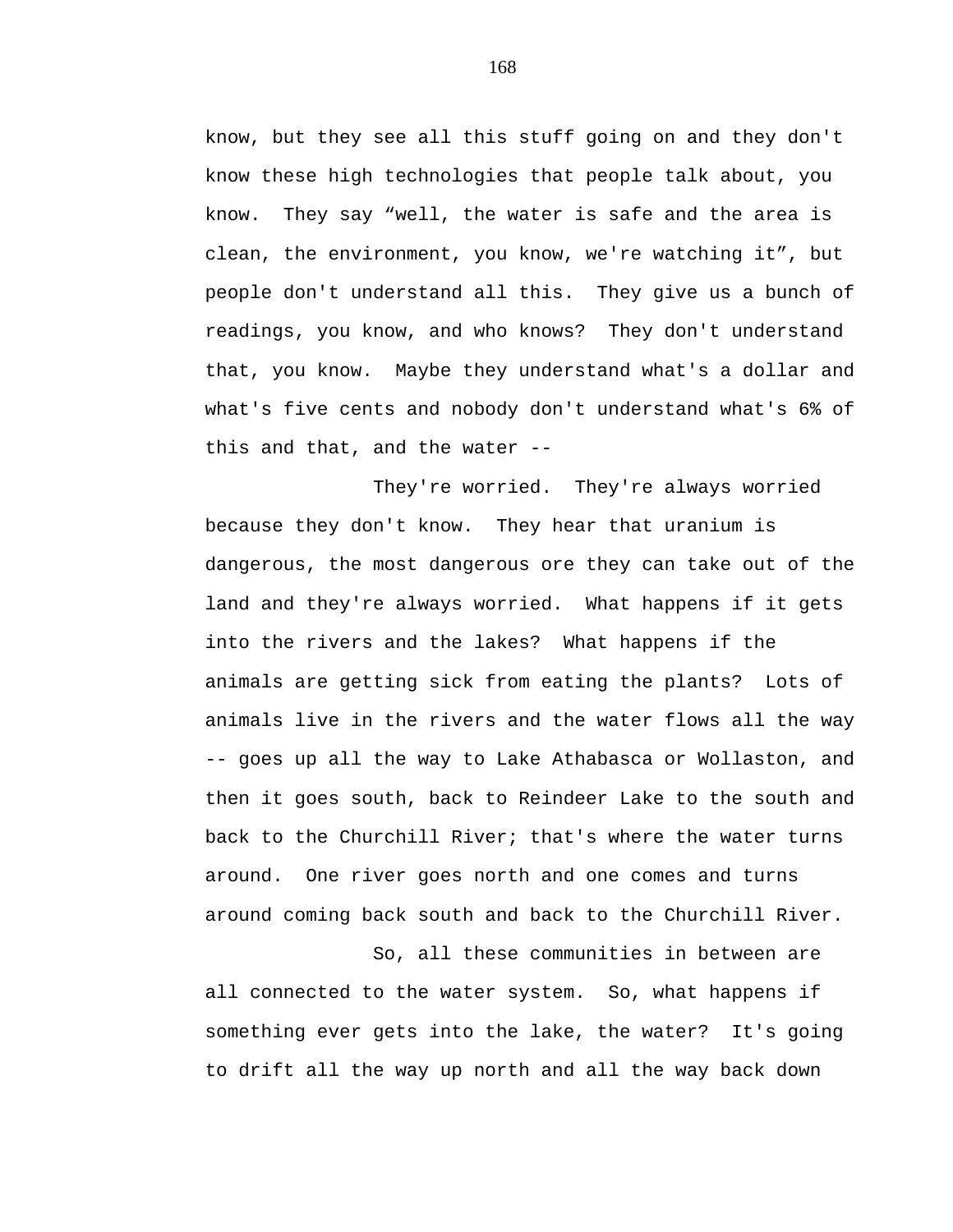know, but they see all this stuff going on and they don't know these high technologies that people talk about, you know. They say “well, the water is safe and the area is clean, the environment, you know, we're watching it”, but people don't understand all this. They give us a bunch of readings, you know, and who knows? They don't understand that, you know. Maybe they understand what's a dollar and what's five cents and nobody don't understand what's 6% of this and that, and the water --

They're worried. They're always worried because they don't know. They hear that uranium is dangerous, the most dangerous ore they can take out of the land and they're always worried. What happens if it gets into the rivers and the lakes? What happens if the animals are getting sick from eating the plants? Lots of animals live in the rivers and the water flows all the way -- goes up all the way to Lake Athabasca or Wollaston, and then it goes south, back to Reindeer Lake to the south and back to the Churchill River; that's where the water turns around. One river goes north and one comes and turns around coming back south and back to the Churchill River.

So, all these communities in between are all connected to the water system. So, what happens if something ever gets into the lake, the water? It's going to drift all the way up north and all the way back down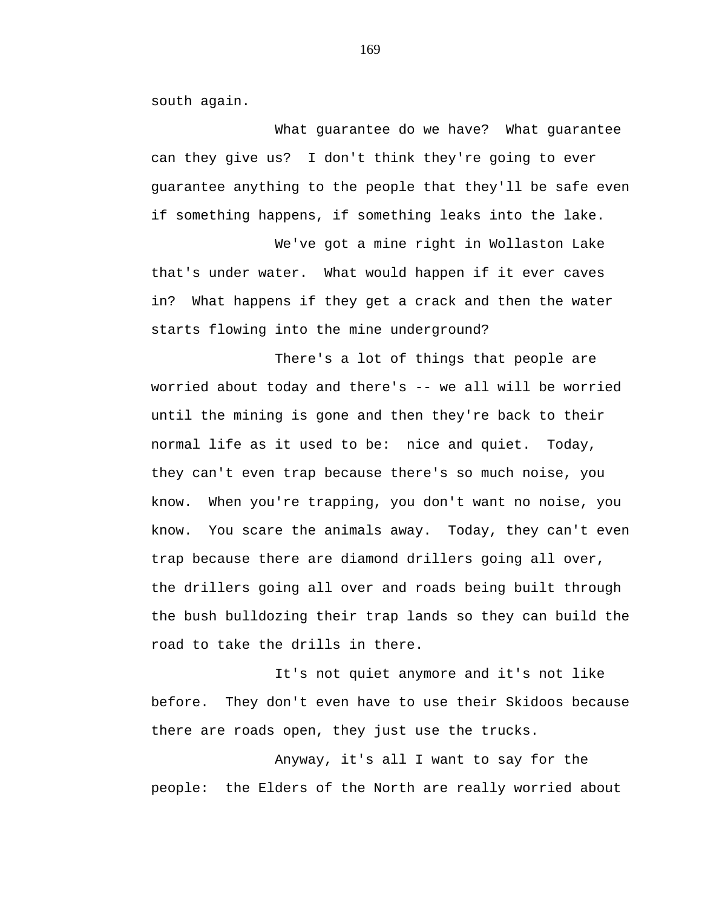south again.

What guarantee do we have? What guarantee can they give us? I don't think they're going to ever guarantee anything to the people that they'll be safe even if something happens, if something leaks into the lake.

We've got a mine right in Wollaston Lake that's under water. What would happen if it ever caves in? What happens if they get a crack and then the water starts flowing into the mine underground?

There's a lot of things that people are worried about today and there's -- we all will be worried until the mining is gone and then they're back to their normal life as it used to be: nice and quiet. Today, they can't even trap because there's so much noise, you know. When you're trapping, you don't want no noise, you know. You scare the animals away. Today, they can't even trap because there are diamond drillers going all over, the drillers going all over and roads being built through the bush bulldozing their trap lands so they can build the road to take the drills in there.

It's not quiet anymore and it's not like before. They don't even have to use their Skidoos because there are roads open, they just use the trucks.

Anyway, it's all I want to say for the people: the Elders of the North are really worried about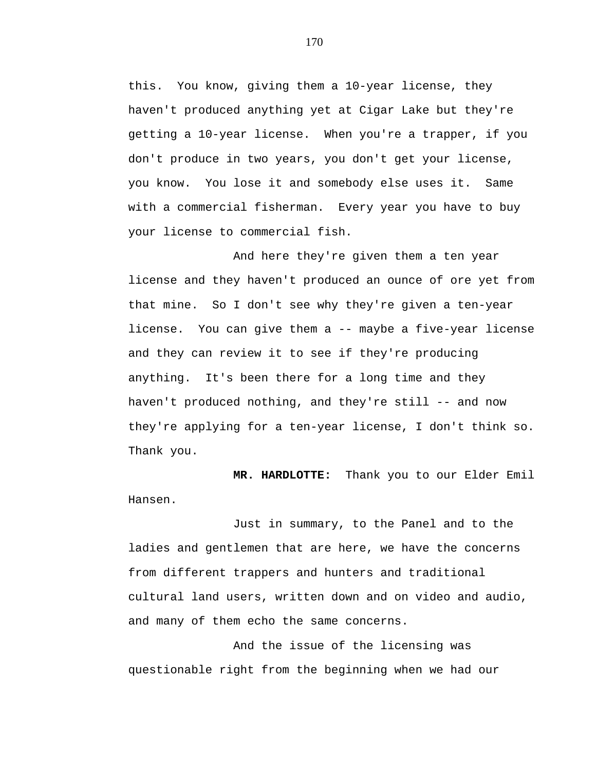this. You know, giving them a 10-year license, they haven't produced anything yet at Cigar Lake but they're getting a 10-year license. When you're a trapper, if you don't produce in two years, you don't get your license, you know. You lose it and somebody else uses it. Same with a commercial fisherman. Every year you have to buy your license to commercial fish.

And here they're given them a ten year license and they haven't produced an ounce of ore yet from that mine. So I don't see why they're given a ten-year license. You can give them a -- maybe a five-year license and they can review it to see if they're producing anything. It's been there for a long time and they haven't produced nothing, and they're still -- and now they're applying for a ten-year license, I don't think so. Thank you.

**MR. HARDLOTTE:** Thank you to our Elder Emil Hansen.

Just in summary, to the Panel and to the ladies and gentlemen that are here, we have the concerns from different trappers and hunters and traditional cultural land users, written down and on video and audio, and many of them echo the same concerns.

And the issue of the licensing was questionable right from the beginning when we had our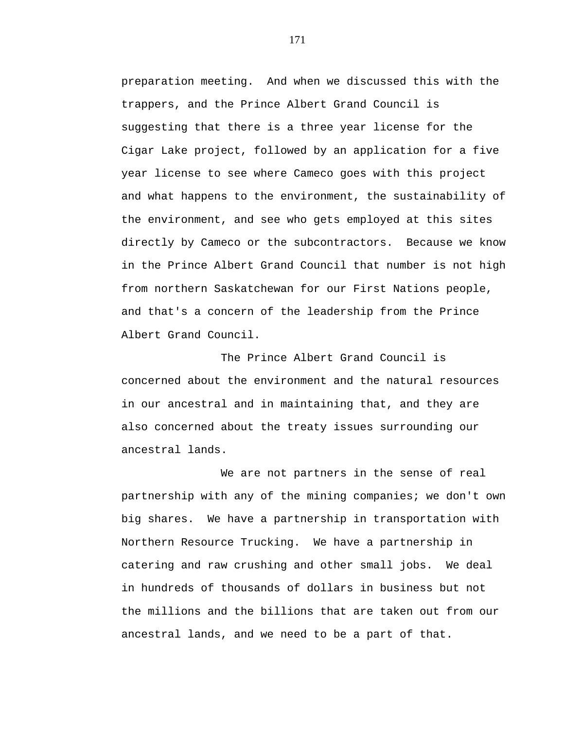preparation meeting. And when we discussed this with the trappers, and the Prince Albert Grand Council is suggesting that there is a three year license for the Cigar Lake project, followed by an application for a five year license to see where Cameco goes with this project and what happens to the environment, the sustainability of the environment, and see who gets employed at this sites directly by Cameco or the subcontractors. Because we know in the Prince Albert Grand Council that number is not high from northern Saskatchewan for our First Nations people, and that's a concern of the leadership from the Prince Albert Grand Council.

The Prince Albert Grand Council is concerned about the environment and the natural resources in our ancestral and in maintaining that, and they are also concerned about the treaty issues surrounding our ancestral lands.

We are not partners in the sense of real partnership with any of the mining companies; we don't own big shares. We have a partnership in transportation with Northern Resource Trucking. We have a partnership in catering and raw crushing and other small jobs. We deal in hundreds of thousands of dollars in business but not the millions and the billions that are taken out from our ancestral lands, and we need to be a part of that.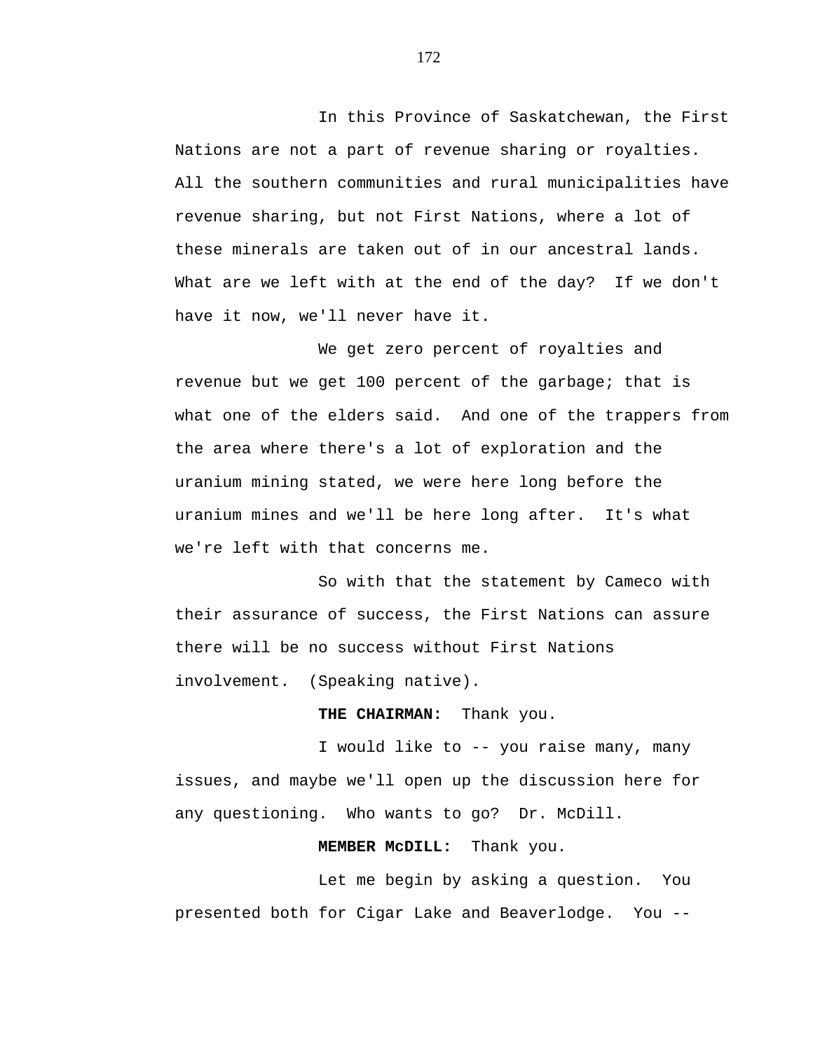In this Province of Saskatchewan, the First Nations are not a part of revenue sharing or royalties. All the southern communities and rural municipalities have revenue sharing, but not First Nations, where a lot of these minerals are taken out of in our ancestral lands. What are we left with at the end of the day? If we don't have it now, we'll never have it.

We get zero percent of royalties and revenue but we get 100 percent of the garbage; that is what one of the elders said. And one of the trappers from the area where there's a lot of exploration and the uranium mining stated, we were here long before the uranium mines and we'll be here long after. It's what we're left with that concerns me.

So with that the statement by Cameco with their assurance of success, the First Nations can assure there will be no success without First Nations involvement. (Speaking native).

**THE CHAIRMAN:** Thank you.

I would like to -- you raise many, many issues, and maybe we'll open up the discussion here for any questioning. Who wants to go? Dr. McDill.

**MEMBER McDILL:** Thank you.

Let me begin by asking a question. You presented both for Cigar Lake and Beaverlodge. You --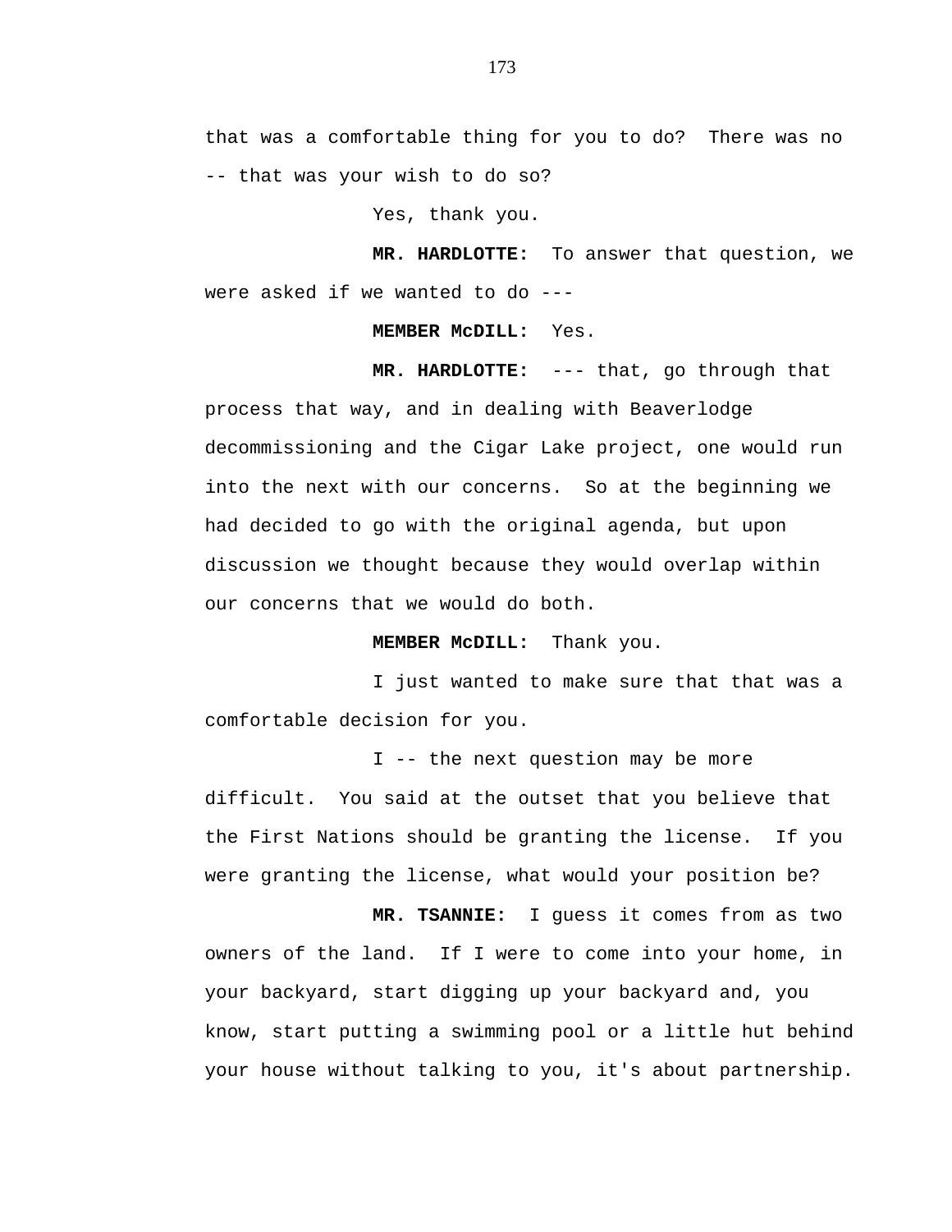that was a comfortable thing for you to do? There was no -- that was your wish to do so?

Yes, thank you.

**MR. HARDLOTTE:** To answer that question, we were asked if we wanted to do ---

**MEMBER McDILL:** Yes.

**MR. HARDLOTTE:** --- that, go through that process that way, and in dealing with Beaverlodge decommissioning and the Cigar Lake project, one would run into the next with our concerns. So at the beginning we had decided to go with the original agenda, but upon discussion we thought because they would overlap within our concerns that we would do both.

**MEMBER McDILL:** Thank you.

I just wanted to make sure that that was a comfortable decision for you.

I -- the next question may be more difficult. You said at the outset that you believe that the First Nations should be granting the license. If you were granting the license, what would your position be?

**MR. TSANNIE:** I guess it comes from as two owners of the land. If I were to come into your home, in your backyard, start digging up your backyard and, you know, start putting a swimming pool or a little hut behind your house without talking to you, it's about partnership.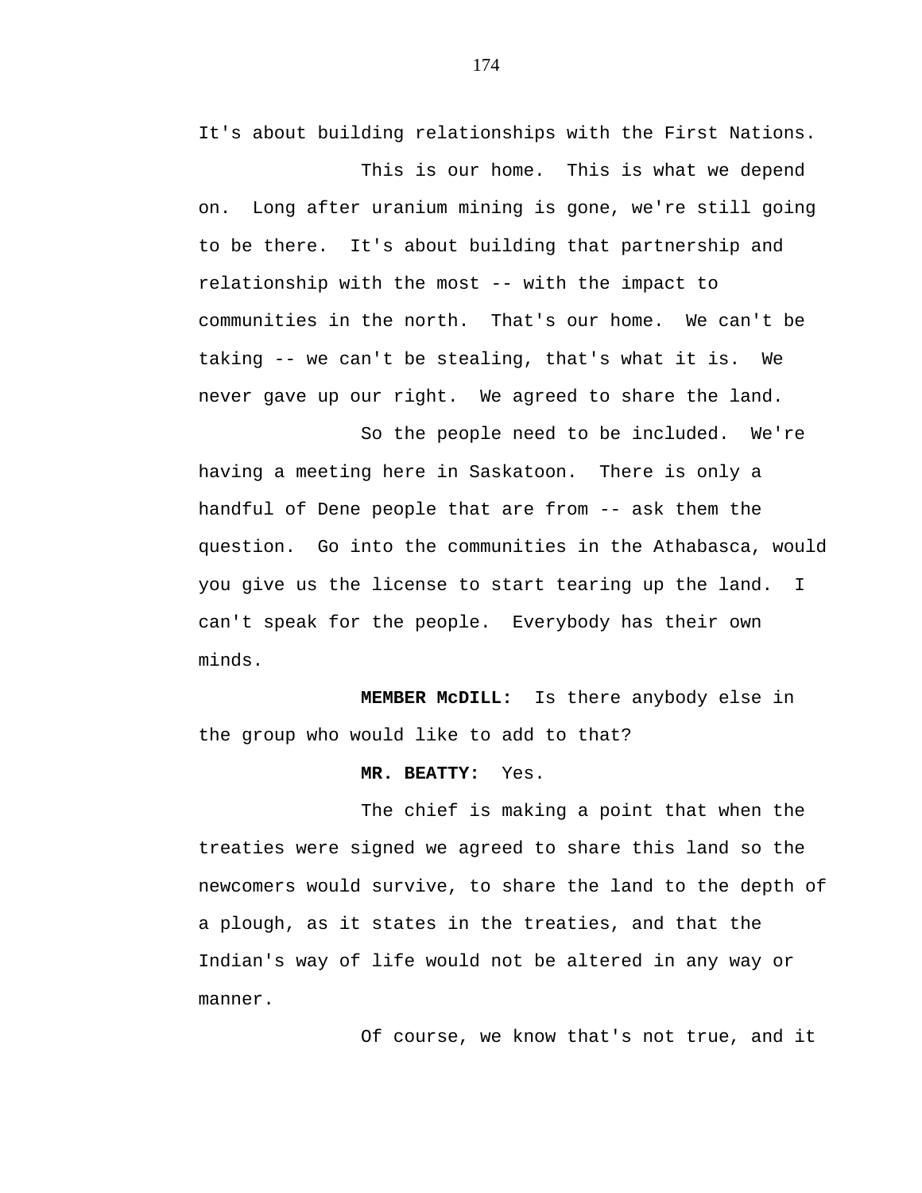It's about building relationships with the First Nations.

This is our home. This is what we depend on. Long after uranium mining is gone, we're still going to be there. It's about building that partnership and relationship with the most -- with the impact to communities in the north. That's our home. We can't be taking -- we can't be stealing, that's what it is. We never gave up our right. We agreed to share the land.

So the people need to be included. We're having a meeting here in Saskatoon. There is only a handful of Dene people that are from -- ask them the question. Go into the communities in the Athabasca, would you give us the license to start tearing up the land. I can't speak for the people. Everybody has their own minds.

**MEMBER McDILL:** Is there anybody else in the group who would like to add to that?

**MR. BEATTY:** Yes.

The chief is making a point that when the treaties were signed we agreed to share this land so the newcomers would survive, to share the land to the depth of a plough, as it states in the treaties, and that the Indian's way of life would not be altered in any way or manner.

Of course, we know that's not true, and it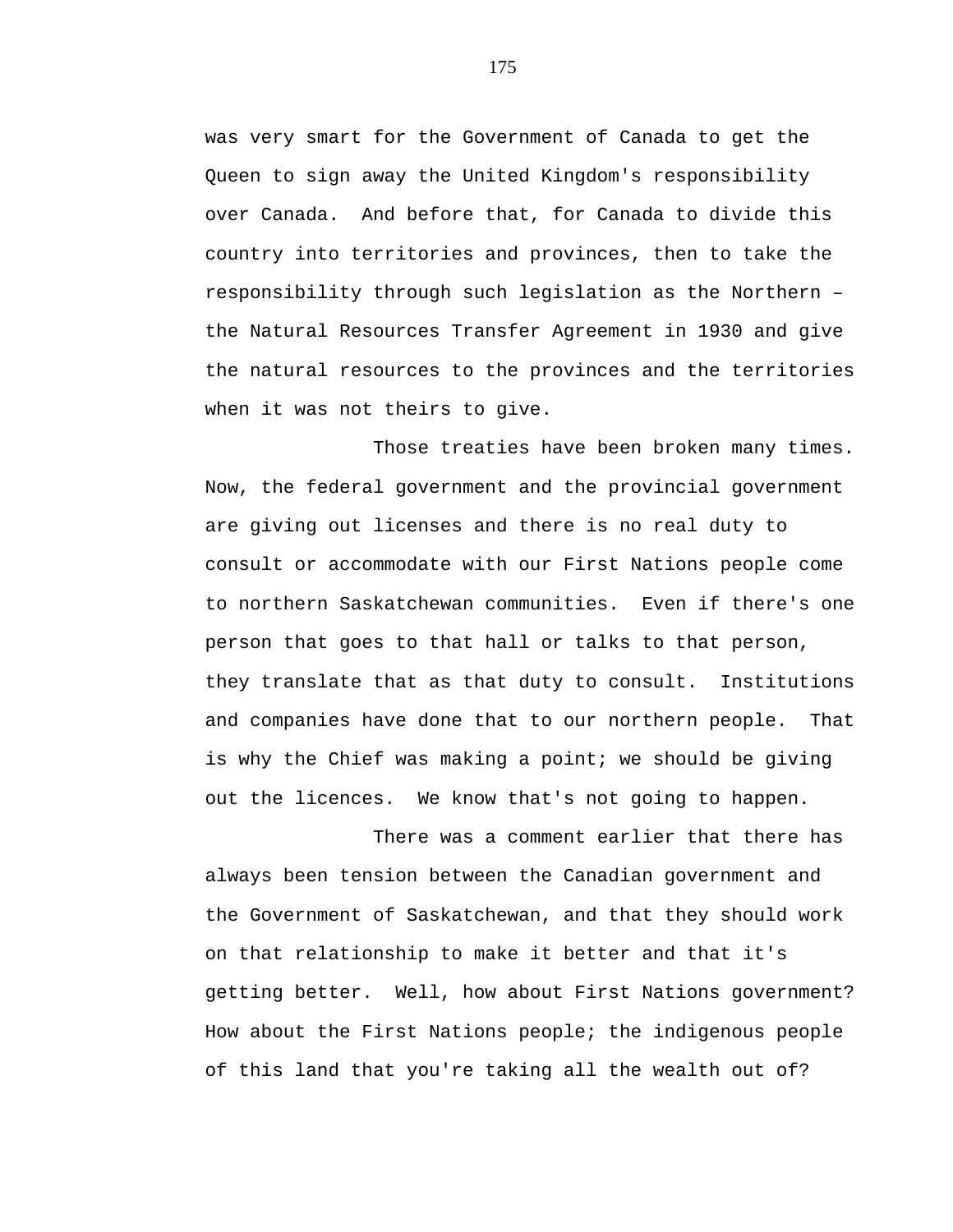was very smart for the Government of Canada to get the Queen to sign away the United Kingdom's responsibility over Canada. And before that, for Canada to divide this country into territories and provinces, then to take the responsibility through such legislation as the Northern – the Natural Resources Transfer Agreement in 1930 and give the natural resources to the provinces and the territories when it was not theirs to give.

Those treaties have been broken many times. Now, the federal government and the provincial government are giving out licenses and there is no real duty to consult or accommodate with our First Nations people come to northern Saskatchewan communities. Even if there's one person that goes to that hall or talks to that person, they translate that as that duty to consult. Institutions and companies have done that to our northern people. That is why the Chief was making a point; we should be giving out the licences. We know that's not going to happen.

There was a comment earlier that there has always been tension between the Canadian government and the Government of Saskatchewan, and that they should work on that relationship to make it better and that it's getting better. Well, how about First Nations government? How about the First Nations people; the indigenous people of this land that you're taking all the wealth out of?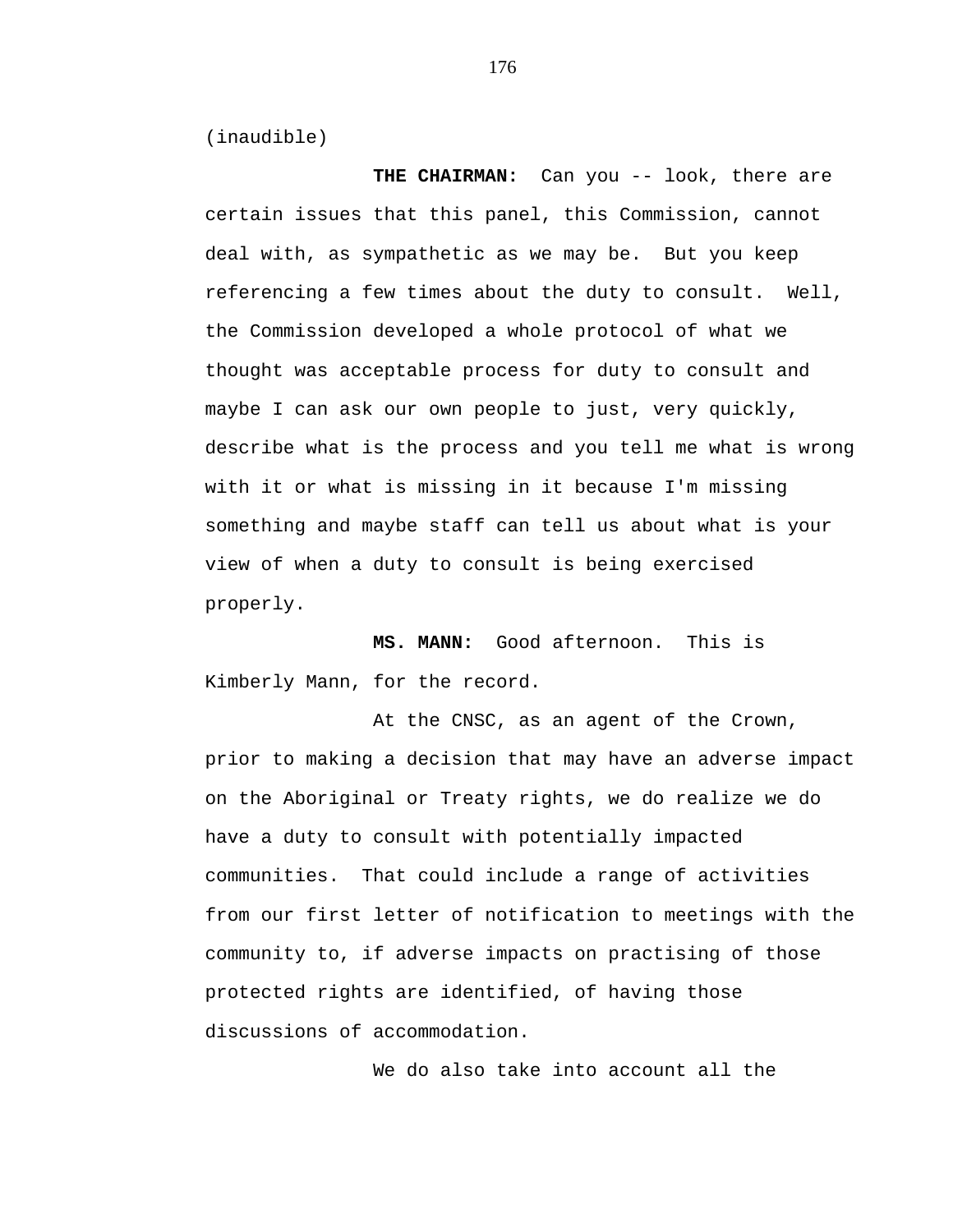(inaudible)

**THE CHAIRMAN:** Can you -- look, there are certain issues that this panel, this Commission, cannot deal with, as sympathetic as we may be. But you keep referencing a few times about the duty to consult. Well, the Commission developed a whole protocol of what we thought was acceptable process for duty to consult and maybe I can ask our own people to just, very quickly, describe what is the process and you tell me what is wrong with it or what is missing in it because I'm missing something and maybe staff can tell us about what is your view of when a duty to consult is being exercised properly.

**MS. MANN:** Good afternoon. This is Kimberly Mann, for the record.

At the CNSC, as an agent of the Crown, prior to making a decision that may have an adverse impact on the Aboriginal or Treaty rights, we do realize we do have a duty to consult with potentially impacted communities. That could include a range of activities from our first letter of notification to meetings with the community to, if adverse impacts on practising of those protected rights are identified, of having those discussions of accommodation.

We do also take into account all the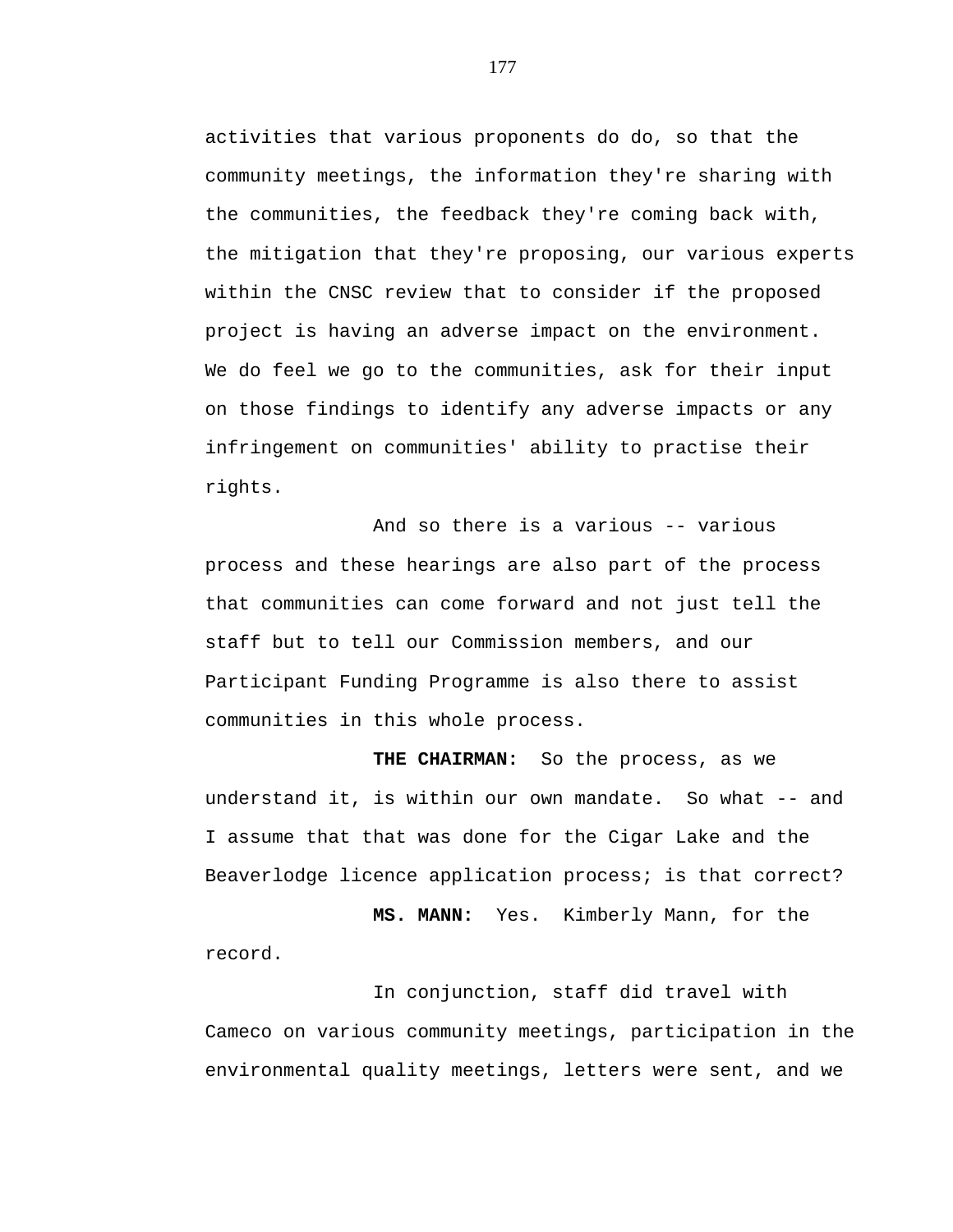activities that various proponents do do, so that the community meetings, the information they're sharing with the communities, the feedback they're coming back with, the mitigation that they're proposing, our various experts within the CNSC review that to consider if the proposed project is having an adverse impact on the environment. We do feel we go to the communities, ask for their input on those findings to identify any adverse impacts or any infringement on communities' ability to practise their rights.

And so there is a various -- various process and these hearings are also part of the process that communities can come forward and not just tell the staff but to tell our Commission members, and our Participant Funding Programme is also there to assist communities in this whole process.

**THE CHAIRMAN:** So the process, as we understand it, is within our own mandate. So what -- and I assume that that was done for the Cigar Lake and the Beaverlodge licence application process; is that correct?

**MS. MANN:** Yes. Kimberly Mann, for the record.

In conjunction, staff did travel with Cameco on various community meetings, participation in the environmental quality meetings, letters were sent, and we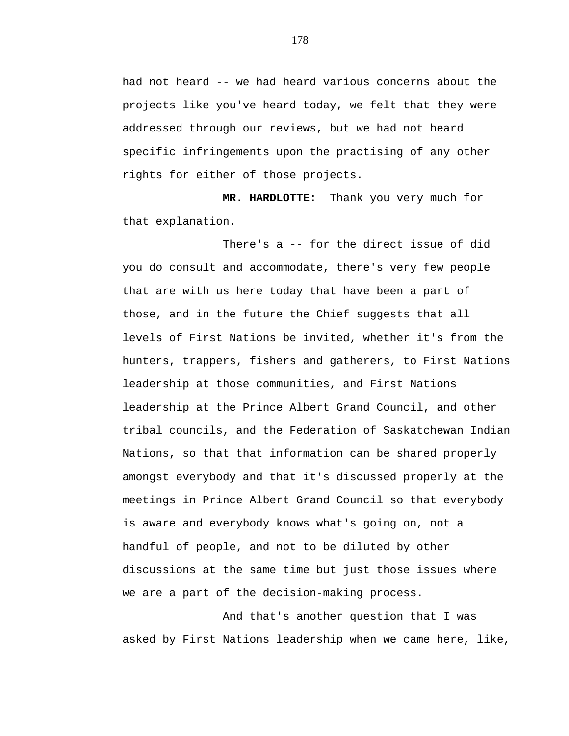had not heard -- we had heard various concerns about the projects like you've heard today, we felt that they were addressed through our reviews, but we had not heard specific infringements upon the practising of any other rights for either of those projects.

**MR. HARDLOTTE:** Thank you very much for that explanation.

There's a -- for the direct issue of did you do consult and accommodate, there's very few people that are with us here today that have been a part of those, and in the future the Chief suggests that all levels of First Nations be invited, whether it's from the hunters, trappers, fishers and gatherers, to First Nations leadership at those communities, and First Nations leadership at the Prince Albert Grand Council, and other tribal councils, and the Federation of Saskatchewan Indian Nations, so that that information can be shared properly amongst everybody and that it's discussed properly at the meetings in Prince Albert Grand Council so that everybody is aware and everybody knows what's going on, not a handful of people, and not to be diluted by other discussions at the same time but just those issues where we are a part of the decision-making process.

And that's another question that I was asked by First Nations leadership when we came here, like,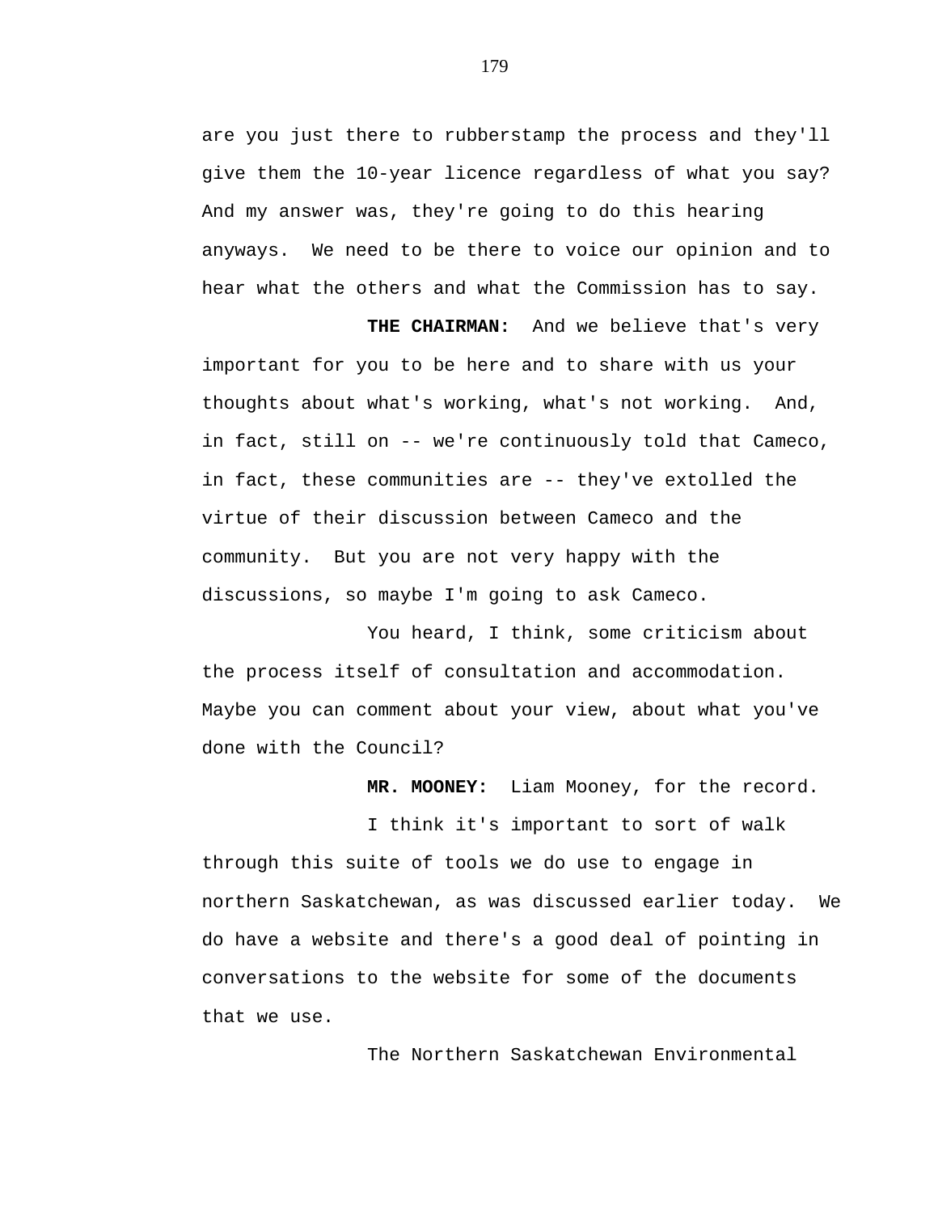are you just there to rubberstamp the process and they'll give them the 10-year licence regardless of what you say? And my answer was, they're going to do this hearing anyways. We need to be there to voice our opinion and to hear what the others and what the Commission has to say.

**THE CHAIRMAN:** And we believe that's very important for you to be here and to share with us your thoughts about what's working, what's not working. And, in fact, still on -- we're continuously told that Cameco, in fact, these communities are -- they've extolled the virtue of their discussion between Cameco and the community. But you are not very happy with the discussions, so maybe I'm going to ask Cameco.

You heard, I think, some criticism about the process itself of consultation and accommodation. Maybe you can comment about your view, about what you've done with the Council?

**MR. MOONEY:** Liam Mooney, for the record.

I think it's important to sort of walk through this suite of tools we do use to engage in northern Saskatchewan, as was discussed earlier today. We do have a website and there's a good deal of pointing in conversations to the website for some of the documents that we use.

The Northern Saskatchewan Environmental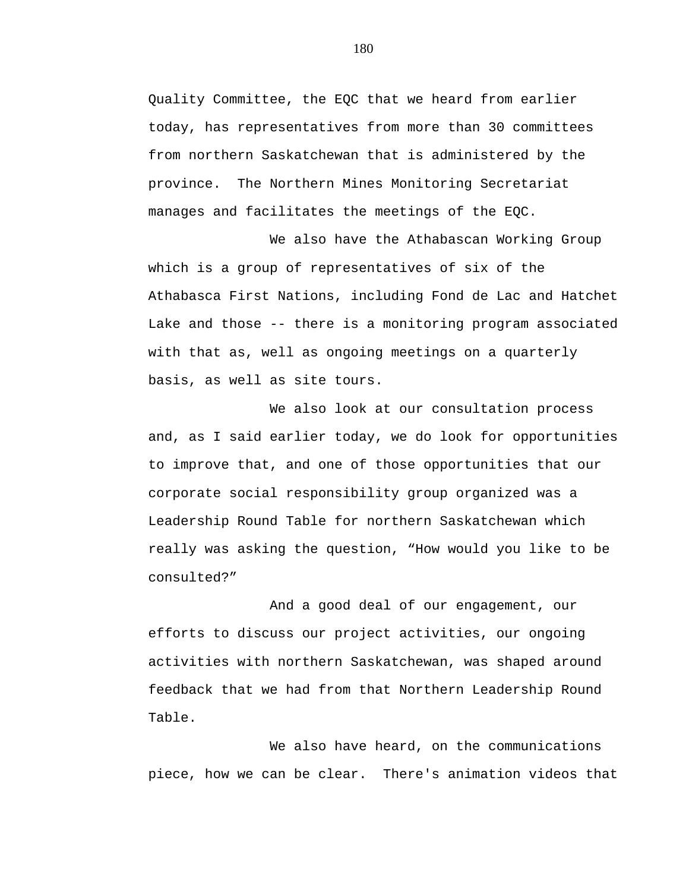Quality Committee, the EQC that we heard from earlier today, has representatives from more than 30 committees from northern Saskatchewan that is administered by the province.  The Northern Mines Monitoring Secretariat manages and facilitates the meetings of the EQC.

We also have the Athabascan Working Group which is a group of representatives of six of the Athabasca First Nations, including Fond de Lac and Hatchet Lake and those -- there is a monitoring program associated with that as, well as ongoing meetings on a quarterly basis, as well as site tours.

We also look at our consultation process and, as I said earlier today, we do look for opportunities to improve that, and one of those opportunities that our corporate social responsibility group organized was a Leadership Round Table for northern Saskatchewan which really was asking the question, “How would you like to be consulted?”

And a good deal of our engagement, our efforts to discuss our project activities, our ongoing activities with northern Saskatchewan, was shaped around feedback that we had from that Northern Leadership Round Table.

We also have heard, on the communications piece, how we can be clear.  There's animation videos that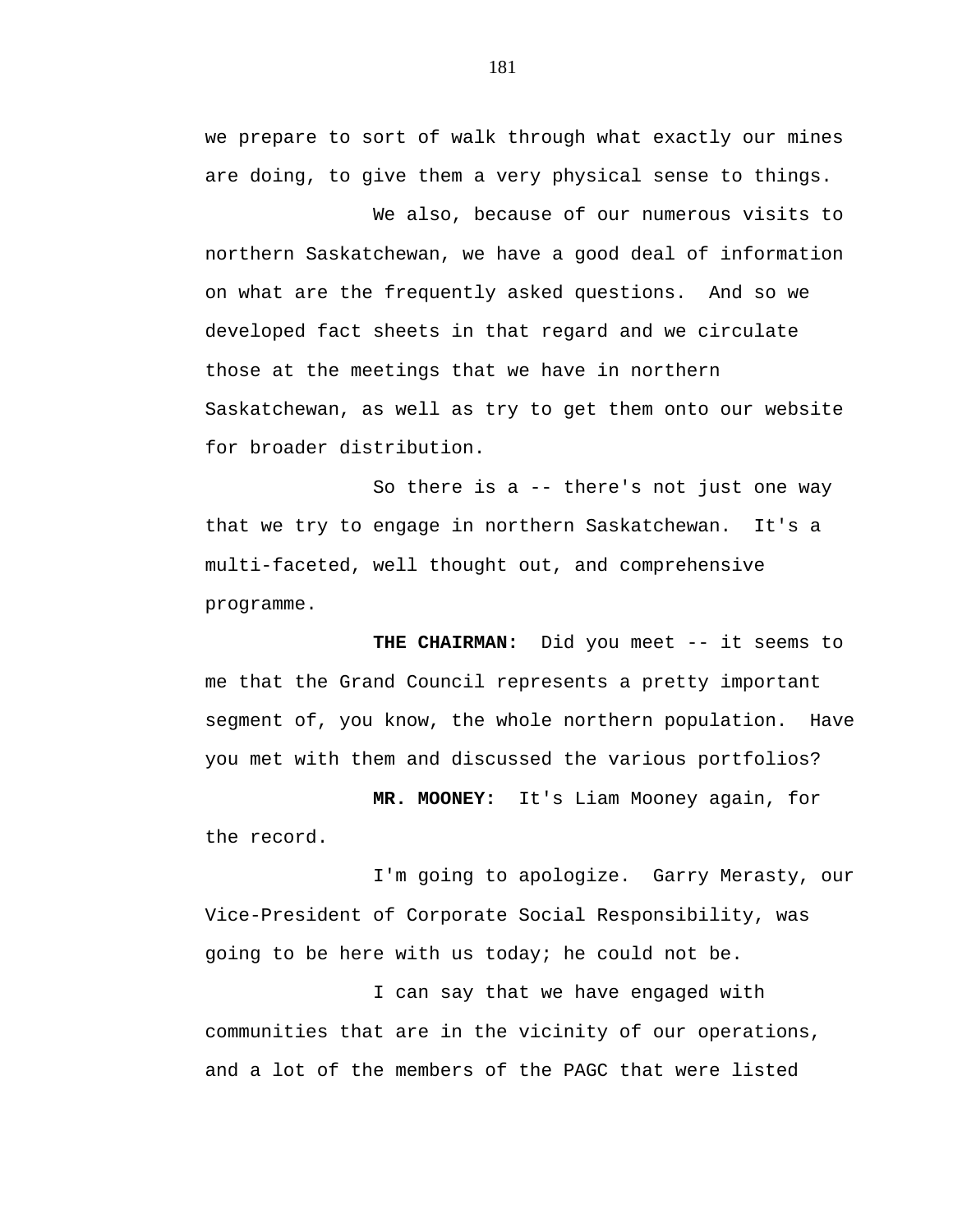we prepare to sort of walk through what exactly our mines are doing, to give them a very physical sense to things.

We also, because of our numerous visits to northern Saskatchewan, we have a good deal of information on what are the frequently asked questions. And so we developed fact sheets in that regard and we circulate those at the meetings that we have in northern Saskatchewan, as well as try to get them onto our website for broader distribution.

So there is a -- there's not just one way that we try to engage in northern Saskatchewan. It's a multi-faceted, well thought out, and comprehensive programme.

**THE CHAIRMAN:** Did you meet -- it seems to me that the Grand Council represents a pretty important segment of, you know, the whole northern population. Have you met with them and discussed the various portfolios?

**MR. MOONEY:** It's Liam Mooney again, for the record.

I'm going to apologize. Garry Merasty, our Vice-President of Corporate Social Responsibility, was going to be here with us today; he could not be.

I can say that we have engaged with communities that are in the vicinity of our operations, and a lot of the members of the PAGC that were listed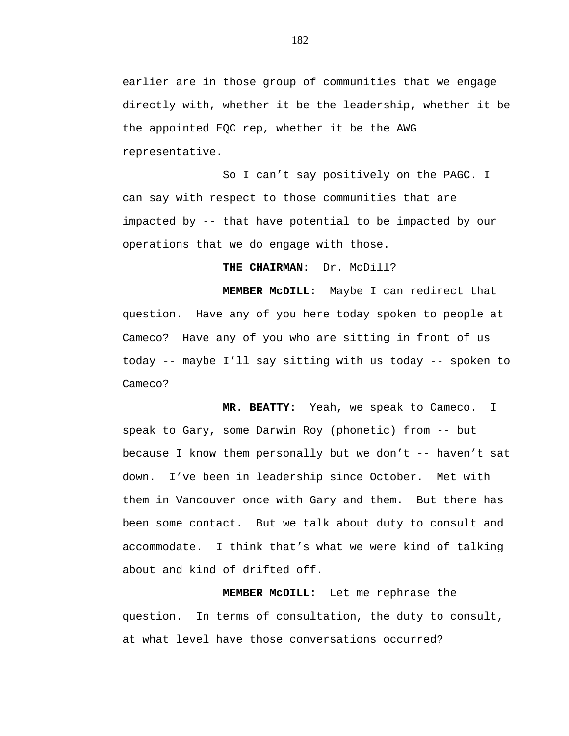earlier are in those group of communities that we engage directly with, whether it be the leadership, whether it be the appointed EQC rep, whether it be the AWG representative.

So I can't say positively on the PAGC. I can say with respect to those communities that are impacted by -- that have potential to be impacted by our operations that we do engage with those.

**THE CHAIRMAN:** Dr. McDill?

**MEMBER McDILL:** Maybe I can redirect that question. Have any of you here today spoken to people at Cameco? Have any of you who are sitting in front of us today -- maybe I'll say sitting with us today -- spoken to Cameco?

**MR. BEATTY:** Yeah, we speak to Cameco. I speak to Gary, some Darwin Roy (phonetic) from -- but because I know them personally but we don't -- haven't sat down. I've been in leadership since October. Met with them in Vancouver once with Gary and them. But there has been some contact. But we talk about duty to consult and accommodate. I think that's what we were kind of talking about and kind of drifted off.

**MEMBER McDILL:** Let me rephrase the question. In terms of consultation, the duty to consult, at what level have those conversations occurred?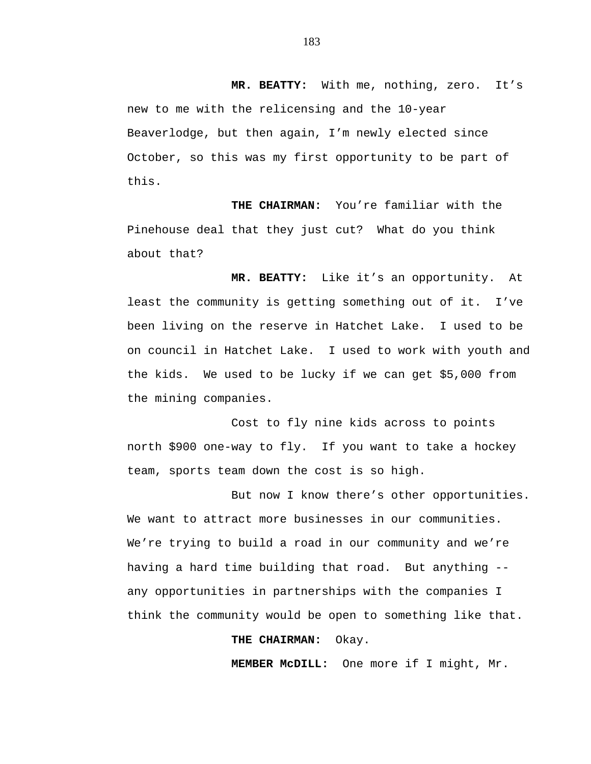**MR. BEATTY:** With me, nothing, zero. It's new to me with the relicensing and the 10-year Beaverlodge, but then again, I'm newly elected since October, so this was my first opportunity to be part of this.

**THE CHAIRMAN:** You're familiar with the Pinehouse deal that they just cut? What do you think about that?

**MR. BEATTY:** Like it's an opportunity. At least the community is getting something out of it. I've been living on the reserve in Hatchet Lake. I used to be on council in Hatchet Lake. I used to work with youth and the kids. We used to be lucky if we can get $5,000 from the mining companies.

Cost to fly nine kids across to points north $900 one-way to fly. If you want to take a hockey team, sports team down the cost is so high.

But now I know there's other opportunities. We want to attract more businesses in our communities. We're trying to build a road in our community and we're having a hard time building that road. But anything -- any opportunities in partnerships with the companies I think the community would be open to something like that.

**THE CHAIRMAN:** Okay.

**MEMBER McDILL:** One more if I might, Mr.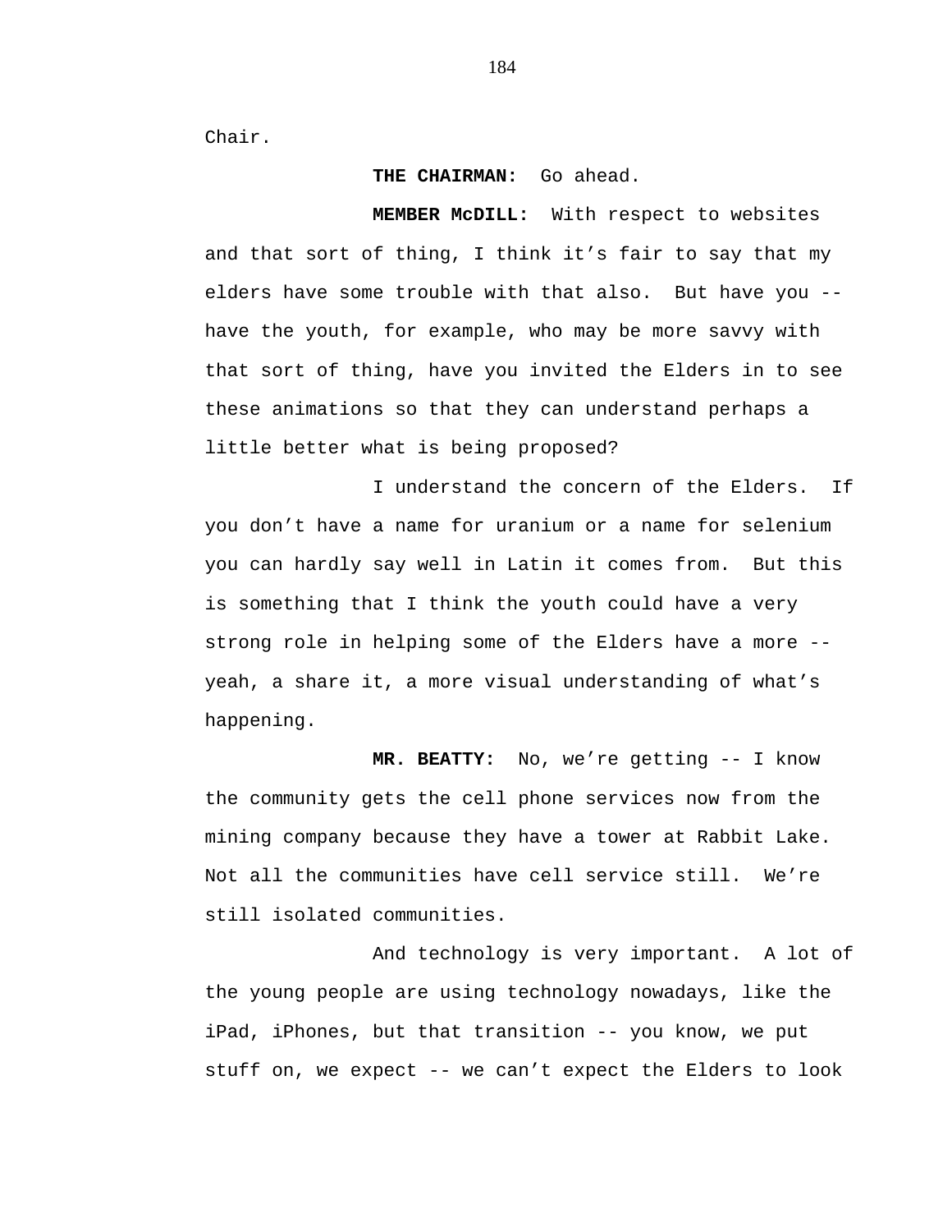Chair.

**THE CHAIRMAN:** Go ahead.

**MEMBER McDILL:** With respect to websites and that sort of thing, I think it's fair to say that my elders have some trouble with that also. But have you -- have the youth, for example, who may be more savvy with that sort of thing, have you invited the Elders in to see these animations so that they can understand perhaps a little better what is being proposed?

I understand the concern of the Elders. If you don't have a name for uranium or a name for selenium you can hardly say well in Latin it comes from. But this is something that I think the youth could have a very strong role in helping some of the Elders have a more -- yeah, a share it, a more visual understanding of what's happening.

**MR. BEATTY:** No, we're getting -- I know the community gets the cell phone services now from the mining company because they have a tower at Rabbit Lake. Not all the communities have cell service still. We're still isolated communities.

And technology is very important. A lot of the young people are using technology nowadays, like the iPad, iPhones, but that transition -- you know, we put stuff on, we expect -- we can't expect the Elders to look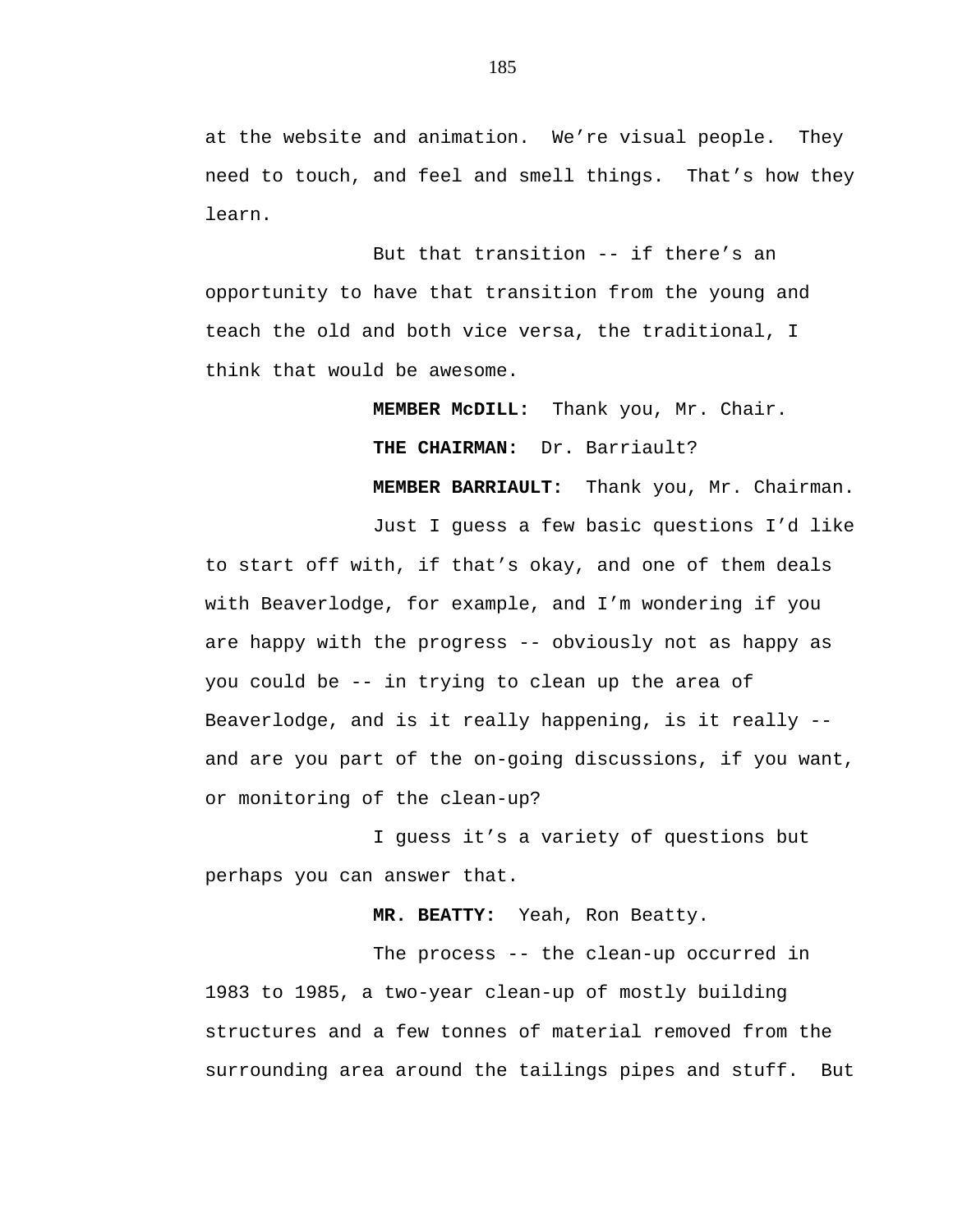at the website and animation. We're visual people. They need to touch, and feel and smell things. That's how they learn.

But that transition -- if there's an opportunity to have that transition from the young and teach the old and both vice versa, the traditional, I think that would be awesome.

**MEMBER McDILL:** Thank you, Mr. Chair.

**THE CHAIRMAN:** Dr. Barriault?

**MEMBER BARRIAULT:** Thank you, Mr. Chairman.

Just I guess a few basic questions I'd like to start off with, if that's okay, and one of them deals with Beaverlodge, for example, and I'm wondering if you are happy with the progress -- obviously not as happy as you could be -- in trying to clean up the area of Beaverlodge, and is it really happening, is it really -- and are you part of the on-going discussions, if you want, or monitoring of the clean-up?

I guess it's a variety of questions but perhaps you can answer that.

**MR. BEATTY:** Yeah, Ron Beatty.

The process -- the clean-up occurred in 1983 to 1985, a two-year clean-up of mostly building structures and a few tonnes of material removed from the surrounding area around the tailings pipes and stuff. But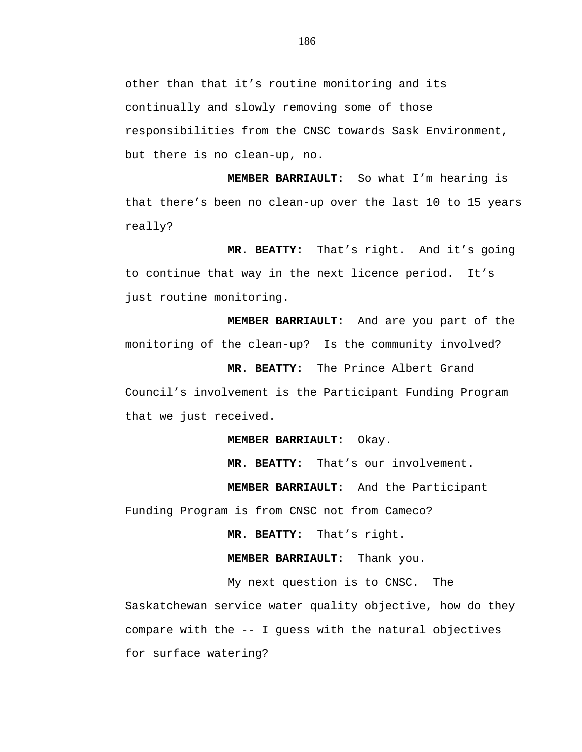other than that it’s routine monitoring and its continually and slowly removing some of those responsibilities from the CNSC towards Sask Environment, but there is no clean-up, no.

**MEMBER BARRIAULT:** So what I’m hearing is that there’s been no clean-up over the last 10 to 15 years really?

**MR. BEATTY:** That’s right. And it’s going to continue that way in the next licence period. It’s just routine monitoring.

**MEMBER BARRIAULT:** And are you part of the monitoring of the clean-up? Is the community involved?

**MR. BEATTY:** The Prince Albert Grand Council’s involvement is the Participant Funding Program that we just received.

**MEMBER BARRIAULT:** Okay.

**MR. BEATTY:** That’s our involvement.

**MEMBER BARRIAULT:** And the Participant Funding Program is from CNSC not from Cameco?

**MR. BEATTY:** That’s right.

**MEMBER BARRIAULT:** Thank you.

My next question is to CNSC. The Saskatchewan service water quality objective, how do they compare with the -- I guess with the natural objectives for surface watering?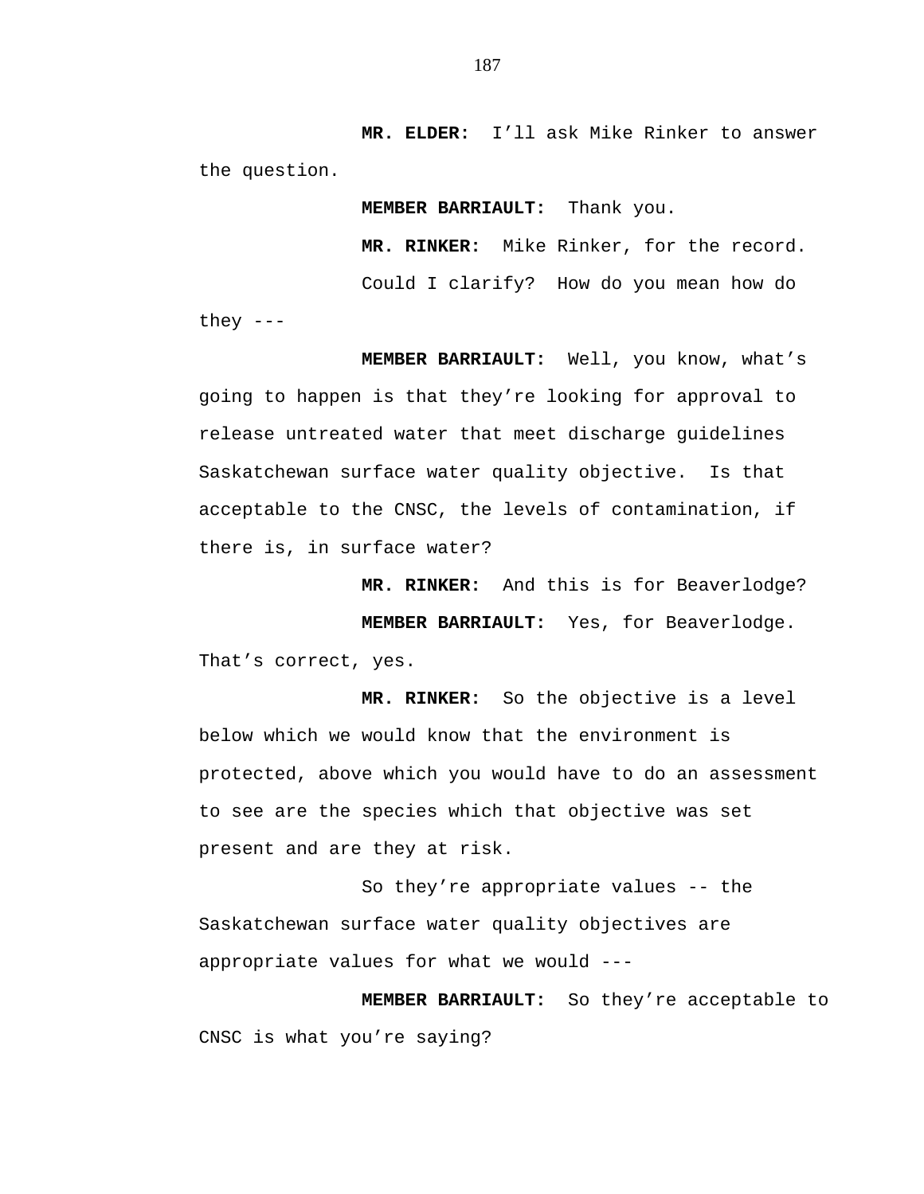**MR. ELDER:** I'll ask Mike Rinker to answer the question.

**MEMBER BARRIAULT:** Thank you.

**MR. RINKER:** Mike Rinker, for the record.

Could I clarify? How do you mean how do they ---

**MEMBER BARRIAULT:** Well, you know, what's going to happen is that they're looking for approval to release untreated water that meet discharge guidelines Saskatchewan surface water quality objective. Is that acceptable to the CNSC, the levels of contamination, if there is, in surface water?

**MR. RINKER:** And this is for Beaverlodge?

**MEMBER BARRIAULT:** Yes, for Beaverlodge. That's correct, yes.

**MR. RINKER:** So the objective is a level below which we would know that the environment is protected, above which you would have to do an assessment to see are the species which that objective was set present and are they at risk.

So they're appropriate values -- the Saskatchewan surface water quality objectives are appropriate values for what we would ---

**MEMBER BARRIAULT:** So they're acceptable to CNSC is what you're saying?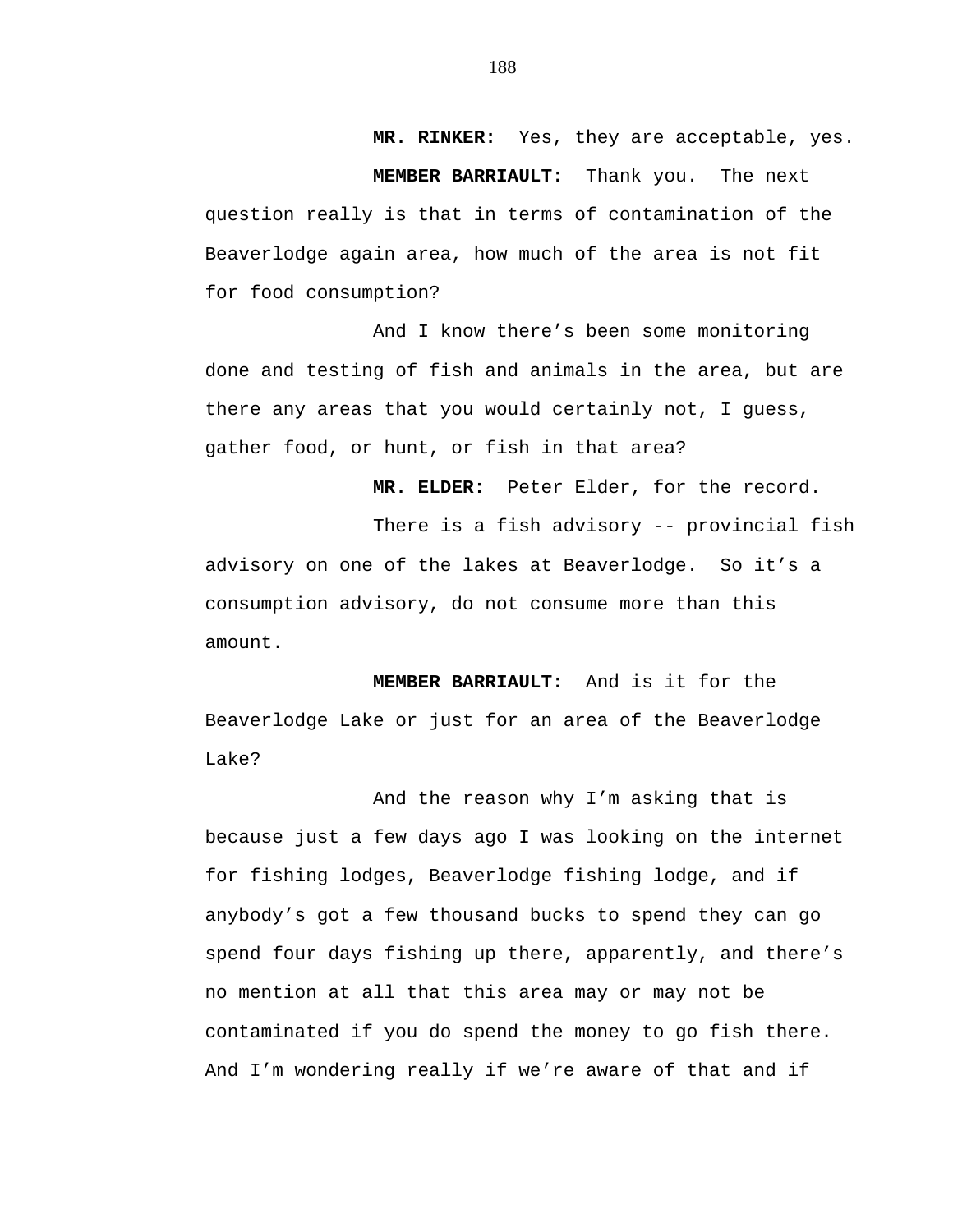**MR. RINKER:** Yes, they are acceptable, yes.

**MEMBER BARRIAULT:** Thank you. The next question really is that in terms of contamination of the Beaverlodge again area, how much of the area is not fit for food consumption?

And I know there's been some monitoring done and testing of fish and animals in the area, but are there any areas that you would certainly not, I guess, gather food, or hunt, or fish in that area?

**MR. ELDER:** Peter Elder, for the record.

There is a fish advisory -- provincial fish advisory on one of the lakes at Beaverlodge. So it's a consumption advisory, do not consume more than this amount.

**MEMBER BARRIAULT:** And is it for the Beaverlodge Lake or just for an area of the Beaverlodge Lake?

And the reason why I'm asking that is because just a few days ago I was looking on the internet for fishing lodges, Beaverlodge fishing lodge, and if anybody's got a few thousand bucks to spend they can go spend four days fishing up there, apparently, and there's no mention at all that this area may or may not be contaminated if you do spend the money to go fish there. And I'm wondering really if we're aware of that and if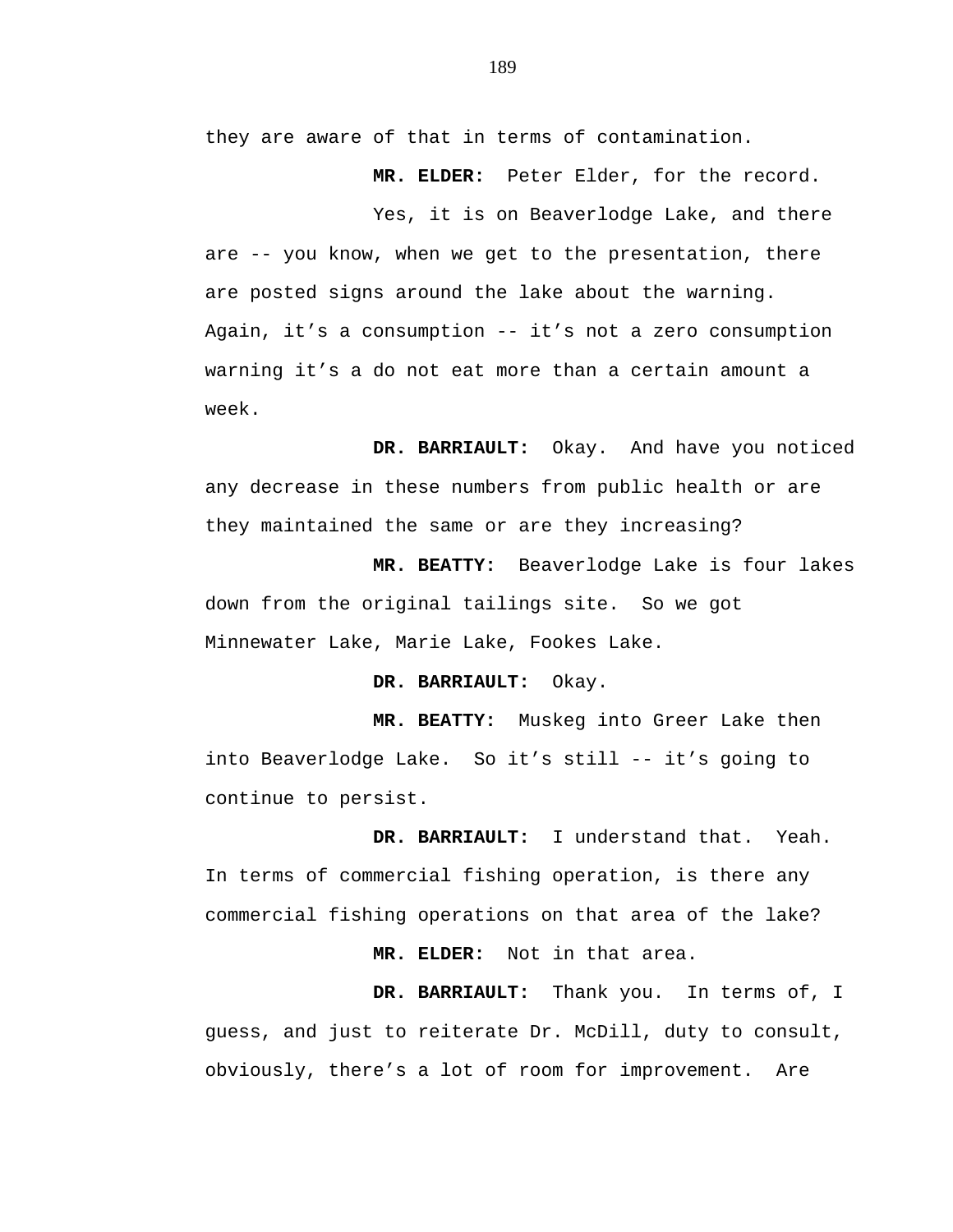they are aware of that in terms of contamination.

**MR. ELDER:** Peter Elder, for the record.

Yes, it is on Beaverlodge Lake, and there are -- you know, when we get to the presentation, there are posted signs around the lake about the warning. Again, it’s a consumption -- it’s not a zero consumption warning it’s a do not eat more than a certain amount a week.

**DR. BARRIAULT:** Okay. And have you noticed any decrease in these numbers from public health or are they maintained the same or are they increasing?

**MR. BEATTY:** Beaverlodge Lake is four lakes down from the original tailings site. So we got Minnewater Lake, Marie Lake, Fookes Lake.

**DR. BARRIAULT:** Okay.

**MR. BEATTY:** Muskeg into Greer Lake then into Beaverlodge Lake. So it’s still -- it’s going to continue to persist.

**DR. BARRIAULT:** I understand that. Yeah. In terms of commercial fishing operation, is there any commercial fishing operations on that area of the lake?

**MR. ELDER:** Not in that area.

**DR. BARRIAULT:** Thank you. In terms of, I guess, and just to reiterate Dr. McDill, duty to consult, obviously, there’s a lot of room for improvement. Are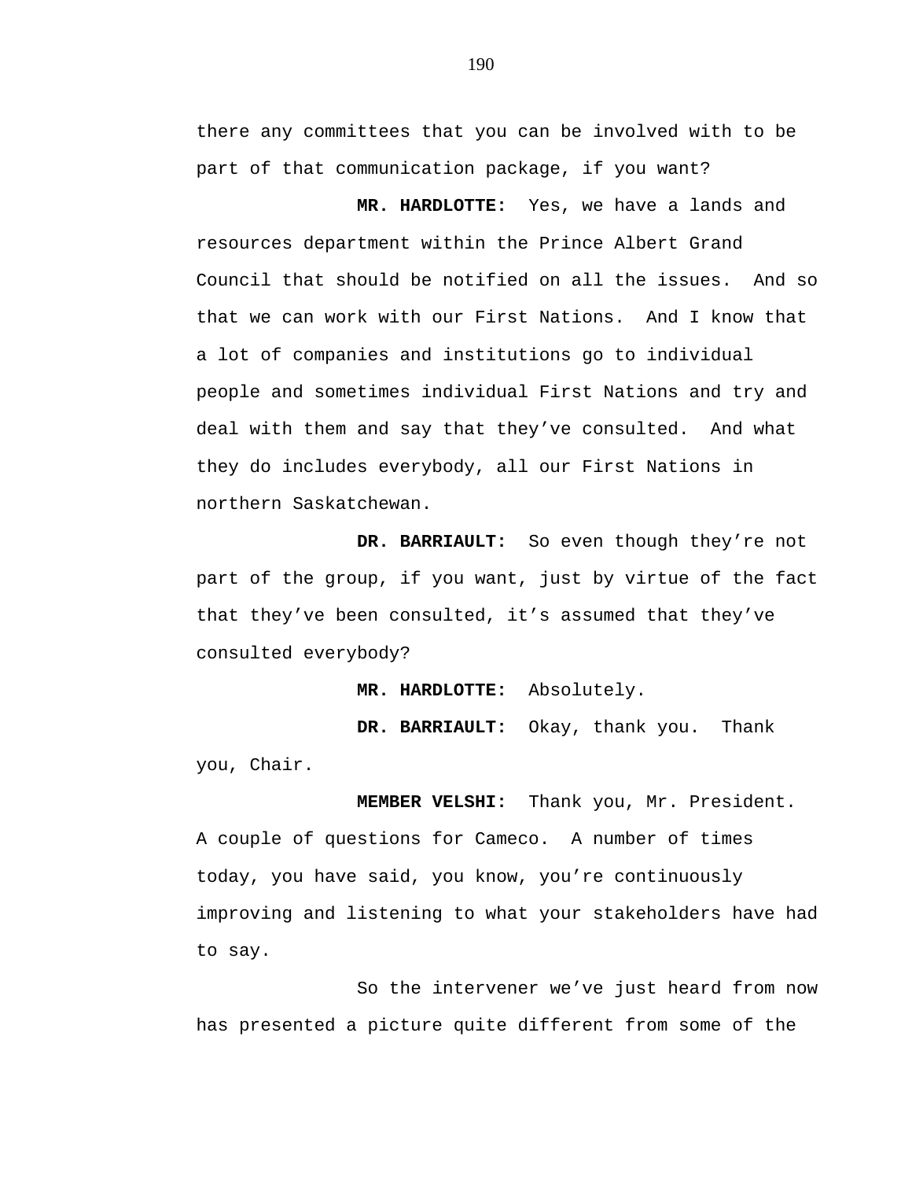there any committees that you can be involved with to be part of that communication package, if you want?

**MR. HARDLOTTE:** Yes, we have a lands and resources department within the Prince Albert Grand Council that should be notified on all the issues. And so that we can work with our First Nations. And I know that a lot of companies and institutions go to individual people and sometimes individual First Nations and try and deal with them and say that they've consulted. And what they do includes everybody, all our First Nations in northern Saskatchewan.

**DR. BARRIAULT:** So even though they're not part of the group, if you want, just by virtue of the fact that they've been consulted, it's assumed that they've consulted everybody?

**MR. HARDLOTTE:** Absolutely.

**DR. BARRIAULT:** Okay, thank you. Thank you, Chair.

**MEMBER VELSHI:** Thank you, Mr. President. A couple of questions for Cameco. A number of times today, you have said, you know, you're continuously improving and listening to what your stakeholders have had to say.

So the intervener we've just heard from now has presented a picture quite different from some of the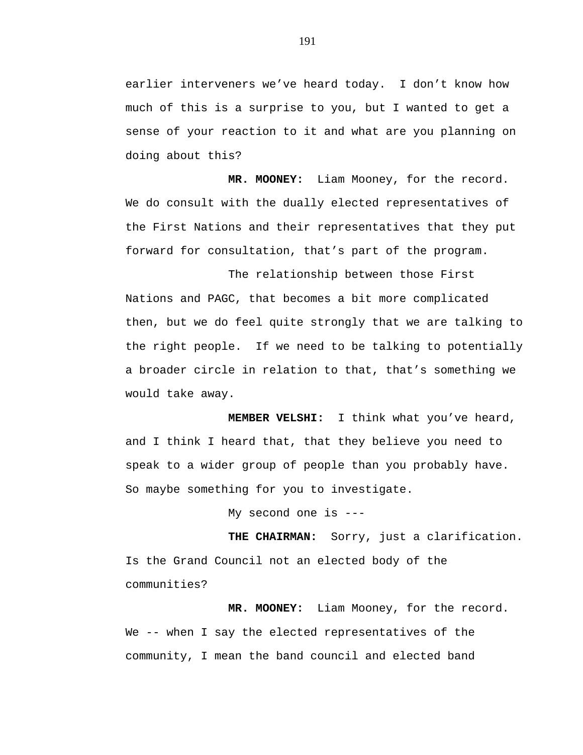earlier interveners we've heard today. I don't know how much of this is a surprise to you, but I wanted to get a sense of your reaction to it and what are you planning on doing about this?

**MR. MOONEY:** Liam Mooney, for the record. We do consult with the dually elected representatives of the First Nations and their representatives that they put forward for consultation, that's part of the program.

The relationship between those First Nations and PAGC, that becomes a bit more complicated then, but we do feel quite strongly that we are talking to the right people. If we need to be talking to potentially a broader circle in relation to that, that's something we would take away.

**MEMBER VELSHI:** I think what you've heard, and I think I heard that, that they believe you need to speak to a wider group of people than you probably have. So maybe something for you to investigate.

My second one is ---

**THE CHAIRMAN:** Sorry, just a clarification. Is the Grand Council not an elected body of the communities?

**MR. MOONEY:** Liam Mooney, for the record. We -- when I say the elected representatives of the community, I mean the band council and elected band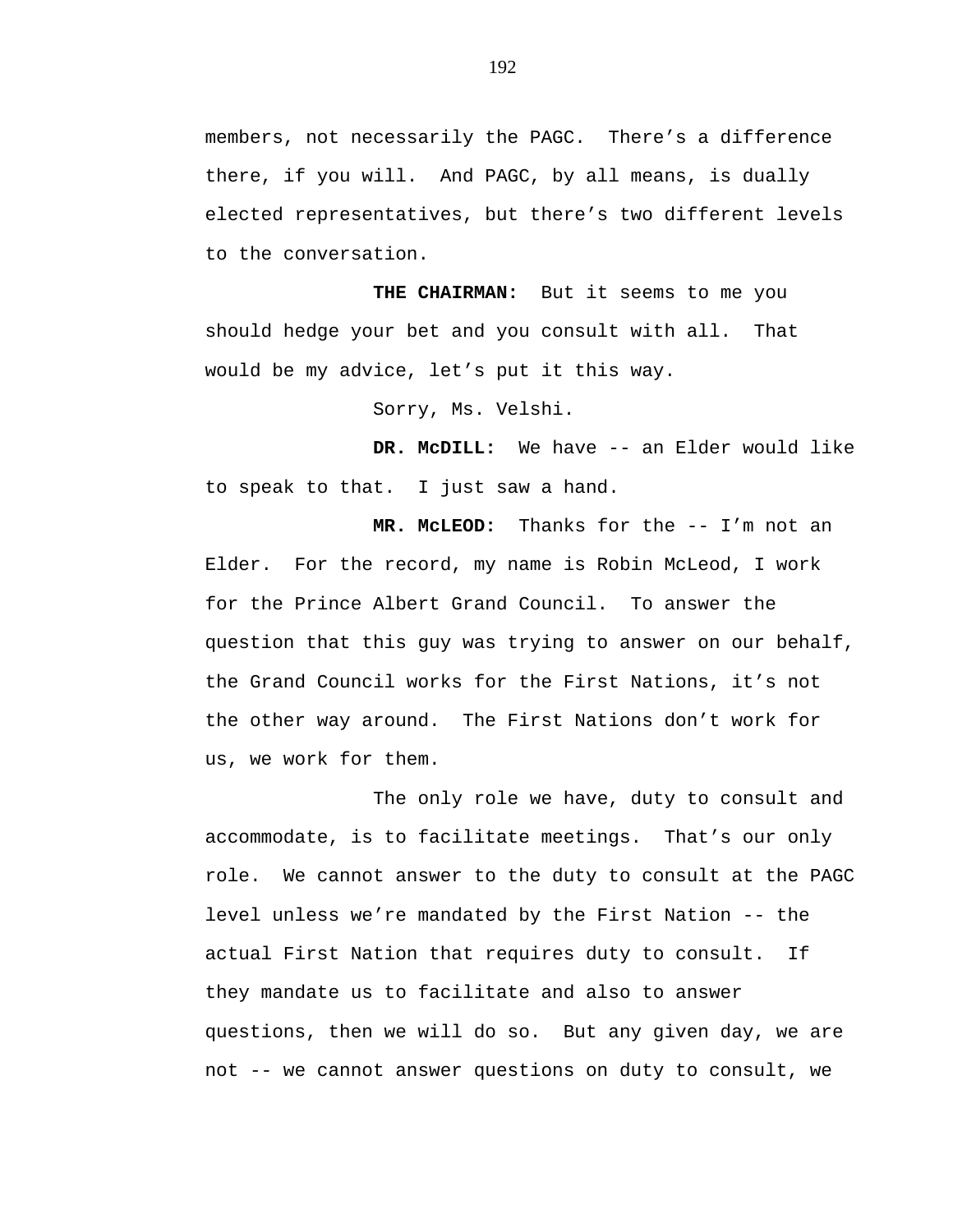members, not necessarily the PAGC. There's a difference there, if you will. And PAGC, by all means, is dually elected representatives, but there's two different levels to the conversation.

**THE CHAIRMAN:** But it seems to me you should hedge your bet and you consult with all. That would be my advice, let's put it this way.

Sorry, Ms. Velshi.

**DR. McDILL:** We have -- an Elder would like to speak to that. I just saw a hand.

**MR. McLEOD:** Thanks for the -- I'm not an Elder. For the record, my name is Robin McLeod, I work for the Prince Albert Grand Council. To answer the question that this guy was trying to answer on our behalf, the Grand Council works for the First Nations, it's not the other way around. The First Nations don't work for us, we work for them.

The only role we have, duty to consult and accommodate, is to facilitate meetings. That's our only role. We cannot answer to the duty to consult at the PAGC level unless we're mandated by the First Nation -- the actual First Nation that requires duty to consult. If they mandate us to facilitate and also to answer questions, then we will do so. But any given day, we are not -- we cannot answer questions on duty to consult, we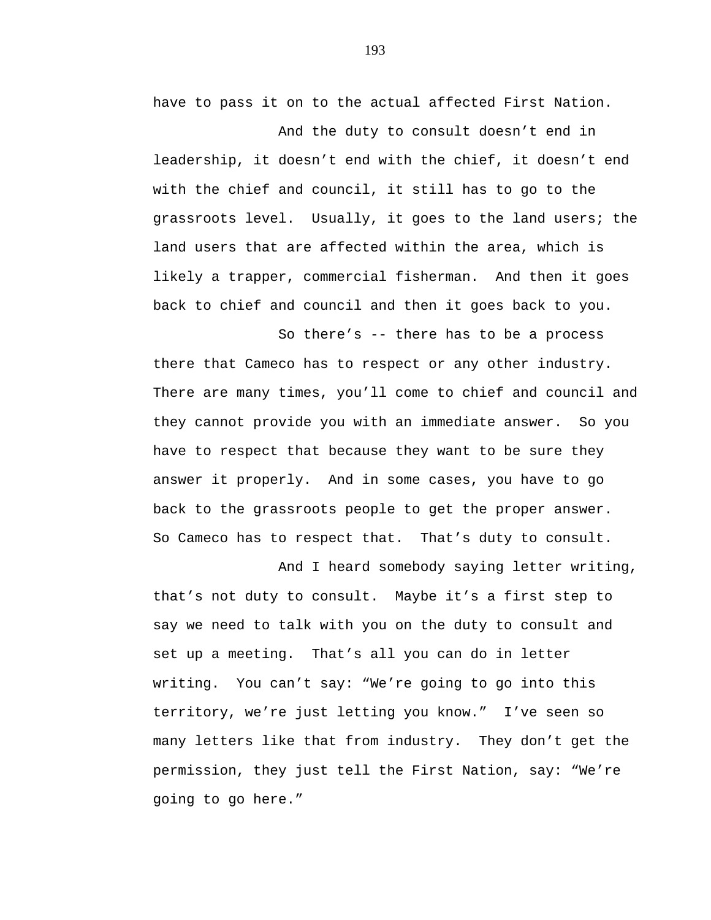have to pass it on to the actual affected First Nation.

And the duty to consult doesn't end in leadership, it doesn't end with the chief, it doesn't end with the chief and council, it still has to go to the grassroots level. Usually, it goes to the land users; the land users that are affected within the area, which is likely a trapper, commercial fisherman. And then it goes back to chief and council and then it goes back to you.

So there's -- there has to be a process there that Cameco has to respect or any other industry. There are many times, you'll come to chief and council and they cannot provide you with an immediate answer. So you have to respect that because they want to be sure they answer it properly. And in some cases, you have to go back to the grassroots people to get the proper answer. So Cameco has to respect that. That's duty to consult.

And I heard somebody saying letter writing, that's not duty to consult. Maybe it's a first step to say we need to talk with you on the duty to consult and set up a meeting. That's all you can do in letter writing. You can't say: "We're going to go into this territory, we're just letting you know." I've seen so many letters like that from industry. They don't get the permission, they just tell the First Nation, say: "We're going to go here."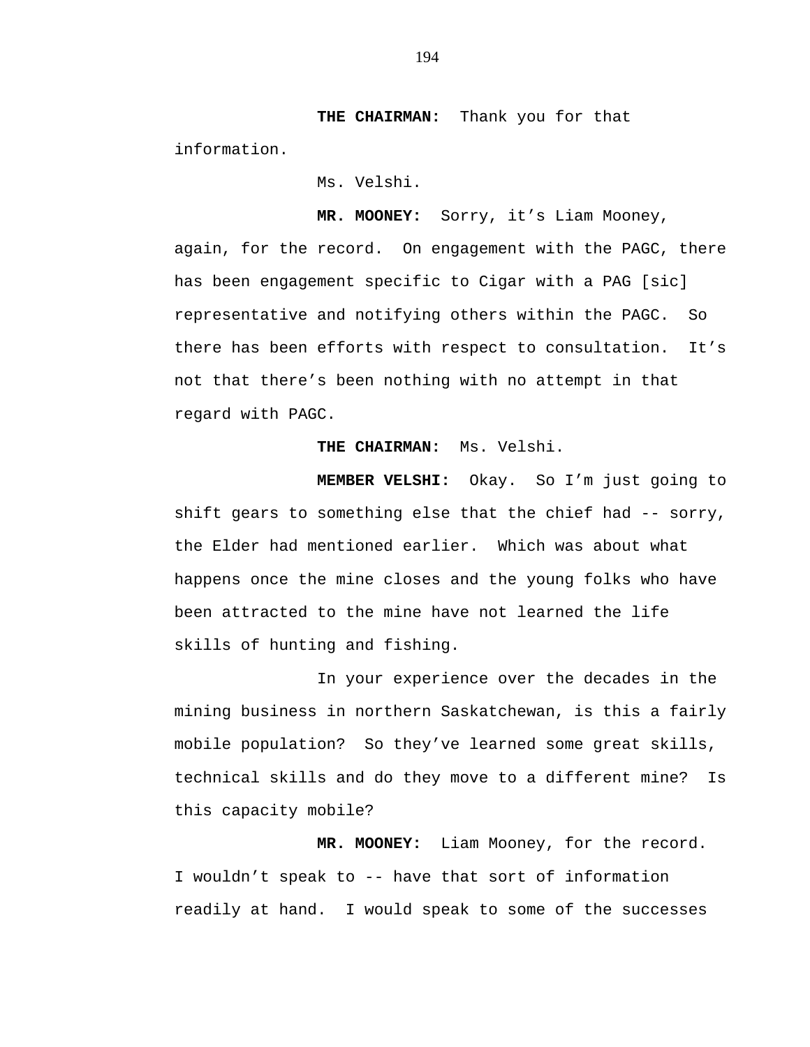**THE CHAIRMAN:** Thank you for that information.

Ms. Velshi.

**MR. MOONEY:** Sorry, it's Liam Mooney, again, for the record. On engagement with the PAGC, there has been engagement specific to Cigar with a PAG [sic] representative and notifying others within the PAGC. So there has been efforts with respect to consultation. It's not that there's been nothing with no attempt in that regard with PAGC.

**THE CHAIRMAN:** Ms. Velshi.

**MEMBER VELSHI:** Okay. So I'm just going to shift gears to something else that the chief had -- sorry, the Elder had mentioned earlier. Which was about what happens once the mine closes and the young folks who have been attracted to the mine have not learned the life skills of hunting and fishing.

In your experience over the decades in the mining business in northern Saskatchewan, is this a fairly mobile population? So they've learned some great skills, technical skills and do they move to a different mine? Is this capacity mobile?

**MR. MOONEY:** Liam Mooney, for the record. I wouldn't speak to -- have that sort of information readily at hand. I would speak to some of the successes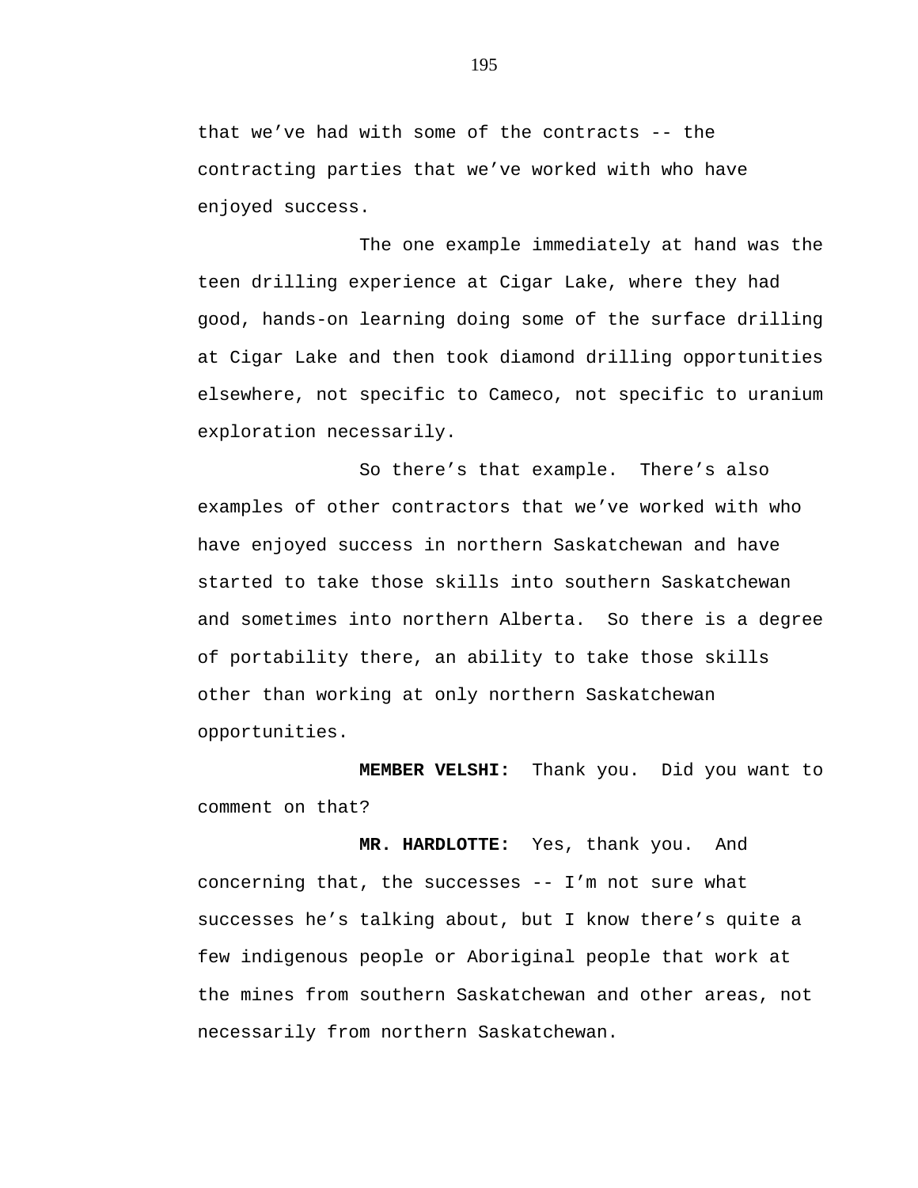that we’ve had with some of the contracts -- the contracting parties that we’ve worked with who have enjoyed success.

The one example immediately at hand was the teen drilling experience at Cigar Lake, where they had good, hands-on learning doing some of the surface drilling at Cigar Lake and then took diamond drilling opportunities elsewhere, not specific to Cameco, not specific to uranium exploration necessarily.

So there’s that example. There’s also examples of other contractors that we’ve worked with who have enjoyed success in northern Saskatchewan and have started to take those skills into southern Saskatchewan and sometimes into northern Alberta. So there is a degree of portability there, an ability to take those skills other than working at only northern Saskatchewan opportunities.

**MEMBER VELSHI:** Thank you. Did you want to comment on that?

**MR. HARDLOTTE:** Yes, thank you. And concerning that, the successes -- I’m not sure what successes he’s talking about, but I know there’s quite a few indigenous people or Aboriginal people that work at the mines from southern Saskatchewan and other areas, not necessarily from northern Saskatchewan.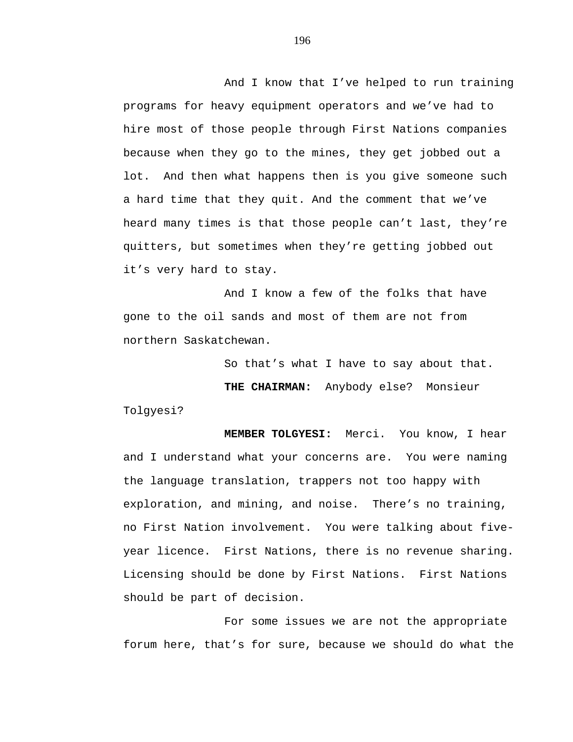And I know that I've helped to run training programs for heavy equipment operators and we've had to hire most of those people through First Nations companies because when they go to the mines, they get jobbed out a lot. And then what happens then is you give someone such a hard time that they quit. And the comment that we've heard many times is that those people can't last, they're quitters, but sometimes when they're getting jobbed out it's very hard to stay.

And I know a few of the folks that have gone to the oil sands and most of them are not from northern Saskatchewan.

So that's what I have to say about that.

**THE CHAIRMAN:** Anybody else? Monsieur Tolgyesi?

**MEMBER TOLGYESI:** Merci. You know, I hear and I understand what your concerns are. You were naming the language translation, trappers not too happy with exploration, and mining, and noise. There's no training, no First Nation involvement. You were talking about five-year licence. First Nations, there is no revenue sharing. Licensing should be done by First Nations. First Nations should be part of decision.

For some issues we are not the appropriate forum here, that's for sure, because we should do what the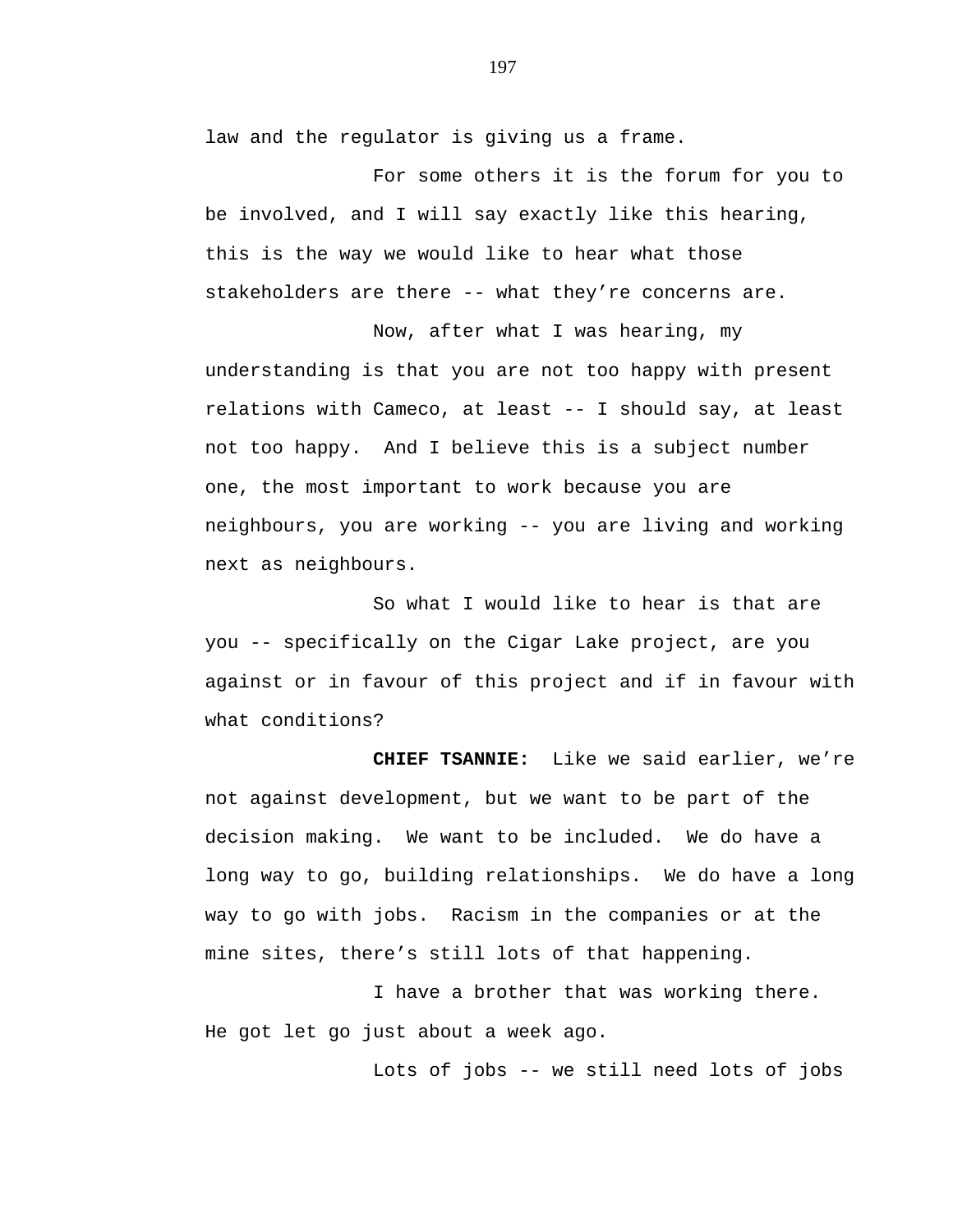law and the regulator is giving us a frame.

For some others it is the forum for you to be involved, and I will say exactly like this hearing, this is the way we would like to hear what those stakeholders are there -- what they’re concerns are.

Now, after what I was hearing, my understanding is that you are not too happy with present relations with Cameco, at least -- I should say, at least not too happy. And I believe this is a subject number one, the most important to work because you are neighbours, you are working -- you are living and working next as neighbours.

So what I would like to hear is that are you -- specifically on the Cigar Lake project, are you against or in favour of this project and if in favour with what conditions?

**CHIEF TSANNIE:** Like we said earlier, we’re not against development, but we want to be part of the decision making. We want to be included. We do have a long way to go, building relationships. We do have a long way to go with jobs. Racism in the companies or at the mine sites, there’s still lots of that happening.

I have a brother that was working there. He got let go just about a week ago.

Lots of jobs -- we still need lots of jobs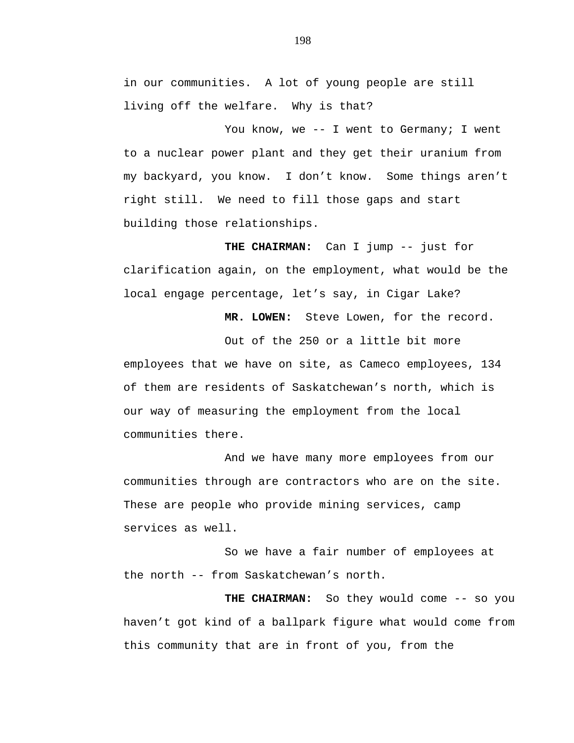in our communities. A lot of young people are still living off the welfare. Why is that?

You know, we -- I went to Germany; I went to a nuclear power plant and they get their uranium from my backyard, you know. I don't know. Some things aren't right still. We need to fill those gaps and start building those relationships.

**THE CHAIRMAN:** Can I jump -- just for clarification again, on the employment, what would be the local engage percentage, let's say, in Cigar Lake?

**MR. LOWEN:** Steve Lowen, for the record.

Out of the 250 or a little bit more employees that we have on site, as Cameco employees, 134 of them are residents of Saskatchewan's north, which is our way of measuring the employment from the local communities there.

And we have many more employees from our communities through are contractors who are on the site. These are people who provide mining services, camp services as well.

So we have a fair number of employees at the north -- from Saskatchewan's north.

**THE CHAIRMAN:** So they would come -- so you haven't got kind of a ballpark figure what would come from this community that are in front of you, from the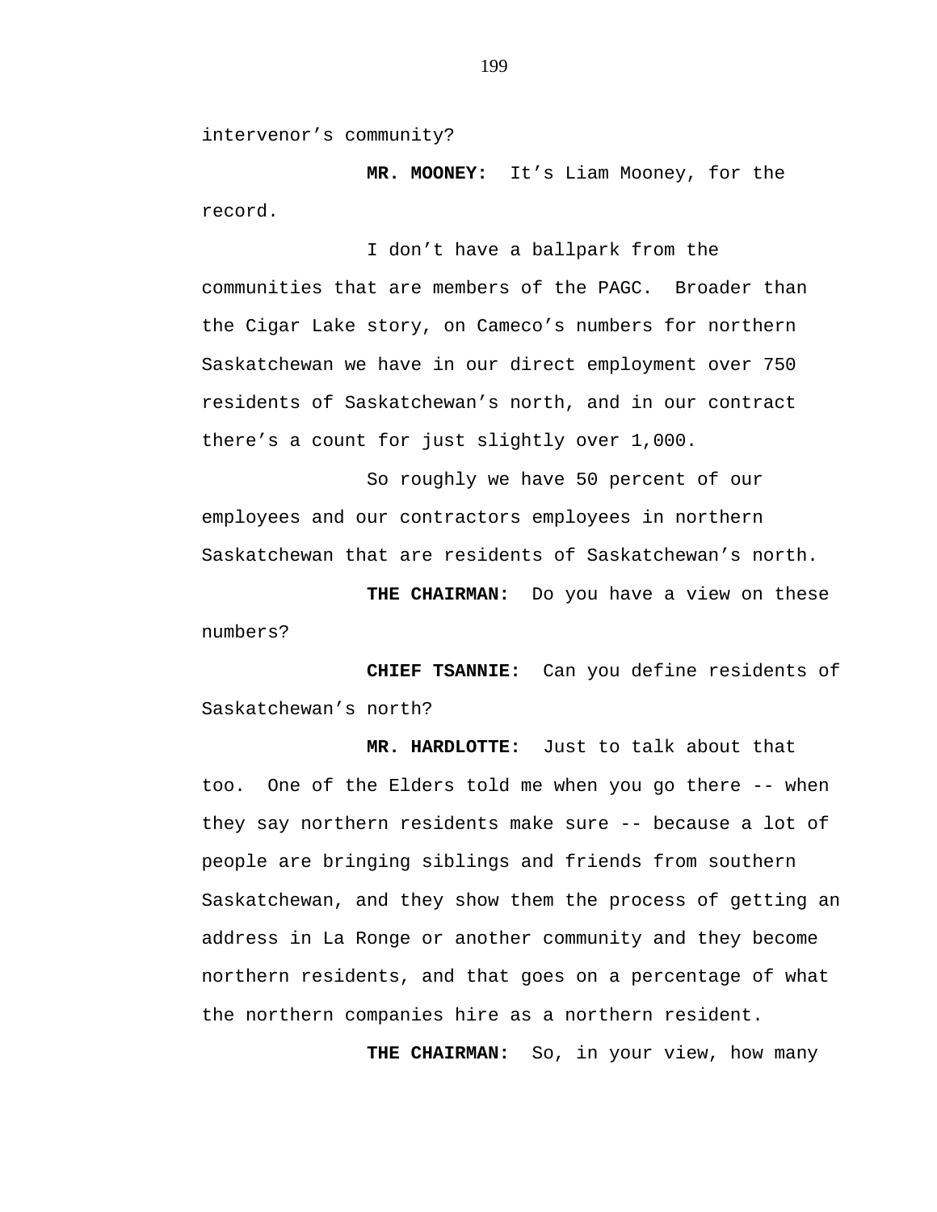intervenor's community?

**MR. MOONEY:** It's Liam Mooney, for the record.

I don't have a ballpark from the communities that are members of the PAGC. Broader than the Cigar Lake story, on Cameco's numbers for northern Saskatchewan we have in our direct employment over 750 residents of Saskatchewan's north, and in our contract there's a count for just slightly over 1,000.

So roughly we have 50 percent of our employees and our contractors employees in northern Saskatchewan that are residents of Saskatchewan's north.

**THE CHAIRMAN:** Do you have a view on these numbers?

**CHIEF TSANNIE:** Can you define residents of Saskatchewan's north?

**MR. HARDLOTTE:** Just to talk about that too. One of the Elders told me when you go there -- when they say northern residents make sure -- because a lot of people are bringing siblings and friends from southern Saskatchewan, and they show them the process of getting an address in La Ronge or another community and they become northern residents, and that goes on a percentage of what the northern companies hire as a northern resident.

**THE CHAIRMAN:** So, in your view, how many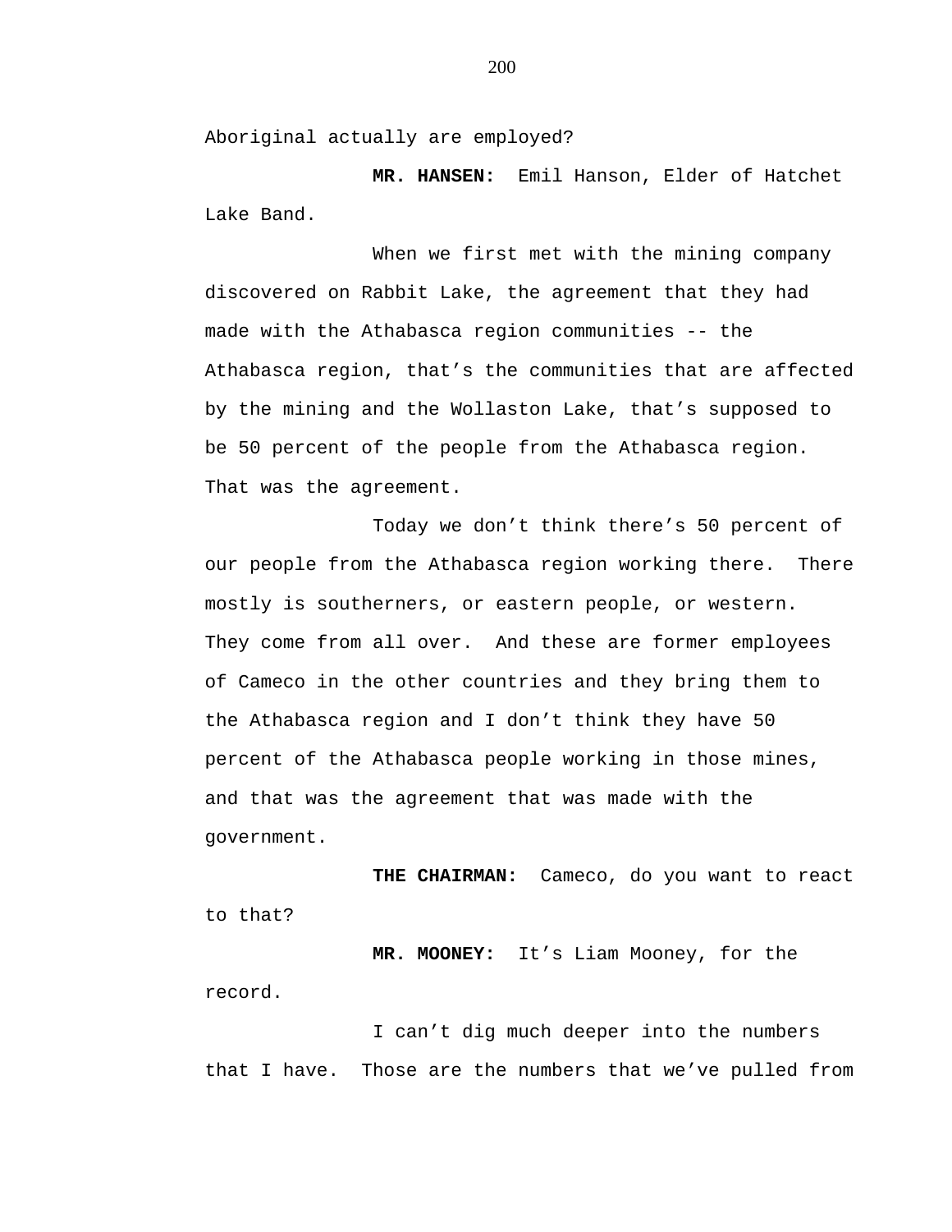Aboriginal actually are employed?

**MR. HANSEN:** Emil Hanson, Elder of Hatchet Lake Band.

When we first met with the mining company discovered on Rabbit Lake, the agreement that they had made with the Athabasca region communities -- the Athabasca region, that’s the communities that are affected by the mining and the Wollaston Lake, that’s supposed to be 50 percent of the people from the Athabasca region. That was the agreement.

Today we don’t think there’s 50 percent of our people from the Athabasca region working there. There mostly is southerners, or eastern people, or western. They come from all over. And these are former employees of Cameco in the other countries and they bring them to the Athabasca region and I don’t think they have 50 percent of the Athabasca people working in those mines, and that was the agreement that was made with the government.

**THE CHAIRMAN:** Cameco, do you want to react to that?

**MR. MOONEY:** It’s Liam Mooney, for the record.

I can’t dig much deeper into the numbers that I have. Those are the numbers that we’ve pulled from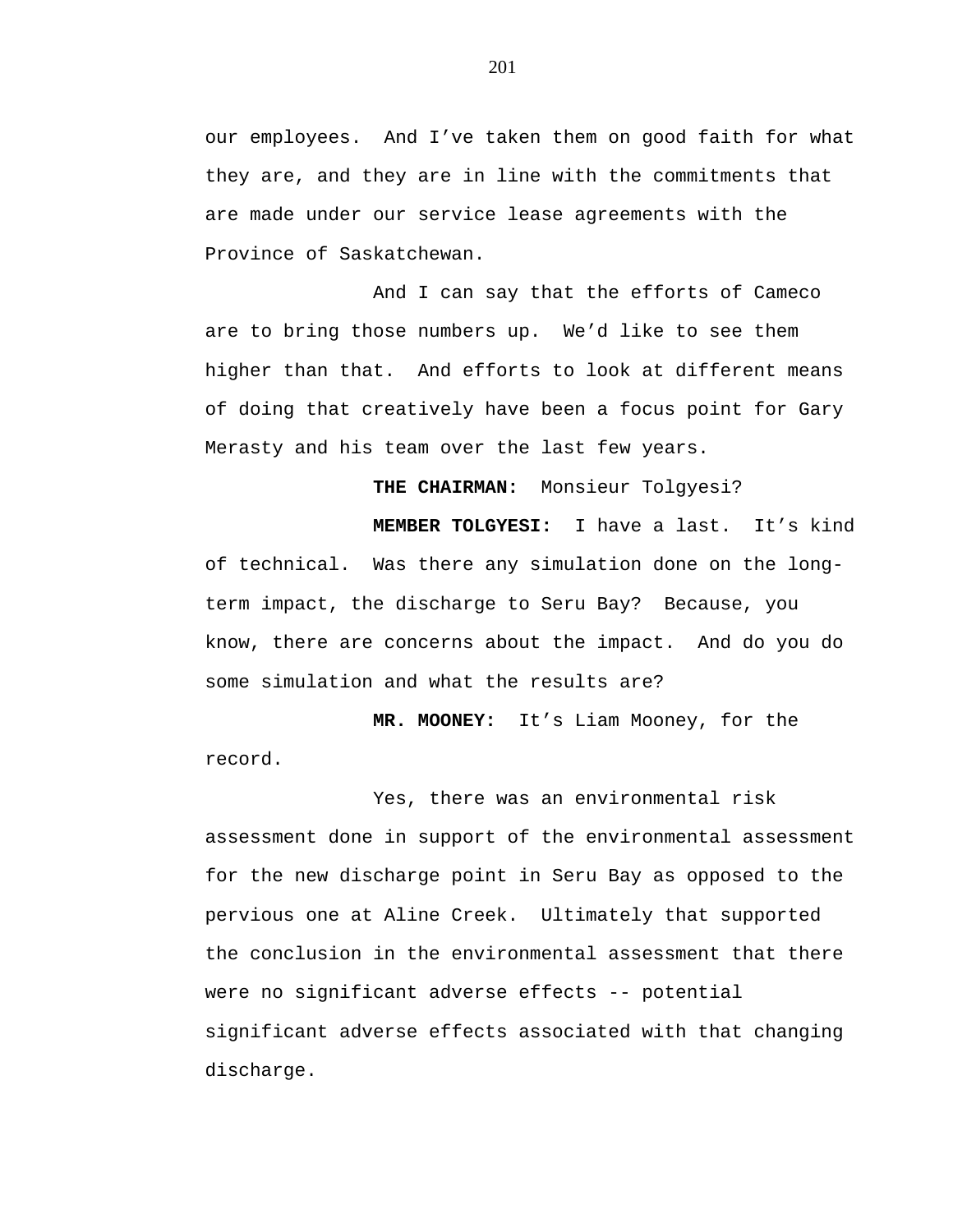our employees. And I've taken them on good faith for what they are, and they are in line with the commitments that are made under our service lease agreements with the Province of Saskatchewan.

And I can say that the efforts of Cameco are to bring those numbers up. We'd like to see them higher than that. And efforts to look at different means of doing that creatively have been a focus point for Gary Merasty and his team over the last few years.

**THE CHAIRMAN:** Monsieur Tolgyesi?

**MEMBER TOLGYESI:** I have a last. It's kind of technical. Was there any simulation done on the long-term impact, the discharge to Seru Bay? Because, you know, there are concerns about the impact. And do you do some simulation and what the results are?

**MR. MOONEY:** It's Liam Mooney, for the record.

Yes, there was an environmental risk assessment done in support of the environmental assessment for the new discharge point in Seru Bay as opposed to the pervious one at Aline Creek. Ultimately that supported the conclusion in the environmental assessment that there were no significant adverse effects -- potential significant adverse effects associated with that changing discharge.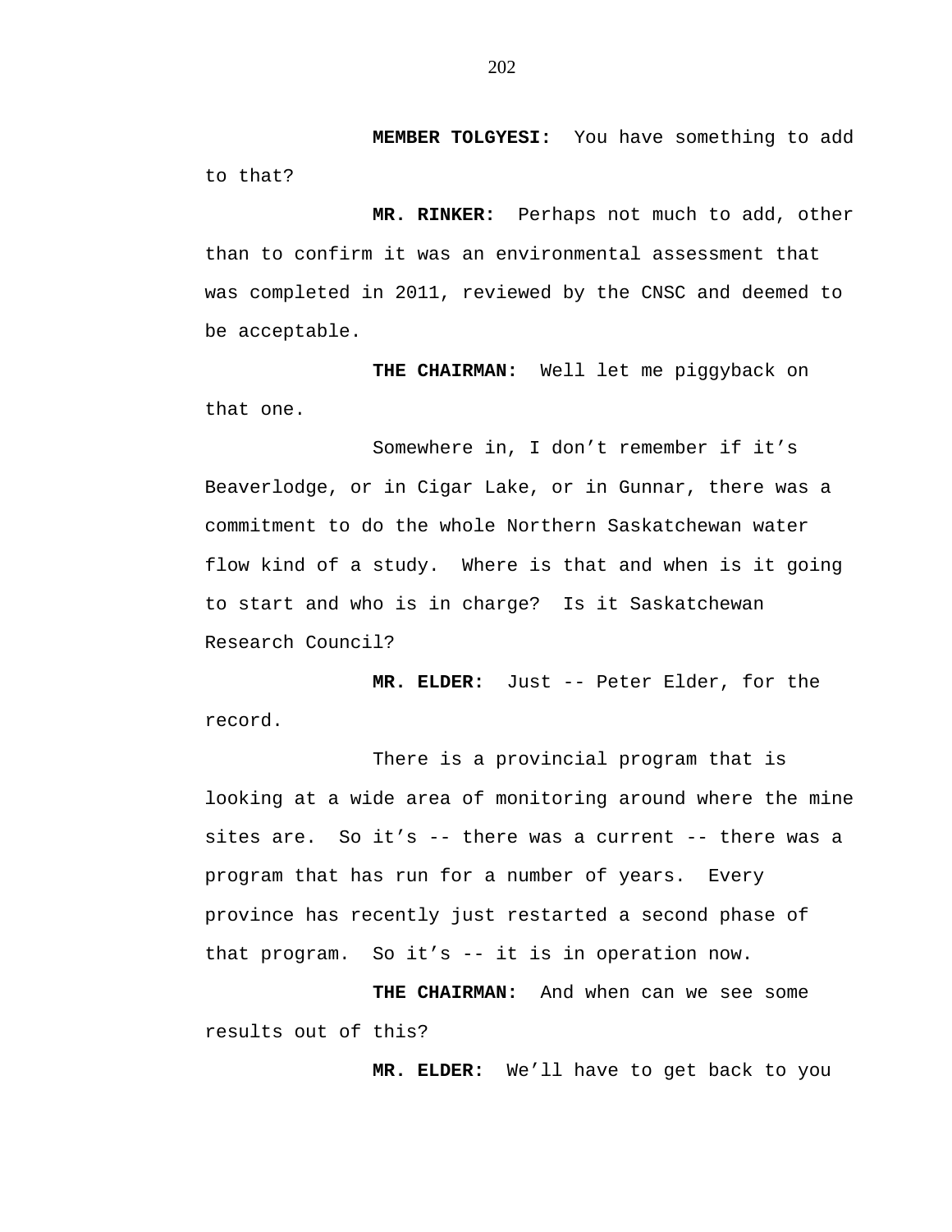**MEMBER TOLGYESI:** You have something to add to that?

**MR. RINKER:** Perhaps not much to add, other than to confirm it was an environmental assessment that was completed in 2011, reviewed by the CNSC and deemed to be acceptable.

**THE CHAIRMAN:** Well let me piggyback on that one.

Somewhere in, I don't remember if it's Beaverlodge, or in Cigar Lake, or in Gunnar, there was a commitment to do the whole Northern Saskatchewan water flow kind of a study. Where is that and when is it going to start and who is in charge? Is it Saskatchewan Research Council?

**MR. ELDER:** Just -- Peter Elder, for the record.

There is a provincial program that is looking at a wide area of monitoring around where the mine sites are. So it's -- there was a current -- there was a program that has run for a number of years. Every province has recently just restarted a second phase of that program. So it's -- it is in operation now.

**THE CHAIRMAN:** And when can we see some results out of this?

**MR. ELDER:** We'll have to get back to you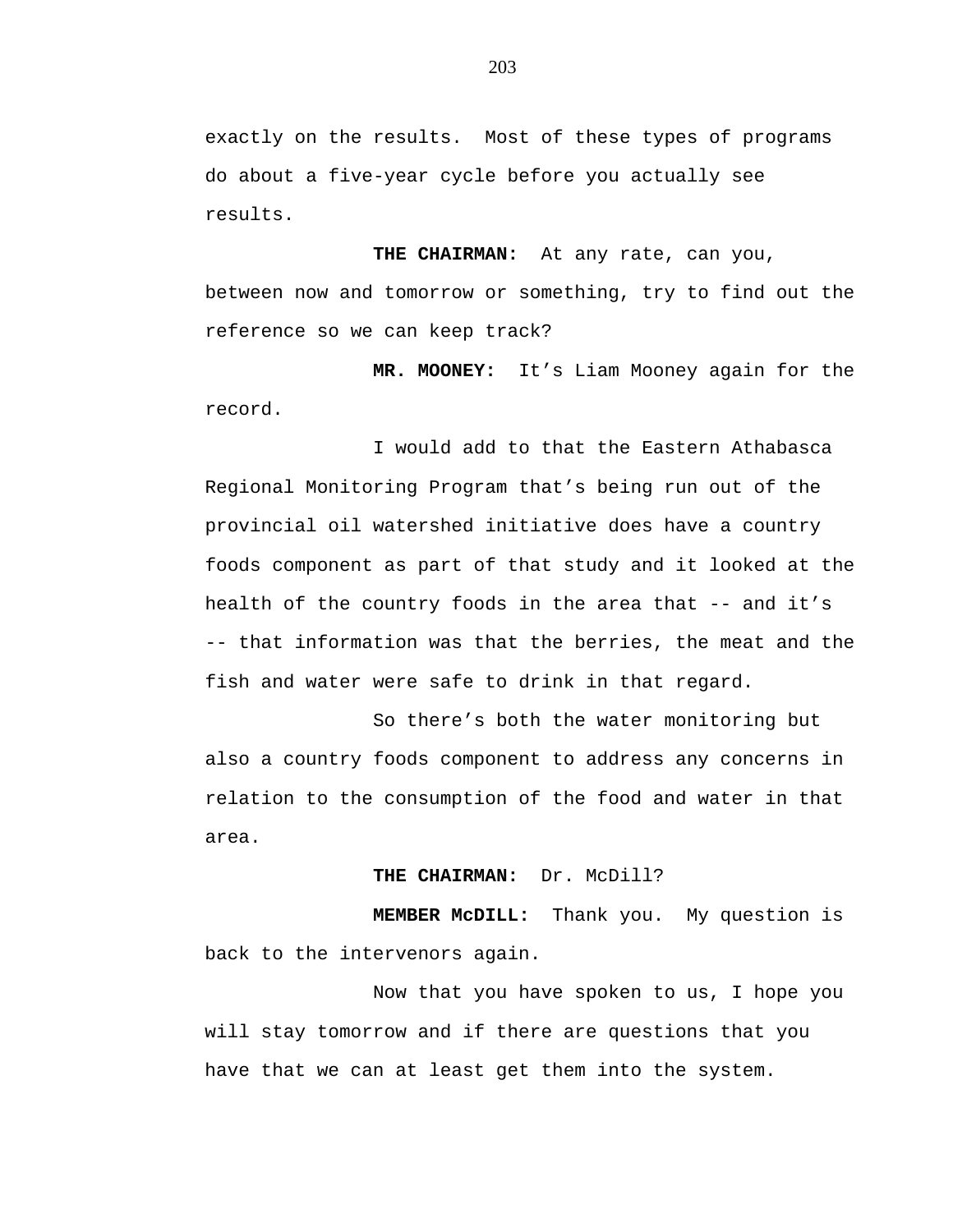exactly on the results. Most of these types of programs do about a five-year cycle before you actually see results.

**THE CHAIRMAN:** At any rate, can you, between now and tomorrow or something, try to find out the reference so we can keep track?

**MR. MOONEY:** It's Liam Mooney again for the record.

I would add to that the Eastern Athabasca Regional Monitoring Program that's being run out of the provincial oil watershed initiative does have a country foods component as part of that study and it looked at the health of the country foods in the area that -- and it's -- that information was that the berries, the meat and the fish and water were safe to drink in that regard.

So there's both the water monitoring but also a country foods component to address any concerns in relation to the consumption of the food and water in that area.

**THE CHAIRMAN:** Dr. McDill?

**MEMBER McDILL:** Thank you. My question is back to the intervenors again.

Now that you have spoken to us, I hope you will stay tomorrow and if there are questions that you have that we can at least get them into the system.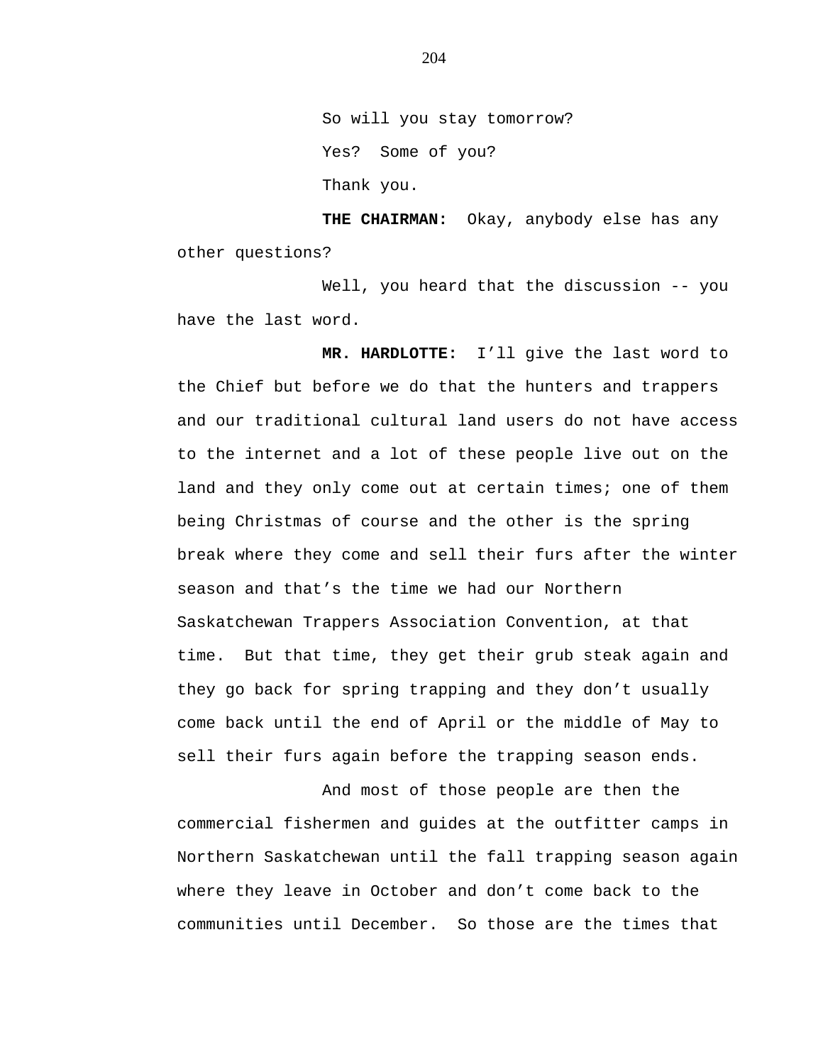So will you stay tomorrow?

Yes? Some of you?

Thank you.

**THE CHAIRMAN:** Okay, anybody else has any other questions?

Well, you heard that the discussion -- you have the last word.

**MR. HARDLOTTE:** I'll give the last word to the Chief but before we do that the hunters and trappers and our traditional cultural land users do not have access to the internet and a lot of these people live out on the land and they only come out at certain times; one of them being Christmas of course and the other is the spring break where they come and sell their furs after the winter season and that's the time we had our Northern Saskatchewan Trappers Association Convention, at that time. But that time, they get their grub steak again and they go back for spring trapping and they don't usually come back until the end of April or the middle of May to sell their furs again before the trapping season ends.

And most of those people are then the commercial fishermen and guides at the outfitter camps in Northern Saskatchewan until the fall trapping season again where they leave in October and don't come back to the communities until December. So those are the times that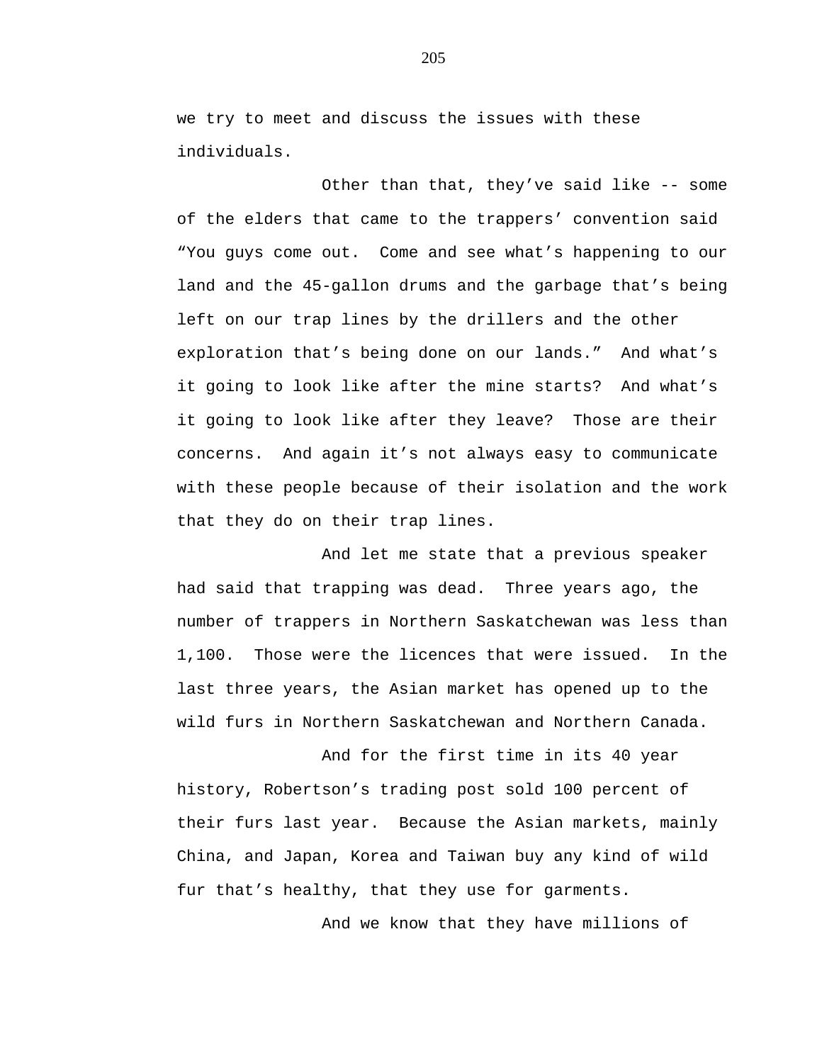we try to meet and discuss the issues with these individuals.

Other than that, they've said like -- some of the elders that came to the trappers' convention said "You guys come out. Come and see what's happening to our land and the 45-gallon drums and the garbage that's being left on our trap lines by the drillers and the other exploration that's being done on our lands." And what's it going to look like after the mine starts? And what's it going to look like after they leave? Those are their concerns. And again it's not always easy to communicate with these people because of their isolation and the work that they do on their trap lines.

And let me state that a previous speaker had said that trapping was dead. Three years ago, the number of trappers in Northern Saskatchewan was less than 1,100. Those were the licences that were issued. In the last three years, the Asian market has opened up to the wild furs in Northern Saskatchewan and Northern Canada.

And for the first time in its 40 year history, Robertson's trading post sold 100 percent of their furs last year. Because the Asian markets, mainly China, and Japan, Korea and Taiwan buy any kind of wild fur that's healthy, that they use for garments.

And we know that they have millions of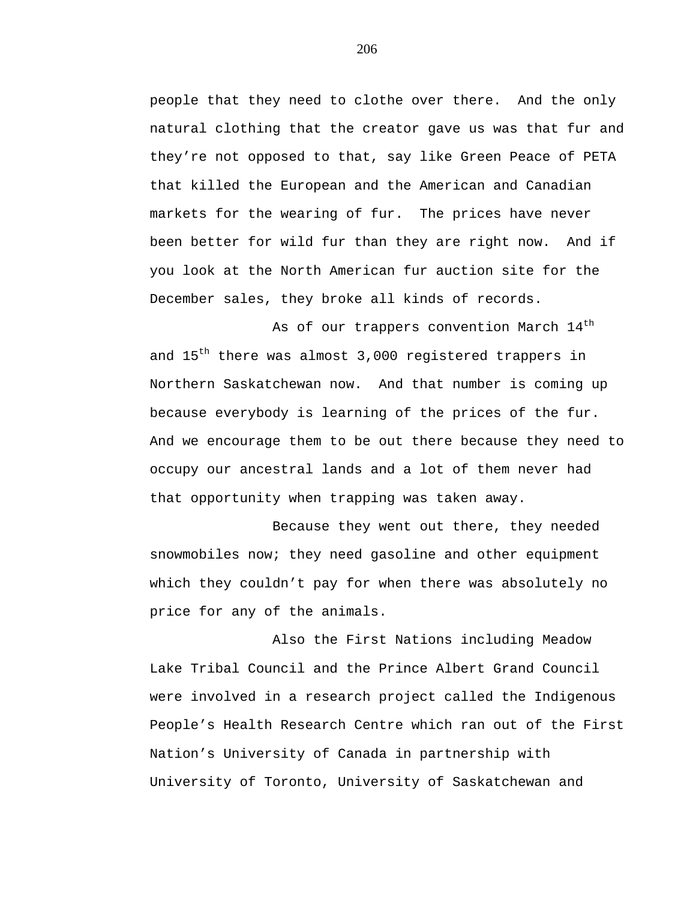people that they need to clothe over there. And the only natural clothing that the creator gave us was that fur and they're not opposed to that, say like Green Peace of PETA that killed the European and the American and Canadian markets for the wearing of fur. The prices have never been better for wild fur than they are right now. And if you look at the North American fur auction site for the December sales, they broke all kinds of records.

As of our trappers convention March 14th and 15th there was almost 3,000 registered trappers in Northern Saskatchewan now. And that number is coming up because everybody is learning of the prices of the fur. And we encourage them to be out there because they need to occupy our ancestral lands and a lot of them never had that opportunity when trapping was taken away.

Because they went out there, they needed snowmobiles now; they need gasoline and other equipment which they couldn't pay for when there was absolutely no price for any of the animals.

Also the First Nations including Meadow Lake Tribal Council and the Prince Albert Grand Council were involved in a research project called the Indigenous People's Health Research Centre which ran out of the First Nation's University of Canada in partnership with University of Toronto, University of Saskatchewan and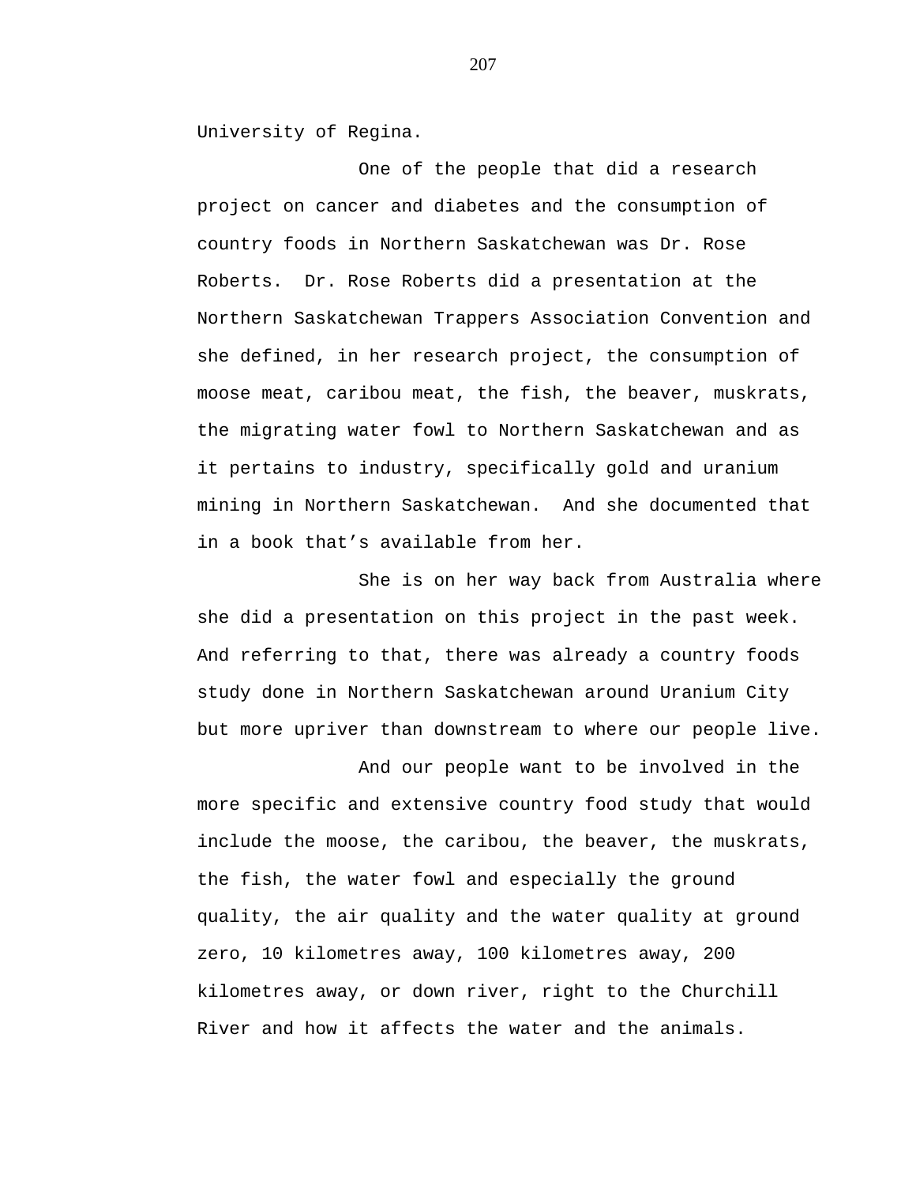University of Regina.

One of the people that did a research project on cancer and diabetes and the consumption of country foods in Northern Saskatchewan was Dr. Rose Roberts. Dr. Rose Roberts did a presentation at the Northern Saskatchewan Trappers Association Convention and she defined, in her research project, the consumption of moose meat, caribou meat, the fish, the beaver, muskrats, the migrating water fowl to Northern Saskatchewan and as it pertains to industry, specifically gold and uranium mining in Northern Saskatchewan. And she documented that in a book that's available from her.

She is on her way back from Australia where she did a presentation on this project in the past week. And referring to that, there was already a country foods study done in Northern Saskatchewan around Uranium City but more upriver than downstream to where our people live.

And our people want to be involved in the more specific and extensive country food study that would include the moose, the caribou, the beaver, the muskrats, the fish, the water fowl and especially the ground quality, the air quality and the water quality at ground zero, 10 kilometres away, 100 kilometres away, 200 kilometres away, or down river, right to the Churchill River and how it affects the water and the animals.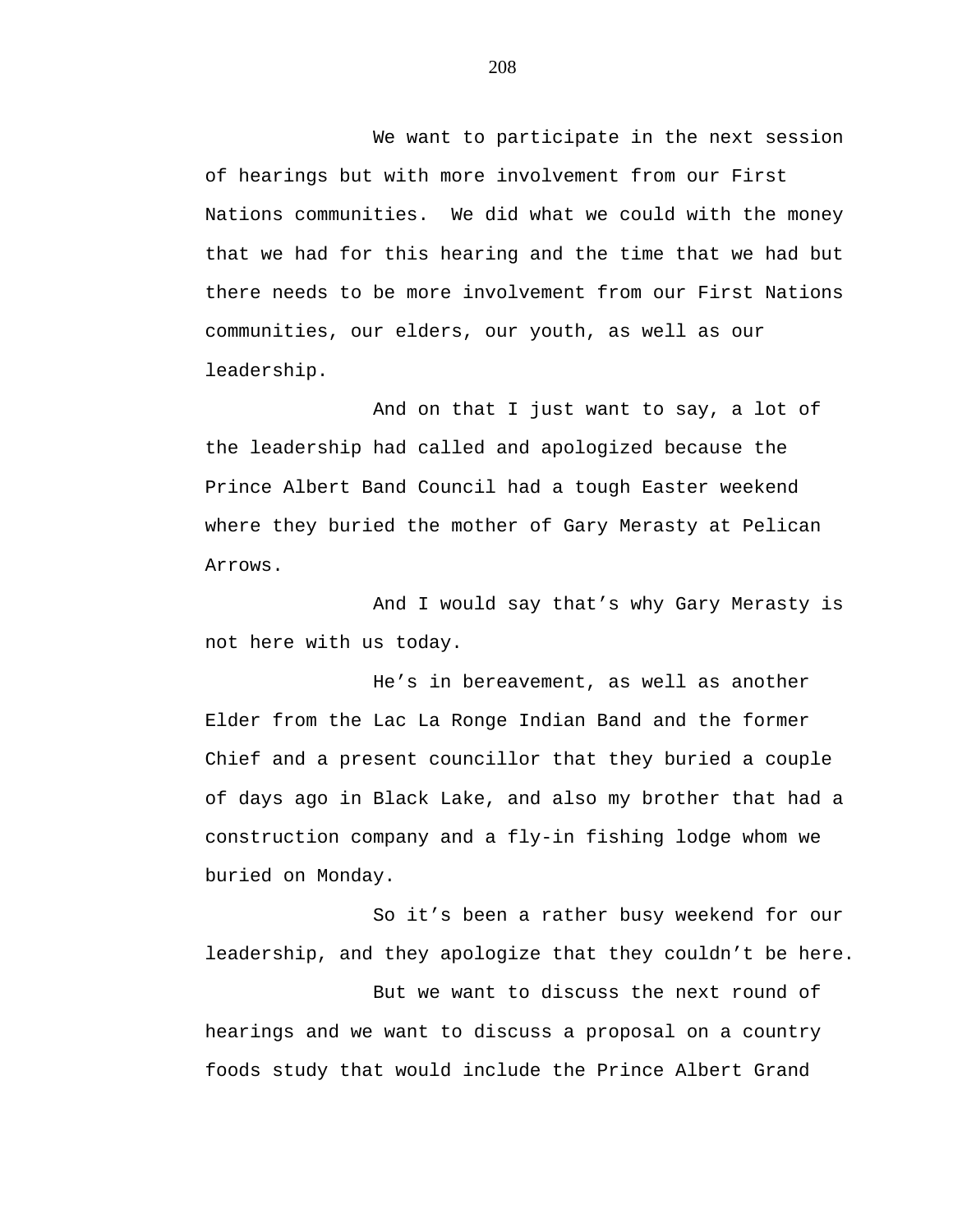We want to participate in the next session of hearings but with more involvement from our First Nations communities. We did what we could with the money that we had for this hearing and the time that we had but there needs to be more involvement from our First Nations communities, our elders, our youth, as well as our leadership.

And on that I just want to say, a lot of the leadership had called and apologized because the Prince Albert Band Council had a tough Easter weekend where they buried the mother of Gary Merasty at Pelican Arrows.

And I would say that's why Gary Merasty is not here with us today.

He's in bereavement, as well as another Elder from the Lac La Ronge Indian Band and the former Chief and a present councillor that they buried a couple of days ago in Black Lake, and also my brother that had a construction company and a fly-in fishing lodge whom we buried on Monday.

So it's been a rather busy weekend for our leadership, and they apologize that they couldn't be here.

But we want to discuss the next round of hearings and we want to discuss a proposal on a country foods study that would include the Prince Albert Grand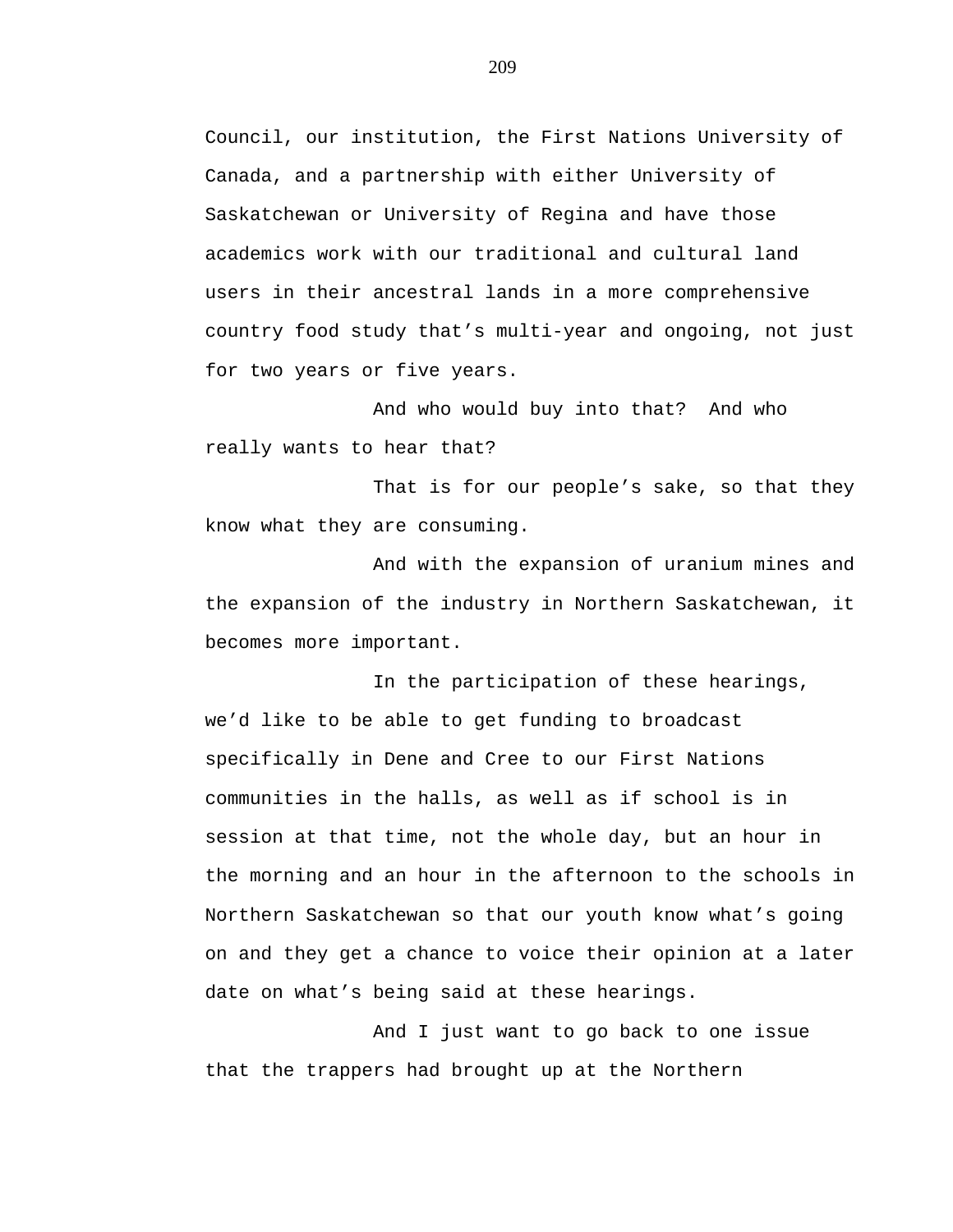Council, our institution, the First Nations University of Canada, and a partnership with either University of Saskatchewan or University of Regina and have those academics work with our traditional and cultural land users in their ancestral lands in a more comprehensive country food study that's multi-year and ongoing, not just for two years or five years.

And who would buy into that? And who really wants to hear that?

That is for our people's sake, so that they know what they are consuming.

And with the expansion of uranium mines and the expansion of the industry in Northern Saskatchewan, it becomes more important.

In the participation of these hearings, we'd like to be able to get funding to broadcast specifically in Dene and Cree to our First Nations communities in the halls, as well as if school is in session at that time, not the whole day, but an hour in the morning and an hour in the afternoon to the schools in Northern Saskatchewan so that our youth know what's going on and they get a chance to voice their opinion at a later date on what's being said at these hearings.

And I just want to go back to one issue that the trappers had brought up at the Northern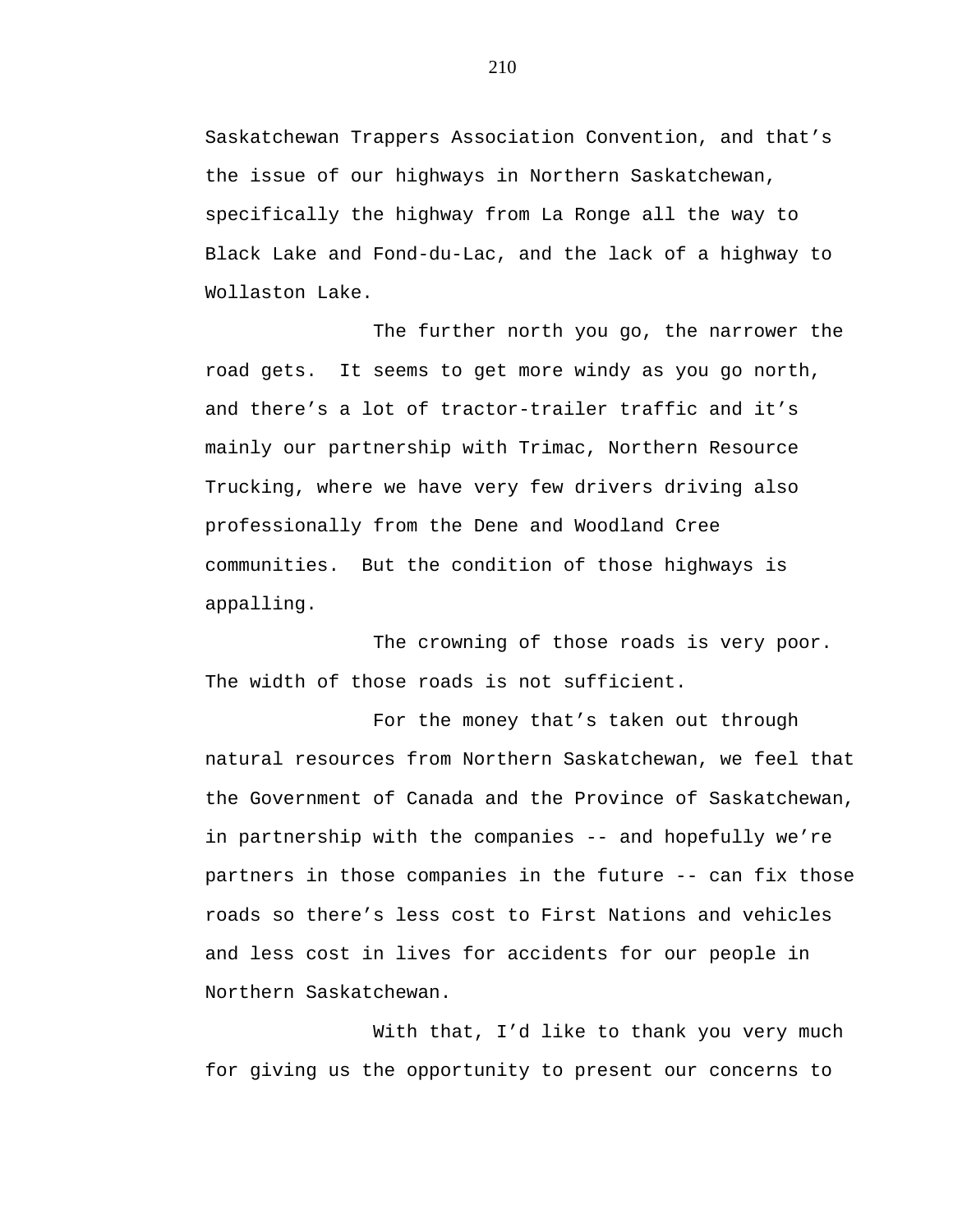Saskatchewan Trappers Association Convention, and that's the issue of our highways in Northern Saskatchewan, specifically the highway from La Ronge all the way to Black Lake and Fond-du-Lac, and the lack of a highway to Wollaston Lake.

The further north you go, the narrower the road gets.  It seems to get more windy as you go north, and there's a lot of tractor-trailer traffic and it's mainly our partnership with Trimac, Northern Resource Trucking, where we have very few drivers driving also professionally from the Dene and Woodland Cree communities.  But the condition of those highways is appalling.

The crowning of those roads is very poor. The width of those roads is not sufficient.

For the money that's taken out through natural resources from Northern Saskatchewan, we feel that the Government of Canada and the Province of Saskatchewan, in partnership with the companies -- and hopefully we're partners in those companies in the future -- can fix those roads so there's less cost to First Nations and vehicles and less cost in lives for accidents for our people in Northern Saskatchewan.

With that, I'd like to thank you very much for giving us the opportunity to present our concerns to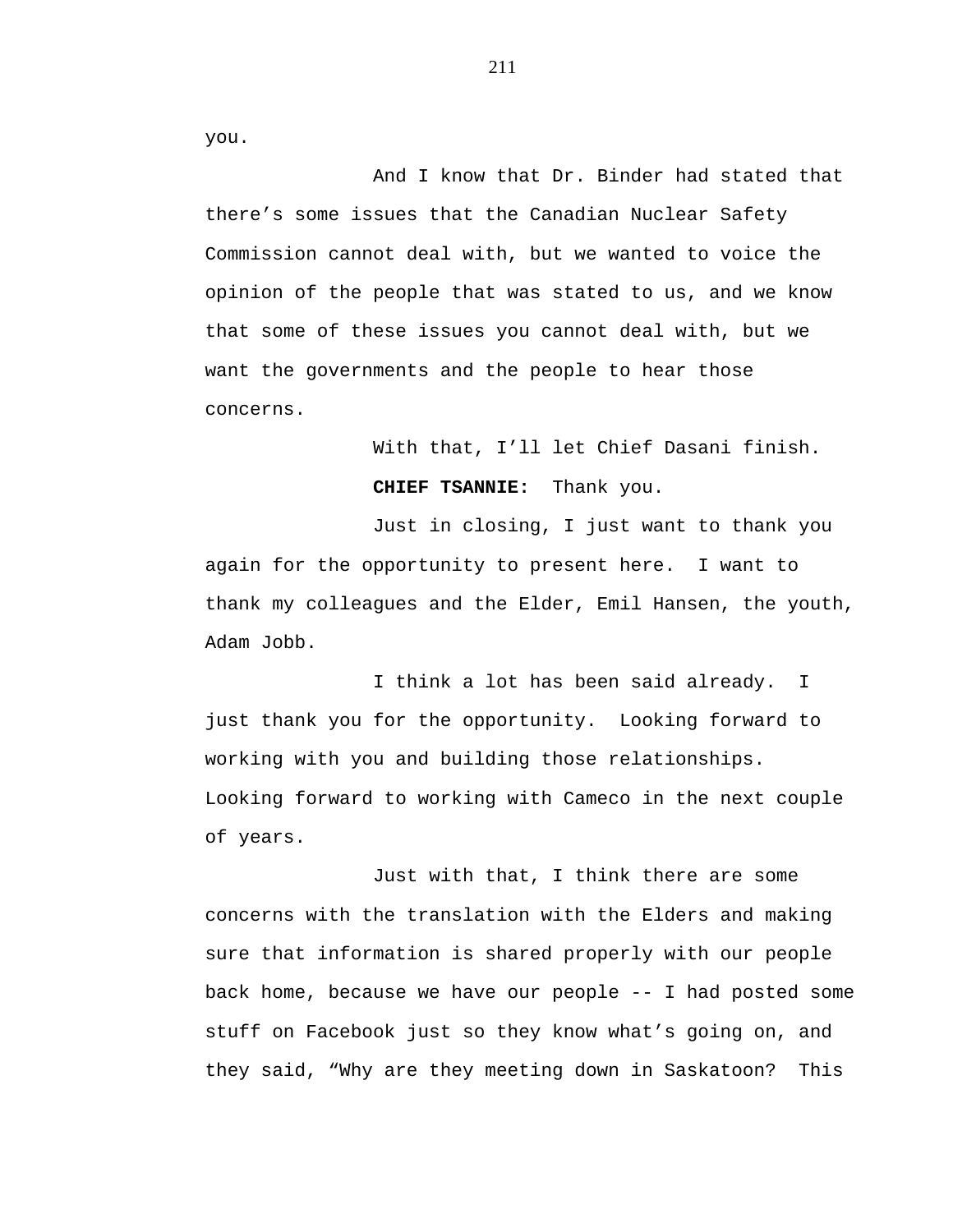you.

And I know that Dr. Binder had stated that there's some issues that the Canadian Nuclear Safety Commission cannot deal with, but we wanted to voice the opinion of the people that was stated to us, and we know that some of these issues you cannot deal with, but we want the governments and the people to hear those concerns.

With that, I'll let Chief Dasani finish.

**CHIEF TSANNIE:** Thank you.

Just in closing, I just want to thank you again for the opportunity to present here. I want to thank my colleagues and the Elder, Emil Hansen, the youth, Adam Jobb.

I think a lot has been said already. I just thank you for the opportunity. Looking forward to working with you and building those relationships. Looking forward to working with Cameco in the next couple of years.

Just with that, I think there are some concerns with the translation with the Elders and making sure that information is shared properly with our people back home, because we have our people -- I had posted some stuff on Facebook just so they know what's going on, and they said, "Why are they meeting down in Saskatoon? This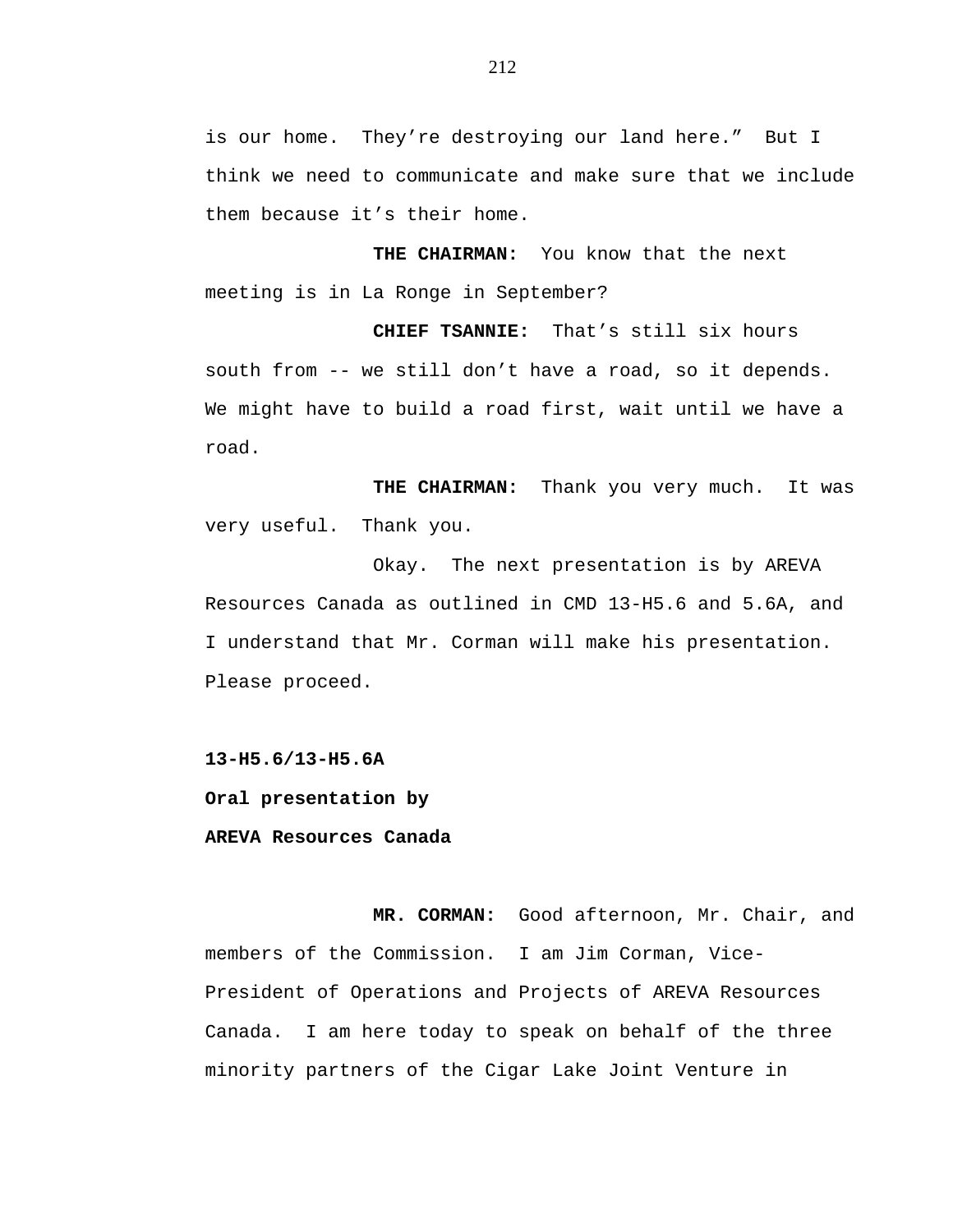is our home. They're destroying our land here." But I think we need to communicate and make sure that we include them because it's their home.

**THE CHAIRMAN:** You know that the next meeting is in La Ronge in September?

**CHIEF TSANNIE:** That's still six hours south from -- we still don't have a road, so it depends. We might have to build a road first, wait until we have a road.

**THE CHAIRMAN:** Thank you very much. It was very useful. Thank you.

Okay. The next presentation is by AREVA Resources Canada as outlined in CMD 13-H5.6 and 5.6A, and I understand that Mr. Corman will make his presentation. Please proceed.

**13-H5.6/13-H5.6A**

**Oral presentation by**

**AREVA Resources Canada**

**MR. CORMAN:** Good afternoon, Mr. Chair, and members of the Commission. I am Jim Corman, Vice-President of Operations and Projects of AREVA Resources Canada. I am here today to speak on behalf of the three minority partners of the Cigar Lake Joint Venture in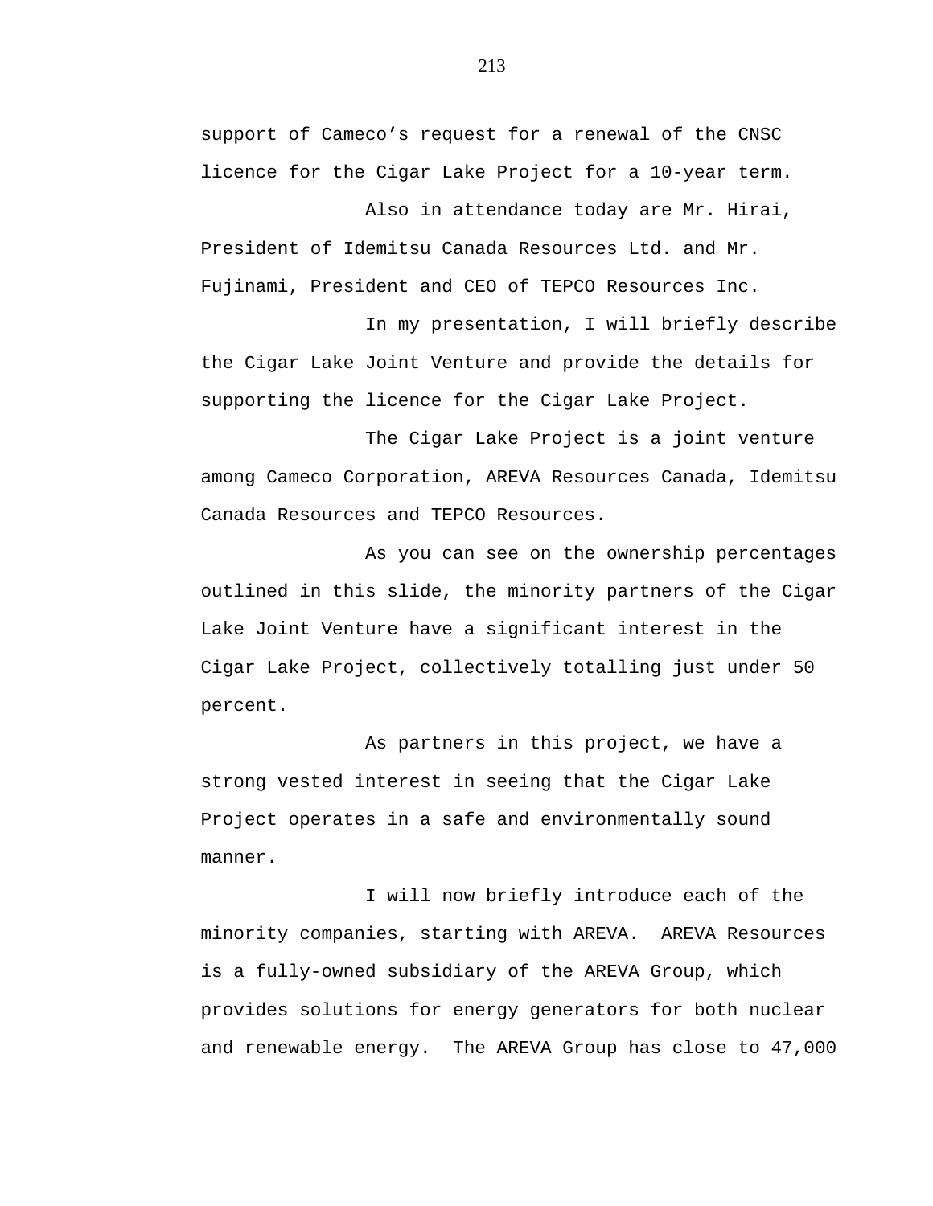support of Cameco's request for a renewal of the CNSC licence for the Cigar Lake Project for a 10-year term.

Also in attendance today are Mr. Hirai, President of Idemitsu Canada Resources Ltd. and Mr. Fujinami, President and CEO of TEPCO Resources Inc.

In my presentation, I will briefly describe the Cigar Lake Joint Venture and provide the details for supporting the licence for the Cigar Lake Project.

The Cigar Lake Project is a joint venture among Cameco Corporation, AREVA Resources Canada, Idemitsu Canada Resources and TEPCO Resources.

As you can see on the ownership percentages outlined in this slide, the minority partners of the Cigar Lake Joint Venture have a significant interest in the Cigar Lake Project, collectively totalling just under 50 percent.

As partners in this project, we have a strong vested interest in seeing that the Cigar Lake Project operates in a safe and environmentally sound manner.

I will now briefly introduce each of the minority companies, starting with AREVA. AREVA Resources is a fully-owned subsidiary of the AREVA Group, which provides solutions for energy generators for both nuclear and renewable energy. The AREVA Group has close to 47,000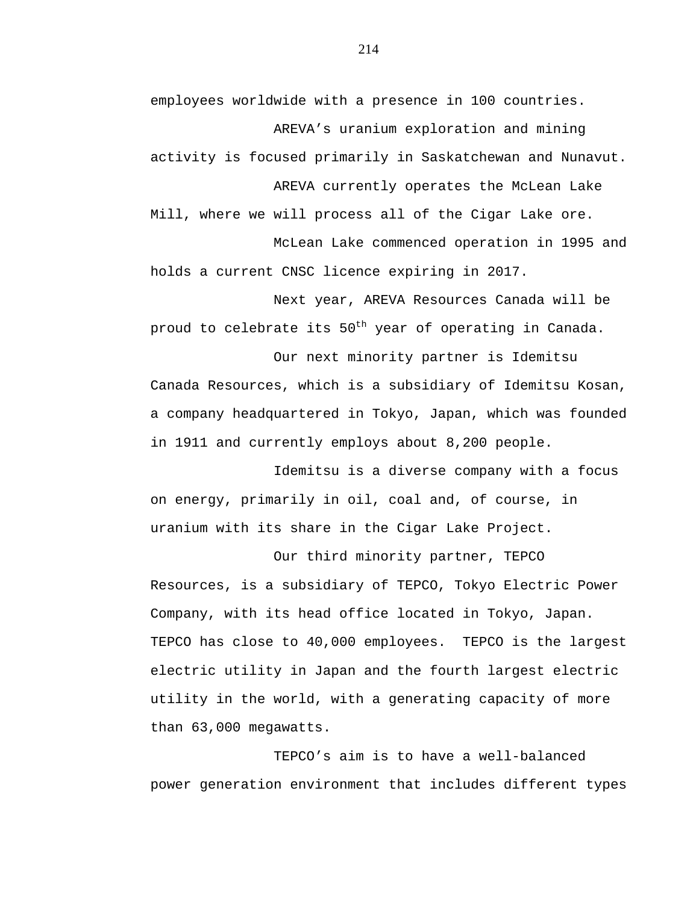employees worldwide with a presence in 100 countries.

AREVA's uranium exploration and mining activity is focused primarily in Saskatchewan and Nunavut.

AREVA currently operates the McLean Lake Mill, where we will process all of the Cigar Lake ore.

McLean Lake commenced operation in 1995 and holds a current CNSC licence expiring in 2017.

Next year, AREVA Resources Canada will be proud to celebrate its 50th year of operating in Canada.

Our next minority partner is Idemitsu Canada Resources, which is a subsidiary of Idemitsu Kosan, a company headquartered in Tokyo, Japan, which was founded in 1911 and currently employs about 8,200 people.

Idemitsu is a diverse company with a focus on energy, primarily in oil, coal and, of course, in uranium with its share in the Cigar Lake Project.

Our third minority partner, TEPCO Resources, is a subsidiary of TEPCO, Tokyo Electric Power Company, with its head office located in Tokyo, Japan. TEPCO has close to 40,000 employees. TEPCO is the largest electric utility in Japan and the fourth largest electric utility in the world, with a generating capacity of more than 63,000 megawatts.

TEPCO's aim is to have a well-balanced power generation environment that includes different types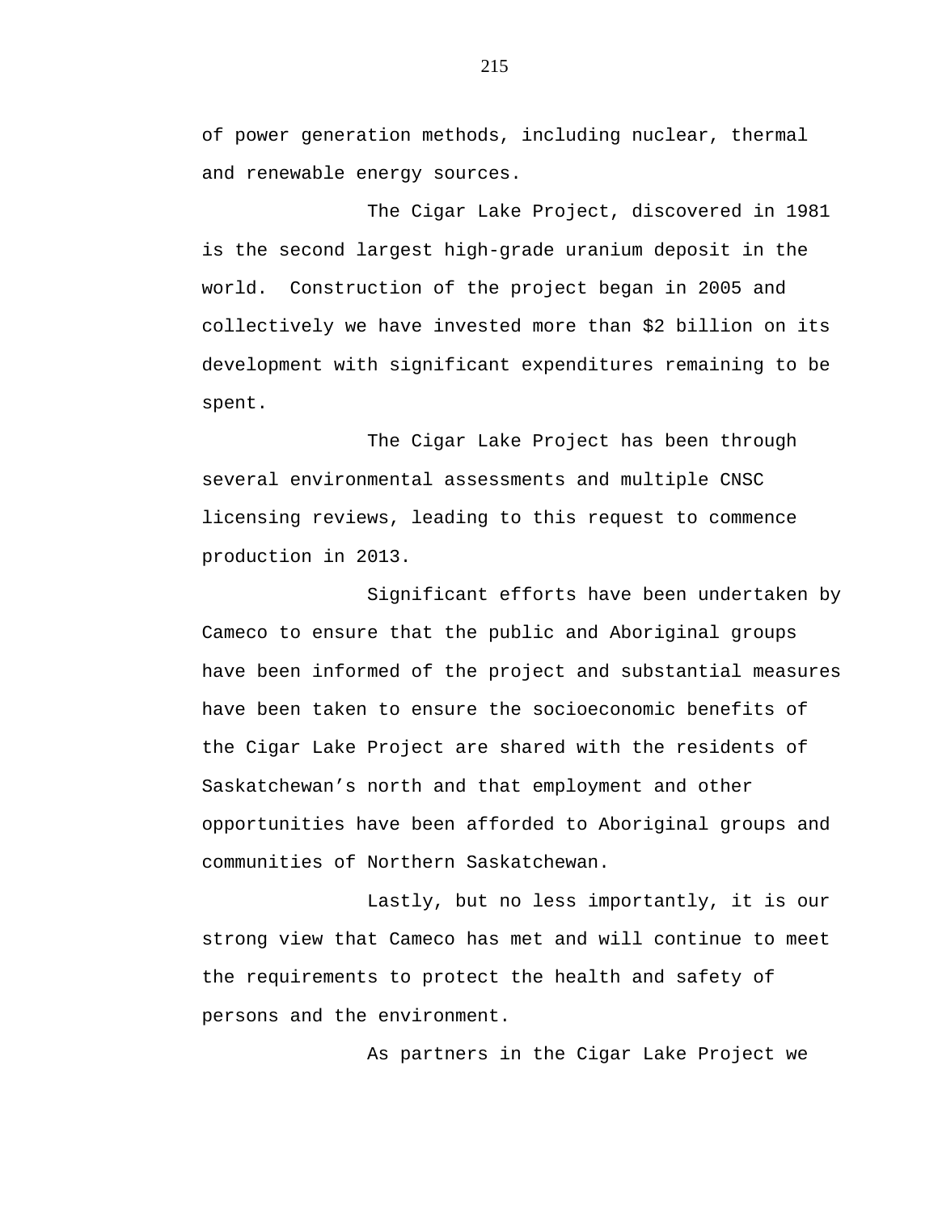of power generation methods, including nuclear, thermal and renewable energy sources.

The Cigar Lake Project, discovered in 1981 is the second largest high-grade uranium deposit in the world. Construction of the project began in 2005 and collectively we have invested more than $2 billion on its development with significant expenditures remaining to be spent.

The Cigar Lake Project has been through several environmental assessments and multiple CNSC licensing reviews, leading to this request to commence production in 2013.

Significant efforts have been undertaken by Cameco to ensure that the public and Aboriginal groups have been informed of the project and substantial measures have been taken to ensure the socioeconomic benefits of the Cigar Lake Project are shared with the residents of Saskatchewan's north and that employment and other opportunities have been afforded to Aboriginal groups and communities of Northern Saskatchewan.

Lastly, but no less importantly, it is our strong view that Cameco has met and will continue to meet the requirements to protect the health and safety of persons and the environment.

As partners in the Cigar Lake Project we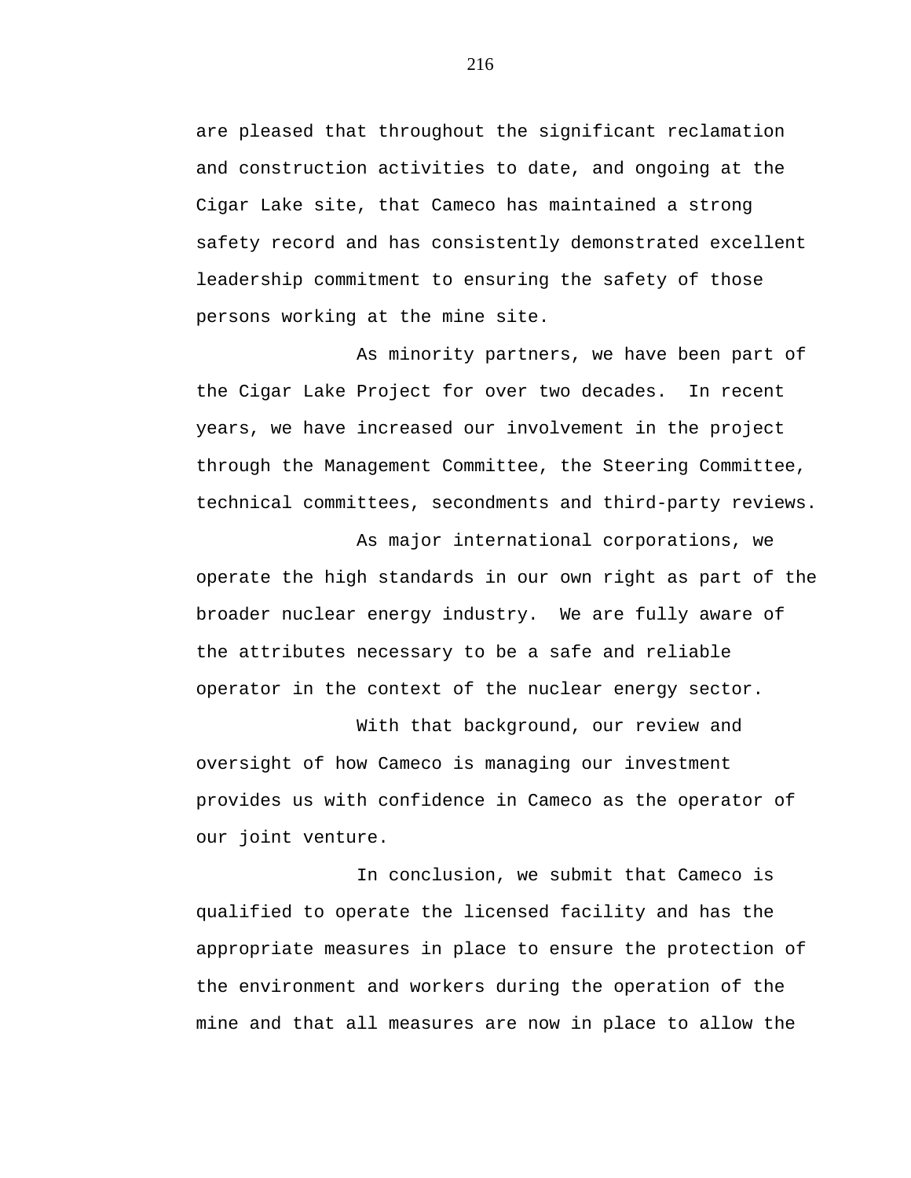are pleased that throughout the significant reclamation and construction activities to date, and ongoing at the Cigar Lake site, that Cameco has maintained a strong safety record and has consistently demonstrated excellent leadership commitment to ensuring the safety of those persons working at the mine site.

As minority partners, we have been part of the Cigar Lake Project for over two decades. In recent years, we have increased our involvement in the project through the Management Committee, the Steering Committee, technical committees, secondments and third-party reviews.

As major international corporations, we operate the high standards in our own right as part of the broader nuclear energy industry. We are fully aware of the attributes necessary to be a safe and reliable operator in the context of the nuclear energy sector.

With that background, our review and oversight of how Cameco is managing our investment provides us with confidence in Cameco as the operator of our joint venture.

In conclusion, we submit that Cameco is qualified to operate the licensed facility and has the appropriate measures in place to ensure the protection of the environment and workers during the operation of the mine and that all measures are now in place to allow the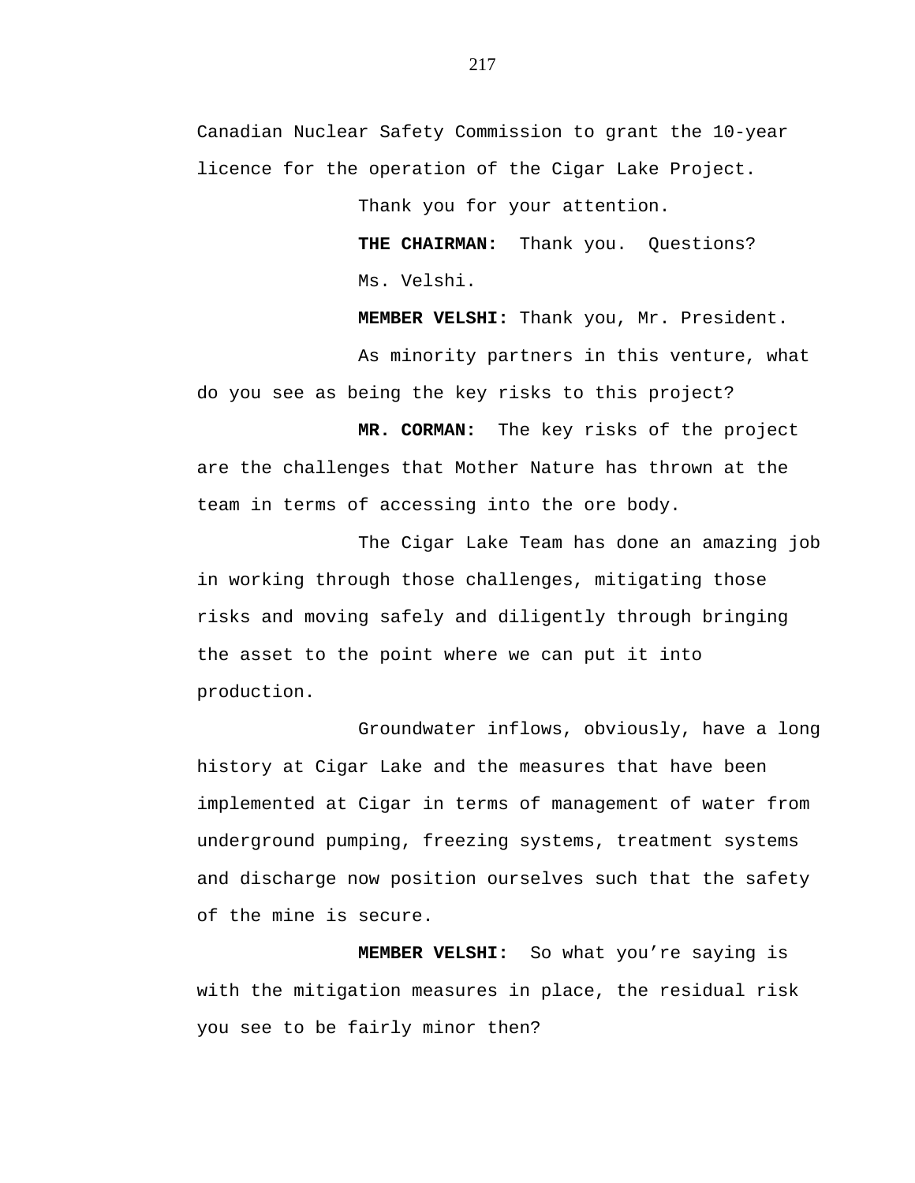Canadian Nuclear Safety Commission to grant the 10-year licence for the operation of the Cigar Lake Project.

Thank you for your attention.

**THE CHAIRMAN:** Thank you. Questions?

Ms. Velshi.

**MEMBER VELSHI:** Thank you, Mr. President.

As minority partners in this venture, what do you see as being the key risks to this project?

**MR. CORMAN:** The key risks of the project are the challenges that Mother Nature has thrown at the team in terms of accessing into the ore body.

The Cigar Lake Team has done an amazing job in working through those challenges, mitigating those risks and moving safely and diligently through bringing the asset to the point where we can put it into production.

Groundwater inflows, obviously, have a long history at Cigar Lake and the measures that have been implemented at Cigar in terms of management of water from underground pumping, freezing systems, treatment systems and discharge now position ourselves such that the safety of the mine is secure.

**MEMBER VELSHI:** So what you're saying is with the mitigation measures in place, the residual risk you see to be fairly minor then?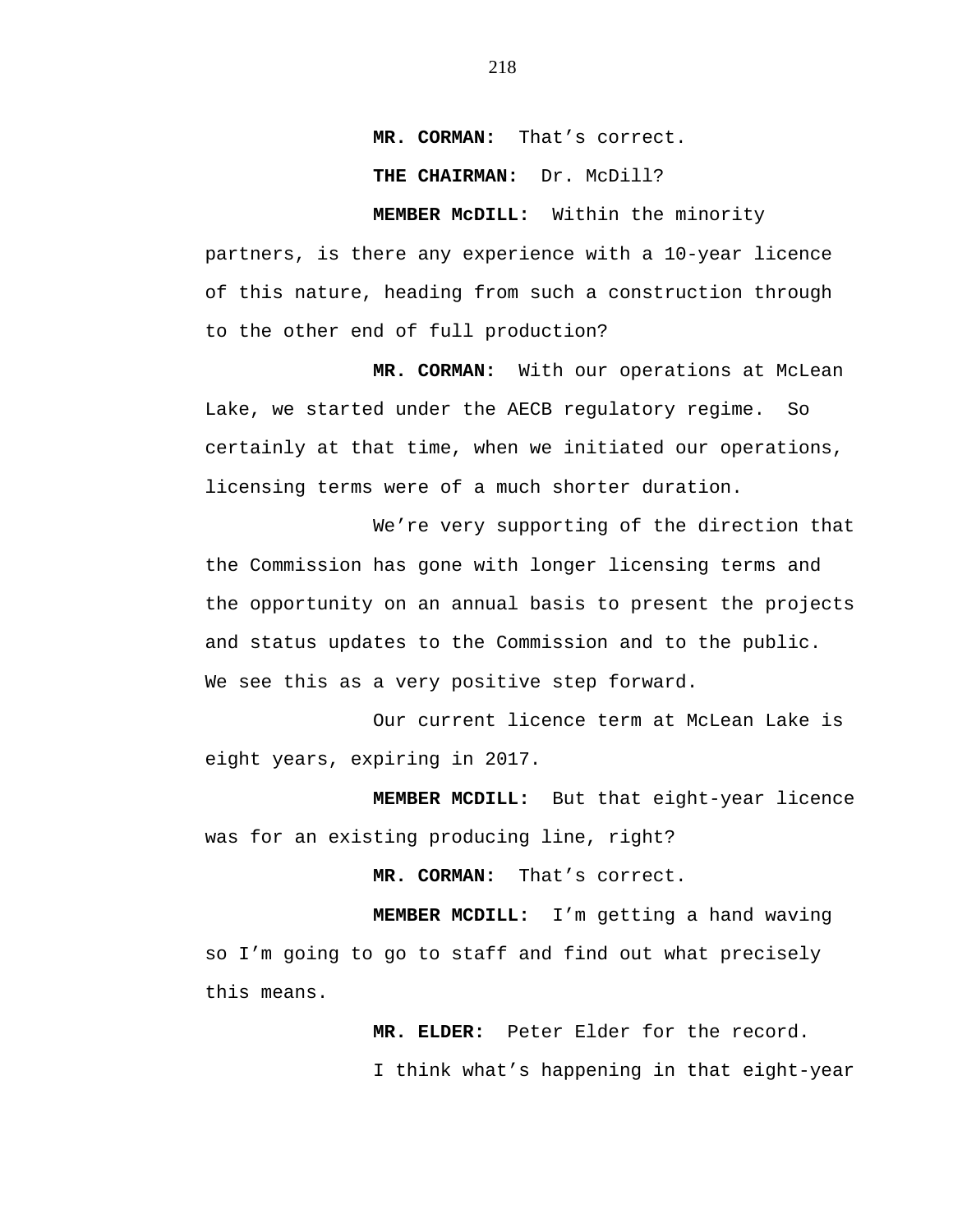**MR. CORMAN:** That’s correct.

**THE CHAIRMAN:** Dr. McDill?

**MEMBER McDILL:** Within the minority partners, is there any experience with a 10-year licence of this nature, heading from such a construction through to the other end of full production?

**MR. CORMAN:** With our operations at McLean Lake, we started under the AECB regulatory regime. So certainly at that time, when we initiated our operations, licensing terms were of a much shorter duration.

We’re very supporting of the direction that the Commission has gone with longer licensing terms and the opportunity on an annual basis to present the projects and status updates to the Commission and to the public. We see this as a very positive step forward.

Our current licence term at McLean Lake is eight years, expiring in 2017.

**MEMBER MCDILL:** But that eight-year licence was for an existing producing line, right?

**MR. CORMAN:** That’s correct.

**MEMBER MCDILL:** I’m getting a hand waving so I’m going to go to staff and find out what precisely this means.

**MR. ELDER:** Peter Elder for the record.

I think what’s happening in that eight-year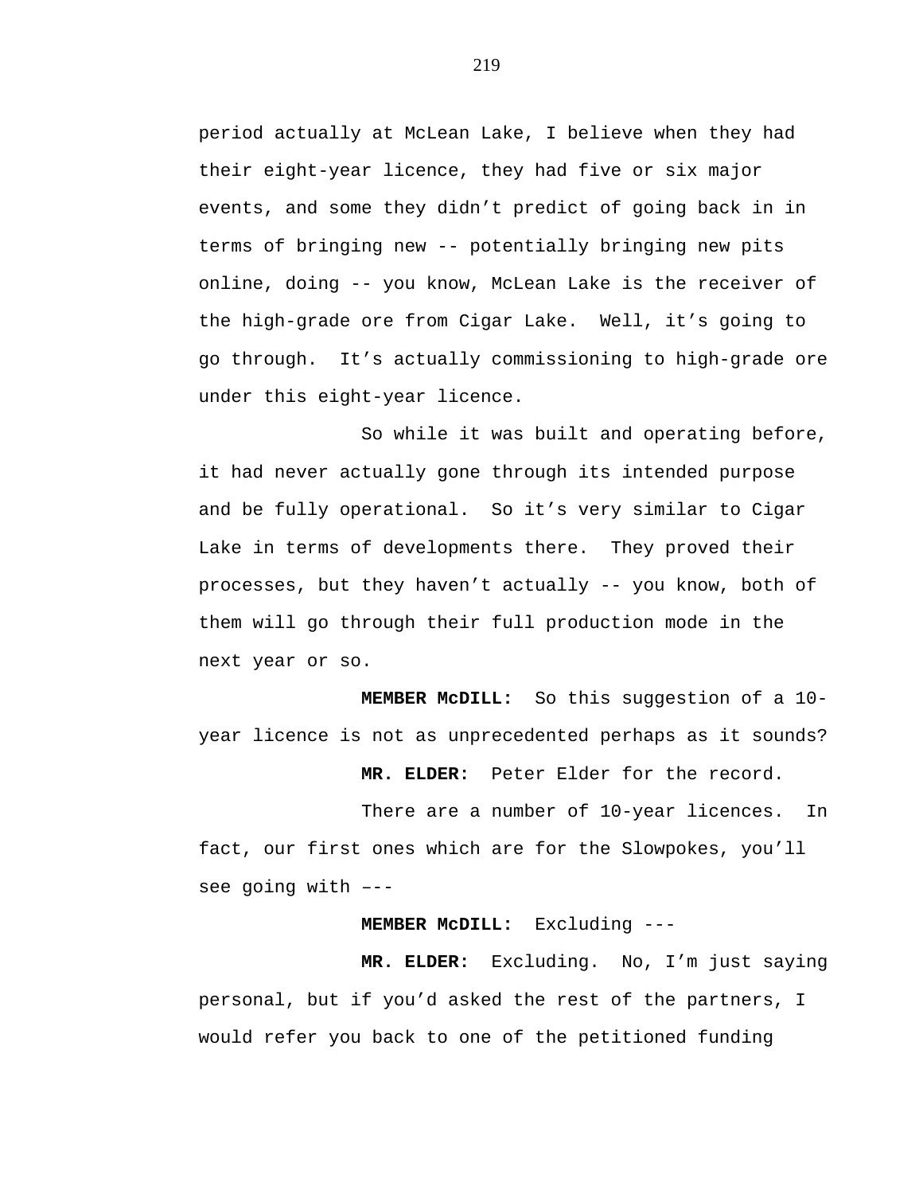period actually at McLean Lake, I believe when they had their eight-year licence, they had five or six major events, and some they didn't predict of going back in in terms of bringing new -- potentially bringing new pits online, doing -- you know, McLean Lake is the receiver of the high-grade ore from Cigar Lake. Well, it's going to go through. It's actually commissioning to high-grade ore under this eight-year licence.

So while it was built and operating before, it had never actually gone through its intended purpose and be fully operational. So it's very similar to Cigar Lake in terms of developments there. They proved their processes, but they haven't actually -- you know, both of them will go through their full production mode in the next year or so.

**MEMBER McDILL:** So this suggestion of a 10-year licence is not as unprecedented perhaps as it sounds?

**MR. ELDER:** Peter Elder for the record.

There are a number of 10-year licences. In fact, our first ones which are for the Slowpokes, you'll see going with –--

**MEMBER McDILL:** Excluding ---

**MR. ELDER:** Excluding. No, I'm just saying personal, but if you'd asked the rest of the partners, I would refer you back to one of the petitioned funding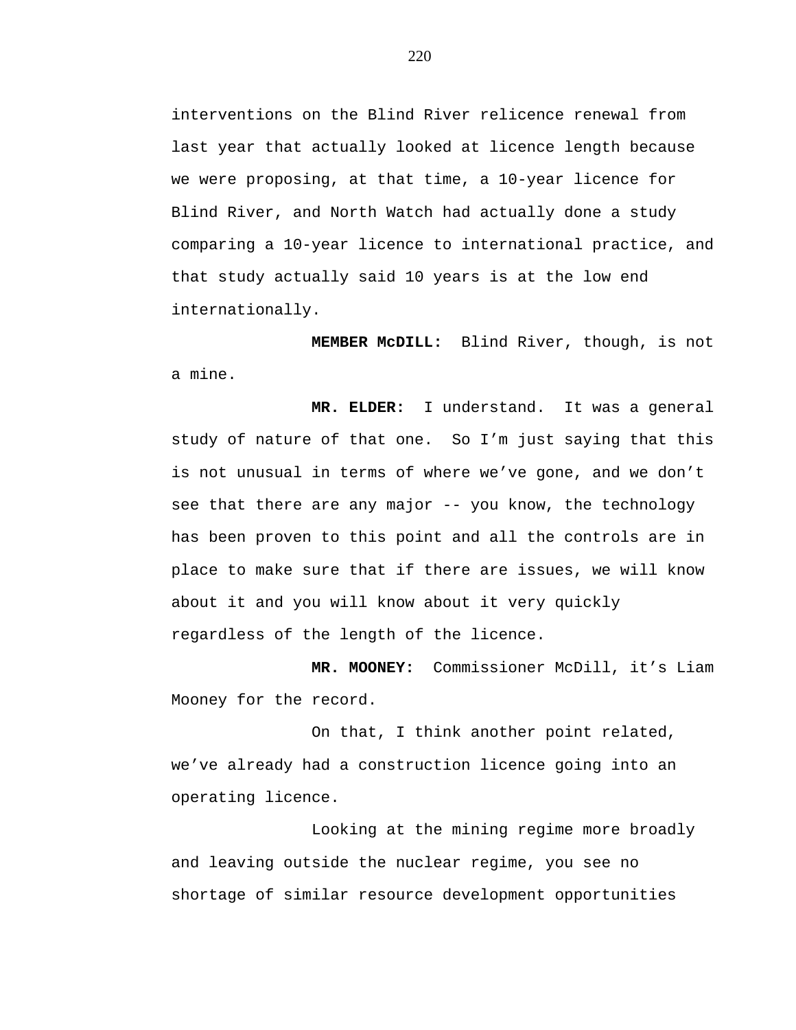interventions on the Blind River relicence renewal from last year that actually looked at licence length because we were proposing, at that time, a 10-year licence for Blind River, and North Watch had actually done a study comparing a 10-year licence to international practice, and that study actually said 10 years is at the low end internationally.

**MEMBER McDILL:** Blind River, though, is not a mine.

**MR. ELDER:** I understand. It was a general study of nature of that one. So I'm just saying that this is not unusual in terms of where we've gone, and we don't see that there are any major -- you know, the technology has been proven to this point and all the controls are in place to make sure that if there are issues, we will know about it and you will know about it very quickly regardless of the length of the licence.

**MR. MOONEY:** Commissioner McDill, it's Liam Mooney for the record.

On that, I think another point related, we've already had a construction licence going into an operating licence.

Looking at the mining regime more broadly and leaving outside the nuclear regime, you see no shortage of similar resource development opportunities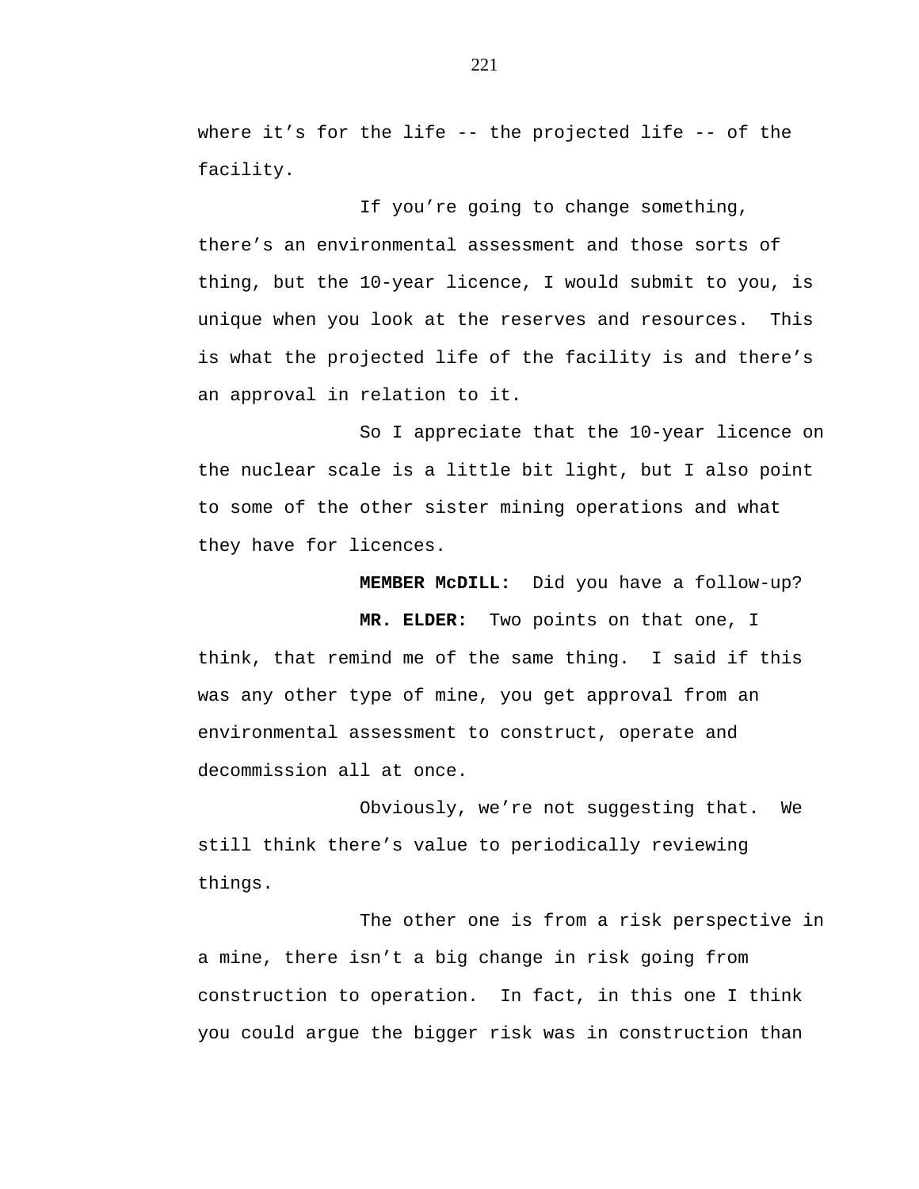where it’s for the life -- the projected life -- of the facility.

If you’re going to change something, there’s an environmental assessment and those sorts of thing, but the 10-year licence, I would submit to you, is unique when you look at the reserves and resources. This is what the projected life of the facility is and there’s an approval in relation to it.

So I appreciate that the 10-year licence on the nuclear scale is a little bit light, but I also point to some of the other sister mining operations and what they have for licences.

**MEMBER McDILL:** Did you have a follow-up?

**MR. ELDER:** Two points on that one, I think, that remind me of the same thing. I said if this was any other type of mine, you get approval from an environmental assessment to construct, operate and decommission all at once.

Obviously, we’re not suggesting that. We still think there’s value to periodically reviewing things.

The other one is from a risk perspective in a mine, there isn’t a big change in risk going from construction to operation. In fact, in this one I think you could argue the bigger risk was in construction than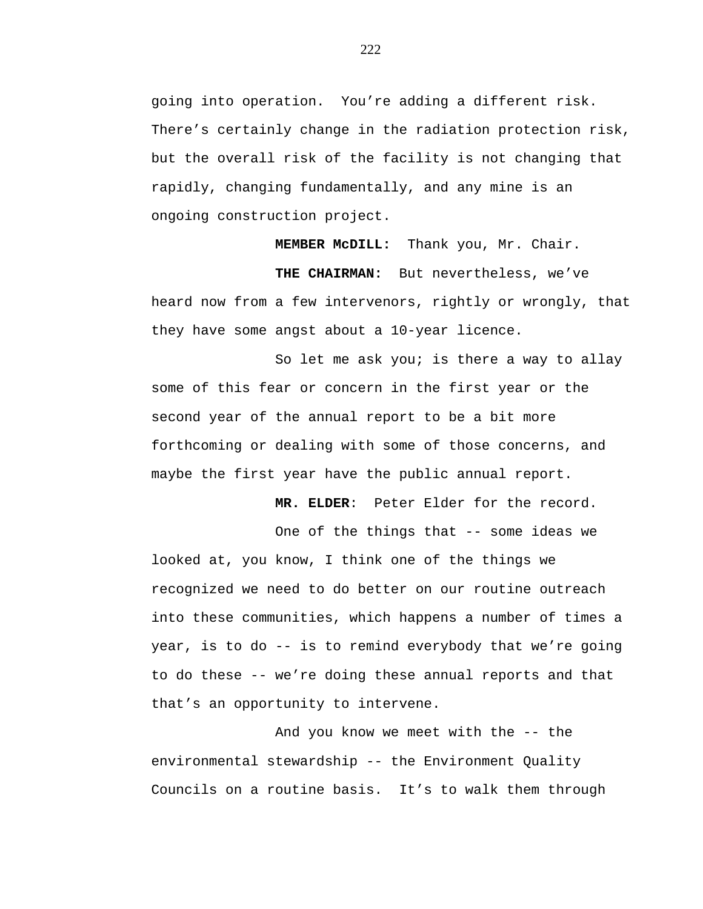going into operation. You're adding a different risk. There's certainly change in the radiation protection risk, but the overall risk of the facility is not changing that rapidly, changing fundamentally, and any mine is an ongoing construction project.

**MEMBER McDILL:** Thank you, Mr. Chair.

**THE CHAIRMAN:** But nevertheless, we've heard now from a few intervenors, rightly or wrongly, that they have some angst about a 10-year licence.

So let me ask you; is there a way to allay some of this fear or concern in the first year or the second year of the annual report to be a bit more forthcoming or dealing with some of those concerns, and maybe the first year have the public annual report.

**MR. ELDER**: Peter Elder for the record.

One of the things that -- some ideas we looked at, you know, I think one of the things we recognized we need to do better on our routine outreach into these communities, which happens a number of times a year, is to do -- is to remind everybody that we're going to do these -- we're doing these annual reports and that that's an opportunity to intervene.

And you know we meet with the -- the environmental stewardship -- the Environment Quality Councils on a routine basis. It's to walk them through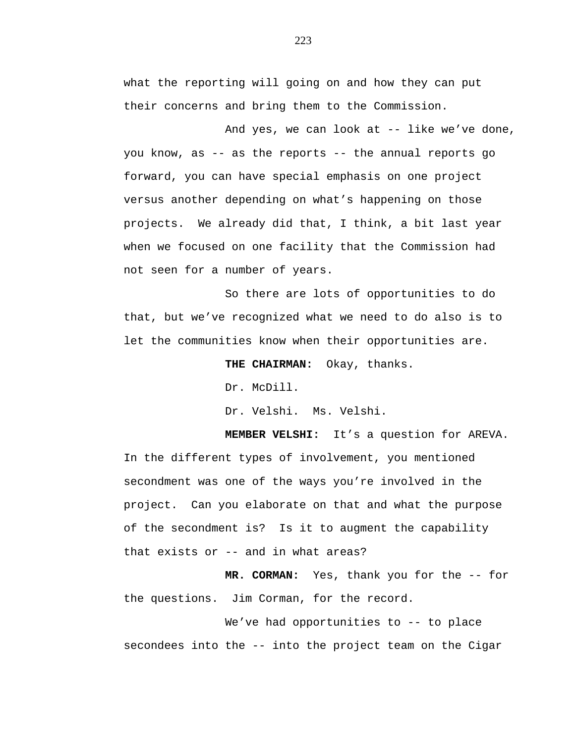what the reporting will going on and how they can put their concerns and bring them to the Commission.

And yes, we can look at -- like we've done, you know, as -- as the reports -- the annual reports go forward, you can have special emphasis on one project versus another depending on what's happening on those projects. We already did that, I think, a bit last year when we focused on one facility that the Commission had not seen for a number of years.

So there are lots of opportunities to do that, but we've recognized what we need to do also is to let the communities know when their opportunities are.

**THE CHAIRMAN:** Okay, thanks.

Dr. McDill.

Dr. Velshi. Ms. Velshi.

**MEMBER VELSHI:** It's a question for AREVA. In the different types of involvement, you mentioned secondment was one of the ways you're involved in the project. Can you elaborate on that and what the purpose of the secondment is? Is it to augment the capability that exists or -- and in what areas?

**MR. CORMAN:** Yes, thank you for the -- for the questions. Jim Corman, for the record.

We've had opportunities to -- to place secondees into the -- into the project team on the Cigar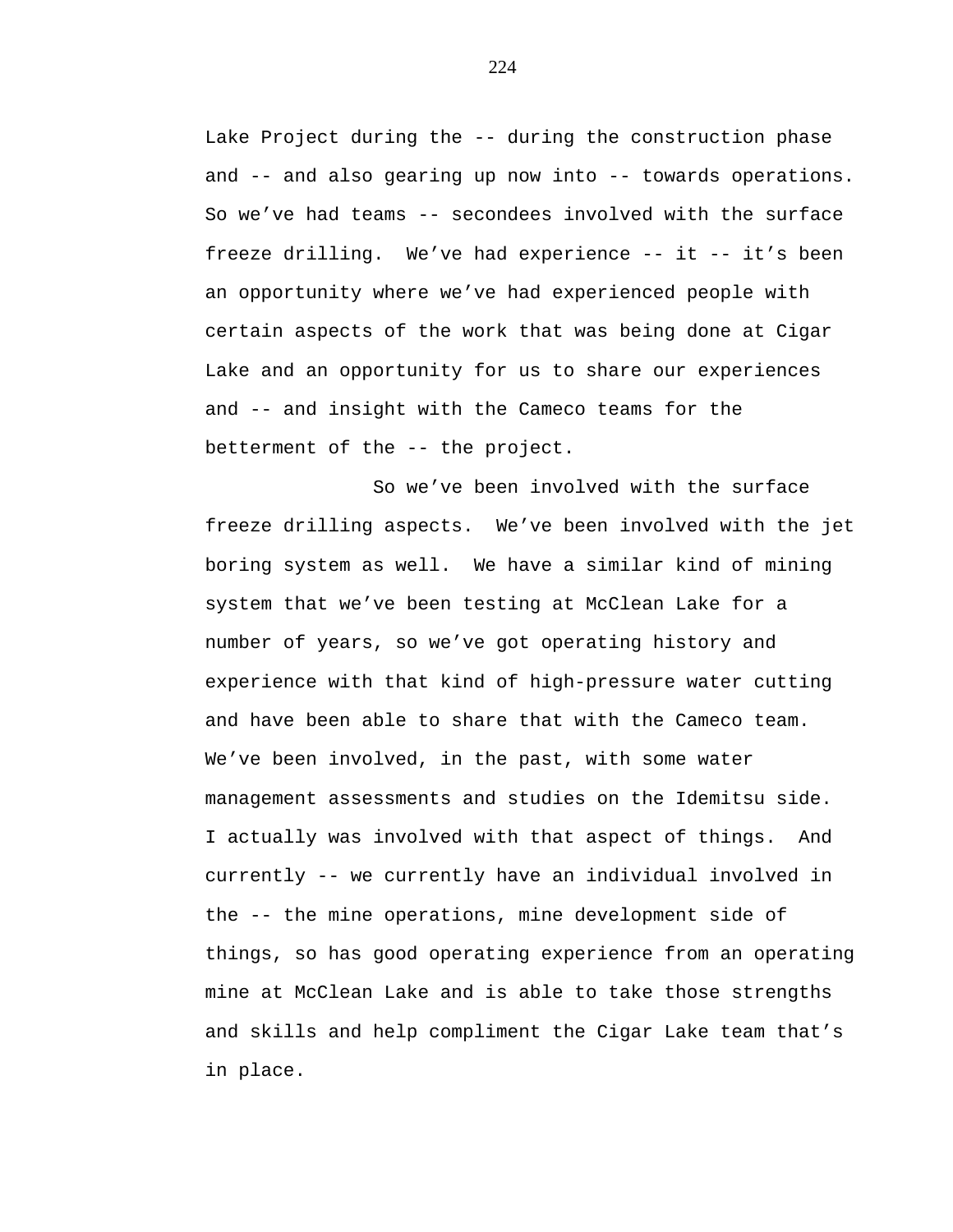Lake Project during the -- during the construction phase and -- and also gearing up now into -- towards operations. So we’ve had teams -- secondees involved with the surface freeze drilling. We’ve had experience -- it -- it’s been an opportunity where we’ve had experienced people with certain aspects of the work that was being done at Cigar Lake and an opportunity for us to share our experiences and -- and insight with the Cameco teams for the betterment of the -- the project.

So we’ve been involved with the surface freeze drilling aspects. We’ve been involved with the jet boring system as well. We have a similar kind of mining system that we’ve been testing at McClean Lake for a number of years, so we’ve got operating history and experience with that kind of high-pressure water cutting and have been able to share that with the Cameco team. We’ve been involved, in the past, with some water management assessments and studies on the Idemitsu side. I actually was involved with that aspect of things. And currently -- we currently have an individual involved in the -- the mine operations, mine development side of things, so has good operating experience from an operating mine at McClean Lake and is able to take those strengths and skills and help compliment the Cigar Lake team that’s in place.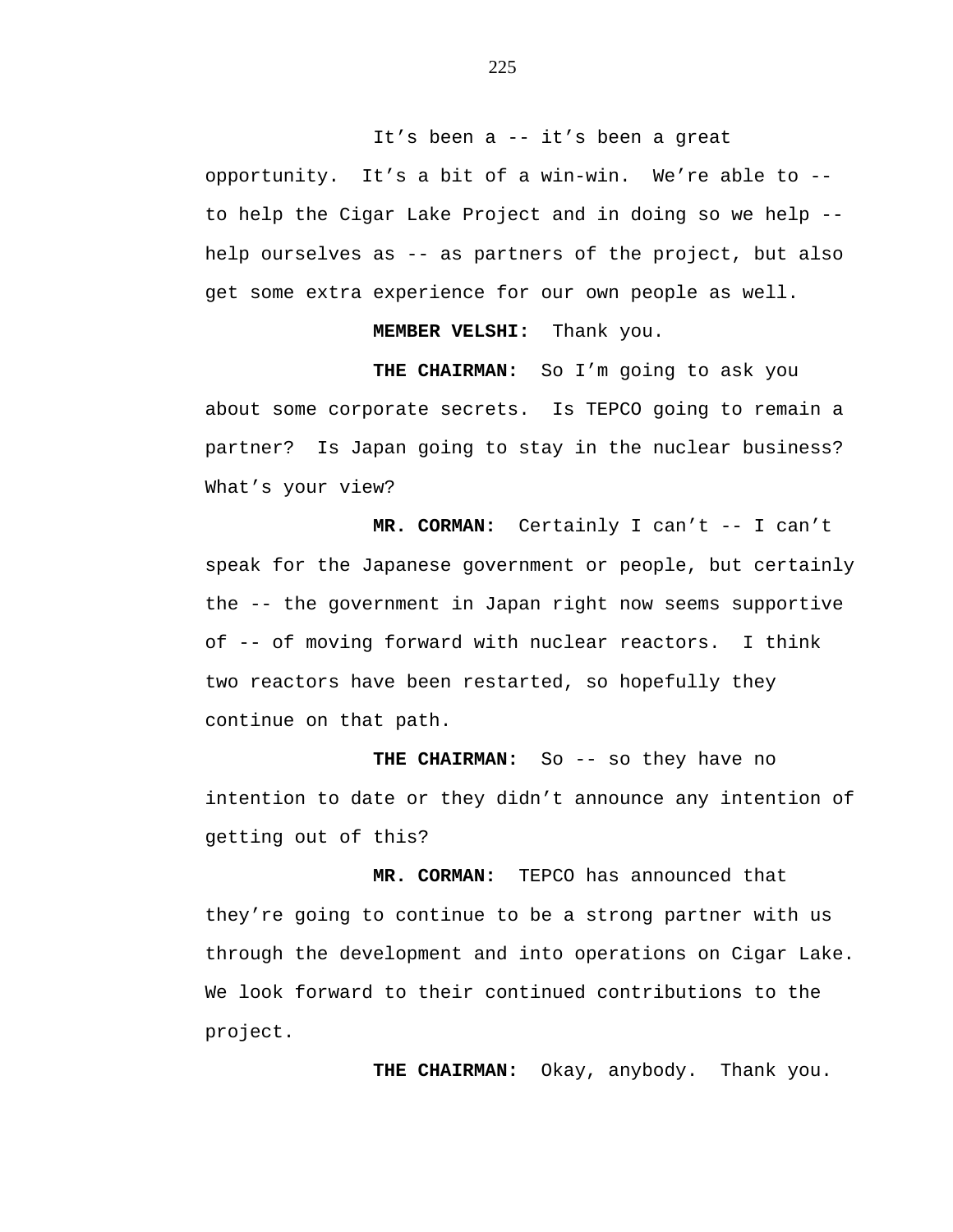It’s been a -- it’s been a great opportunity.  It’s a bit of a win-win.  We’re able to -- to help the Cigar Lake Project and in doing so we help -- help ourselves as -- as partners of the project, but also get some extra experience for our own people as well.

**MEMBER VELSHI:**  Thank you.

**THE CHAIRMAN:**  So I’m going to ask you about some corporate secrets.  Is TEPCO going to remain a partner?  Is Japan going to stay in the nuclear business?  What’s your view?

**MR. CORMAN:**  Certainly I can’t -- I can’t speak for the Japanese government or people, but certainly the -- the government in Japan right now seems supportive of -- of moving forward with nuclear reactors.  I think two reactors have been restarted, so hopefully they continue on that path.

**THE CHAIRMAN:**  So -- so they have no intention to date or they didn’t announce any intention of getting out of this?

**MR. CORMAN:**  TEPCO has announced that they’re going to continue to be a strong partner with us through the development and into operations on Cigar Lake.  We look forward to their continued contributions to the project.

**THE CHAIRMAN:**  Okay, anybody.  Thank you.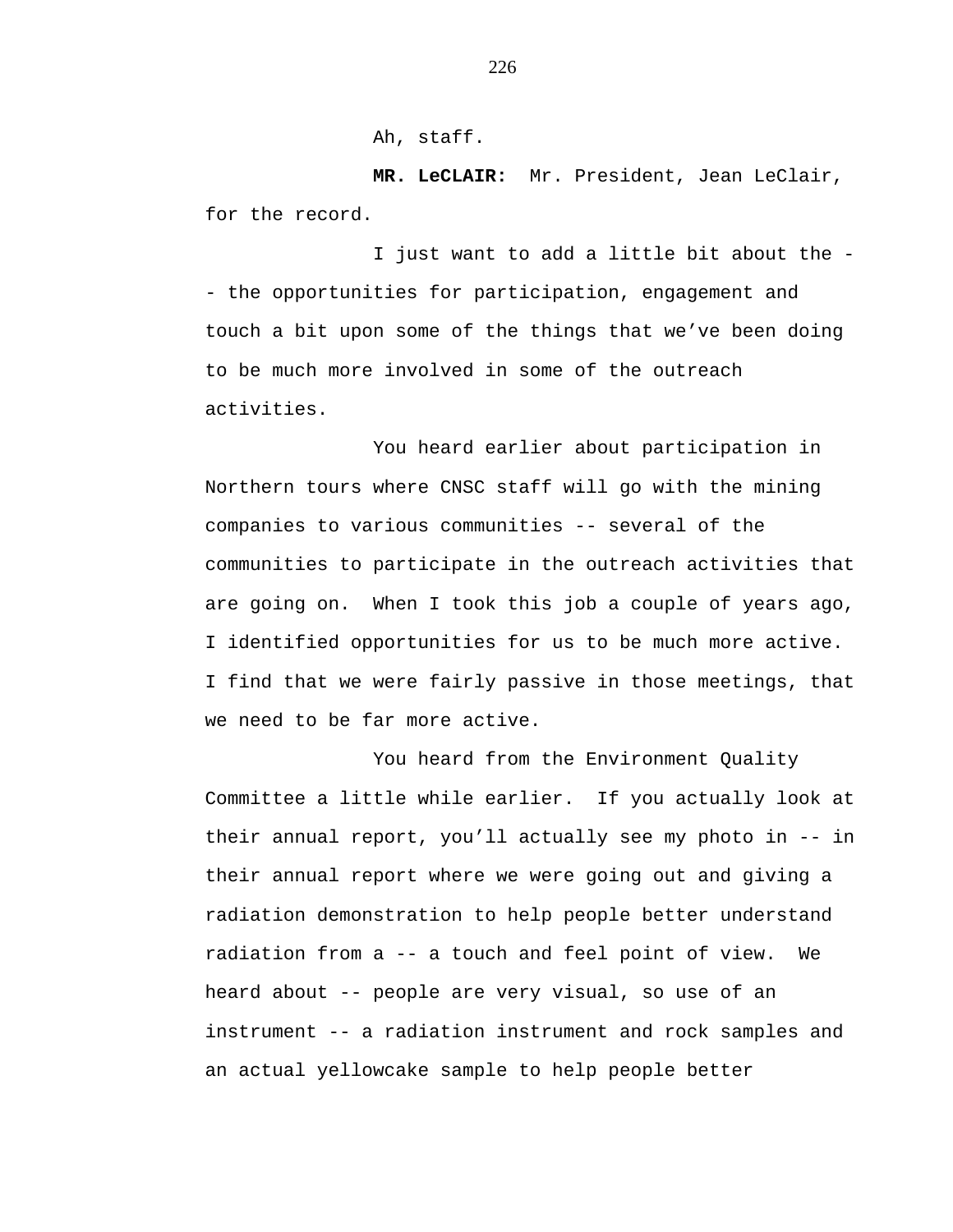Ah, staff.

**MR. LeCLAIR:** Mr. President, Jean LeClair, for the record.

I just want to add a little bit about the -- the opportunities for participation, engagement and touch a bit upon some of the things that we've been doing to be much more involved in some of the outreach activities.

You heard earlier about participation in Northern tours where CNSC staff will go with the mining companies to various communities -- several of the communities to participate in the outreach activities that are going on. When I took this job a couple of years ago, I identified opportunities for us to be much more active. I find that we were fairly passive in those meetings, that we need to be far more active.

You heard from the Environment Quality Committee a little while earlier. If you actually look at their annual report, you'll actually see my photo in -- in their annual report where we were going out and giving a radiation demonstration to help people better understand radiation from a -- a touch and feel point of view. We heard about -- people are very visual, so use of an instrument -- a radiation instrument and rock samples and an actual yellowcake sample to help people better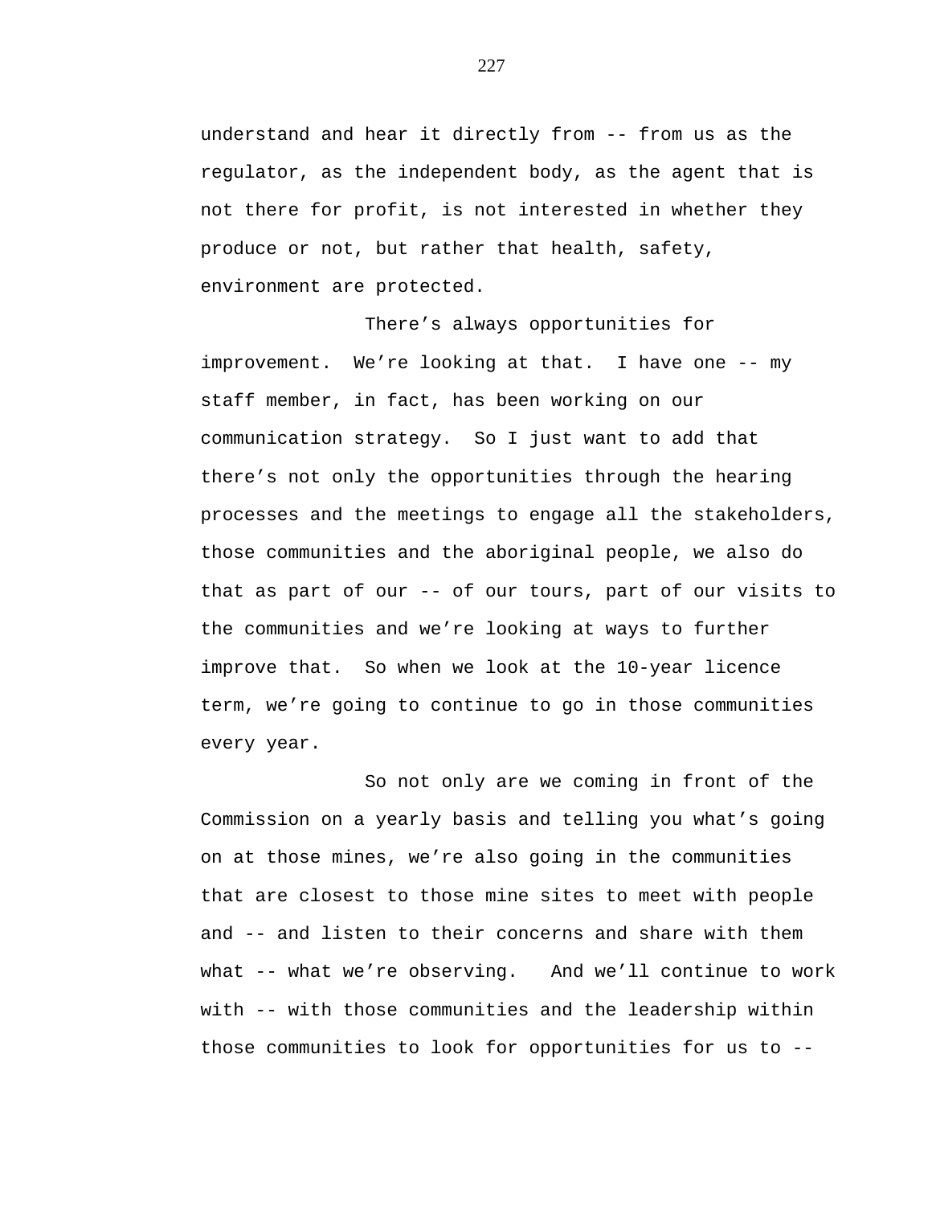understand and hear it directly from -- from us as the regulator, as the independent body, as the agent that is not there for profit, is not interested in whether they produce or not, but rather that health, safety, environment are protected.

There's always opportunities for improvement. We're looking at that. I have one -- my staff member, in fact, has been working on our communication strategy. So I just want to add that there's not only the opportunities through the hearing processes and the meetings to engage all the stakeholders, those communities and the aboriginal people, we also do that as part of our -- of our tours, part of our visits to the communities and we're looking at ways to further improve that. So when we look at the 10-year licence term, we're going to continue to go in those communities every year.

So not only are we coming in front of the Commission on a yearly basis and telling you what's going on at those mines, we're also going in the communities that are closest to those mine sites to meet with people and -- and listen to their concerns and share with them what -- what we're observing. And we'll continue to work with -- with those communities and the leadership within those communities to look for opportunities for us to --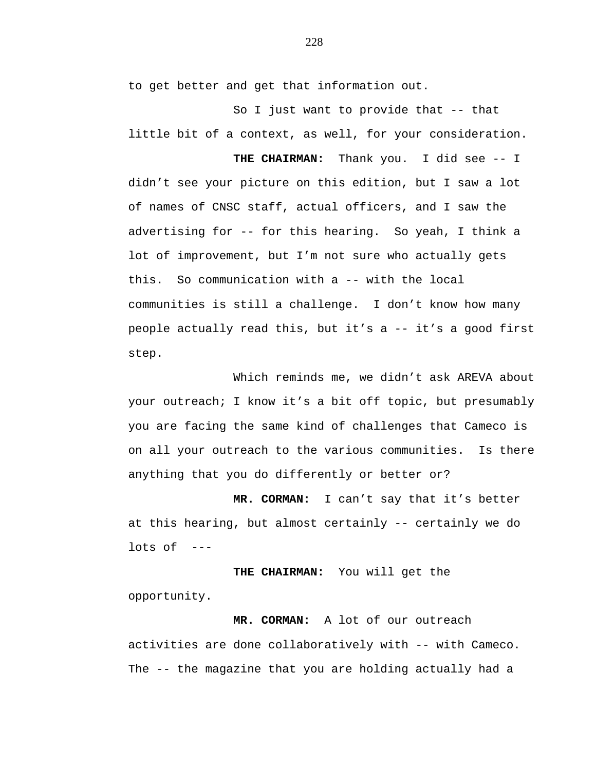to get better and get that information out.

So I just want to provide that -- that little bit of a context, as well, for your consideration.

**THE CHAIRMAN:** Thank you. I did see -- I didn't see your picture on this edition, but I saw a lot of names of CNSC staff, actual officers, and I saw the advertising for -- for this hearing. So yeah, I think a lot of improvement, but I'm not sure who actually gets this. So communication with a -- with the local communities is still a challenge. I don't know how many people actually read this, but it's a -- it's a good first step.

Which reminds me, we didn't ask AREVA about your outreach; I know it's a bit off topic, but presumably you are facing the same kind of challenges that Cameco is on all your outreach to the various communities. Is there anything that you do differently or better or?

**MR. CORMAN:** I can't say that it's better at this hearing, but almost certainly -- certainly we do lots of ---

**THE CHAIRMAN:** You will get the opportunity.

**MR. CORMAN:** A lot of our outreach activities are done collaboratively with -- with Cameco. The -- the magazine that you are holding actually had a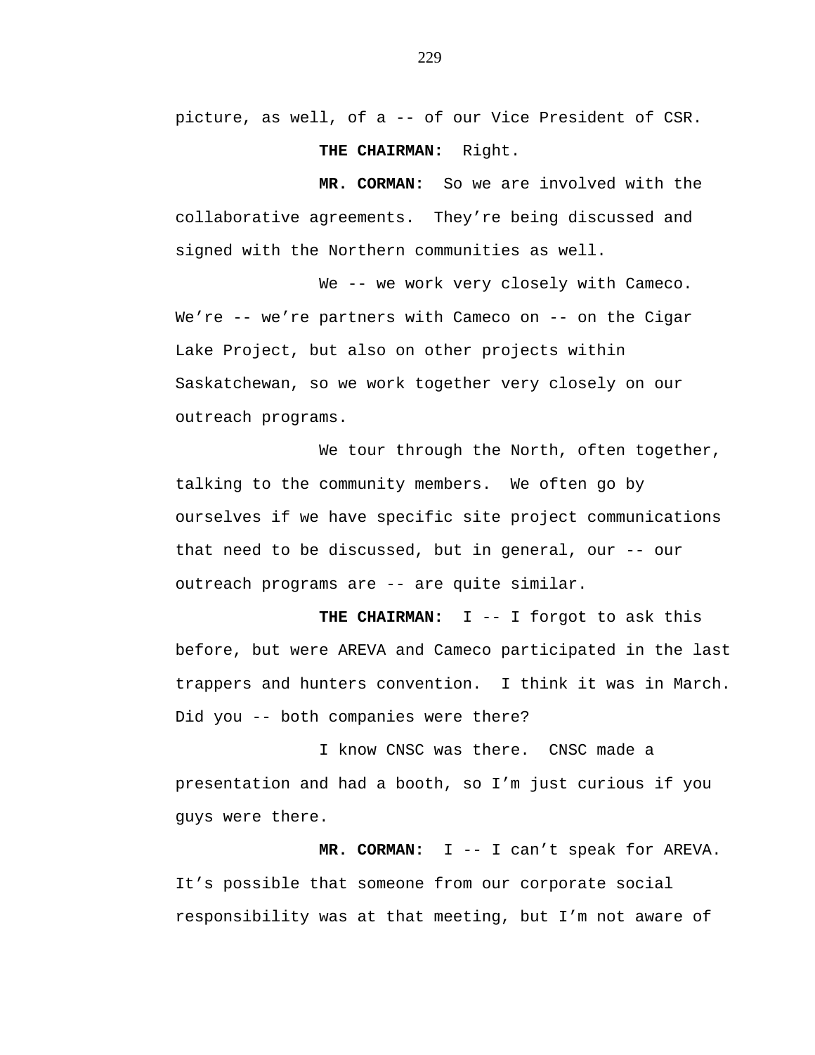picture, as well, of a -- of our Vice President of CSR.

**THE CHAIRMAN:** Right.

**MR. CORMAN:** So we are involved with the collaborative agreements. They're being discussed and signed with the Northern communities as well.

We -- we work very closely with Cameco. We're -- we're partners with Cameco on -- on the Cigar Lake Project, but also on other projects within Saskatchewan, so we work together very closely on our outreach programs.

We tour through the North, often together, talking to the community members. We often go by ourselves if we have specific site project communications that need to be discussed, but in general, our -- our outreach programs are -- are quite similar.

**THE CHAIRMAN:** I -- I forgot to ask this before, but were AREVA and Cameco participated in the last trappers and hunters convention. I think it was in March. Did you -- both companies were there?

I know CNSC was there. CNSC made a presentation and had a booth, so I'm just curious if you guys were there.

**MR. CORMAN:** I -- I can't speak for AREVA. It's possible that someone from our corporate social responsibility was at that meeting, but I'm not aware of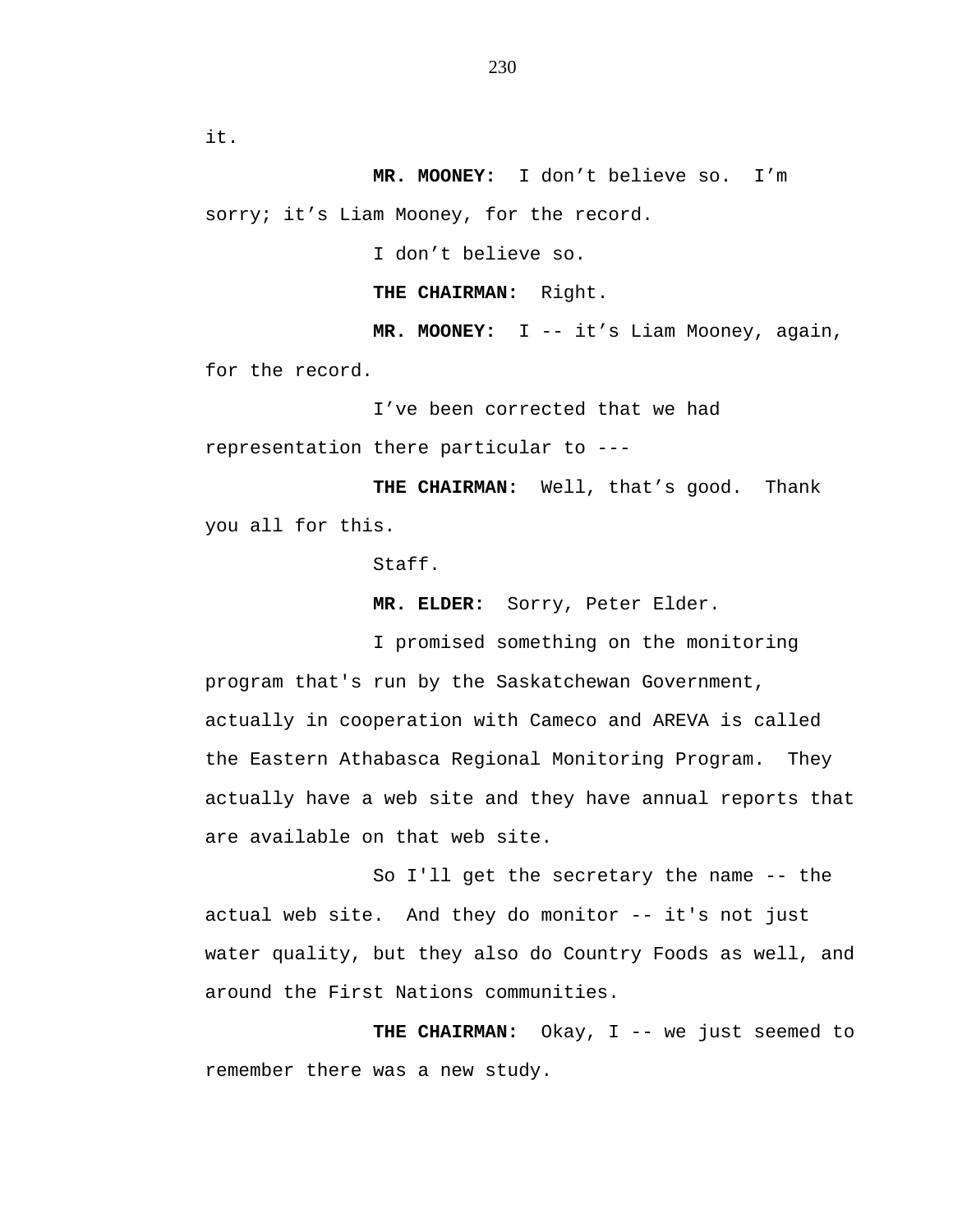it.

**MR. MOONEY:** I don’t believe so. I’m sorry; it’s Liam Mooney, for the record.

I don’t believe so.

**THE CHAIRMAN:** Right.

**MR. MOONEY:** I -- it’s Liam Mooney, again, for the record.

I’ve been corrected that we had representation there particular to ---

**THE CHAIRMAN:** Well, that’s good. Thank you all for this.

Staff.

**MR. ELDER:** Sorry, Peter Elder.

I promised something on the monitoring program that's run by the Saskatchewan Government, actually in cooperation with Cameco and AREVA is called the Eastern Athabasca Regional Monitoring Program. They actually have a web site and they have annual reports that are available on that web site.

So I'll get the secretary the name -- the actual web site. And they do monitor -- it's not just water quality, but they also do Country Foods as well, and around the First Nations communities.

**THE CHAIRMAN:** Okay, I -- we just seemed to remember there was a new study.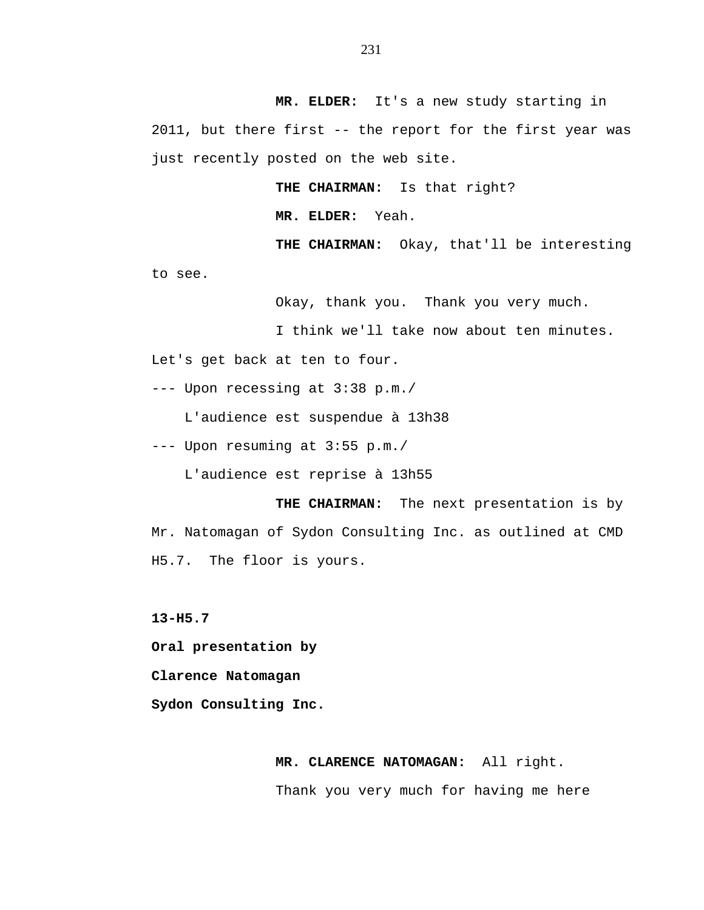**MR. ELDER:** It's a new study starting in 2011, but there first -- the report for the first year was just recently posted on the web site.

**THE CHAIRMAN:** Is that right?

**MR. ELDER:** Yeah.

**THE CHAIRMAN:** Okay, that'll be interesting to see.

Okay, thank you. Thank you very much.

I think we'll take now about ten minutes. Let's get back at ten to four.

--- Upon recessing at 3:38 p.m./

L'audience est suspendue à 13h38

--- Upon resuming at 3:55 p.m./

L'audience est reprise à 13h55

**THE CHAIRMAN:** The next presentation is by Mr. Natomagan of Sydon Consulting Inc. as outlined at CMD H5.7. The floor is yours.

**13-H5.7**

**Oral presentation by**

**Clarence Natomagan**

**Sydon Consulting Inc.**

**MR. CLARENCE NATOMAGAN:** All right.

Thank you very much for having me here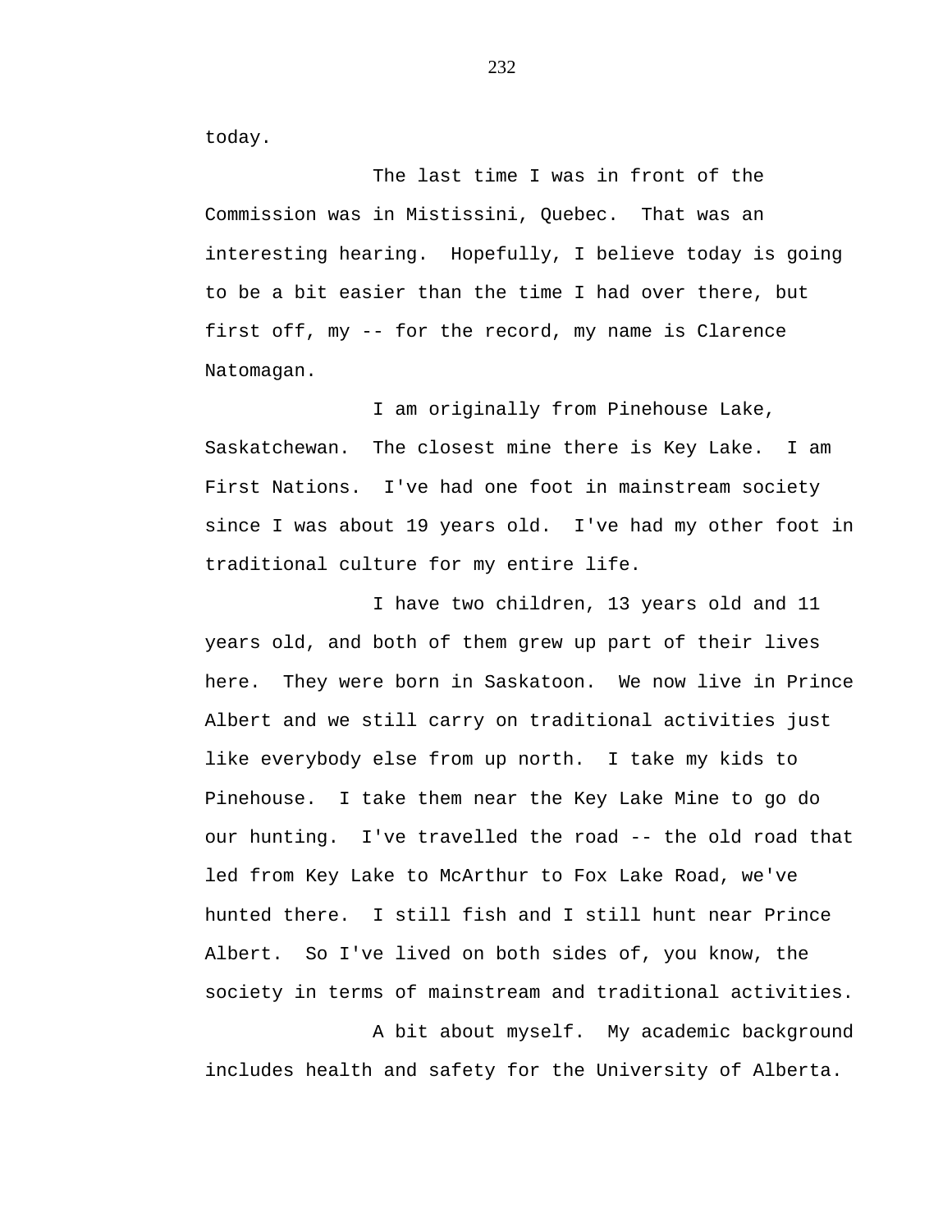today.

The last time I was in front of the Commission was in Mistissini, Quebec. That was an interesting hearing. Hopefully, I believe today is going to be a bit easier than the time I had over there, but first off, my -- for the record, my name is Clarence Natomagan.

I am originally from Pinehouse Lake, Saskatchewan. The closest mine there is Key Lake. I am First Nations. I've had one foot in mainstream society since I was about 19 years old. I've had my other foot in traditional culture for my entire life.

I have two children, 13 years old and 11 years old, and both of them grew up part of their lives here. They were born in Saskatoon. We now live in Prince Albert and we still carry on traditional activities just like everybody else from up north. I take my kids to Pinehouse. I take them near the Key Lake Mine to go do our hunting. I've travelled the road -- the old road that led from Key Lake to McArthur to Fox Lake Road, we've hunted there. I still fish and I still hunt near Prince Albert. So I've lived on both sides of, you know, the society in terms of mainstream and traditional activities.

A bit about myself. My academic background includes health and safety for the University of Alberta.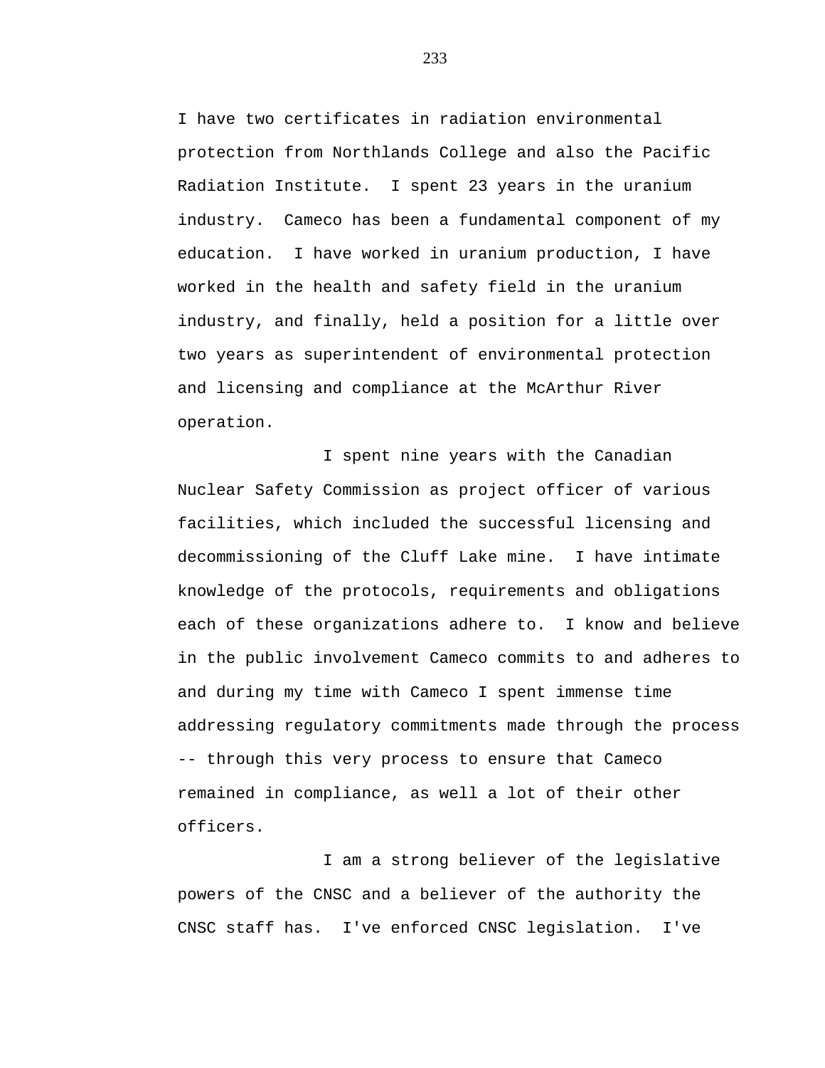I have two certificates in radiation environmental protection from Northlands College and also the Pacific Radiation Institute. I spent 23 years in the uranium industry. Cameco has been a fundamental component of my education. I have worked in uranium production, I have worked in the health and safety field in the uranium industry, and finally, held a position for a little over two years as superintendent of environmental protection and licensing and compliance at the McArthur River operation.

I spent nine years with the Canadian Nuclear Safety Commission as project officer of various facilities, which included the successful licensing and decommissioning of the Cluff Lake mine. I have intimate knowledge of the protocols, requirements and obligations each of these organizations adhere to. I know and believe in the public involvement Cameco commits to and adheres to and during my time with Cameco I spent immense time addressing regulatory commitments made through the process -- through this very process to ensure that Cameco remained in compliance, as well a lot of their other officers.

I am a strong believer of the legislative powers of the CNSC and a believer of the authority the CNSC staff has. I've enforced CNSC legislation. I've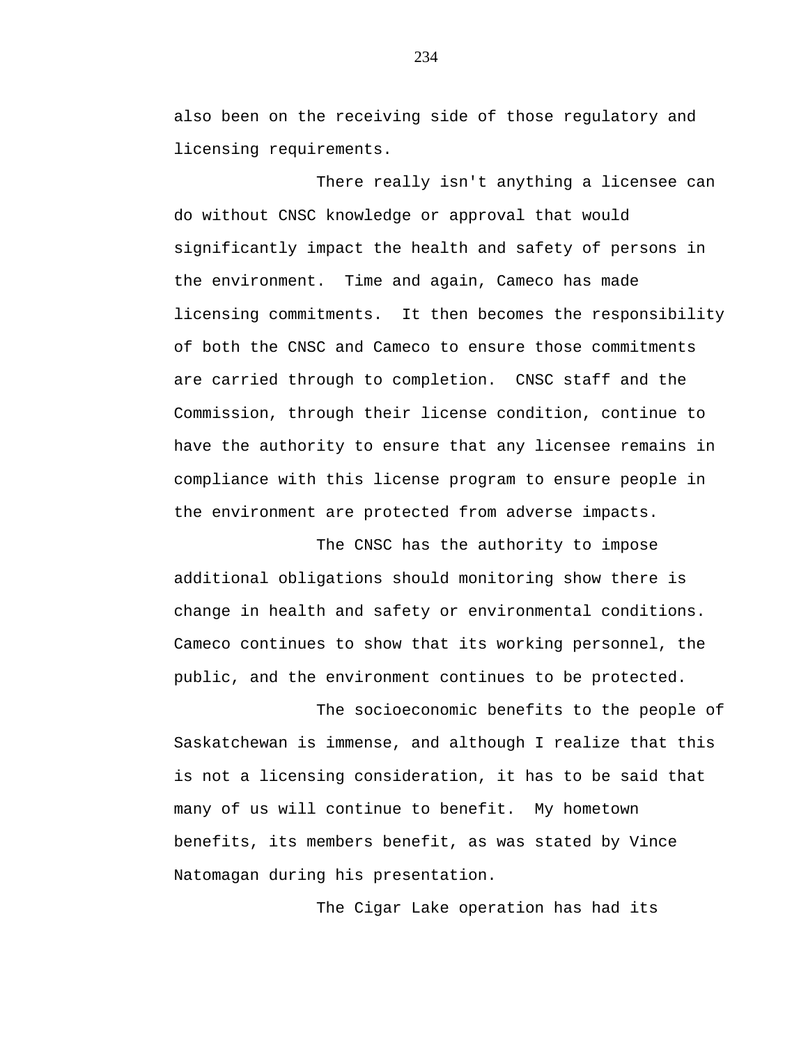also been on the receiving side of those regulatory and licensing requirements.

There really isn't anything a licensee can do without CNSC knowledge or approval that would significantly impact the health and safety of persons in the environment. Time and again, Cameco has made licensing commitments. It then becomes the responsibility of both the CNSC and Cameco to ensure those commitments are carried through to completion. CNSC staff and the Commission, through their license condition, continue to have the authority to ensure that any licensee remains in compliance with this license program to ensure people in the environment are protected from adverse impacts.

The CNSC has the authority to impose additional obligations should monitoring show there is change in health and safety or environmental conditions. Cameco continues to show that its working personnel, the public, and the environment continues to be protected.

The socioeconomic benefits to the people of Saskatchewan is immense, and although I realize that this is not a licensing consideration, it has to be said that many of us will continue to benefit. My hometown benefits, its members benefit, as was stated by Vince Natomagan during his presentation.

The Cigar Lake operation has had its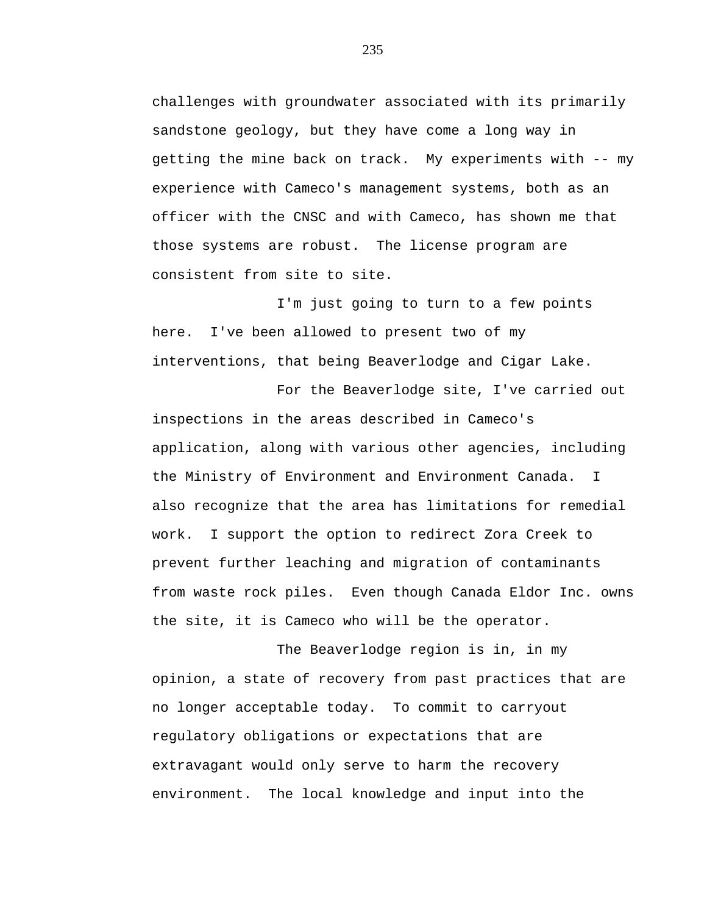challenges with groundwater associated with its primarily sandstone geology, but they have come a long way in getting the mine back on track. My experiments with -- my experience with Cameco's management systems, both as an officer with the CNSC and with Cameco, has shown me that those systems are robust. The license program are consistent from site to site.

I'm just going to turn to a few points here. I've been allowed to present two of my interventions, that being Beaverlodge and Cigar Lake.

For the Beaverlodge site, I've carried out inspections in the areas described in Cameco's application, along with various other agencies, including the Ministry of Environment and Environment Canada. I also recognize that the area has limitations for remedial work. I support the option to redirect Zora Creek to prevent further leaching and migration of contaminants from waste rock piles. Even though Canada Eldor Inc. owns the site, it is Cameco who will be the operator.

The Beaverlodge region is in, in my opinion, a state of recovery from past practices that are no longer acceptable today. To commit to carryout regulatory obligations or expectations that are extravagant would only serve to harm the recovery environment. The local knowledge and input into the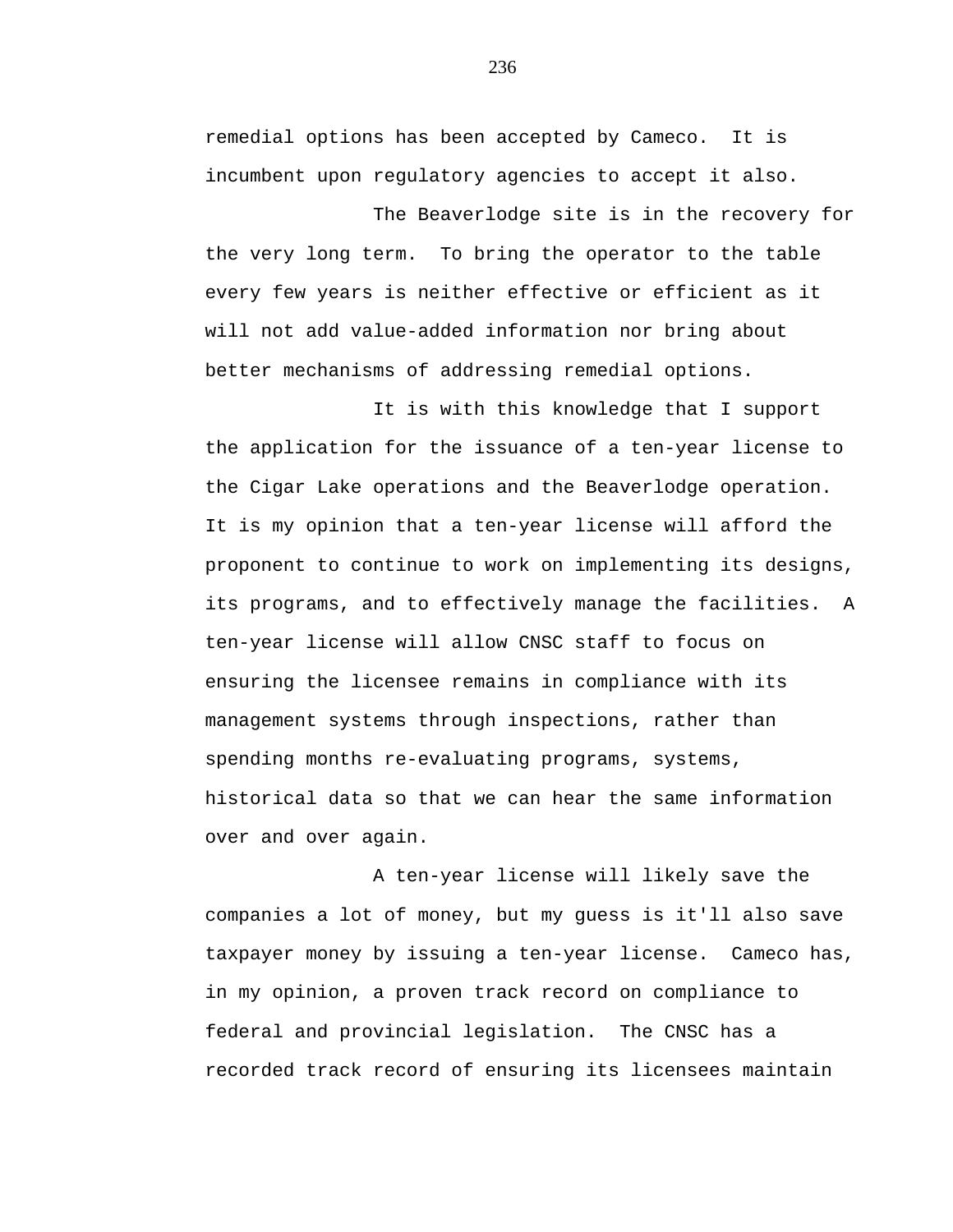remedial options has been accepted by Cameco. It is incumbent upon regulatory agencies to accept it also.

The Beaverlodge site is in the recovery for the very long term. To bring the operator to the table every few years is neither effective or efficient as it will not add value-added information nor bring about better mechanisms of addressing remedial options.

It is with this knowledge that I support the application for the issuance of a ten-year license to the Cigar Lake operations and the Beaverlodge operation. It is my opinion that a ten-year license will afford the proponent to continue to work on implementing its designs, its programs, and to effectively manage the facilities. A ten-year license will allow CNSC staff to focus on ensuring the licensee remains in compliance with its management systems through inspections, rather than spending months re-evaluating programs, systems, historical data so that we can hear the same information over and over again.

A ten-year license will likely save the companies a lot of money, but my guess is it'll also save taxpayer money by issuing a ten-year license. Cameco has, in my opinion, a proven track record on compliance to federal and provincial legislation. The CNSC has a recorded track record of ensuring its licensees maintain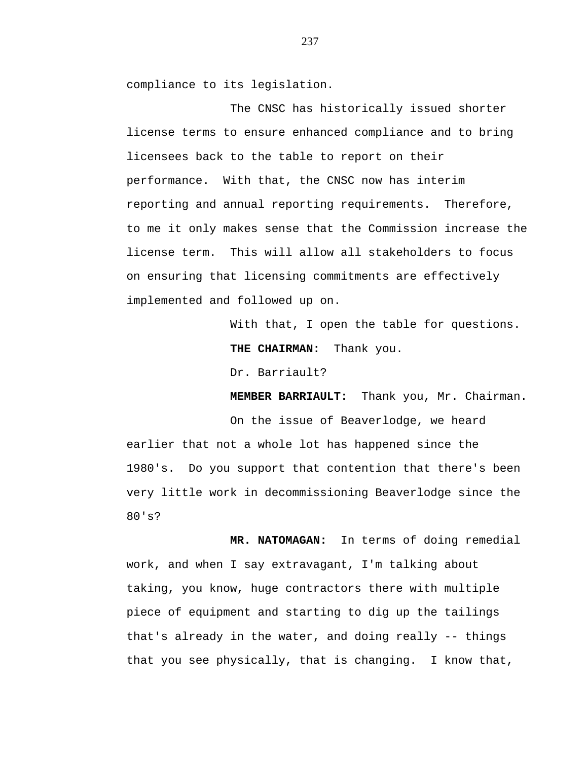compliance to its legislation.

The CNSC has historically issued shorter license terms to ensure enhanced compliance and to bring licensees back to the table to report on their performance. With that, the CNSC now has interim reporting and annual reporting requirements. Therefore, to me it only makes sense that the Commission increase the license term. This will allow all stakeholders to focus on ensuring that licensing commitments are effectively implemented and followed up on.

With that, I open the table for questions.

**THE CHAIRMAN:** Thank you.

Dr. Barriault?

**MEMBER BARRIAULT:** Thank you, Mr. Chairman.

On the issue of Beaverlodge, we heard earlier that not a whole lot has happened since the 1980's. Do you support that contention that there's been very little work in decommissioning Beaverlodge since the 80's?

**MR. NATOMAGAN:** In terms of doing remedial work, and when I say extravagant, I'm talking about taking, you know, huge contractors there with multiple piece of equipment and starting to dig up the tailings that's already in the water, and doing really -- things that you see physically, that is changing. I know that,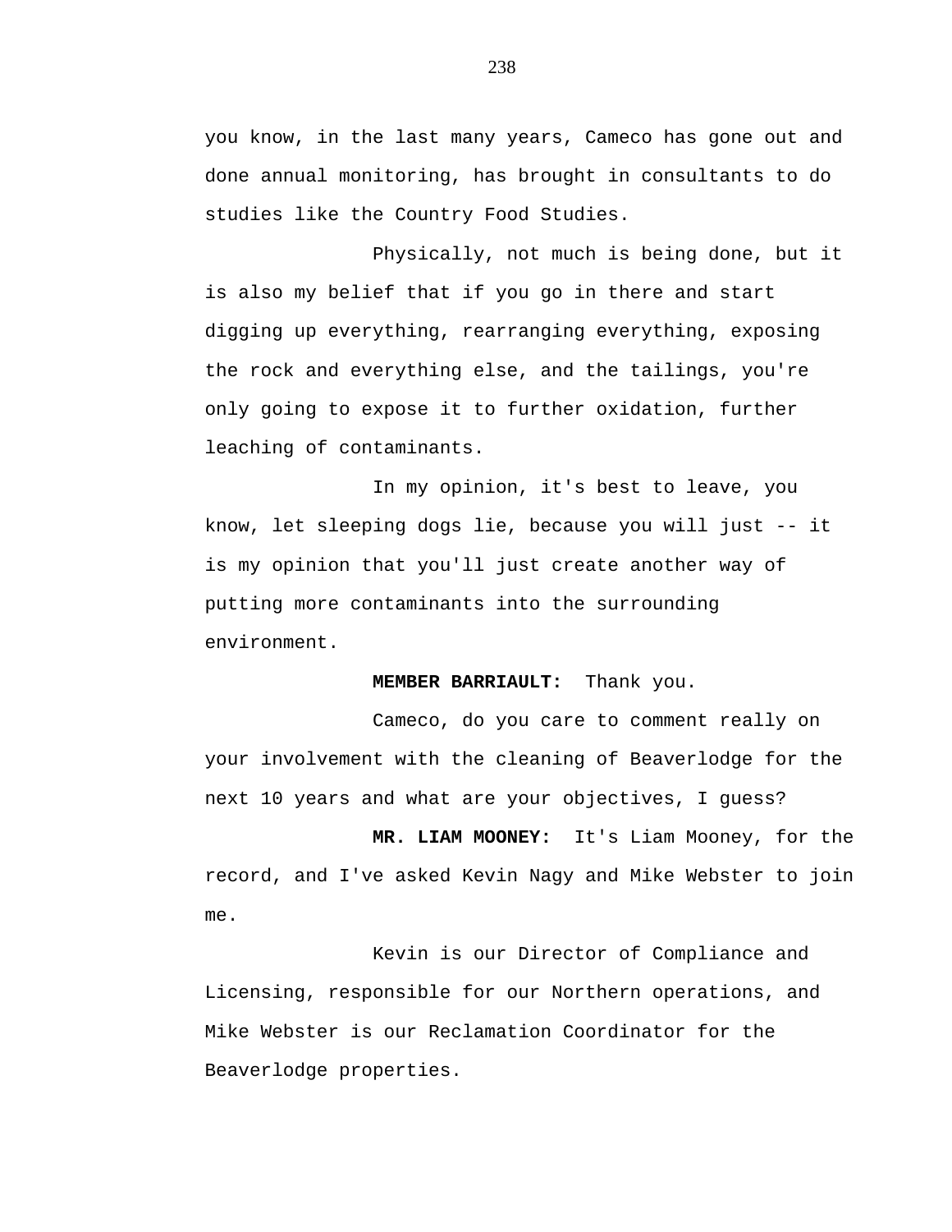you know, in the last many years, Cameco has gone out and done annual monitoring, has brought in consultants to do studies like the Country Food Studies.

Physically, not much is being done, but it is also my belief that if you go in there and start digging up everything, rearranging everything, exposing the rock and everything else, and the tailings, you're only going to expose it to further oxidation, further leaching of contaminants.

In my opinion, it's best to leave, you know, let sleeping dogs lie, because you will just -- it is my opinion that you'll just create another way of putting more contaminants into the surrounding environment.

**MEMBER BARRIAULT:** Thank you.

Cameco, do you care to comment really on your involvement with the cleaning of Beaverlodge for the next 10 years and what are your objectives, I guess?

**MR. LIAM MOONEY:** It's Liam Mooney, for the record, and I've asked Kevin Nagy and Mike Webster to join me.

Kevin is our Director of Compliance and Licensing, responsible for our Northern operations, and Mike Webster is our Reclamation Coordinator for the Beaverlodge properties.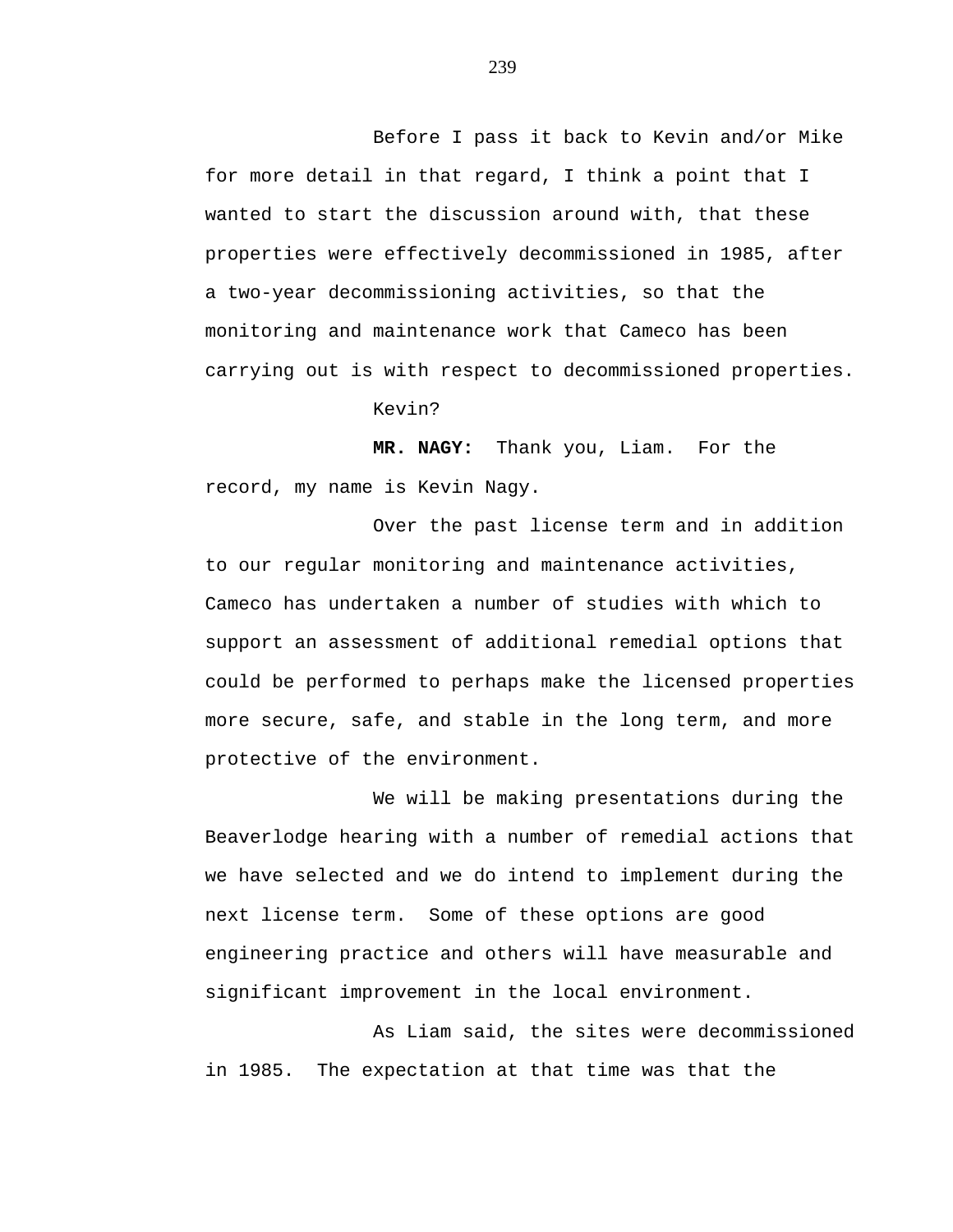Before I pass it back to Kevin and/or Mike for more detail in that regard, I think a point that I wanted to start the discussion around with, that these properties were effectively decommissioned in 1985, after a two-year decommissioning activities, so that the monitoring and maintenance work that Cameco has been carrying out is with respect to decommissioned properties.

Kevin?

**MR. NAGY:** Thank you, Liam. For the record, my name is Kevin Nagy.

Over the past license term and in addition to our regular monitoring and maintenance activities, Cameco has undertaken a number of studies with which to support an assessment of additional remedial options that could be performed to perhaps make the licensed properties more secure, safe, and stable in the long term, and more protective of the environment.

We will be making presentations during the Beaverlodge hearing with a number of remedial actions that we have selected and we do intend to implement during the next license term. Some of these options are good engineering practice and others will have measurable and significant improvement in the local environment.

As Liam said, the sites were decommissioned in 1985. The expectation at that time was that the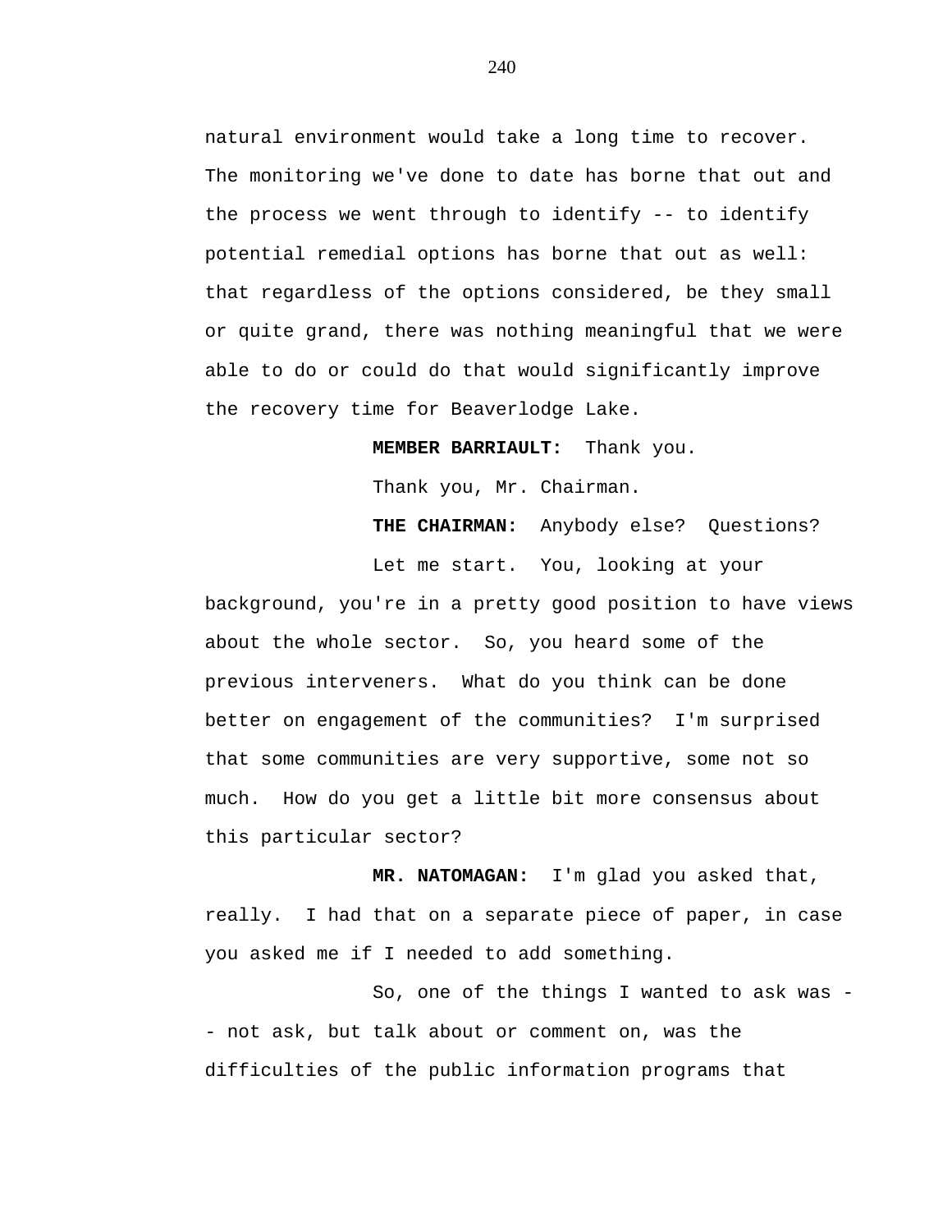natural environment would take a long time to recover. The monitoring we've done to date has borne that out and the process we went through to identify -- to identify potential remedial options has borne that out as well: that regardless of the options considered, be they small or quite grand, there was nothing meaningful that we were able to do or could do that would significantly improve the recovery time for Beaverlodge Lake.

**MEMBER BARRIAULT:** Thank you.

Thank you, Mr. Chairman.

**THE CHAIRMAN:** Anybody else? Questions?

Let me start. You, looking at your background, you're in a pretty good position to have views about the whole sector. So, you heard some of the previous interveners. What do you think can be done better on engagement of the communities? I'm surprised that some communities are very supportive, some not so much. How do you get a little bit more consensus about this particular sector?

**MR. NATOMAGAN:** I'm glad you asked that, really. I had that on a separate piece of paper, in case you asked me if I needed to add something.

So, one of the things I wanted to ask was -- not ask, but talk about or comment on, was the difficulties of the public information programs that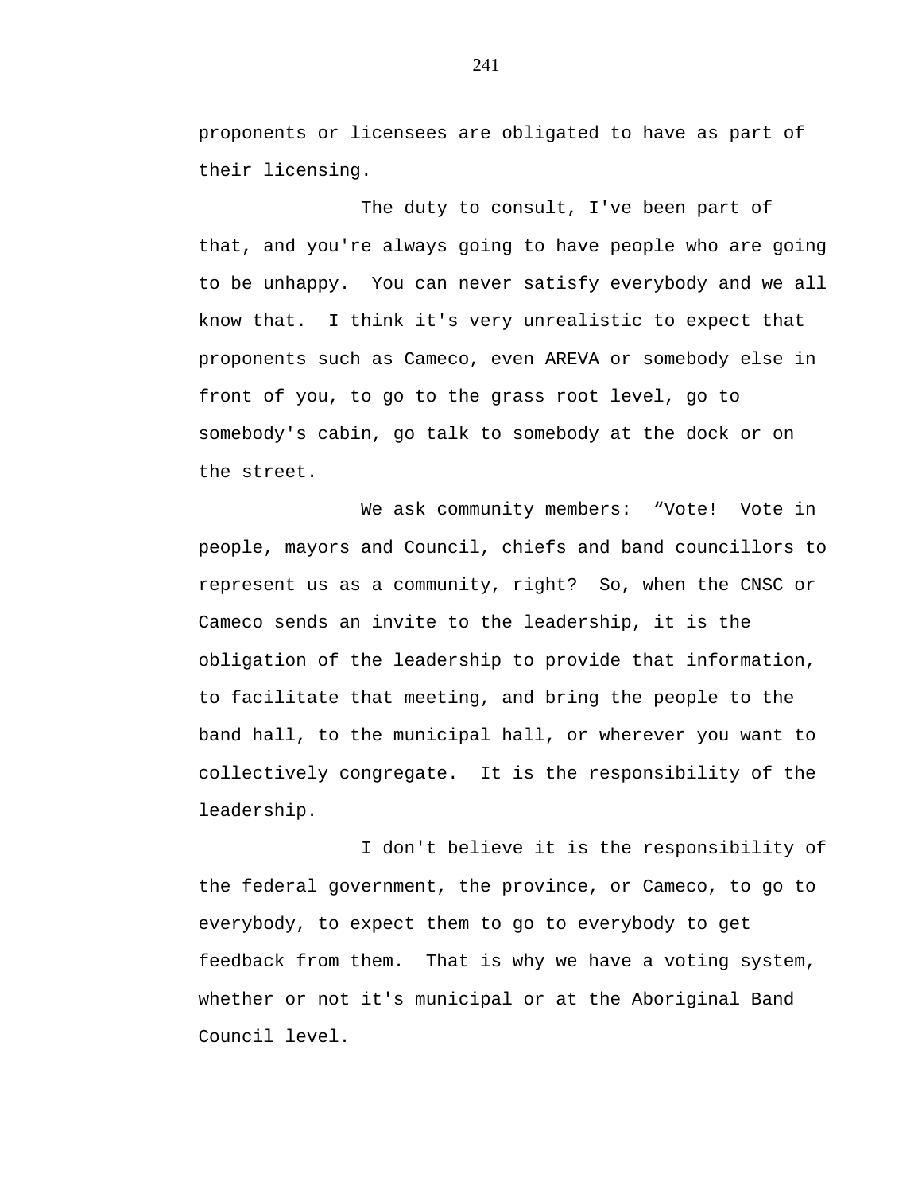proponents or licensees are obligated to have as part of their licensing.

The duty to consult, I've been part of that, and you're always going to have people who are going to be unhappy. You can never satisfy everybody and we all know that. I think it's very unrealistic to expect that proponents such as Cameco, even AREVA or somebody else in front of you, to go to the grass root level, go to somebody's cabin, go talk to somebody at the dock or on the street.

We ask community members: "Vote! Vote in people, mayors and Council, chiefs and band councillors to represent us as a community, right? So, when the CNSC or Cameco sends an invite to the leadership, it is the obligation of the leadership to provide that information, to facilitate that meeting, and bring the people to the band hall, to the municipal hall, or wherever you want to collectively congregate. It is the responsibility of the leadership.

I don't believe it is the responsibility of the federal government, the province, or Cameco, to go to everybody, to expect them to go to everybody to get feedback from them. That is why we have a voting system, whether or not it's municipal or at the Aboriginal Band Council level.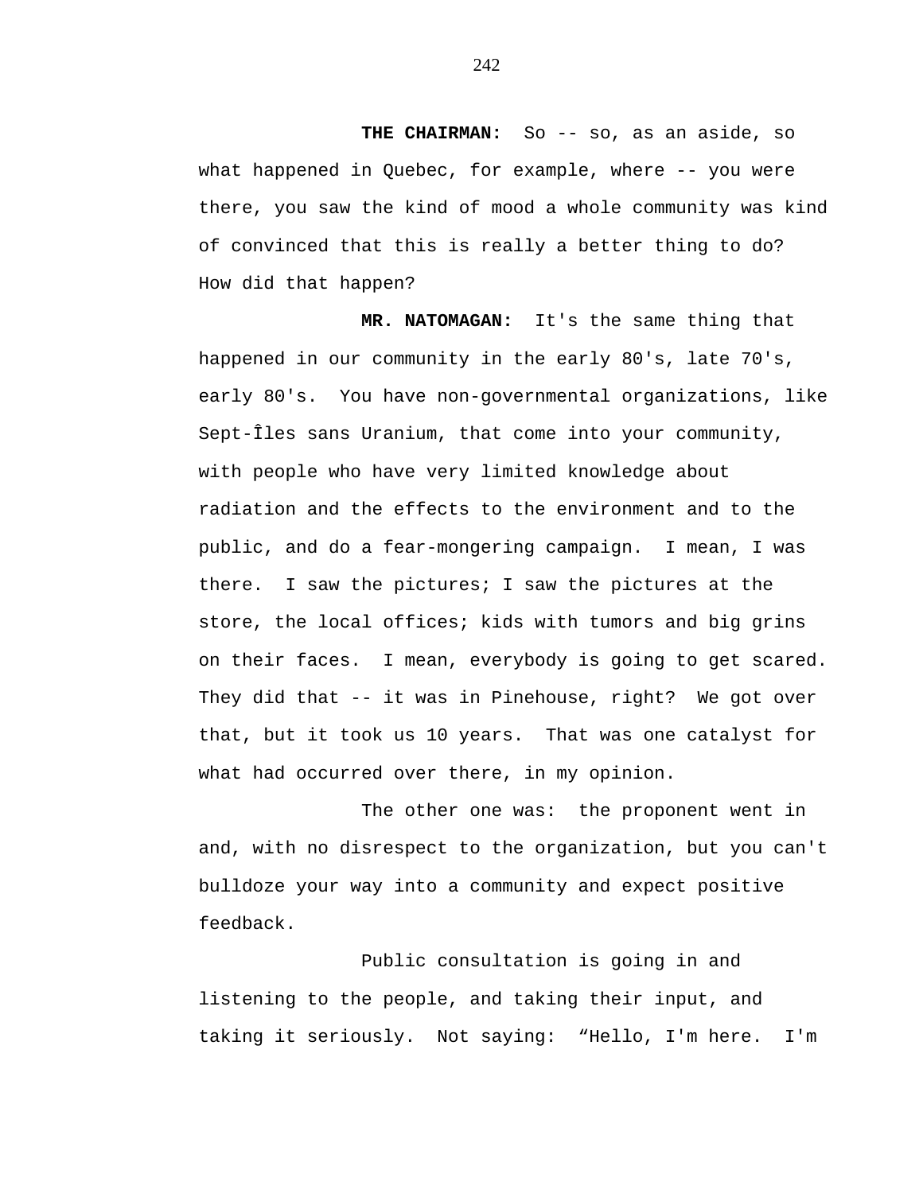**THE CHAIRMAN:** So -- so, as an aside, so what happened in Quebec, for example, where -- you were there, you saw the kind of mood a whole community was kind of convinced that this is really a better thing to do? How did that happen?

**MR. NATOMAGAN:** It's the same thing that happened in our community in the early 80's, late 70's, early 80's. You have non-governmental organizations, like Sept-Îles sans Uranium, that come into your community, with people who have very limited knowledge about radiation and the effects to the environment and to the public, and do a fear-mongering campaign. I mean, I was there. I saw the pictures; I saw the pictures at the store, the local offices; kids with tumors and big grins on their faces. I mean, everybody is going to get scared. They did that -- it was in Pinehouse, right? We got over that, but it took us 10 years. That was one catalyst for what had occurred over there, in my opinion.

The other one was: the proponent went in and, with no disrespect to the organization, but you can't bulldoze your way into a community and expect positive feedback.

Public consultation is going in and listening to the people, and taking their input, and taking it seriously. Not saying: “Hello, I'm here. I'm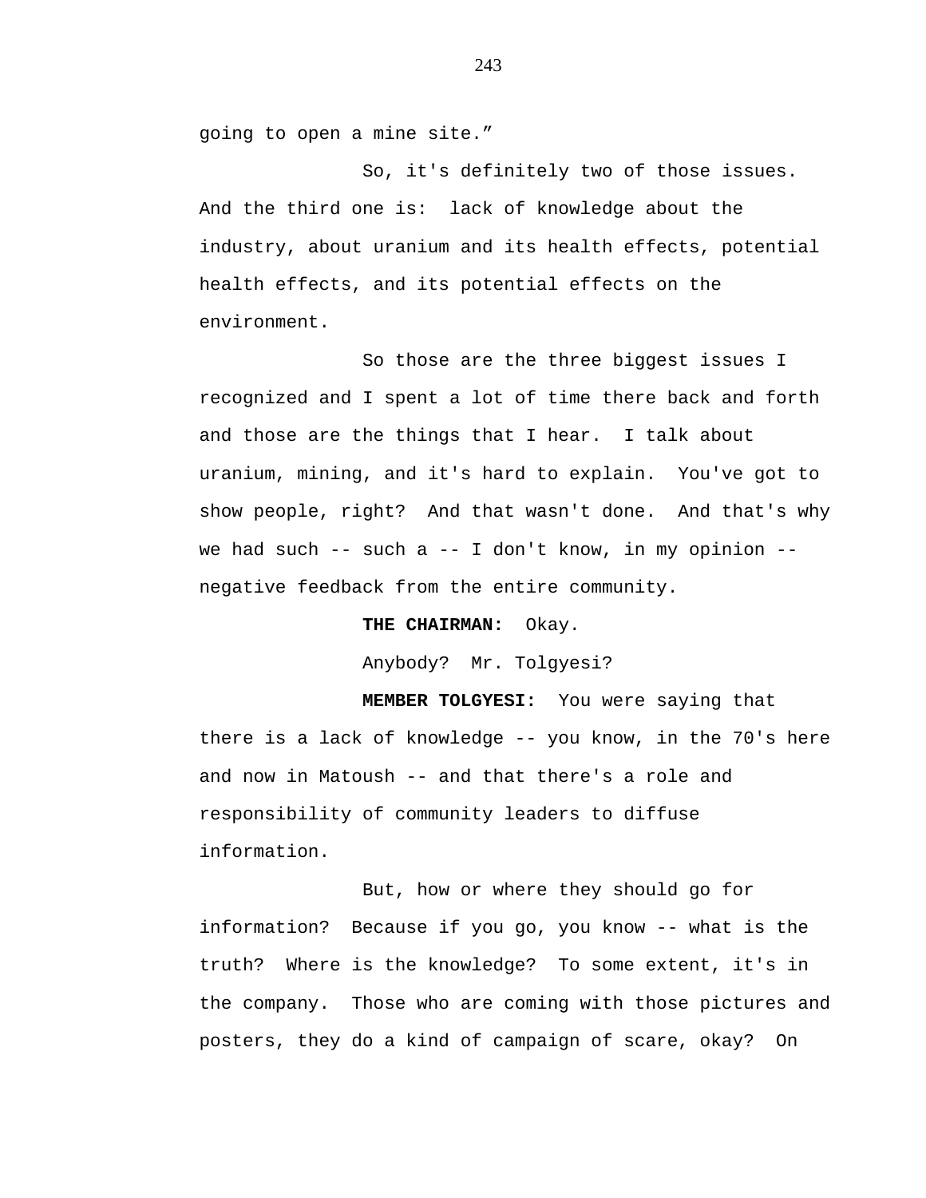going to open a mine site."

So, it's definitely two of those issues. And the third one is: lack of knowledge about the industry, about uranium and its health effects, potential health effects, and its potential effects on the environment.

So those are the three biggest issues I recognized and I spent a lot of time there back and forth and those are the things that I hear. I talk about uranium, mining, and it's hard to explain. You've got to show people, right? And that wasn't done. And that's why we had such -- such a -- I don't know, in my opinion -- negative feedback from the entire community.

**THE CHAIRMAN:** Okay.

Anybody? Mr. Tolgyesi?

**MEMBER TOLGYESI:** You were saying that there is a lack of knowledge -- you know, in the 70's here and now in Matoush -- and that there's a role and responsibility of community leaders to diffuse information.

But, how or where they should go for information? Because if you go, you know -- what is the truth? Where is the knowledge? To some extent, it's in the company. Those who are coming with those pictures and posters, they do a kind of campaign of scare, okay? On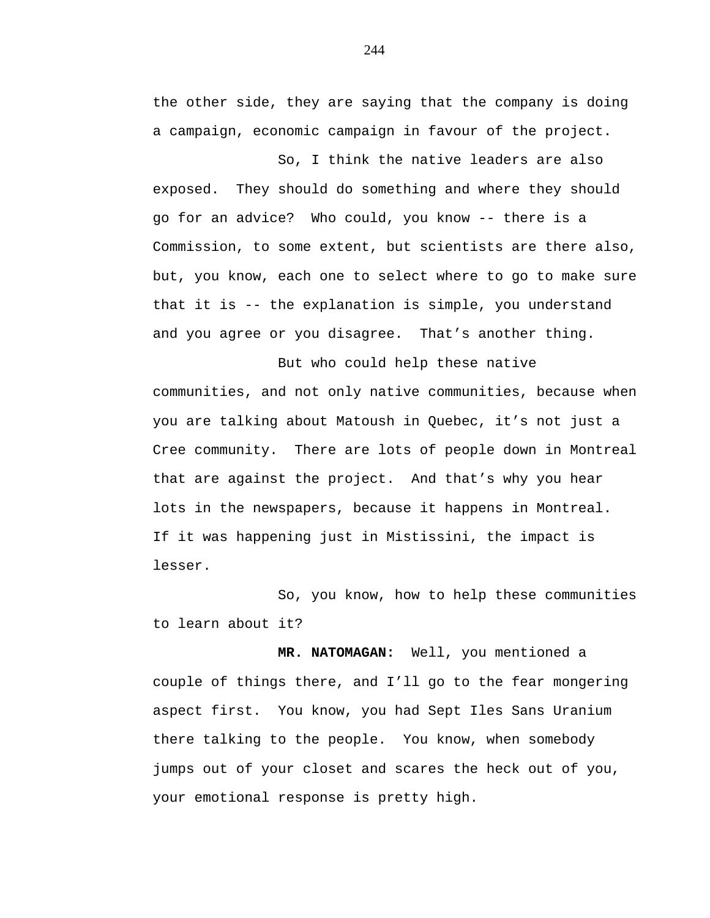the other side, they are saying that the company is doing a campaign, economic campaign in favour of the project.

So, I think the native leaders are also exposed. They should do something and where they should go for an advice? Who could, you know -- there is a Commission, to some extent, but scientists are there also, but, you know, each one to select where to go to make sure that it is -- the explanation is simple, you understand and you agree or you disagree. That's another thing.

But who could help these native communities, and not only native communities, because when you are talking about Matoush in Quebec, it's not just a Cree community. There are lots of people down in Montreal that are against the project. And that's why you hear lots in the newspapers, because it happens in Montreal. If it was happening just in Mistissini, the impact is lesser.

So, you know, how to help these communities to learn about it?

**MR. NATOMAGAN:** Well, you mentioned a couple of things there, and I'll go to the fear mongering aspect first. You know, you had Sept Iles Sans Uranium there talking to the people. You know, when somebody jumps out of your closet and scares the heck out of you, your emotional response is pretty high.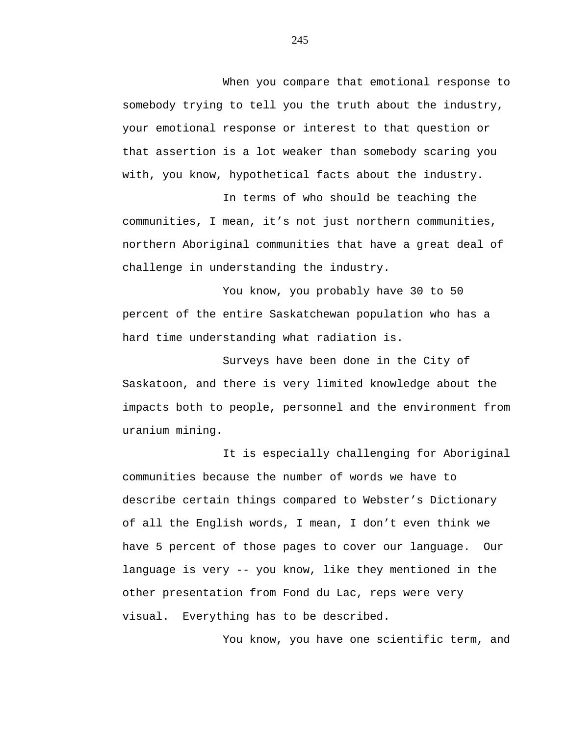When you compare that emotional response to somebody trying to tell you the truth about the industry, your emotional response or interest to that question or that assertion is a lot weaker than somebody scaring you with, you know, hypothetical facts about the industry.

In terms of who should be teaching the communities, I mean, it’s not just northern communities, northern Aboriginal communities that have a great deal of challenge in understanding the industry.

You know, you probably have 30 to 50 percent of the entire Saskatchewan population who has a hard time understanding what radiation is.

Surveys have been done in the City of Saskatoon, and there is very limited knowledge about the impacts both to people, personnel and the environment from uranium mining.

It is especially challenging for Aboriginal communities because the number of words we have to describe certain things compared to Webster’s Dictionary of all the English words, I mean, I don’t even think we have 5 percent of those pages to cover our language. Our language is very -- you know, like they mentioned in the other presentation from Fond du Lac, reps were very visual. Everything has to be described.

You know, you have one scientific term, and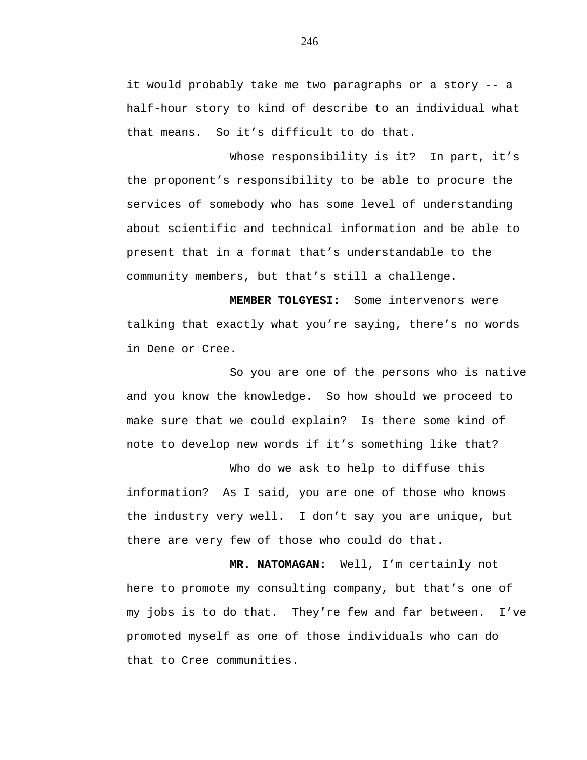it would probably take me two paragraphs or a story -- a half-hour story to kind of describe to an individual what that means.  So it's difficult to do that.

Whose responsibility is it?  In part, it's the proponent's responsibility to be able to procure the services of somebody who has some level of understanding about scientific and technical information and be able to present that in a format that's understandable to the community members, but that's still a challenge.

**MEMBER TOLGYESI:**  Some intervenors were talking that exactly what you're saying, there's no words in Dene or Cree.

So you are one of the persons who is native and you know the knowledge.  So how should we proceed to make sure that we could explain?  Is there some kind of note to develop new words if it's something like that?

Who do we ask to help to diffuse this information?  As I said, you are one of those who knows the industry very well.  I don't say you are unique, but there are very few of those who could do that.

**MR. NATOMAGAN:**  Well, I'm certainly not here to promote my consulting company, but that's one of my jobs is to do that.  They're few and far between.  I've promoted myself as one of those individuals who can do that to Cree communities.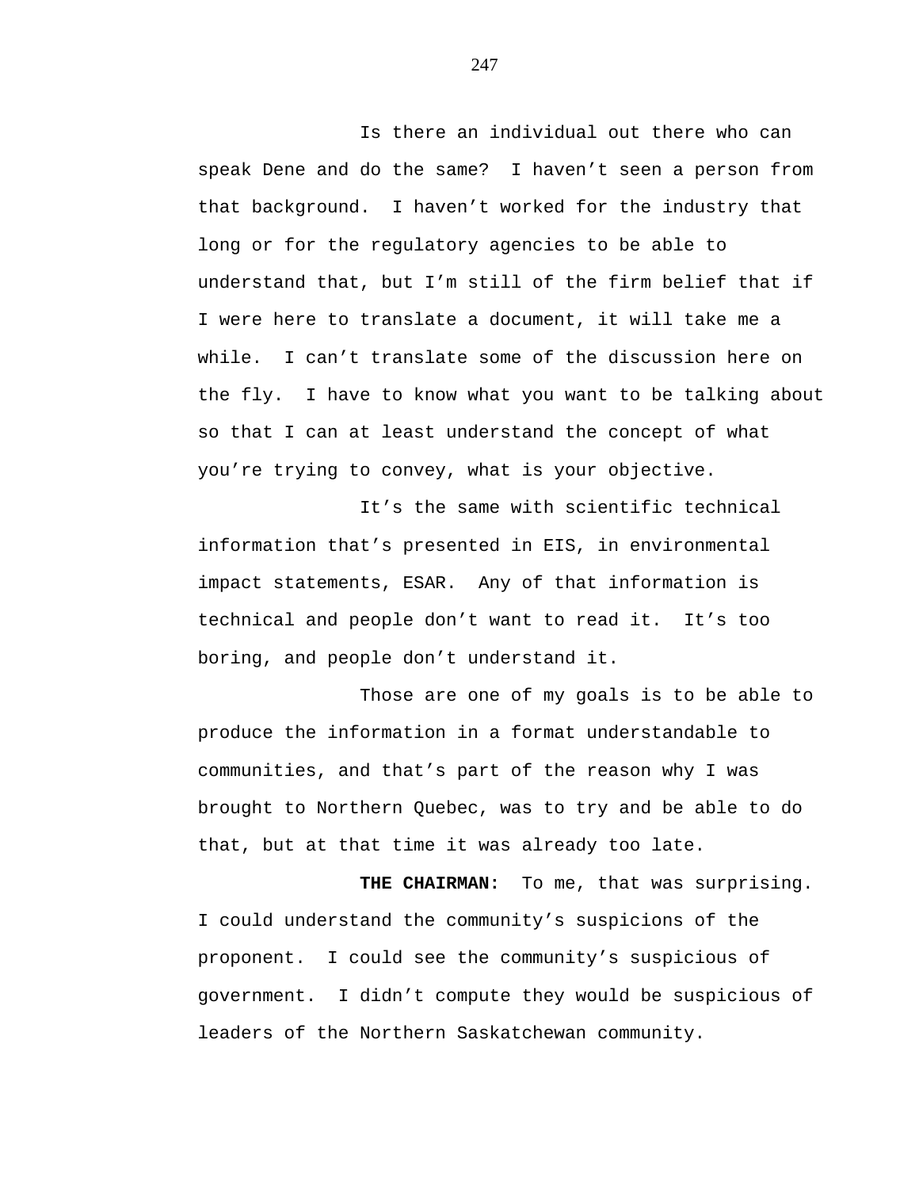Is there an individual out there who can speak Dene and do the same?  I haven’t seen a person from that background.  I haven’t worked for the industry that long or for the regulatory agencies to be able to understand that, but I’m still of the firm belief that if I were here to translate a document, it will take me a while.  I can’t translate some of the discussion here on the fly.  I have to know what you want to be talking about so that I can at least understand the concept of what you’re trying to convey, what is your objective.

It’s the same with scientific technical information that’s presented in EIS, in environmental impact statements, ESAR.  Any of that information is technical and people don’t want to read it.  It’s too boring, and people don’t understand it.

Those are one of my goals is to be able to produce the information in a format understandable to communities, and that’s part of the reason why I was brought to Northern Quebec, was to try and be able to do that, but at that time it was already too late.

**THE CHAIRMAN:**  To me, that was surprising.  I could understand the community’s suspicions of the proponent.  I could see the community’s suspicious of government.  I didn’t compute they would be suspicious of leaders of the Northern Saskatchewan community.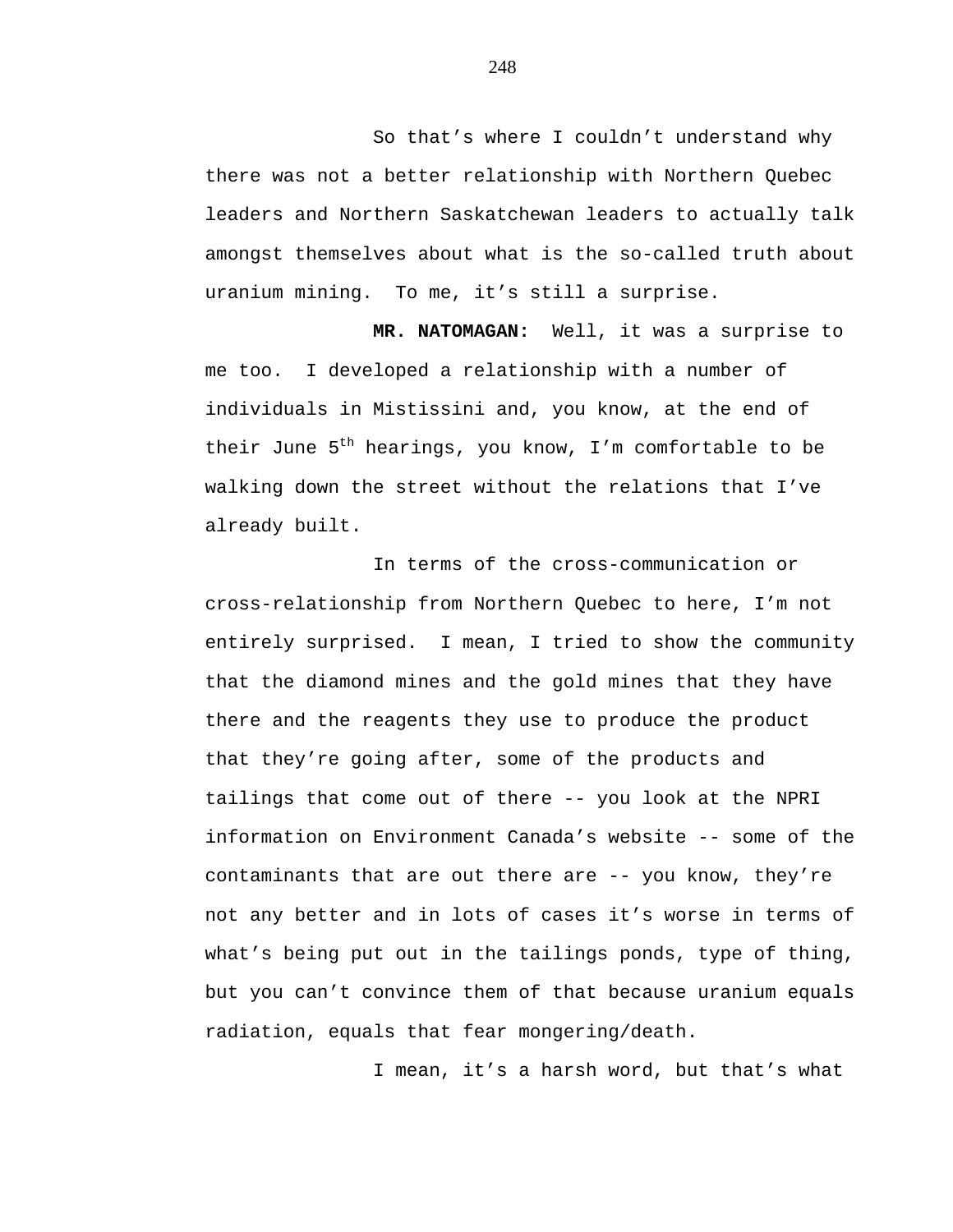So that's where I couldn't understand why there was not a better relationship with Northern Quebec leaders and Northern Saskatchewan leaders to actually talk amongst themselves about what is the so-called truth about uranium mining. To me, it's still a surprise.

**MR. NATOMAGAN:** Well, it was a surprise to me too. I developed a relationship with a number of individuals in Mistissini and, you know, at the end of their June 5th hearings, you know, I'm comfortable to be walking down the street without the relations that I've already built.

In terms of the cross-communication or cross-relationship from Northern Quebec to here, I'm not entirely surprised. I mean, I tried to show the community that the diamond mines and the gold mines that they have there and the reagents they use to produce the product that they're going after, some of the products and tailings that come out of there -- you look at the NPRI information on Environment Canada's website -- some of the contaminants that are out there are -- you know, they're not any better and in lots of cases it's worse in terms of what's being put out in the tailings ponds, type of thing, but you can't convince them of that because uranium equals radiation, equals that fear mongering/death.

I mean, it's a harsh word, but that's what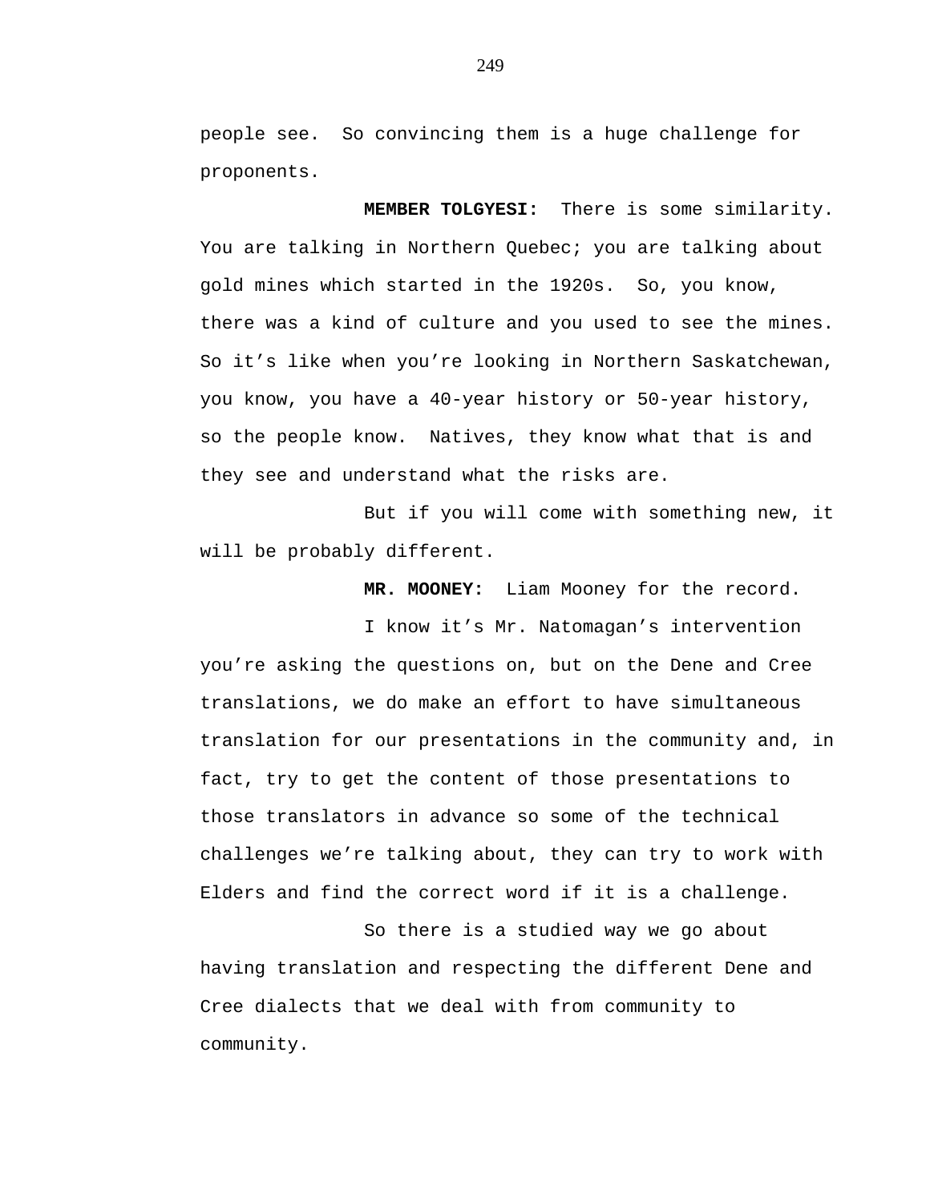people see.  So convincing them is a huge challenge for proponents.

**MEMBER TOLGYESI:**  There is some similarity. You are talking in Northern Quebec; you are talking about gold mines which started in the 1920s.  So, you know, there was a kind of culture and you used to see the mines. So it’s like when you’re looking in Northern Saskatchewan, you know, you have a 40-year history or 50-year history, so the people know.  Natives, they know what that is and they see and understand what the risks are.

But if you will come with something new, it will be probably different.

**MR. MOONEY:**  Liam Mooney for the record.

I know it’s Mr. Natomagan’s intervention you’re asking the questions on, but on the Dene and Cree translations, we do make an effort to have simultaneous translation for our presentations in the community and, in fact, try to get the content of those presentations to those translators in advance so some of the technical challenges we’re talking about, they can try to work with Elders and find the correct word if it is a challenge.

So there is a studied way we go about having translation and respecting the different Dene and Cree dialects that we deal with from community to community.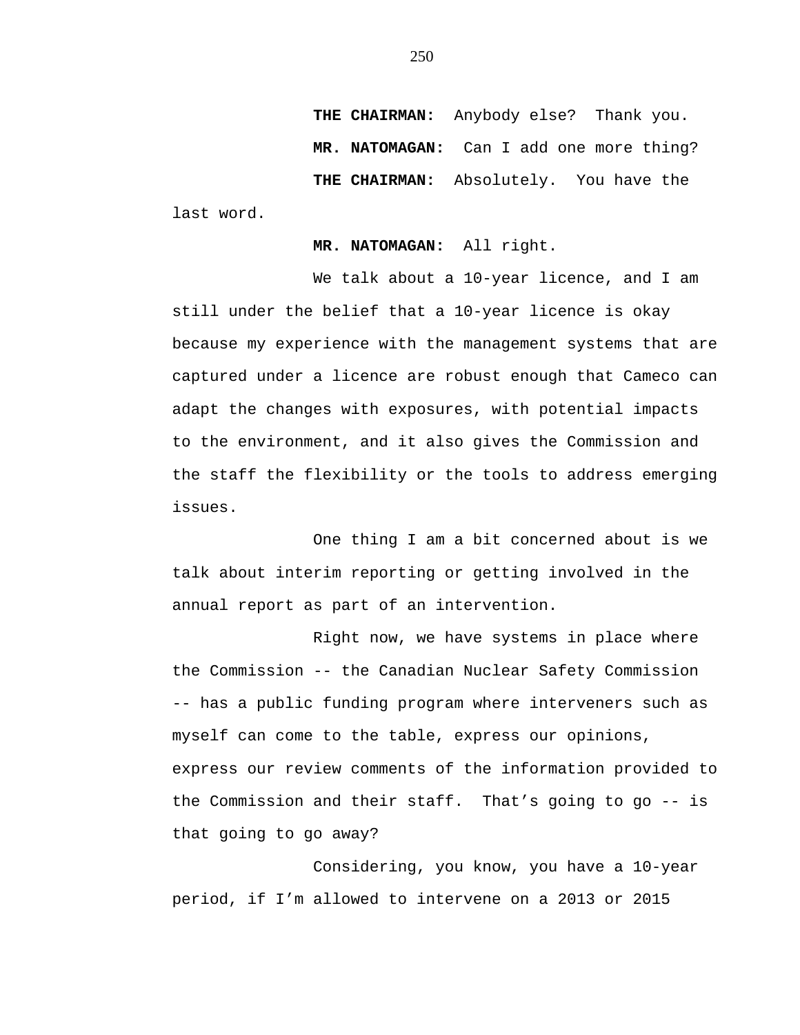**THE CHAIRMAN:** Anybody else? Thank you.

**MR. NATOMAGAN:** Can I add one more thing?

**THE CHAIRMAN:** Absolutely. You have the last word.

**MR. NATOMAGAN:** All right.

We talk about a 10-year licence, and I am still under the belief that a 10-year licence is okay because my experience with the management systems that are captured under a licence are robust enough that Cameco can adapt the changes with exposures, with potential impacts to the environment, and it also gives the Commission and the staff the flexibility or the tools to address emerging issues.

One thing I am a bit concerned about is we talk about interim reporting or getting involved in the annual report as part of an intervention.

Right now, we have systems in place where the Commission -- the Canadian Nuclear Safety Commission -- has a public funding program where interveners such as myself can come to the table, express our opinions, express our review comments of the information provided to the Commission and their staff. That's going to go -- is that going to go away?

Considering, you know, you have a 10-year period, if I'm allowed to intervene on a 2013 or 2015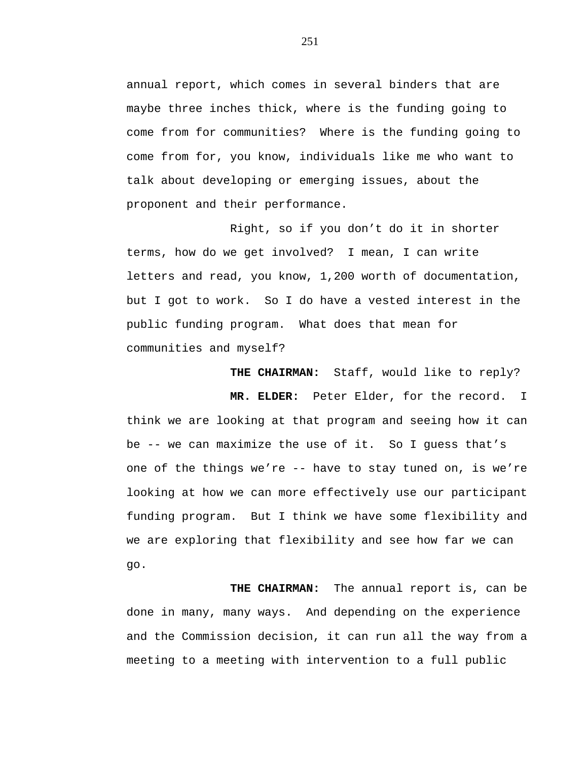annual report, which comes in several binders that are maybe three inches thick, where is the funding going to come from for communities? Where is the funding going to come from for, you know, individuals like me who want to talk about developing or emerging issues, about the proponent and their performance.

Right, so if you don't do it in shorter terms, how do we get involved? I mean, I can write letters and read, you know, 1,200 worth of documentation, but I got to work. So I do have a vested interest in the public funding program. What does that mean for communities and myself?

**THE CHAIRMAN:** Staff, would like to reply?

**MR. ELDER:** Peter Elder, for the record. I think we are looking at that program and seeing how it can be -- we can maximize the use of it. So I guess that's one of the things we're -- have to stay tuned on, is we're looking at how we can more effectively use our participant funding program. But I think we have some flexibility and we are exploring that flexibility and see how far we can go.

**THE CHAIRMAN:** The annual report is, can be done in many, many ways. And depending on the experience and the Commission decision, it can run all the way from a meeting to a meeting with intervention to a full public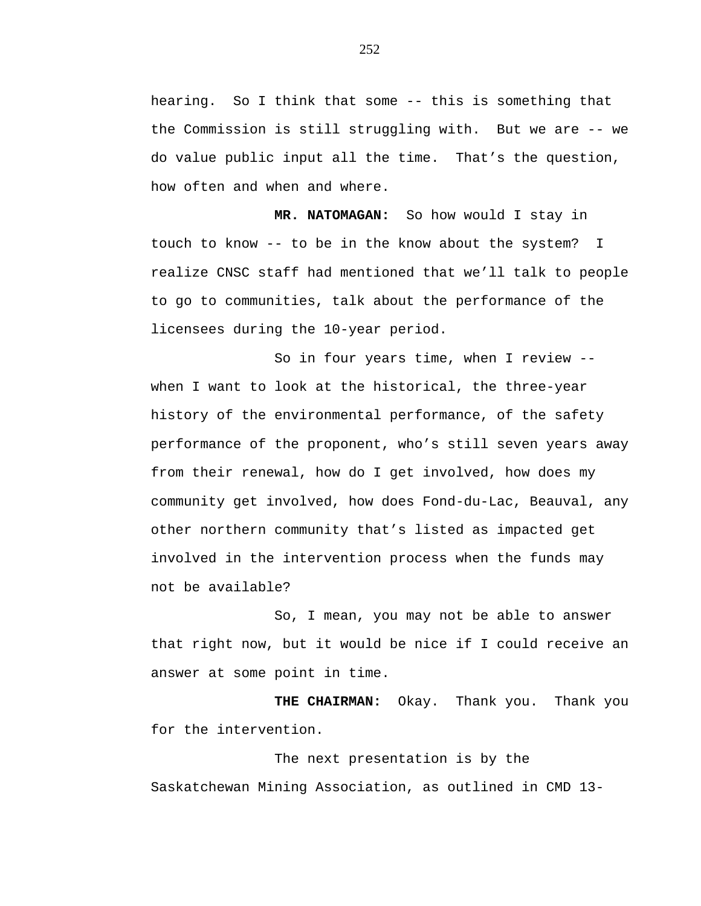hearing. So I think that some -- this is something that the Commission is still struggling with. But we are -- we do value public input all the time. That's the question, how often and when and where.

**MR. NATOMAGAN:** So how would I stay in touch to know -- to be in the know about the system? I realize CNSC staff had mentioned that we'll talk to people to go to communities, talk about the performance of the licensees during the 10-year period.

So in four years time, when I review -- when I want to look at the historical, the three-year history of the environmental performance, of the safety performance of the proponent, who's still seven years away from their renewal, how do I get involved, how does my community get involved, how does Fond-du-Lac, Beauval, any other northern community that's listed as impacted get involved in the intervention process when the funds may not be available?

So, I mean, you may not be able to answer that right now, but it would be nice if I could receive an answer at some point in time.

**THE CHAIRMAN:** Okay. Thank you. Thank you for the intervention.

The next presentation is by the Saskatchewan Mining Association, as outlined in CMD 13-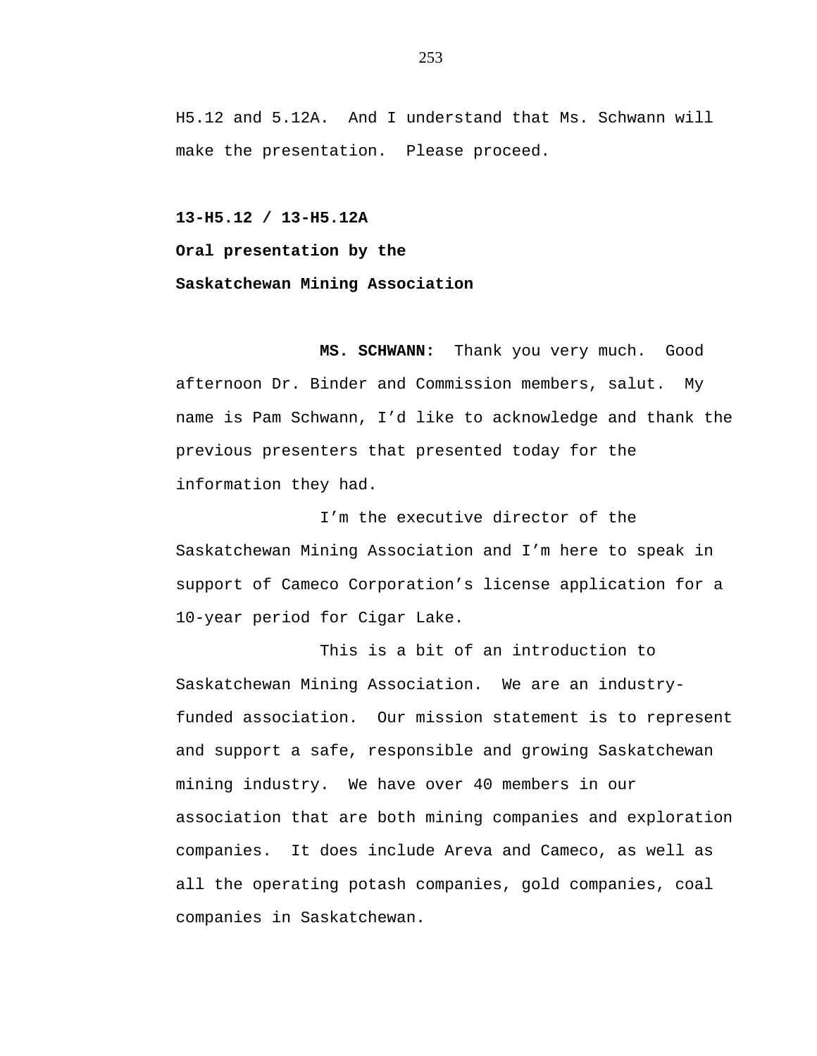H5.12 and 5.12A. And I understand that Ms. Schwann will make the presentation. Please proceed.

**13-H5.12 / 13-H5.12A**

**Oral presentation by the**

**Saskatchewan Mining Association**

**MS. SCHWANN:** Thank you very much. Good afternoon Dr. Binder and Commission members, salut. My name is Pam Schwann, I'd like to acknowledge and thank the previous presenters that presented today for the information they had.

I'm the executive director of the Saskatchewan Mining Association and I'm here to speak in support of Cameco Corporation's license application for a 10-year period for Cigar Lake.

This is a bit of an introduction to Saskatchewan Mining Association. We are an industry-funded association. Our mission statement is to represent and support a safe, responsible and growing Saskatchewan mining industry. We have over 40 members in our association that are both mining companies and exploration companies. It does include Areva and Cameco, as well as all the operating potash companies, gold companies, coal companies in Saskatchewan.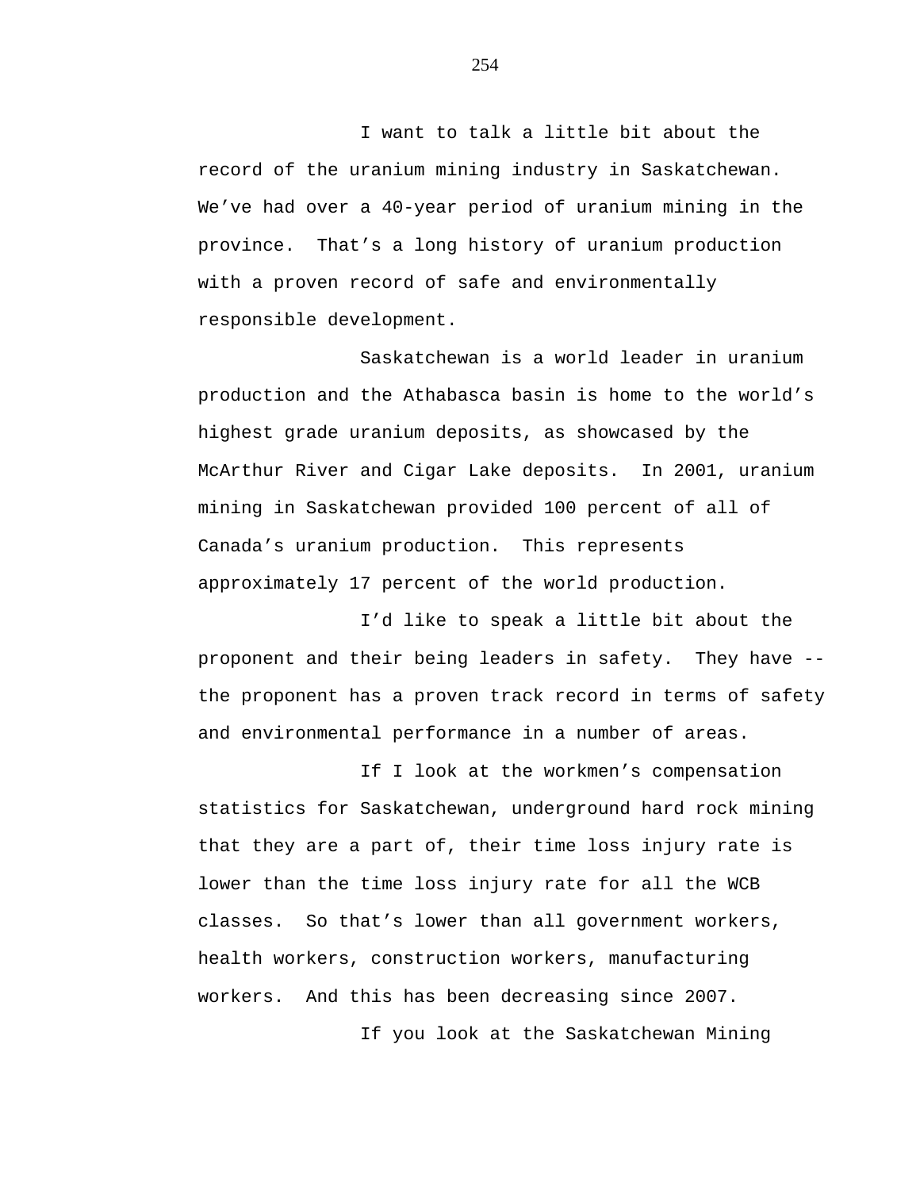I want to talk a little bit about the record of the uranium mining industry in Saskatchewan. We've had over a 40-year period of uranium mining in the province. That's a long history of uranium production with a proven record of safe and environmentally responsible development.

Saskatchewan is a world leader in uranium production and the Athabasca basin is home to the world's highest grade uranium deposits, as showcased by the McArthur River and Cigar Lake deposits. In 2001, uranium mining in Saskatchewan provided 100 percent of all of Canada's uranium production. This represents approximately 17 percent of the world production.

I'd like to speak a little bit about the proponent and their being leaders in safety. They have -- the proponent has a proven track record in terms of safety and environmental performance in a number of areas.

If I look at the workmen's compensation statistics for Saskatchewan, underground hard rock mining that they are a part of, their time loss injury rate is lower than the time loss injury rate for all the WCB classes. So that's lower than all government workers, health workers, construction workers, manufacturing workers. And this has been decreasing since 2007.

If you look at the Saskatchewan Mining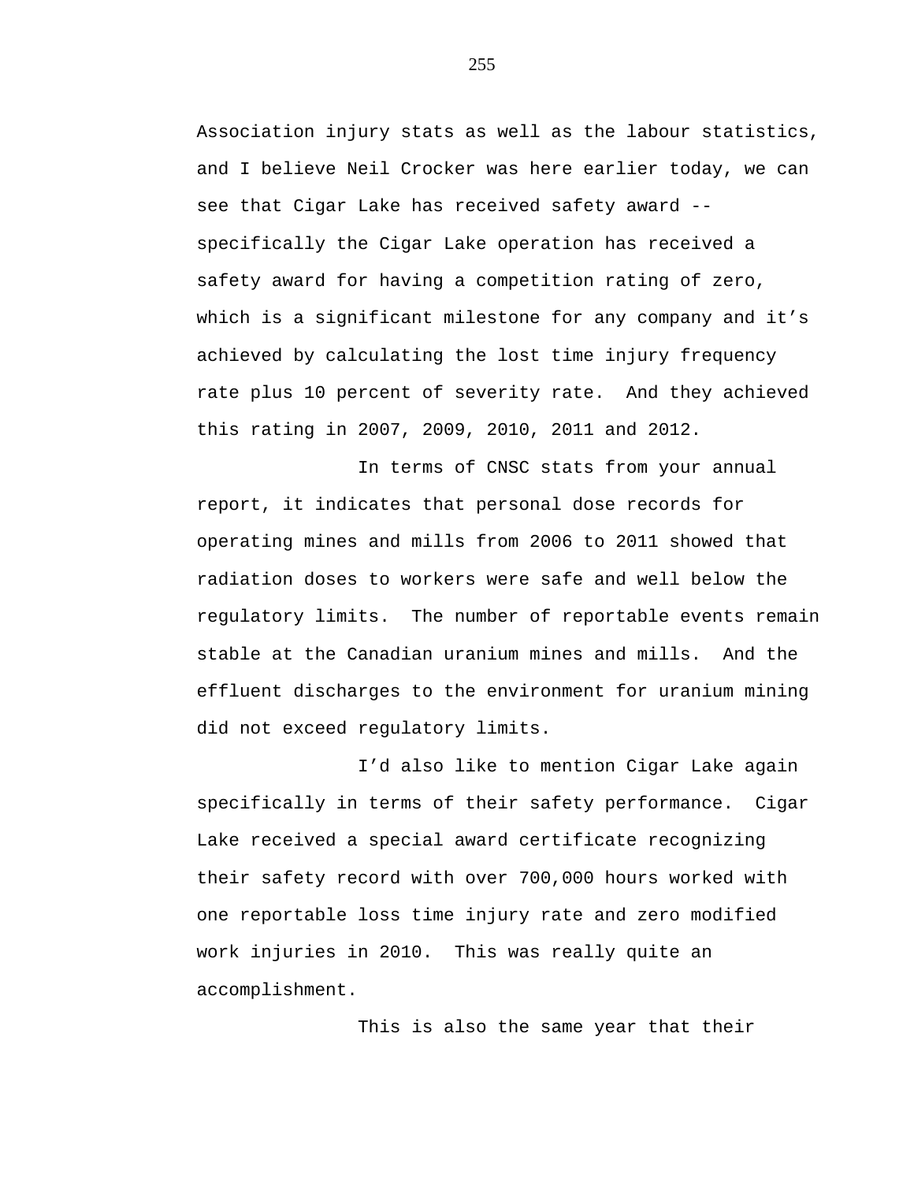Association injury stats as well as the labour statistics, and I believe Neil Crocker was here earlier today, we can see that Cigar Lake has received safety award -- specifically the Cigar Lake operation has received a safety award for having a competition rating of zero, which is a significant milestone for any company and it's achieved by calculating the lost time injury frequency rate plus 10 percent of severity rate.  And they achieved this rating in 2007, 2009, 2010, 2011 and 2012.

In terms of CNSC stats from your annual report, it indicates that personal dose records for operating mines and mills from 2006 to 2011 showed that radiation doses to workers were safe and well below the regulatory limits.  The number of reportable events remain stable at the Canadian uranium mines and mills.  And the effluent discharges to the environment for uranium mining did not exceed regulatory limits.

I'd also like to mention Cigar Lake again specifically in terms of their safety performance.  Cigar Lake received a special award certificate recognizing their safety record with over 700,000 hours worked with one reportable loss time injury rate and zero modified work injuries in 2010.  This was really quite an accomplishment.

This is also the same year that their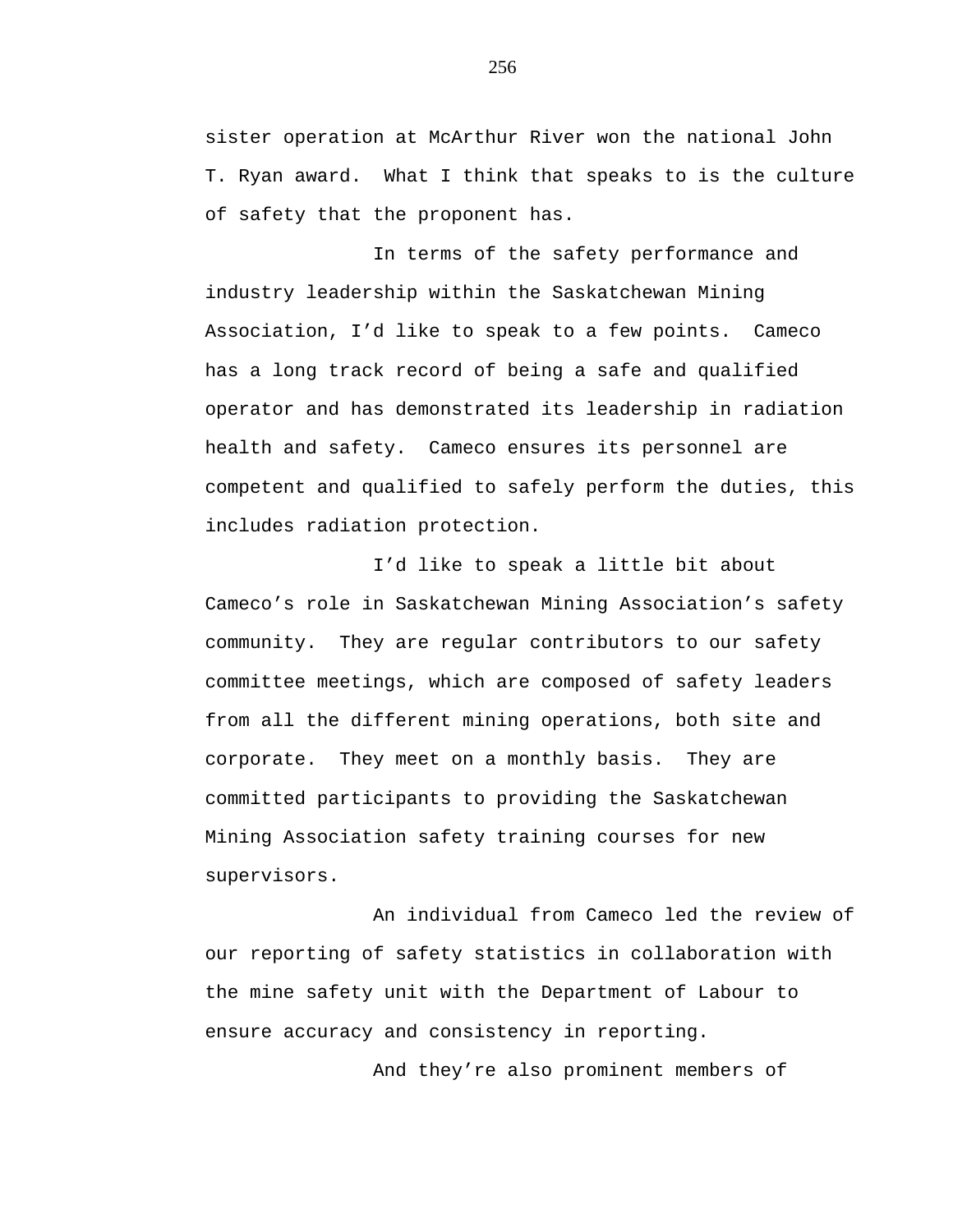sister operation at McArthur River won the national John T. Ryan award.  What I think that speaks to is the culture of safety that the proponent has.

In terms of the safety performance and industry leadership within the Saskatchewan Mining Association, I'd like to speak to a few points.  Cameco has a long track record of being a safe and qualified operator and has demonstrated its leadership in radiation health and safety.  Cameco ensures its personnel are competent and qualified to safely perform the duties, this includes radiation protection.

I'd like to speak a little bit about Cameco's role in Saskatchewan Mining Association's safety community.  They are regular contributors to our safety committee meetings, which are composed of safety leaders from all the different mining operations, both site and corporate.  They meet on a monthly basis.  They are committed participants to providing the Saskatchewan Mining Association safety training courses for new supervisors.

An individual from Cameco led the review of our reporting of safety statistics in collaboration with the mine safety unit with the Department of Labour to ensure accuracy and consistency in reporting.

And they're also prominent members of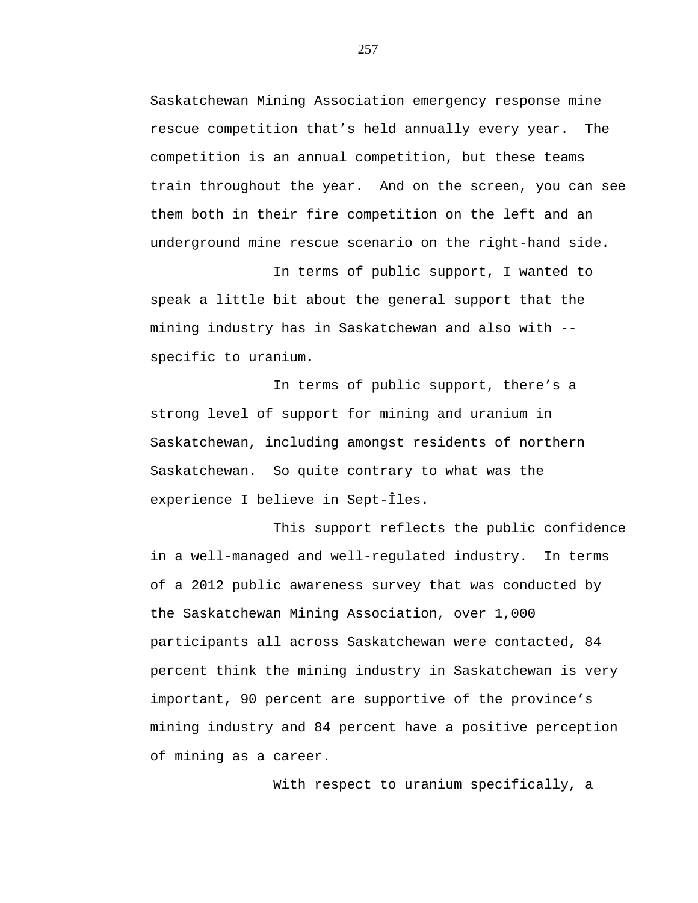Saskatchewan Mining Association emergency response mine rescue competition that's held annually every year. The competition is an annual competition, but these teams train throughout the year. And on the screen, you can see them both in their fire competition on the left and an underground mine rescue scenario on the right-hand side.

In terms of public support, I wanted to speak a little bit about the general support that the mining industry has in Saskatchewan and also with -- specific to uranium.

In terms of public support, there's a strong level of support for mining and uranium in Saskatchewan, including amongst residents of northern Saskatchewan. So quite contrary to what was the experience I believe in Sept-Îles.

This support reflects the public confidence in a well-managed and well-regulated industry. In terms of a 2012 public awareness survey that was conducted by the Saskatchewan Mining Association, over 1,000 participants all across Saskatchewan were contacted, 84 percent think the mining industry in Saskatchewan is very important, 90 percent are supportive of the province's mining industry and 84 percent have a positive perception of mining as a career.

With respect to uranium specifically, a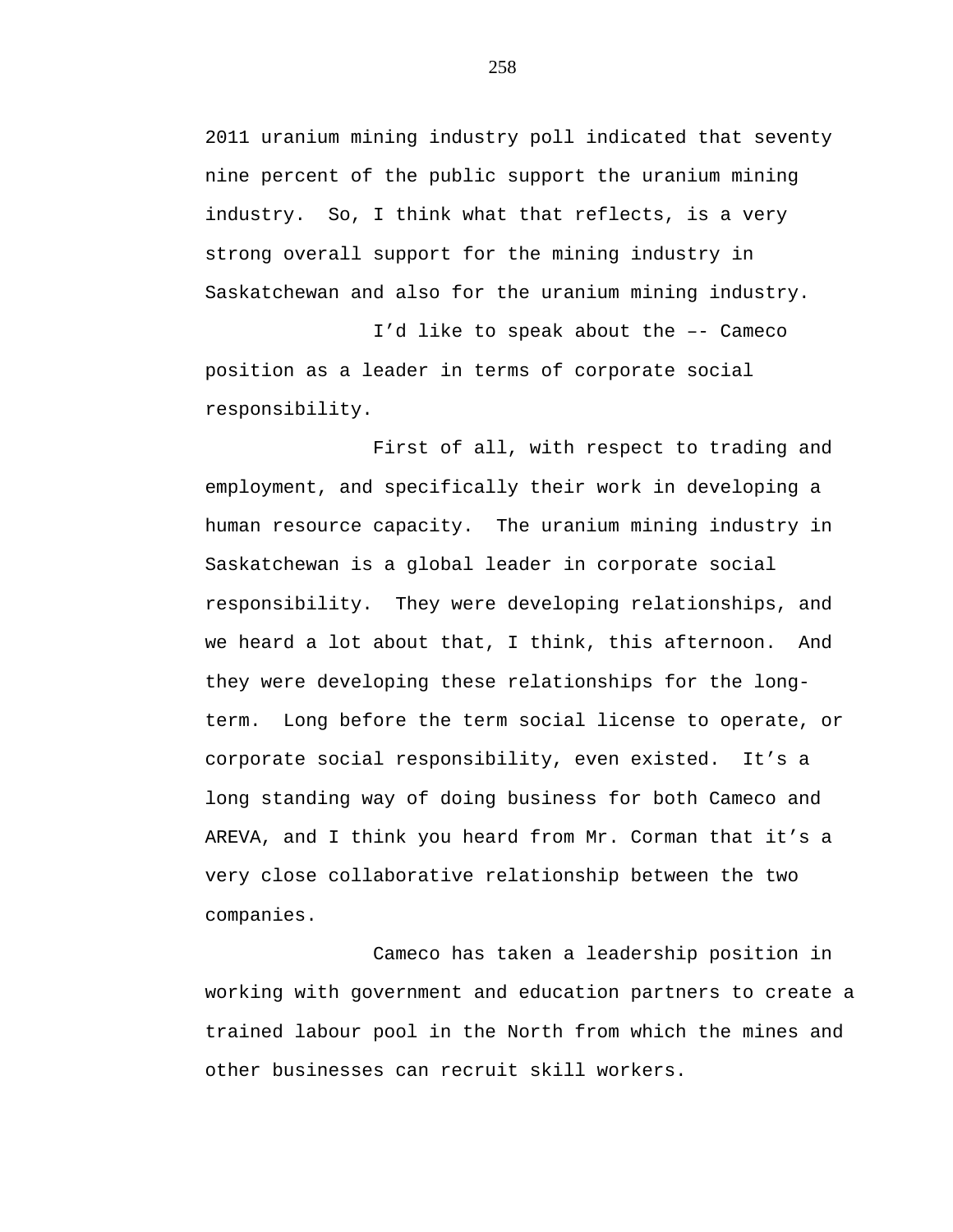2011 uranium mining industry poll indicated that seventy nine percent of the public support the uranium mining industry.  So, I think what that reflects, is a very strong overall support for the mining industry in Saskatchewan and also for the uranium mining industry.

I'd like to speak about the –- Cameco position as a leader in terms of corporate social responsibility.

First of all, with respect to trading and employment, and specifically their work in developing a human resource capacity.  The uranium mining industry in Saskatchewan is a global leader in corporate social responsibility.  They were developing relationships, and we heard a lot about that, I think, this afternoon.  And they were developing these relationships for the long-term.  Long before the term social license to operate, or corporate social responsibility, even existed.  It's a long standing way of doing business for both Cameco and AREVA, and I think you heard from Mr. Corman that it's a very close collaborative relationship between the two companies.

Cameco has taken a leadership position in working with government and education partners to create a trained labour pool in the North from which the mines and other businesses can recruit skill workers.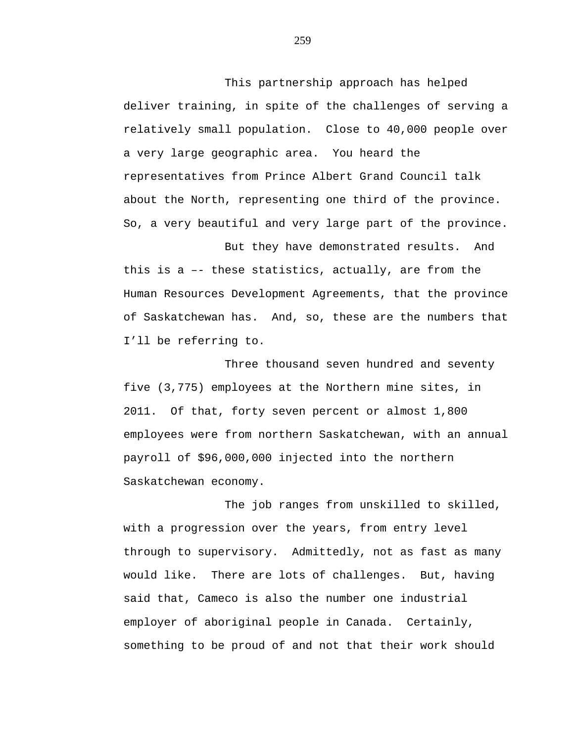This partnership approach has helped deliver training, in spite of the challenges of serving a relatively small population.  Close to 40,000 people over a very large geographic area.  You heard the representatives from Prince Albert Grand Council talk about the North, representing one third of the province.  So, a very beautiful and very large part of the province.

But they have demonstrated results.  And this is a –- these statistics, actually, are from the Human Resources Development Agreements, that the province of Saskatchewan has.  And, so, these are the numbers that I'll be referring to.

Three thousand seven hundred and seventy five (3,775) employees at the Northern mine sites, in 2011.  Of that, forty seven percent or almost 1,800 employees were from northern Saskatchewan, with an annual payroll of $96,000,000 injected into the northern Saskatchewan economy.

The job ranges from unskilled to skilled, with a progression over the years, from entry level through to supervisory.  Admittedly, not as fast as many would like.  There are lots of challenges.  But, having said that, Cameco is also the number one industrial employer of aboriginal people in Canada.  Certainly, something to be proud of and not that their work should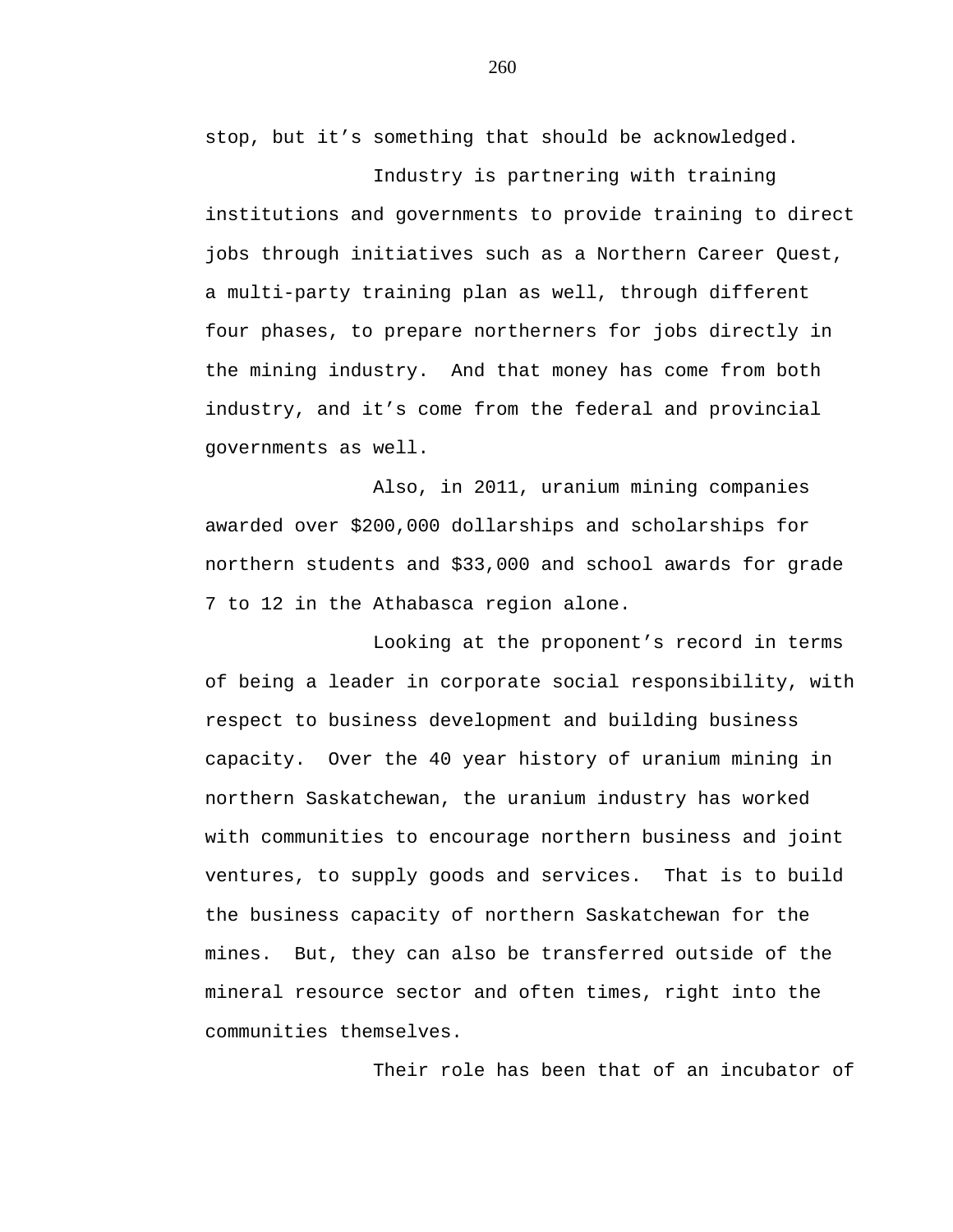stop, but it's something that should be acknowledged.

Industry is partnering with training institutions and governments to provide training to direct jobs through initiatives such as a Northern Career Quest, a multi-party training plan as well, through different four phases, to prepare northerners for jobs directly in the mining industry. And that money has come from both industry, and it's come from the federal and provincial governments as well.

Also, in 2011, uranium mining companies awarded over $200,000 dollarships and scholarships for northern students and $33,000 and school awards for grade 7 to 12 in the Athabasca region alone.

Looking at the proponent's record in terms of being a leader in corporate social responsibility, with respect to business development and building business capacity. Over the 40 year history of uranium mining in northern Saskatchewan, the uranium industry has worked with communities to encourage northern business and joint ventures, to supply goods and services. That is to build the business capacity of northern Saskatchewan for the mines. But, they can also be transferred outside of the mineral resource sector and often times, right into the communities themselves.

Their role has been that of an incubator of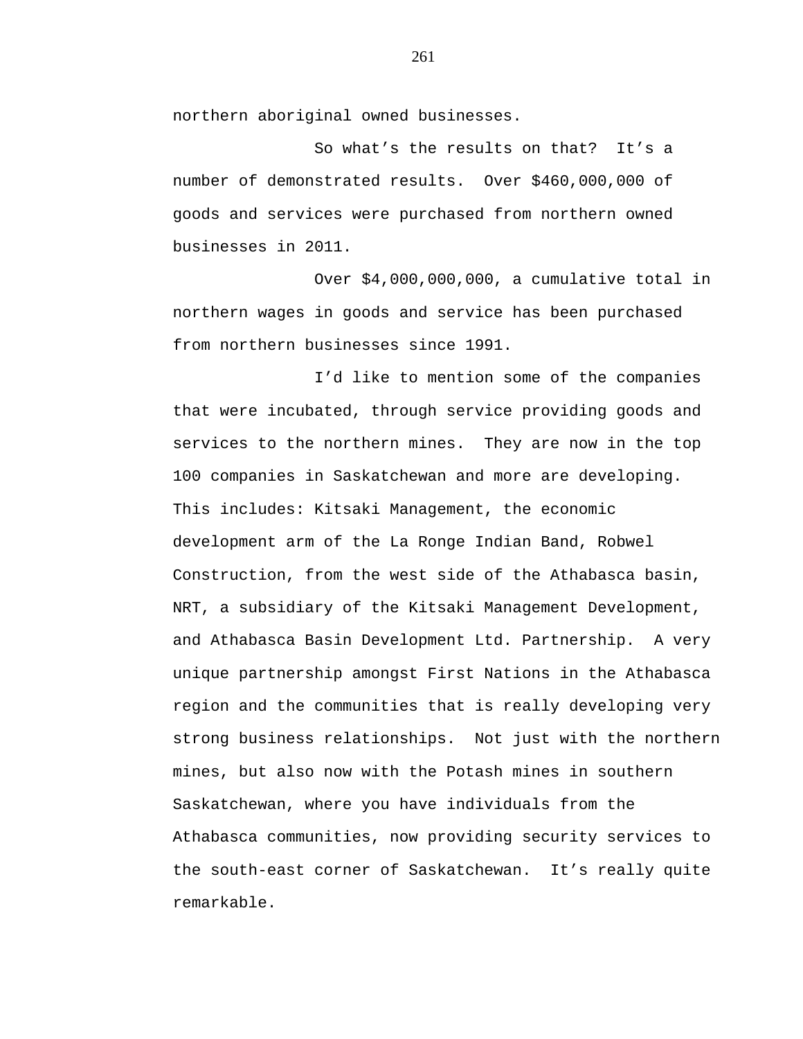northern aboriginal owned businesses.

So what's the results on that? It's a number of demonstrated results. Over $460,000,000 of goods and services were purchased from northern owned businesses in 2011.

Over $4,000,000,000, a cumulative total in northern wages in goods and service has been purchased from northern businesses since 1991.

I'd like to mention some of the companies that were incubated, through service providing goods and services to the northern mines. They are now in the top 100 companies in Saskatchewan and more are developing. This includes: Kitsaki Management, the economic development arm of the La Ronge Indian Band, Robwel Construction, from the west side of the Athabasca basin, NRT, a subsidiary of the Kitsaki Management Development, and Athabasca Basin Development Ltd. Partnership. A very unique partnership amongst First Nations in the Athabasca region and the communities that is really developing very strong business relationships. Not just with the northern mines, but also now with the Potash mines in southern Saskatchewan, where you have individuals from the Athabasca communities, now providing security services to the south-east corner of Saskatchewan. It's really quite remarkable.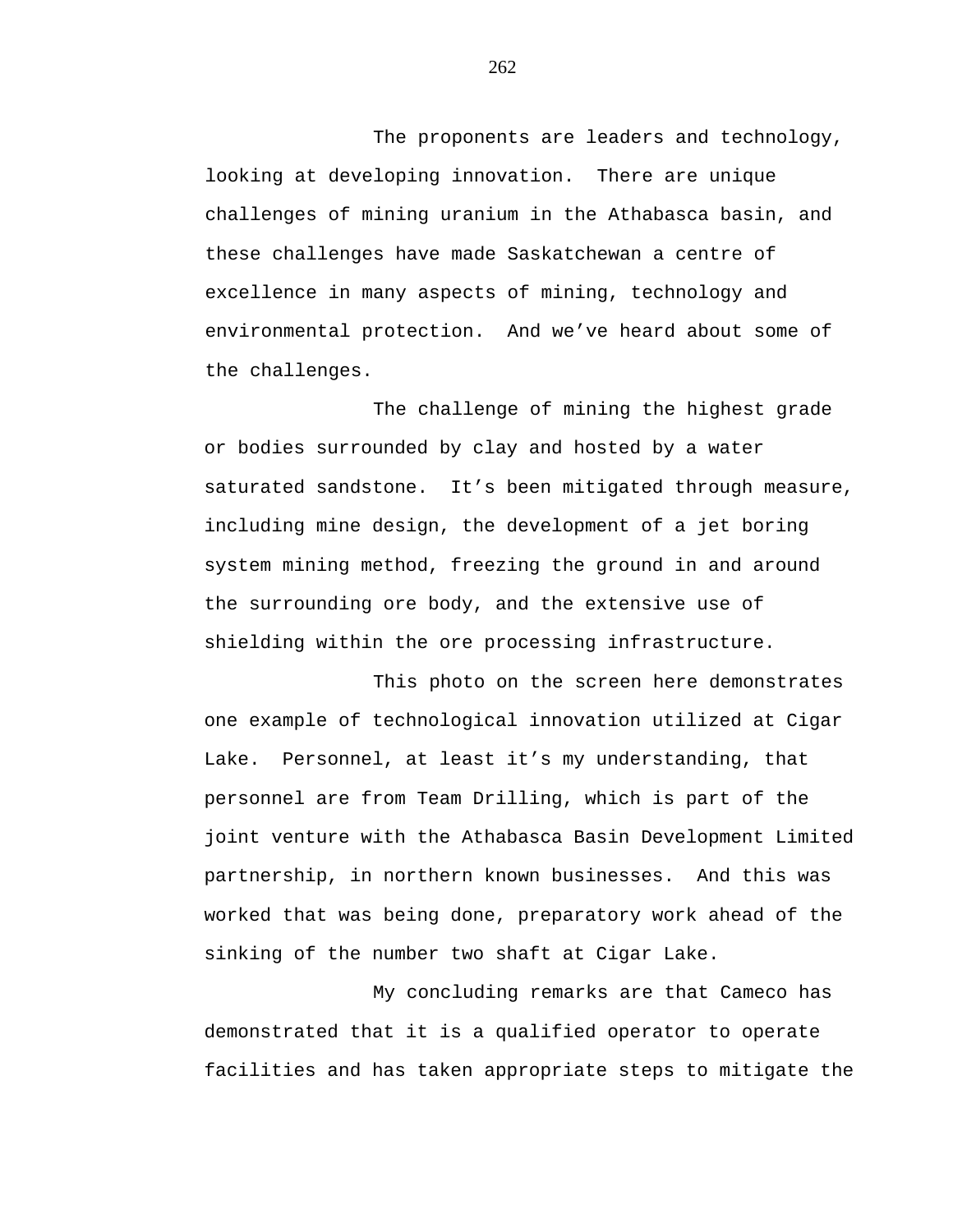The proponents are leaders and technology, looking at developing innovation.  There are unique challenges of mining uranium in the Athabasca basin, and these challenges have made Saskatchewan a centre of excellence in many aspects of mining, technology and environmental protection.  And we've heard about some of the challenges.

The challenge of mining the highest grade or bodies surrounded by clay and hosted by a water saturated sandstone.  It's been mitigated through measure, including mine design, the development of a jet boring system mining method, freezing the ground in and around the surrounding ore body, and the extensive use of shielding within the ore processing infrastructure.

This photo on the screen here demonstrates one example of technological innovation utilized at Cigar Lake.  Personnel, at least it's my understanding, that personnel are from Team Drilling, which is part of the joint venture with the Athabasca Basin Development Limited partnership, in northern known businesses.  And this was worked that was being done, preparatory work ahead of the sinking of the number two shaft at Cigar Lake.

My concluding remarks are that Cameco has demonstrated that it is a qualified operator to operate facilities and has taken appropriate steps to mitigate the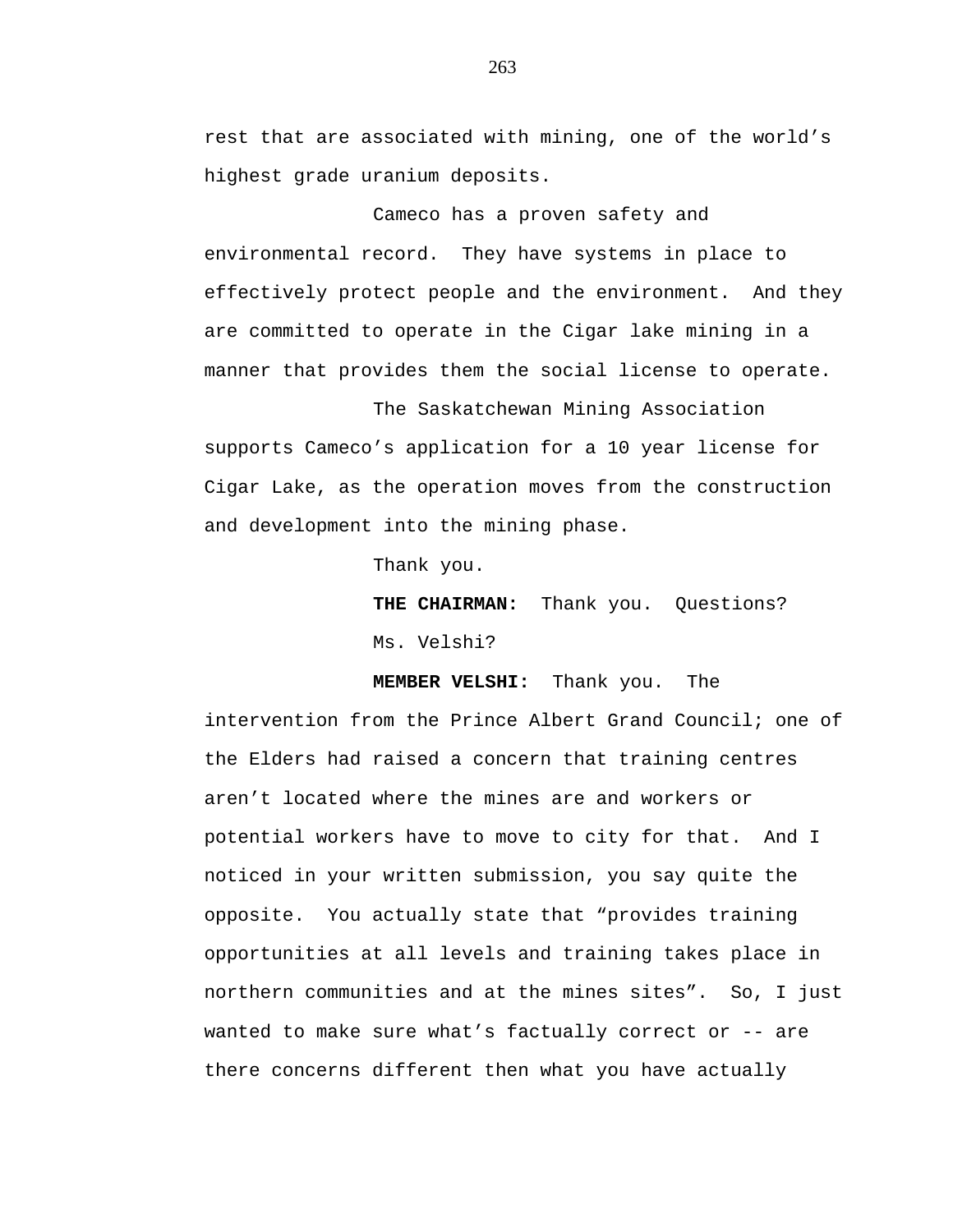rest that are associated with mining, one of the world's highest grade uranium deposits.

Cameco has a proven safety and environmental record. They have systems in place to effectively protect people and the environment. And they are committed to operate in the Cigar lake mining in a manner that provides them the social license to operate.

The Saskatchewan Mining Association supports Cameco's application for a 10 year license for Cigar Lake, as the operation moves from the construction and development into the mining phase.

Thank you.

**THE CHAIRMAN:** Thank you. Questions?

Ms. Velshi?

**MEMBER VELSHI:** Thank you. The intervention from the Prince Albert Grand Council; one of the Elders had raised a concern that training centres aren't located where the mines are and workers or potential workers have to move to city for that. And I noticed in your written submission, you say quite the opposite. You actually state that "provides training opportunities at all levels and training takes place in northern communities and at the mines sites". So, I just wanted to make sure what's factually correct or -- are there concerns different then what you have actually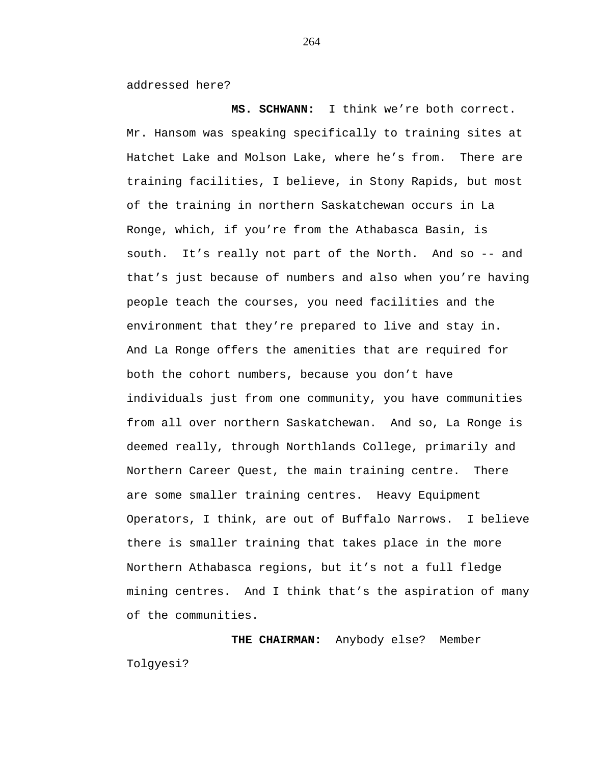addressed here?

**MS. SCHWANN:** I think we're both correct. Mr. Hansom was speaking specifically to training sites at Hatchet Lake and Molson Lake, where he's from. There are training facilities, I believe, in Stony Rapids, but most of the training in northern Saskatchewan occurs in La Ronge, which, if you're from the Athabasca Basin, is south. It's really not part of the North. And so -- and that's just because of numbers and also when you're having people teach the courses, you need facilities and the environment that they're prepared to live and stay in. And La Ronge offers the amenities that are required for both the cohort numbers, because you don't have individuals just from one community, you have communities from all over northern Saskatchewan. And so, La Ronge is deemed really, through Northlands College, primarily and Northern Career Quest, the main training centre. There are some smaller training centres. Heavy Equipment Operators, I think, are out of Buffalo Narrows. I believe there is smaller training that takes place in the more Northern Athabasca regions, but it's not a full fledge mining centres. And I think that's the aspiration of many of the communities.

**THE CHAIRMAN:** Anybody else? Member Tolgyesi?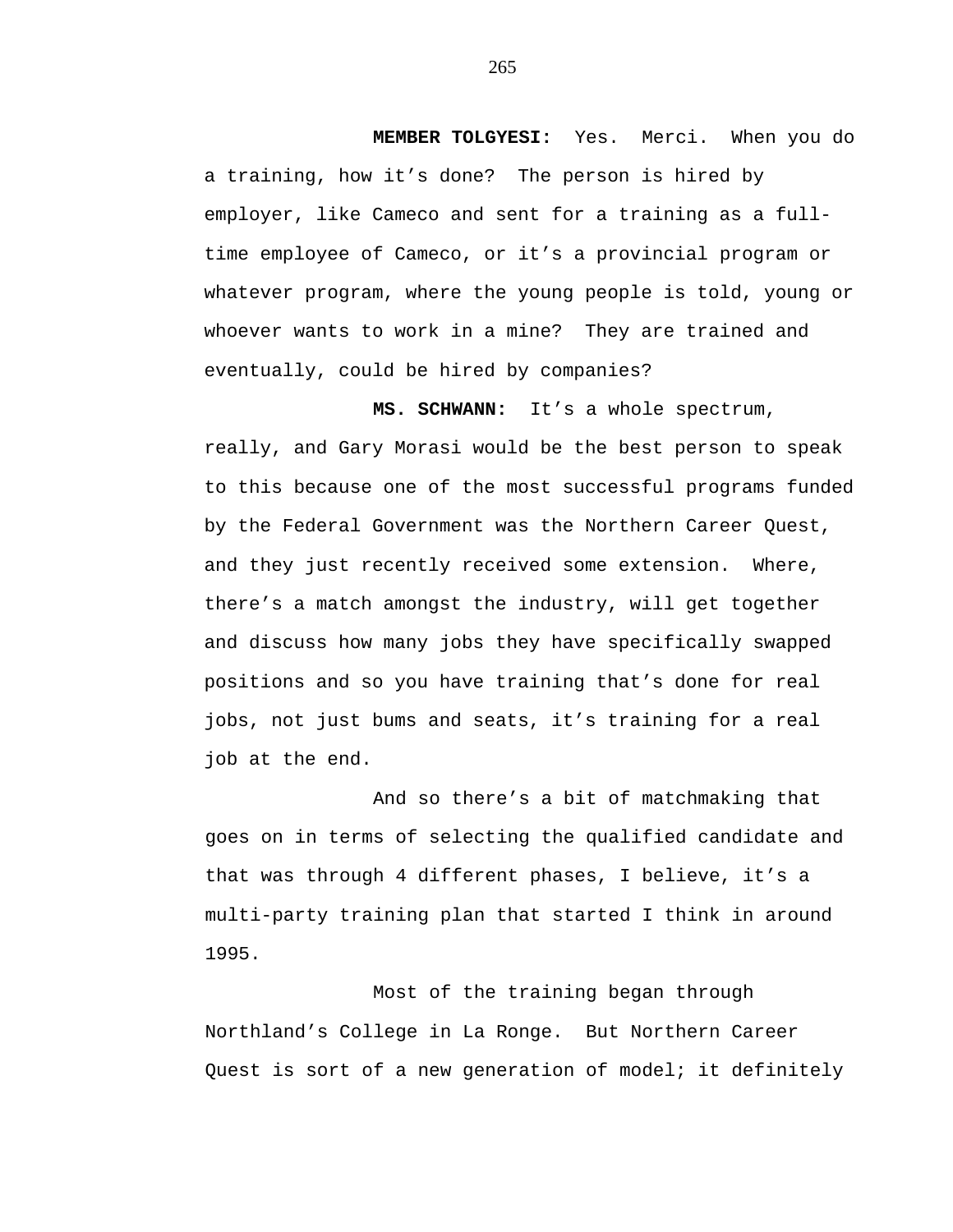**MEMBER TOLGYESI:** Yes. Merci. When you do a training, how it's done? The person is hired by employer, like Cameco and sent for a training as a full-time employee of Cameco, or it's a provincial program or whatever program, where the young people is told, young or whoever wants to work in a mine? They are trained and eventually, could be hired by companies?

**MS. SCHWANN:** It's a whole spectrum, really, and Gary Morasi would be the best person to speak to this because one of the most successful programs funded by the Federal Government was the Northern Career Quest, and they just recently received some extension. Where, there's a match amongst the industry, will get together and discuss how many jobs they have specifically swapped positions and so you have training that's done for real jobs, not just bums and seats, it's training for a real job at the end.

And so there's a bit of matchmaking that goes on in terms of selecting the qualified candidate and that was through 4 different phases, I believe, it's a multi-party training plan that started I think in around 1995.

Most of the training began through Northland's College in La Ronge. But Northern Career Quest is sort of a new generation of model; it definitely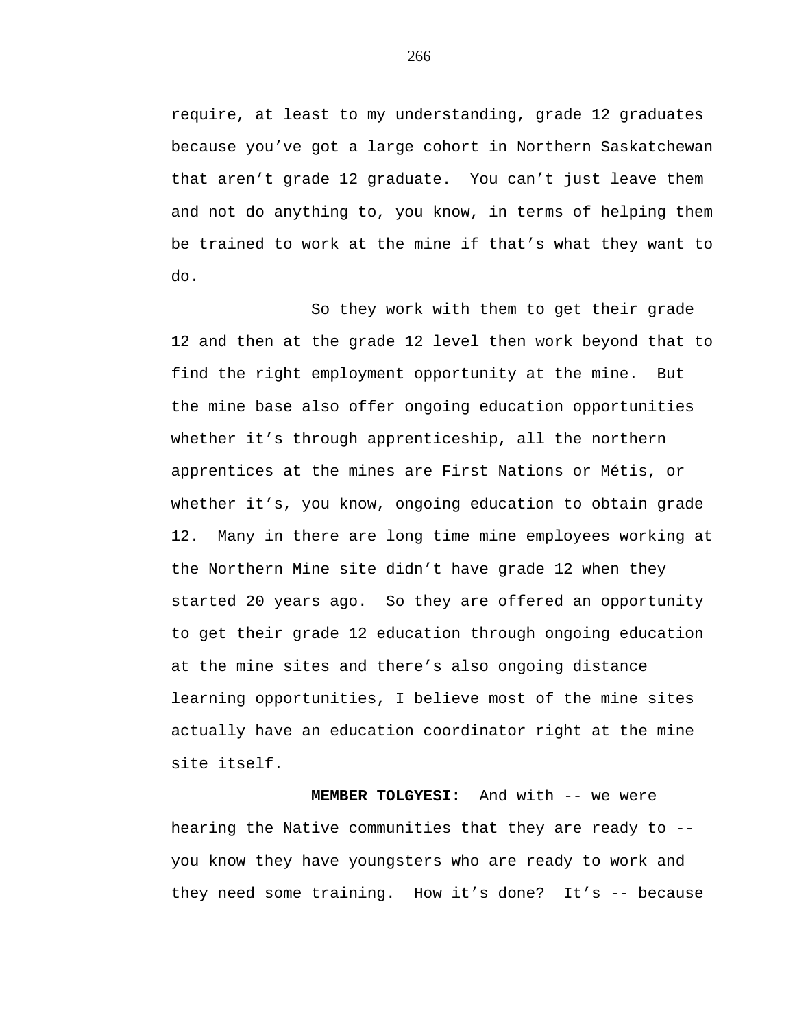require, at least to my understanding, grade 12 graduates because you've got a large cohort in Northern Saskatchewan that aren't grade 12 graduate. You can't just leave them and not do anything to, you know, in terms of helping them be trained to work at the mine if that's what they want to do.

So they work with them to get their grade 12 and then at the grade 12 level then work beyond that to find the right employment opportunity at the mine. But the mine base also offer ongoing education opportunities whether it's through apprenticeship, all the northern apprentices at the mines are First Nations or Métis, or whether it's, you know, ongoing education to obtain grade 12. Many in there are long time mine employees working at the Northern Mine site didn't have grade 12 when they started 20 years ago. So they are offered an opportunity to get their grade 12 education through ongoing education at the mine sites and there's also ongoing distance learning opportunities, I believe most of the mine sites actually have an education coordinator right at the mine site itself.

**MEMBER TOLGYESI:** And with -- we were hearing the Native communities that they are ready to -- you know they have youngsters who are ready to work and they need some training. How it's done? It's -- because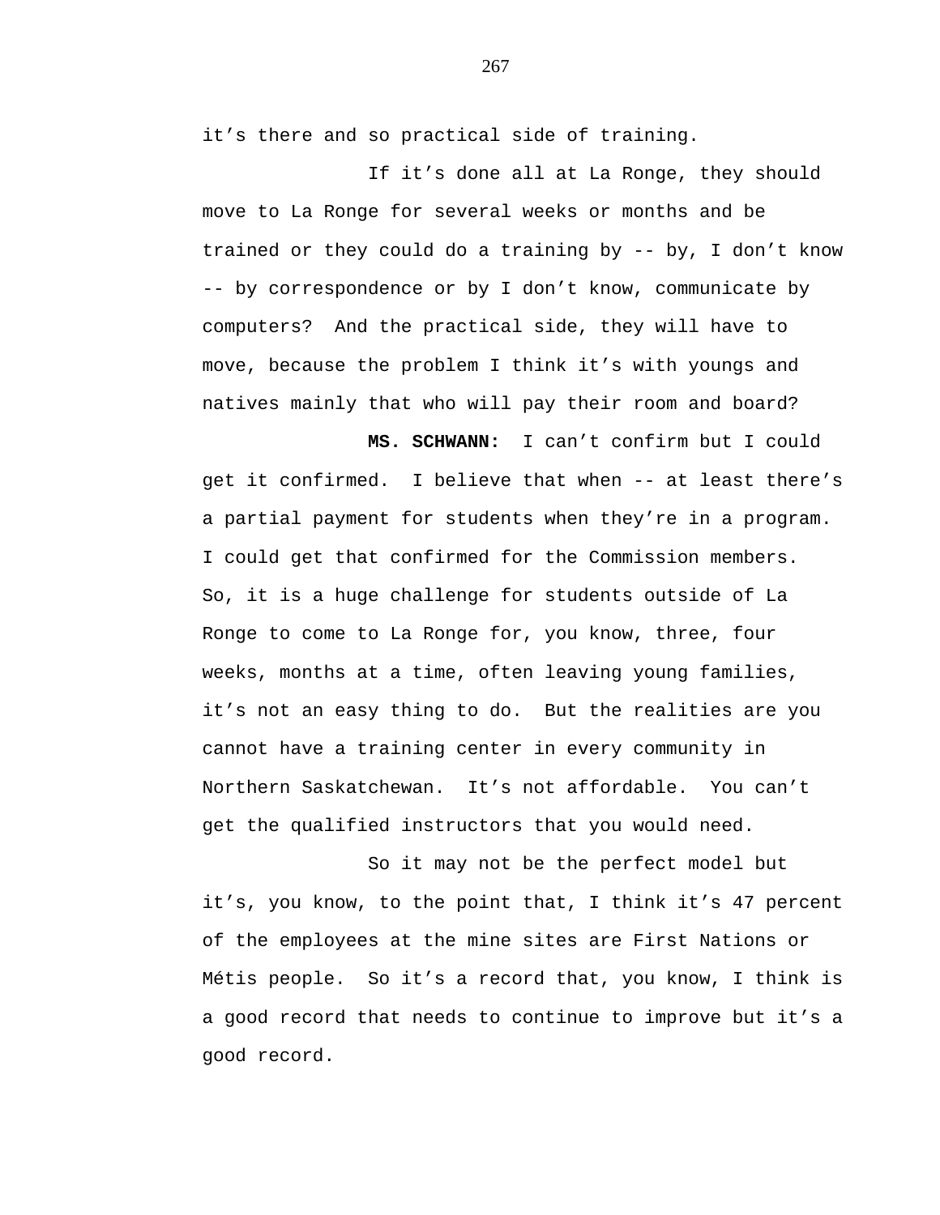it’s there and so practical side of training.

If it’s done all at La Ronge, they should move to La Ronge for several weeks or months and be trained or they could do a training by -- by, I don’t know -- by correspondence or by I don’t know, communicate by computers?  And the practical side, they will have to move, because the problem I think it’s with youngs and natives mainly that who will pay their room and board?

**MS. SCHWANN:** I can’t confirm but I could get it confirmed.  I believe that when -- at least there’s a partial payment for students when they’re in a program. I could get that confirmed for the Commission members. So, it is a huge challenge for students outside of La Ronge to come to La Ronge for, you know, three, four weeks, months at a time, often leaving young families, it’s not an easy thing to do.  But the realities are you cannot have a training center in every community in Northern Saskatchewan.  It’s not affordable.  You can’t get the qualified instructors that you would need.

So it may not be the perfect model but it’s, you know, to the point that, I think it’s 47 percent of the employees at the mine sites are First Nations or Métis people.  So it’s a record that, you know, I think is a good record that needs to continue to improve but it’s a good record.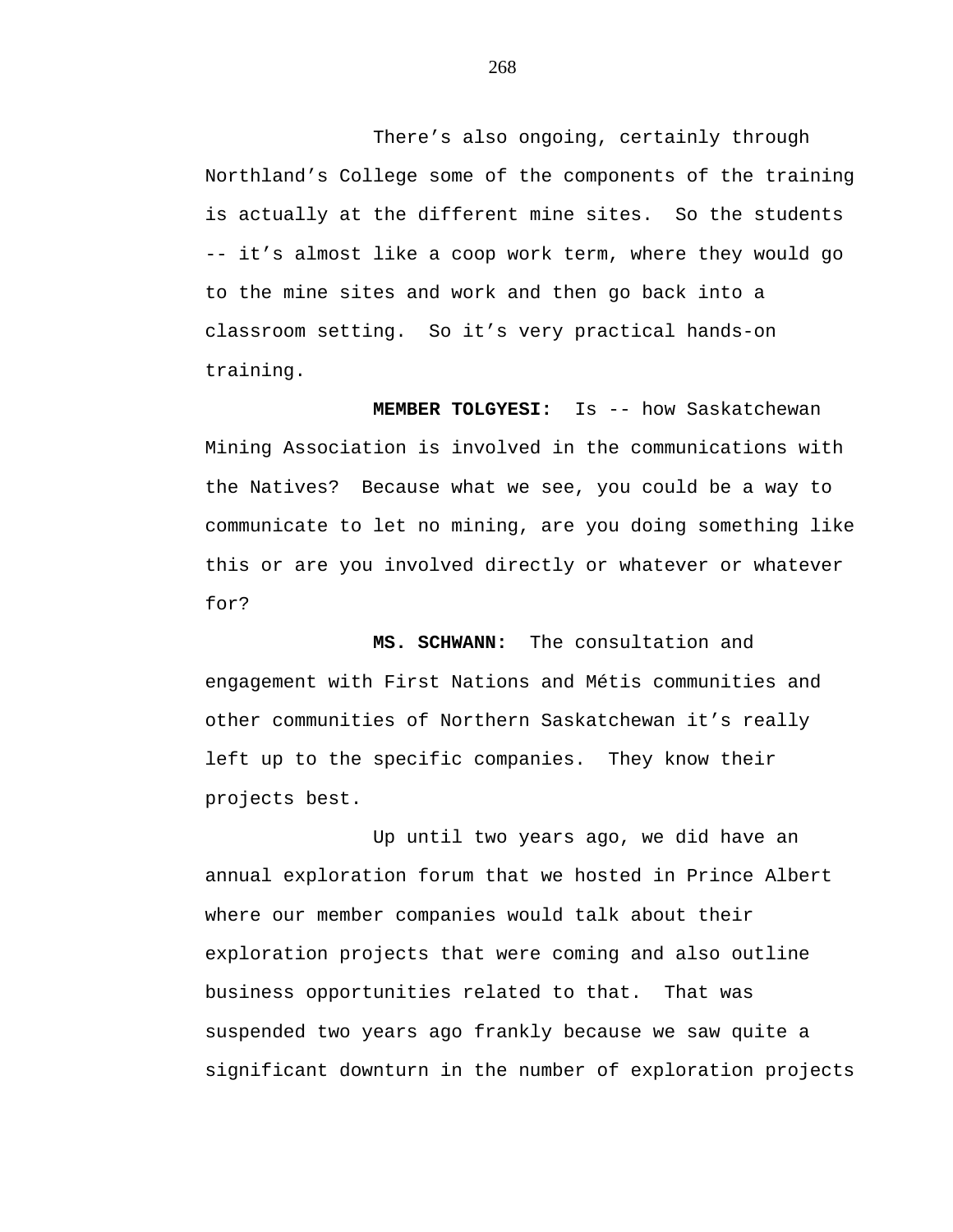There's also ongoing, certainly through Northland's College some of the components of the training is actually at the different mine sites. So the students -- it's almost like a coop work term, where they would go to the mine sites and work and then go back into a classroom setting. So it's very practical hands-on training.

**MEMBER TOLGYESI:** Is -- how Saskatchewan Mining Association is involved in the communications with the Natives? Because what we see, you could be a way to communicate to let no mining, are you doing something like this or are you involved directly or whatever or whatever for?

**MS. SCHWANN:** The consultation and engagement with First Nations and Métis communities and other communities of Northern Saskatchewan it's really left up to the specific companies. They know their projects best.

Up until two years ago, we did have an annual exploration forum that we hosted in Prince Albert where our member companies would talk about their exploration projects that were coming and also outline business opportunities related to that. That was suspended two years ago frankly because we saw quite a significant downturn in the number of exploration projects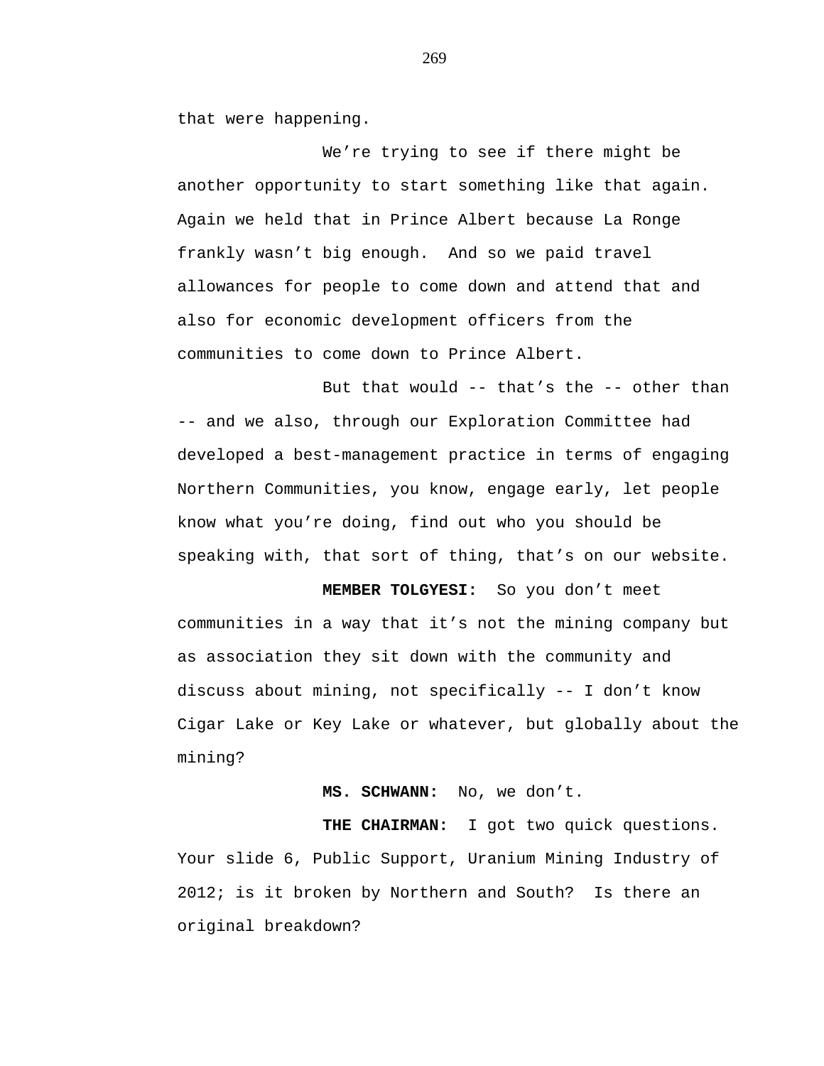that were happening.

We’re trying to see if there might be another opportunity to start something like that again. Again we held that in Prince Albert because La Ronge frankly wasn’t big enough.  And so we paid travel allowances for people to come down and attend that and also for economic development officers from the communities to come down to Prince Albert.

But that would -- that’s the -- other than -- and we also, through our Exploration Committee had developed a best-management practice in terms of engaging Northern Communities, you know, engage early, let people know what you’re doing, find out who you should be speaking with, that sort of thing, that’s on our website.

**MEMBER TOLGYESI:**  So you don’t meet communities in a way that it’s not the mining company but as association they sit down with the community and discuss about mining, not specifically -- I don’t know Cigar Lake or Key Lake or whatever, but globally about the mining?

**MS. SCHWANN:**  No, we don’t.

**THE CHAIRMAN:**  I got two quick questions. Your slide 6, Public Support, Uranium Mining Industry of 2012; is it broken by Northern and South?  Is there an original breakdown?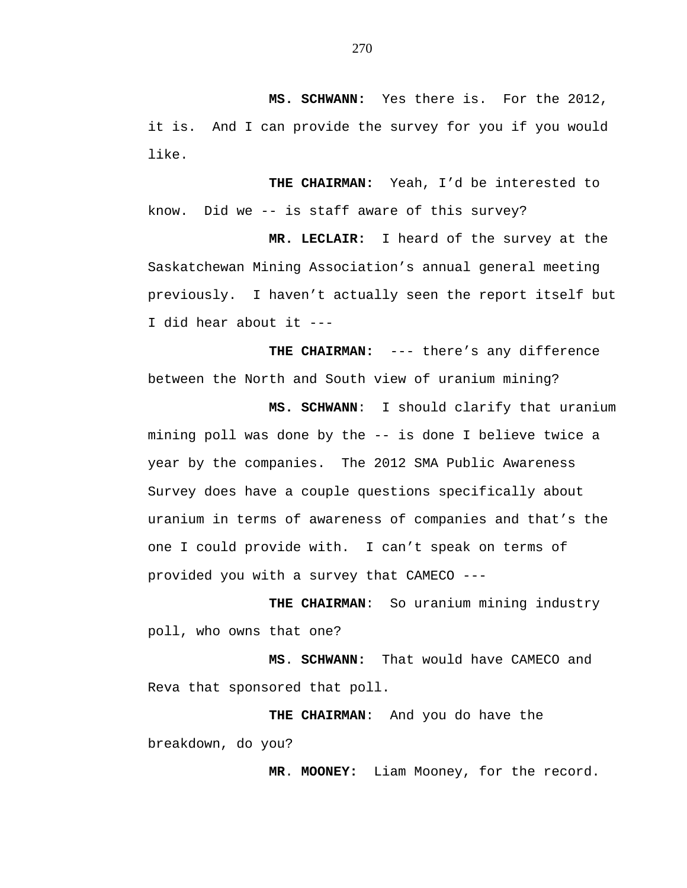**MS. SCHWANN:** Yes there is. For the 2012, it is. And I can provide the survey for you if you would like.

**THE CHAIRMAN:** Yeah, I'd be interested to know. Did we -- is staff aware of this survey?

**MR. LECLAIR:** I heard of the survey at the Saskatchewan Mining Association's annual general meeting previously. I haven't actually seen the report itself but I did hear about it ---

**THE CHAIRMAN:** --- there's any difference between the North and South view of uranium mining?

**MS. SCHWANN**: I should clarify that uranium mining poll was done by the -- is done I believe twice a year by the companies. The 2012 SMA Public Awareness Survey does have a couple questions specifically about uranium in terms of awareness of companies and that's the one I could provide with. I can't speak on terms of provided you with a survey that CAMECO ---

**THE CHAIRMAN**: So uranium mining industry poll, who owns that one?

**MS. SCHWANN:** That would have CAMECO and Reva that sponsored that poll.

**THE CHAIRMAN**: And you do have the breakdown, do you?

**MR. MOONEY:** Liam Mooney, for the record.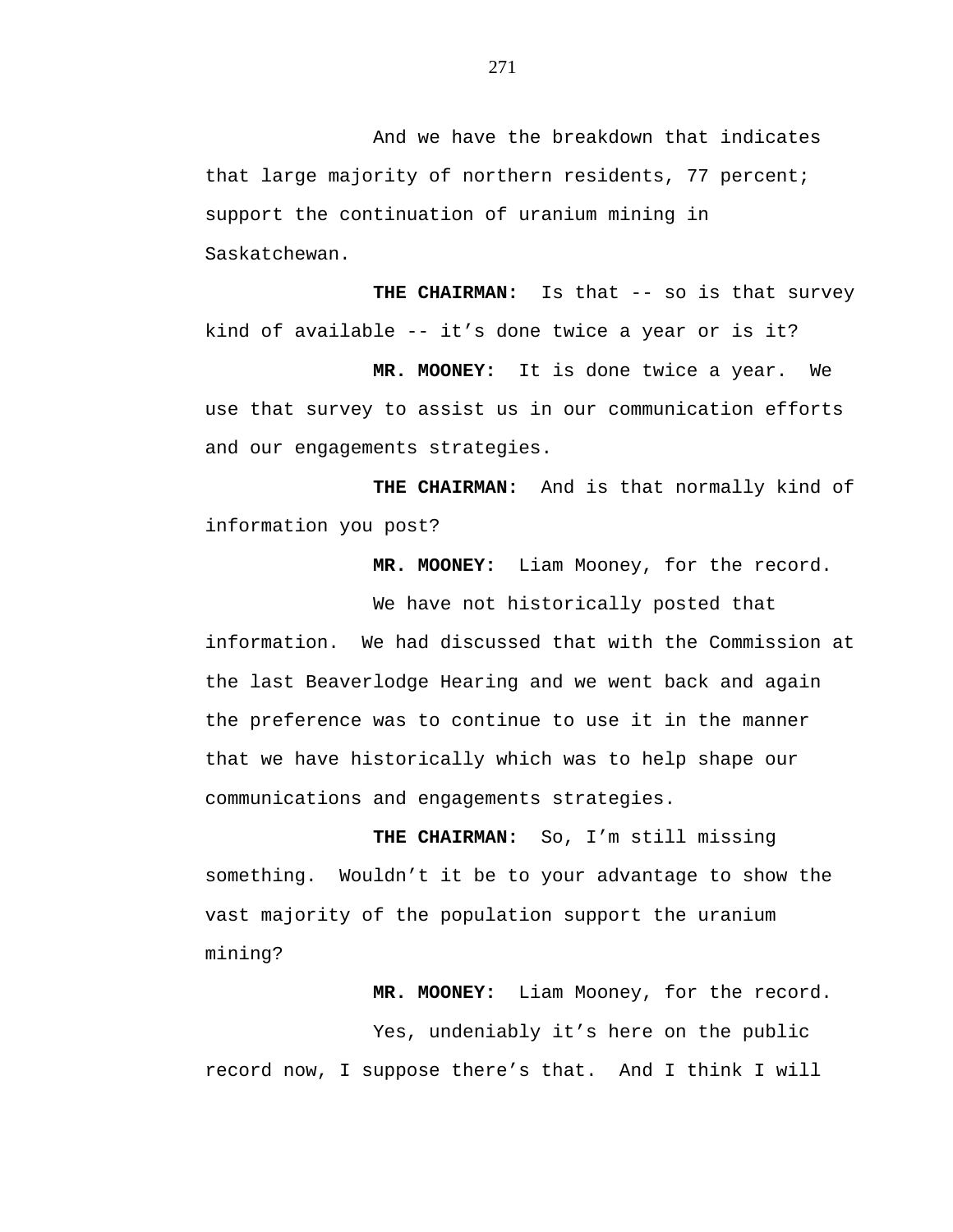And we have the breakdown that indicates that large majority of northern residents, 77 percent; support the continuation of uranium mining in Saskatchewan.

**THE CHAIRMAN:** Is that -- so is that survey kind of available -- it’s done twice a year or is it?

**MR. MOONEY:** It is done twice a year. We use that survey to assist us in our communication efforts and our engagements strategies.

**THE CHAIRMAN:** And is that normally kind of information you post?

**MR. MOONEY:** Liam Mooney, for the record.

We have not historically posted that information. We had discussed that with the Commission at the last Beaverlodge Hearing and we went back and again the preference was to continue to use it in the manner that we have historically which was to help shape our communications and engagements strategies.

**THE CHAIRMAN:** So, I’m still missing something. Wouldn’t it be to your advantage to show the vast majority of the population support the uranium mining?

**MR. MOONEY:** Liam Mooney, for the record.

Yes, undeniably it’s here on the public record now, I suppose there’s that. And I think I will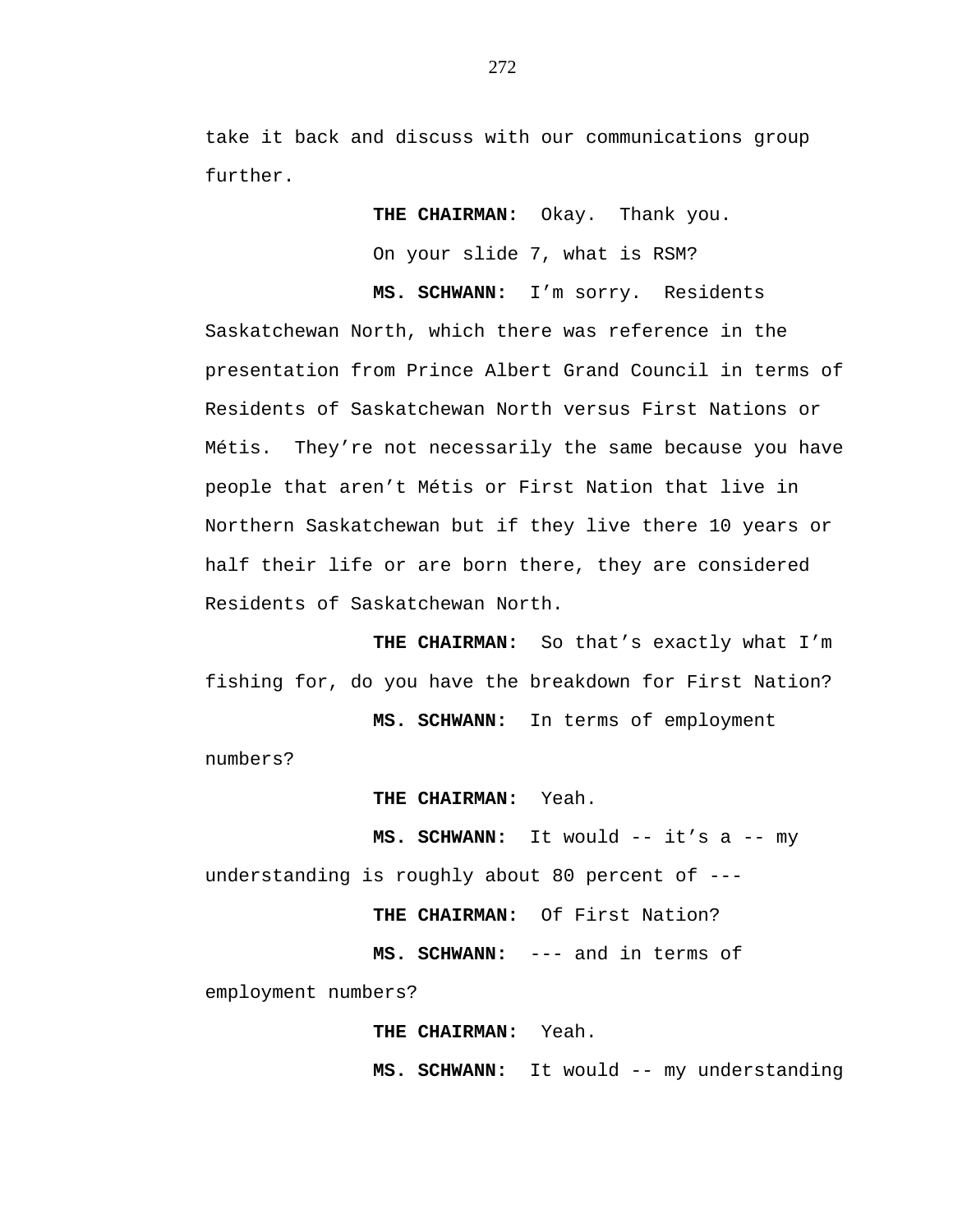take it back and discuss with our communications group further.

**THE CHAIRMAN:** Okay. Thank you.

On your slide 7, what is RSM?

**MS. SCHWANN:** I'm sorry. Residents Saskatchewan North, which there was reference in the presentation from Prince Albert Grand Council in terms of Residents of Saskatchewan North versus First Nations or Métis. They're not necessarily the same because you have people that aren't Métis or First Nation that live in Northern Saskatchewan but if they live there 10 years or half their life or are born there, they are considered Residents of Saskatchewan North.

**THE CHAIRMAN:** So that's exactly what I'm fishing for, do you have the breakdown for First Nation?

**MS. SCHWANN:** In terms of employment numbers?

**THE CHAIRMAN:** Yeah.

**MS. SCHWANN:** It would -- it's a -- my understanding is roughly about 80 percent of ---

**THE CHAIRMAN:** Of First Nation?

**MS. SCHWANN:** --- and in terms of employment numbers?

**THE CHAIRMAN:** Yeah.

**MS. SCHWANN:** It would -- my understanding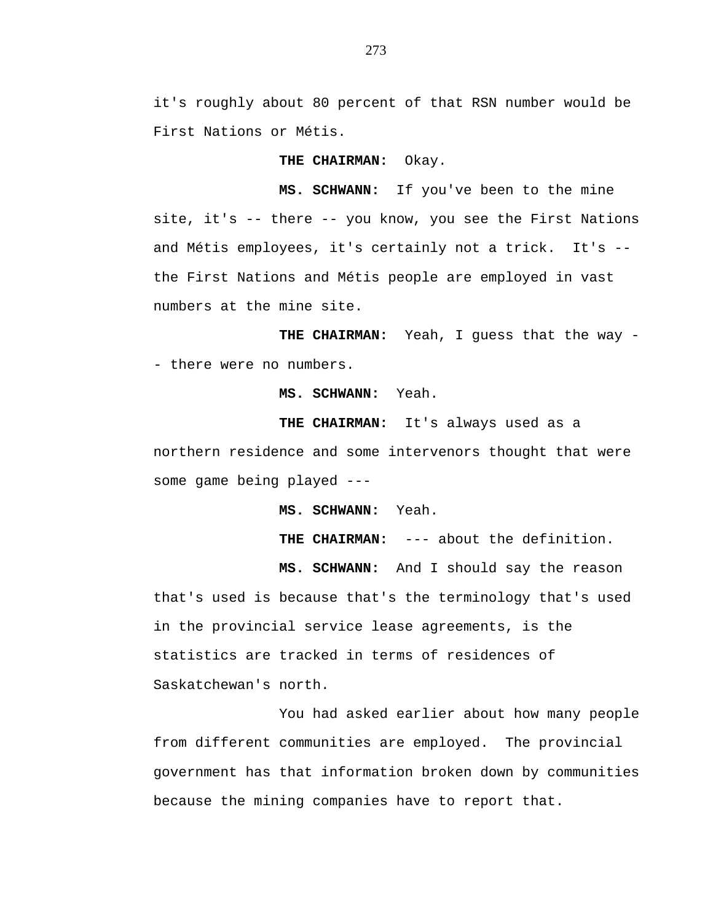it's roughly about 80 percent of that RSN number would be First Nations or Métis.

**THE CHAIRMAN:** Okay.

**MS. SCHWANN:** If you've been to the mine site, it's -- there -- you know, you see the First Nations and Métis employees, it's certainly not a trick. It's -- the First Nations and Métis people are employed in vast numbers at the mine site.

**THE CHAIRMAN:** Yeah, I guess that the way -- there were no numbers.

**MS. SCHWANN:** Yeah.

**THE CHAIRMAN:** It's always used as a northern residence and some intervenors thought that were some game being played ---

**MS. SCHWANN:** Yeah.

**THE CHAIRMAN:** --- about the definition.

**MS. SCHWANN:** And I should say the reason that's used is because that's the terminology that's used in the provincial service lease agreements, is the statistics are tracked in terms of residences of Saskatchewan's north.

You had asked earlier about how many people from different communities are employed. The provincial government has that information broken down by communities because the mining companies have to report that.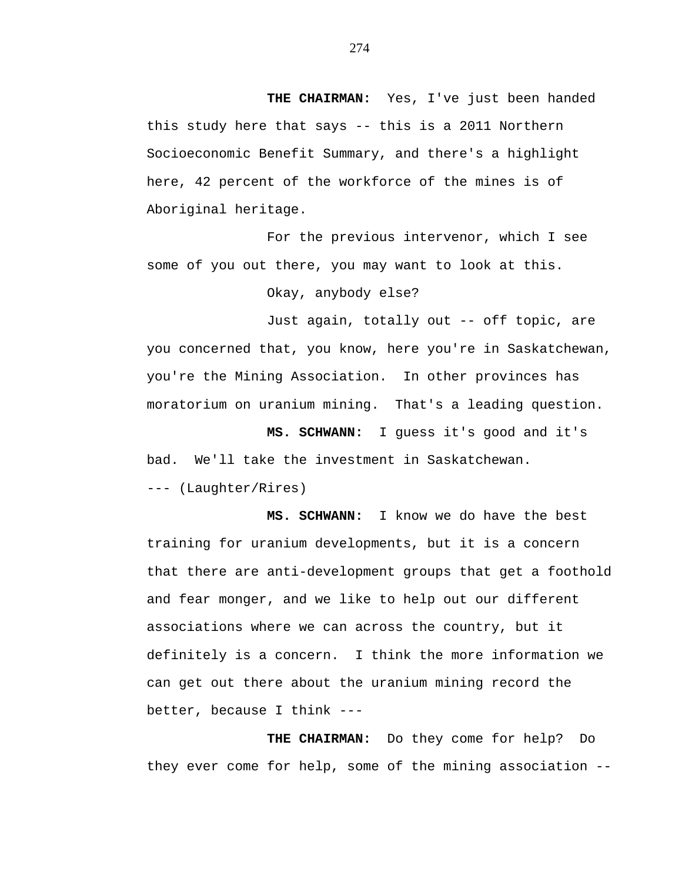**THE CHAIRMAN:** Yes, I've just been handed this study here that says -- this is a 2011 Northern Socioeconomic Benefit Summary, and there's a highlight here, 42 percent of the workforce of the mines is of Aboriginal heritage.

For the previous intervenor, which I see some of you out there, you may want to look at this.

Okay, anybody else?

Just again, totally out -- off topic, are you concerned that, you know, here you're in Saskatchewan, you're the Mining Association. In other provinces has moratorium on uranium mining. That's a leading question.

**MS. SCHWANN:** I guess it's good and it's bad. We'll take the investment in Saskatchewan.

--- (Laughter/Rires)

**MS. SCHWANN:** I know we do have the best training for uranium developments, but it is a concern that there are anti-development groups that get a foothold and fear monger, and we like to help out our different associations where we can across the country, but it definitely is a concern. I think the more information we can get out there about the uranium mining record the better, because I think ---

**THE CHAIRMAN:** Do they come for help? Do they ever come for help, some of the mining association --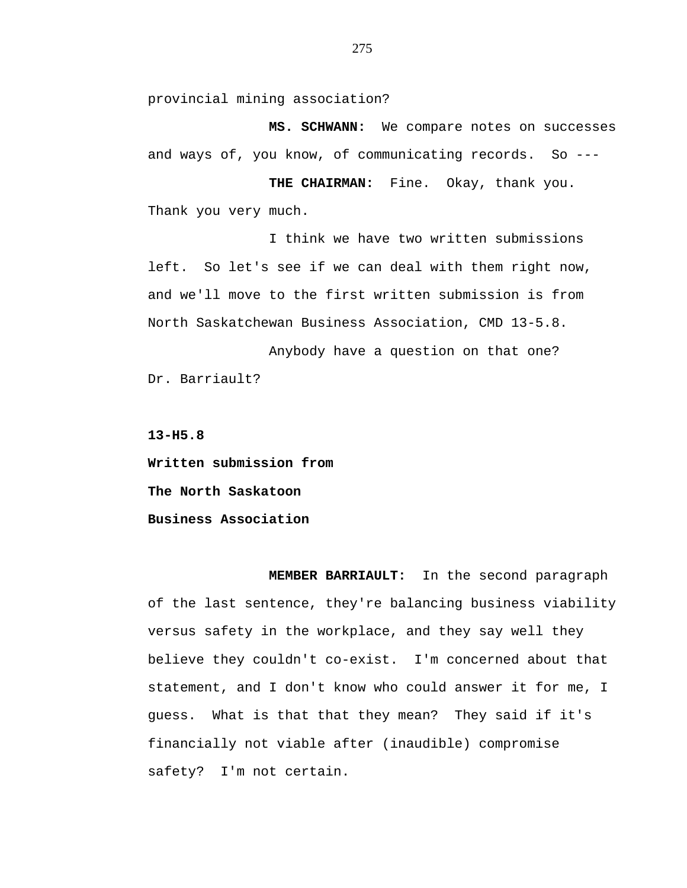provincial mining association?

**MS. SCHWANN:** We compare notes on successes and ways of, you know, of communicating records. So ---

**THE CHAIRMAN:** Fine. Okay, thank you. Thank you very much.

I think we have two written submissions left. So let's see if we can deal with them right now, and we'll move to the first written submission is from North Saskatchewan Business Association, CMD 13-5.8.

Anybody have a question on that one? Dr. Barriault?

**13-H5.8**

**Written submission from**

**The North Saskatoon**

**Business Association**

**MEMBER BARRIAULT:** In the second paragraph of the last sentence, they're balancing business viability versus safety in the workplace, and they say well they believe they couldn't co-exist. I'm concerned about that statement, and I don't know who could answer it for me, I guess. What is that that they mean? They said if it's financially not viable after (inaudible) compromise safety? I'm not certain.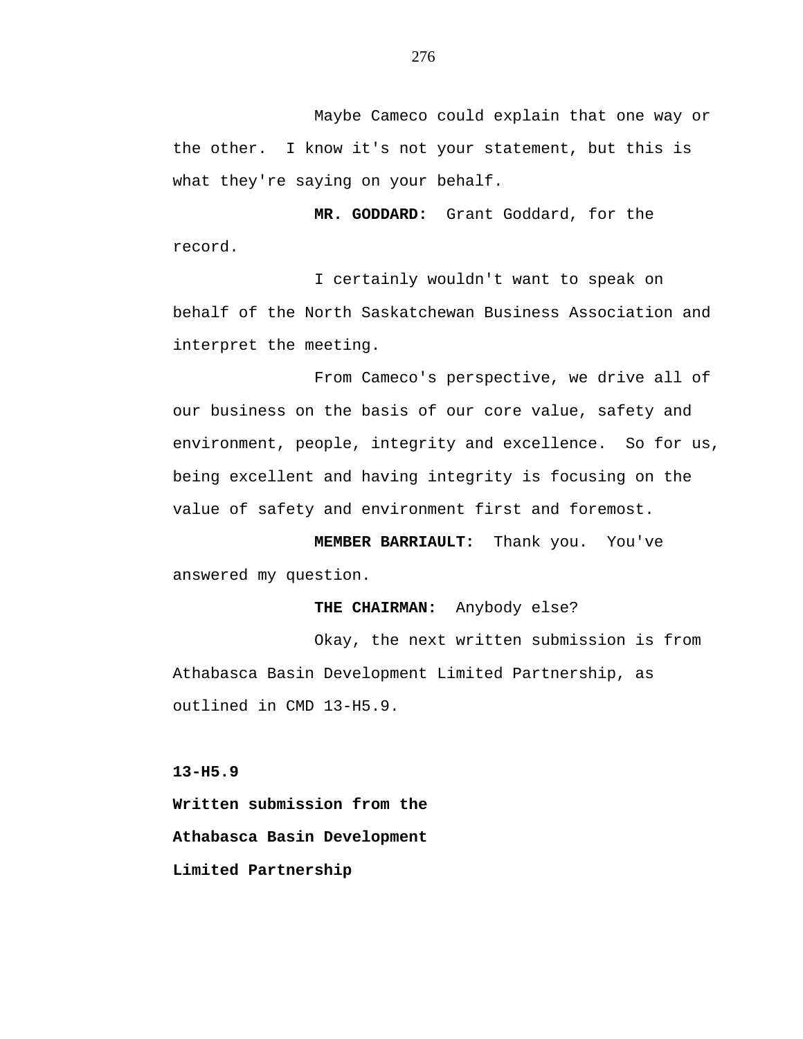Maybe Cameco could explain that one way or the other.  I know it's not your statement, but this is what they're saying on your behalf.

**MR. GODDARD:** Grant Goddard, for the record.

I certainly wouldn't want to speak on behalf of the North Saskatchewan Business Association and interpret the meeting.

From Cameco's perspective, we drive all of our business on the basis of our core value, safety and environment, people, integrity and excellence.  So for us, being excellent and having integrity is focusing on the value of safety and environment first and foremost.

**MEMBER BARRIAULT:** Thank you.  You've answered my question.

**THE CHAIRMAN:** Anybody else?

Okay, the next written submission is from Athabasca Basin Development Limited Partnership, as outlined in CMD 13-H5.9.

**13-H5.9**

**Written submission from the**

**Athabasca Basin Development**

**Limited Partnership**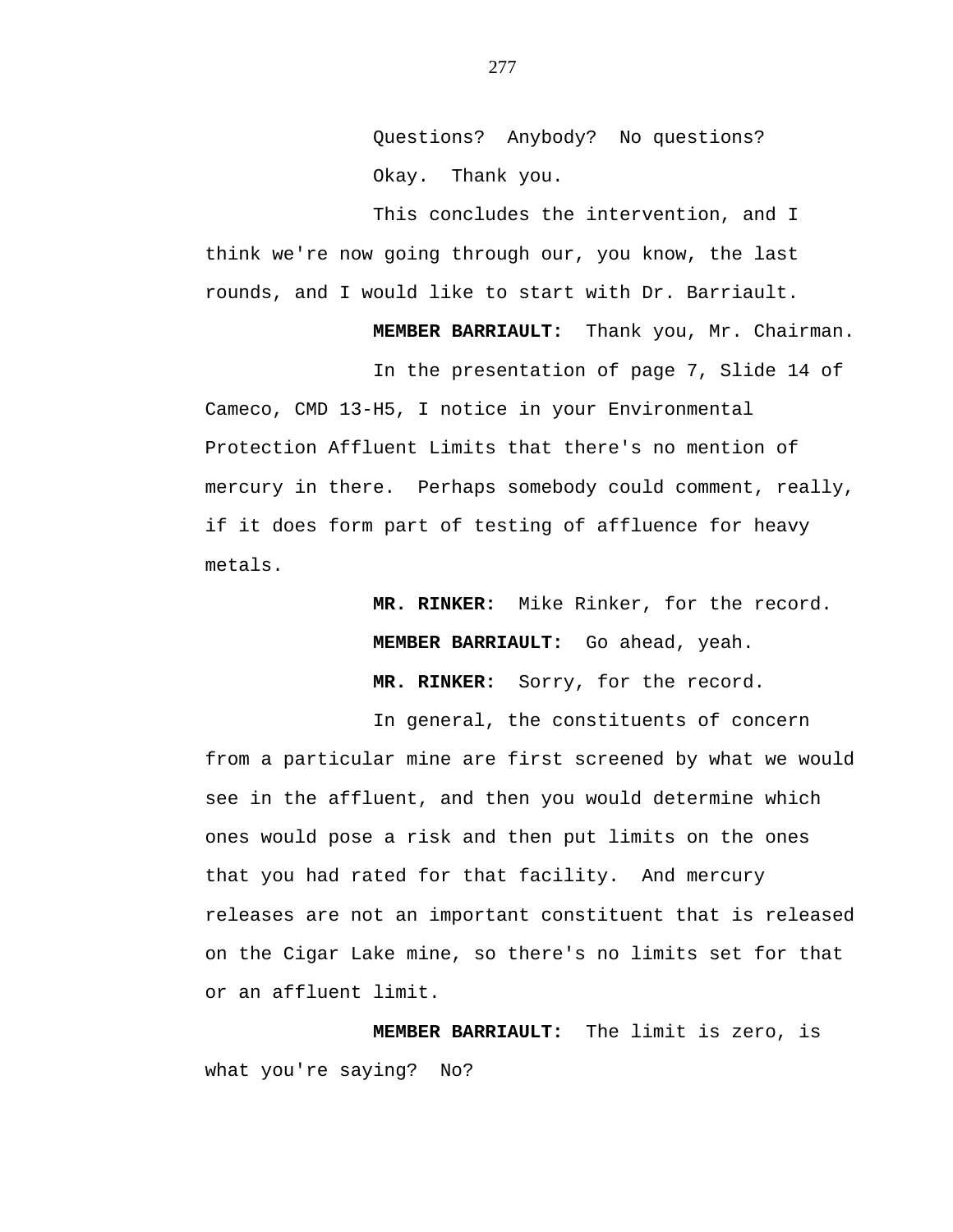Questions? Anybody? No questions?

Okay. Thank you.

This concludes the intervention, and I think we're now going through our, you know, the last rounds, and I would like to start with Dr. Barriault.

**MEMBER BARRIAULT:** Thank you, Mr. Chairman.

In the presentation of page 7, Slide 14 of Cameco, CMD 13-H5, I notice in your Environmental Protection Affluent Limits that there's no mention of mercury in there. Perhaps somebody could comment, really, if it does form part of testing of affluence for heavy metals.

**MR. RINKER:** Mike Rinker, for the record.

**MEMBER BARRIAULT:** Go ahead, yeah.

**MR. RINKER:** Sorry, for the record.

In general, the constituents of concern from a particular mine are first screened by what we would see in the affluent, and then you would determine which ones would pose a risk and then put limits on the ones that you had rated for that facility. And mercury releases are not an important constituent that is released on the Cigar Lake mine, so there's no limits set for that or an affluent limit.

**MEMBER BARRIAULT:** The limit is zero, is what you're saying? No?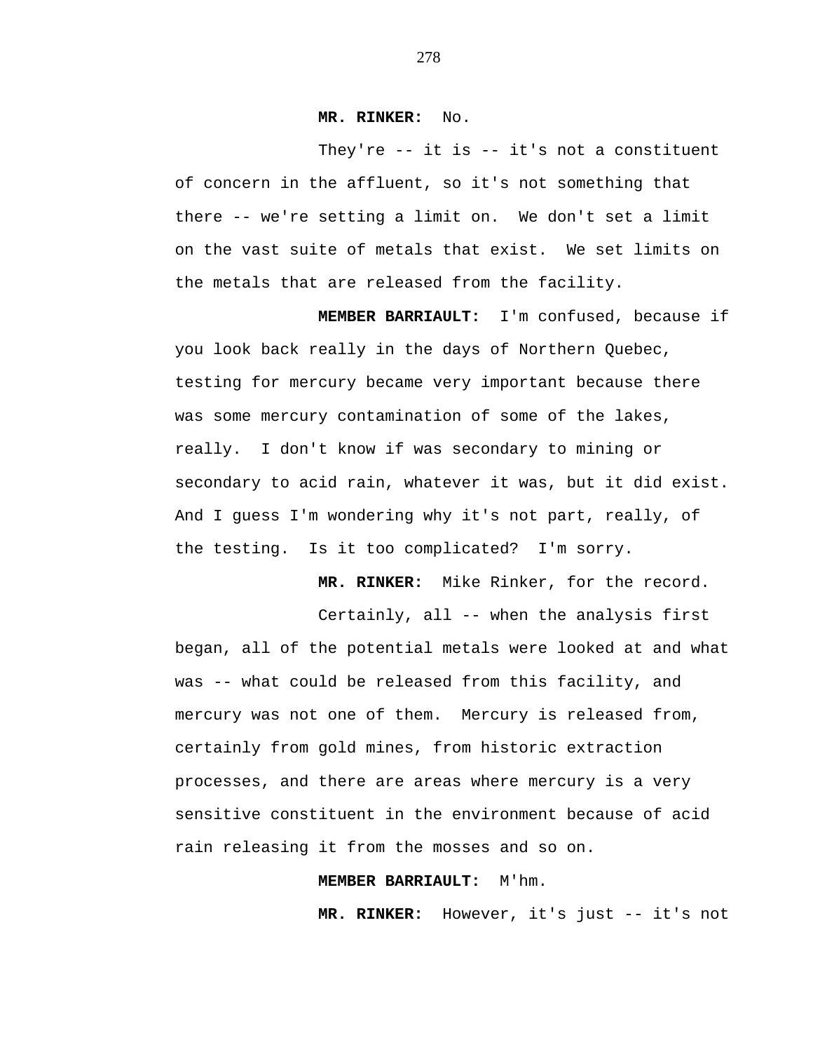**MR. RINKER:** No.

They're -- it is -- it's not a constituent of concern in the affluent, so it's not something that there -- we're setting a limit on. We don't set a limit on the vast suite of metals that exist. We set limits on the metals that are released from the facility.

**MEMBER BARRIAULT:** I'm confused, because if you look back really in the days of Northern Quebec, testing for mercury became very important because there was some mercury contamination of some of the lakes, really. I don't know if was secondary to mining or secondary to acid rain, whatever it was, but it did exist. And I guess I'm wondering why it's not part, really, of the testing. Is it too complicated? I'm sorry.

**MR. RINKER:** Mike Rinker, for the record.

Certainly, all -- when the analysis first began, all of the potential metals were looked at and what was -- what could be released from this facility, and mercury was not one of them. Mercury is released from, certainly from gold mines, from historic extraction processes, and there are areas where mercury is a very sensitive constituent in the environment because of acid rain releasing it from the mosses and so on.

**MEMBER BARRIAULT:** M'hm.

**MR. RINKER:** However, it's just -- it's not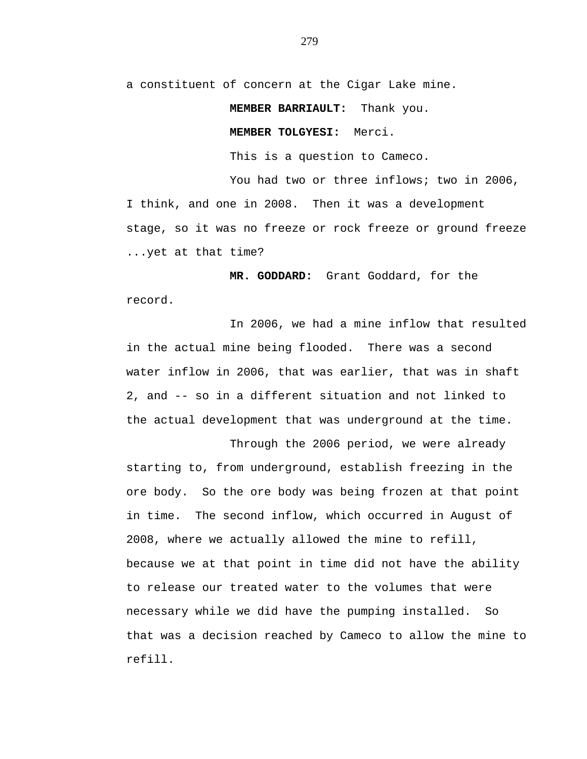a constituent of concern at the Cigar Lake mine.

**MEMBER BARRIAULT:** Thank you.

**MEMBER TOLGYESI:** Merci.

This is a question to Cameco.

You had two or three inflows; two in 2006, I think, and one in 2008. Then it was a development stage, so it was no freeze or rock freeze or ground freeze ...yet at that time?

**MR. GODDARD:** Grant Goddard, for the record.

In 2006, we had a mine inflow that resulted in the actual mine being flooded. There was a second water inflow in 2006, that was earlier, that was in shaft 2, and -- so in a different situation and not linked to the actual development that was underground at the time.

Through the 2006 period, we were already starting to, from underground, establish freezing in the ore body. So the ore body was being frozen at that point in time. The second inflow, which occurred in August of 2008, where we actually allowed the mine to refill, because we at that point in time did not have the ability to release our treated water to the volumes that were necessary while we did have the pumping installed. So that was a decision reached by Cameco to allow the mine to refill.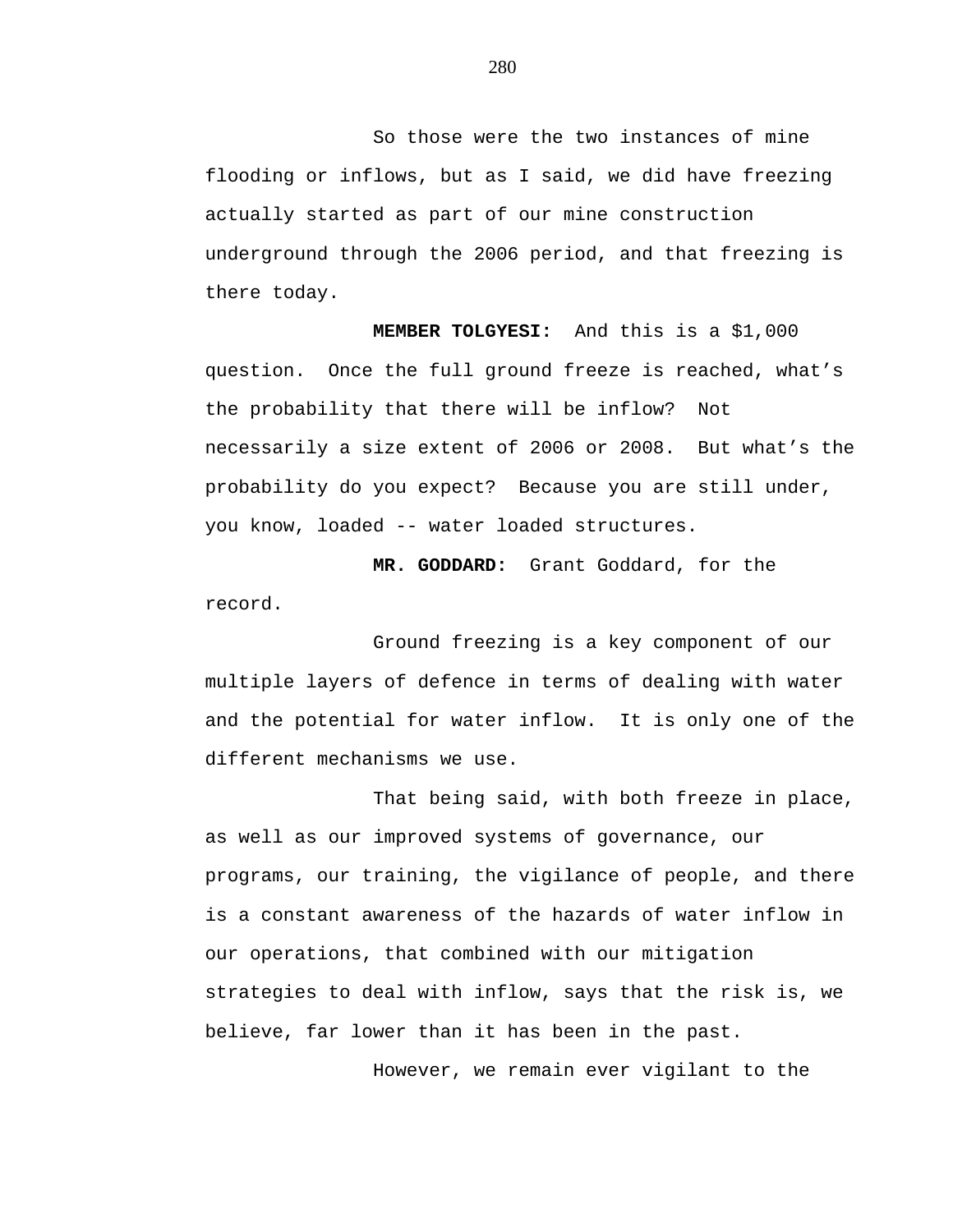So those were the two instances of mine flooding or inflows, but as I said, we did have freezing actually started as part of our mine construction underground through the 2006 period, and that freezing is there today.

**MEMBER TOLGYESI:** And this is a $1,000 question. Once the full ground freeze is reached, what's the probability that there will be inflow? Not necessarily a size extent of 2006 or 2008. But what's the probability do you expect? Because you are still under, you know, loaded -- water loaded structures.

**MR. GODDARD:** Grant Goddard, for the record.

Ground freezing is a key component of our multiple layers of defence in terms of dealing with water and the potential for water inflow. It is only one of the different mechanisms we use.

That being said, with both freeze in place, as well as our improved systems of governance, our programs, our training, the vigilance of people, and there is a constant awareness of the hazards of water inflow in our operations, that combined with our mitigation strategies to deal with inflow, says that the risk is, we believe, far lower than it has been in the past.

However, we remain ever vigilant to the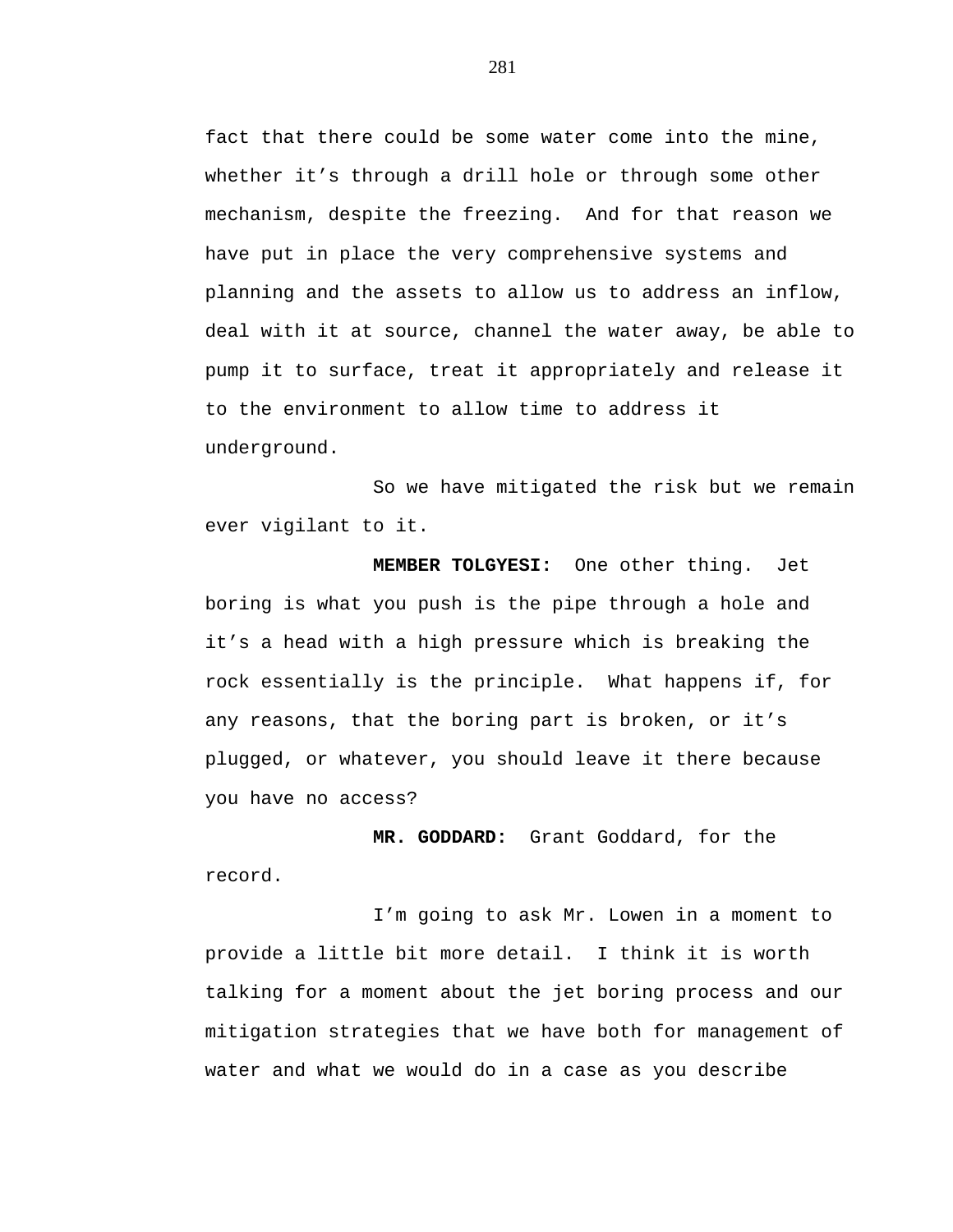fact that there could be some water come into the mine, whether it's through a drill hole or through some other mechanism, despite the freezing. And for that reason we have put in place the very comprehensive systems and planning and the assets to allow us to address an inflow, deal with it at source, channel the water away, be able to pump it to surface, treat it appropriately and release it to the environment to allow time to address it underground.

So we have mitigated the risk but we remain ever vigilant to it.

**MEMBER TOLGYESI:** One other thing. Jet boring is what you push is the pipe through a hole and it's a head with a high pressure which is breaking the rock essentially is the principle. What happens if, for any reasons, that the boring part is broken, or it's plugged, or whatever, you should leave it there because you have no access?

**MR. GODDARD:** Grant Goddard, for the record.

I'm going to ask Mr. Lowen in a moment to provide a little bit more detail. I think it is worth talking for a moment about the jet boring process and our mitigation strategies that we have both for management of water and what we would do in a case as you describe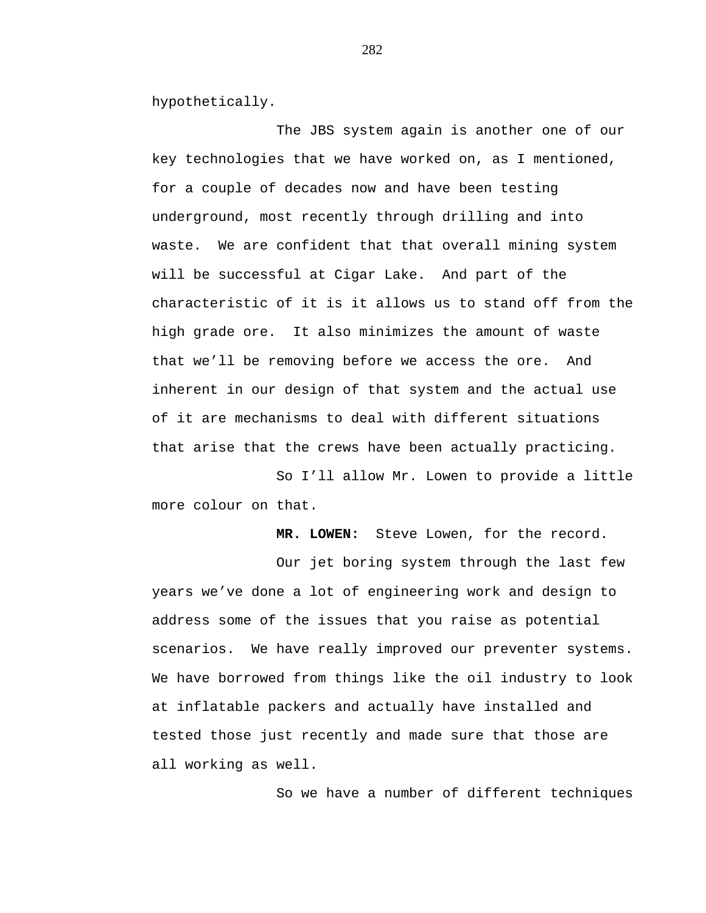hypothetically.

The JBS system again is another one of our key technologies that we have worked on, as I mentioned, for a couple of decades now and have been testing underground, most recently through drilling and into waste. We are confident that that overall mining system will be successful at Cigar Lake. And part of the characteristic of it is it allows us to stand off from the high grade ore. It also minimizes the amount of waste that we'll be removing before we access the ore. And inherent in our design of that system and the actual use of it are mechanisms to deal with different situations that arise that the crews have been actually practicing.

So I'll allow Mr. Lowen to provide a little more colour on that.

**MR. LOWEN:** Steve Lowen, for the record.

Our jet boring system through the last few years we've done a lot of engineering work and design to address some of the issues that you raise as potential scenarios. We have really improved our preventer systems. We have borrowed from things like the oil industry to look at inflatable packers and actually have installed and tested those just recently and made sure that those are all working as well.

So we have a number of different techniques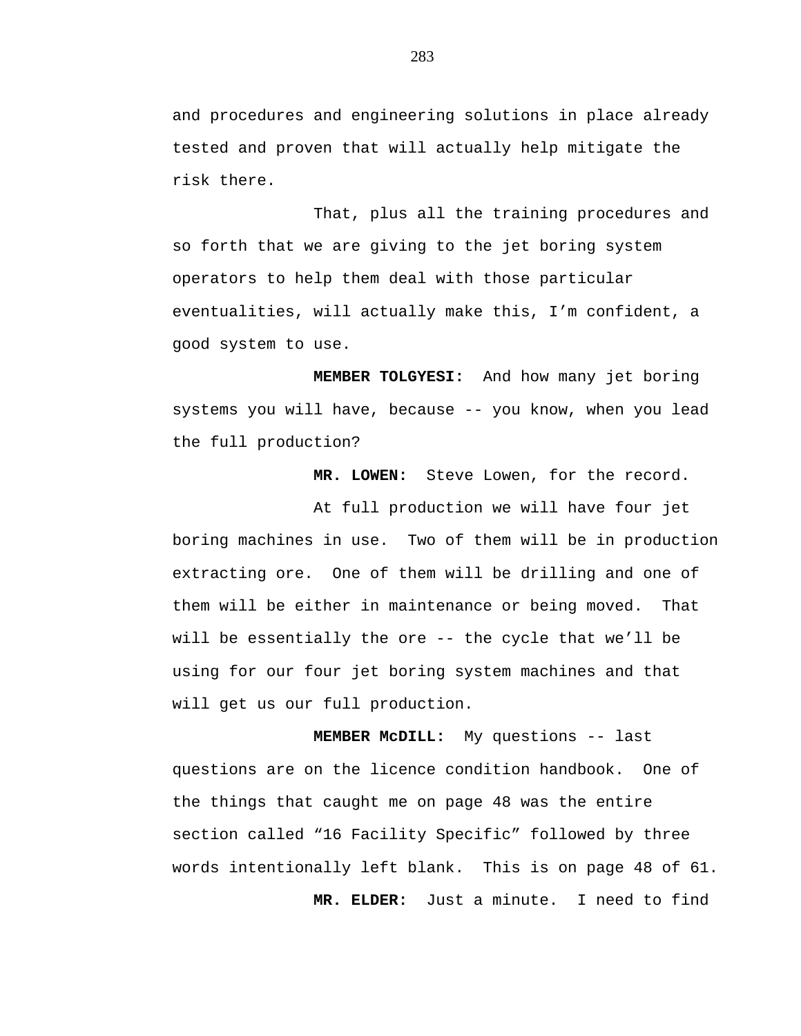and procedures and engineering solutions in place already tested and proven that will actually help mitigate the risk there.

That, plus all the training procedures and so forth that we are giving to the jet boring system operators to help them deal with those particular eventualities, will actually make this, I'm confident, a good system to use.

**MEMBER TOLGYESI:** And how many jet boring systems you will have, because -- you know, when you lead the full production?

**MR. LOWEN:** Steve Lowen, for the record.

At full production we will have four jet boring machines in use. Two of them will be in production extracting ore. One of them will be drilling and one of them will be either in maintenance or being moved. That will be essentially the ore -- the cycle that we'll be using for our four jet boring system machines and that will get us our full production.

**MEMBER McDILL:** My questions -- last questions are on the licence condition handbook. One of the things that caught me on page 48 was the entire section called "16 Facility Specific" followed by three words intentionally left blank. This is on page 48 of 61.

**MR. ELDER:** Just a minute. I need to find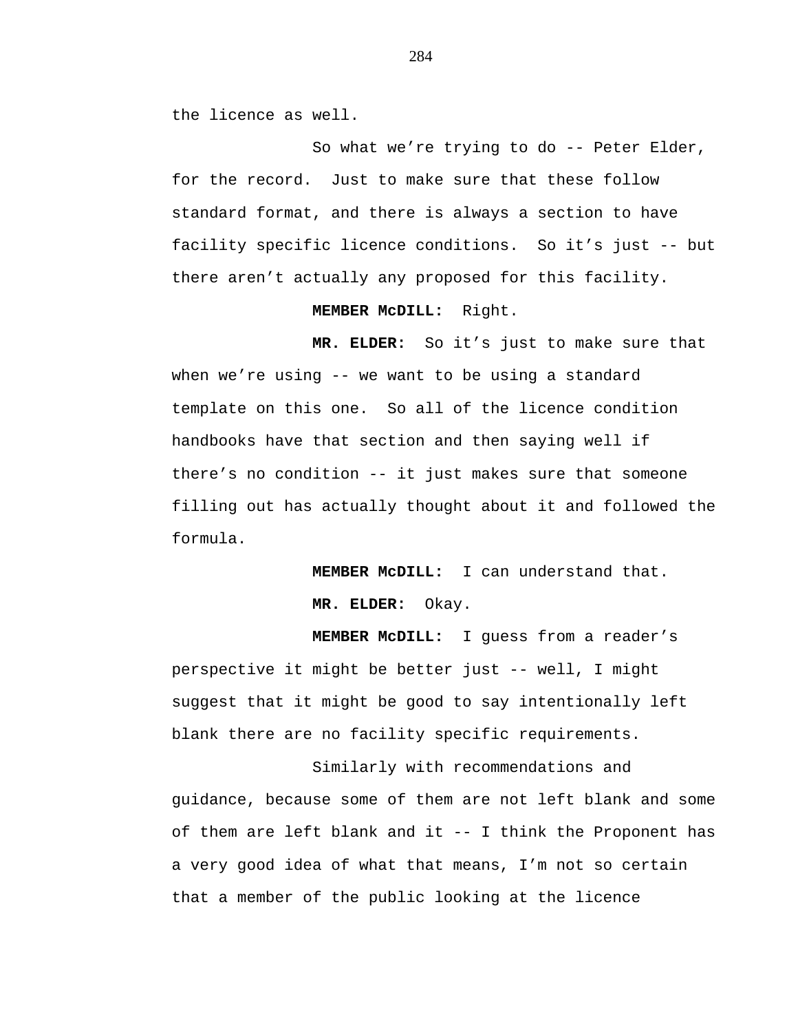the licence as well.

So what we're trying to do -- Peter Elder, for the record. Just to make sure that these follow standard format, and there is always a section to have facility specific licence conditions. So it's just -- but there aren't actually any proposed for this facility.

**MEMBER McDILL:** Right.

**MR. ELDER:** So it's just to make sure that when we're using -- we want to be using a standard template on this one. So all of the licence condition handbooks have that section and then saying well if there's no condition -- it just makes sure that someone filling out has actually thought about it and followed the formula.

**MEMBER McDILL:** I can understand that.

**MR. ELDER:** Okay.

**MEMBER McDILL:** I guess from a reader's perspective it might be better just -- well, I might suggest that it might be good to say intentionally left blank there are no facility specific requirements.

Similarly with recommendations and guidance, because some of them are not left blank and some of them are left blank and it -- I think the Proponent has a very good idea of what that means, I'm not so certain that a member of the public looking at the licence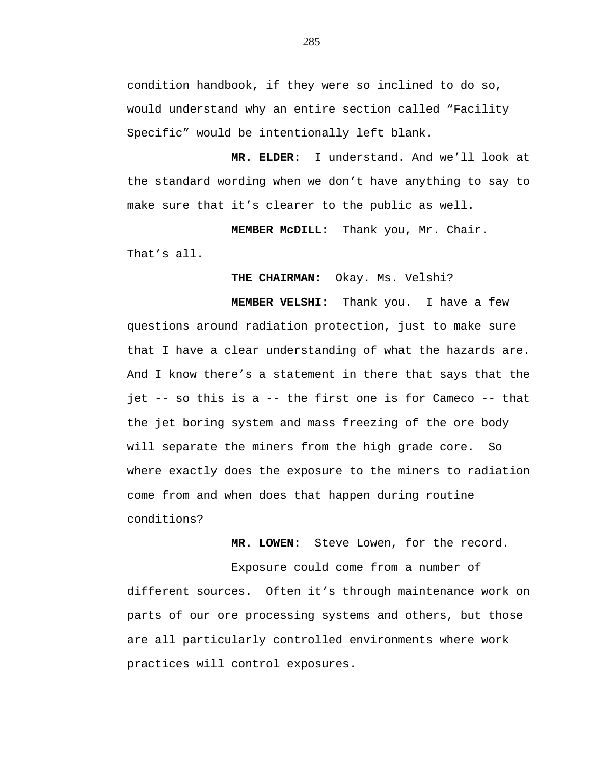condition handbook, if they were so inclined to do so, would understand why an entire section called "Facility Specific" would be intentionally left blank.

**MR. ELDER:** I understand. And we'll look at the standard wording when we don't have anything to say to make sure that it's clearer to the public as well.

**MEMBER McDILL:** Thank you, Mr. Chair. That's all.

**THE CHAIRMAN:** Okay. Ms. Velshi?

**MEMBER VELSHI:** Thank you. I have a few questions around radiation protection, just to make sure that I have a clear understanding of what the hazards are. And I know there's a statement in there that says that the jet -- so this is a -- the first one is for Cameco -- that the jet boring system and mass freezing of the ore body will separate the miners from the high grade core. So where exactly does the exposure to the miners to radiation come from and when does that happen during routine conditions?

**MR. LOWEN:** Steve Lowen, for the record.

Exposure could come from a number of different sources. Often it's through maintenance work on parts of our ore processing systems and others, but those are all particularly controlled environments where work practices will control exposures.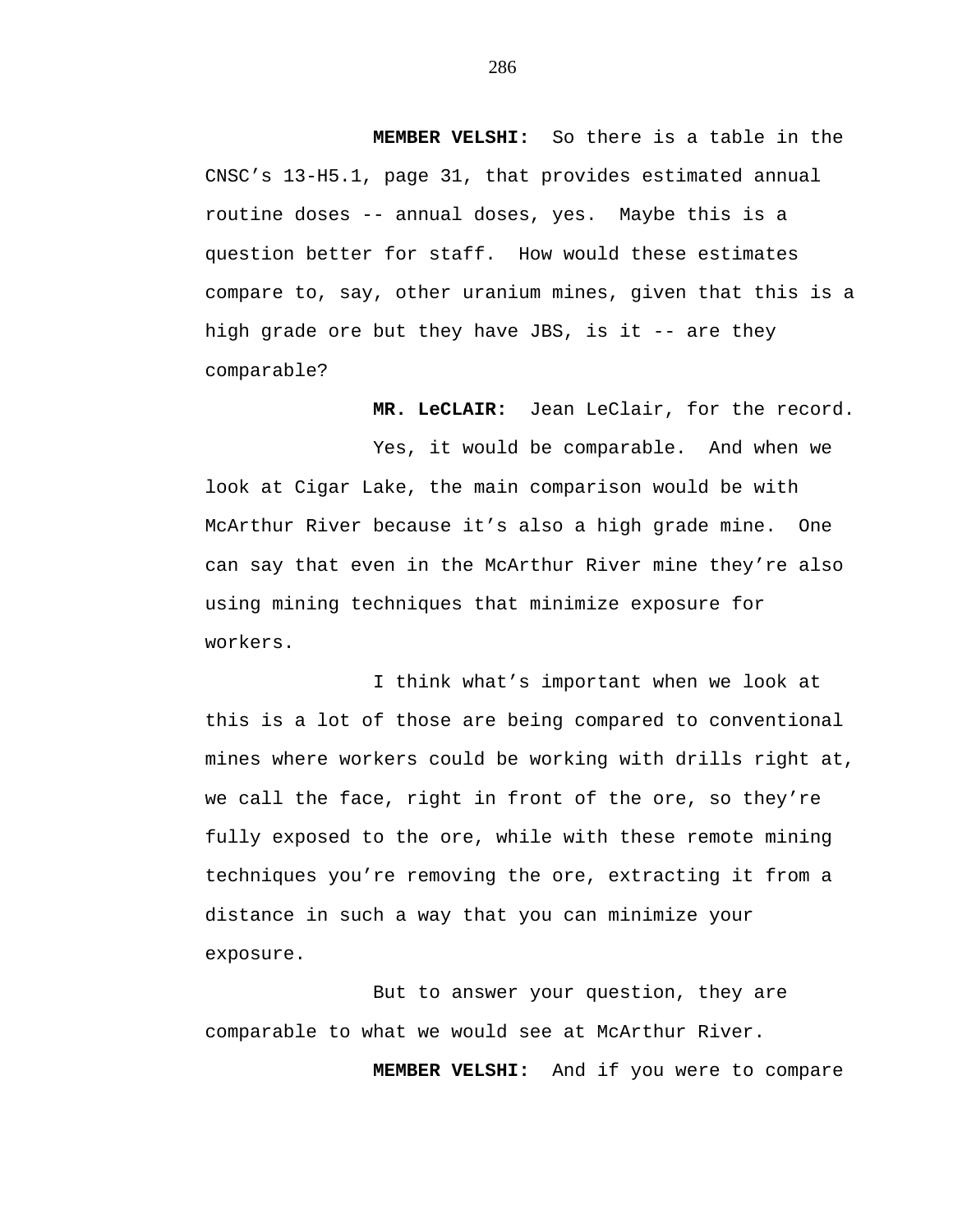**MEMBER VELSHI:** So there is a table in the CNSC’s 13-H5.1, page 31, that provides estimated annual routine doses -- annual doses, yes. Maybe this is a question better for staff. How would these estimates compare to, say, other uranium mines, given that this is a high grade ore but they have JBS, is it -- are they comparable?

**MR. LeCLAIR:** Jean LeClair, for the record.

Yes, it would be comparable. And when we look at Cigar Lake, the main comparison would be with McArthur River because it’s also a high grade mine. One can say that even in the McArthur River mine they’re also using mining techniques that minimize exposure for workers.

I think what’s important when we look at this is a lot of those are being compared to conventional mines where workers could be working with drills right at, we call the face, right in front of the ore, so they’re fully exposed to the ore, while with these remote mining techniques you’re removing the ore, extracting it from a distance in such a way that you can minimize your exposure.

But to answer your question, they are comparable to what we would see at McArthur River.

**MEMBER VELSHI:** And if you were to compare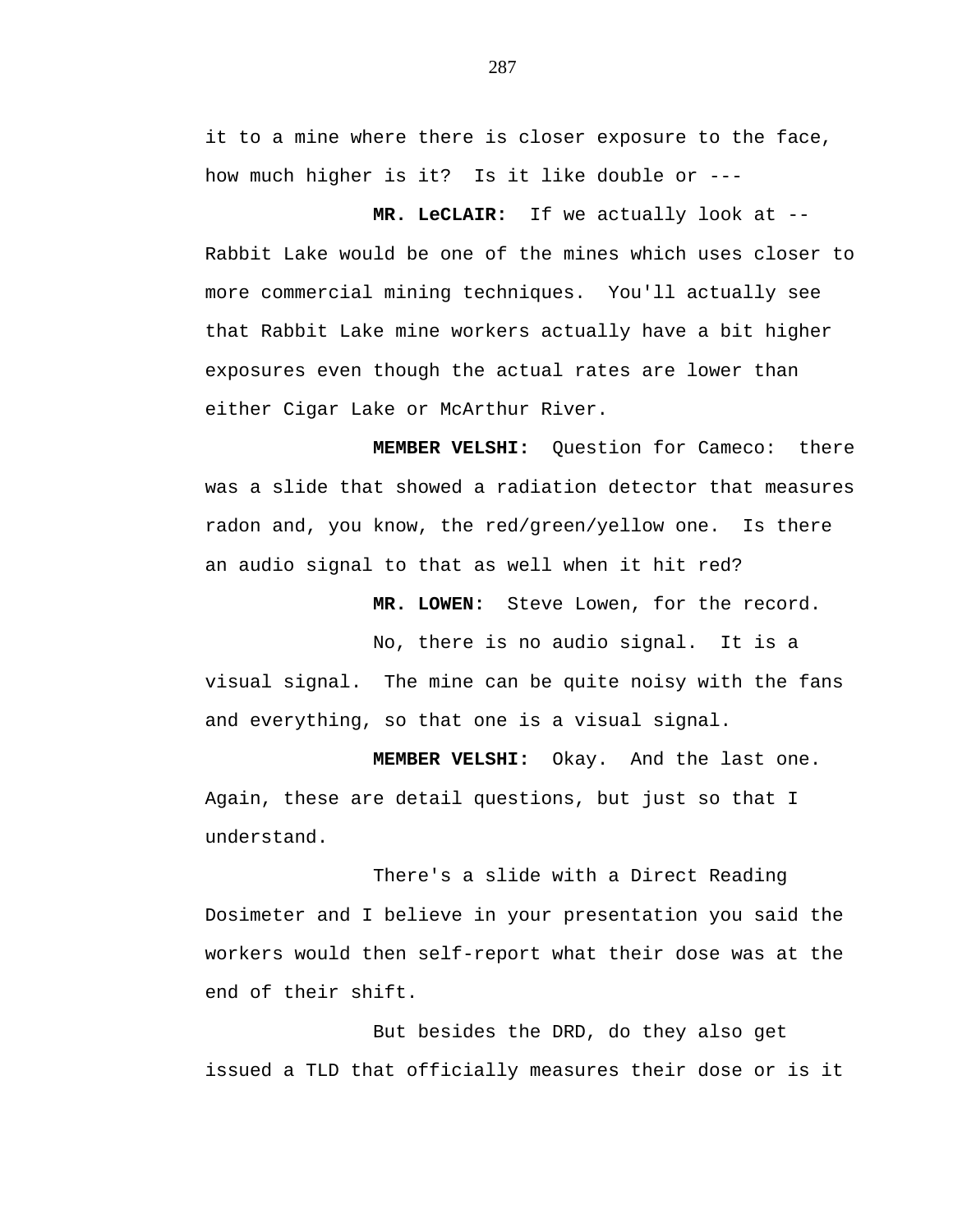it to a mine where there is closer exposure to the face, how much higher is it?  Is it like double or ---

**MR. LeCLAIR:**  If we actually look at -- Rabbit Lake would be one of the mines which uses closer to more commercial mining techniques.  You'll actually see that Rabbit Lake mine workers actually have a bit higher exposures even though the actual rates are lower than either Cigar Lake or McArthur River.

**MEMBER VELSHI:**  Question for Cameco:  there was a slide that showed a radiation detector that measures radon and, you know, the red/green/yellow one.  Is there an audio signal to that as well when it hit red?

**MR. LOWEN:**  Steve Lowen, for the record.

No, there is no audio signal.  It is a visual signal.  The mine can be quite noisy with the fans and everything, so that one is a visual signal.

**MEMBER VELSHI:**  Okay.  And the last one. Again, these are detail questions, but just so that I understand.

There's a slide with a Direct Reading Dosimeter and I believe in your presentation you said the workers would then self-report what their dose was at the end of their shift.

But besides the DRD, do they also get issued a TLD that officially measures their dose or is it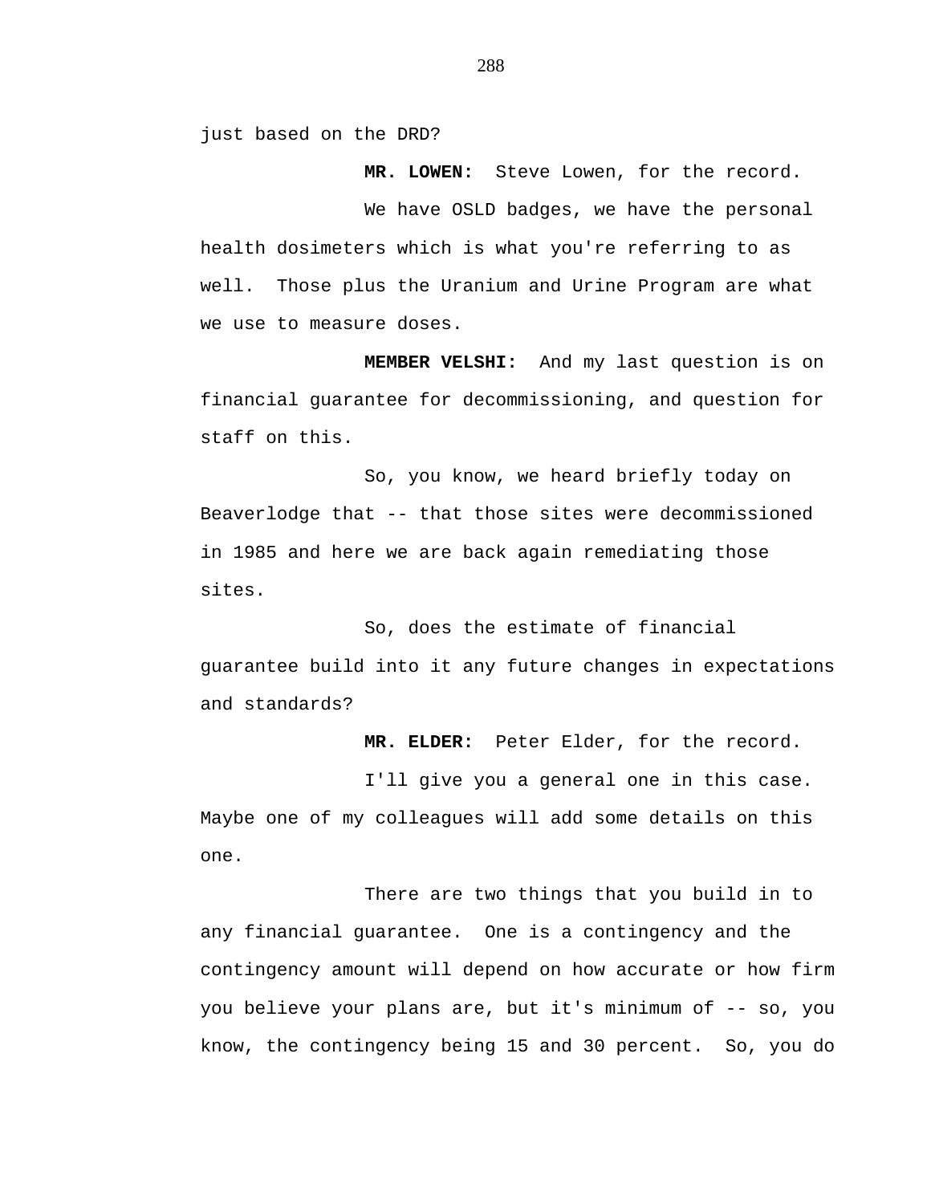just based on the DRD?

**MR. LOWEN:** Steve Lowen, for the record.

We have OSLD badges, we have the personal health dosimeters which is what you're referring to as well. Those plus the Uranium and Urine Program are what we use to measure doses.

**MEMBER VELSHI:** And my last question is on financial guarantee for decommissioning, and question for staff on this.

So, you know, we heard briefly today on Beaverlodge that -- that those sites were decommissioned in 1985 and here we are back again remediating those sites.

So, does the estimate of financial guarantee build into it any future changes in expectations and standards?

**MR. ELDER:** Peter Elder, for the record.

I'll give you a general one in this case. Maybe one of my colleagues will add some details on this one.

There are two things that you build in to any financial guarantee. One is a contingency and the contingency amount will depend on how accurate or how firm you believe your plans are, but it's minimum of -- so, you know, the contingency being 15 and 30 percent. So, you do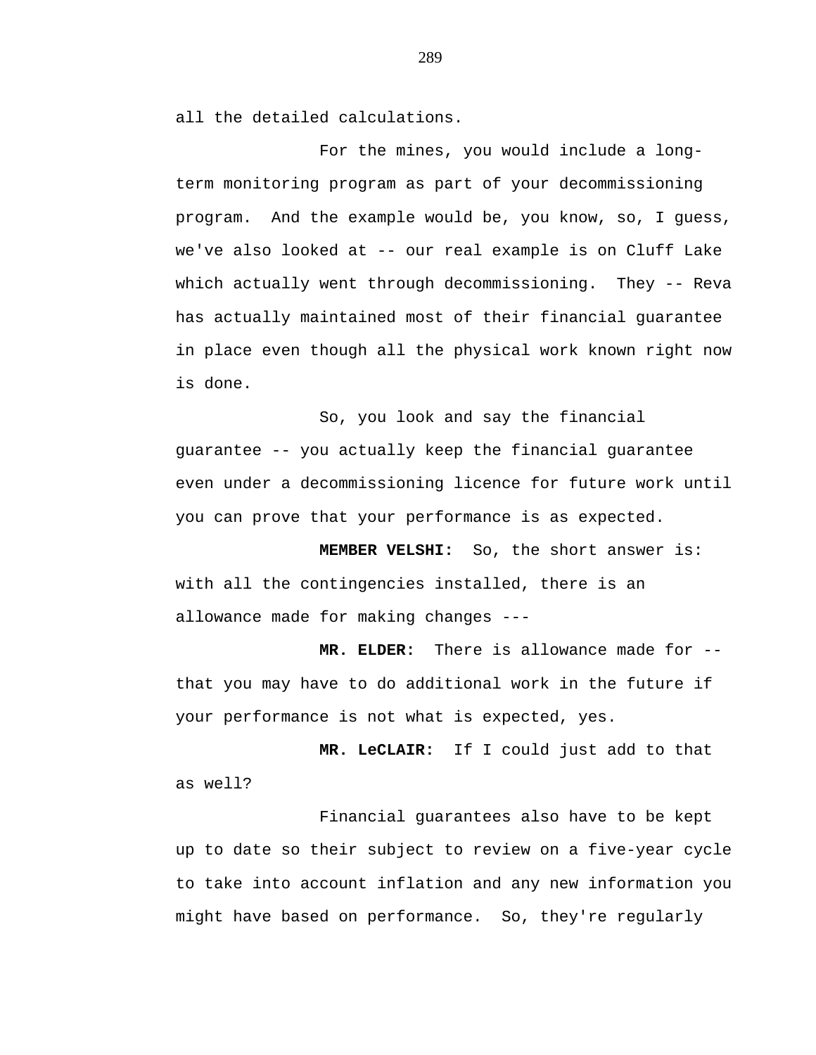all the detailed calculations.

For the mines, you would include a long-term monitoring program as part of your decommissioning program. And the example would be, you know, so, I guess, we've also looked at -- our real example is on Cluff Lake which actually went through decommissioning. They -- Reva has actually maintained most of their financial guarantee in place even though all the physical work known right now is done.

So, you look and say the financial guarantee -- you actually keep the financial guarantee even under a decommissioning licence for future work until you can prove that your performance is as expected.

**MEMBER VELSHI:** So, the short answer is: with all the contingencies installed, there is an allowance made for making changes ---

**MR. ELDER:** There is allowance made for -- that you may have to do additional work in the future if your performance is not what is expected, yes.

**MR. LeCLAIR:** If I could just add to that as well?

Financial guarantees also have to be kept up to date so their subject to review on a five-year cycle to take into account inflation and any new information you might have based on performance. So, they're regularly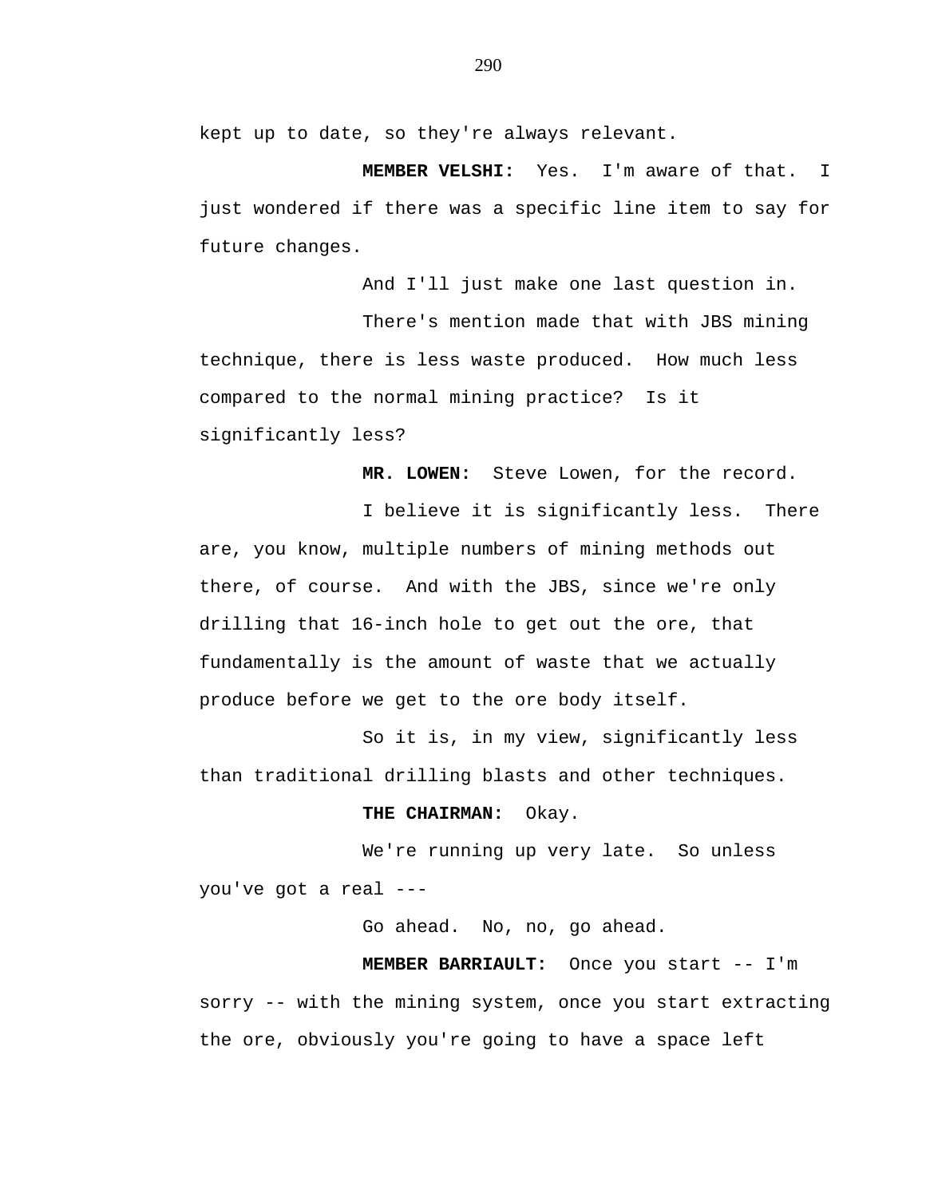kept up to date, so they're always relevant.

**MEMBER VELSHI:** Yes. I'm aware of that. I just wondered if there was a specific line item to say for future changes.

And I'll just make one last question in.

There's mention made that with JBS mining technique, there is less waste produced. How much less compared to the normal mining practice? Is it significantly less?

**MR. LOWEN:** Steve Lowen, for the record.

I believe it is significantly less. There are, you know, multiple numbers of mining methods out there, of course. And with the JBS, since we're only drilling that 16-inch hole to get out the ore, that fundamentally is the amount of waste that we actually produce before we get to the ore body itself.

So it is, in my view, significantly less than traditional drilling blasts and other techniques.

**THE CHAIRMAN:** Okay.

We're running up very late. So unless you've got a real ---

Go ahead. No, no, go ahead.

**MEMBER BARRIAULT:** Once you start -- I'm sorry -- with the mining system, once you start extracting the ore, obviously you're going to have a space left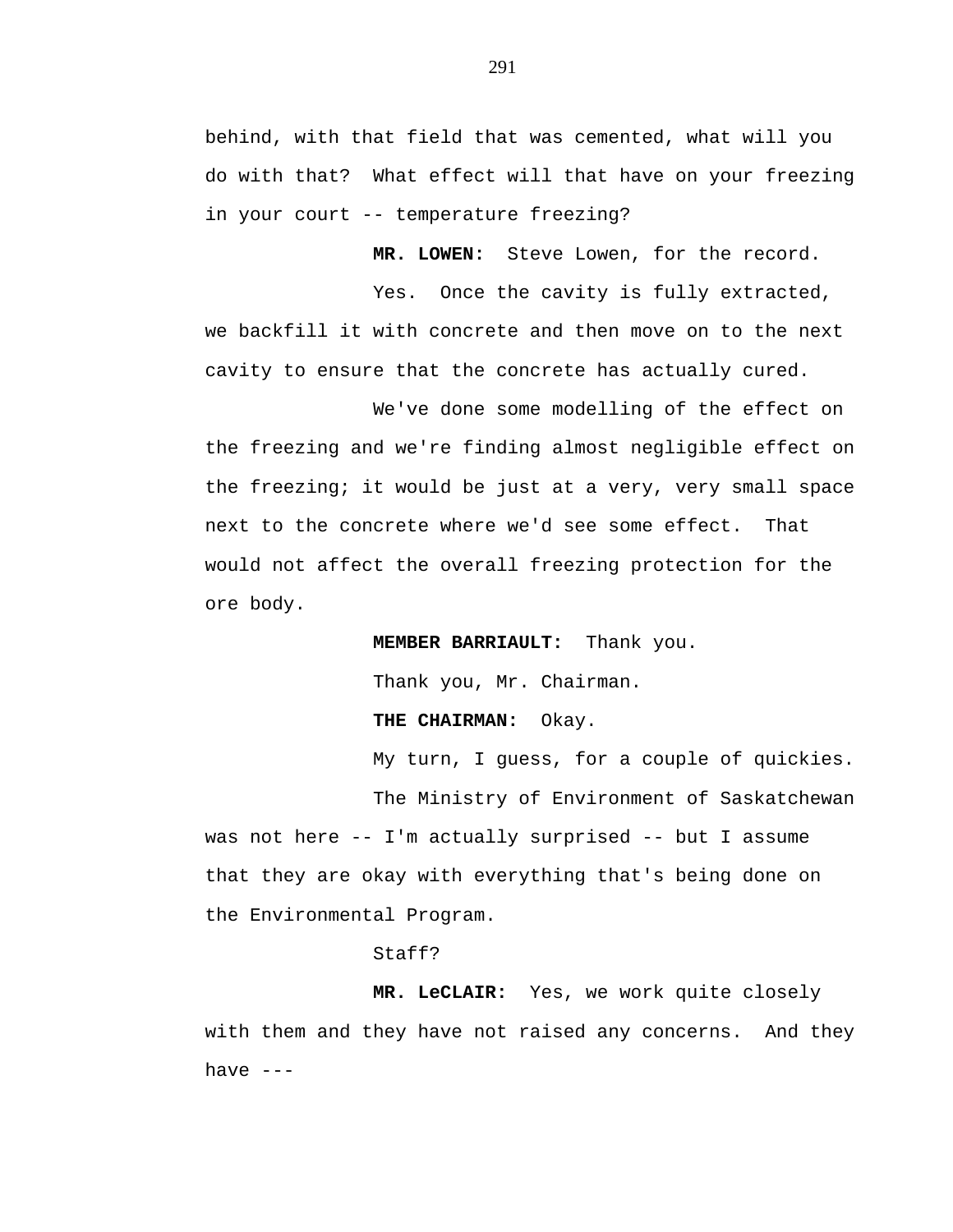behind, with that field that was cemented, what will you do with that? What effect will that have on your freezing in your court -- temperature freezing?

**MR. LOWEN:** Steve Lowen, for the record.

Yes. Once the cavity is fully extracted, we backfill it with concrete and then move on to the next cavity to ensure that the concrete has actually cured.

We've done some modelling of the effect on the freezing and we're finding almost negligible effect on the freezing; it would be just at a very, very small space next to the concrete where we'd see some effect. That would not affect the overall freezing protection for the ore body.

**MEMBER BARRIAULT:** Thank you.

Thank you, Mr. Chairman.

**THE CHAIRMAN:** Okay.

My turn, I guess, for a couple of quickies.

The Ministry of Environment of Saskatchewan was not here -- I'm actually surprised -- but I assume that they are okay with everything that's being done on the Environmental Program.

Staff?

**MR. LeCLAIR:** Yes, we work quite closely with them and they have not raised any concerns. And they have ---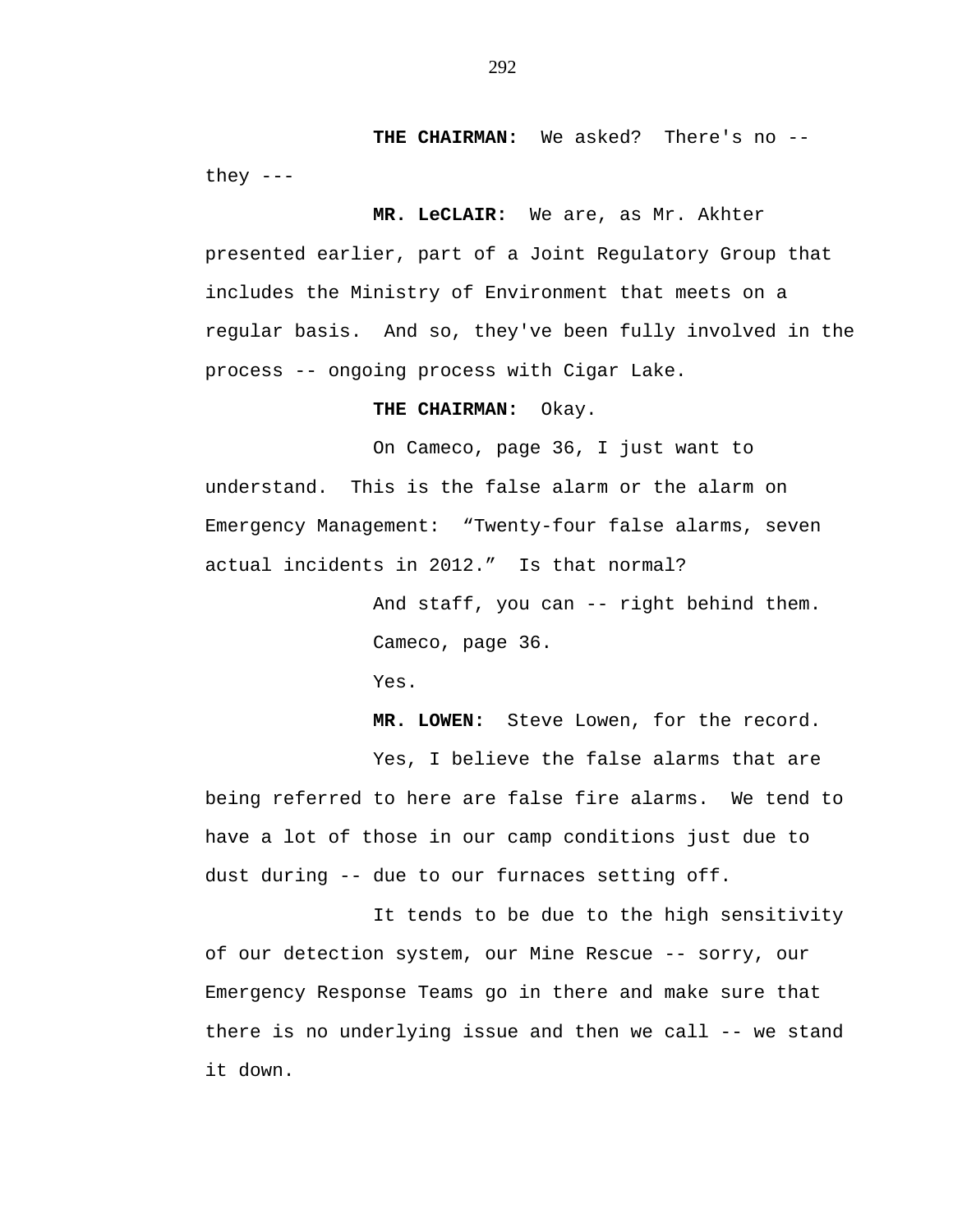**THE CHAIRMAN:** We asked? There's no -- they ---

**MR. LeCLAIR:** We are, as Mr. Akhter presented earlier, part of a Joint Regulatory Group that includes the Ministry of Environment that meets on a regular basis. And so, they've been fully involved in the process -- ongoing process with Cigar Lake.

**THE CHAIRMAN:** Okay.

On Cameco, page 36, I just want to understand. This is the false alarm or the alarm on Emergency Management: “Twenty-four false alarms, seven actual incidents in 2012.” Is that normal?

And staff, you can -- right behind them.

Cameco, page 36.

Yes.

**MR. LOWEN:** Steve Lowen, for the record.

Yes, I believe the false alarms that are being referred to here are false fire alarms. We tend to have a lot of those in our camp conditions just due to dust during -- due to our furnaces setting off.

It tends to be due to the high sensitivity of our detection system, our Mine Rescue -- sorry, our Emergency Response Teams go in there and make sure that there is no underlying issue and then we call -- we stand it down.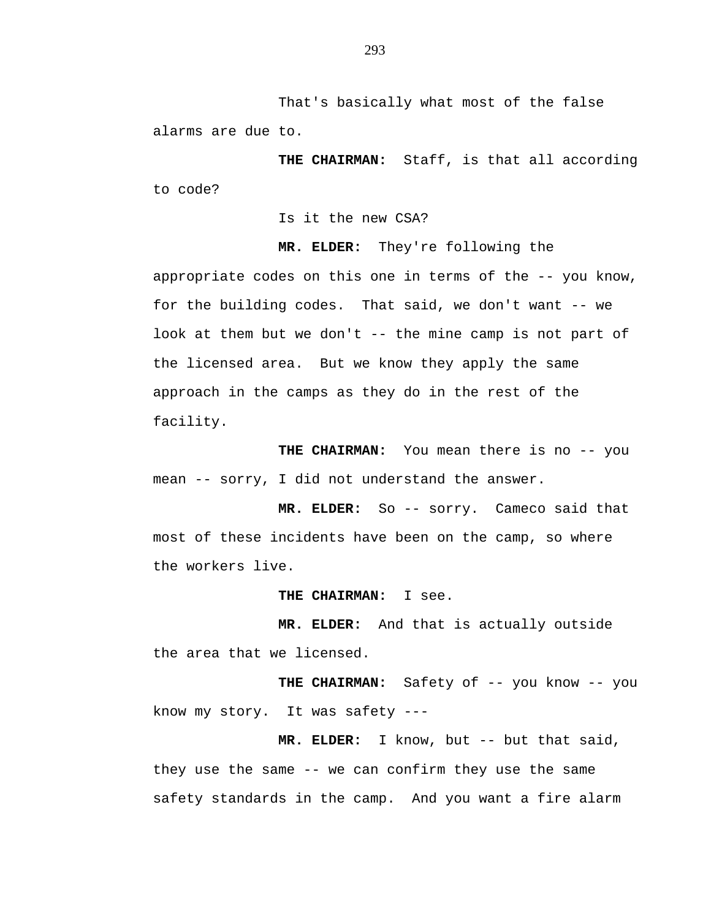That's basically what most of the false alarms are due to.

**THE CHAIRMAN:** Staff, is that all according to code?

Is it the new CSA?

**MR. ELDER:** They're following the appropriate codes on this one in terms of the -- you know, for the building codes. That said, we don't want -- we look at them but we don't -- the mine camp is not part of the licensed area. But we know they apply the same approach in the camps as they do in the rest of the facility.

**THE CHAIRMAN:** You mean there is no -- you mean -- sorry, I did not understand the answer.

**MR. ELDER:** So -- sorry. Cameco said that most of these incidents have been on the camp, so where the workers live.

**THE CHAIRMAN:** I see.

**MR. ELDER:** And that is actually outside the area that we licensed.

**THE CHAIRMAN:** Safety of -- you know -- you know my story. It was safety ---

**MR. ELDER:** I know, but -- but that said, they use the same -- we can confirm they use the same safety standards in the camp. And you want a fire alarm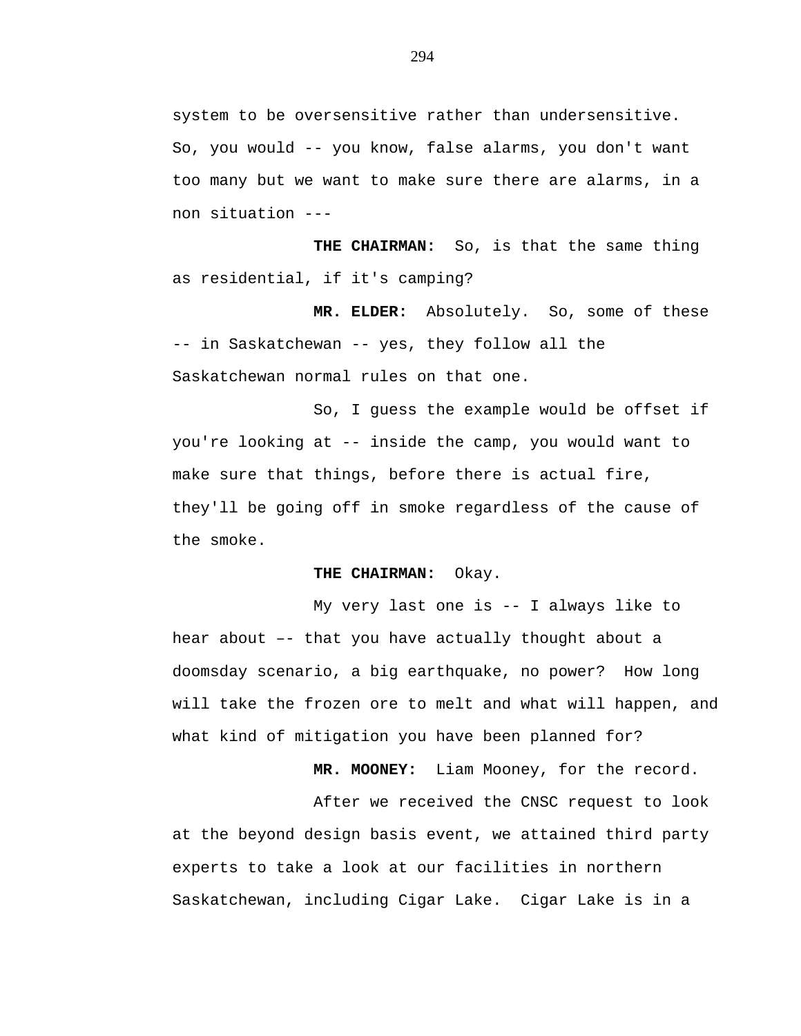system to be oversensitive rather than undersensitive. So, you would -- you know, false alarms, you don't want too many but we want to make sure there are alarms, in a non situation ---

**THE CHAIRMAN:** So, is that the same thing as residential, if it's camping?

**MR. ELDER:** Absolutely. So, some of these -- in Saskatchewan -- yes, they follow all the Saskatchewan normal rules on that one.

So, I guess the example would be offset if you're looking at -- inside the camp, you would want to make sure that things, before there is actual fire, they'll be going off in smoke regardless of the cause of the smoke.

**THE CHAIRMAN:** Okay.

My very last one is -- I always like to hear about –- that you have actually thought about a doomsday scenario, a big earthquake, no power? How long will take the frozen ore to melt and what will happen, and what kind of mitigation you have been planned for?

**MR. MOONEY:** Liam Mooney, for the record.

After we received the CNSC request to look at the beyond design basis event, we attained third party experts to take a look at our facilities in northern Saskatchewan, including Cigar Lake. Cigar Lake is in a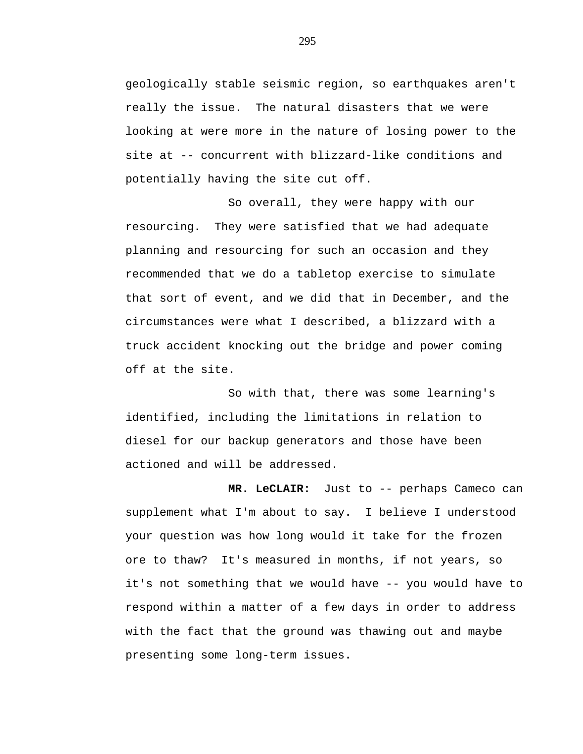geologically stable seismic region, so earthquakes aren't really the issue. The natural disasters that we were looking at were more in the nature of losing power to the site at -- concurrent with blizzard-like conditions and potentially having the site cut off.

So overall, they were happy with our resourcing. They were satisfied that we had adequate planning and resourcing for such an occasion and they recommended that we do a tabletop exercise to simulate that sort of event, and we did that in December, and the circumstances were what I described, a blizzard with a truck accident knocking out the bridge and power coming off at the site.

So with that, there was some learning's identified, including the limitations in relation to diesel for our backup generators and those have been actioned and will be addressed.

**MR. LeCLAIR:** Just to -- perhaps Cameco can supplement what I'm about to say. I believe I understood your question was how long would it take for the frozen ore to thaw? It's measured in months, if not years, so it's not something that we would have -- you would have to respond within a matter of a few days in order to address with the fact that the ground was thawing out and maybe presenting some long-term issues.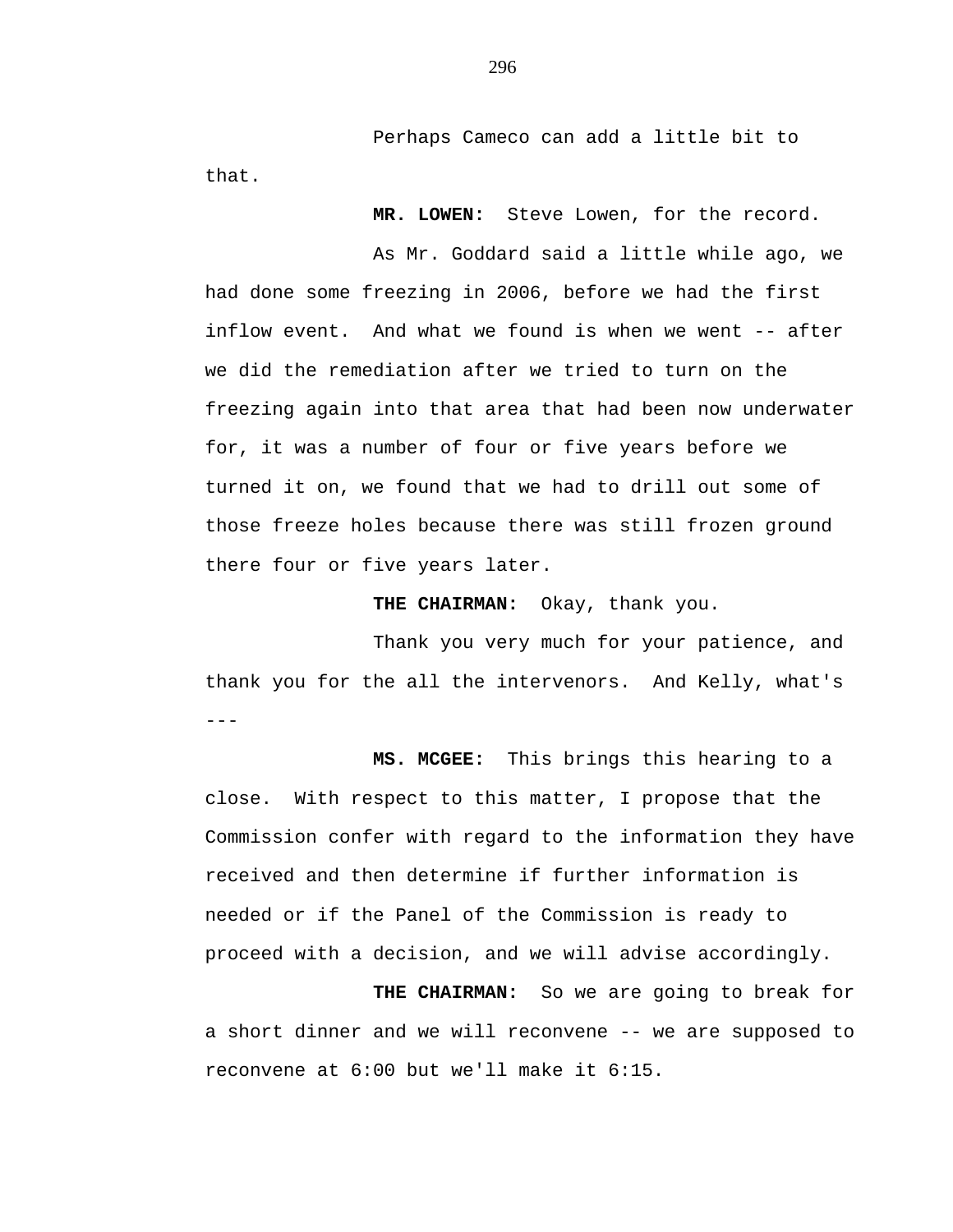Perhaps Cameco can add a little bit to that.

**MR. LOWEN:** Steve Lowen, for the record.

As Mr. Goddard said a little while ago, we had done some freezing in 2006, before we had the first inflow event. And what we found is when we went -- after we did the remediation after we tried to turn on the freezing again into that area that had been now underwater for, it was a number of four or five years before we turned it on, we found that we had to drill out some of those freeze holes because there was still frozen ground there four or five years later.

**THE CHAIRMAN:** Okay, thank you.

Thank you very much for your patience, and thank you for the all the intervenors. And Kelly, what's ---

**MS. MCGEE:** This brings this hearing to a close. With respect to this matter, I propose that the Commission confer with regard to the information they have received and then determine if further information is needed or if the Panel of the Commission is ready to proceed with a decision, and we will advise accordingly.

**THE CHAIRMAN:** So we are going to break for a short dinner and we will reconvene -- we are supposed to reconvene at 6:00 but we'll make it 6:15.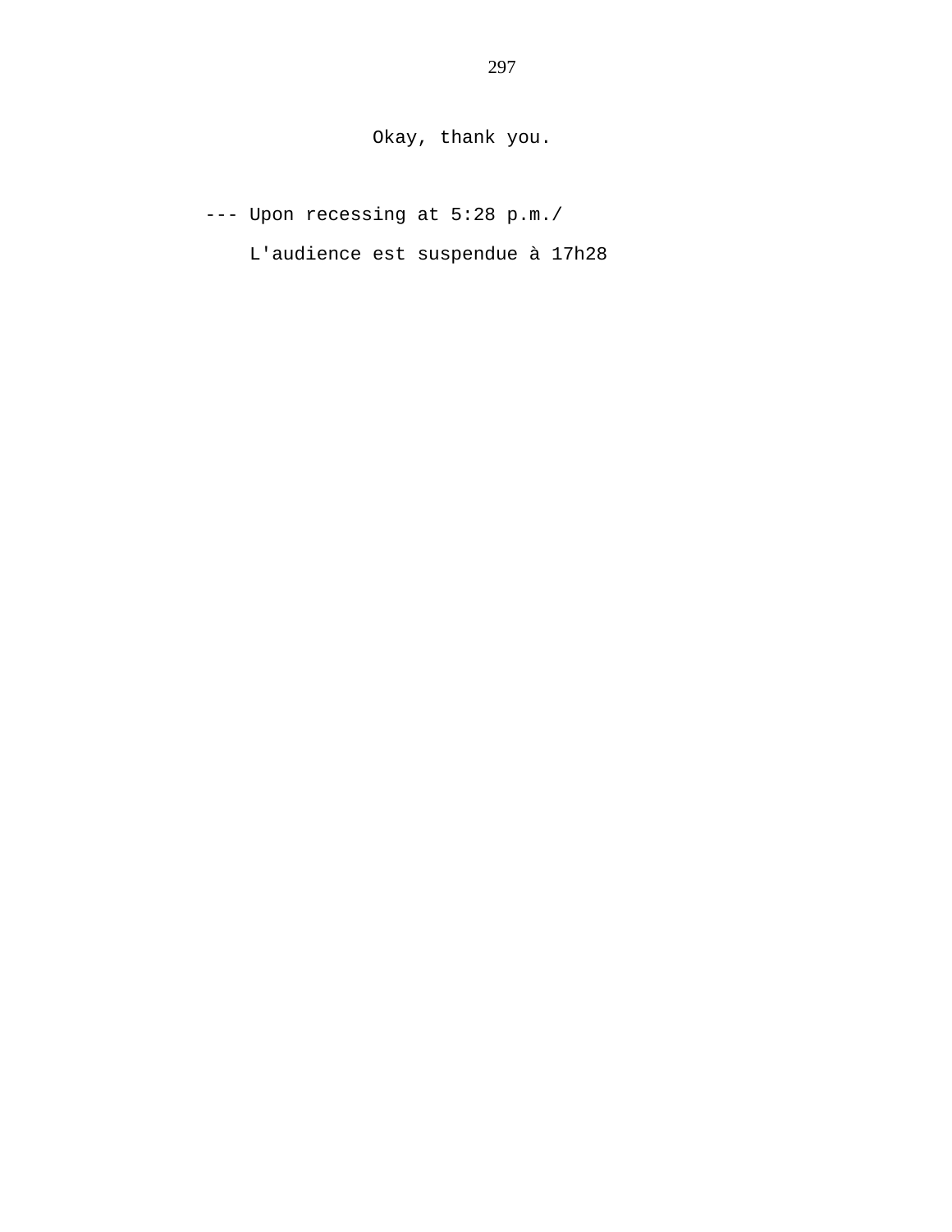Okay, thank you.

--- Upon recessing at 5:28 p.m./

L'audience est suspendue à 17h28